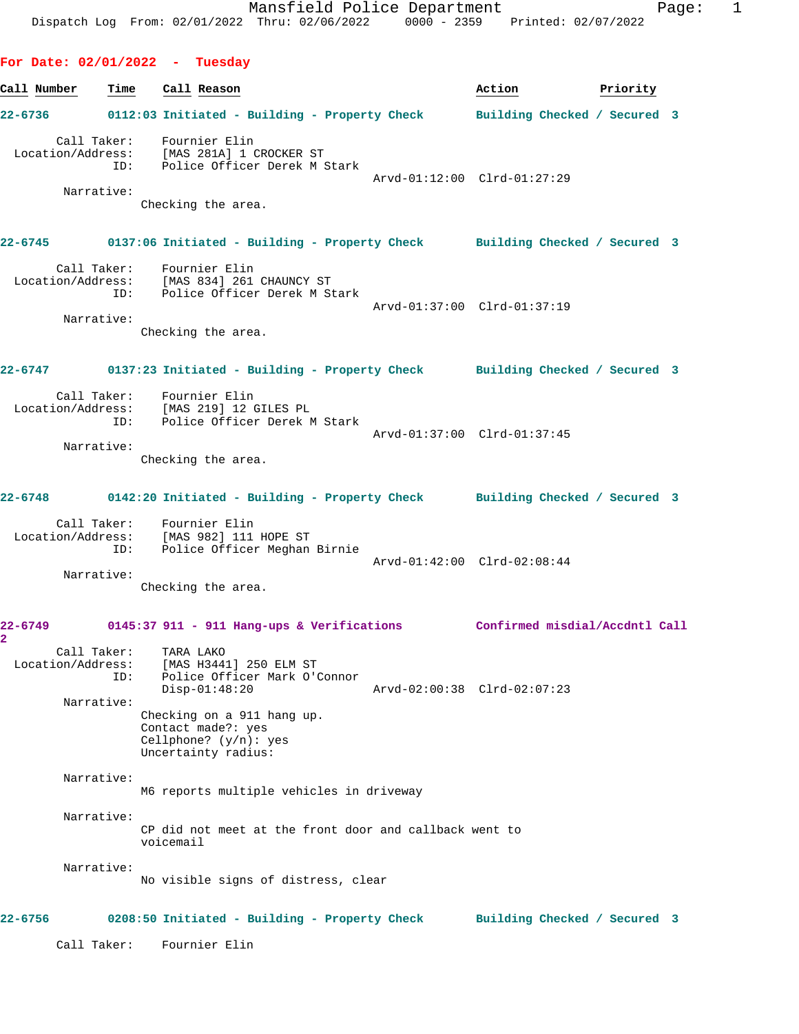Mansfield Police Department
Dispatch Log From: 02/01/2022 Thru: 02/06/2022 0000 - 2359 Printed: 02/07/2022

## For Date: 02/01/2022 - Tuesday

| Call Number | Time | Call Reason | Action | Priority |
|---|---|---|---|---|

**22-6736** 0112:03 Initiated - Building - Property Check — Building Checked / Secured 3

Call Taker: Fournier Elin
Location/Address: [MAS 281A] 1 CROCKER ST
ID: Police Officer Derek M Stark
Arvd-01:12:00 Clrd-01:27:29

Narrative:
Checking the area.

**22-6745** 0137:06 Initiated - Building - Property Check — Building Checked / Secured 3

Call Taker: Fournier Elin
Location/Address: [MAS 834] 261 CHAUNCY ST
ID: Police Officer Derek M Stark
Arvd-01:37:00 Clrd-01:37:19

Narrative:
Checking the area.

**22-6747** 0137:23 Initiated - Building - Property Check — Building Checked / Secured 3

Call Taker: Fournier Elin
Location/Address: [MAS 219] 12 GILES PL
ID: Police Officer Derek M Stark
Arvd-01:37:00 Clrd-01:37:45

Narrative:
Checking the area.

**22-6748** 0142:20 Initiated - Building - Property Check — Building Checked / Secured 3

Call Taker: Fournier Elin
Location/Address: [MAS 982] 111 HOPE ST
ID: Police Officer Meghan Birnie
Arvd-01:42:00 Clrd-02:08:44

Narrative:
Checking the area.

**22-6749** 0145:37 911 - 911 Hang-ups & Verifications — Confirmed misdial/Accdntl Call 2

Call Taker: TARA LAKO
Location/Address: [MAS H3441] 250 ELM ST
ID: Police Officer Mark O'Connor
Disp-01:48:20 Arvd-02:00:38 Clrd-02:07:23

Narrative:
Checking on a 911 hang up.
Contact made?: yes
Cellphone? (y/n): yes
Uncertainty radius:

Narrative:
M6 reports multiple vehicles in driveway

Narrative:
CP did not meet at the front door and callback went to voicemail

Narrative:
No visible signs of distress, clear

**22-6756** 0208:50 Initiated - Building - Property Check — Building Checked / Secured 3

Call Taker: Fournier Elin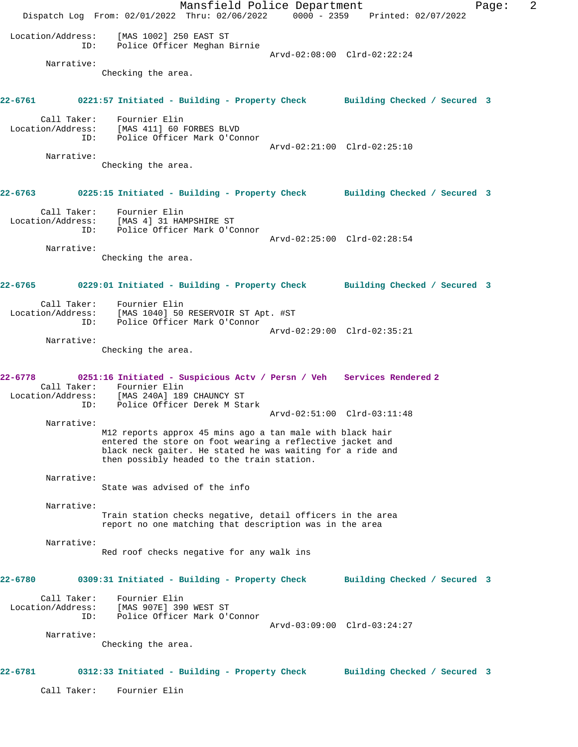Location/Address: [MAS 1002] 250 EAST ST
ID: Police Officer Meghan Birnie
Arvd-02:08:00 Clrd-02:22:24

Narrative:
Checking the area.

**22-6761 0221:57 Initiated - Building - Property Check Building Checked / Secured 3**

Call Taker: Fournier Elin
Location/Address: [MAS 411] 60 FORBES BLVD
ID: Police Officer Mark O'Connor
Arvd-02:21:00 Clrd-02:25:10

Narrative:
Checking the area.

**22-6763 0225:15 Initiated - Building - Property Check Building Checked / Secured 3**

Call Taker: Fournier Elin
Location/Address: [MAS 4] 31 HAMPSHIRE ST
ID: Police Officer Mark O'Connor
Arvd-02:25:00 Clrd-02:28:54

Narrative:
Checking the area.

**22-6765 0229:01 Initiated - Building - Property Check Building Checked / Secured 3**

Call Taker: Fournier Elin
Location/Address: [MAS 1040] 50 RESERVOIR ST Apt. #ST
ID: Police Officer Mark O'Connor
Arvd-02:29:00 Clrd-02:35:21

Narrative:
Checking the area.

**22-6778 0251:16 Initiated - Suspicious Actv / Persn / Veh Services Rendered 2**

Call Taker: Fournier Elin
Location/Address: [MAS 240A] 189 CHAUNCY ST
ID: Police Officer Derek M Stark
Arvd-02:51:00 Clrd-03:11:48

Narrative:
M12 reports approx 45 mins ago a tan male with black hair entered the store on foot wearing a reflective jacket and black neck gaiter. He stated he was waiting for a ride and then possibly headed to the train station.

Narrative:
State was advised of the info

Narrative:
Train station checks negative, detail officers in the area report no one matching that description was in the area

Narrative:
Red roof checks negative for any walk ins

**22-6780 0309:31 Initiated - Building - Property Check Building Checked / Secured 3**

Call Taker: Fournier Elin
Location/Address: [MAS 907E] 390 WEST ST
ID: Police Officer Mark O'Connor
Arvd-03:09:00 Clrd-03:24:27

Narrative:
Checking the area.

**22-6781 0312:33 Initiated - Building - Property Check Building Checked / Secured 3**

Call Taker: Fournier Elin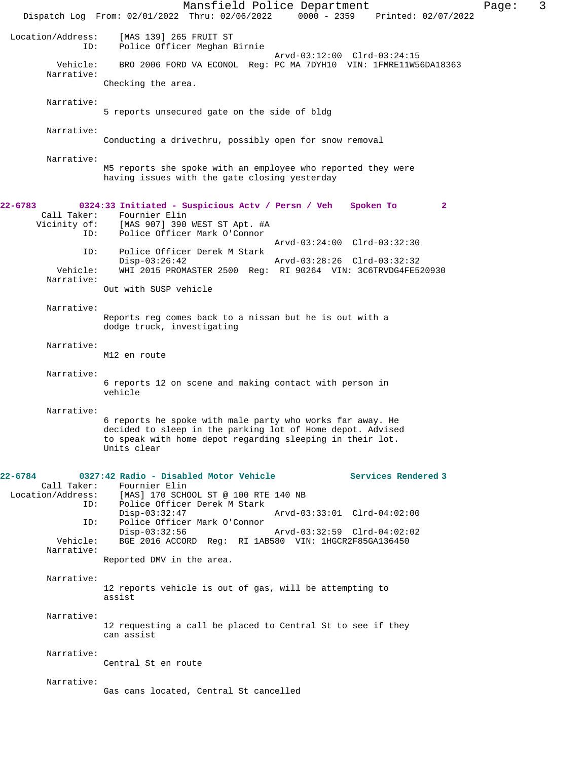```
 Location/Address:    [MAS 139] 265 FRUIT ST
               ID:    Police Officer Meghan Birnie
                                                Arvd-03:12:00  Clrd-03:24:15
          Vehicle:    BRO 2006 FORD VA ECONOL  Reg: PC MA 7DYH10  VIN: 1FMRE11W56DA18363
        Narrative:    
                   Checking the area.

        Narrative:    
                   5 reports unsecured gate on the side of bldg

        Narrative:    
                   Conducting a drivethru, possibly open for snow removal

        Narrative:    
                   M5 reports she spoke with an employee who reported they were
                   having issues with the gate closing yesterday

22-6783        0324:33 Initiated - Suspicious Actv / Persn / Veh    Spoken To         2
       Call Taker:    Fournier Elin
      Vicinity of:    [MAS 907] 390 WEST ST Apt. #A
               ID:    Police Officer Mark O'Connor
                                                Arvd-03:24:00  Clrd-03:32:30
               ID:    Police Officer Derek M Stark
                      Disp-03:26:42             Arvd-03:28:26  Clrd-03:32:32
          Vehicle:    WHI 2015 PROMASTER 2500  Reg:  RI 90264  VIN: 3C6TRVDG4FE520930
        Narrative:    
                   Out with SUSP vehicle

        Narrative:    
                   Reports reg comes back to a nissan but he is out with a
                   dodge truck, investigating

        Narrative:    
                   M12 en route

        Narrative:    
                   6 reports 12 on scene and making contact with person in
                   vehicle

        Narrative:    
                   6 reports he spoke with male party who works far away. He
                   decided to sleep in the parking lot of Home depot. Advised
                   to speak with home depot regarding sleeping in their lot.
                   Units clear

22-6784        0327:42 Radio - Disabled Motor Vehicle               Services Rendered 3
       Call Taker:    Fournier Elin
 Location/Address:    [MAS] 170 SCHOOL ST @ 100 RTE 140 NB
               ID:    Police Officer Derek M Stark
                      Disp-03:32:47             Arvd-03:33:01  Clrd-04:02:00
               ID:    Police Officer Mark O'Connor
                      Disp-03:32:56             Arvd-03:32:59  Clrd-04:02:02
          Vehicle:    BGE 2016 ACCORD  Reg:  RI 1AB580  VIN: 1HGCR2F85GA136450
        Narrative:    
                   Reported DMV in the area.

        Narrative:    
                   12 reports vehicle is out of gas, will be attempting to
                   assist

        Narrative:    
                   12 requesting a call be placed to Central St to see if they
                   can assist

        Narrative:    
                   Central St en route

        Narrative:    
                   Gas cans located, Central St cancelled
```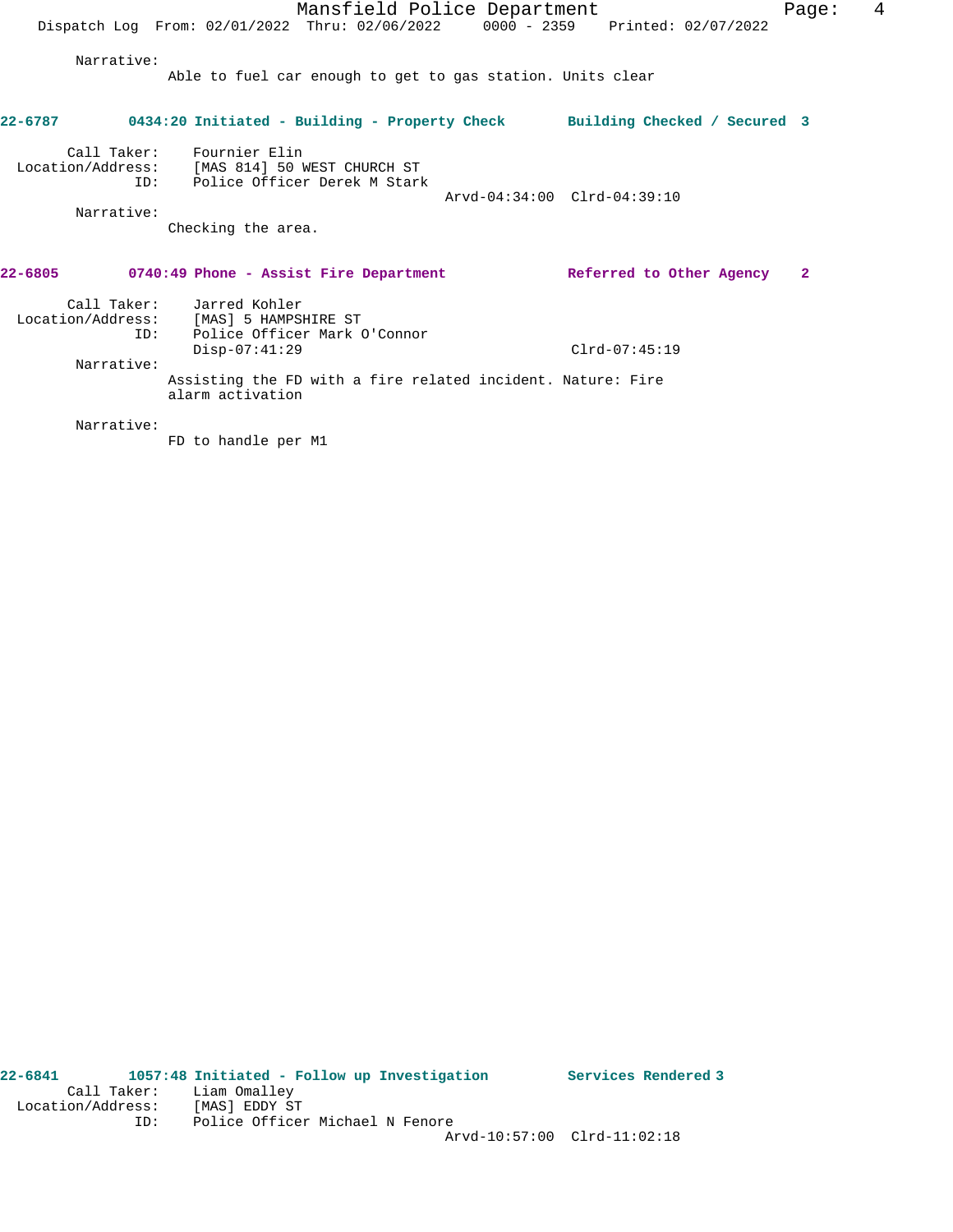Narrative:
Able to fuel car enough to get to gas station. Units clear

**22-6787** **0434:20 Initiated - Building - Property Check** **Building Checked / Secured 3**

Call Taker: Fournier Elin
Location/Address: [MAS 814] 50 WEST CHURCH ST
ID: Police Officer Derek M Stark
Arvd-04:34:00 Clrd-04:39:10

Narrative:
Checking the area.

**22-6805** **0740:49 Phone - Assist Fire Department** **Referred to Other Agency 2**

Call Taker: Jarred Kohler
Location/Address: [MAS] 5 HAMPSHIRE ST
ID: Police Officer Mark O'Connor
Disp-07:41:29 Clrd-07:45:19

Narrative:
Assisting the FD with a fire related incident. Nature: Fire alarm activation

Narrative:
FD to handle per M1

**22-6841** **1057:48 Initiated - Follow up Investigation** **Services Rendered 3**

Call Taker: Liam Omalley
Location/Address: [MAS] EDDY ST
ID: Police Officer Michael N Fenore
Arvd-10:57:00 Clrd-11:02:18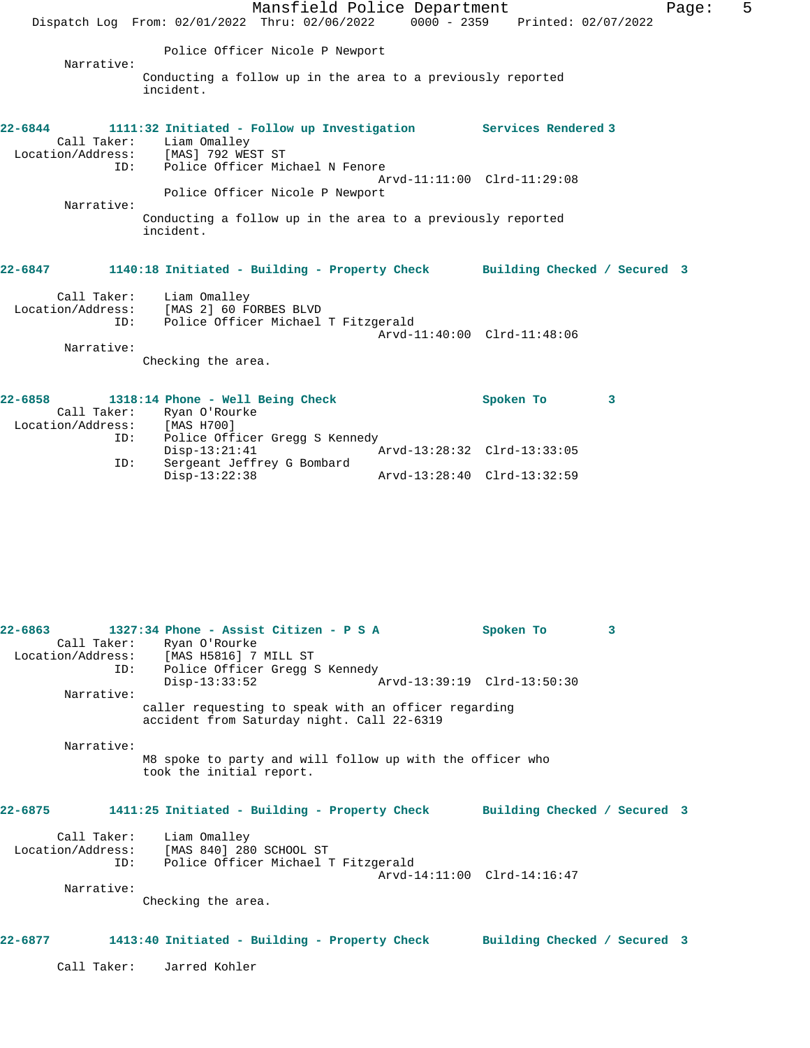Police Officer Nicole P Newport

Narrative:

Conducting a follow up in the area to a previously reported incident.

**22-6844 1111:32 Initiated - Follow up Investigation Services Rendered 3**

Call Taker: Liam Omalley
Location/Address: [MAS] 792 WEST ST
ID: Police Officer Michael N Fenore
Arvd-11:11:00 Clrd-11:29:08
Police Officer Nicole P Newport

Narrative:

Conducting a follow up in the area to a previously reported incident.

**22-6847 1140:18 Initiated - Building - Property Check Building Checked / Secured 3**

Call Taker: Liam Omalley
Location/Address: [MAS 2] 60 FORBES BLVD
ID: Police Officer Michael T Fitzgerald
Arvd-11:40:00 Clrd-11:48:06

Narrative:

Checking the area.

**22-6858 1318:14 Phone - Well Being Check Spoken To 3**

Call Taker: Ryan O'Rourke
Location/Address: [MAS H700]
ID: Police Officer Gregg S Kennedy
Disp-13:21:41 Arvd-13:28:32 Clrd-13:33:05
ID: Sergeant Jeffrey G Bombard
Disp-13:22:38 Arvd-13:28:40 Clrd-13:32:59

**22-6863 1327:34 Phone - Assist Citizen - P S A Spoken To 3**

Call Taker: Ryan O'Rourke
Location/Address: [MAS H5816] 7 MILL ST
ID: Police Officer Gregg S Kennedy
Disp-13:33:52 Arvd-13:39:19 Clrd-13:50:30

Narrative:

caller requesting to speak with an officer regarding accident from Saturday night. Call 22-6319

Narrative:

M8 spoke to party and will follow up with the officer who took the initial report.

**22-6875 1411:25 Initiated - Building - Property Check Building Checked / Secured 3**

Call Taker: Liam Omalley
Location/Address: [MAS 840] 280 SCHOOL ST
ID: Police Officer Michael T Fitzgerald
Arvd-14:11:00 Clrd-14:16:47

Narrative:

Checking the area.

**22-6877 1413:40 Initiated - Building - Property Check Building Checked / Secured 3**

Call Taker: Jarred Kohler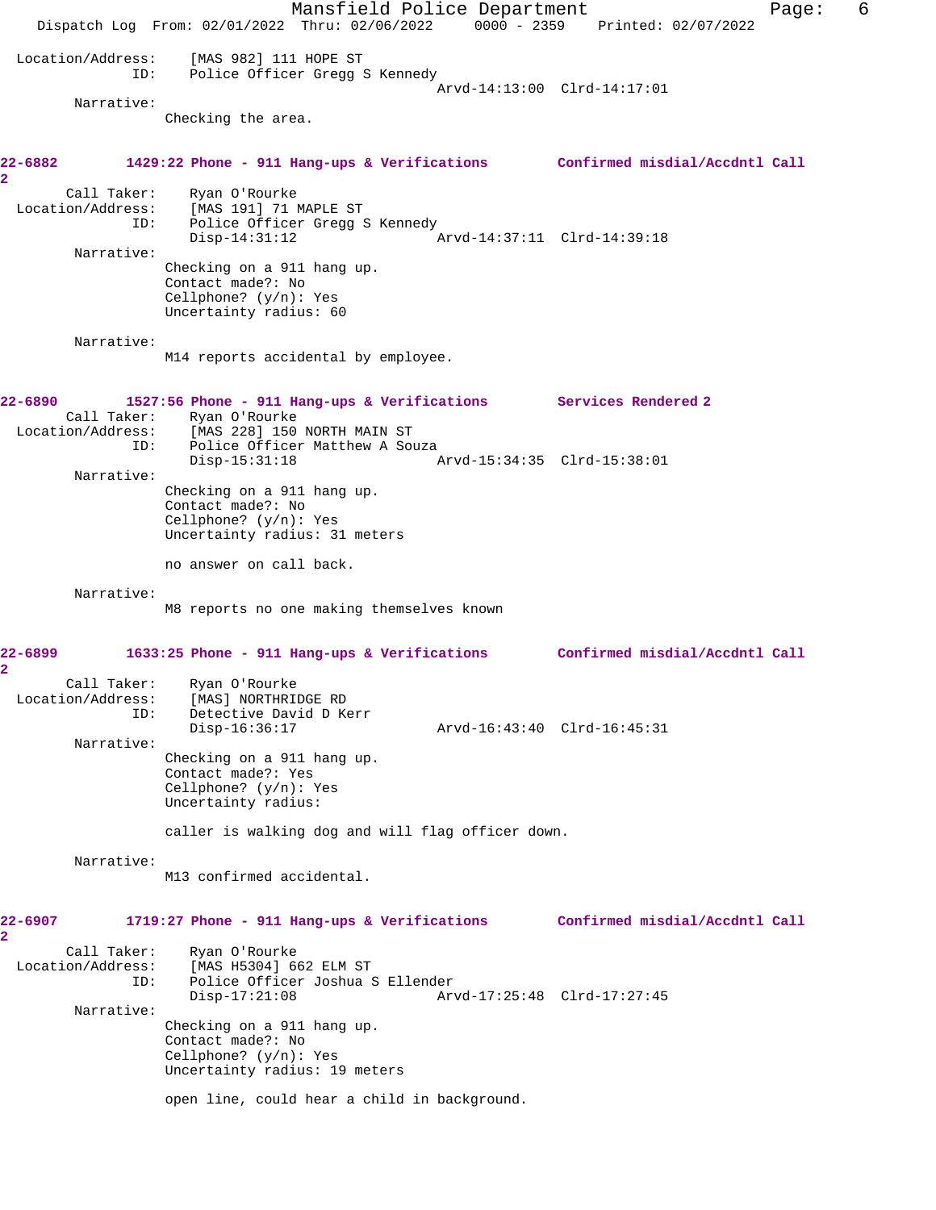Location/Address: [MAS 982] 111 HOPE ST
ID: Police Officer Gregg S Kennedy
Arvd-14:13:00 Clrd-14:17:01

Narrative:
Checking the area.

**22-6882 1429:22 Phone - 911 Hang-ups & Verifications Confirmed misdial/Accdntl Call 2**

Call Taker: Ryan O'Rourke
Location/Address: [MAS 191] 71 MAPLE ST
ID: Police Officer Gregg S Kennedy
Disp-14:31:12 Arvd-14:37:11 Clrd-14:39:18

Narrative:
Checking on a 911 hang up.
Contact made?: No
Cellphone? (y/n): Yes
Uncertainty radius: 60

Narrative:
M14 reports accidental by employee.

**22-6890 1527:56 Phone - 911 Hang-ups & Verifications Services Rendered 2**

Call Taker: Ryan O'Rourke
Location/Address: [MAS 228] 150 NORTH MAIN ST
ID: Police Officer Matthew A Souza
Disp-15:31:18 Arvd-15:34:35 Clrd-15:38:01

Narrative:
Checking on a 911 hang up.
Contact made?: No
Cellphone? (y/n): Yes
Uncertainty radius: 31 meters

no answer on call back.

Narrative:
M8 reports no one making themselves known

**22-6899 1633:25 Phone - 911 Hang-ups & Verifications Confirmed misdial/Accdntl Call 2**

Call Taker: Ryan O'Rourke
Location/Address: [MAS] NORTHRIDGE RD
ID: Detective David D Kerr
Disp-16:36:17 Arvd-16:43:40 Clrd-16:45:31

Narrative:
Checking on a 911 hang up.
Contact made?: Yes
Cellphone? (y/n): Yes
Uncertainty radius:

caller is walking dog and will flag officer down.

Narrative:
M13 confirmed accidental.

**22-6907 1719:27 Phone - 911 Hang-ups & Verifications Confirmed misdial/Accdntl Call 2**

Call Taker: Ryan O'Rourke
Location/Address: [MAS H5304] 662 ELM ST
ID: Police Officer Joshua S Ellender
Disp-17:21:08 Arvd-17:25:48 Clrd-17:27:45

Narrative:
Checking on a 911 hang up.
Contact made?: No
Cellphone? (y/n): Yes
Uncertainty radius: 19 meters

open line, could hear a child in background.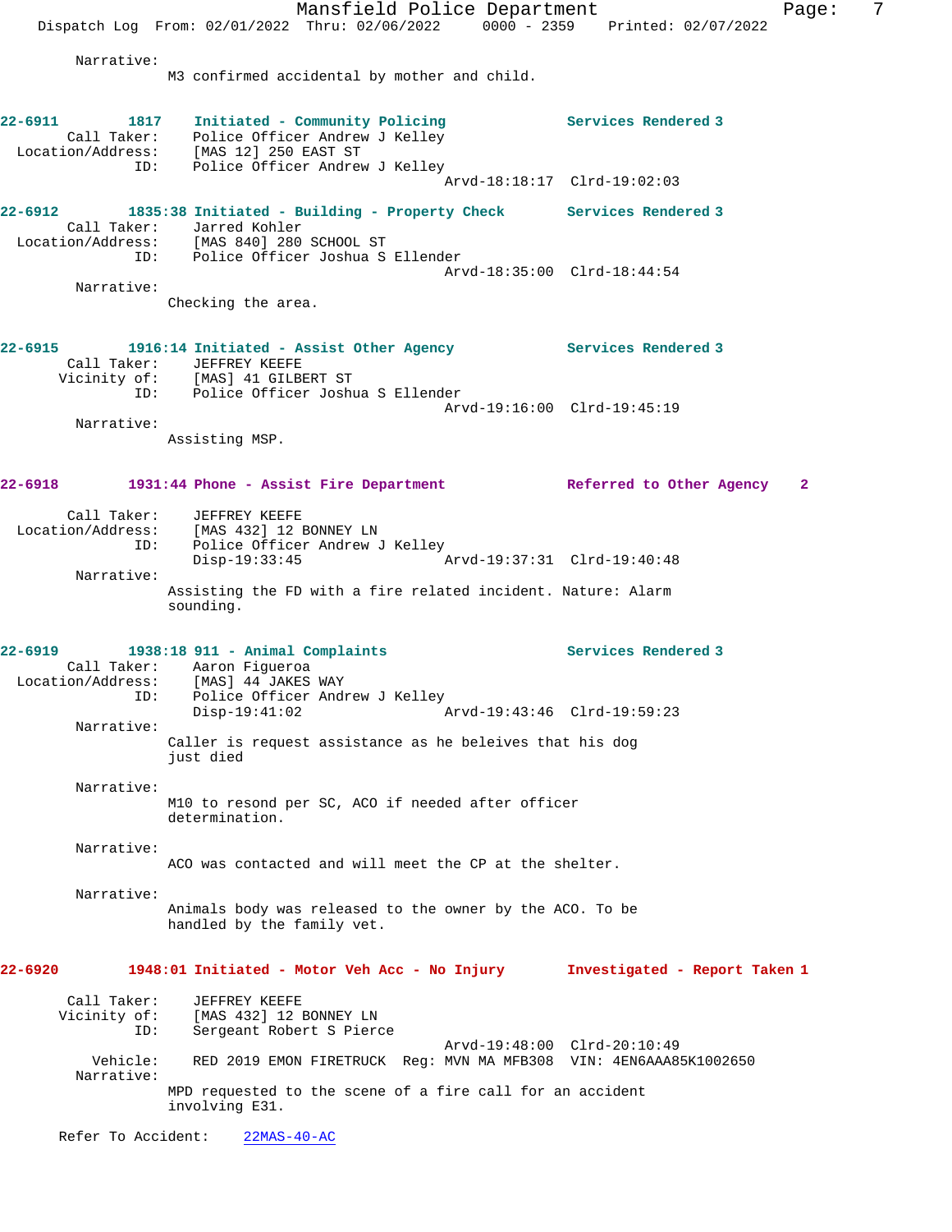Narrative:
M3 confirmed accidental by mother and child.

**22-6911 1817 Initiated - Community Policing** **Services Rendered 3**
Call Taker: Police Officer Andrew J Kelley
Location/Address: [MAS 12] 250 EAST ST
ID: Police Officer Andrew J Kelley
Arvd-18:18:17 Clrd-19:02:03

**22-6912 1835:38 Initiated - Building - Property Check** **Services Rendered 3**
Call Taker: Jarred Kohler
Location/Address: [MAS 840] 280 SCHOOL ST
ID: Police Officer Joshua S Ellender
Arvd-18:35:00 Clrd-18:44:54
Narrative:
Checking the area.

**22-6915 1916:14 Initiated - Assist Other Agency** **Services Rendered 3**
Call Taker: JEFFREY KEEFE
Vicinity of: [MAS] 41 GILBERT ST
ID: Police Officer Joshua S Ellender
Arvd-19:16:00 Clrd-19:45:19
Narrative:
Assisting MSP.

**22-6918 1931:44 Phone - Assist Fire Department** **Referred to Other Agency 2**
Call Taker: JEFFREY KEEFE
Location/Address: [MAS 432] 12 BONNEY LN
ID: Police Officer Andrew J Kelley
Disp-19:33:45 Arvd-19:37:31 Clrd-19:40:48
Narrative:
Assisting the FD with a fire related incident. Nature: Alarm sounding.

**22-6919 1938:18 911 - Animal Complaints** **Services Rendered 3**
Call Taker: Aaron Figueroa
Location/Address: [MAS] 44 JAKES WAY
ID: Police Officer Andrew J Kelley
Disp-19:41:02 Arvd-19:43:46 Clrd-19:59:23
Narrative:
Caller is request assistance as he beleives that his dog just died

Narrative:
M10 to resond per SC, ACO if needed after officer determination.

Narrative:
ACO was contacted and will meet the CP at the shelter.

Narrative:
Animals body was released to the owner by the ACO. To be handled by the family vet.

**22-6920 1948:01 Initiated - Motor Veh Acc - No Injury** **Investigated - Report Taken 1**
Call Taker: JEFFREY KEEFE
Vicinity of: [MAS 432] 12 BONNEY LN
ID: Sergeant Robert S Pierce
Arvd-19:48:00 Clrd-20:10:49
Vehicle: RED 2019 EMON FIRETRUCK Reg: MVN MA MFB308 VIN: 4EN6AAA85K1002650
Narrative:
MPD requested to the scene of a fire call for an accident involving E31.

Refer To Accident: 22MAS-40-AC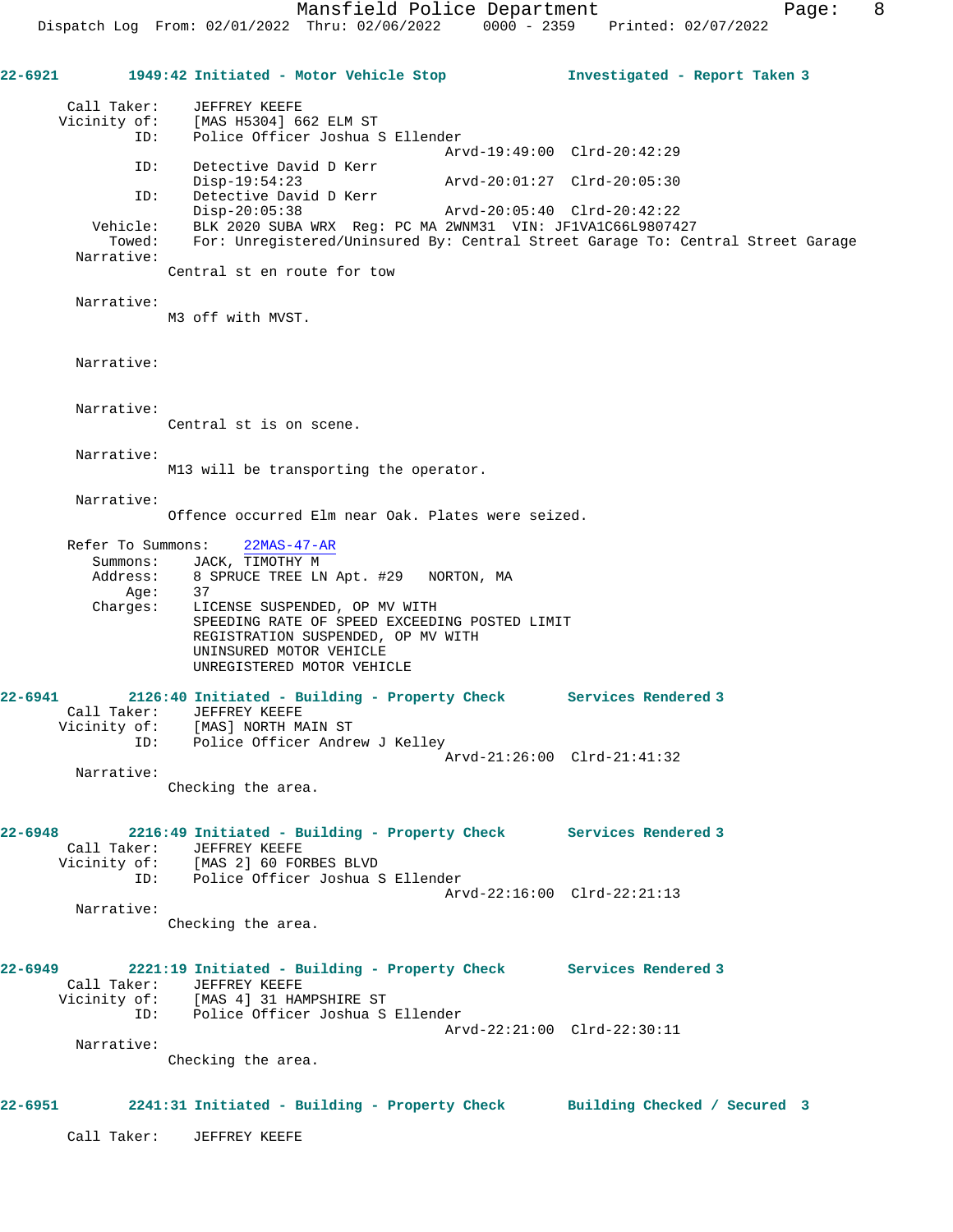**22-6921** 1949:42 Initiated - Motor Vehicle Stop **Investigated - Report Taken 3**

Call Taker: JEFFREY KEEFE
Vicinity of: [MAS H5304] 662 ELM ST
ID: Police Officer Joshua S Ellender
Arvd-19:49:00 Clrd-20:42:29
ID: Detective David D Kerr
Disp-19:54:23 Arvd-20:01:27 Clrd-20:05:30
ID: Detective David D Kerr
Disp-20:05:38 Arvd-20:05:40 Clrd-20:42:22
Vehicle: BLK 2020 SUBA WRX Reg: PC MA 2WNM31 VIN: JF1VA1C66L9807427
Towed: For: Unregistered/Uninsured By: Central Street Garage To: Central Street Garage
Narrative:
Central st en route for tow

Narrative:
M3 off with MVST.

Narrative:

Narrative:
Central st is on scene.

Narrative:
M13 will be transporting the operator.

Narrative:
Offence occurred Elm near Oak. Plates were seized.

Refer To Summons: 22MAS-47-AR
Summons: JACK, TIMOTHY M
Address: 8 SPRUCE TREE LN Apt. #29 NORTON, MA
Age: 37
Charges: LICENSE SUSPENDED, OP MV WITH
SPEEDING RATE OF SPEED EXCEEDING POSTED LIMIT
REGISTRATION SUSPENDED, OP MV WITH
UNINSURED MOTOR VEHICLE
UNREGISTERED MOTOR VEHICLE

**22-6941** 2126:40 Initiated - Building - Property Check **Services Rendered 3**

Call Taker: JEFFREY KEEFE
Vicinity of: [MAS] NORTH MAIN ST
ID: Police Officer Andrew J Kelley
Arvd-21:26:00 Clrd-21:41:32
Narrative:
Checking the area.

**22-6948** 2216:49 Initiated - Building - Property Check **Services Rendered 3**

Call Taker: JEFFREY KEEFE
Vicinity of: [MAS 2] 60 FORBES BLVD
ID: Police Officer Joshua S Ellender
Arvd-22:16:00 Clrd-22:21:13
Narrative:
Checking the area.

**22-6949** 2221:19 Initiated - Building - Property Check **Services Rendered 3**

Call Taker: JEFFREY KEEFE
Vicinity of: [MAS 4] 31 HAMPSHIRE ST
ID: Police Officer Joshua S Ellender
Arvd-22:21:00 Clrd-22:30:11
Narrative:
Checking the area.

**22-6951** 2241:31 Initiated - Building - Property Check **Building Checked / Secured 3**

Call Taker: JEFFREY KEEFE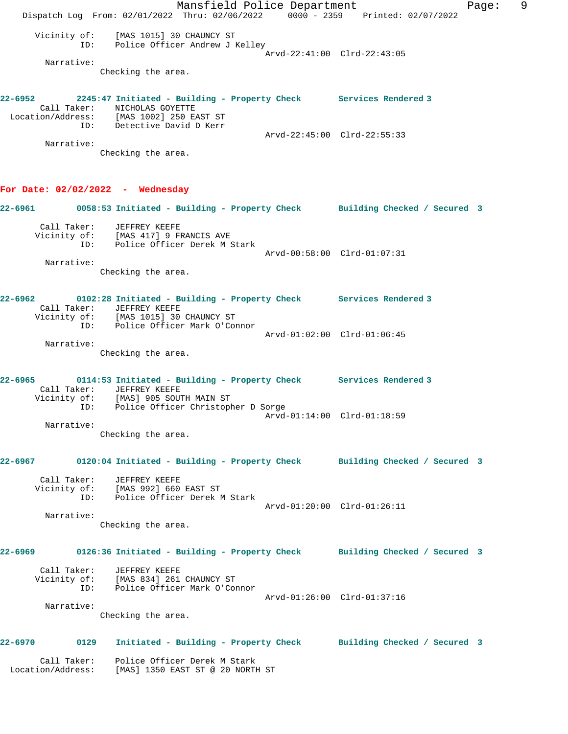Vicinity of: [MAS 1015] 30 CHAUNCY ST
ID: Police Officer Andrew J Kelley
Arvd-22:41:00 Clrd-22:43:05

Narrative:
Checking the area.

**22-6952** 2245:47 Initiated - Building - Property Check **Services Rendered 3**

Call Taker: NICHOLAS GOYETTE
Location/Address: [MAS 1002] 250 EAST ST
ID: Detective David D Kerr
Arvd-22:45:00 Clrd-22:55:33

Narrative:
Checking the area.

## For Date: 02/02/2022 - Wednesday

**22-6961** 0058:53 Initiated - Building - Property Check **Building Checked / Secured 3**

Call Taker: JEFFREY KEEFE
Vicinity of: [MAS 417] 9 FRANCIS AVE
ID: Police Officer Derek M Stark
Arvd-00:58:00 Clrd-01:07:31

Narrative:
Checking the area.

**22-6962** 0102:28 Initiated - Building - Property Check **Services Rendered 3**

Call Taker: JEFFREY KEEFE
Vicinity of: [MAS 1015] 30 CHAUNCY ST
ID: Police Officer Mark O'Connor
Arvd-01:02:00 Clrd-01:06:45

Narrative:
Checking the area.

**22-6965** 0114:53 Initiated - Building - Property Check **Services Rendered 3**

Call Taker: JEFFREY KEEFE
Vicinity of: [MAS] 905 SOUTH MAIN ST
ID: Police Officer Christopher D Sorge
Arvd-01:14:00 Clrd-01:18:59

Narrative:
Checking the area.

**22-6967** 0120:04 Initiated - Building - Property Check **Building Checked / Secured 3**

Call Taker: JEFFREY KEEFE
Vicinity of: [MAS 992] 660 EAST ST
ID: Police Officer Derek M Stark
Arvd-01:20:00 Clrd-01:26:11

Narrative:
Checking the area.

**22-6969** 0126:36 Initiated - Building - Property Check **Building Checked / Secured 3**

Call Taker: JEFFREY KEEFE
Vicinity of: [MAS 834] 261 CHAUNCY ST
ID: Police Officer Mark O'Connor
Arvd-01:26:00 Clrd-01:37:16

Narrative:
Checking the area.

**22-6970** 0129 Initiated - Building - Property Check **Building Checked / Secured 3**

Call Taker: Police Officer Derek M Stark
Location/Address: [MAS] 1350 EAST ST @ 20 NORTH ST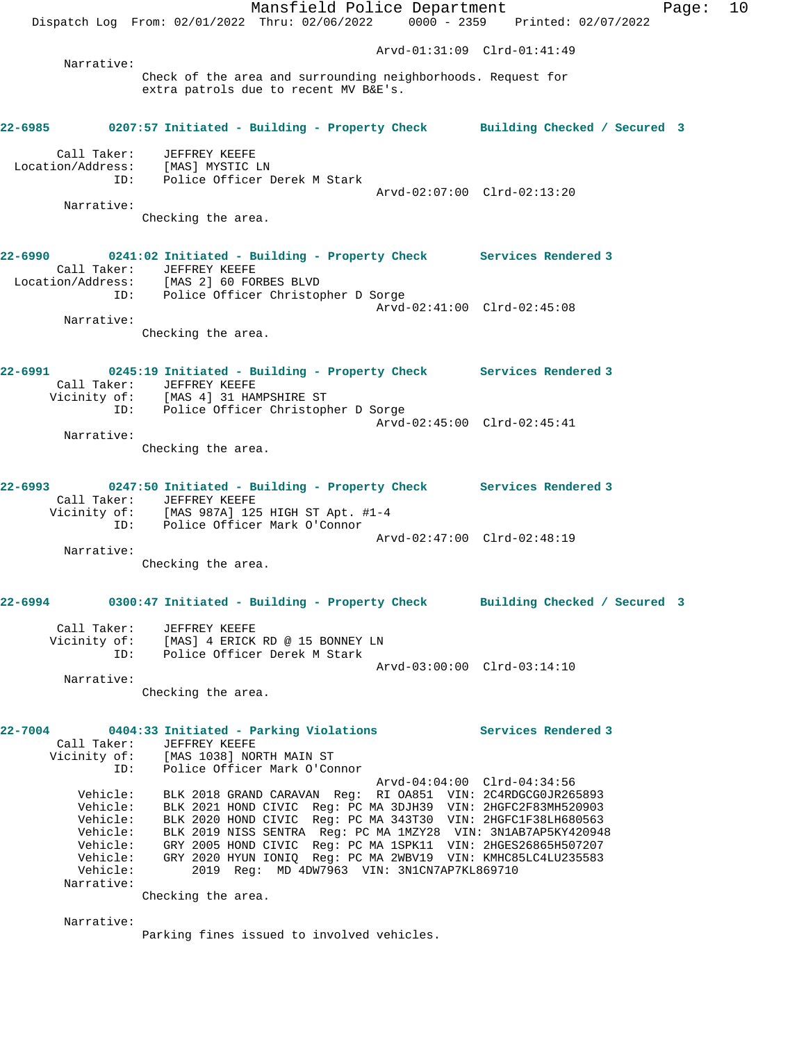Arvd-01:31:09 Clrd-01:41:49

Narrative:
Check of the area and surrounding neighborhoods. Request for extra patrols due to recent MV B&E's.

**22-6985 0207:57 Initiated - Building - Property Check Building Checked / Secured 3**

Call Taker: JEFFREY KEEFE
Location/Address: [MAS] MYSTIC LN
ID: Police Officer Derek M Stark
Arvd-02:07:00 Clrd-02:13:20

Narrative:
Checking the area.

**22-6990 0241:02 Initiated - Building - Property Check Services Rendered 3**

Call Taker: JEFFREY KEEFE
Location/Address: [MAS 2] 60 FORBES BLVD
ID: Police Officer Christopher D Sorge
Arvd-02:41:00 Clrd-02:45:08

Narrative:
Checking the area.

**22-6991 0245:19 Initiated - Building - Property Check Services Rendered 3**

Call Taker: JEFFREY KEEFE
Vicinity of: [MAS 4] 31 HAMPSHIRE ST
ID: Police Officer Christopher D Sorge
Arvd-02:45:00 Clrd-02:45:41

Narrative:
Checking the area.

**22-6993 0247:50 Initiated - Building - Property Check Services Rendered 3**

Call Taker: JEFFREY KEEFE
Vicinity of: [MAS 987A] 125 HIGH ST Apt. #1-4
ID: Police Officer Mark O'Connor
Arvd-02:47:00 Clrd-02:48:19

Narrative:
Checking the area.

**22-6994 0300:47 Initiated - Building - Property Check Building Checked / Secured 3**

Call Taker: JEFFREY KEEFE
Vicinity of: [MAS] 4 ERICK RD @ 15 BONNEY LN
ID: Police Officer Derek M Stark
Arvd-03:00:00 Clrd-03:14:10

Narrative:
Checking the area.

**22-7004 0404:33 Initiated - Parking Violations Services Rendered 3**

Call Taker: JEFFREY KEEFE
Vicinity of: [MAS 1038] NORTH MAIN ST
ID: Police Officer Mark O'Connor
Arvd-04:04:00 Clrd-04:34:56

Vehicle: BLK 2018 GRAND CARAVAN Reg: RI OA851 VIN: 2C4RDGCG0JR265893
Vehicle: BLK 2021 HOND CIVIC Reg: PC MA 3DJH39 VIN: 2HGFC2F83MH520903
Vehicle: BLK 2020 HOND CIVIC Reg: PC MA 343T30 VIN: 2HGFC1F38LH680563
Vehicle: BLK 2019 NISS SENTRA Reg: PC MA 1MZY28 VIN: 3N1AB7AP5KY420948
Vehicle: GRY 2005 HOND CIVIC Reg: PC MA 1SPK11 VIN: 2HGES26865H507207
Vehicle: GRY 2020 HYUN IONIQ Reg: PC MA 2WBV19 VIN: KMHC85LC4LU235583
Vehicle: 2019 Reg: MD 4DW7963 VIN: 3N1CN7AP7KL869710

Narrative:
Checking the area.

Narrative:
Parking fines issued to involved vehicles.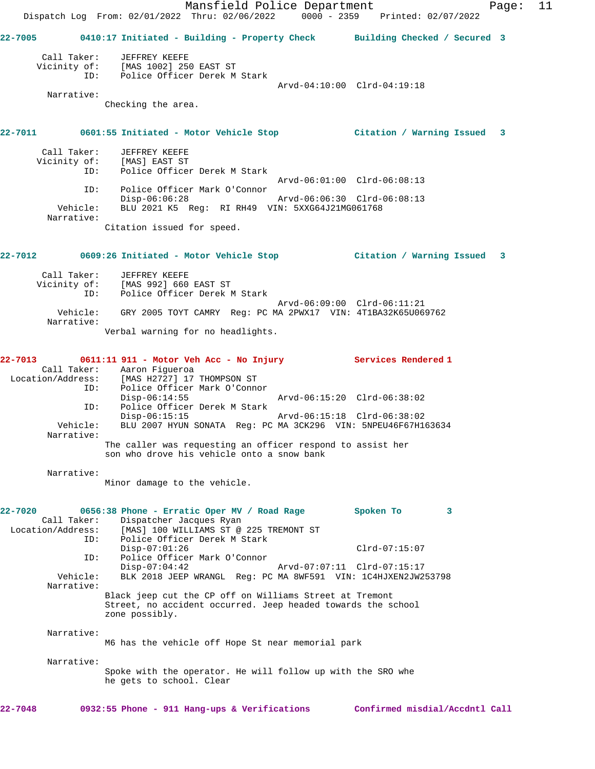**22-7005** 0410:17 Initiated - Building - Property Check Building Checked / Secured 3

Call Taker: JEFFREY KEEFE
Vicinity of: [MAS 1002] 250 EAST ST
ID: Police Officer Derek M Stark
Arvd-04:10:00 Clrd-04:19:18
Narrative:
Checking the area.

**22-7011** 0601:55 Initiated - Motor Vehicle Stop Citation / Warning Issued 3

Call Taker: JEFFREY KEEFE
Vicinity of: [MAS] EAST ST
ID: Police Officer Derek M Stark
Arvd-06:01:00 Clrd-06:08:13
ID: Police Officer Mark O'Connor
Disp-06:06:28 Arvd-06:06:30 Clrd-06:08:13
Vehicle: BLU 2021 K5 Reg: RI RH49 VIN: 5XXG64J21MG061768
Narrative:
Citation issued for speed.

**22-7012** 0609:26 Initiated - Motor Vehicle Stop Citation / Warning Issued 3

Call Taker: JEFFREY KEEFE
Vicinity of: [MAS 992] 660 EAST ST
ID: Police Officer Derek M Stark
Arvd-06:09:00 Clrd-06:11:21
Vehicle: GRY 2005 TOYT CAMRY Reg: PC MA 2PWX17 VIN: 4T1BA32K65U069762
Narrative:
Verbal warning for no headlights.

**22-7013** 0611:11 911 - Motor Veh Acc - No Injury Services Rendered 1
Call Taker: Aaron Figueroa
Location/Address: [MAS H2727] 17 THOMPSON ST
ID: Police Officer Mark O'Connor
Disp-06:14:55 Arvd-06:15:20 Clrd-06:38:02
ID: Police Officer Derek M Stark
Disp-06:15:15 Arvd-06:15:18 Clrd-06:38:02
Vehicle: BLU 2007 HYUN SONATA Reg: PC MA 3CK296 VIN: 5NPEU46F67H163634
Narrative:
The caller was requesting an officer respond to assist her son who drove his vehicle onto a snow bank

Narrative:
Minor damage to the vehicle.

**22-7020** 0656:38 Phone - Erratic Oper MV / Road Rage Spoken To 3
Call Taker: Dispatcher Jacques Ryan
Location/Address: [MAS] 100 WILLIAMS ST @ 225 TREMONT ST
ID: Police Officer Derek M Stark
Disp-07:01:26 Clrd-07:15:07
ID: Police Officer Mark O'Connor
Disp-07:04:42 Arvd-07:07:11 Clrd-07:15:17
Vehicle: BLK 2018 JEEP WRANGL Reg: PC MA 8WF591 VIN: 1C4HJXEN2JW253798
Narrative:
Black jeep cut the CP off on Williams Street at Tremont Street, no accident occurred. Jeep headed towards the school zone possibly.

Narrative:
M6 has the vehicle off Hope St near memorial park

Narrative:
Spoke with the operator. He will follow up with the SRO whe he gets to school. Clear

**22-7048** 0932:55 Phone - 911 Hang-ups & Verifications Confirmed misdial/Accdntl Call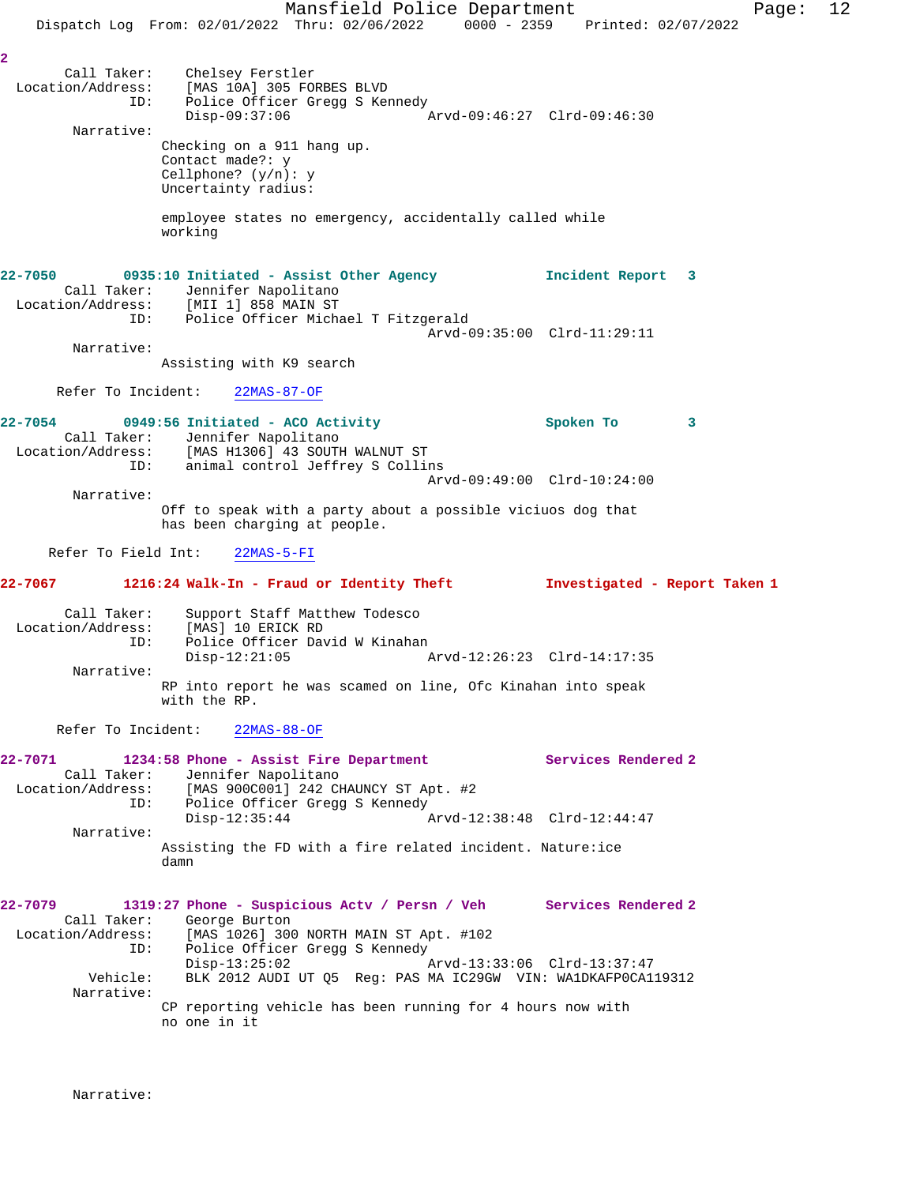2

Call Taker: Chelsey Ferstler
Location/Address: [MAS 10A] 305 FORBES BLVD
ID: Police Officer Gregg S Kennedy
Disp-09:37:06 Arvd-09:46:27 Clrd-09:46:30

Narrative:
Checking on a 911 hang up.
Contact made?: y
Cellphone? (y/n): y
Uncertainty radius:

employee states no emergency, accidentally called while working

**22-7050 0935:10 Initiated - Assist Other Agency — Incident Report 3**

Call Taker: Jennifer Napolitano
Location/Address: [MII 1] 858 MAIN ST
ID: Police Officer Michael T Fitzgerald
Arvd-09:35:00 Clrd-11:29:11

Narrative:
Assisting with K9 search

Refer To Incident: 22MAS-87-OF

**22-7054 0949:56 Initiated - ACO Activity — Spoken To 3**

Call Taker: Jennifer Napolitano
Location/Address: [MAS H1306] 43 SOUTH WALNUT ST
ID: animal control Jeffrey S Collins
Arvd-09:49:00 Clrd-10:24:00

Narrative:
Off to speak with a party about a possible viciuos dog that has been charging at people.

Refer To Field Int: 22MAS-5-FI

**22-7067 1216:24 Walk-In - Fraud or Identity Theft — Investigated - Report Taken 1**

Call Taker: Support Staff Matthew Todesco
Location/Address: [MAS] 10 ERICK RD
ID: Police Officer David W Kinahan
Disp-12:21:05 Arvd-12:26:23 Clrd-14:17:35

Narrative:
RP into report he was scamed on line, Ofc Kinahan into speak with the RP.

Refer To Incident: 22MAS-88-OF

**22-7071 1234:58 Phone - Assist Fire Department — Services Rendered 2**

Call Taker: Jennifer Napolitano
Location/Address: [MAS 900C001] 242 CHAUNCY ST Apt. #2
ID: Police Officer Gregg S Kennedy
Disp-12:35:44 Arvd-12:38:48 Clrd-12:44:47

Narrative:
Assisting the FD with a fire related incident. Nature:ice damn

**22-7079 1319:27 Phone - Suspicious Actv / Persn / Veh — Services Rendered 2**

Call Taker: George Burton
Location/Address: [MAS 1026] 300 NORTH MAIN ST Apt. #102
ID: Police Officer Gregg S Kennedy
Disp-13:25:02 Arvd-13:33:06 Clrd-13:37:47
Vehicle: BLK 2012 AUDI UT Q5 Reg: PAS MA IC29GW VIN: WA1DKAFP0CA119312

Narrative:
CP reporting vehicle has been running for 4 hours now with no one in it

Narrative: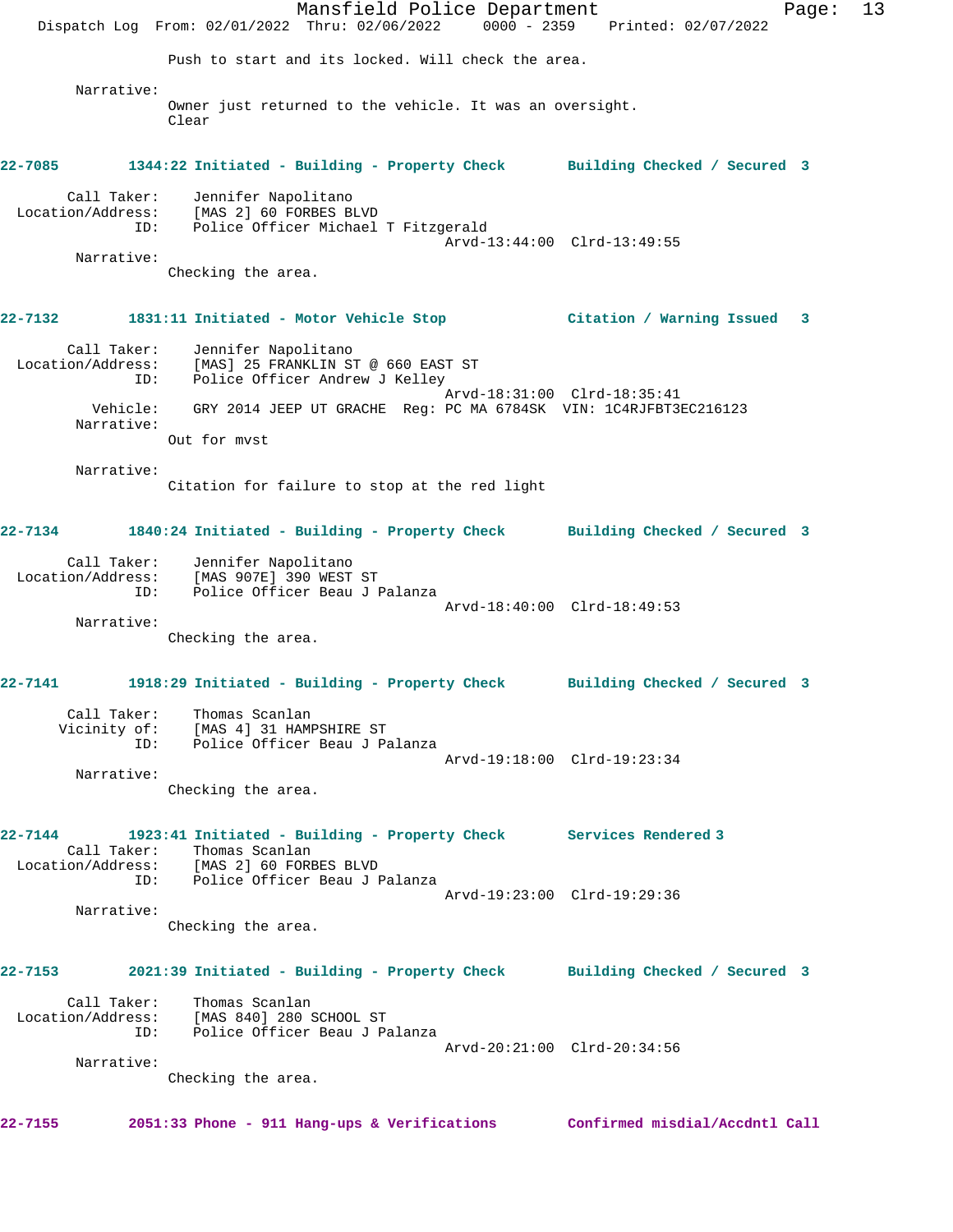Push to start and its locked. Will check the area.

Narrative:
Owner just returned to the vehicle. It was an oversight.
Clear

**22-7085 1344:22 Initiated - Building - Property Check Building Checked / Secured 3**

Call Taker: Jennifer Napolitano
Location/Address: [MAS 2] 60 FORBES BLVD
ID: Police Officer Michael T Fitzgerald
Arvd-13:44:00 Clrd-13:49:55
Narrative:
Checking the area.

**22-7132 1831:11 Initiated - Motor Vehicle Stop Citation / Warning Issued 3**

Call Taker: Jennifer Napolitano
Location/Address: [MAS] 25 FRANKLIN ST @ 660 EAST ST
ID: Police Officer Andrew J Kelley
Arvd-18:31:00 Clrd-18:35:41
Vehicle: GRY 2014 JEEP UT GRACHE Reg: PC MA 6784SK VIN: 1C4RJFBT3EC216123
Narrative:
Out for mvst

Narrative:
Citation for failure to stop at the red light

**22-7134 1840:24 Initiated - Building - Property Check Building Checked / Secured 3**

Call Taker: Jennifer Napolitano
Location/Address: [MAS 907E] 390 WEST ST
ID: Police Officer Beau J Palanza
Arvd-18:40:00 Clrd-18:49:53
Narrative:
Checking the area.

**22-7141 1918:29 Initiated - Building - Property Check Building Checked / Secured 3**

Call Taker: Thomas Scanlan
Vicinity of: [MAS 4] 31 HAMPSHIRE ST
ID: Police Officer Beau J Palanza
Arvd-19:18:00 Clrd-19:23:34
Narrative:
Checking the area.

**22-7144 1923:41 Initiated - Building - Property Check Services Rendered 3**

Call Taker: Thomas Scanlan
Location/Address: [MAS 2] 60 FORBES BLVD
ID: Police Officer Beau J Palanza
Arvd-19:23:00 Clrd-19:29:36
Narrative:
Checking the area.

**22-7153 2021:39 Initiated - Building - Property Check Building Checked / Secured 3**

Call Taker: Thomas Scanlan
Location/Address: [MAS 840] 280 SCHOOL ST
ID: Police Officer Beau J Palanza
Arvd-20:21:00 Clrd-20:34:56
Narrative:
Checking the area.

**22-7155 2051:33 Phone - 911 Hang-ups & Verifications Confirmed misdial/Accdntl Call**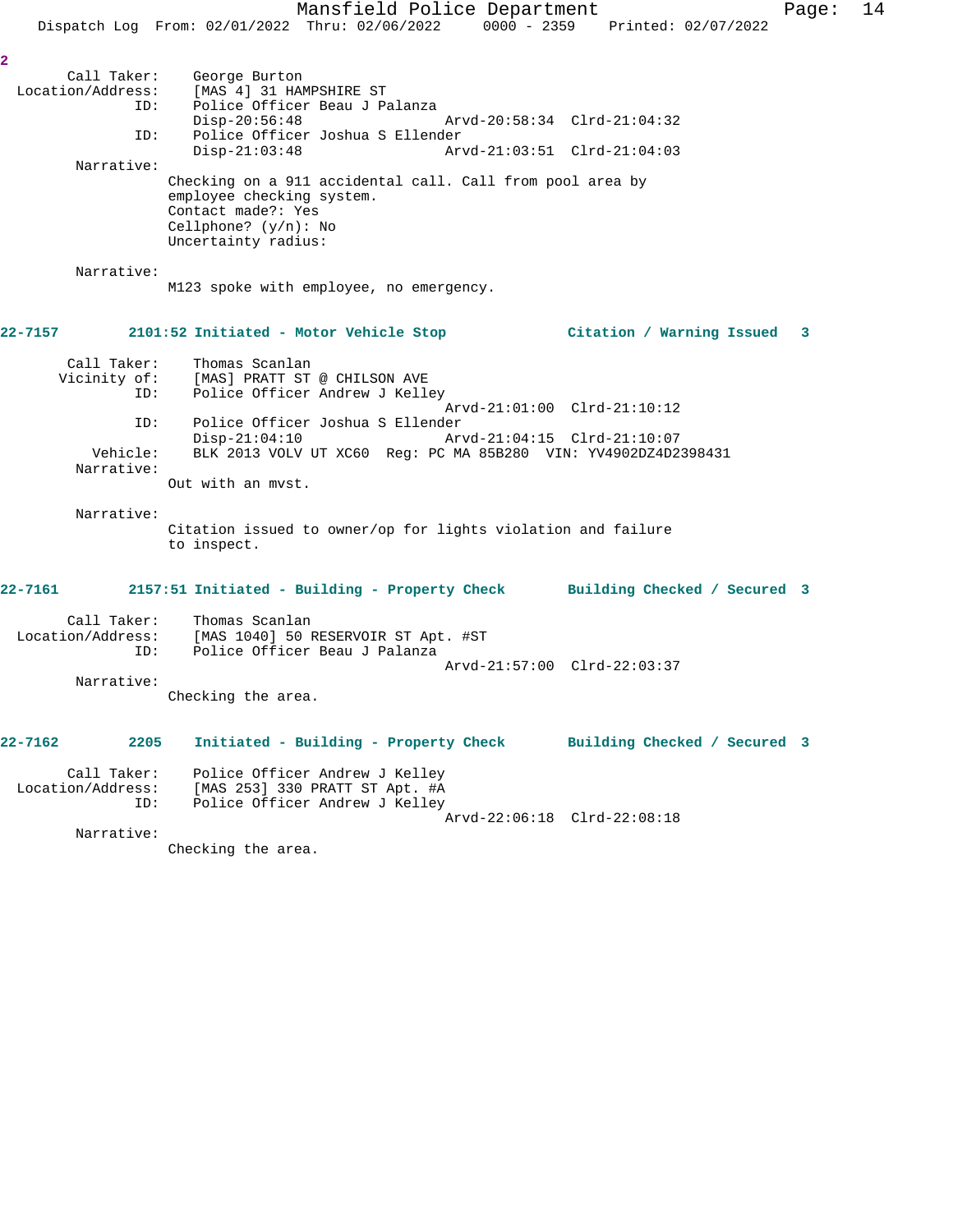2

```
       Call Taker:    George Burton
 Location/Address:    [MAS 4] 31 HAMPSHIRE ST
               ID:    Police Officer Beau J Palanza
                      Disp-20:56:48                 Arvd-20:58:34  Clrd-21:04:32
               ID:    Police Officer Joshua S Ellender
                      Disp-21:03:48                 Arvd-21:03:51  Clrd-21:04:03
        Narrative:
                   Checking on a 911 accidental call. Call from pool area by
                   employee checking system.
                   Contact made?: Yes
                   Cellphone? (y/n): No
                   Uncertainty radius:

        Narrative:
                   M123 spoke with employee, no emergency.
```

**22-7157        2101:52 Initiated - Motor Vehicle Stop             Citation / Warning Issued   3**

```
       Call Taker:    Thomas Scanlan
      Vicinity of:    [MAS] PRATT ST @ CHILSON AVE
               ID:    Police Officer Andrew J Kelley
                                                    Arvd-21:01:00  Clrd-21:10:12
               ID:    Police Officer Joshua S Ellender
                      Disp-21:04:10                 Arvd-21:04:15  Clrd-21:10:07
          Vehicle:    BLK 2013 VOLV UT XC60  Reg: PC MA 85B280  VIN: YV4902DZ4D2398431
        Narrative:
                   Out with an mvst.

        Narrative:
                   Citation issued to owner/op for lights violation and failure
                   to inspect.
```

**22-7161        2157:51 Initiated - Building - Property Check       Building Checked / Secured  3**

```
       Call Taker:    Thomas Scanlan
 Location/Address:    [MAS 1040] 50 RESERVOIR ST Apt. #ST
               ID:    Police Officer Beau J Palanza
                                                    Arvd-21:57:00  Clrd-22:03:37
        Narrative:
                   Checking the area.
```

**22-7162        2205    Initiated - Building - Property Check       Building Checked / Secured  3**

```
       Call Taker:    Police Officer Andrew J Kelley
 Location/Address:    [MAS 253] 330 PRATT ST Apt. #A
               ID:    Police Officer Andrew J Kelley
                                                    Arvd-22:06:18  Clrd-22:08:18
        Narrative:
                   Checking the area.
```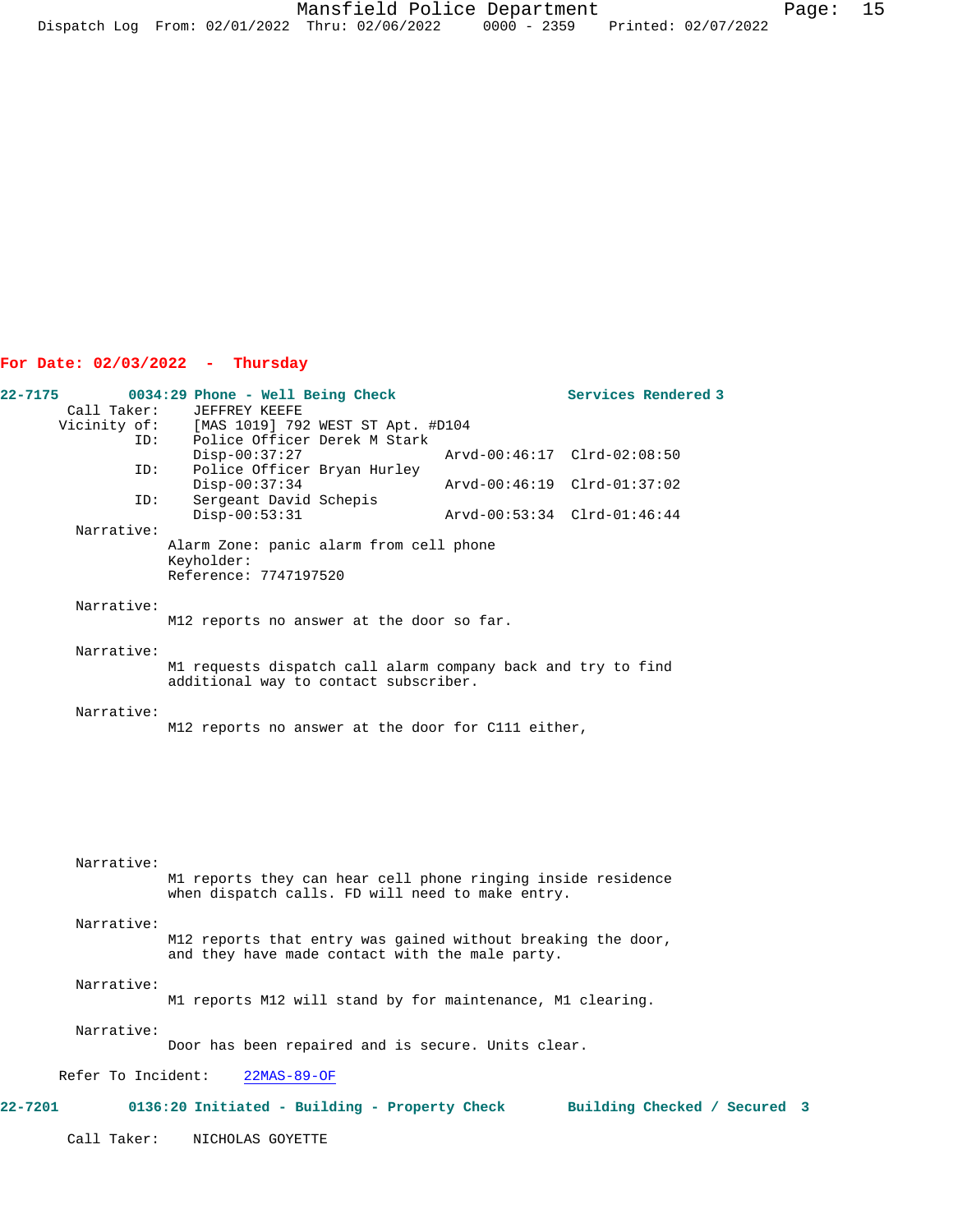**For Date: 02/03/2022 - Thursday**

```
22-7175        0034:29 Phone - Well Being Check                   Services Rendered 3
        Call Taker:    JEFFREY KEEFE
       Vicinity of:    [MAS 1019] 792 WEST ST Apt. #D104
                ID:    Police Officer Derek M Stark
                       Disp-00:37:27                Arvd-00:46:17  Clrd-02:08:50
                ID:    Police Officer Bryan Hurley
                       Disp-00:37:34                Arvd-00:46:19  Clrd-01:37:02
                ID:    Sergeant David Schepis
                       Disp-00:53:31                Arvd-00:53:34  Clrd-01:46:44
         Narrative:
                    Alarm Zone: panic alarm from cell phone
                    Keyholder:
                    Reference: 7747197520

         Narrative:
                    M12 reports no answer at the door so far.

         Narrative:
                    M1 requests dispatch call alarm company back and try to find
                    additional way to contact subscriber.

         Narrative:
                    M12 reports no answer at the door for C111 either,

         Narrative:
                    M1 reports they can hear cell phone ringing inside residence
                    when dispatch calls. FD will need to make entry.

         Narrative:
                    M12 reports that entry was gained without breaking the door,
                    and they have made contact with the male party.

         Narrative:
                    M1 reports M12 will stand by for maintenance, M1 clearing.

         Narrative:
                    Door has been repaired and is secure. Units clear.

       Refer To Incident:    22MAS-89-OF

22-7201        0136:20 Initiated - Building - Property Check       Building Checked / Secured  3

        Call Taker:    NICHOLAS GOYETTE
```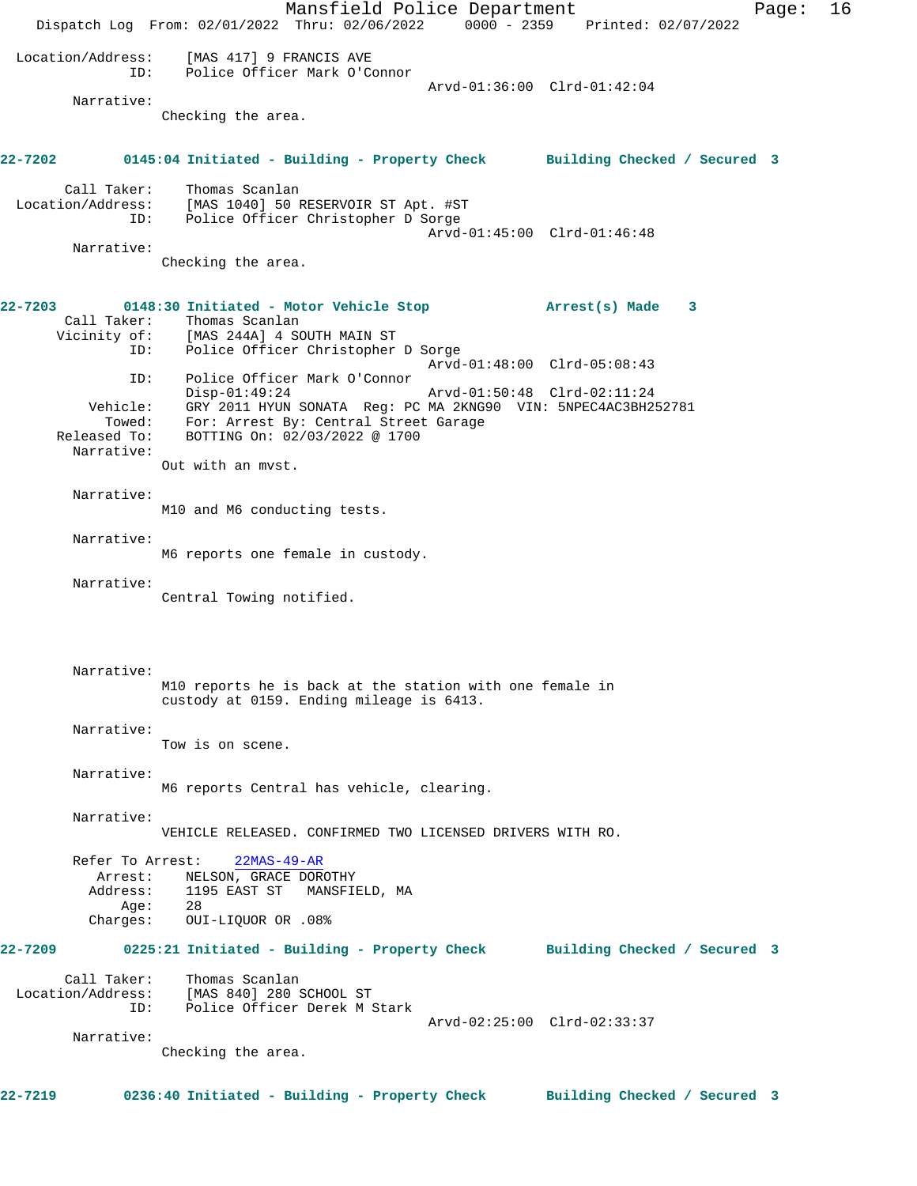Location/Address: [MAS 417] 9 FRANCIS AVE
ID: Police Officer Mark O'Connor
Arvd-01:36:00 Clrd-01:42:04

Narrative:
Checking the area.

**22-7202 0145:04 Initiated - Building - Property Check Building Checked / Secured 3**

Call Taker: Thomas Scanlan
Location/Address: [MAS 1040] 50 RESERVOIR ST Apt. #ST
ID: Police Officer Christopher D Sorge
Arvd-01:45:00 Clrd-01:46:48

Narrative:
Checking the area.

**22-7203 0148:30 Initiated - Motor Vehicle Stop Arrest(s) Made 3**

Call Taker: Thomas Scanlan
Vicinity of: [MAS 244A] 4 SOUTH MAIN ST
ID: Police Officer Christopher D Sorge
Arvd-01:48:00 Clrd-05:08:43
ID: Police Officer Mark O'Connor
Disp-01:49:24 Arvd-01:50:48 Clrd-02:11:24
Vehicle: GRY 2011 HYUN SONATA Reg: PC MA 2KNG90 VIN: 5NPEC4AC3BH252781
Towed: For: Arrest By: Central Street Garage
Released To: BOTTING On: 02/03/2022 @ 1700

Narrative:
Out with an mvst.

Narrative:
M10 and M6 conducting tests.

Narrative:
M6 reports one female in custody.

Narrative:
Central Towing notified.

Narrative:
M10 reports he is back at the station with one female in custody at 0159. Ending mileage is 6413.

Narrative:
Tow is on scene.

Narrative:
M6 reports Central has vehicle, clearing.

Narrative:
VEHICLE RELEASED. CONFIRMED TWO LICENSED DRIVERS WITH RO.

Refer To Arrest: 22MAS-49-AR
Arrest: NELSON, GRACE DOROTHY
Address: 1195 EAST ST MANSFIELD, MA
Age: 28
Charges: OUI-LIQUOR OR .08%

**22-7209 0225:21 Initiated - Building - Property Check Building Checked / Secured 3**

Call Taker: Thomas Scanlan
Location/Address: [MAS 840] 280 SCHOOL ST
ID: Police Officer Derek M Stark
Arvd-02:25:00 Clrd-02:33:37

Narrative:
Checking the area.

**22-7219 0236:40 Initiated - Building - Property Check Building Checked / Secured 3**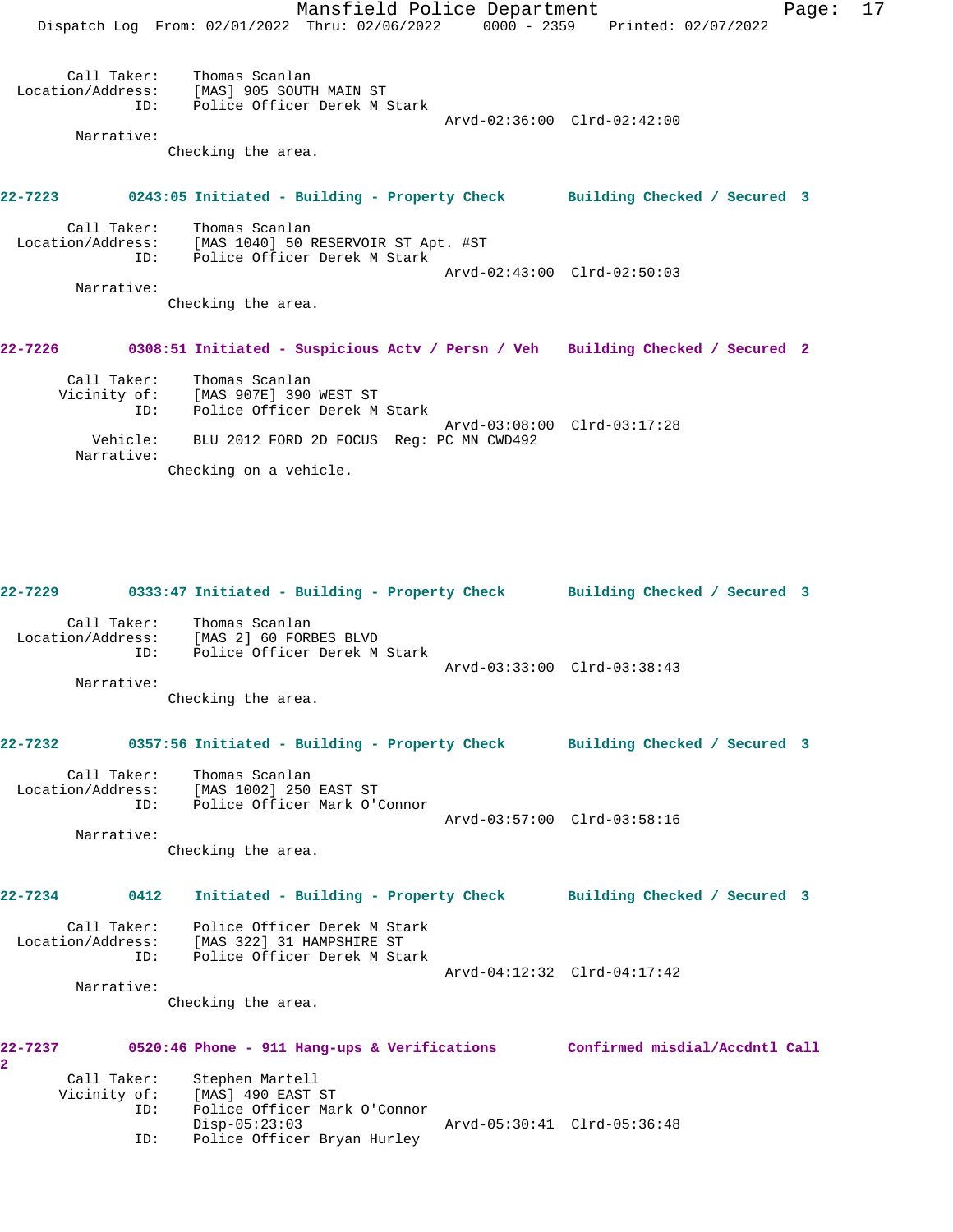Call Taker: Thomas Scanlan
Location/Address: [MAS] 905 SOUTH MAIN ST
ID: Police Officer Derek M Stark
Arvd-02:36:00 Clrd-02:42:00
Narrative:
Checking the area.

**22-7223 0243:05 Initiated - Building - Property Check Building Checked / Secured 3**

Call Taker: Thomas Scanlan
Location/Address: [MAS 1040] 50 RESERVOIR ST Apt. #ST
ID: Police Officer Derek M Stark
Arvd-02:43:00 Clrd-02:50:03
Narrative:
Checking the area.

**22-7226 0308:51 Initiated - Suspicious Actv / Persn / Veh Building Checked / Secured 2**

Call Taker: Thomas Scanlan
Vicinity of: [MAS 907E] 390 WEST ST
ID: Police Officer Derek M Stark
Arvd-03:08:00 Clrd-03:17:28
Vehicle: BLU 2012 FORD 2D FOCUS Reg: PC MN CWD492
Narrative:
Checking on a vehicle.

**22-7229 0333:47 Initiated - Building - Property Check Building Checked / Secured 3**

Call Taker: Thomas Scanlan
Location/Address: [MAS 2] 60 FORBES BLVD
ID: Police Officer Derek M Stark
Arvd-03:33:00 Clrd-03:38:43
Narrative:
Checking the area.

**22-7232 0357:56 Initiated - Building - Property Check Building Checked / Secured 3**

Call Taker: Thomas Scanlan
Location/Address: [MAS 1002] 250 EAST ST
ID: Police Officer Mark O'Connor
Arvd-03:57:00 Clrd-03:58:16
Narrative:
Checking the area.

**22-7234 0412 Initiated - Building - Property Check Building Checked / Secured 3**

Call Taker: Police Officer Derek M Stark
Location/Address: [MAS 322] 31 HAMPSHIRE ST
ID: Police Officer Derek M Stark
Arvd-04:12:32 Clrd-04:17:42
Narrative:
Checking the area.

**22-7237 0520:46 Phone - 911 Hang-ups & Verifications Confirmed misdial/Accdntl Call 2**

Call Taker: Stephen Martell
Vicinity of: [MAS] 490 EAST ST
ID: Police Officer Mark O'Connor
Disp-05:23:03 Arvd-05:30:41 Clrd-05:36:48
ID: Police Officer Bryan Hurley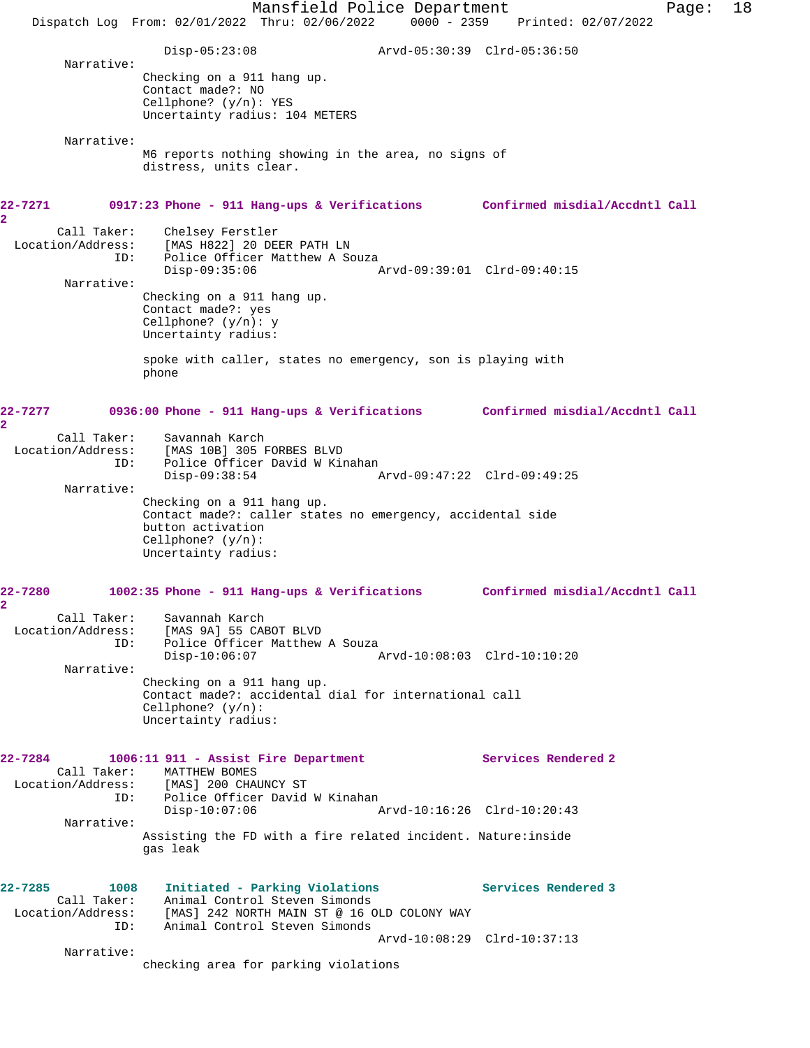Disp-05:23:08 Arvd-05:30:39 Clrd-05:36:50

Narrative:

Checking on a 911 hang up.
Contact made?: NO
Cellphone? (y/n): YES
Uncertainty radius: 104 METERS

Narrative:

M6 reports nothing showing in the area, no signs of distress, units clear.

**22-7271 0917:23 Phone - 911 Hang-ups & Verifications Confirmed misdial/Accdntl Call 2**

Call Taker: Chelsey Ferstler
Location/Address: [MAS H822] 20 DEER PATH LN
ID: Police Officer Matthew A Souza
Disp-09:35:06 Arvd-09:39:01 Clrd-09:40:15

Narrative:

Checking on a 911 hang up.
Contact made?: yes
Cellphone? (y/n): y
Uncertainty radius:

spoke with caller, states no emergency, son is playing with phone

**22-7277 0936:00 Phone - 911 Hang-ups & Verifications Confirmed misdial/Accdntl Call 2**

Call Taker: Savannah Karch
Location/Address: [MAS 10B] 305 FORBES BLVD
ID: Police Officer David W Kinahan
Disp-09:38:54 Arvd-09:47:22 Clrd-09:49:25

Narrative:

Checking on a 911 hang up.
Contact made?: caller states no emergency, accidental side button activation
Cellphone? (y/n):
Uncertainty radius:

**22-7280 1002:35 Phone - 911 Hang-ups & Verifications Confirmed misdial/Accdntl Call 2**

Call Taker: Savannah Karch
Location/Address: [MAS 9A] 55 CABOT BLVD
ID: Police Officer Matthew A Souza
Disp-10:06:07 Arvd-10:08:03 Clrd-10:10:20

Narrative:

Checking on a 911 hang up.
Contact made?: accidental dial for international call
Cellphone? (y/n):
Uncertainty radius:

**22-7284 1006:11 911 - Assist Fire Department Services Rendered 2**

Call Taker: MATTHEW BOMES
Location/Address: [MAS] 200 CHAUNCY ST
ID: Police Officer David W Kinahan
Disp-10:07:06 Arvd-10:16:26 Clrd-10:20:43

Narrative:

Assisting the FD with a fire related incident. Nature:inside gas leak

**22-7285 1008 Initiated - Parking Violations Services Rendered 3**

Call Taker: Animal Control Steven Simonds
Location/Address: [MAS] 242 NORTH MAIN ST @ 16 OLD COLONY WAY
ID: Animal Control Steven Simonds
Arvd-10:08:29 Clrd-10:37:13

Narrative:

checking area for parking violations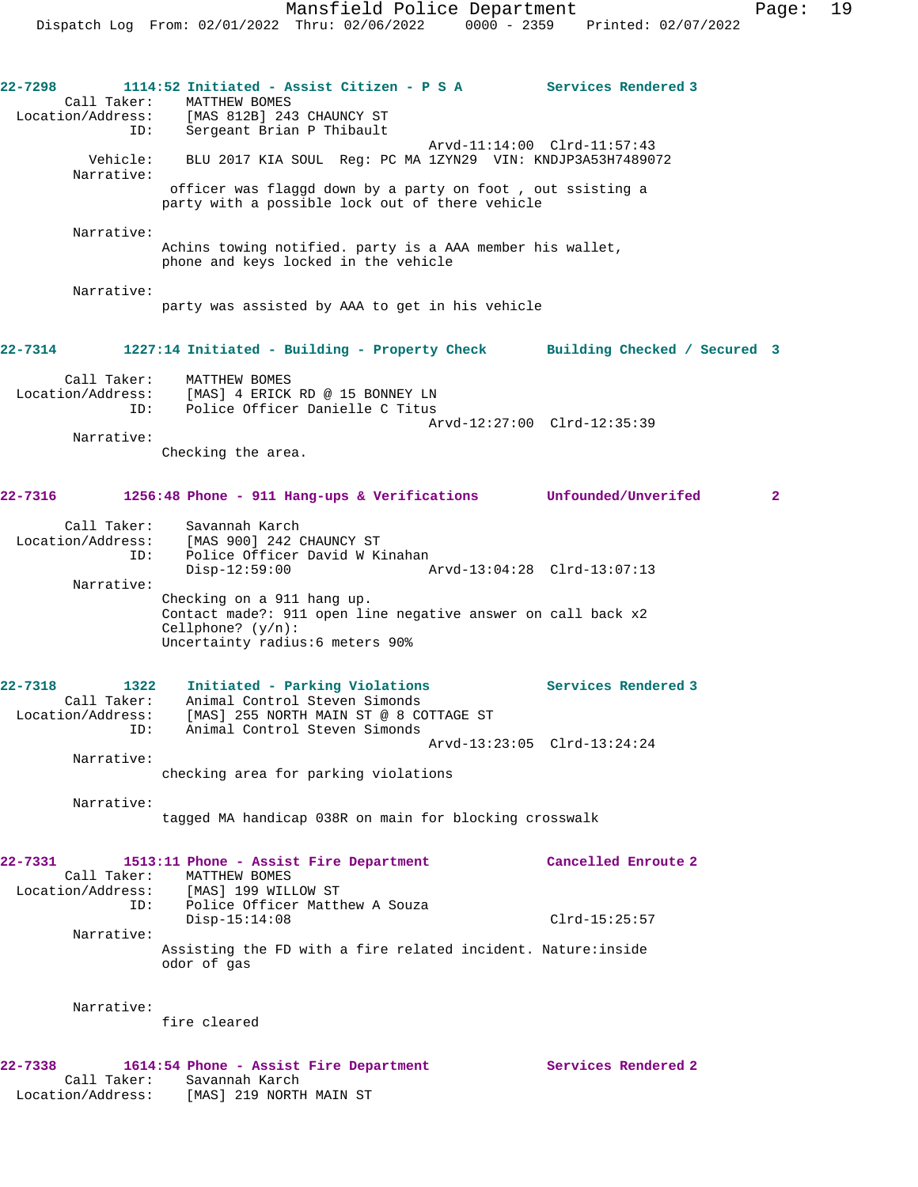**22-7298** 1114:52 Initiated - Assist Citizen - P S A — Services Rendered 3

Call Taker: MATTHEW BOMES
Location/Address: [MAS 812B] 243 CHAUNCY ST
ID: Sergeant Brian P Thibault
Arvd-11:14:00 Clrd-11:57:43
Vehicle: BLU 2017 KIA SOUL Reg: PC MA 1ZYN29 VIN: KNDJP3A53H7489072

Narrative:
officer was flaggd down by a party on foot , out ssisting a party with a possible lock out of there vehicle

Narrative:
Achins towing notified. party is a AAA member his wallet, phone and keys locked in the vehicle

Narrative:
party was assisted by AAA to get in his vehicle

**22-7314** 1227:14 Initiated - Building - Property Check — Building Checked / Secured 3

Call Taker: MATTHEW BOMES
Location/Address: [MAS] 4 ERICK RD @ 15 BONNEY LN
ID: Police Officer Danielle C Titus
Arvd-12:27:00 Clrd-12:35:39

Narrative:
Checking the area.

**22-7316** 1256:48 Phone - 911 Hang-ups & Verifications — Unfounded/Unverifed 2

Call Taker: Savannah Karch
Location/Address: [MAS 900] 242 CHAUNCY ST
ID: Police Officer David W Kinahan
Disp-12:59:00 Arvd-13:04:28 Clrd-13:07:13

Narrative:
Checking on a 911 hang up.
Contact made?: 911 open line negative answer on call back x2
Cellphone? (y/n):
Uncertainty radius:6 meters 90%

**22-7318** 1322 Initiated - Parking Violations — Services Rendered 3

Call Taker: Animal Control Steven Simonds
Location/Address: [MAS] 255 NORTH MAIN ST @ 8 COTTAGE ST
ID: Animal Control Steven Simonds
Arvd-13:23:05 Clrd-13:24:24

Narrative:
checking area for parking violations

Narrative:
tagged MA handicap 038R on main for blocking crosswalk

**22-7331** 1513:11 Phone - Assist Fire Department — Cancelled Enroute 2

Call Taker: MATTHEW BOMES
Location/Address: [MAS] 199 WILLOW ST
ID: Police Officer Matthew A Souza
Disp-15:14:08 Clrd-15:25:57

Narrative:
Assisting the FD with a fire related incident. Nature:inside odor of gas

Narrative:
fire cleared

**22-7338** 1614:54 Phone - Assist Fire Department — Services Rendered 2

Call Taker: Savannah Karch
Location/Address: [MAS] 219 NORTH MAIN ST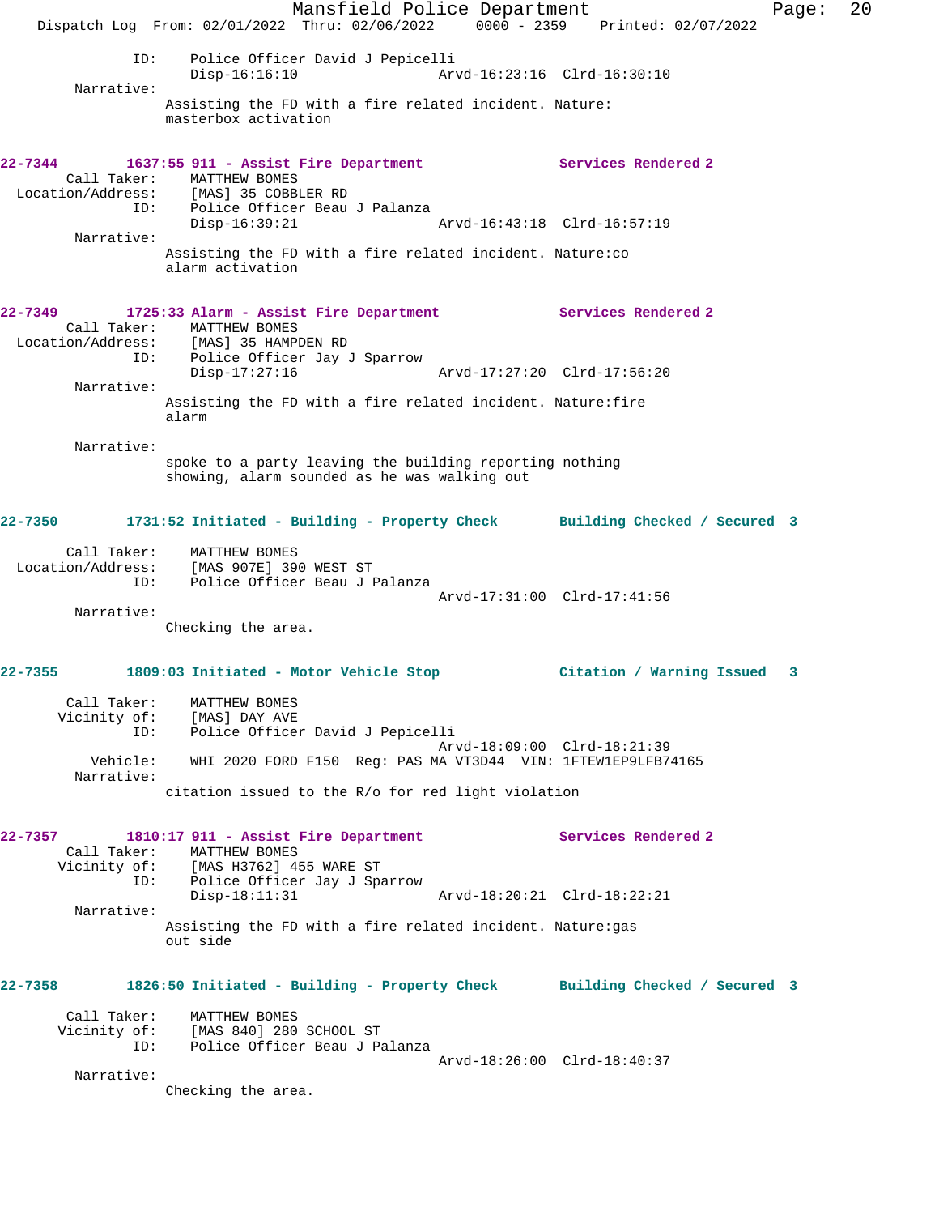ID: Police Officer David J Pepicelli
Disp-16:16:10 Arvd-16:23:16 Clrd-16:30:10

Narrative:
Assisting the FD with a fire related incident. Nature: masterbox activation

**22-7344** 1637:55 911 - Assist Fire Department — Services Rendered 2

Call Taker: MATTHEW BOMES
Location/Address: [MAS] 35 COBBLER RD
ID: Police Officer Beau J Palanza
Disp-16:39:21 Arvd-16:43:18 Clrd-16:57:19

Narrative:
Assisting the FD with a fire related incident. Nature:co alarm activation

**22-7349** 1725:33 Alarm - Assist Fire Department — Services Rendered 2

Call Taker: MATTHEW BOMES
Location/Address: [MAS] 35 HAMPDEN RD
ID: Police Officer Jay J Sparrow
Disp-17:27:16 Arvd-17:27:20 Clrd-17:56:20

Narrative:
Assisting the FD with a fire related incident. Nature:fire alarm

Narrative:
spoke to a party leaving the building reporting nothing showing, alarm sounded as he was walking out

**22-7350** 1731:52 Initiated - Building - Property Check — Building Checked / Secured 3

Call Taker: MATTHEW BOMES
Location/Address: [MAS 907E] 390 WEST ST
ID: Police Officer Beau J Palanza
Arvd-17:31:00 Clrd-17:41:56

Narrative:
Checking the area.

**22-7355** 1809:03 Initiated - Motor Vehicle Stop — Citation / Warning Issued 3

Call Taker: MATTHEW BOMES
Vicinity of: [MAS] DAY AVE
ID: Police Officer David J Pepicelli
Arvd-18:09:00 Clrd-18:21:39
Vehicle: WHI 2020 FORD F150 Reg: PAS MA VT3D44 VIN: 1FTEW1EP9LFB74165

Narrative:
citation issued to the R/o for red light violation

**22-7357** 1810:17 911 - Assist Fire Department — Services Rendered 2

Call Taker: MATTHEW BOMES
Vicinity of: [MAS H3762] 455 WARE ST
ID: Police Officer Jay J Sparrow
Disp-18:11:31 Arvd-18:20:21 Clrd-18:22:21

Narrative:
Assisting the FD with a fire related incident. Nature:gas out side

**22-7358** 1826:50 Initiated - Building - Property Check — Building Checked / Secured 3

Call Taker: MATTHEW BOMES
Vicinity of: [MAS 840] 280 SCHOOL ST
ID: Police Officer Beau J Palanza
Arvd-18:26:00 Clrd-18:40:37

Narrative:
Checking the area.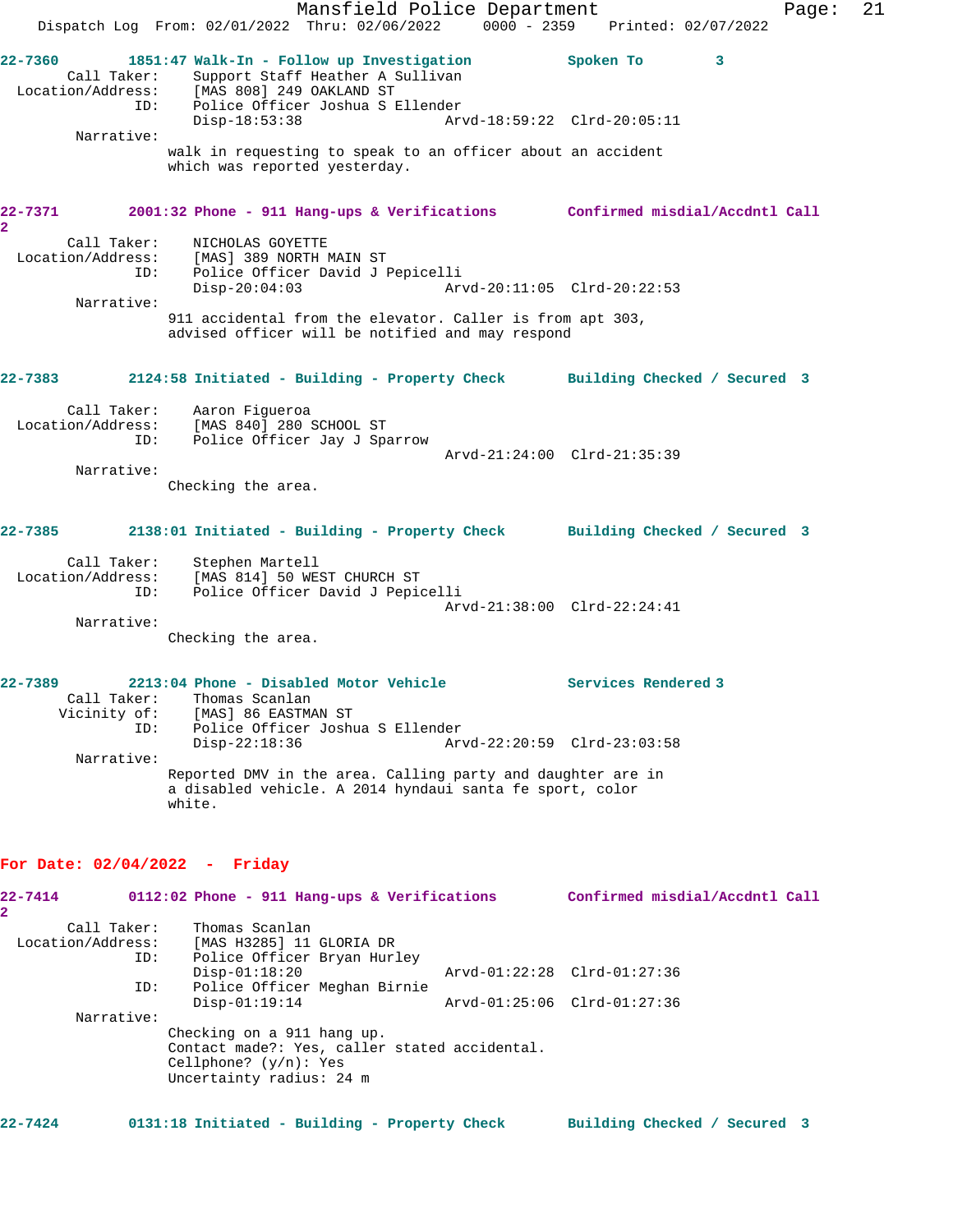22-7360 1851:47 Walk-In - Follow up Investigation Spoken To 3
Call Taker: Support Staff Heather A Sullivan
Location/Address: [MAS 808] 249 OAKLAND ST
ID: Police Officer Joshua S Ellender
Disp-18:53:38 Arvd-18:59:22 Clrd-20:05:11
Narrative:
walk in requesting to speak to an officer about an accident which was reported yesterday.

22-7371 2001:32 Phone - 911 Hang-ups & Verifications Confirmed misdial/Accdntl Call 2
Call Taker: NICHOLAS GOYETTE
Location/Address: [MAS] 389 NORTH MAIN ST
ID: Police Officer David J Pepicelli
Disp-20:04:03 Arvd-20:11:05 Clrd-20:22:53
Narrative:
911 accidental from the elevator. Caller is from apt 303, advised officer will be notified and may respond

22-7383 2124:58 Initiated - Building - Property Check Building Checked / Secured 3
Call Taker: Aaron Figueroa
Location/Address: [MAS 840] 280 SCHOOL ST
ID: Police Officer Jay J Sparrow
Arvd-21:24:00 Clrd-21:35:39
Narrative:
Checking the area.

22-7385 2138:01 Initiated - Building - Property Check Building Checked / Secured 3
Call Taker: Stephen Martell
Location/Address: [MAS 814] 50 WEST CHURCH ST
ID: Police Officer David J Pepicelli
Arvd-21:38:00 Clrd-22:24:41
Narrative:
Checking the area.

22-7389 2213:04 Phone - Disabled Motor Vehicle Services Rendered 3
Call Taker: Thomas Scanlan
Vicinity of: [MAS] 86 EASTMAN ST
ID: Police Officer Joshua S Ellender
Disp-22:18:36 Arvd-22:20:59 Clrd-23:03:58
Narrative:
Reported DMV in the area. Calling party and daughter are in a disabled vehicle. A 2014 hyndaui santa fe sport, color white.

**For Date: 02/04/2022 - Friday**

22-7414 0112:02 Phone - 911 Hang-ups & Verifications Confirmed misdial/Accdntl Call 2
Call Taker: Thomas Scanlan
Location/Address: [MAS H3285] 11 GLORIA DR
ID: Police Officer Bryan Hurley
Disp-01:18:20 Arvd-01:22:28 Clrd-01:27:36
ID: Police Officer Meghan Birnie
Disp-01:19:14 Arvd-01:25:06 Clrd-01:27:36
Narrative:
Checking on a 911 hang up.
Contact made?: Yes, caller stated accidental.
Cellphone? (y/n): Yes
Uncertainty radius: 24 m

22-7424 0131:18 Initiated - Building - Property Check Building Checked / Secured 3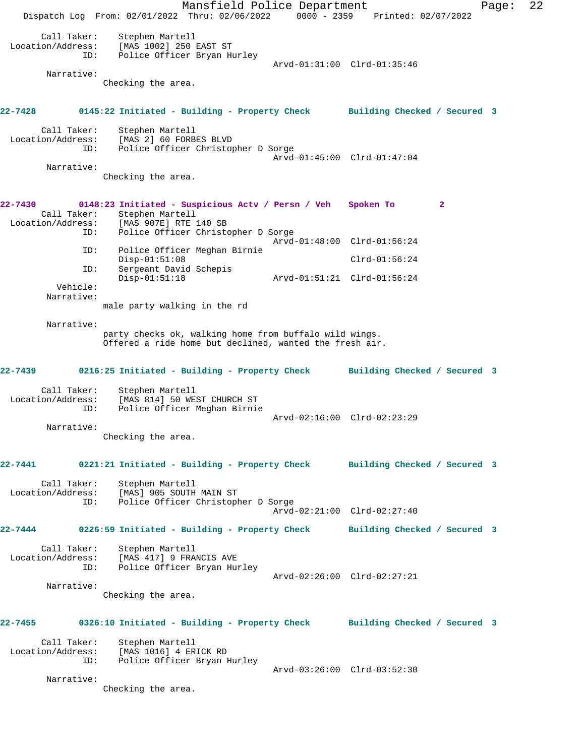```
Call Taker:    Stephen Martell
Location/Address:    [MAS 1002] 250 EAST ST
              ID:    Police Officer Bryan Hurley
                                        Arvd-01:31:00  Clrd-01:35:46
       Narrative:
              Checking the area.
```

**22-7428        0145:22 Initiated - Building - Property Check        Building Checked / Secured  3**

```
Call Taker:    Stephen Martell
Location/Address:    [MAS 2] 60 FORBES BLVD
              ID:    Police Officer Christopher D Sorge
                                        Arvd-01:45:00  Clrd-01:47:04
       Narrative:
              Checking the area.
```

**22-7430        0148:23 Initiated - Suspicious Actv / Persn / Veh    Spoken To        2**

```
Call Taker:    Stephen Martell
Location/Address:    [MAS 907E] RTE 140 SB
              ID:    Police Officer Christopher D Sorge
                                        Arvd-01:48:00  Clrd-01:56:24
              ID:    Police Officer Meghan Birnie
                     Disp-01:51:08                     Clrd-01:56:24
              ID:    Sergeant David Schepis
                     Disp-01:51:18      Arvd-01:51:21  Clrd-01:56:24
         Vehicle:
       Narrative:
              male party walking in the rd

       Narrative:
              party checks ok, walking home from buffalo wild wings.
              Offered a ride home but declined, wanted the fresh air.
```

**22-7439        0216:25 Initiated - Building - Property Check        Building Checked / Secured  3**

```
Call Taker:    Stephen Martell
Location/Address:    [MAS 814] 50 WEST CHURCH ST
              ID:    Police Officer Meghan Birnie
                                        Arvd-02:16:00  Clrd-02:23:29
       Narrative:
              Checking the area.
```

**22-7441        0221:21 Initiated - Building - Property Check        Building Checked / Secured  3**

```
Call Taker:    Stephen Martell
Location/Address:    [MAS] 905 SOUTH MAIN ST
              ID:    Police Officer Christopher D Sorge
                                        Arvd-02:21:00  Clrd-02:27:40
```

**22-7444        0226:59 Initiated - Building - Property Check        Building Checked / Secured  3**

```
Call Taker:    Stephen Martell
Location/Address:    [MAS 417] 9 FRANCIS AVE
              ID:    Police Officer Bryan Hurley
                                        Arvd-02:26:00  Clrd-02:27:21
       Narrative:
              Checking the area.
```

**22-7455        0326:10 Initiated - Building - Property Check        Building Checked / Secured  3**

```
Call Taker:    Stephen Martell
Location/Address:    [MAS 1016] 4 ERICK RD
              ID:    Police Officer Bryan Hurley
                                        Arvd-03:26:00  Clrd-03:52:30
       Narrative:
              Checking the area.
```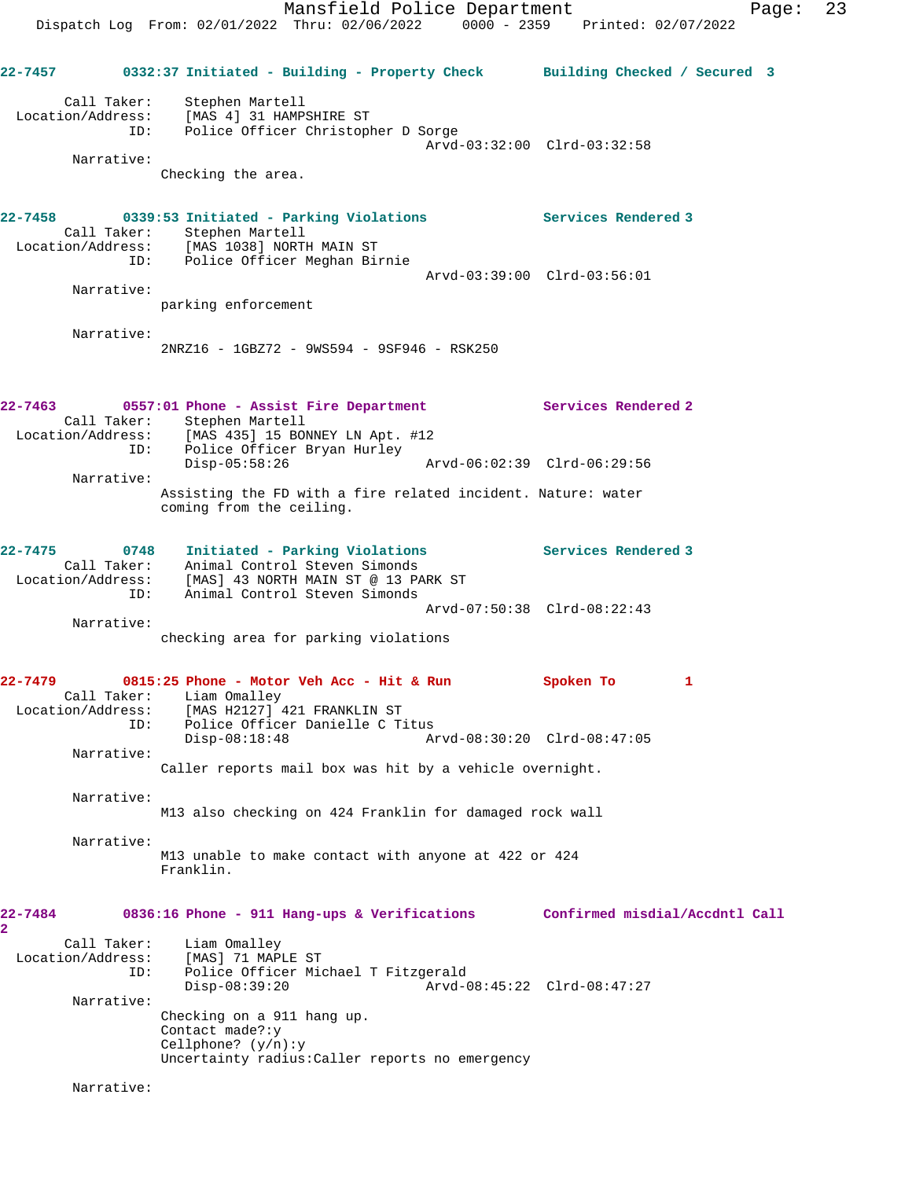**22-7457** 0332:37 Initiated - Building - Property Check — Building Checked / Secured 3

Call Taker: Stephen Martell
Location/Address: [MAS 4] 31 HAMPSHIRE ST
ID: Police Officer Christopher D Sorge
Arvd-03:32:00 Clrd-03:32:58

Narrative:
Checking the area.

**22-7458** 0339:53 Initiated - Parking Violations — Services Rendered 3

Call Taker: Stephen Martell
Location/Address: [MAS 1038] NORTH MAIN ST
ID: Police Officer Meghan Birnie
Arvd-03:39:00 Clrd-03:56:01

Narrative:
parking enforcement

Narrative:
2NRZ16 - 1GBZ72 - 9WS594 - 9SF946 - RSK250

**22-7463** 0557:01 Phone - Assist Fire Department — Services Rendered 2

Call Taker: Stephen Martell
Location/Address: [MAS 435] 15 BONNEY LN Apt. #12
ID: Police Officer Bryan Hurley
Disp-05:58:26 Arvd-06:02:39 Clrd-06:29:56

Narrative:
Assisting the FD with a fire related incident. Nature: water coming from the ceiling.

**22-7475** 0748 Initiated - Parking Violations — Services Rendered 3

Call Taker: Animal Control Steven Simonds
Location/Address: [MAS] 43 NORTH MAIN ST @ 13 PARK ST
ID: Animal Control Steven Simonds
Arvd-07:50:38 Clrd-08:22:43

Narrative:
checking area for parking violations

**22-7479** 0815:25 Phone - Motor Veh Acc - Hit & Run — Spoken To 1

Call Taker: Liam Omalley
Location/Address: [MAS H2127] 421 FRANKLIN ST
ID: Police Officer Danielle C Titus
Disp-08:18:48 Arvd-08:30:20 Clrd-08:47:05

Narrative:
Caller reports mail box was hit by a vehicle overnight.

Narrative:
M13 also checking on 424 Franklin for damaged rock wall

Narrative:
M13 unable to make contact with anyone at 422 or 424 Franklin.

**22-7484** 0836:16 Phone - 911 Hang-ups & Verifications — Confirmed misdial/Accdntl Call 2

Call Taker: Liam Omalley
Location/Address: [MAS] 71 MAPLE ST
ID: Police Officer Michael T Fitzgerald
Disp-08:39:20 Arvd-08:45:22 Clrd-08:47:27

Narrative:
Checking on a 911 hang up.
Contact made?:y
Cellphone? (y/n):y
Uncertainty radius:Caller reports no emergency

Narrative: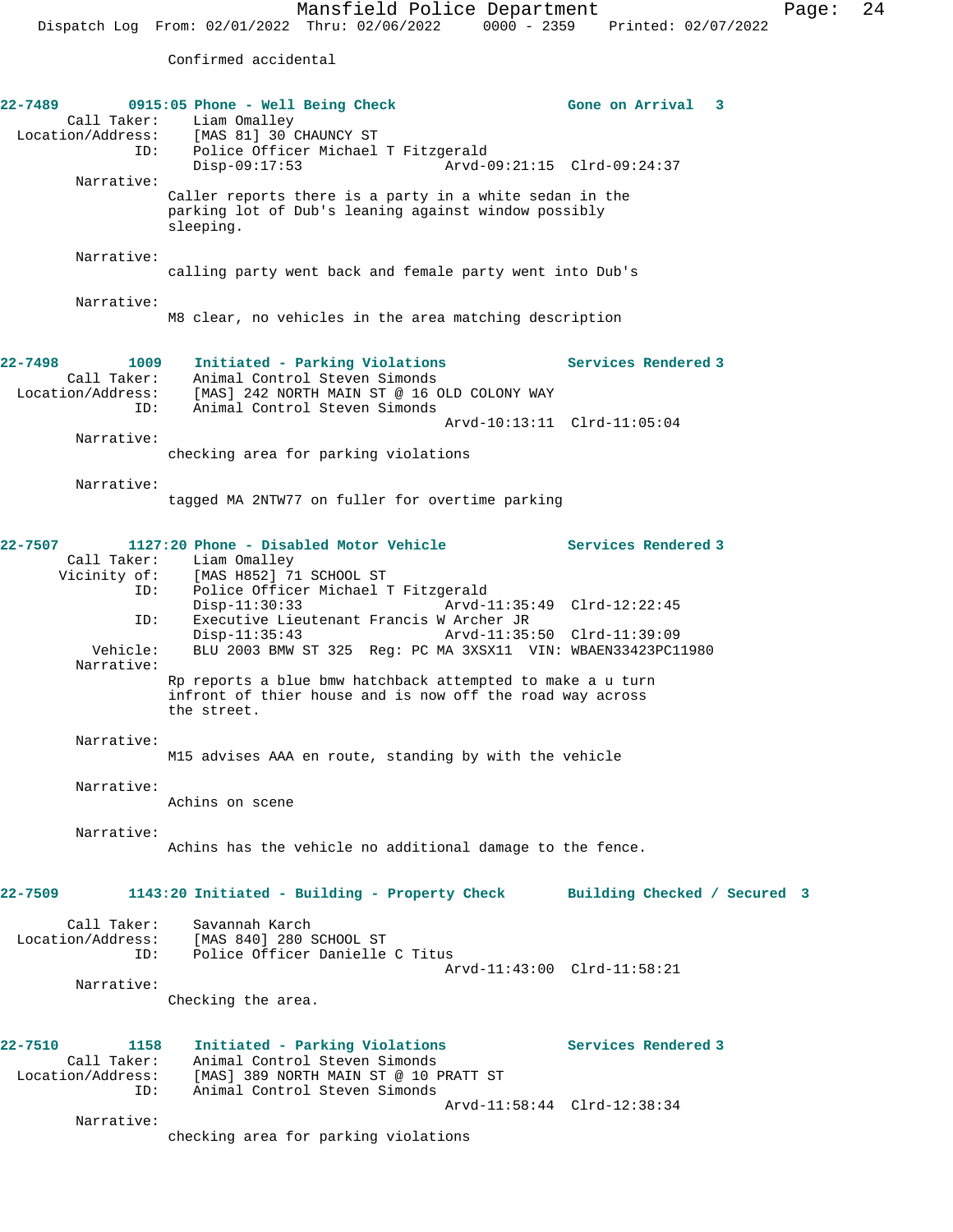Confirmed accidental

**22-7489** 0915:05 Phone - Well Being Check — Gone on Arrival 3

Call Taker: Liam Omalley
Location/Address: [MAS 81] 30 CHAUNCY ST
ID: Police Officer Michael T Fitzgerald
Disp-09:17:53 Arvd-09:21:15 Clrd-09:24:37

Narrative:
Caller reports there is a party in a white sedan in the parking lot of Dub's leaning against window possibly sleeping.

Narrative:
calling party went back and female party went into Dub's

Narrative:
M8 clear, no vehicles in the area matching description

**22-7498** 1009 Initiated - Parking Violations — Services Rendered 3

Call Taker: Animal Control Steven Simonds
Location/Address: [MAS] 242 NORTH MAIN ST @ 16 OLD COLONY WAY
ID: Animal Control Steven Simonds
Arvd-10:13:11 Clrd-11:05:04

Narrative:
checking area for parking violations

Narrative:
tagged MA 2NTW77 on fuller for overtime parking

**22-7507** 1127:20 Phone - Disabled Motor Vehicle — Services Rendered 3

Call Taker: Liam Omalley
Vicinity of: [MAS H852] 71 SCHOOL ST
ID: Police Officer Michael T Fitzgerald
Disp-11:30:33 Arvd-11:35:49 Clrd-12:22:45
ID: Executive Lieutenant Francis W Archer JR
Disp-11:35:43 Arvd-11:35:50 Clrd-11:39:09
Vehicle: BLU 2003 BMW ST 325 Reg: PC MA 3XSX11 VIN: WBAEN33423PC11980

Narrative:
Rp reports a blue bmw hatchback attempted to make a u turn infront of thier house and is now off the road way across the street.

Narrative:
M15 advises AAA en route, standing by with the vehicle

Narrative:
Achins on scene

Narrative:
Achins has the vehicle no additional damage to the fence.

**22-7509** 1143:20 Initiated - Building - Property Check — Building Checked / Secured 3

Call Taker: Savannah Karch
Location/Address: [MAS 840] 280 SCHOOL ST
ID: Police Officer Danielle C Titus
Arvd-11:43:00 Clrd-11:58:21

Narrative:
Checking the area.

**22-7510** 1158 Initiated - Parking Violations — Services Rendered 3

Call Taker: Animal Control Steven Simonds
Location/Address: [MAS] 389 NORTH MAIN ST @ 10 PRATT ST
ID: Animal Control Steven Simonds
Arvd-11:58:44 Clrd-12:38:34

Narrative:
checking area for parking violations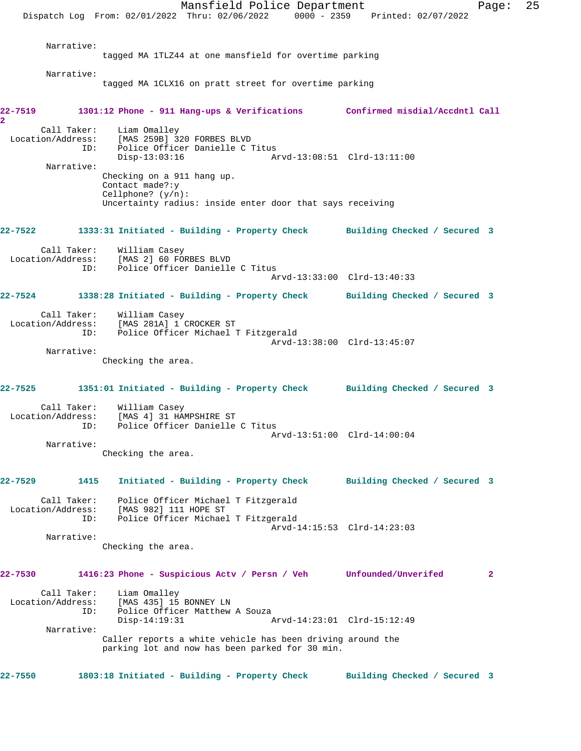Narrative:
tagged MA 1TLZ44 at one mansfield for overtime parking

Narrative:
tagged MA 1CLX16 on pratt street for overtime parking

**22-7519 1301:12 Phone - 911 Hang-ups & Verifications Confirmed misdial/Accdntl Call 2**

Call Taker: Liam Omalley
Location/Address: [MAS 259B] 320 FORBES BLVD
ID: Police Officer Danielle C Titus
Disp-13:03:16 Arvd-13:08:51 Clrd-13:11:00

Narrative:
Checking on a 911 hang up.
Contact made?:y
Cellphone? (y/n):
Uncertainty radius: inside enter door that says receiving

**22-7522 1333:31 Initiated - Building - Property Check Building Checked / Secured 3**

Call Taker: William Casey
Location/Address: [MAS 2] 60 FORBES BLVD
ID: Police Officer Danielle C Titus
Arvd-13:33:00 Clrd-13:40:33

**22-7524 1338:28 Initiated - Building - Property Check Building Checked / Secured 3**

Call Taker: William Casey
Location/Address: [MAS 281A] 1 CROCKER ST
ID: Police Officer Michael T Fitzgerald
Arvd-13:38:00 Clrd-13:45:07

Narrative:
Checking the area.

**22-7525 1351:01 Initiated - Building - Property Check Building Checked / Secured 3**

Call Taker: William Casey
Location/Address: [MAS 4] 31 HAMPSHIRE ST
ID: Police Officer Danielle C Titus
Arvd-13:51:00 Clrd-14:00:04

Narrative:
Checking the area.

**22-7529 1415 Initiated - Building - Property Check Building Checked / Secured 3**

Call Taker: Police Officer Michael T Fitzgerald
Location/Address: [MAS 982] 111 HOPE ST
ID: Police Officer Michael T Fitzgerald
Arvd-14:15:53 Clrd-14:23:03

Narrative:
Checking the area.

**22-7530 1416:23 Phone - Suspicious Actv / Persn / Veh Unfounded/Unverifed 2**

Call Taker: Liam Omalley
Location/Address: [MAS 435] 15 BONNEY LN
ID: Police Officer Matthew A Souza
Disp-14:19:31 Arvd-14:23:01 Clrd-15:12:49

Narrative:
Caller reports a white vehicle has been driving around the parking lot and now has been parked for 30 min.

**22-7550 1803:18 Initiated - Building - Property Check Building Checked / Secured 3**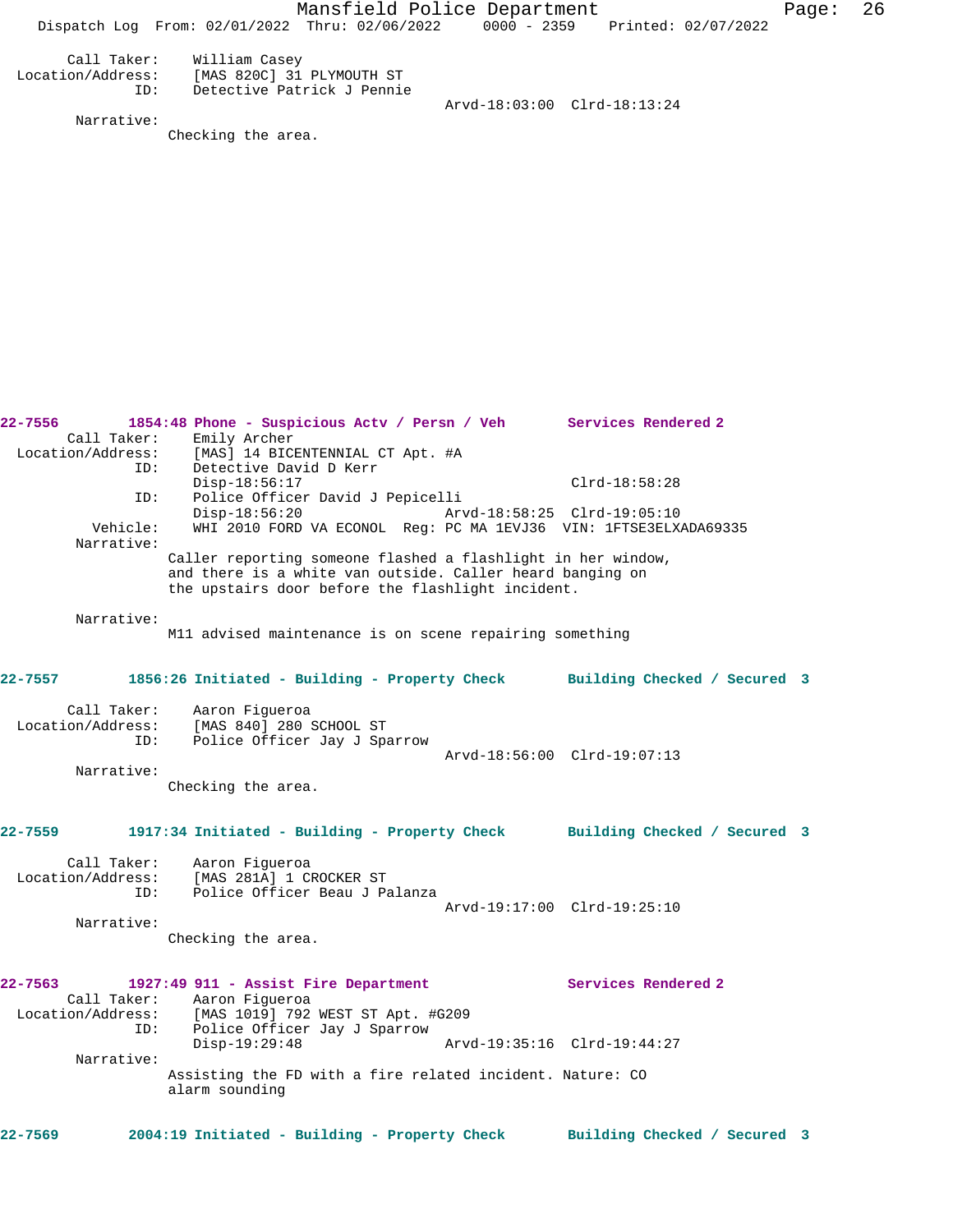```
      Call Taker:    William Casey
  Location/Address:    [MAS 820C] 31 PLYMOUTH ST
               ID:    Detective Patrick J Pennie
                                             Arvd-18:03:00  Clrd-18:13:24
        Narrative:
               Checking the area.
```

```
22-7556        1854:48 Phone - Suspicious Actv / Persn / Veh       Services Rendered 2
       Call Taker:    Emily Archer
  Location/Address:    [MAS] 14 BICENTENNIAL CT Apt. #A
               ID:    Detective David D Kerr
                      Disp-18:56:17                          Clrd-18:58:28
               ID:    Police Officer David J Pepicelli
                      Disp-18:56:20               Arvd-18:58:25  Clrd-19:05:10
          Vehicle:    WHI 2010 FORD VA ECONOL  Reg: PC MA 1EVJ36  VIN: 1FTSE3ELXADA69335
        Narrative:
               Caller reporting someone flashed a flashlight in her window,
               and there is a white van outside. Caller heard banging on
               the upstairs door before the flashlight incident.

        Narrative:
               M11 advised maintenance is on scene repairing something
```

```
22-7557        1856:26 Initiated - Building - Property Check       Building Checked / Secured  3

       Call Taker:    Aaron Figueroa
  Location/Address:    [MAS 840] 280 SCHOOL ST
               ID:    Police Officer Jay J Sparrow
                                             Arvd-18:56:00  Clrd-19:07:13
        Narrative:
               Checking the area.
```

```
22-7559        1917:34 Initiated - Building - Property Check       Building Checked / Secured  3

       Call Taker:    Aaron Figueroa
  Location/Address:    [MAS 281A] 1 CROCKER ST
               ID:    Police Officer Beau J Palanza
                                             Arvd-19:17:00  Clrd-19:25:10
        Narrative:
               Checking the area.
```

```
22-7563        1927:49 911 - Assist Fire Department                Services Rendered 2
       Call Taker:    Aaron Figueroa
  Location/Address:    [MAS 1019] 792 WEST ST Apt. #G209
               ID:    Police Officer Jay J Sparrow
                      Disp-19:29:48               Arvd-19:35:16  Clrd-19:44:27
        Narrative:
               Assisting the FD with a fire related incident. Nature: CO
               alarm sounding
```

```
22-7569        2004:19 Initiated - Building - Property Check       Building Checked / Secured  3
```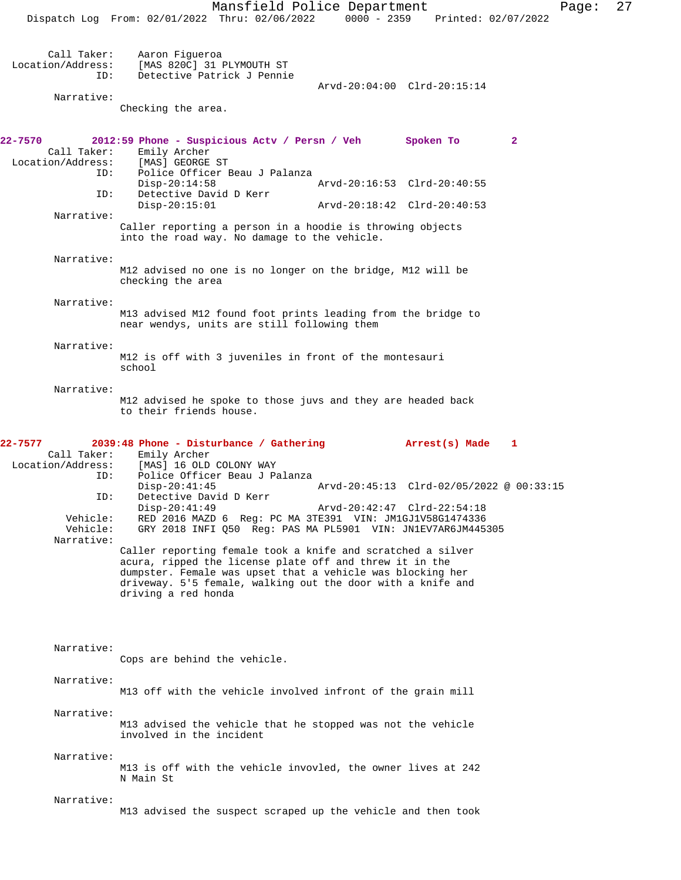Call Taker: Aaron Figueroa
Location/Address: [MAS 820C] 31 PLYMOUTH ST
ID: Detective Patrick J Pennie
Arvd-20:04:00 Clrd-20:15:14

Narrative:
Checking the area.

**22-7570 2012:59 Phone - Suspicious Actv / Persn / Veh Spoken To 2**

Call Taker: Emily Archer
Location/Address: [MAS] GEORGE ST
ID: Police Officer Beau J Palanza
Disp-20:14:58 Arvd-20:16:53 Clrd-20:40:55
ID: Detective David D Kerr
Disp-20:15:01 Arvd-20:18:42 Clrd-20:40:53

Narrative:
Caller reporting a person in a hoodie is throwing objects into the road way. No damage to the vehicle.

Narrative:
M12 advised no one is no longer on the bridge, M12 will be checking the area

Narrative:
M13 advised M12 found foot prints leading from the bridge to near wendys, units are still following them

Narrative:
M12 is off with 3 juveniles in front of the montesauri school

Narrative:
M12 advised he spoke to those juvs and they are headed back to their friends house.

**22-7577 2039:48 Phone - Disturbance / Gathering Arrest(s) Made 1**

Call Taker: Emily Archer
Location/Address: [MAS] 16 OLD COLONY WAY
ID: Police Officer Beau J Palanza
Disp-20:41:45 Arvd-20:45:13 Clrd-02/05/2022 @ 00:33:15
ID: Detective David D Kerr
Disp-20:41:49 Arvd-20:42:47 Clrd-22:54:18
Vehicle: RED 2016 MAZD 6 Reg: PC MA 3TE391 VIN: JM1GJ1V58G1474336
Vehicle: GRY 2018 INFI Q50 Reg: PAS MA PL5901 VIN: JN1EV7AR6JM445305

Narrative:
Caller reporting female took a knife and scratched a silver acura, ripped the license plate off and threw it in the dumpster. Female was upset that a vehicle was blocking her driveway. 5'5 female, walking out the door with a knife and driving a red honda

Narrative:
Cops are behind the vehicle.

Narrative:
M13 off with the vehicle involved infront of the grain mill

Narrative:
M13 advised the vehicle that he stopped was not the vehicle involved in the incident

Narrative:
M13 is off with the vehicle invovled, the owner lives at 242 N Main St

Narrative:
M13 advised the suspect scraped up the vehicle and then took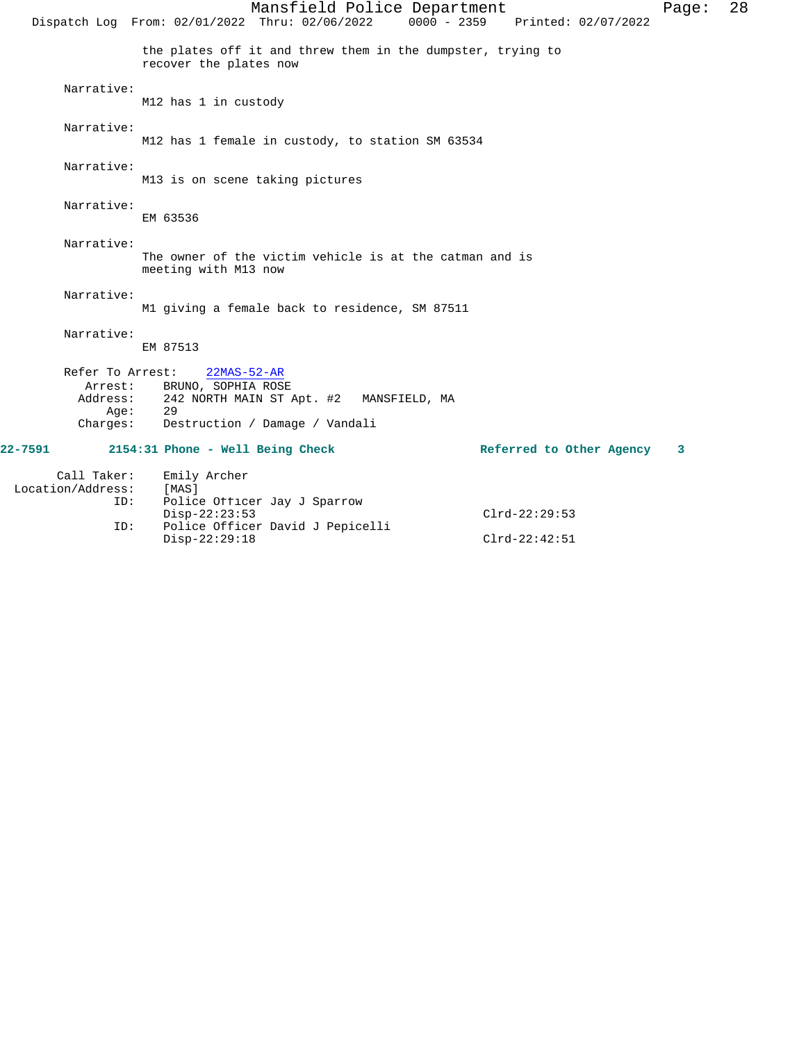the plates off it and threw them in the dumpster, trying to recover the plates now

Narrative:
M12 has 1 in custody

Narrative:
M12 has 1 female in custody, to station SM 63534

Narrative:
M13 is on scene taking pictures

Narrative:
EM 63536

Narrative:
The owner of the victim vehicle is at the catman and is meeting with M13 now

Narrative:
M1 giving a female back to residence, SM 87511

Narrative:
EM 87513

Refer To Arrest: 22MAS-52-AR
Arrest: BRUNO, SOPHIA ROSE
Address: 242 NORTH MAIN ST Apt. #2 MANSFIELD, MA
Age: 29
Charges: Destruction / Damage / Vandali

**22-7591 2154:31 Phone - Well Being Check Referred to Other Agency 3**

Call Taker: Emily Archer
Location/Address: [MAS]
ID: Police Officer Jay J Sparrow
Disp-22:23:53 Clrd-22:29:53
ID: Police Officer David J Pepicelli
Disp-22:29:18 Clrd-22:42:51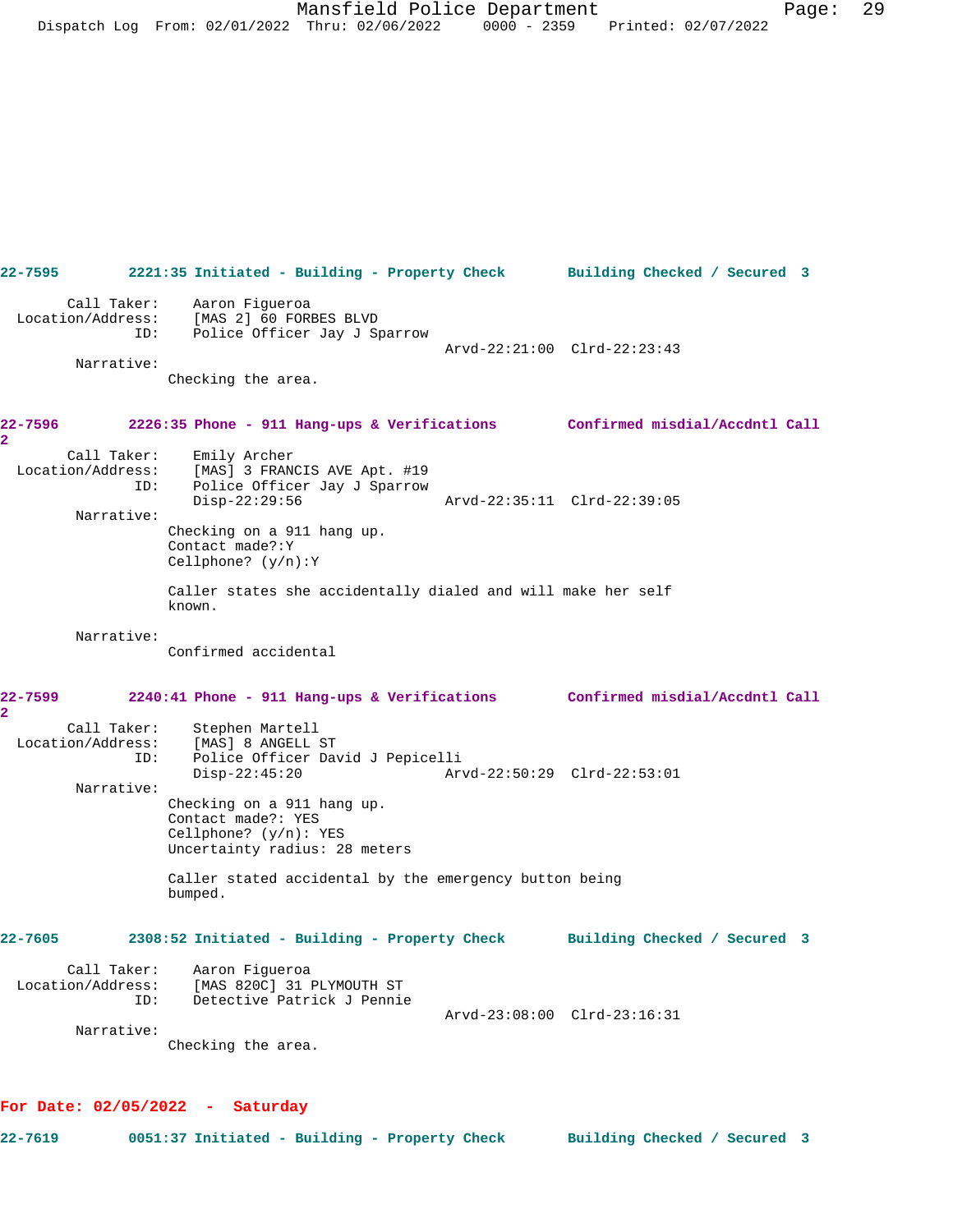**22-7595** 2221:35 Initiated - Building - Property Check — Building Checked / Secured 3

Call Taker: Aaron Figueroa
Location/Address: [MAS 2] 60 FORBES BLVD
ID: Police Officer Jay J Sparrow
Arvd-22:21:00 Clrd-22:23:43

Narrative:
Checking the area.

**22-7596** 2226:35 Phone - 911 Hang-ups & Verifications — Confirmed misdial/Accdntl Call 2

Call Taker: Emily Archer
Location/Address: [MAS] 3 FRANCIS AVE Apt. #19
ID: Police Officer Jay J Sparrow
Disp-22:29:56 Arvd-22:35:11 Clrd-22:39:05

Narrative:
Checking on a 911 hang up.
Contact made?:Y
Cellphone? (y/n):Y

Caller states she accidentally dialed and will make her self known.

Narrative:
Confirmed accidental

**22-7599** 2240:41 Phone - 911 Hang-ups & Verifications — Confirmed misdial/Accdntl Call 2

Call Taker: Stephen Martell
Location/Address: [MAS] 8 ANGELL ST
ID: Police Officer David J Pepicelli
Disp-22:45:20 Arvd-22:50:29 Clrd-22:53:01

Narrative:
Checking on a 911 hang up.
Contact made?: YES
Cellphone? (y/n): YES
Uncertainty radius: 28 meters

Caller stated accidental by the emergency button being bumped.

**22-7605** 2308:52 Initiated - Building - Property Check — Building Checked / Secured 3

Call Taker: Aaron Figueroa
Location/Address: [MAS 820C] 31 PLYMOUTH ST
ID: Detective Patrick J Pennie
Arvd-23:08:00 Clrd-23:16:31

Narrative:
Checking the area.

## For Date: 02/05/2022 - Saturday

**22-7619** 0051:37 Initiated - Building - Property Check — Building Checked / Secured 3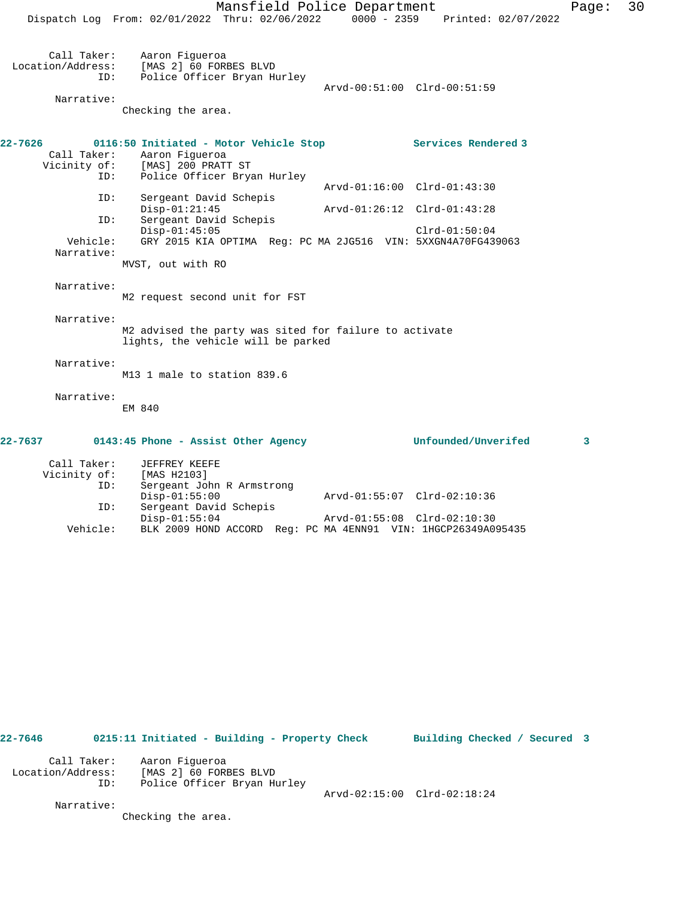```
Call Taker:     Aaron Figueroa
Location/Address:     [MAS 2] 60 FORBES BLVD
          ID:     Police Officer Bryan Hurley
                                              Arvd-00:51:00  Clrd-00:51:59
     Narrative:
               Checking the area.
```

**22-7626 0116:50 Initiated - Motor Vehicle Stop — Services Rendered 3**

```
     Call Taker:     Aaron Figueroa
     Vicinity of:     [MAS] 200 PRATT ST
          ID:     Police Officer Bryan Hurley
                                              Arvd-01:16:00  Clrd-01:43:30
          ID:     Sergeant David Schepis
                  Disp-01:21:45               Arvd-01:26:12  Clrd-01:43:28
          ID:     Sergeant David Schepis
                  Disp-01:45:05                              Clrd-01:50:04
     Vehicle:     GRY 2015 KIA OPTIMA  Reg: PC MA 2JG516  VIN: 5XXGN4A70FG439063
     Narrative:
               MVST, out with RO

     Narrative:
               M2 request second unit for FST

     Narrative:
               M2 advised the party was sited for failure to activate
               lights, the vehicle will be parked

     Narrative:
               M13 1 male to station 839.6

     Narrative:
               EM 840
```

**22-7637 0143:45 Phone - Assist Other Agency — Unfounded/Unverifed 3**

```
     Call Taker:     JEFFREY KEEFE
     Vicinity of:     [MAS H2103]
          ID:     Sergeant John R Armstrong
                  Disp-01:55:00               Arvd-01:55:07  Clrd-02:10:36
          ID:     Sergeant David Schepis
                  Disp-01:55:04               Arvd-01:55:08  Clrd-02:10:30
     Vehicle:     BLK 2009 HOND ACCORD  Reg: PC MA 4ENN91  VIN: 1HGCP26349A095435
```

**22-7646 0215:11 Initiated - Building - Property Check — Building Checked / Secured 3**

```
     Call Taker:     Aaron Figueroa
Location/Address:     [MAS 2] 60 FORBES BLVD
          ID:     Police Officer Bryan Hurley
                                              Arvd-02:15:00  Clrd-02:18:24
     Narrative:
               Checking the area.
```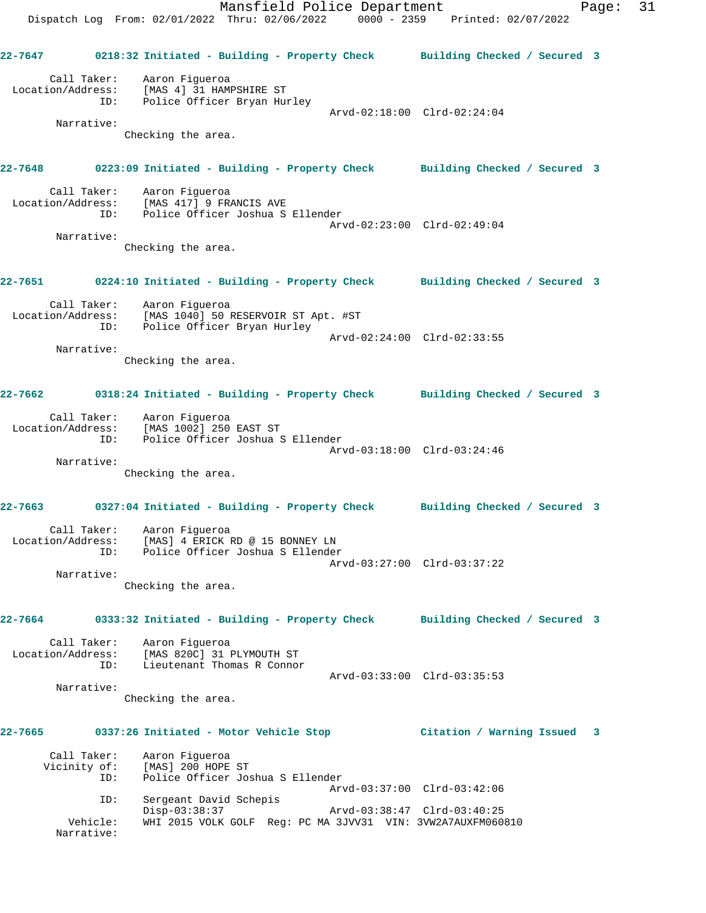**22-7647** 0218:32 Initiated - Building - Property Check **Building Checked / Secured 3**

Call Taker: Aaron Figueroa
Location/Address: [MAS 4] 31 HAMPSHIRE ST
ID: Police Officer Bryan Hurley
Arvd-02:18:00 Clrd-02:24:04
Narrative:
Checking the area.

**22-7648** 0223:09 Initiated - Building - Property Check **Building Checked / Secured 3**

Call Taker: Aaron Figueroa
Location/Address: [MAS 417] 9 FRANCIS AVE
ID: Police Officer Joshua S Ellender
Arvd-02:23:00 Clrd-02:49:04
Narrative:
Checking the area.

**22-7651** 0224:10 Initiated - Building - Property Check **Building Checked / Secured 3**

Call Taker: Aaron Figueroa
Location/Address: [MAS 1040] 50 RESERVOIR ST Apt. #ST
ID: Police Officer Bryan Hurley
Arvd-02:24:00 Clrd-02:33:55
Narrative:
Checking the area.

**22-7662** 0318:24 Initiated - Building - Property Check **Building Checked / Secured 3**

Call Taker: Aaron Figueroa
Location/Address: [MAS 1002] 250 EAST ST
ID: Police Officer Joshua S Ellender
Arvd-03:18:00 Clrd-03:24:46
Narrative:
Checking the area.

**22-7663** 0327:04 Initiated - Building - Property Check **Building Checked / Secured 3**

Call Taker: Aaron Figueroa
Location/Address: [MAS] 4 ERICK RD @ 15 BONNEY LN
ID: Police Officer Joshua S Ellender
Arvd-03:27:00 Clrd-03:37:22
Narrative:
Checking the area.

**22-7664** 0333:32 Initiated - Building - Property Check **Building Checked / Secured 3**

Call Taker: Aaron Figueroa
Location/Address: [MAS 820C] 31 PLYMOUTH ST
ID: Lieutenant Thomas R Connor
Arvd-03:33:00 Clrd-03:35:53
Narrative:
Checking the area.

**22-7665** 0337:26 Initiated - Motor Vehicle Stop **Citation / Warning Issued 3**

Call Taker: Aaron Figueroa
Vicinity of: [MAS] 200 HOPE ST
ID: Police Officer Joshua S Ellender
Arvd-03:37:00 Clrd-03:42:06
ID: Sergeant David Schepis
Disp-03:38:37 Arvd-03:38:47 Clrd-03:40:25
Vehicle: WHI 2015 VOLK GOLF Reg: PC MA 3JVV31 VIN: 3VW2A7AUXFM060810
Narrative: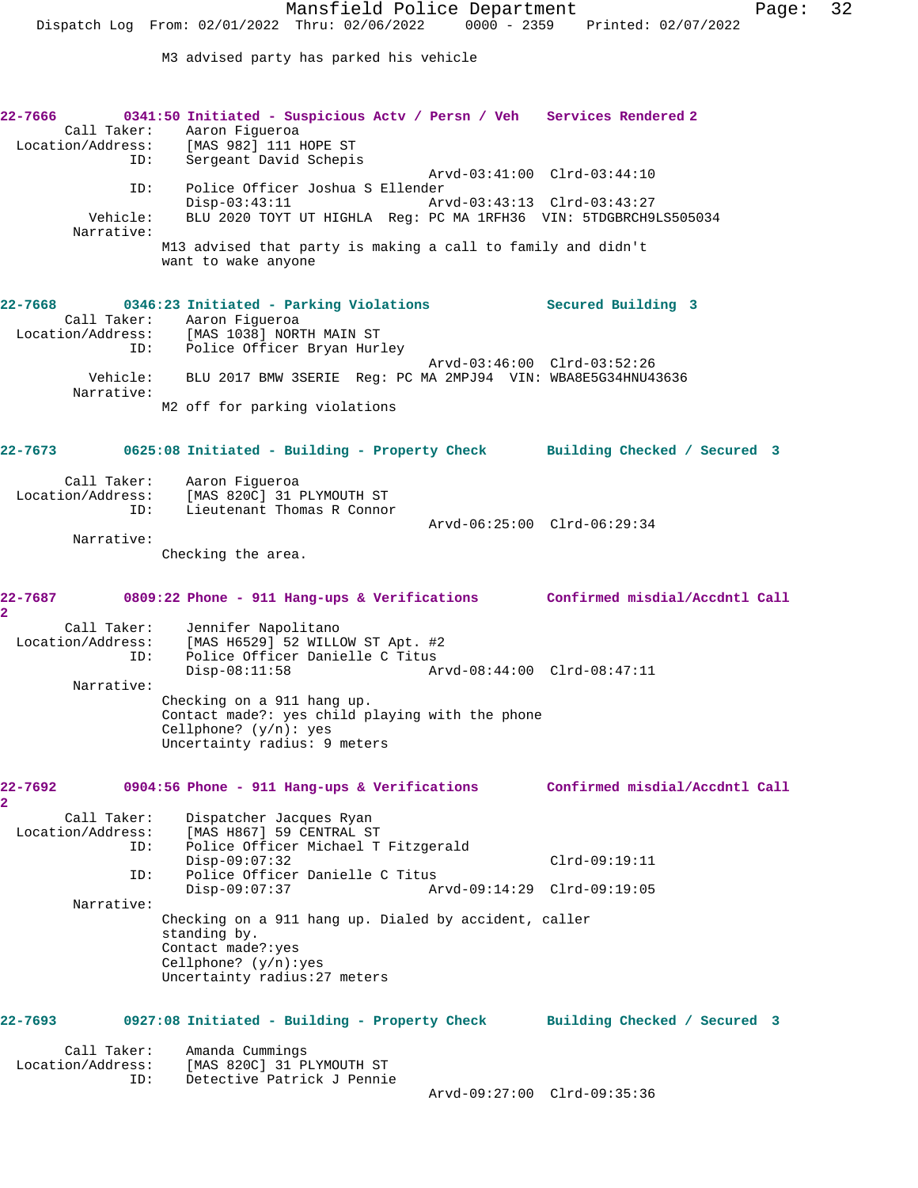M3 advised party has parked his vehicle

**22-7666** 0341:50 Initiated - Suspicious Actv / Persn / Veh — Services Rendered 2

Call Taker: Aaron Figueroa
Location/Address: [MAS 982] 111 HOPE ST
ID: Sergeant David Schepis
Arvd-03:41:00 Clrd-03:44:10
ID: Police Officer Joshua S Ellender
Disp-03:43:11 Arvd-03:43:13 Clrd-03:43:27
Vehicle: BLU 2020 TOYT UT HIGHLA Reg: PC MA 1RFH36 VIN: 5TDGBRCH9LS505034
Narrative:
M13 advised that party is making a call to family and didn't want to wake anyone

**22-7668** 0346:23 Initiated - Parking Violations — Secured Building 3

Call Taker: Aaron Figueroa
Location/Address: [MAS 1038] NORTH MAIN ST
ID: Police Officer Bryan Hurley
Arvd-03:46:00 Clrd-03:52:26
Vehicle: BLU 2017 BMW 3SERIE Reg: PC MA 2MPJ94 VIN: WBA8E5G34HNU43636
Narrative:
M2 off for parking violations

**22-7673** 0625:08 Initiated - Building - Property Check — Building Checked / Secured 3

Call Taker: Aaron Figueroa
Location/Address: [MAS 820C] 31 PLYMOUTH ST
ID: Lieutenant Thomas R Connor
Arvd-06:25:00 Clrd-06:29:34
Narrative:
Checking the area.

**22-7687** 0809:22 Phone - 911 Hang-ups & Verifications — Confirmed misdial/Accdntl Call 2

Call Taker: Jennifer Napolitano
Location/Address: [MAS H6529] 52 WILLOW ST Apt. #2
ID: Police Officer Danielle C Titus
Disp-08:11:58 Arvd-08:44:00 Clrd-08:47:11
Narrative:
Checking on a 911 hang up.
Contact made?: yes child playing with the phone
Cellphone? (y/n): yes
Uncertainty radius: 9 meters

**22-7692** 0904:56 Phone - 911 Hang-ups & Verifications — Confirmed misdial/Accdntl Call 2

Call Taker: Dispatcher Jacques Ryan
Location/Address: [MAS H867] 59 CENTRAL ST
ID: Police Officer Michael T Fitzgerald
Disp-09:07:32 Clrd-09:19:11
ID: Police Officer Danielle C Titus
Disp-09:07:37 Arvd-09:14:29 Clrd-09:19:05
Narrative:
Checking on a 911 hang up. Dialed by accident, caller standing by.
Contact made?:yes
Cellphone? (y/n):yes
Uncertainty radius:27 meters

**22-7693** 0927:08 Initiated - Building - Property Check — Building Checked / Secured 3

Call Taker: Amanda Cummings
Location/Address: [MAS 820C] 31 PLYMOUTH ST
ID: Detective Patrick J Pennie
Arvd-09:27:00 Clrd-09:35:36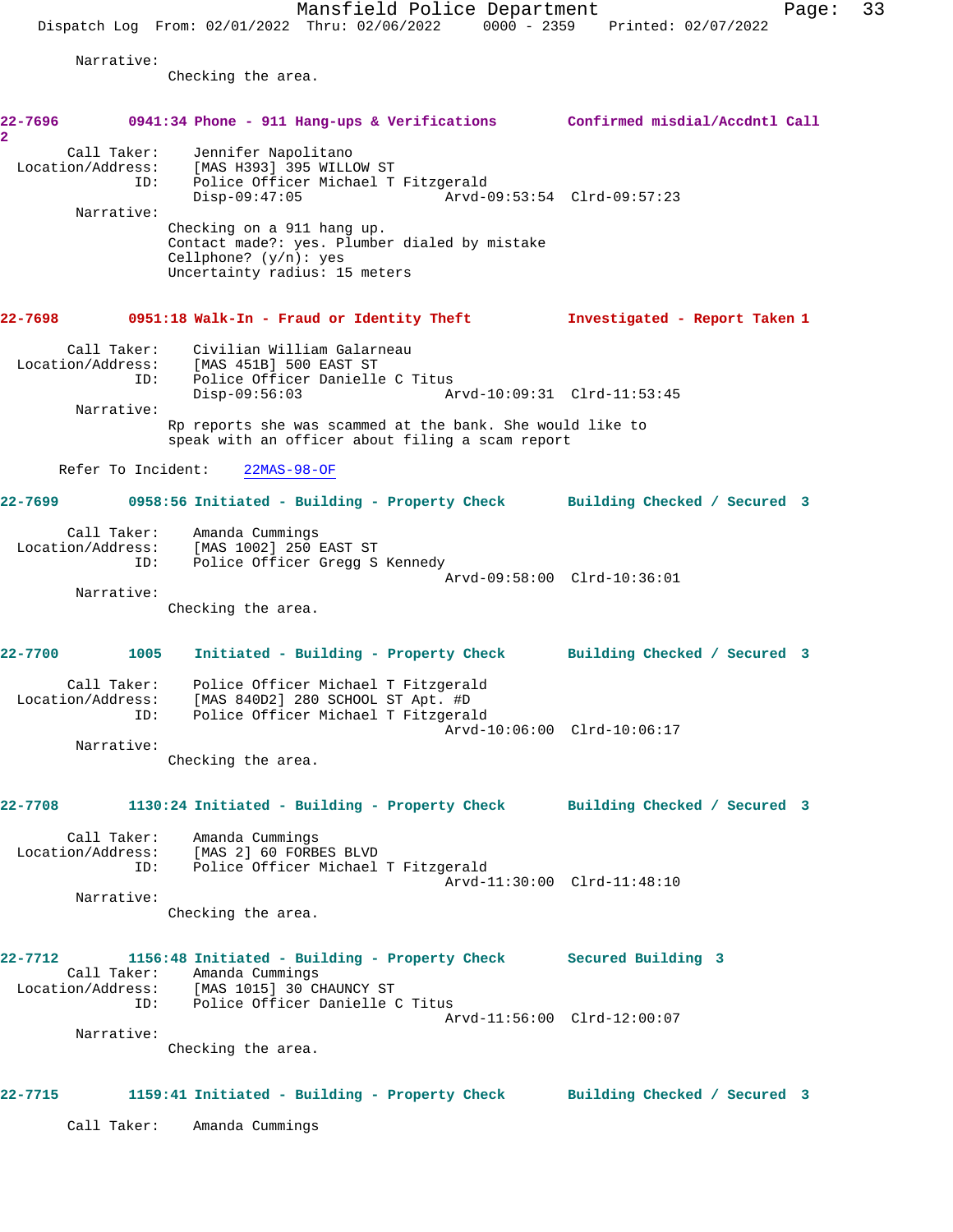Narrative:
Checking the area.

**22-7696** 0941:34 Phone - 911 Hang-ups & Verifications — Confirmed misdial/Accdntl Call 2

Call Taker: Jennifer Napolitano
Location/Address: [MAS H393] 395 WILLOW ST
ID: Police Officer Michael T Fitzgerald
Disp-09:47:05 Arvd-09:53:54 Clrd-09:57:23

Narrative:
Checking on a 911 hang up.
Contact made?: yes. Plumber dialed by mistake
Cellphone? (y/n): yes
Uncertainty radius: 15 meters

**22-7698** 0951:18 Walk-In - Fraud or Identity Theft — Investigated - Report Taken 1

Call Taker: Civilian William Galarneau
Location/Address: [MAS 451B] 500 EAST ST
ID: Police Officer Danielle C Titus
Disp-09:56:03 Arvd-10:09:31 Clrd-11:53:45

Narrative:
Rp reports she was scammed at the bank. She would like to speak with an officer about filing a scam report

Refer To Incident: 22MAS-98-OF

**22-7699** 0958:56 Initiated - Building - Property Check — Building Checked / Secured 3

Call Taker: Amanda Cummings
Location/Address: [MAS 1002] 250 EAST ST
ID: Police Officer Gregg S Kennedy
Arvd-09:58:00 Clrd-10:36:01

Narrative:
Checking the area.

**22-7700** 1005 Initiated - Building - Property Check — Building Checked / Secured 3

Call Taker: Police Officer Michael T Fitzgerald
Location/Address: [MAS 840D2] 280 SCHOOL ST Apt. #D
ID: Police Officer Michael T Fitzgerald
Arvd-10:06:00 Clrd-10:06:17

Narrative:
Checking the area.

**22-7708** 1130:24 Initiated - Building - Property Check — Building Checked / Secured 3

Call Taker: Amanda Cummings
Location/Address: [MAS 2] 60 FORBES BLVD
ID: Police Officer Michael T Fitzgerald
Arvd-11:30:00 Clrd-11:48:10

Narrative:
Checking the area.

**22-7712** 1156:48 Initiated - Building - Property Check — Secured Building 3

Call Taker: Amanda Cummings
Location/Address: [MAS 1015] 30 CHAUNCY ST
ID: Police Officer Danielle C Titus
Arvd-11:56:00 Clrd-12:00:07

Narrative:
Checking the area.

**22-7715** 1159:41 Initiated - Building - Property Check — Building Checked / Secured 3

Call Taker: Amanda Cummings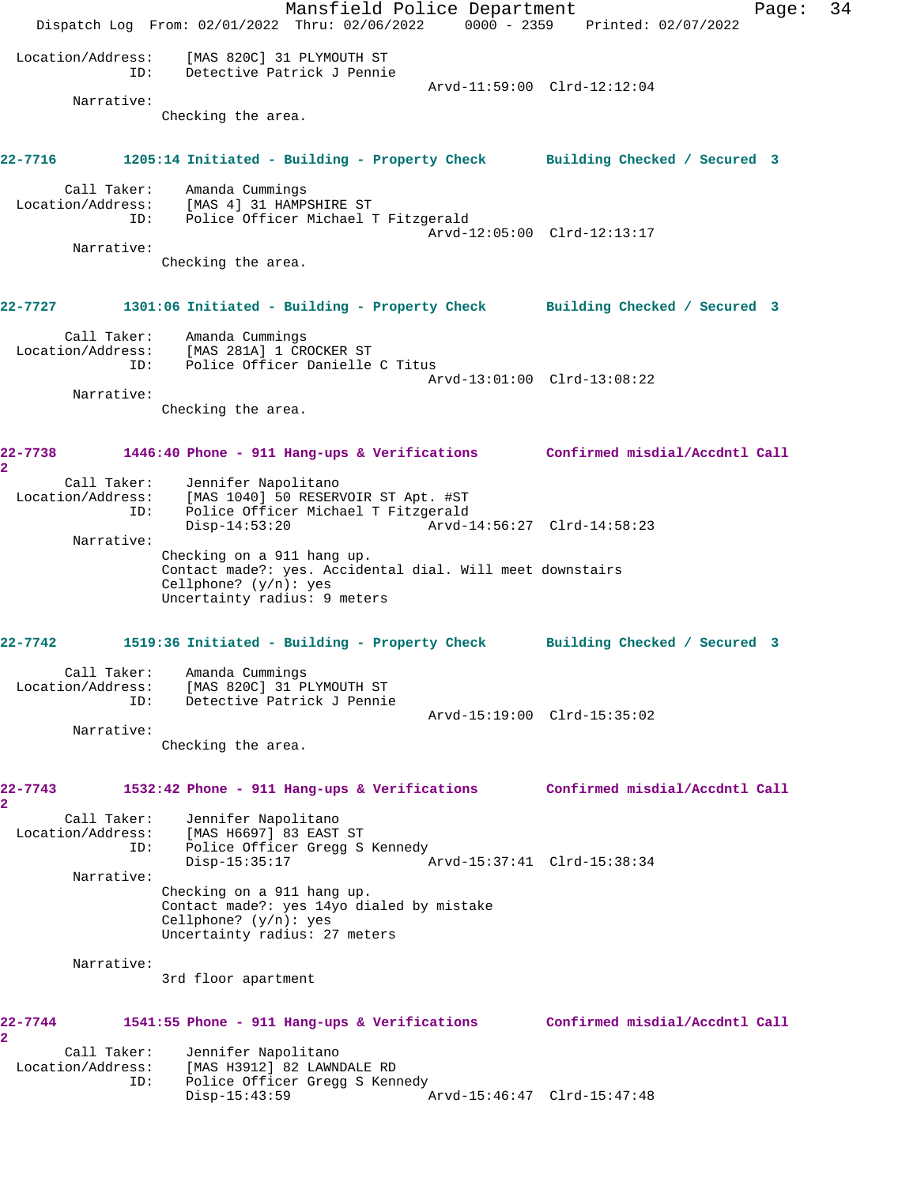Location/Address: [MAS 820C] 31 PLYMOUTH ST
ID: Detective Patrick J Pennie
Arvd-11:59:00 Clrd-12:12:04

Narrative:
Checking the area.

**22-7716 1205:14 Initiated - Building - Property Check Building Checked / Secured 3**

Call Taker: Amanda Cummings
Location/Address: [MAS 4] 31 HAMPSHIRE ST
ID: Police Officer Michael T Fitzgerald
Arvd-12:05:00 Clrd-12:13:17

Narrative:
Checking the area.

**22-7727 1301:06 Initiated - Building - Property Check Building Checked / Secured 3**

Call Taker: Amanda Cummings
Location/Address: [MAS 281A] 1 CROCKER ST
ID: Police Officer Danielle C Titus
Arvd-13:01:00 Clrd-13:08:22

Narrative:
Checking the area.

**22-7738 1446:40 Phone - 911 Hang-ups & Verifications Confirmed misdial/Accdntl Call 2**

Call Taker: Jennifer Napolitano
Location/Address: [MAS 1040] 50 RESERVOIR ST Apt. #ST
ID: Police Officer Michael T Fitzgerald
Disp-14:53:20 Arvd-14:56:27 Clrd-14:58:23

Narrative:
Checking on a 911 hang up.
Contact made?: yes. Accidental dial. Will meet downstairs
Cellphone? (y/n): yes
Uncertainty radius: 9 meters

**22-7742 1519:36 Initiated - Building - Property Check Building Checked / Secured 3**

Call Taker: Amanda Cummings
Location/Address: [MAS 820C] 31 PLYMOUTH ST
ID: Detective Patrick J Pennie
Arvd-15:19:00 Clrd-15:35:02

Narrative:
Checking the area.

**22-7743 1532:42 Phone - 911 Hang-ups & Verifications Confirmed misdial/Accdntl Call 2**

Call Taker: Jennifer Napolitano
Location/Address: [MAS H6697] 83 EAST ST
ID: Police Officer Gregg S Kennedy
Disp-15:35:17 Arvd-15:37:41 Clrd-15:38:34

Narrative:
Checking on a 911 hang up.
Contact made?: yes 14yo dialed by mistake
Cellphone? (y/n): yes
Uncertainty radius: 27 meters

Narrative:
3rd floor apartment

**22-7744 1541:55 Phone - 911 Hang-ups & Verifications Confirmed misdial/Accdntl Call 2**

Call Taker: Jennifer Napolitano
Location/Address: [MAS H3912] 82 LAWNDALE RD
ID: Police Officer Gregg S Kennedy
Disp-15:43:59 Arvd-15:46:47 Clrd-15:47:48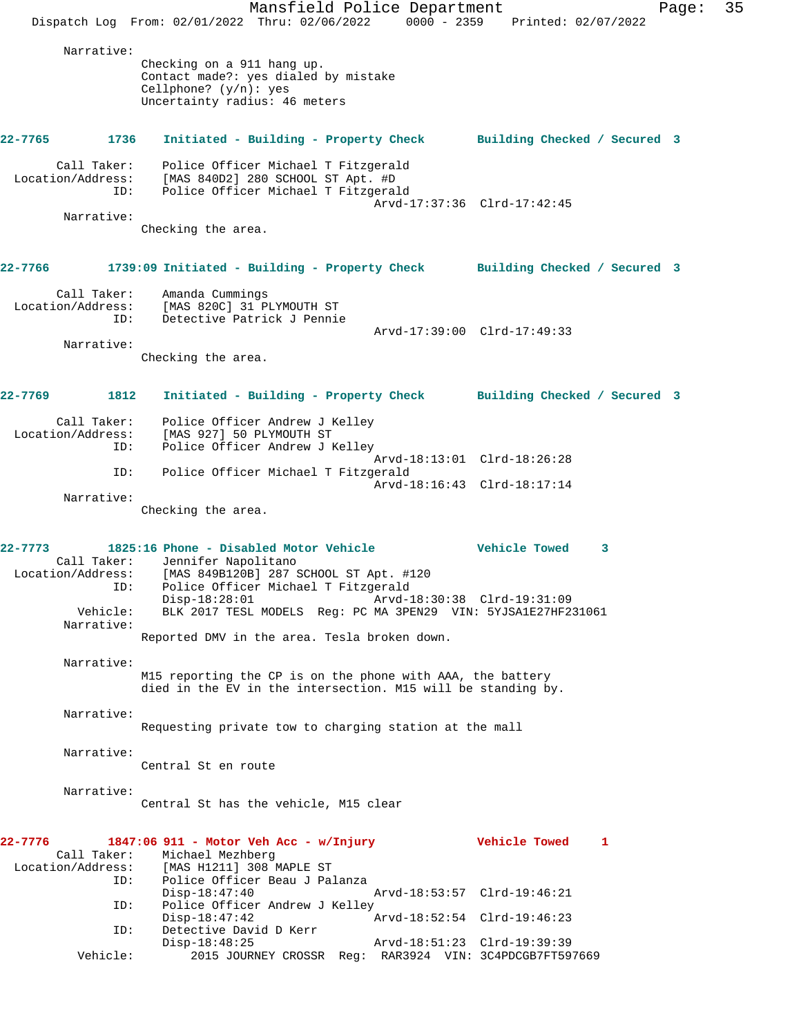Narrative:
Checking on a 911 hang up.
Contact made?: yes dialed by mistake
Cellphone? (y/n): yes
Uncertainty radius: 46 meters

**22-7765 1736 Initiated - Building - Property Check Building Checked / Secured 3**

Call Taker: Police Officer Michael T Fitzgerald
Location/Address: [MAS 840D2] 280 SCHOOL ST Apt. #D
ID: Police Officer Michael T Fitzgerald
Arvd-17:37:36 Clrd-17:42:45
Narrative:
Checking the area.

**22-7766 1739:09 Initiated - Building - Property Check Building Checked / Secured 3**

Call Taker: Amanda Cummings
Location/Address: [MAS 820C] 31 PLYMOUTH ST
ID: Detective Patrick J Pennie
Arvd-17:39:00 Clrd-17:49:33
Narrative:
Checking the area.

**22-7769 1812 Initiated - Building - Property Check Building Checked / Secured 3**

Call Taker: Police Officer Andrew J Kelley
Location/Address: [MAS 927] 50 PLYMOUTH ST
ID: Police Officer Andrew J Kelley
Arvd-18:13:01 Clrd-18:26:28
ID: Police Officer Michael T Fitzgerald
Arvd-18:16:43 Clrd-18:17:14
Narrative:
Checking the area.

**22-7773 1825:16 Phone - Disabled Motor Vehicle Vehicle Towed 3**

Call Taker: Jennifer Napolitano
Location/Address: [MAS 849B120B] 287 SCHOOL ST Apt. #120
ID: Police Officer Michael T Fitzgerald
Disp-18:28:01 Arvd-18:30:38 Clrd-19:31:09
Vehicle: BLK 2017 TESL MODELS Reg: PC MA 3PEN29 VIN: 5YJSA1E27HF231061
Narrative:
Reported DMV in the area. Tesla broken down.

Narrative:
M15 reporting the CP is on the phone with AAA, the battery died in the EV in the intersection. M15 will be standing by.

Narrative:
Requesting private tow to charging station at the mall

Narrative:
Central St en route

Narrative:
Central St has the vehicle, M15 clear

**22-7776 1847:06 911 - Motor Veh Acc - w/Injury Vehicle Towed 1**

Call Taker: Michael Mezhberg
Location/Address: [MAS H1211] 308 MAPLE ST
ID: Police Officer Beau J Palanza
Disp-18:47:40 Arvd-18:53:57 Clrd-19:46:21
ID: Police Officer Andrew J Kelley
Disp-18:47:42 Arvd-18:52:54 Clrd-19:46:23
ID: Detective David D Kerr
Disp-18:48:25 Arvd-18:51:23 Clrd-19:39:39
Vehicle: 2015 JOURNEY CROSSR Reg: RAR3924 VIN: 3C4PDCGB7FT597669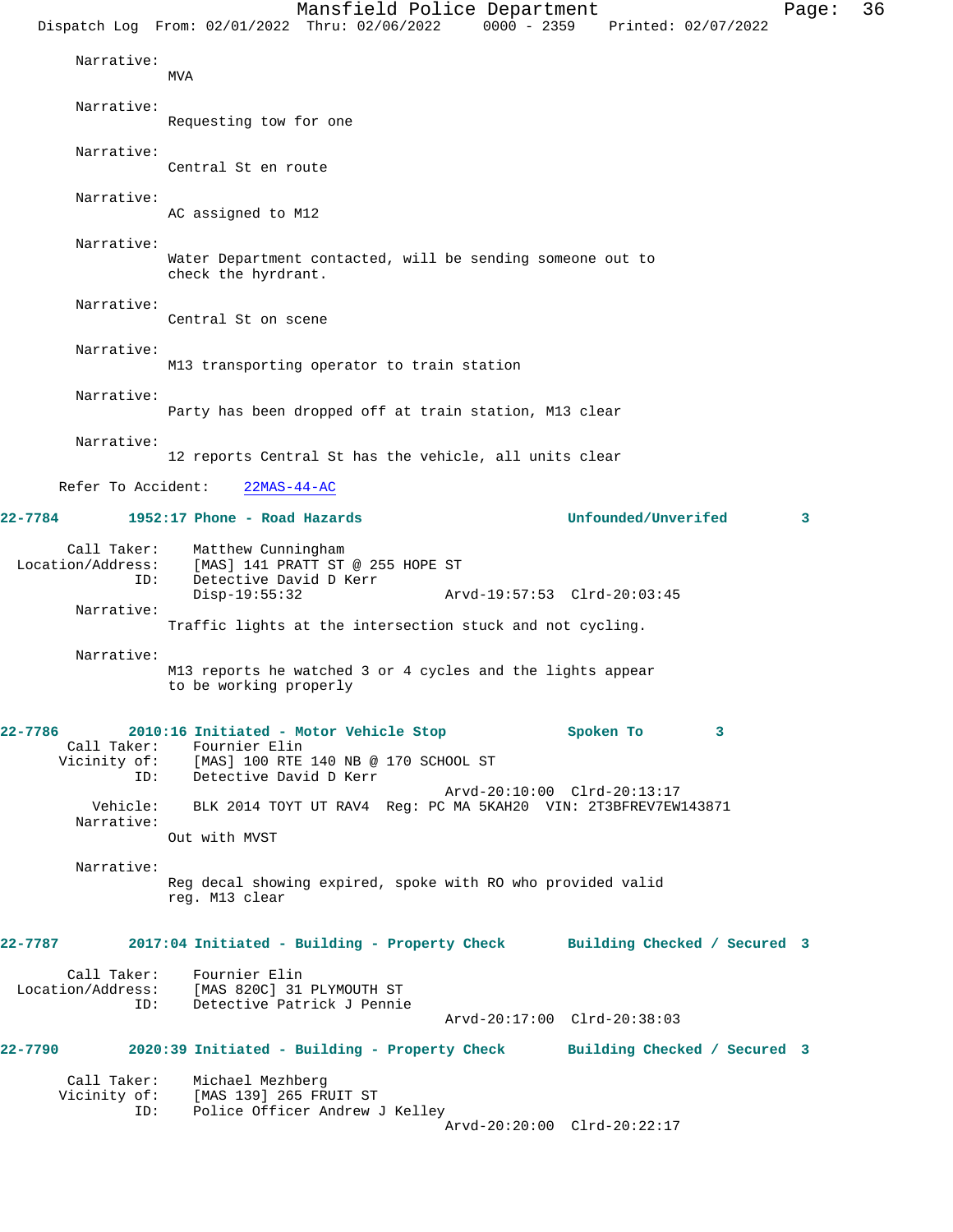Narrative:
MVA

Narrative:
Requesting tow for one

Narrative:
Central St en route

Narrative:
AC assigned to M12

Narrative:
Water Department contacted, will be sending someone out to check the hyrdrant.

Narrative:
Central St on scene

Narrative:
M13 transporting operator to train station

Narrative:
Party has been dropped off at train station, M13 clear

Narrative:
12 reports Central St has the vehicle, all units clear

Refer To Accident: 22MAS-44-AC

**22-7784 1952:17 Phone - Road Hazards Unfounded/Unverifed 3**

Call Taker: Matthew Cunningham
Location/Address: [MAS] 141 PRATT ST @ 255 HOPE ST
ID: Detective David D Kerr
Disp-19:55:32 Arvd-19:57:53 Clrd-20:03:45

Narrative:
Traffic lights at the intersection stuck and not cycling.

Narrative:
M13 reports he watched 3 or 4 cycles and the lights appear to be working properly

**22-7786 2010:16 Initiated - Motor Vehicle Stop Spoken To 3**

Call Taker: Fournier Elin
Vicinity of: [MAS] 100 RTE 140 NB @ 170 SCHOOL ST
ID: Detective David D Kerr
Arvd-20:10:00 Clrd-20:13:17
Vehicle: BLK 2014 TOYT UT RAV4 Reg: PC MA 5KAH20 VIN: 2T3BFREV7EW143871

Narrative:
Out with MVST

Narrative:
Reg decal showing expired, spoke with RO who provided valid reg. M13 clear

**22-7787 2017:04 Initiated - Building - Property Check Building Checked / Secured 3**

Call Taker: Fournier Elin
Location/Address: [MAS 820C] 31 PLYMOUTH ST
ID: Detective Patrick J Pennie
Arvd-20:17:00 Clrd-20:38:03

**22-7790 2020:39 Initiated - Building - Property Check Building Checked / Secured 3**

Call Taker: Michael Mezhberg
Vicinity of: [MAS 139] 265 FRUIT ST
ID: Police Officer Andrew J Kelley
Arvd-20:20:00 Clrd-20:22:17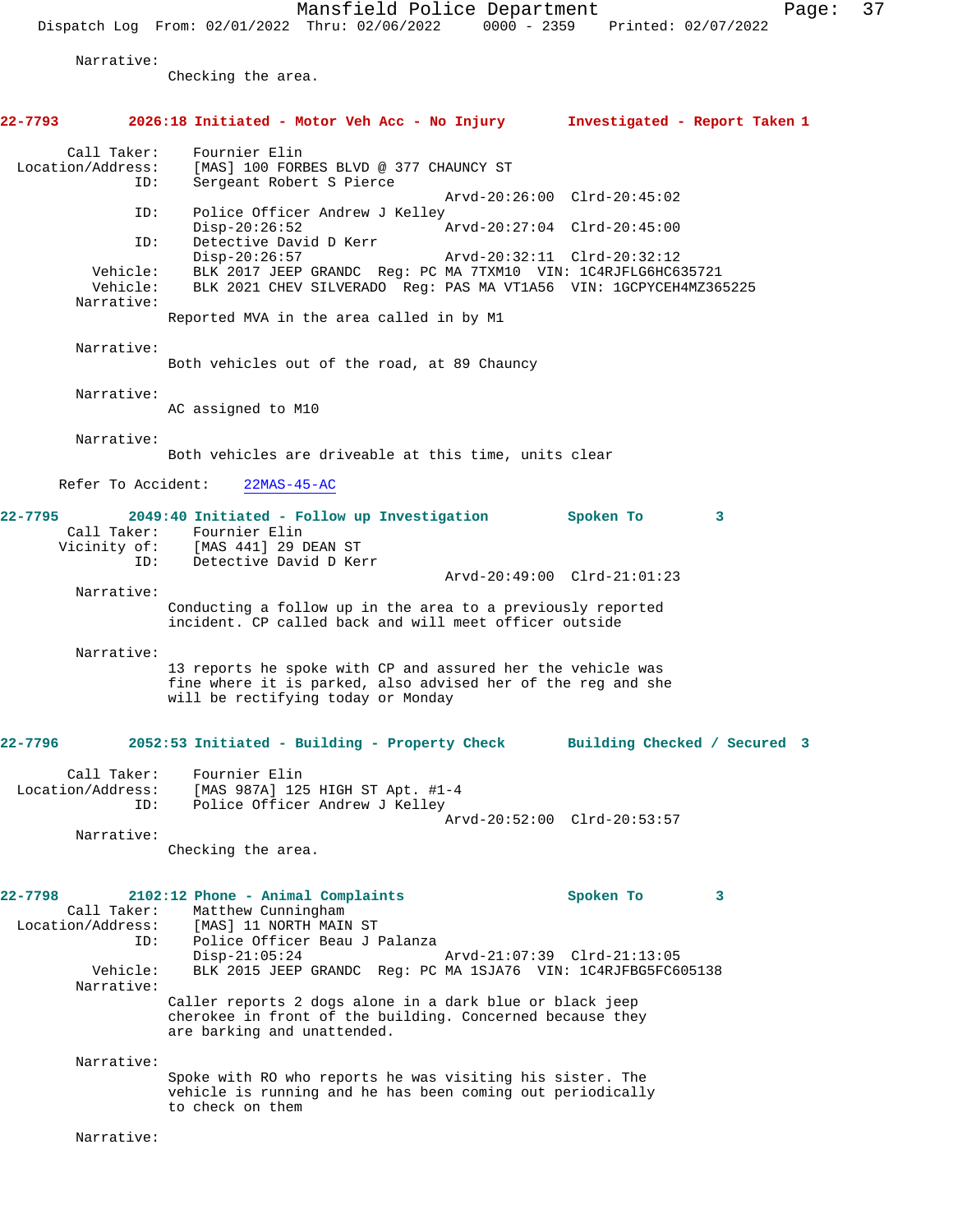Narrative:
Checking the area.

**22-7793 2026:18 Initiated - Motor Veh Acc - No Injury Investigated - Report Taken 1**

Call Taker: Fournier Elin
Location/Address: [MAS] 100 FORBES BLVD @ 377 CHAUNCY ST
ID: Sergeant Robert S Pierce
Arvd-20:26:00 Clrd-20:45:02
ID: Police Officer Andrew J Kelley
Disp-20:26:52 Arvd-20:27:04 Clrd-20:45:00
ID: Detective David D Kerr
Disp-20:26:57 Arvd-20:32:11 Clrd-20:32:12
Vehicle: BLK 2017 JEEP GRANDC Reg: PC MA 7TXM10 VIN: 1C4RJFLG6HC635721
Vehicle: BLK 2021 CHEV SILVERADO Reg: PAS MA VT1A56 VIN: 1GCPYCEH4MZ365225

Narrative:
Reported MVA in the area called in by M1

Narrative:
Both vehicles out of the road, at 89 Chauncy

Narrative:
AC assigned to M10

Narrative:
Both vehicles are driveable at this time, units clear

Refer To Accident: 22MAS-45-AC

**22-7795 2049:40 Initiated - Follow up Investigation Spoken To 3**

Call Taker: Fournier Elin
Vicinity of: [MAS 441] 29 DEAN ST
ID: Detective David D Kerr
Arvd-20:49:00 Clrd-21:01:23

Narrative:
Conducting a follow up in the area to a previously reported incident. CP called back and will meet officer outside

Narrative:
13 reports he spoke with CP and assured her the vehicle was fine where it is parked, also advised her of the reg and she will be rectifying today or Monday

**22-7796 2052:53 Initiated - Building - Property Check Building Checked / Secured 3**

Call Taker: Fournier Elin
Location/Address: [MAS 987A] 125 HIGH ST Apt. #1-4
ID: Police Officer Andrew J Kelley
Arvd-20:52:00 Clrd-20:53:57

Narrative:
Checking the area.

**22-7798 2102:12 Phone - Animal Complaints Spoken To 3**

Call Taker: Matthew Cunningham
Location/Address: [MAS] 11 NORTH MAIN ST
ID: Police Officer Beau J Palanza
Disp-21:05:24 Arvd-21:07:39 Clrd-21:13:05
Vehicle: BLK 2015 JEEP GRANDC Reg: PC MA 1SJA76 VIN: 1C4RJFBG5FC605138

Narrative:
Caller reports 2 dogs alone in a dark blue or black jeep cherokee in front of the building. Concerned because they are barking and unattended.

Narrative:
Spoke with RO who reports he was visiting his sister. The vehicle is running and he has been coming out periodically to check on them

Narrative: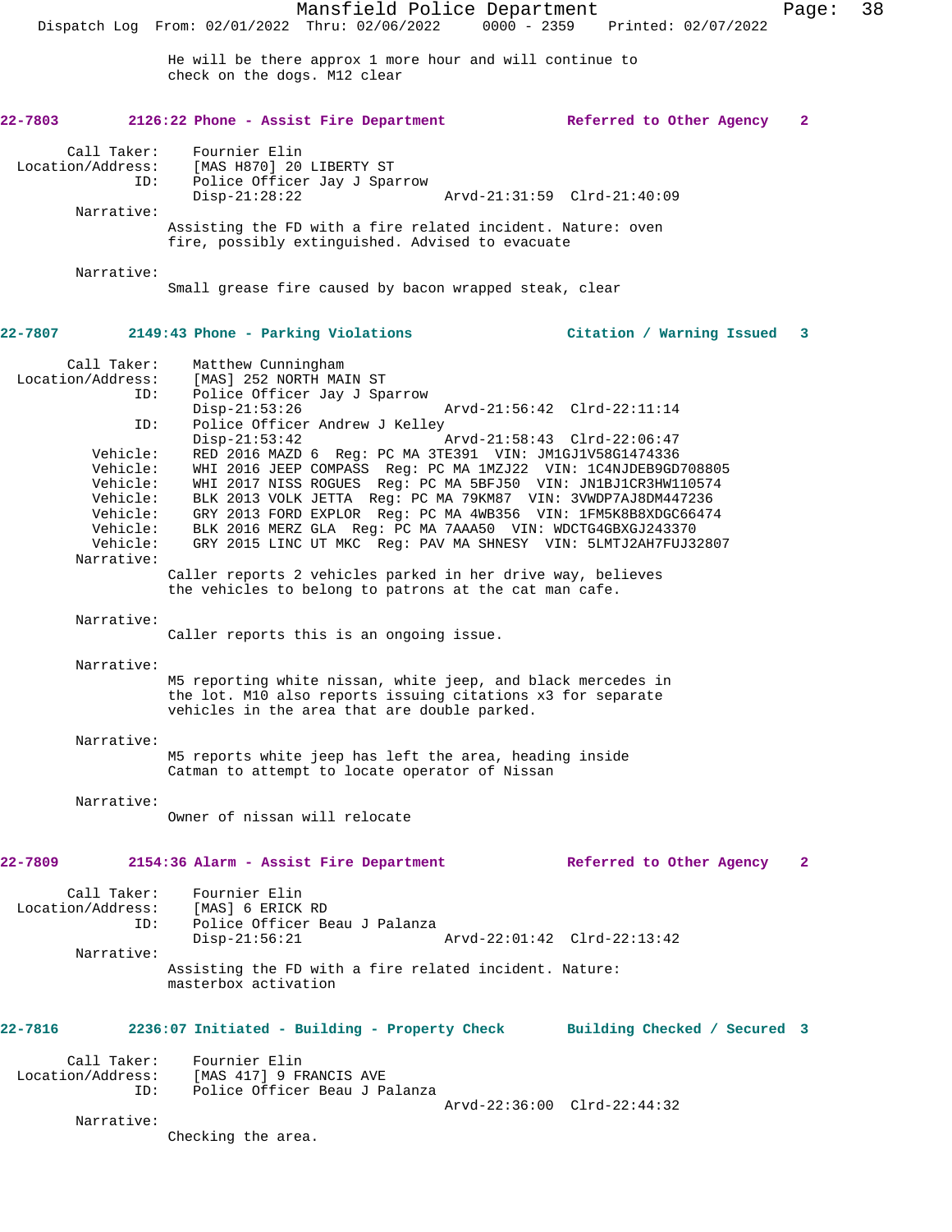He will be there approx 1 more hour and will continue to check on the dogs. M12 clear

**22-7803 2126:22 Phone - Assist Fire Department — Referred to Other Agency 2**

Call Taker: Fournier Elin
Location/Address: [MAS H870] 20 LIBERTY ST
ID: Police Officer Jay J Sparrow
Disp-21:28:22 Arvd-21:31:59 Clrd-21:40:09

Narrative:
Assisting the FD with a fire related incident. Nature: oven fire, possibly extinguished. Advised to evacuate

Narrative:
Small grease fire caused by bacon wrapped steak, clear

**22-7807 2149:43 Phone - Parking Violations — Citation / Warning Issued 3**

Call Taker: Matthew Cunningham
Location/Address: [MAS] 252 NORTH MAIN ST
ID: Police Officer Jay J Sparrow
Disp-21:53:26 Arvd-21:56:42 Clrd-22:11:14
ID: Police Officer Andrew J Kelley
Disp-21:53:42 Arvd-21:58:43 Clrd-22:06:47
Vehicle: RED 2016 MAZD 6 Reg: PC MA 3TE391 VIN: JM1GJ1V58G1474336
Vehicle: WHI 2016 JEEP COMPASS Reg: PC MA 1MZJ22 VIN: 1C4NJDEB9GD708805
Vehicle: WHI 2017 NISS ROGUES Reg: PC MA 5BFJ50 VIN: JN1BJ1CR3HW110574
Vehicle: BLK 2013 VOLK JETTA Reg: PC MA 79KM87 VIN: 3VWDP7AJ8DM447236
Vehicle: GRY 2013 FORD EXPLOR Reg: PC MA 4WB356 VIN: 1FM5K8B8XDGC66474
Vehicle: BLK 2016 MERZ GLA Reg: PC MA 7AAA50 VIN: WDCTG4GBXGJ243370
Vehicle: GRY 2015 LINC UT MKC Reg: PAV MA SHNESY VIN: 5LMTJ2AH7FUJ32807

Narrative:
Caller reports 2 vehicles parked in her drive way, believes the vehicles to belong to patrons at the cat man cafe.

Narrative:
Caller reports this is an ongoing issue.

Narrative:
M5 reporting white nissan, white jeep, and black mercedes in the lot. M10 also reports issuing citations x3 for separate vehicles in the area that are double parked.

Narrative:
M5 reports white jeep has left the area, heading inside Catman to attempt to locate operator of Nissan

Narrative:
Owner of nissan will relocate

**22-7809 2154:36 Alarm - Assist Fire Department — Referred to Other Agency 2**

Call Taker: Fournier Elin
Location/Address: [MAS] 6 ERICK RD
ID: Police Officer Beau J Palanza
Disp-21:56:21 Arvd-22:01:42 Clrd-22:13:42

Narrative:
Assisting the FD with a fire related incident. Nature: masterbox activation

**22-7816 2236:07 Initiated - Building - Property Check — Building Checked / Secured 3**

Call Taker: Fournier Elin
Location/Address: [MAS 417] 9 FRANCIS AVE
ID: Police Officer Beau J Palanza
Arvd-22:36:00 Clrd-22:44:32

Narrative:
Checking the area.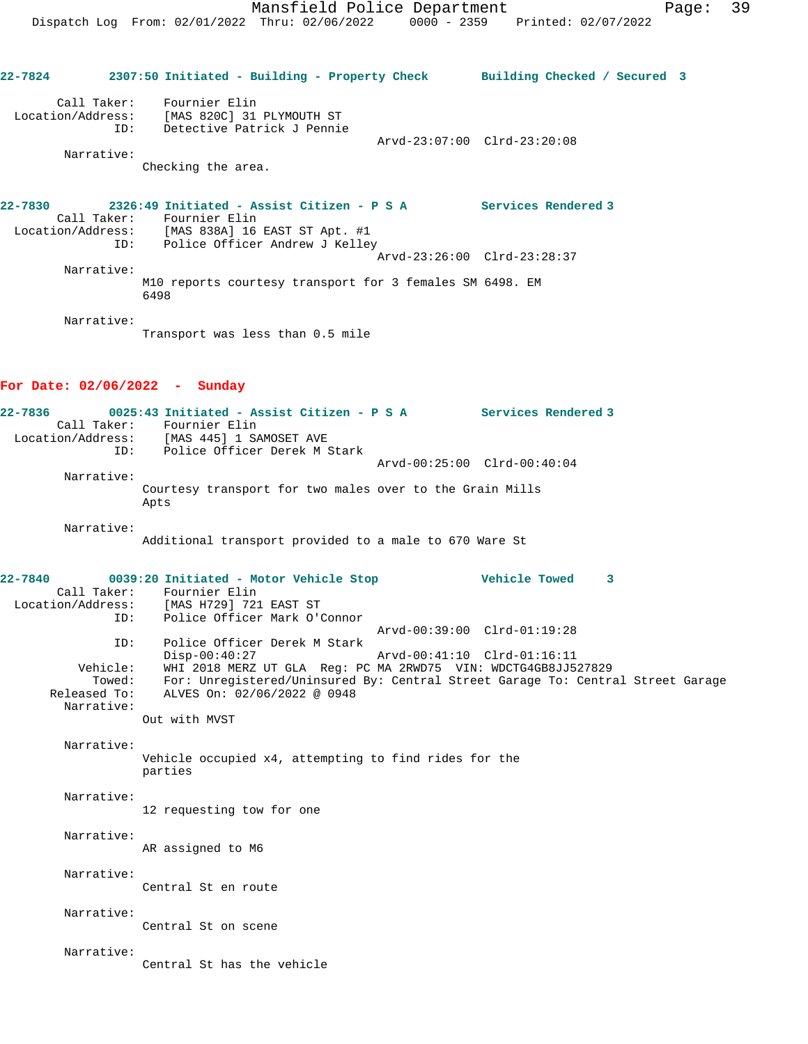**22-7824** **2307:50 Initiated - Building - Property Check** **Building Checked / Secured 3**

Call Taker: Fournier Elin
Location/Address: [MAS 820C] 31 PLYMOUTH ST
ID: Detective Patrick J Pennie
Arvd-23:07:00 Clrd-23:20:08

Narrative:
Checking the area.

**22-7830** **2326:49 Initiated - Assist Citizen - P S A** **Services Rendered 3**

Call Taker: Fournier Elin
Location/Address: [MAS 838A] 16 EAST ST Apt. #1
ID: Police Officer Andrew J Kelley
Arvd-23:26:00 Clrd-23:28:37

Narrative:
M10 reports courtesy transport for 3 females SM 6498. EM 6498

Narrative:
Transport was less than 0.5 mile

## For Date: 02/06/2022 - Sunday

**22-7836** **0025:43 Initiated - Assist Citizen - P S A** **Services Rendered 3**

Call Taker: Fournier Elin
Location/Address: [MAS 445] 1 SAMOSET AVE
ID: Police Officer Derek M Stark
Arvd-00:25:00 Clrd-00:40:04

Narrative:
Courtesy transport for two males over to the Grain Mills Apts

Narrative:
Additional transport provided to a male to 670 Ware St

**22-7840** **0039:20 Initiated - Motor Vehicle Stop** **Vehicle Towed 3**

Call Taker: Fournier Elin
Location/Address: [MAS H729] 721 EAST ST
ID: Police Officer Mark O'Connor
Arvd-00:39:00 Clrd-01:19:28
ID: Police Officer Derek M Stark
Disp-00:40:27 Arvd-00:41:10 Clrd-01:16:11
Vehicle: WHI 2018 MERZ UT GLA Reg: PC MA 2RWD75 VIN: WDCTG4GB8JJ527829
Towed: For: Unregistered/Uninsured By: Central Street Garage To: Central Street Garage
Released To: ALVES On: 02/06/2022 @ 0948

Narrative:
Out with MVST

Narrative:
Vehicle occupied x4, attempting to find rides for the parties

Narrative:
12 requesting tow for one

Narrative:
AR assigned to M6

Narrative:
Central St en route

Narrative:
Central St on scene

Narrative:
Central St has the vehicle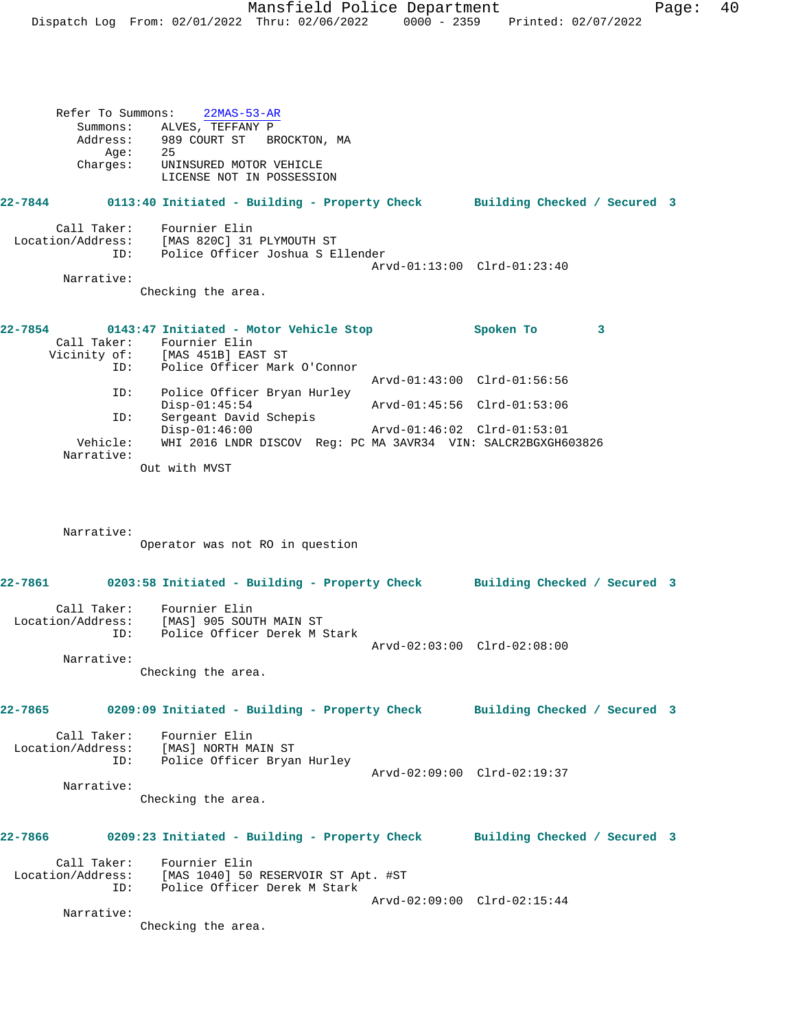Refer To Summons: 22MAS-53-AR
Summons: ALVES, TEFFANY P
Address: 989 COURT ST BROCKTON, MA
Age: 25
Charges: UNINSURED MOTOR VEHICLE
LICENSE NOT IN POSSESSION

**22-7844 0113:40 Initiated - Building - Property Check Building Checked / Secured 3**

Call Taker: Fournier Elin
Location/Address: [MAS 820C] 31 PLYMOUTH ST
ID: Police Officer Joshua S Ellender
Arvd-01:13:00 Clrd-01:23:40
Narrative:
Checking the area.

**22-7854 0143:47 Initiated - Motor Vehicle Stop Spoken To 3**

Call Taker: Fournier Elin
Vicinity of: [MAS 451B] EAST ST
ID: Police Officer Mark O'Connor
Arvd-01:43:00 Clrd-01:56:56
ID: Police Officer Bryan Hurley
Disp-01:45:54 Arvd-01:45:56 Clrd-01:53:06
ID: Sergeant David Schepis
Disp-01:46:00 Arvd-01:46:02 Clrd-01:53:01
Vehicle: WHI 2016 LNDR DISCOV Reg: PC MA 3AVR34 VIN: SALCR2BGXGH603826
Narrative:
Out with MVST

Narrative:
Operator was not RO in question

**22-7861 0203:58 Initiated - Building - Property Check Building Checked / Secured 3**

Call Taker: Fournier Elin
Location/Address: [MAS] 905 SOUTH MAIN ST
ID: Police Officer Derek M Stark
Arvd-02:03:00 Clrd-02:08:00
Narrative:
Checking the area.

**22-7865 0209:09 Initiated - Building - Property Check Building Checked / Secured 3**

Call Taker: Fournier Elin
Location/Address: [MAS] NORTH MAIN ST
ID: Police Officer Bryan Hurley
Arvd-02:09:00 Clrd-02:19:37
Narrative:
Checking the area.

**22-7866 0209:23 Initiated - Building - Property Check Building Checked / Secured 3**

Call Taker: Fournier Elin
Location/Address: [MAS 1040] 50 RESERVOIR ST Apt. #ST
ID: Police Officer Derek M Stark
Arvd-02:09:00 Clrd-02:15:44
Narrative:
Checking the area.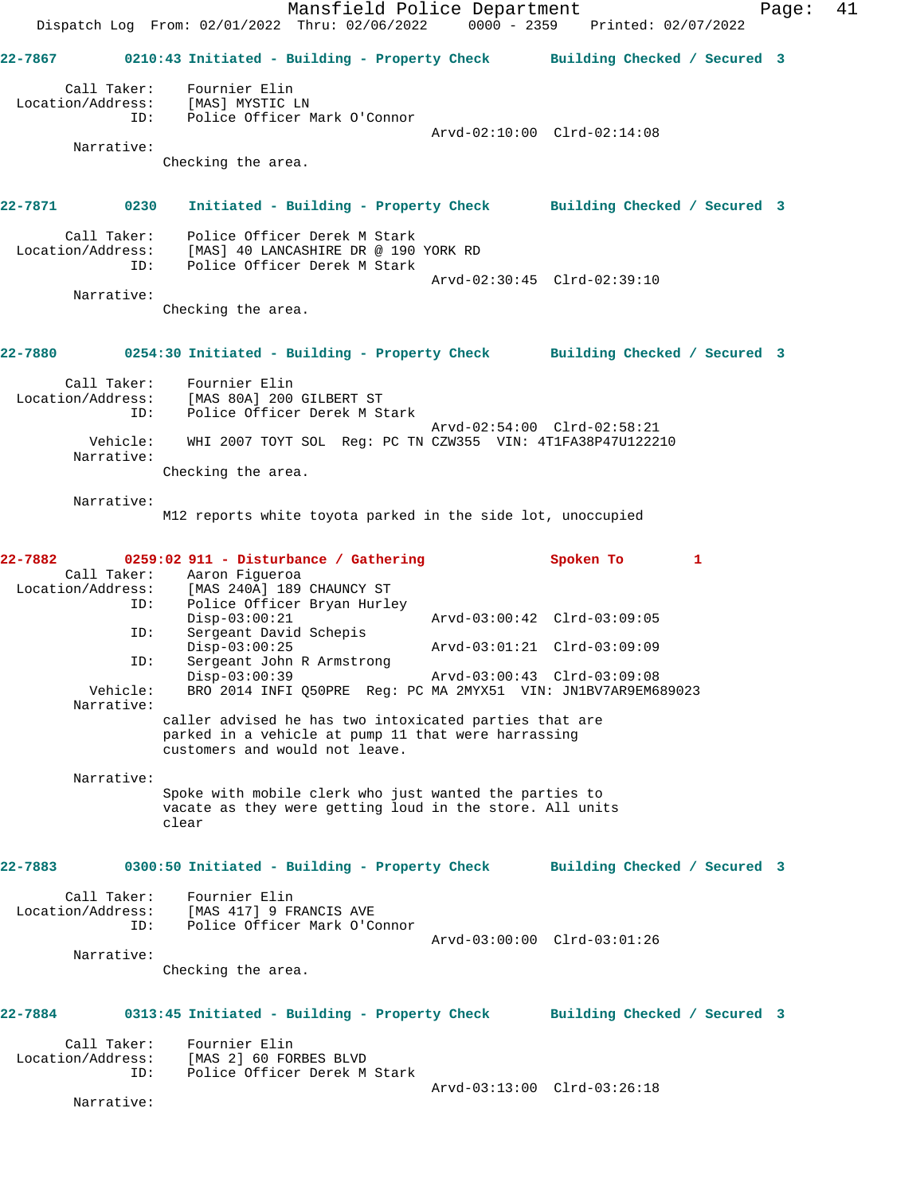22-7867 0210:43 Initiated - Building - Property Check Building Checked / Secured 3

Call Taker: Fournier Elin
Location/Address: [MAS] MYSTIC LN
ID: Police Officer Mark O'Connor
Arvd-02:10:00 Clrd-02:14:08

Narrative:
Checking the area.

22-7871 0230 Initiated - Building - Property Check Building Checked / Secured 3

Call Taker: Police Officer Derek M Stark
Location/Address: [MAS] 40 LANCASHIRE DR @ 190 YORK RD
ID: Police Officer Derek M Stark
Arvd-02:30:45 Clrd-02:39:10

Narrative:
Checking the area.

22-7880 0254:30 Initiated - Building - Property Check Building Checked / Secured 3

Call Taker: Fournier Elin
Location/Address: [MAS 80A] 200 GILBERT ST
ID: Police Officer Derek M Stark
Arvd-02:54:00 Clrd-02:58:21
Vehicle: WHI 2007 TOYT SOL Reg: PC TN CZW355 VIN: 4T1FA38P47U122210

Narrative:
Checking the area.

Narrative:
M12 reports white toyota parked in the side lot, unoccupied

22-7882 0259:02 911 - Disturbance / Gathering Spoken To 1

Call Taker: Aaron Figueroa
Location/Address: [MAS 240A] 189 CHAUNCY ST
ID: Police Officer Bryan Hurley
Disp-03:00:21 Arvd-03:00:42 Clrd-03:09:05
ID: Sergeant David Schepis
Disp-03:00:25 Arvd-03:01:21 Clrd-03:09:09
ID: Sergeant John R Armstrong
Disp-03:00:39 Arvd-03:00:43 Clrd-03:09:08
Vehicle: BRO 2014 INFI Q50PRE Reg: PC MA 2MYX51 VIN: JN1BV7AR9EM689023

Narrative:
caller advised he has two intoxicated parties that are parked in a vehicle at pump 11 that were harrassing customers and would not leave.

Narrative:
Spoke with mobile clerk who just wanted the parties to vacate as they were getting loud in the store. All units clear

22-7883 0300:50 Initiated - Building - Property Check Building Checked / Secured 3

Call Taker: Fournier Elin
Location/Address: [MAS 417] 9 FRANCIS AVE
ID: Police Officer Mark O'Connor
Arvd-03:00:00 Clrd-03:01:26

Narrative:
Checking the area.

22-7884 0313:45 Initiated - Building - Property Check Building Checked / Secured 3

Call Taker: Fournier Elin
Location/Address: [MAS 2] 60 FORBES BLVD
ID: Police Officer Derek M Stark
Arvd-03:13:00 Clrd-03:26:18

Narrative: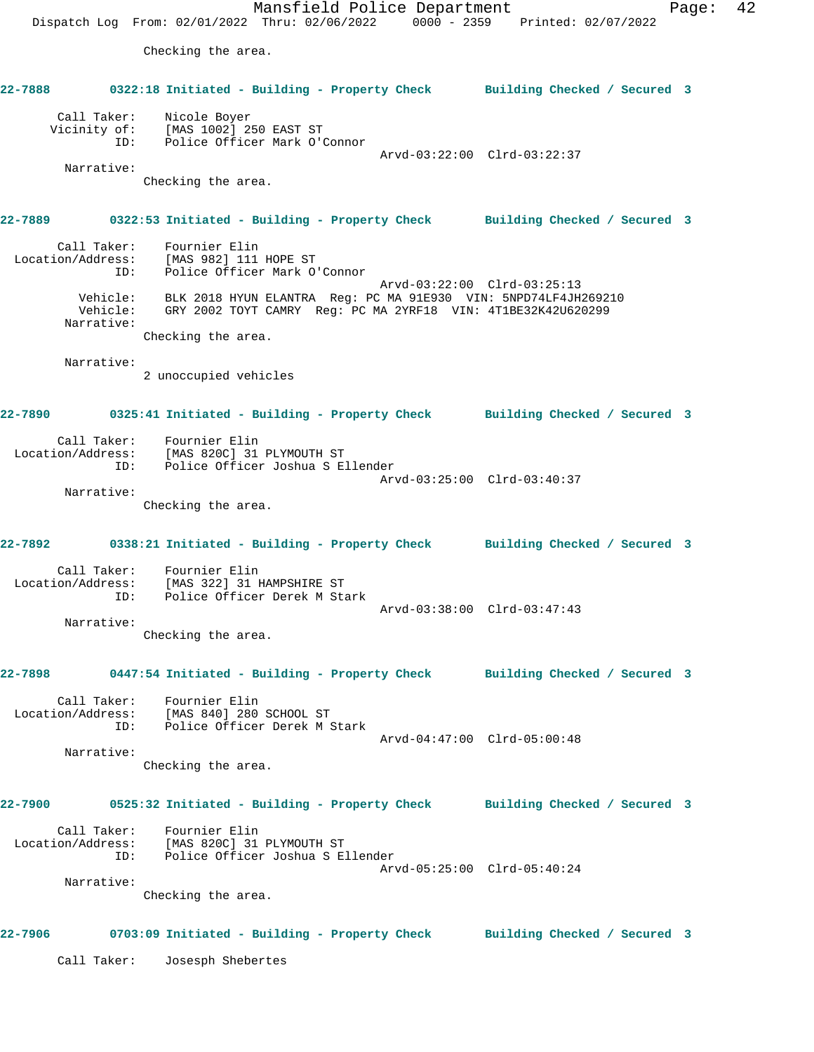Checking the area.

**22-7888** 0322:18 Initiated - Building - Property Check **Building Checked / Secured 3**

Call Taker: Nicole Boyer
Vicinity of: [MAS 1002] 250 EAST ST
ID: Police Officer Mark O'Connor
Arvd-03:22:00 Clrd-03:22:37

Narrative:
Checking the area.

**22-7889** 0322:53 Initiated - Building - Property Check **Building Checked / Secured 3**

Call Taker: Fournier Elin
Location/Address: [MAS 982] 111 HOPE ST
ID: Police Officer Mark O'Connor
Arvd-03:22:00 Clrd-03:25:13
Vehicle: BLK 2018 HYUN ELANTRA Reg: PC MA 91E930 VIN: 5NPD74LF4JH269210
Vehicle: GRY 2002 TOYT CAMRY Reg: PC MA 2YRF18 VIN: 4T1BE32K42U620299

Narrative:
Checking the area.

Narrative:
2 unoccupied vehicles

**22-7890** 0325:41 Initiated - Building - Property Check **Building Checked / Secured 3**

Call Taker: Fournier Elin
Location/Address: [MAS 820C] 31 PLYMOUTH ST
ID: Police Officer Joshua S Ellender
Arvd-03:25:00 Clrd-03:40:37

Narrative:
Checking the area.

**22-7892** 0338:21 Initiated - Building - Property Check **Building Checked / Secured 3**

Call Taker: Fournier Elin
Location/Address: [MAS 322] 31 HAMPSHIRE ST
ID: Police Officer Derek M Stark
Arvd-03:38:00 Clrd-03:47:43

Narrative:
Checking the area.

**22-7898** 0447:54 Initiated - Building - Property Check **Building Checked / Secured 3**

Call Taker: Fournier Elin
Location/Address: [MAS 840] 280 SCHOOL ST
ID: Police Officer Derek M Stark
Arvd-04:47:00 Clrd-05:00:48

Narrative:
Checking the area.

**22-7900** 0525:32 Initiated - Building - Property Check **Building Checked / Secured 3**

Call Taker: Fournier Elin
Location/Address: [MAS 820C] 31 PLYMOUTH ST
ID: Police Officer Joshua S Ellender
Arvd-05:25:00 Clrd-05:40:24

Narrative:
Checking the area.

**22-7906** 0703:09 Initiated - Building - Property Check **Building Checked / Secured 3**

Call Taker: Josesph Shebertes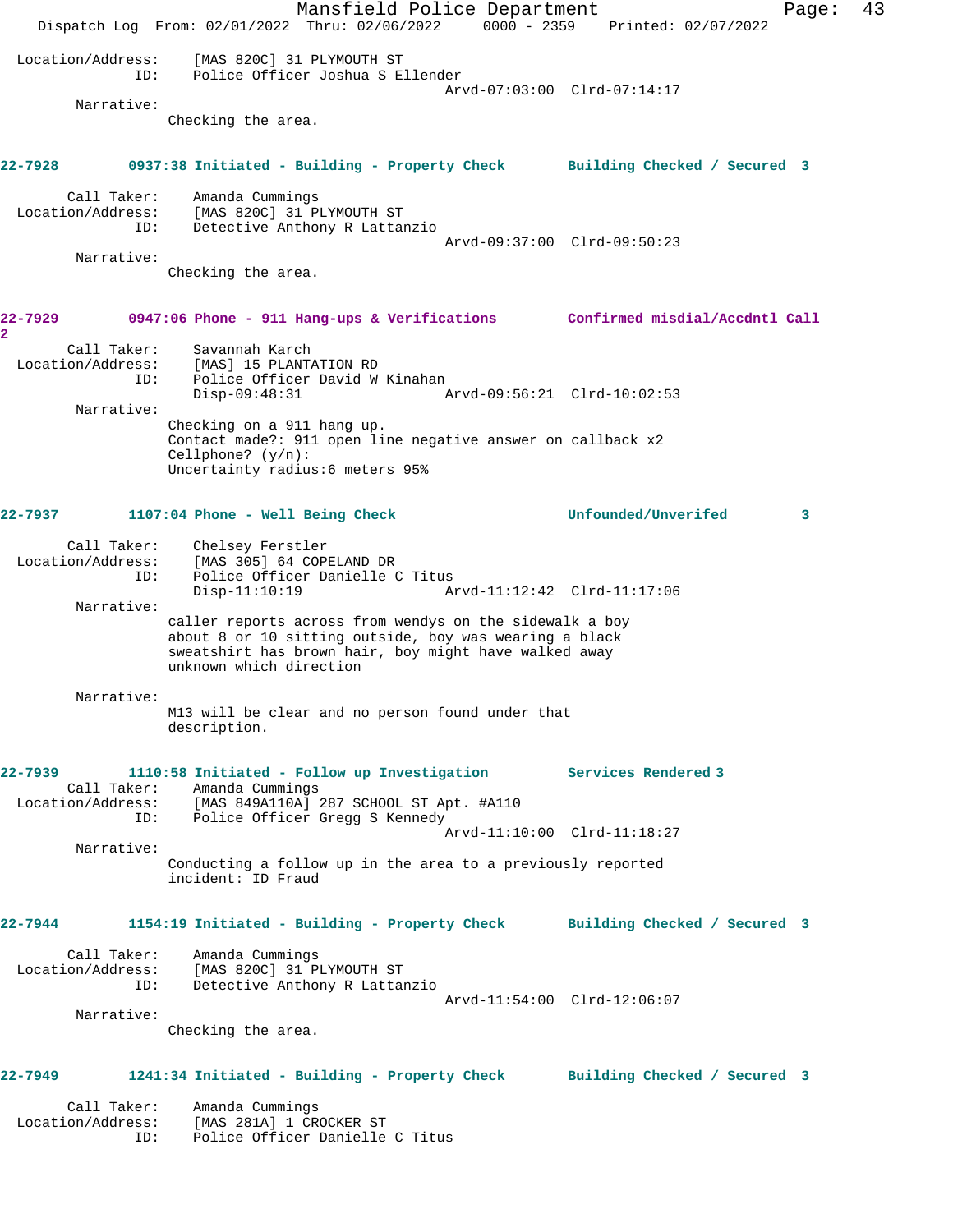Location/Address: [MAS 820C] 31 PLYMOUTH ST
ID: Police Officer Joshua S Ellender
Arvd-07:03:00 Clrd-07:14:17

Narrative:
Checking the area.

**22-7928 0937:38 Initiated - Building - Property Check Building Checked / Secured 3**

Call Taker: Amanda Cummings
Location/Address: [MAS 820C] 31 PLYMOUTH ST
ID: Detective Anthony R Lattanzio
Arvd-09:37:00 Clrd-09:50:23

Narrative:
Checking the area.

**22-7929 0947:06 Phone - 911 Hang-ups & Verifications Confirmed misdial/Accdntl Call 2**

Call Taker: Savannah Karch
Location/Address: [MAS] 15 PLANTATION RD
ID: Police Officer David W Kinahan
Disp-09:48:31 Arvd-09:56:21 Clrd-10:02:53

Narrative:
Checking on a 911 hang up.
Contact made?: 911 open line negative answer on callback x2
Cellphone? (y/n):
Uncertainty radius:6 meters 95%

**22-7937 1107:04 Phone - Well Being Check Unfounded/Unverifed 3**

Call Taker: Chelsey Ferstler
Location/Address: [MAS 305] 64 COPELAND DR
ID: Police Officer Danielle C Titus
Disp-11:10:19 Arvd-11:12:42 Clrd-11:17:06

Narrative:
caller reports across from wendys on the sidewalk a boy about 8 or 10 sitting outside, boy was wearing a black sweatshirt has brown hair, boy might have walked away unknown which direction

Narrative:
M13 will be clear and no person found under that description.

**22-7939 1110:58 Initiated - Follow up Investigation Services Rendered 3**

Call Taker: Amanda Cummings
Location/Address: [MAS 849A110A] 287 SCHOOL ST Apt. #A110
ID: Police Officer Gregg S Kennedy
Arvd-11:10:00 Clrd-11:18:27

Narrative:
Conducting a follow up in the area to a previously reported incident: ID Fraud

**22-7944 1154:19 Initiated - Building - Property Check Building Checked / Secured 3**

Call Taker: Amanda Cummings
Location/Address: [MAS 820C] 31 PLYMOUTH ST
ID: Detective Anthony R Lattanzio
Arvd-11:54:00 Clrd-12:06:07

Narrative:
Checking the area.

**22-7949 1241:34 Initiated - Building - Property Check Building Checked / Secured 3**

Call Taker: Amanda Cummings
Location/Address: [MAS 281A] 1 CROCKER ST
ID: Police Officer Danielle C Titus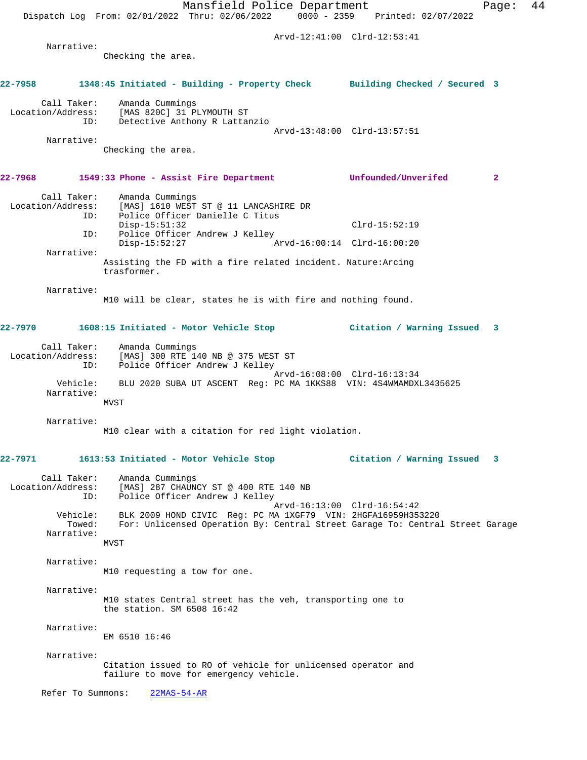Arvd-12:41:00 Clrd-12:53:41

Narrative:
Checking the area.

**22-7958** 1348:45 Initiated - Building - Property Check — Building Checked / Secured 3

Call Taker: Amanda Cummings
Location/Address: [MAS 820C] 31 PLYMOUTH ST
ID: Detective Anthony R Lattanzio
Arvd-13:48:00 Clrd-13:57:51

Narrative:
Checking the area.

**22-7968** 1549:33 Phone - Assist Fire Department — Unfounded/Unverifed 2

Call Taker: Amanda Cummings
Location/Address: [MAS] 1610 WEST ST @ 11 LANCASHIRE DR
ID: Police Officer Danielle C Titus
Disp-15:51:32 Clrd-15:52:19
ID: Police Officer Andrew J Kelley
Disp-15:52:27 Arvd-16:00:14 Clrd-16:00:20

Narrative:
Assisting the FD with a fire related incident. Nature:Arcing trasformer.

Narrative:
M10 will be clear, states he is with fire and nothing found.

**22-7970** 1608:15 Initiated - Motor Vehicle Stop — Citation / Warning Issued 3

Call Taker: Amanda Cummings
Location/Address: [MAS] 300 RTE 140 NB @ 375 WEST ST
ID: Police Officer Andrew J Kelley
Arvd-16:08:00 Clrd-16:13:34
Vehicle: BLU 2020 SUBA UT ASCENT Reg: PC MA 1KKS88 VIN: 4S4WMAMDXL3435625

Narrative:
MVST

Narrative:
M10 clear with a citation for red light violation.

**22-7971** 1613:53 Initiated - Motor Vehicle Stop — Citation / Warning Issued 3

Call Taker: Amanda Cummings
Location/Address: [MAS] 287 CHAUNCY ST @ 400 RTE 140 NB
ID: Police Officer Andrew J Kelley
Arvd-16:13:00 Clrd-16:54:42
Vehicle: BLK 2009 HOND CIVIC Reg: PC MA 1XGF79 VIN: 2HGFA16959H353220
Towed: For: Unlicensed Operation By: Central Street Garage To: Central Street Garage

Narrative:
MVST

Narrative:
M10 requesting a tow for one.

Narrative:
M10 states Central street has the veh, transporting one to the station. SM 6508 16:42

Narrative:
EM 6510 16:46

Narrative:
Citation issued to RO of vehicle for unlicensed operator and failure to move for emergency vehicle.

Refer To Summons: 22MAS-54-AR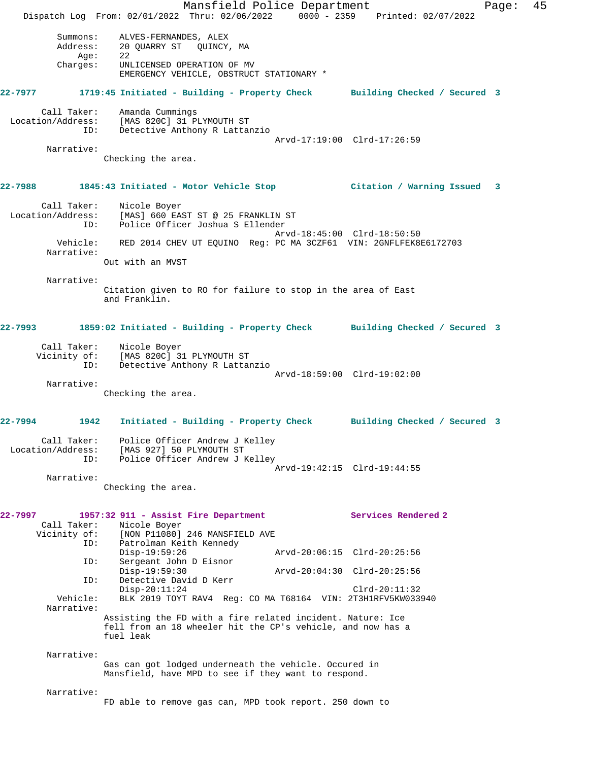Summons: ALVES-FERNANDES, ALEX
Address: 20 QUARRY ST QUINCY, MA
Age: 22
Charges: UNLICENSED OPERATION OF MV
EMERGENCY VEHICLE, OBSTRUCT STATIONARY *

**22-7977 1719:45 Initiated - Building - Property Check — Building Checked / Secured 3**

Call Taker: Amanda Cummings
Location/Address: [MAS 820C] 31 PLYMOUTH ST
ID: Detective Anthony R Lattanzio
Arvd-17:19:00 Clrd-17:26:59

Narrative:
Checking the area.

**22-7988 1845:43 Initiated - Motor Vehicle Stop — Citation / Warning Issued 3**

Call Taker: Nicole Boyer
Location/Address: [MAS] 660 EAST ST @ 25 FRANKLIN ST
ID: Police Officer Joshua S Ellender
Arvd-18:45:00 Clrd-18:50:50
Vehicle: RED 2014 CHEV UT EQUINO Reg: PC MA 3CZF61 VIN: 2GNFLFEK8E6172703

Narrative:
Out with an MVST

Narrative:
Citation given to RO for failure to stop in the area of East and Franklin.

**22-7993 1859:02 Initiated - Building - Property Check — Building Checked / Secured 3**

Call Taker: Nicole Boyer
Vicinity of: [MAS 820C] 31 PLYMOUTH ST
ID: Detective Anthony R Lattanzio
Arvd-18:59:00 Clrd-19:02:00

Narrative:
Checking the area.

**22-7994 1942 Initiated - Building - Property Check — Building Checked / Secured 3**

Call Taker: Police Officer Andrew J Kelley
Location/Address: [MAS 927] 50 PLYMOUTH ST
ID: Police Officer Andrew J Kelley
Arvd-19:42:15 Clrd-19:44:55

Narrative:
Checking the area.

**22-7997 1957:32 911 - Assist Fire Department — Services Rendered 2**

Call Taker: Nicole Boyer
Vicinity of: [NON P11080] 246 MANSFIELD AVE
ID: Patrolman Keith Kennedy
Disp-19:59:26 Arvd-20:06:15 Clrd-20:25:56
ID: Sergeant John D Eisnor
Disp-19:59:30 Arvd-20:04:30 Clrd-20:25:56
ID: Detective David D Kerr
Disp-20:11:24 Clrd-20:11:32
Vehicle: BLK 2019 TOYT RAV4 Reg: CO MA T68164 VIN: 2T3H1RFV5KW033940

Narrative:
Assisting the FD with a fire related incident. Nature: Ice fell from an 18 wheeler hit the CP's vehicle, and now has a fuel leak

Narrative:
Gas can got lodged underneath the vehicle. Occured in Mansfield, have MPD to see if they want to respond.

Narrative:
FD able to remove gas can, MPD took report. 250 down to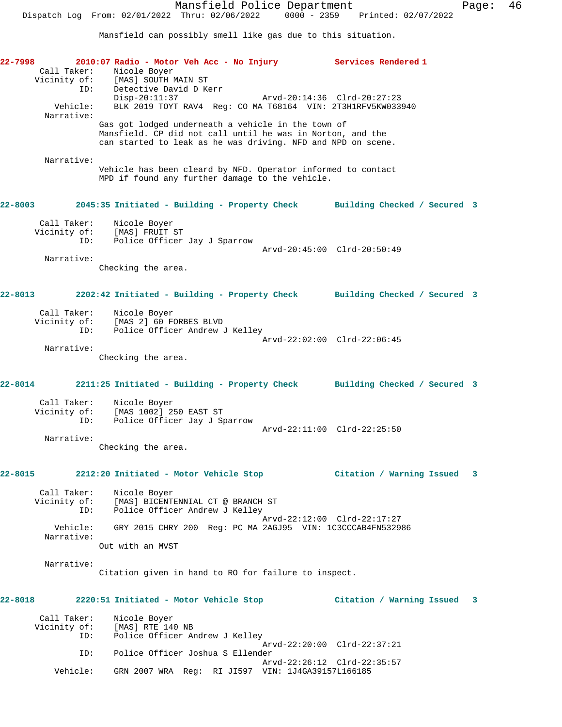Mansfield can possibly smell like gas due to this situation.

**22-7998 2010:07 Radio - Motor Veh Acc - No Injury Services Rendered 1**

Call Taker: Nicole Boyer
Vicinity of: [MAS] SOUTH MAIN ST
ID: Detective David D Kerr
Disp-20:11:37 Arvd-20:14:36 Clrd-20:27:23
Vehicle: BLK 2019 TOYT RAV4 Reg: CO MA T68164 VIN: 2T3H1RFV5KW033940
Narrative:
Gas got lodged underneath a vehicle in the town of Mansfield. CP did not call until he was in Norton, and the can started to leak as he was driving. NFD and NPD on scene.

Narrative:
Vehicle has been cleard by NFD. Operator informed to contact MPD if found any further damage to the vehicle.

**22-8003 2045:35 Initiated - Building - Property Check Building Checked / Secured 3**

Call Taker: Nicole Boyer
Vicinity of: [MAS] FRUIT ST
ID: Police Officer Jay J Sparrow
Arvd-20:45:00 Clrd-20:50:49
Narrative:
Checking the area.

**22-8013 2202:42 Initiated - Building - Property Check Building Checked / Secured 3**

Call Taker: Nicole Boyer
Vicinity of: [MAS 2] 60 FORBES BLVD
ID: Police Officer Andrew J Kelley
Arvd-22:02:00 Clrd-22:06:45
Narrative:
Checking the area.

**22-8014 2211:25 Initiated - Building - Property Check Building Checked / Secured 3**

Call Taker: Nicole Boyer
Vicinity of: [MAS 1002] 250 EAST ST
ID: Police Officer Jay J Sparrow
Arvd-22:11:00 Clrd-22:25:50
Narrative:
Checking the area.

**22-8015 2212:20 Initiated - Motor Vehicle Stop Citation / Warning Issued 3**

Call Taker: Nicole Boyer
Vicinity of: [MAS] BICENTENNIAL CT @ BRANCH ST
ID: Police Officer Andrew J Kelley
Arvd-22:12:00 Clrd-22:17:27
Vehicle: GRY 2015 CHRY 200 Reg: PC MA 2AGJ95 VIN: 1C3CCCAB4FN532986
Narrative:
Out with an MVST

Narrative:
Citation given in hand to RO for failure to inspect.

**22-8018 2220:51 Initiated - Motor Vehicle Stop Citation / Warning Issued 3**

Call Taker: Nicole Boyer
Vicinity of: [MAS] RTE 140 NB
ID: Police Officer Andrew J Kelley
Arvd-22:20:00 Clrd-22:37:21
ID: Police Officer Joshua S Ellender
Arvd-22:26:12 Clrd-22:35:57
Vehicle: GRN 2007 WRA Reg: RI JI597 VIN: 1J4GA39157L166185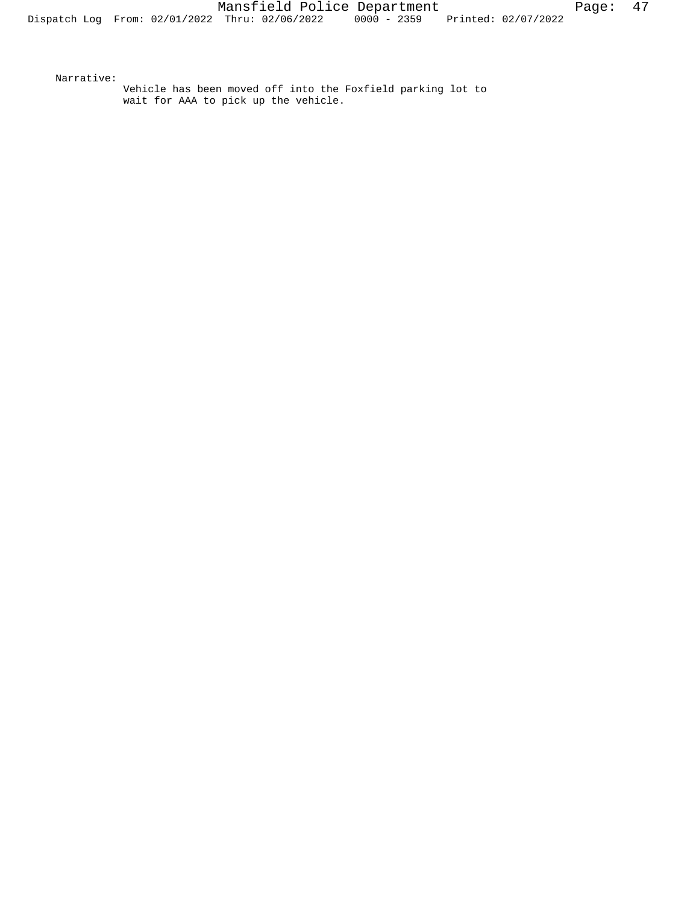Narrative:

Vehicle has been moved off into the Foxfield parking lot to wait for AAA to pick up the vehicle.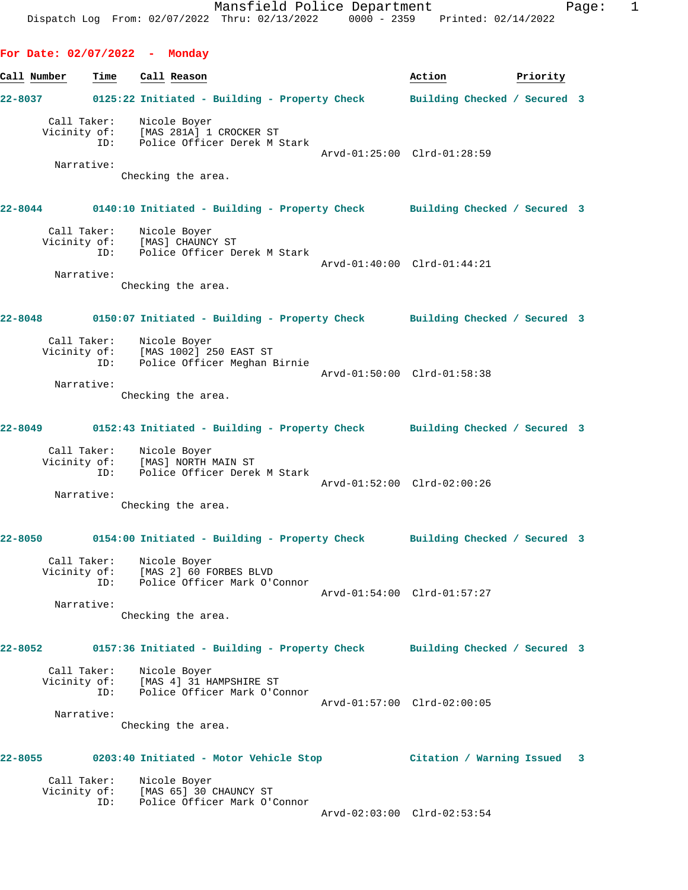Mansfield Police Department
Dispatch Log From: 02/07/2022 Thru: 02/13/2022 0000 - 2359 Printed: 02/14/2022

## For Date: 02/07/2022 - Monday

| Call Number | Time | Call Reason | Action | Priority |
|---|---|---|---|---|

**22-8037** 0125:22 Initiated - Building - Property Check — Building Checked / Secured — 3

Call Taker: Nicole Boyer
Vicinity of: [MAS 281A] 1 CROCKER ST
ID: Police Officer Derek M Stark
Arvd-01:25:00 Clrd-01:28:59

Narrative:
Checking the area.

**22-8044** 0140:10 Initiated - Building - Property Check — Building Checked / Secured — 3

Call Taker: Nicole Boyer
Vicinity of: [MAS] CHAUNCY ST
ID: Police Officer Derek M Stark
Arvd-01:40:00 Clrd-01:44:21

Narrative:
Checking the area.

**22-8048** 0150:07 Initiated - Building - Property Check — Building Checked / Secured — 3

Call Taker: Nicole Boyer
Vicinity of: [MAS 1002] 250 EAST ST
ID: Police Officer Meghan Birnie
Arvd-01:50:00 Clrd-01:58:38

Narrative:
Checking the area.

**22-8049** 0152:43 Initiated - Building - Property Check — Building Checked / Secured — 3

Call Taker: Nicole Boyer
Vicinity of: [MAS] NORTH MAIN ST
ID: Police Officer Derek M Stark
Arvd-01:52:00 Clrd-02:00:26

Narrative:
Checking the area.

**22-8050** 0154:00 Initiated - Building - Property Check — Building Checked / Secured — 3

Call Taker: Nicole Boyer
Vicinity of: [MAS 2] 60 FORBES BLVD
ID: Police Officer Mark O'Connor
Arvd-01:54:00 Clrd-01:57:27

Narrative:
Checking the area.

**22-8052** 0157:36 Initiated - Building - Property Check — Building Checked / Secured — 3

Call Taker: Nicole Boyer
Vicinity of: [MAS 4] 31 HAMPSHIRE ST
ID: Police Officer Mark O'Connor
Arvd-01:57:00 Clrd-02:00:05

Narrative:
Checking the area.

**22-8055** 0203:40 Initiated - Motor Vehicle Stop — Citation / Warning Issued — 3

Call Taker: Nicole Boyer
Vicinity of: [MAS 65] 30 CHAUNCY ST
ID: Police Officer Mark O'Connor
Arvd-02:03:00 Clrd-02:53:54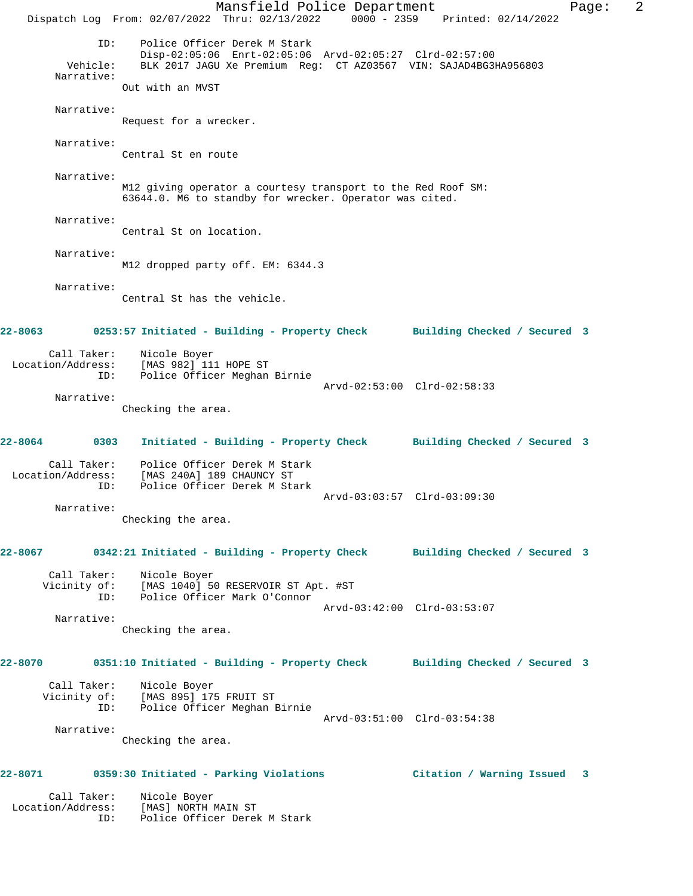ID: Police Officer Derek M Stark
Disp-02:05:06 Enrt-02:05:06 Arvd-02:05:27 Clrd-02:57:00

Vehicle: BLK 2017 JAGU Xe Premium Reg: CT AZ03567 VIN: SAJAD4BG3HA956803

Narrative:
Out with an MVST

Narrative:
Request for a wrecker.

Narrative:
Central St en route

Narrative:
M12 giving operator a courtesy transport to the Red Roof SM: 63644.0. M6 to standby for wrecker. Operator was cited.

Narrative:
Central St on location.

Narrative:
M12 dropped party off. EM: 6344.3

Narrative:
Central St has the vehicle.

**22-8063 0253:57 Initiated - Building - Property Check Building Checked / Secured 3**

Call Taker: Nicole Boyer
Location/Address: [MAS 982] 111 HOPE ST
ID: Police Officer Meghan Birnie
Arvd-02:53:00 Clrd-02:58:33

Narrative:
Checking the area.

**22-8064 0303 Initiated - Building - Property Check Building Checked / Secured 3**

Call Taker: Police Officer Derek M Stark
Location/Address: [MAS 240A] 189 CHAUNCY ST
ID: Police Officer Derek M Stark
Arvd-03:03:57 Clrd-03:09:30

Narrative:
Checking the area.

**22-8067 0342:21 Initiated - Building - Property Check Building Checked / Secured 3**

Call Taker: Nicole Boyer
Vicinity of: [MAS 1040] 50 RESERVOIR ST Apt. #ST
ID: Police Officer Mark O'Connor
Arvd-03:42:00 Clrd-03:53:07

Narrative:
Checking the area.

**22-8070 0351:10 Initiated - Building - Property Check Building Checked / Secured 3**

Call Taker: Nicole Boyer
Vicinity of: [MAS 895] 175 FRUIT ST
ID: Police Officer Meghan Birnie
Arvd-03:51:00 Clrd-03:54:38

Narrative:
Checking the area.

**22-8071 0359:30 Initiated - Parking Violations Citation / Warning Issued 3**

Call Taker: Nicole Boyer
Location/Address: [MAS] NORTH MAIN ST
ID: Police Officer Derek M Stark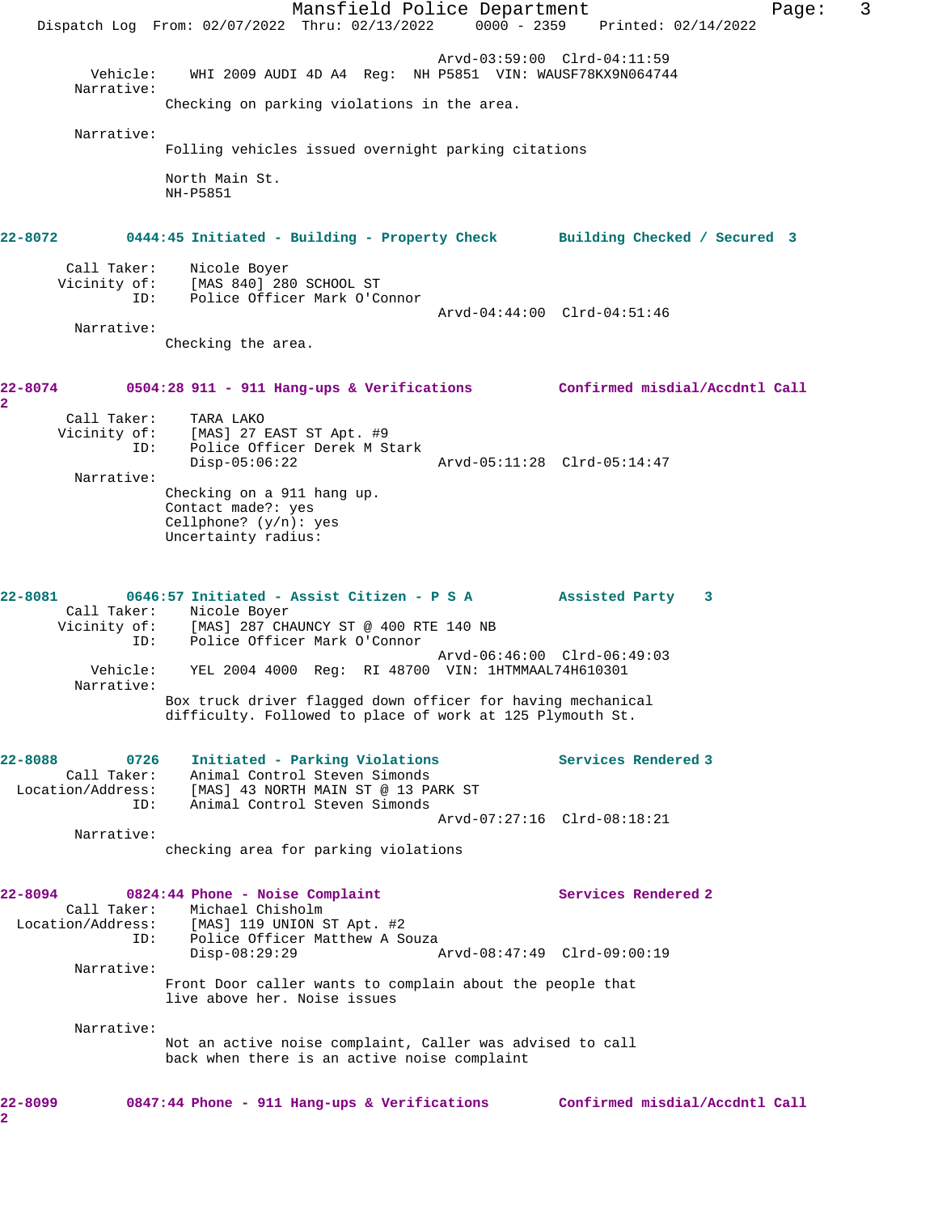Arvd-03:59:00 Clrd-04:11:59

Vehicle: WHI 2009 AUDI 4D A4 Reg: NH P5851 VIN: WAUSF78KX9N064744

Narrative:

Checking on parking violations in the area.

Narrative:

Folling vehicles issued overnight parking citations

North Main St.
NH-P5851

**22-8072 0444:45 Initiated - Building - Property Check Building Checked / Secured 3**

Call Taker: Nicole Boyer
Vicinity of: [MAS 840] 280 SCHOOL ST
ID: Police Officer Mark O'Connor
Arvd-04:44:00 Clrd-04:51:46

Narrative:

Checking the area.

**22-8074 0504:28 911 - 911 Hang-ups & Verifications Confirmed misdial/Accdntl Call 2**

Call Taker: TARA LAKO
Vicinity of: [MAS] 27 EAST ST Apt. #9
ID: Police Officer Derek M Stark
Disp-05:06:22 Arvd-05:11:28 Clrd-05:14:47

Narrative:

Checking on a 911 hang up.
Contact made?: yes
Cellphone? (y/n): yes
Uncertainty radius:

**22-8081 0646:57 Initiated - Assist Citizen - P S A Assisted Party 3**

Call Taker: Nicole Boyer
Vicinity of: [MAS] 287 CHAUNCY ST @ 400 RTE 140 NB
ID: Police Officer Mark O'Connor
Arvd-06:46:00 Clrd-06:49:03

Vehicle: YEL 2004 4000 Reg: RI 48700 VIN: 1HTMMAAL74H610301

Narrative:

Box truck driver flagged down officer for having mechanical difficulty. Followed to place of work at 125 Plymouth St.

**22-8088 0726 Initiated - Parking Violations Services Rendered 3**

Call Taker: Animal Control Steven Simonds
Location/Address: [MAS] 43 NORTH MAIN ST @ 13 PARK ST
ID: Animal Control Steven Simonds
Arvd-07:27:16 Clrd-08:18:21

Narrative:

checking area for parking violations

**22-8094 0824:44 Phone - Noise Complaint Services Rendered 2**

Call Taker: Michael Chisholm
Location/Address: [MAS] 119 UNION ST Apt. #2
ID: Police Officer Matthew A Souza
Disp-08:29:29 Arvd-08:47:49 Clrd-09:00:19

Narrative:

Front Door caller wants to complain about the people that live above her. Noise issues

Narrative:

Not an active noise complaint, Caller was advised to call back when there is an active noise complaint

**22-8099 0847:44 Phone - 911 Hang-ups & Verifications Confirmed misdial/Accdntl Call 2**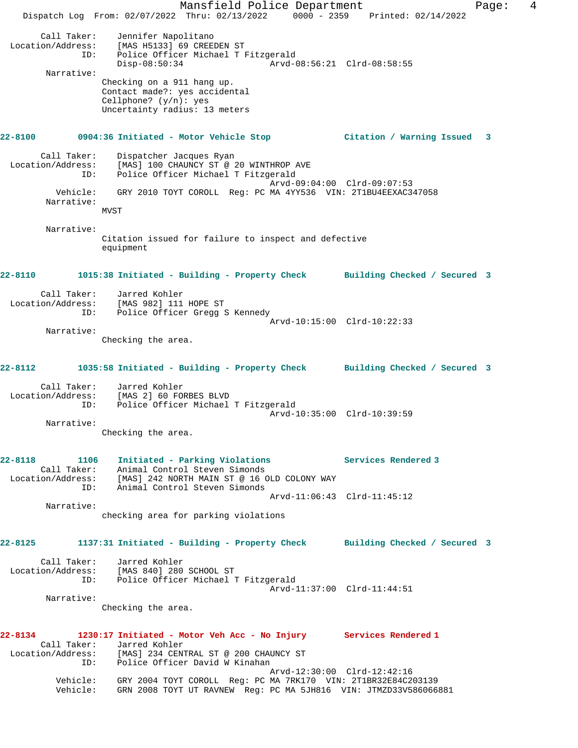Call Taker: Jennifer Napolitano
Location/Address: [MAS H5133] 69 CREEDEN ST
ID: Police Officer Michael T Fitzgerald
Disp-08:50:34 Arvd-08:56:21 Clrd-08:58:55
Narrative:
Checking on a 911 hang up.
Contact made?: yes accidental
Cellphone? (y/n): yes
Uncertainty radius: 13 meters

**22-8100 0904:36 Initiated - Motor Vehicle Stop Citation / Warning Issued 3**

Call Taker: Dispatcher Jacques Ryan
Location/Address: [MAS] 100 CHAUNCY ST @ 20 WINTHROP AVE
ID: Police Officer Michael T Fitzgerald
Arvd-09:04:00 Clrd-09:07:53
Vehicle: GRY 2010 TOYT COROLL Reg: PC MA 4YY536 VIN: 2T1BU4EEXAC347058
Narrative:
MVST

Narrative:
Citation issued for failure to inspect and defective equipment

**22-8110 1015:38 Initiated - Building - Property Check Building Checked / Secured 3**

Call Taker: Jarred Kohler
Location/Address: [MAS 982] 111 HOPE ST
ID: Police Officer Gregg S Kennedy
Arvd-10:15:00 Clrd-10:22:33
Narrative:
Checking the area.

**22-8112 1035:58 Initiated - Building - Property Check Building Checked / Secured 3**

Call Taker: Jarred Kohler
Location/Address: [MAS 2] 60 FORBES BLVD
ID: Police Officer Michael T Fitzgerald
Arvd-10:35:00 Clrd-10:39:59
Narrative:
Checking the area.

**22-8118 1106 Initiated - Parking Violations Services Rendered 3**

Call Taker: Animal Control Steven Simonds
Location/Address: [MAS] 242 NORTH MAIN ST @ 16 OLD COLONY WAY
ID: Animal Control Steven Simonds
Arvd-11:06:43 Clrd-11:45:12
Narrative:
checking area for parking violations

**22-8125 1137:31 Initiated - Building - Property Check Building Checked / Secured 3**

Call Taker: Jarred Kohler
Location/Address: [MAS 840] 280 SCHOOL ST
ID: Police Officer Michael T Fitzgerald
Arvd-11:37:00 Clrd-11:44:51
Narrative:
Checking the area.

**22-8134 1230:17 Initiated - Motor Veh Acc - No Injury Services Rendered 1**

Call Taker: Jarred Kohler
Location/Address: [MAS] 234 CENTRAL ST @ 200 CHAUNCY ST
ID: Police Officer David W Kinahan
Arvd-12:30:00 Clrd-12:42:16
Vehicle: GRY 2004 TOYT COROLL Reg: PC MA 7RK170 VIN: 2T1BR32E84C203139
Vehicle: GRN 2008 TOYT UT RAVNEW Reg: PC MA 5JH816 VIN: JTMZD33V586066881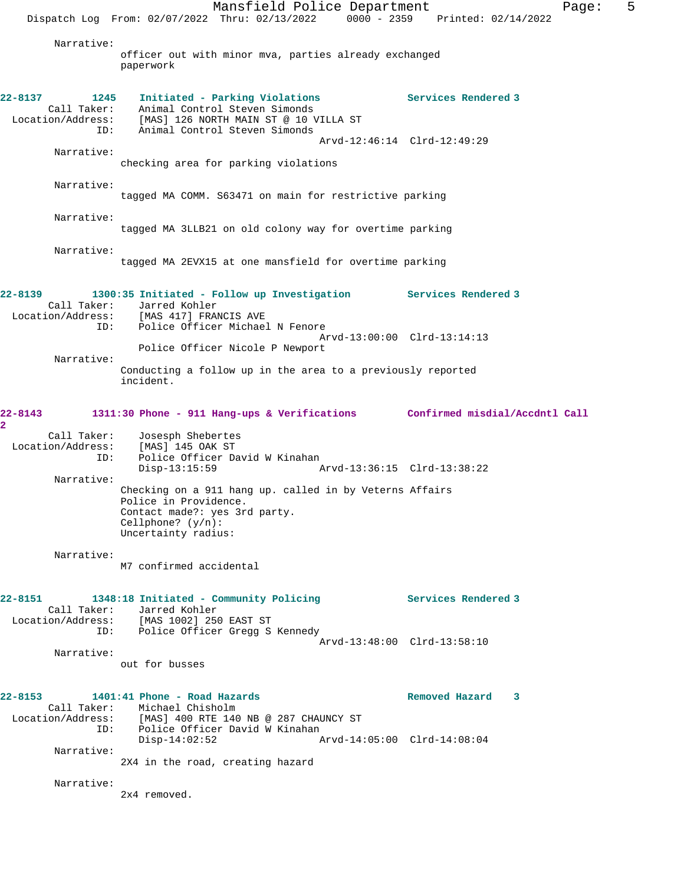Narrative:
officer out with minor mva, parties already exchanged paperwork

**22-8137 1245 Initiated - Parking Violations** — Services Rendered 3

Call Taker: Animal Control Steven Simonds
Location/Address: [MAS] 126 NORTH MAIN ST @ 10 VILLA ST
ID: Animal Control Steven Simonds
Arvd-12:46:14 Clrd-12:49:29

Narrative:
checking area for parking violations

Narrative:
tagged MA COMM. S63471 on main for restrictive parking

Narrative:
tagged MA 3LLB21 on old colony way for overtime parking

Narrative:
tagged MA 2EVX15 at one mansfield for overtime parking

**22-8139 1300:35 Initiated - Follow up Investigation** — Services Rendered 3

Call Taker: Jarred Kohler
Location/Address: [MAS 417] FRANCIS AVE
ID: Police Officer Michael N Fenore
Arvd-13:00:00 Clrd-13:14:13
Police Officer Nicole P Newport

Narrative:
Conducting a follow up in the area to a previously reported incident.

**22-8143 1311:30 Phone - 911 Hang-ups & Verifications** — Confirmed misdial/Accdntl Call 2

Call Taker: Josesph Shebertes
Location/Address: [MAS] 145 OAK ST
ID: Police Officer David W Kinahan
Disp-13:15:59 Arvd-13:36:15 Clrd-13:38:22

Narrative:
Checking on a 911 hang up. called in by Veterns Affairs Police in Providence.
Contact made?: yes 3rd party.
Cellphone? (y/n):
Uncertainty radius:

Narrative:
M7 confirmed accidental

**22-8151 1348:18 Initiated - Community Policing** — Services Rendered 3

Call Taker: Jarred Kohler
Location/Address: [MAS 1002] 250 EAST ST
ID: Police Officer Gregg S Kennedy
Arvd-13:48:00 Clrd-13:58:10

Narrative:
out for busses

**22-8153 1401:41 Phone - Road Hazards** — Removed Hazard 3

Call Taker: Michael Chisholm
Location/Address: [MAS] 400 RTE 140 NB @ 287 CHAUNCY ST
ID: Police Officer David W Kinahan
Disp-14:02:52 Arvd-14:05:00 Clrd-14:08:04

Narrative:
2X4 in the road, creating hazard

Narrative:
2x4 removed.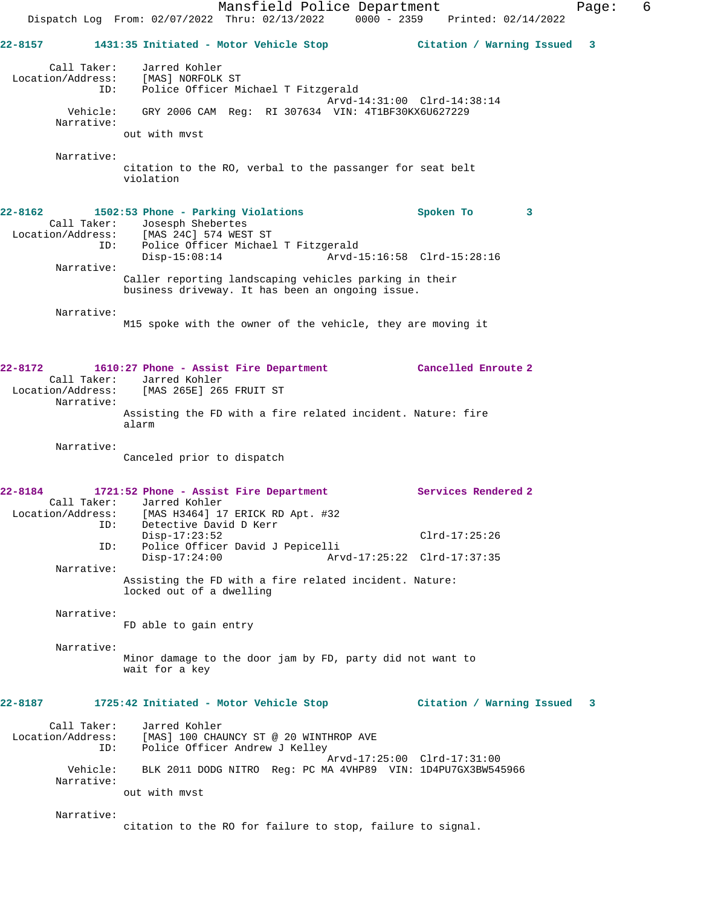**22-8157** 1431:35 Initiated - Motor Vehicle Stop — Citation / Warning Issued 3

Call Taker: Jarred Kohler
Location/Address: [MAS] NORFOLK ST
ID: Police Officer Michael T Fitzgerald
Arvd-14:31:00 Clrd-14:38:14
Vehicle: GRY 2006 CAM Reg: RI 307634 VIN: 4T1BF30KX6U627229
Narrative:
out with mvst

Narrative:
citation to the RO, verbal to the passanger for seat belt violation

**22-8162** 1502:53 Phone - Parking Violations — Spoken To 3

Call Taker: Josesph Shebertes
Location/Address: [MAS 24C] 574 WEST ST
ID: Police Officer Michael T Fitzgerald
Disp-15:08:14 Arvd-15:16:58 Clrd-15:28:16
Narrative:
Caller reporting landscaping vehicles parking in their business driveway. It has been an ongoing issue.

Narrative:
M15 spoke with the owner of the vehicle, they are moving it

**22-8172** 1610:27 Phone - Assist Fire Department — Cancelled Enroute 2

Call Taker: Jarred Kohler
Location/Address: [MAS 265E] 265 FRUIT ST
Narrative:
Assisting the FD with a fire related incident. Nature: fire alarm

Narrative:
Canceled prior to dispatch

**22-8184** 1721:52 Phone - Assist Fire Department — Services Rendered 2

Call Taker: Jarred Kohler
Location/Address: [MAS H3464] 17 ERICK RD Apt. #32
ID: Detective David D Kerr
Disp-17:23:52 Clrd-17:25:26
ID: Police Officer David J Pepicelli
Disp-17:24:00 Arvd-17:25:22 Clrd-17:37:35
Narrative:
Assisting the FD with a fire related incident. Nature: locked out of a dwelling

Narrative:
FD able to gain entry

Narrative:
Minor damage to the door jam by FD, party did not want to wait for a key

**22-8187** 1725:42 Initiated - Motor Vehicle Stop — Citation / Warning Issued 3

Call Taker: Jarred Kohler
Location/Address: [MAS] 100 CHAUNCY ST @ 20 WINTHROP AVE
ID: Police Officer Andrew J Kelley
Arvd-17:25:00 Clrd-17:31:00
Vehicle: BLK 2011 DODG NITRO Reg: PC MA 4VHP89 VIN: 1D4PU7GX3BW545966
Narrative:
out with mvst

Narrative:
citation to the RO for failure to stop, failure to signal.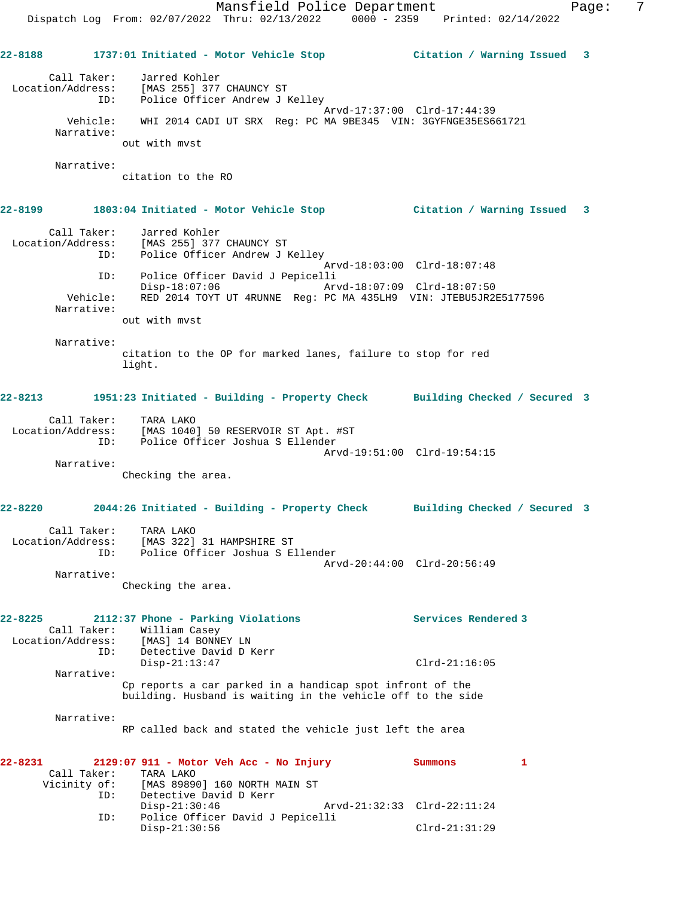**22-8188 1737:01 Initiated - Motor Vehicle Stop — Citation / Warning Issued 3**

```
        Call Taker:    Jarred Kohler
  Location/Address:    [MAS 255] 377 CHAUNCY ST
                ID:    Police Officer Andrew J Kelley
                                                 Arvd-17:37:00  Clrd-17:44:39
           Vehicle:    WHI 2014 CADI UT SRX  Reg: PC MA 9BE345  VIN: 3GYFNGE35ES661721
         Narrative:
                      out with mvst

         Narrative:
                      citation to the RO
```

**22-8199 1803:04 Initiated - Motor Vehicle Stop — Citation / Warning Issued 3**

```
        Call Taker:    Jarred Kohler
  Location/Address:    [MAS 255] 377 CHAUNCY ST
                ID:    Police Officer Andrew J Kelley
                                                 Arvd-18:03:00  Clrd-18:07:48
                ID:    Police Officer David J Pepicelli
                       Disp-18:07:06             Arvd-18:07:09  Clrd-18:07:50
           Vehicle:    RED 2014 TOYT UT 4RUNNE  Reg: PC MA 435LH9  VIN: JTEBU5JR2E5177596
         Narrative:
                      out with mvst

         Narrative:
                      citation to the OP for marked lanes, failure to stop for red
                      light.
```

**22-8213 1951:23 Initiated - Building - Property Check — Building Checked / Secured 3**

```
        Call Taker:    TARA LAKO
  Location/Address:    [MAS 1040] 50 RESERVOIR ST Apt. #ST
                ID:    Police Officer Joshua S Ellender
                                                 Arvd-19:51:00  Clrd-19:54:15
         Narrative:
                      Checking the area.
```

**22-8220 2044:26 Initiated - Building - Property Check — Building Checked / Secured 3**

```
        Call Taker:    TARA LAKO
  Location/Address:    [MAS 322] 31 HAMPSHIRE ST
                ID:    Police Officer Joshua S Ellender
                                                 Arvd-20:44:00  Clrd-20:56:49
         Narrative:
                      Checking the area.
```

**22-8225 2112:37 Phone - Parking Violations — Services Rendered 3**

```
        Call Taker:    William Casey
  Location/Address:    [MAS] 14 BONNEY LN
                ID:    Detective David D Kerr
                       Disp-21:13:47                            Clrd-21:16:05
         Narrative:
                      Cp reports a car parked in a handicap spot infront of the
                      building. Husband is waiting in the vehicle off to the side

         Narrative:
                      RP called back and stated the vehicle just left the area
```

**22-8231 2129:07 911 - Motor Veh Acc - No Injury — Summons 1**

```
        Call Taker:    TARA LAKO
       Vicinity of:    [MAS 89890] 160 NORTH MAIN ST
                ID:    Detective David D Kerr
                       Disp-21:30:46             Arvd-21:32:33  Clrd-22:11:24
                ID:    Police Officer David J Pepicelli
                       Disp-21:30:56                            Clrd-21:31:29
```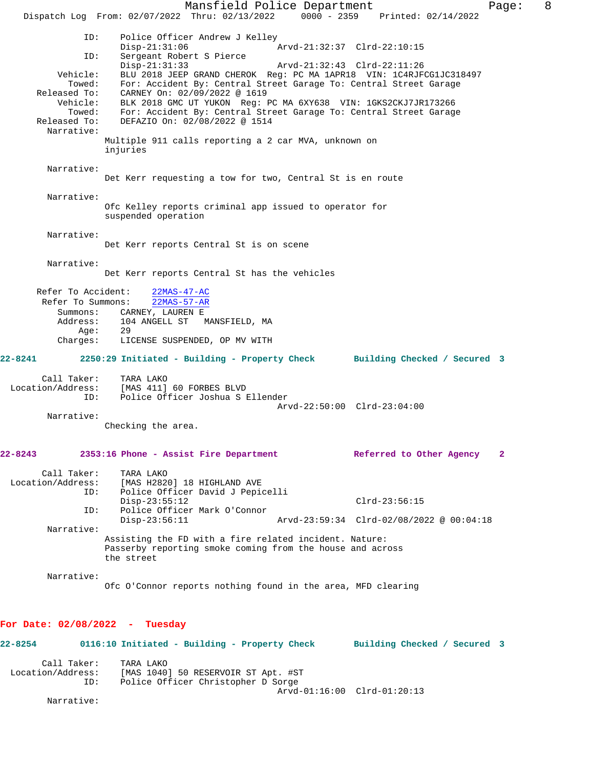```
            ID:    Police Officer Andrew J Kelley
                   Disp-21:31:06                 Arvd-21:32:37  Clrd-22:10:15
            ID:    Sergeant Robert S Pierce
                   Disp-21:31:33                 Arvd-21:32:43  Clrd-22:11:26
       Vehicle:    BLU 2018 JEEP GRAND CHEROK  Reg: PC MA 1APR18  VIN: 1C4RJFCG1JC318497
         Towed:    For: Accident By: Central Street Garage To: Central Street Garage
   Released To:    CARNEY On: 02/09/2022 @ 1619
       Vehicle:    BLK 2018 GMC UT YUKON  Reg: PC MA 6XY638  VIN: 1GKS2CKJ7JR173266
         Towed:    For: Accident By: Central Street Garage To: Central Street Garage
   Released To:    DEFAZIO On: 02/08/2022 @ 1514
     Narrative:
                 Multiple 911 calls reporting a 2 car MVA, unknown on
                 injuries

     Narrative:
                 Det Kerr requesting a tow for two, Central St is en route

     Narrative:
                 Ofc Kelley reports criminal app issued to operator for
                 suspended operation

     Narrative:
                 Det Kerr reports Central St is on scene

     Narrative:
                 Det Kerr reports Central St has the vehicles

   Refer To Accident:    22MAS-47-AC
    Refer To Summons:    22MAS-57-AR
       Summons:    CARNEY, LAUREN E
       Address:    104 ANGELL ST   MANSFIELD, MA
           Age:    29
       Charges:    LICENSE SUSPENDED, OP MV WITH
```

**22-8241        2250:29 Initiated - Building - Property Check        Building Checked / Secured  3**

```
    Call Taker:    TARA LAKO
Location/Address:  [MAS 411] 60 FORBES BLVD
            ID:    Police Officer Joshua S Ellender
                                                 Arvd-22:50:00  Clrd-23:04:00
     Narrative:
                 Checking the area.
```

**22-8243        2353:16 Phone - Assist Fire Department        Referred to Other Agency   2**

```
    Call Taker:    TARA LAKO
Location/Address:  [MAS H2820] 18 HIGHLAND AVE
            ID:    Police Officer David J Pepicelli
                   Disp-23:55:12                                Clrd-23:56:15
            ID:    Police Officer Mark O'Connor
                   Disp-23:56:11                 Arvd-23:59:34  Clrd-02/08/2022 @ 00:04:18
     Narrative:
                 Assisting the FD with a fire related incident. Nature:
                 Passerby reporting smoke coming from the house and across
                 the street

     Narrative:
                 Ofc O'Connor reports nothing found in the area, MFD clearing
```

## For Date: 02/08/2022  -  Tuesday

**22-8254        0116:10 Initiated - Building - Property Check        Building Checked / Secured  3**

```
    Call Taker:    TARA LAKO
Location/Address:  [MAS 1040] 50 RESERVOIR ST Apt. #ST
            ID:    Police Officer Christopher D Sorge
                                                 Arvd-01:16:00  Clrd-01:20:13
     Narrative:
```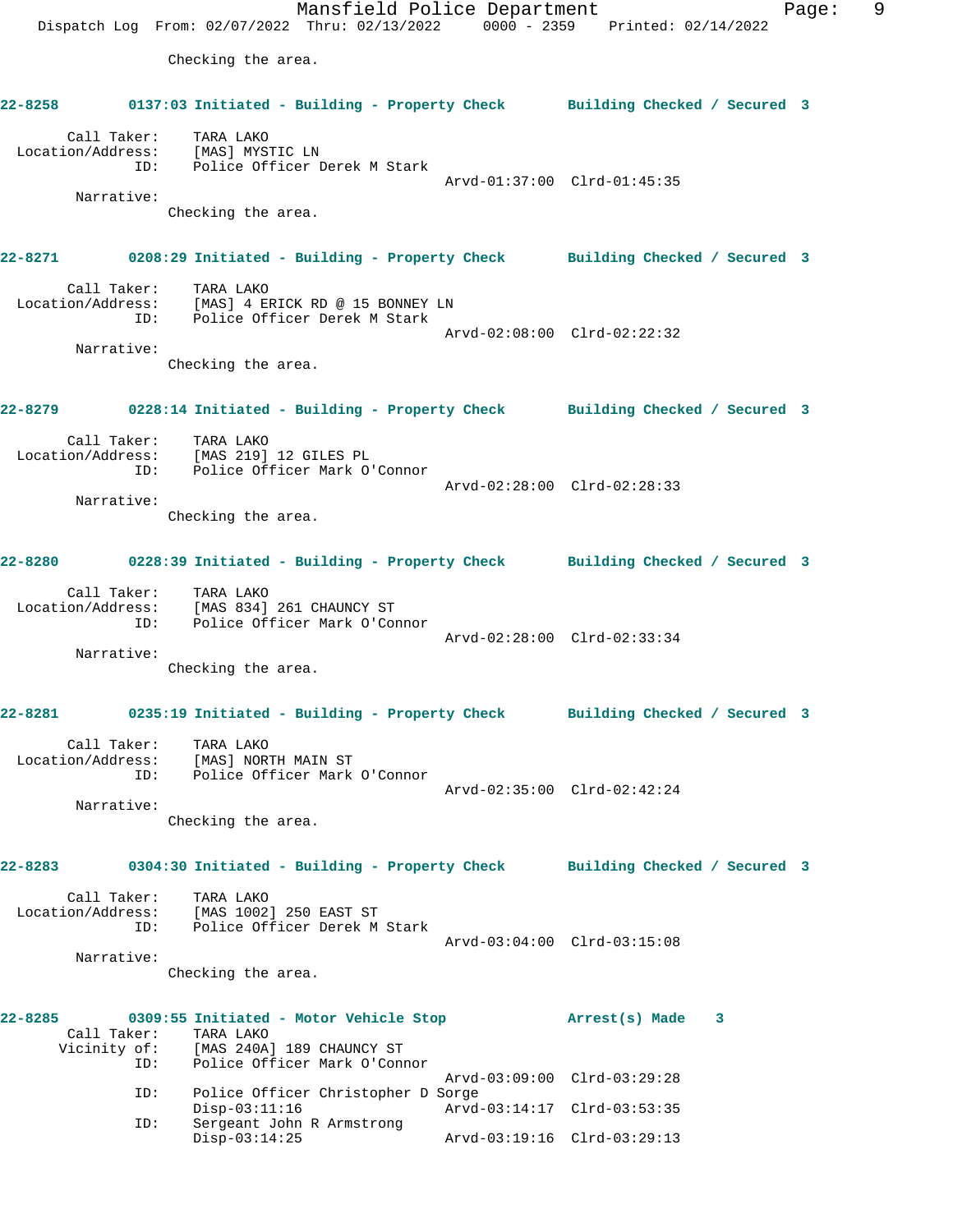Checking the area.

**22-8258 0137:03 Initiated - Building - Property Check Building Checked / Secured 3**

Call Taker: TARA LAKO
Location/Address: [MAS] MYSTIC LN
ID: Police Officer Derek M Stark
Arvd-01:37:00 Clrd-01:45:35
Narrative:
Checking the area.

**22-8271 0208:29 Initiated - Building - Property Check Building Checked / Secured 3**

Call Taker: TARA LAKO
Location/Address: [MAS] 4 ERICK RD @ 15 BONNEY LN
ID: Police Officer Derek M Stark
Arvd-02:08:00 Clrd-02:22:32
Narrative:
Checking the area.

**22-8279 0228:14 Initiated - Building - Property Check Building Checked / Secured 3**

Call Taker: TARA LAKO
Location/Address: [MAS 219] 12 GILES PL
ID: Police Officer Mark O'Connor
Arvd-02:28:00 Clrd-02:28:33
Narrative:
Checking the area.

**22-8280 0228:39 Initiated - Building - Property Check Building Checked / Secured 3**

Call Taker: TARA LAKO
Location/Address: [MAS 834] 261 CHAUNCY ST
ID: Police Officer Mark O'Connor
Arvd-02:28:00 Clrd-02:33:34
Narrative:
Checking the area.

**22-8281 0235:19 Initiated - Building - Property Check Building Checked / Secured 3**

Call Taker: TARA LAKO
Location/Address: [MAS] NORTH MAIN ST
ID: Police Officer Mark O'Connor
Arvd-02:35:00 Clrd-02:42:24
Narrative:
Checking the area.

**22-8283 0304:30 Initiated - Building - Property Check Building Checked / Secured 3**

Call Taker: TARA LAKO
Location/Address: [MAS 1002] 250 EAST ST
ID: Police Officer Derek M Stark
Arvd-03:04:00 Clrd-03:15:08
Narrative:
Checking the area.

**22-8285 0309:55 Initiated - Motor Vehicle Stop Arrest(s) Made 3**
Call Taker: TARA LAKO
Vicinity of: [MAS 240A] 189 CHAUNCY ST
ID: Police Officer Mark O'Connor
Arvd-03:09:00 Clrd-03:29:28
ID: Police Officer Christopher D Sorge
Disp-03:11:16 Arvd-03:14:17 Clrd-03:53:35
ID: Sergeant John R Armstrong
Disp-03:14:25 Arvd-03:19:16 Clrd-03:29:13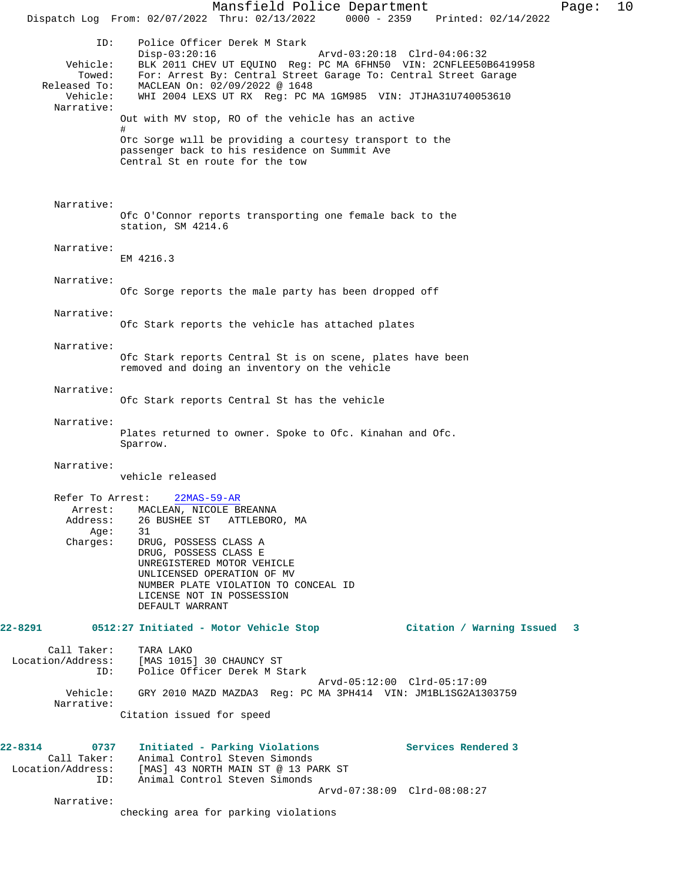```
            ID:    Police Officer Derek M Stark
                   Disp-03:20:16              Arvd-03:20:18  Clrd-04:06:32
       Vehicle:    BLK 2011 CHEV UT EQUINO  Reg: PC MA 6FHN50  VIN: 2CNFLEE50B6419958
         Towed:    For: Arrest By: Central Street Garage To: Central Street Garage
   Released To:    MACLEAN On: 02/09/2022 @ 1648
       Vehicle:    WHI 2004 LEXS UT RX  Reg: PC MA 1GM985  VIN: JTJHA31U740053610
     Narrative:
                 Out with MV stop, RO of the vehicle has an active
                 #
                 Ofc Sorge will be providing a courtesy transport to the
                 passenger back to his residence on Summit Ave
                 Central St en route for the tow

     Narrative:
                 Ofc O'Connor reports transporting one female back to the
                 station, SM 4214.6

     Narrative:
                 EM 4216.3

     Narrative:
                 Ofc Sorge reports the male party has been dropped off

     Narrative:
                 Ofc Stark reports the vehicle has attached plates

     Narrative:
                 Ofc Stark reports Central St is on scene, plates have been
                 removed and doing an inventory on the vehicle

     Narrative:
                 Ofc Stark reports Central St has the vehicle

     Narrative:
                 Plates returned to owner. Spoke to Ofc. Kinahan and Ofc.
                 Sparrow.

     Narrative:
                 vehicle released

     Refer To Arrest:    22MAS-59-AR
        Arrest:    MACLEAN, NICOLE BREANNA
       Address:    26 BUSHEE ST   ATTLEBORO, MA
           Age:    31
       Charges:    DRUG, POSSESS CLASS A
                   DRUG, POSSESS CLASS E
                   UNREGISTERED MOTOR VEHICLE
                   UNLICENSED OPERATION OF MV
                   NUMBER PLATE VIOLATION TO CONCEAL ID
                   LICENSE NOT IN POSSESSION
                   DEFAULT WARRANT
```

**22-8291 0512:27 Initiated - Motor Vehicle Stop — Citation / Warning Issued 3**

```
    Call Taker:    TARA LAKO
Location/Address:  [MAS 1015] 30 CHAUNCY ST
            ID:    Police Officer Derek M Stark
                                              Arvd-05:12:00  Clrd-05:17:09
       Vehicle:    GRY 2010 MAZD MAZDA3  Reg: PC MA 3PH414  VIN: JM1BL1SG2A1303759
     Narrative:
                 Citation issued for speed
```

**22-8314 0737 Initiated - Parking Violations — Services Rendered 3**

```
    Call Taker:    Animal Control Steven Simonds
Location/Address:  [MAS] 43 NORTH MAIN ST @ 13 PARK ST
            ID:    Animal Control Steven Simonds
                                              Arvd-07:38:09  Clrd-08:08:27
     Narrative:
                 checking area for parking violations
```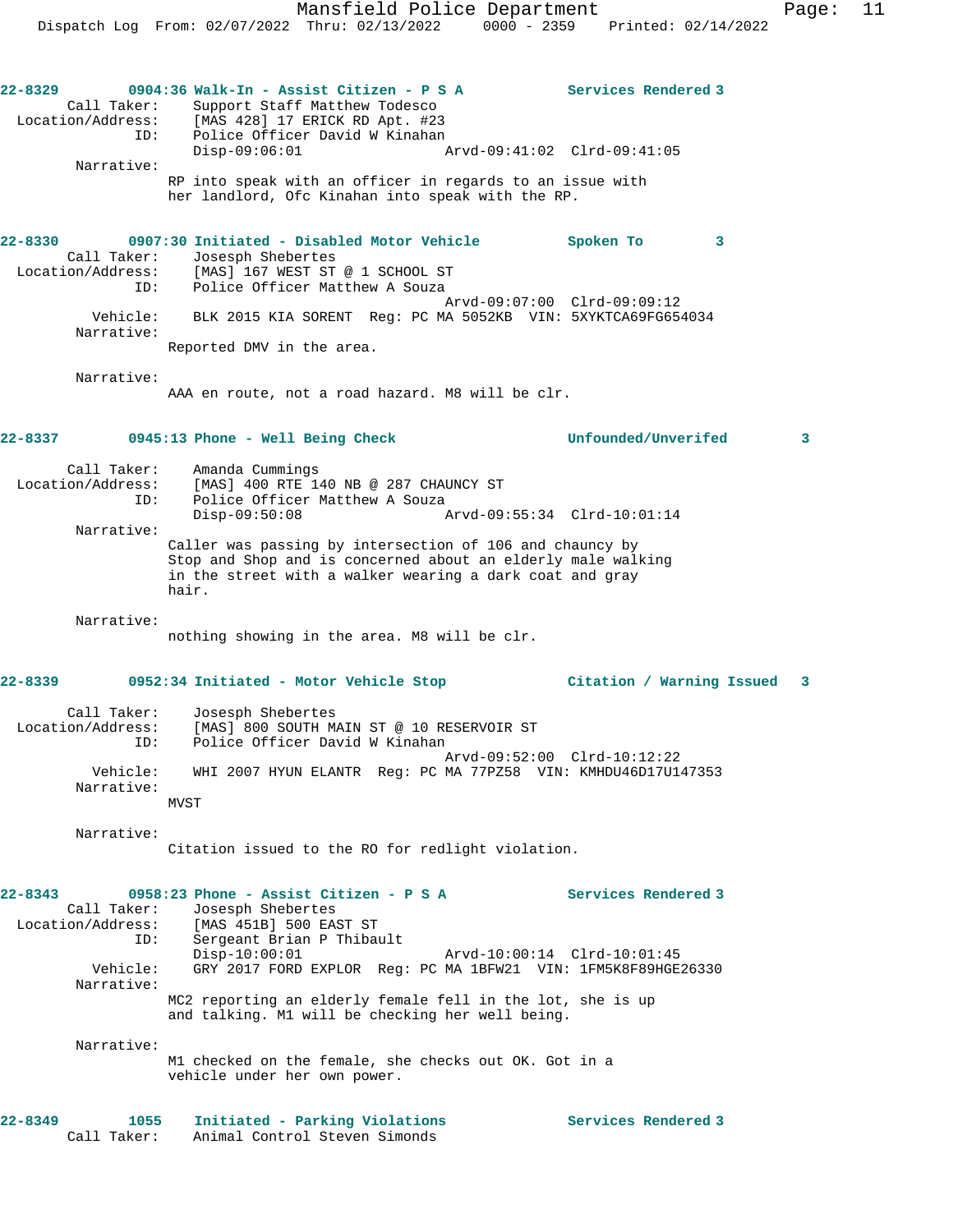**22-8329 0904:36 Walk-In - Assist Citizen - P S A — Services Rendered 3**

Call Taker: Support Staff Matthew Todesco
Location/Address: [MAS 428] 17 ERICK RD Apt. #23
ID: Police Officer David W Kinahan
Disp-09:06:01 Arvd-09:41:02 Clrd-09:41:05

Narrative:
RP into speak with an officer in regards to an issue with her landlord, Ofc Kinahan into speak with the RP.

**22-8330 0907:30 Initiated - Disabled Motor Vehicle — Spoken To 3**

Call Taker: Josesph Shebertes
Location/Address: [MAS] 167 WEST ST @ 1 SCHOOL ST
ID: Police Officer Matthew A Souza
Arvd-09:07:00 Clrd-09:09:12
Vehicle: BLK 2015 KIA SORENT Reg: PC MA 5052KB VIN: 5XYKTCA69FG654034

Narrative:
Reported DMV in the area.

Narrative:
AAA en route, not a road hazard. M8 will be clr.

**22-8337 0945:13 Phone - Well Being Check — Unfounded/Unverifed 3**

Call Taker: Amanda Cummings
Location/Address: [MAS] 400 RTE 140 NB @ 287 CHAUNCY ST
ID: Police Officer Matthew A Souza
Disp-09:50:08 Arvd-09:55:34 Clrd-10:01:14

Narrative:
Caller was passing by intersection of 106 and chauncy by Stop and Shop and is concerned about an elderly male walking in the street with a walker wearing a dark coat and gray hair.

Narrative:
nothing showing in the area. M8 will be clr.

**22-8339 0952:34 Initiated - Motor Vehicle Stop — Citation / Warning Issued 3**

Call Taker: Josesph Shebertes
Location/Address: [MAS] 800 SOUTH MAIN ST @ 10 RESERVOIR ST
ID: Police Officer David W Kinahan
Arvd-09:52:00 Clrd-10:12:22
Vehicle: WHI 2007 HYUN ELANTR Reg: PC MA 77PZ58 VIN: KMHDU46D17U147353

Narrative:
MVST

Narrative:
Citation issued to the RO for redlight violation.

**22-8343 0958:23 Phone - Assist Citizen - P S A — Services Rendered 3**

Call Taker: Josesph Shebertes
Location/Address: [MAS 451B] 500 EAST ST
ID: Sergeant Brian P Thibault
Disp-10:00:01 Arvd-10:00:14 Clrd-10:01:45
Vehicle: GRY 2017 FORD EXPLOR Reg: PC MA 1BFW21 VIN: 1FM5K8F89HGE26330

Narrative:
MC2 reporting an elderly female fell in the lot, she is up and talking. M1 will be checking her well being.

Narrative:
M1 checked on the female, she checks out OK. Got in a vehicle under her own power.

**22-8349 1055 Initiated - Parking Violations — Services Rendered 3**

Call Taker: Animal Control Steven Simonds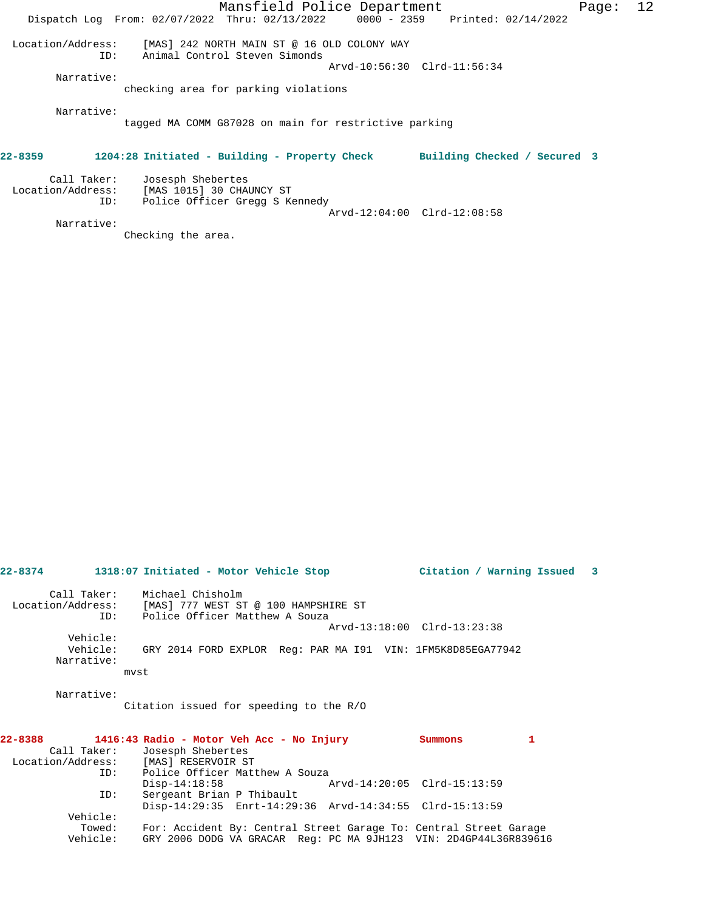Location/Address: [MAS] 242 NORTH MAIN ST @ 16 OLD COLONY WAY
ID: Animal Control Steven Simonds
Arvd-10:56:30 Clrd-11:56:34
Narrative:
checking area for parking violations

Narrative:
tagged MA COMM G87028 on main for restrictive parking

**22-8359 1204:28 Initiated - Building - Property Check Building Checked / Secured 3**

Call Taker: Josesph Shebertes
Location/Address: [MAS 1015] 30 CHAUNCY ST
ID: Police Officer Gregg S Kennedy
Arvd-12:04:00 Clrd-12:08:58
Narrative:
Checking the area.

**22-8374 1318:07 Initiated - Motor Vehicle Stop Citation / Warning Issued 3**

Call Taker: Michael Chisholm
Location/Address: [MAS] 777 WEST ST @ 100 HAMPSHIRE ST
ID: Police Officer Matthew A Souza
Arvd-13:18:00 Clrd-13:23:38
Vehicle:
Vehicle: GRY 2014 FORD EXPLOR Reg: PAR MA I91 VIN: 1FM5K8D85EGA77942
Narrative:
mvst

Narrative:
Citation issued for speeding to the R/O

**22-8388 1416:43 Radio - Motor Veh Acc - No Injury Summons 1**

Call Taker: Josesph Shebertes
Location/Address: [MAS] RESERVOIR ST
ID: Police Officer Matthew A Souza
Disp-14:18:58 Arvd-14:20:05 Clrd-15:13:59
ID: Sergeant Brian P Thibault
Disp-14:29:35 Enrt-14:29:36 Arvd-14:34:55 Clrd-15:13:59
Vehicle:
Towed: For: Accident By: Central Street Garage To: Central Street Garage
Vehicle: GRY 2006 DODG VA GRACAR Reg: PC MA 9JH123 VIN: 2D4GP44L36R839616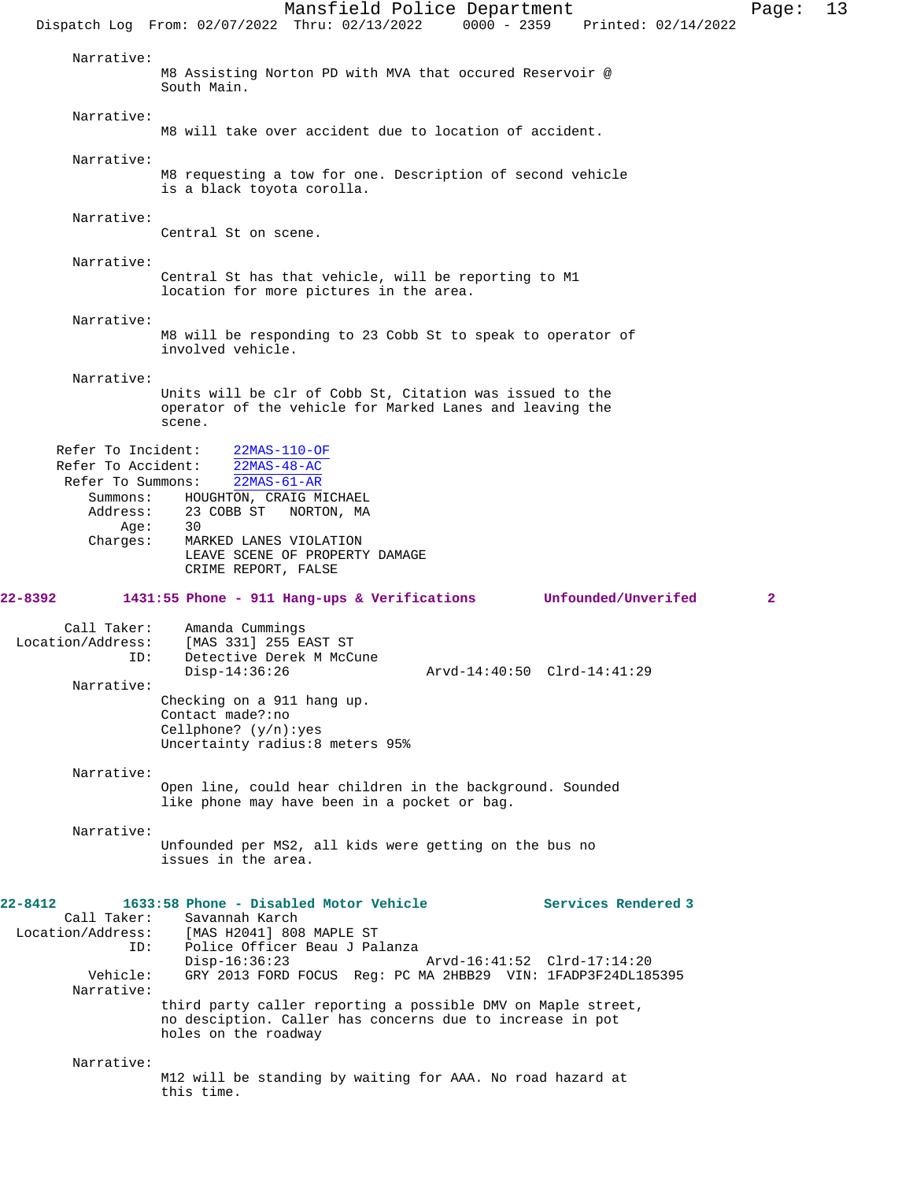Narrative:
M8 Assisting Norton PD with MVA that occured Reservoir @ South Main.

Narrative:
M8 will take over accident due to location of accident.

Narrative:
M8 requesting a tow for one. Description of second vehicle is a black toyota corolla.

Narrative:
Central St on scene.

Narrative:
Central St has that vehicle, will be reporting to M1 location for more pictures in the area.

Narrative:
M8 will be responding to 23 Cobb St to speak to operator of involved vehicle.

Narrative:
Units will be clr of Cobb St, Citation was issued to the operator of the vehicle for Marked Lanes and leaving the scene.

Refer To Incident: 22MAS-110-OF
Refer To Accident: 22MAS-48-AC
Refer To Summons: 22MAS-61-AR
Summons: HOUGHTON, CRAIG MICHAEL
Address: 23 COBB ST NORTON, MA
Age: 30
Charges: MARKED LANES VIOLATION
LEAVE SCENE OF PROPERTY DAMAGE
CRIME REPORT, FALSE

**22-8392 1431:55 Phone - 911 Hang-ups & Verifications Unfounded/Unverifed 2**

Call Taker: Amanda Cummings
Location/Address: [MAS 331] 255 EAST ST
ID: Detective Derek M McCune
Disp-14:36:26 Arvd-14:40:50 Clrd-14:41:29

Narrative:
Checking on a 911 hang up.
Contact made?:no
Cellphone? (y/n):yes
Uncertainty radius:8 meters 95%

Narrative:
Open line, could hear children in the background. Sounded like phone may have been in a pocket or bag.

Narrative:
Unfounded per MS2, all kids were getting on the bus no issues in the area.

**22-8412 1633:58 Phone - Disabled Motor Vehicle Services Rendered 3**

Call Taker: Savannah Karch
Location/Address: [MAS H2041] 808 MAPLE ST
ID: Police Officer Beau J Palanza
Disp-16:36:23 Arvd-16:41:52 Clrd-17:14:20
Vehicle: GRY 2013 FORD FOCUS Reg: PC MA 2HBB29 VIN: 1FADP3F24DL185395

Narrative:
third party caller reporting a possible DMV on Maple street, no desciption. Caller has concerns due to increase in pot holes on the roadway

Narrative:
M12 will be standing by waiting for AAA. No road hazard at this time.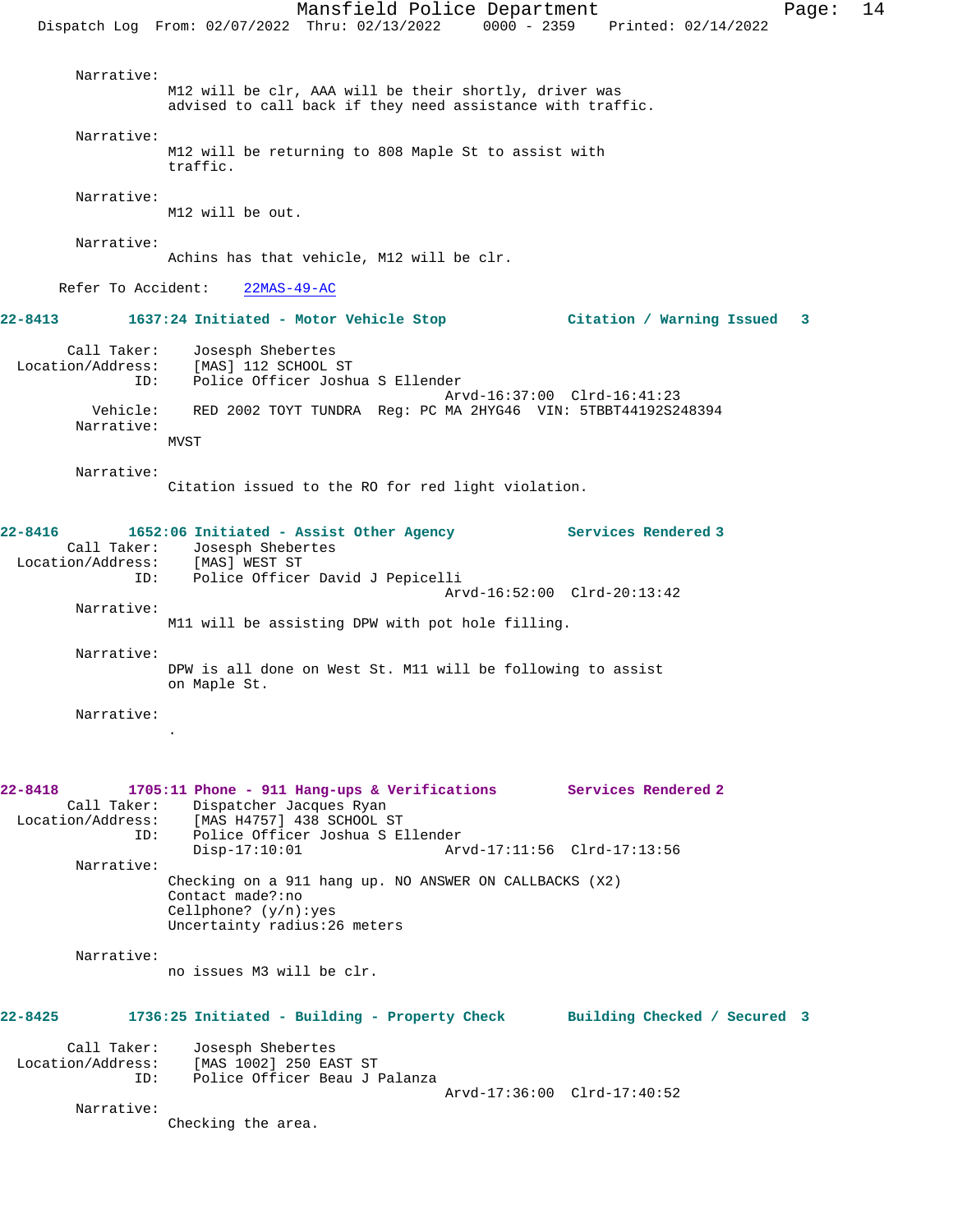Narrative:
M12 will be clr, AAA will be their shortly, driver was advised to call back if they need assistance with traffic.

Narrative:
M12 will be returning to 808 Maple St to assist with traffic.

Narrative:
M12 will be out.

Narrative:
Achins has that vehicle, M12 will be clr.

Refer To Accident: 22MAS-49-AC

**22-8413 1637:24 Initiated - Motor Vehicle Stop — Citation / Warning Issued 3**

Call Taker: Josesph Shebertes
Location/Address: [MAS] 112 SCHOOL ST
ID: Police Officer Joshua S Ellender
Arvd-16:37:00 Clrd-16:41:23
Vehicle: RED 2002 TOYT TUNDRA Reg: PC MA 2HYG46 VIN: 5TBBT44192S248394
Narrative:
MVST

Narrative:
Citation issued to the RO for red light violation.

**22-8416 1652:06 Initiated - Assist Other Agency — Services Rendered 3**

Call Taker: Josesph Shebertes
Location/Address: [MAS] WEST ST
ID: Police Officer David J Pepicelli
Arvd-16:52:00 Clrd-20:13:42
Narrative:
M11 will be assisting DPW with pot hole filling.

Narrative:
DPW is all done on West St. M11 will be following to assist on Maple St.

Narrative:
.

**22-8418 1705:11 Phone - 911 Hang-ups & Verifications — Services Rendered 2**

Call Taker: Dispatcher Jacques Ryan
Location/Address: [MAS H4757] 438 SCHOOL ST
ID: Police Officer Joshua S Ellender
Disp-17:10:01 Arvd-17:11:56 Clrd-17:13:56
Narrative:
Checking on a 911 hang up. NO ANSWER ON CALLBACKS (X2)
Contact made?:no
Cellphone? (y/n):yes
Uncertainty radius:26 meters

Narrative:
no issues M3 will be clr.

**22-8425 1736:25 Initiated - Building - Property Check — Building Checked / Secured 3**

Call Taker: Josesph Shebertes
Location/Address: [MAS 1002] 250 EAST ST
ID: Police Officer Beau J Palanza
Arvd-17:36:00 Clrd-17:40:52
Narrative:
Checking the area.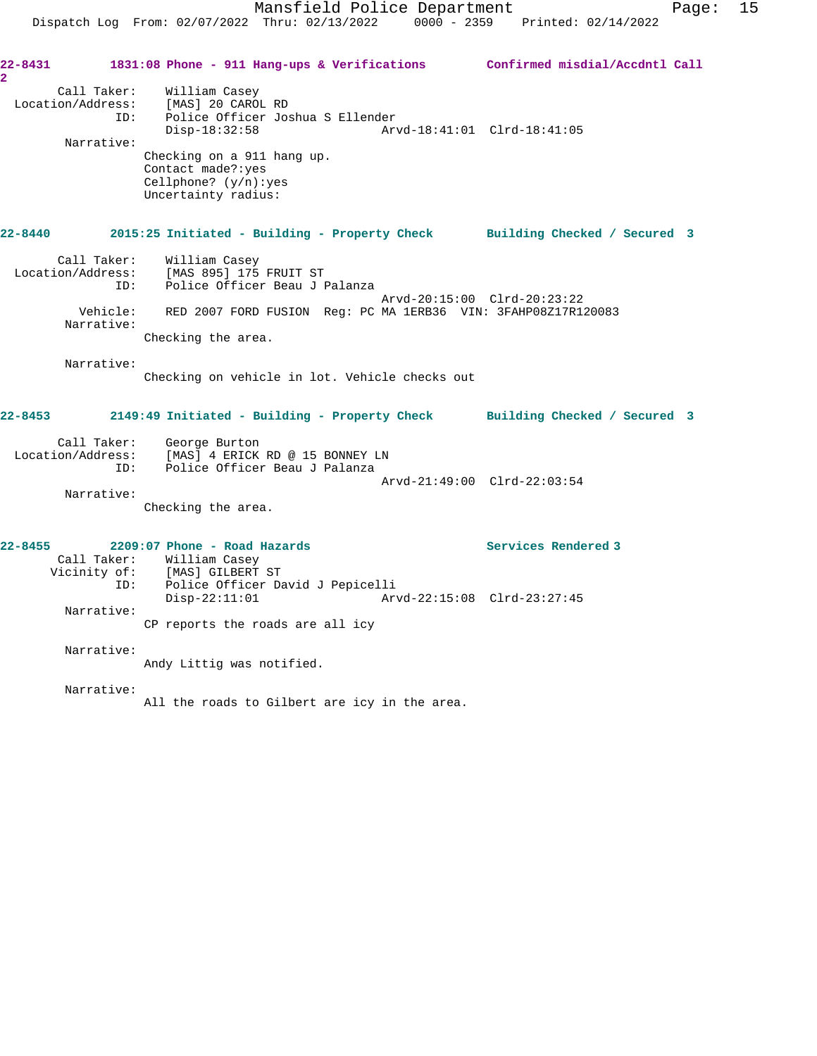**22-8431** 1831:08 Phone - 911 Hang-ups & Verifications **Confirmed misdial/Accdntl Call 2**

Call Taker: William Casey
Location/Address: [MAS] 20 CAROL RD
ID: Police Officer Joshua S Ellender
Disp-18:32:58 Arvd-18:41:01 Clrd-18:41:05

Narrative:
Checking on a 911 hang up.
Contact made?:yes
Cellphone? (y/n):yes
Uncertainty radius:

**22-8440** 2015:25 Initiated - Building - Property Check **Building Checked / Secured 3**

Call Taker: William Casey
Location/Address: [MAS 895] 175 FRUIT ST
ID: Police Officer Beau J Palanza
Arvd-20:15:00 Clrd-20:23:22
Vehicle: RED 2007 FORD FUSION Reg: PC MA 1ERB36 VIN: 3FAHP08Z17R120083

Narrative:
Checking the area.

Narrative:
Checking on vehicle in lot. Vehicle checks out

**22-8453** 2149:49 Initiated - Building - Property Check **Building Checked / Secured 3**

Call Taker: George Burton
Location/Address: [MAS] 4 ERICK RD @ 15 BONNEY LN
ID: Police Officer Beau J Palanza
Arvd-21:49:00 Clrd-22:03:54

Narrative:
Checking the area.

**22-8455** 2209:07 Phone - Road Hazards **Services Rendered 3**

Call Taker: William Casey
Vicinity of: [MAS] GILBERT ST
ID: Police Officer David J Pepicelli
Disp-22:11:01 Arvd-22:15:08 Clrd-23:27:45

Narrative:
CP reports the roads are all icy

Narrative:
Andy Littig was notified.

Narrative:
All the roads to Gilbert are icy in the area.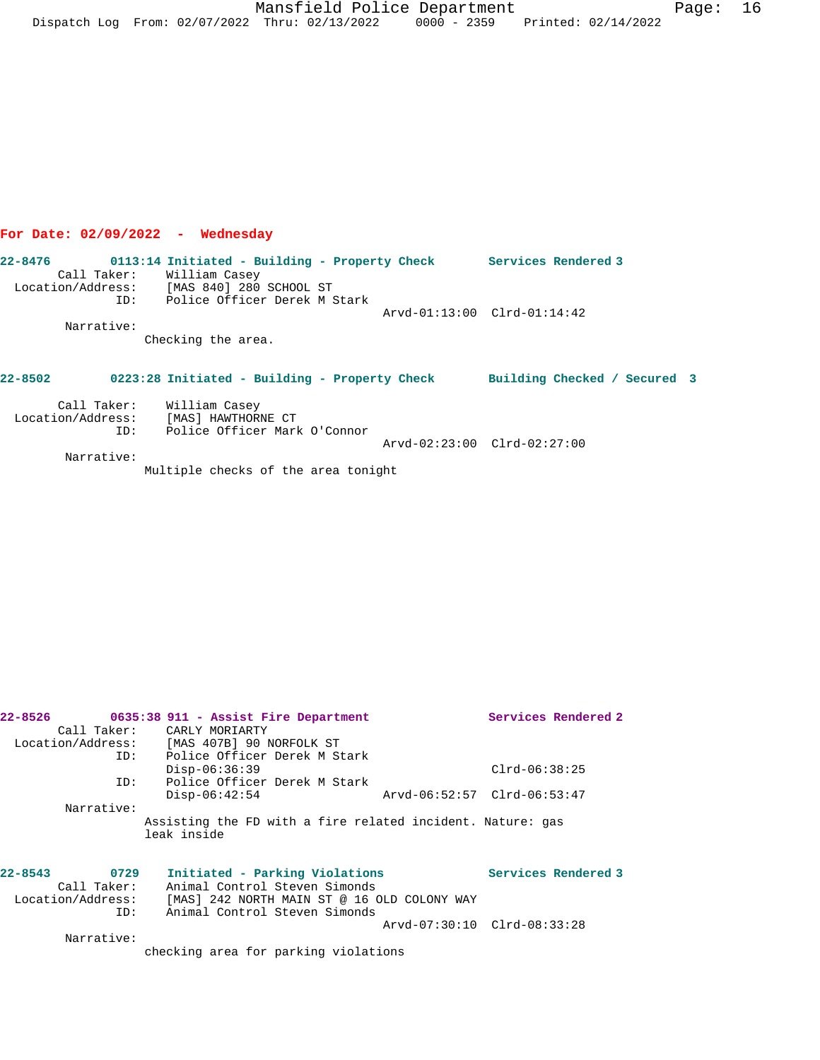## For Date: 02/09/2022 - Wednesday

**22-8476** 0113:14 Initiated - Building - Property Check — Services Rendered 3

Call Taker: William Casey
Location/Address: [MAS 840] 280 SCHOOL ST
ID: Police Officer Derek M Stark
Arvd-01:13:00 Clrd-01:14:42

Narrative:
Checking the area.

**22-8502** 0223:28 Initiated - Building - Property Check — Building Checked / Secured 3

Call Taker: William Casey
Location/Address: [MAS] HAWTHORNE CT
ID: Police Officer Mark O'Connor
Arvd-02:23:00 Clrd-02:27:00

Narrative:
Multiple checks of the area tonight

**22-8526** 0635:38 911 - Assist Fire Department — Services Rendered 2

Call Taker: CARLY MORIARTY
Location/Address: [MAS 407B] 90 NORFOLK ST
ID: Police Officer Derek M Stark
Disp-06:36:39 Clrd-06:38:25
ID: Police Officer Derek M Stark
Disp-06:42:54 Arvd-06:52:57 Clrd-06:53:47

Narrative:
Assisting the FD with a fire related incident. Nature: gas leak inside

**22-8543** 0729 Initiated - Parking Violations — Services Rendered 3

Call Taker: Animal Control Steven Simonds
Location/Address: [MAS] 242 NORTH MAIN ST @ 16 OLD COLONY WAY
ID: Animal Control Steven Simonds
Arvd-07:30:10 Clrd-08:33:28

Narrative:
checking area for parking violations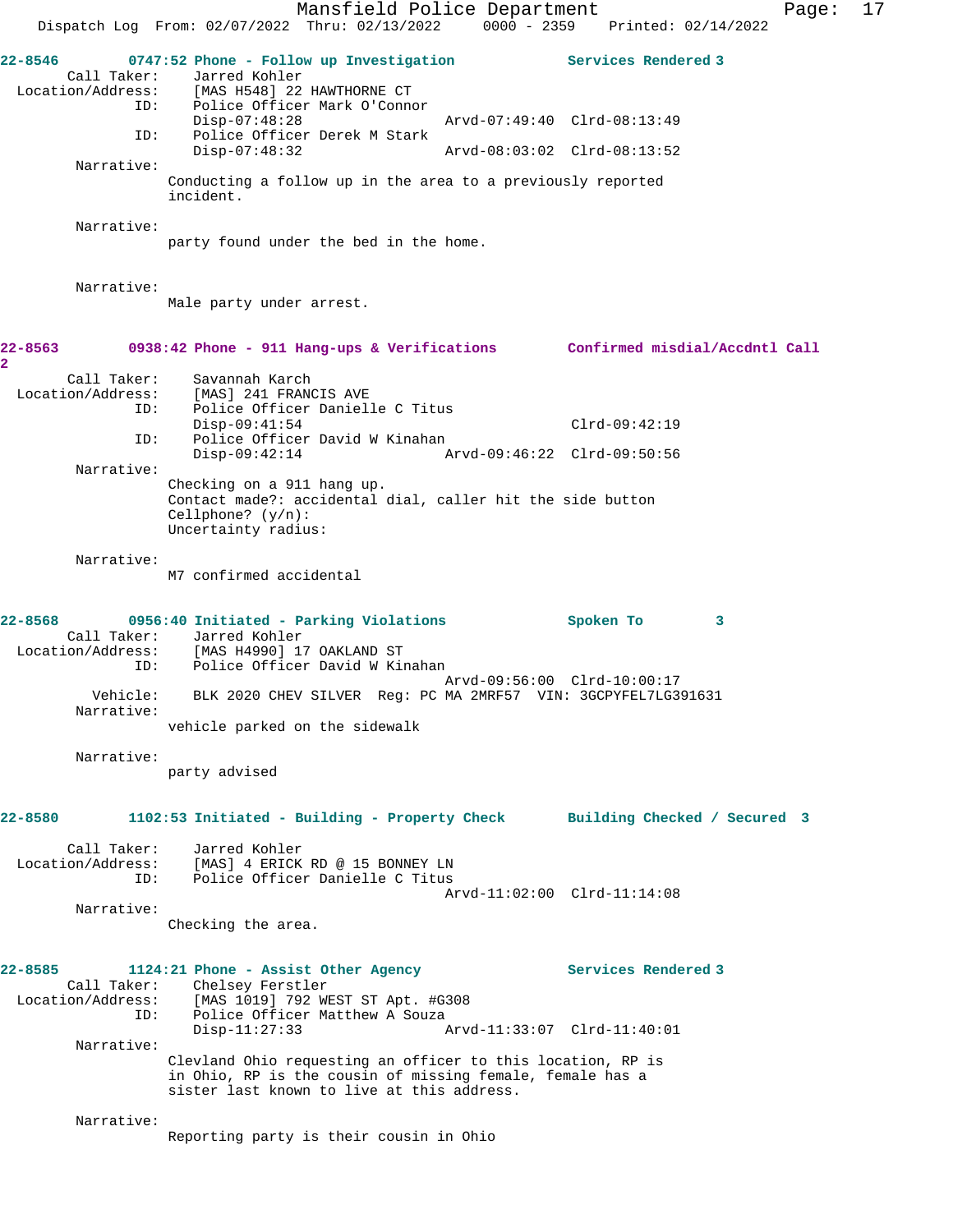**22-8546 0747:52 Phone - Follow up Investigation Services Rendered 3**

Call Taker: Jarred Kohler
Location/Address: [MAS H548] 22 HAWTHORNE CT
ID: Police Officer Mark O'Connor
Disp-07:48:28 Arvd-07:49:40 Clrd-08:13:49
ID: Police Officer Derek M Stark
Disp-07:48:32 Arvd-08:03:02 Clrd-08:13:52

Narrative:
Conducting a follow up in the area to a previously reported incident.

Narrative:
party found under the bed in the home.

Narrative:
Male party under arrest.

**22-8563 0938:42 Phone - 911 Hang-ups & Verifications Confirmed misdial/Accdntl Call 2**

Call Taker: Savannah Karch
Location/Address: [MAS] 241 FRANCIS AVE
ID: Police Officer Danielle C Titus
Disp-09:41:54 Clrd-09:42:19
ID: Police Officer David W Kinahan
Disp-09:42:14 Arvd-09:46:22 Clrd-09:50:56

Narrative:
Checking on a 911 hang up.
Contact made?: accidental dial, caller hit the side button
Cellphone? (y/n):
Uncertainty radius:

Narrative:
M7 confirmed accidental

**22-8568 0956:40 Initiated - Parking Violations Spoken To 3**

Call Taker: Jarred Kohler
Location/Address: [MAS H4990] 17 OAKLAND ST
ID: Police Officer David W Kinahan
Arvd-09:56:00 Clrd-10:00:17
Vehicle: BLK 2020 CHEV SILVER Reg: PC MA 2MRF57 VIN: 3GCPYFEL7LG391631

Narrative:
vehicle parked on the sidewalk

Narrative:
party advised

**22-8580 1102:53 Initiated - Building - Property Check Building Checked / Secured 3**

Call Taker: Jarred Kohler
Location/Address: [MAS] 4 ERICK RD @ 15 BONNEY LN
ID: Police Officer Danielle C Titus
Arvd-11:02:00 Clrd-11:14:08

Narrative:
Checking the area.

**22-8585 1124:21 Phone - Assist Other Agency Services Rendered 3**

Call Taker: Chelsey Ferstler
Location/Address: [MAS 1019] 792 WEST ST Apt. #G308
ID: Police Officer Matthew A Souza
Disp-11:27:33 Arvd-11:33:07 Clrd-11:40:01

Narrative:
Clevland Ohio requesting an officer to this location, RP is in Ohio, RP is the cousin of missing female, female has a sister last known to live at this address.

Narrative:
Reporting party is their cousin in Ohio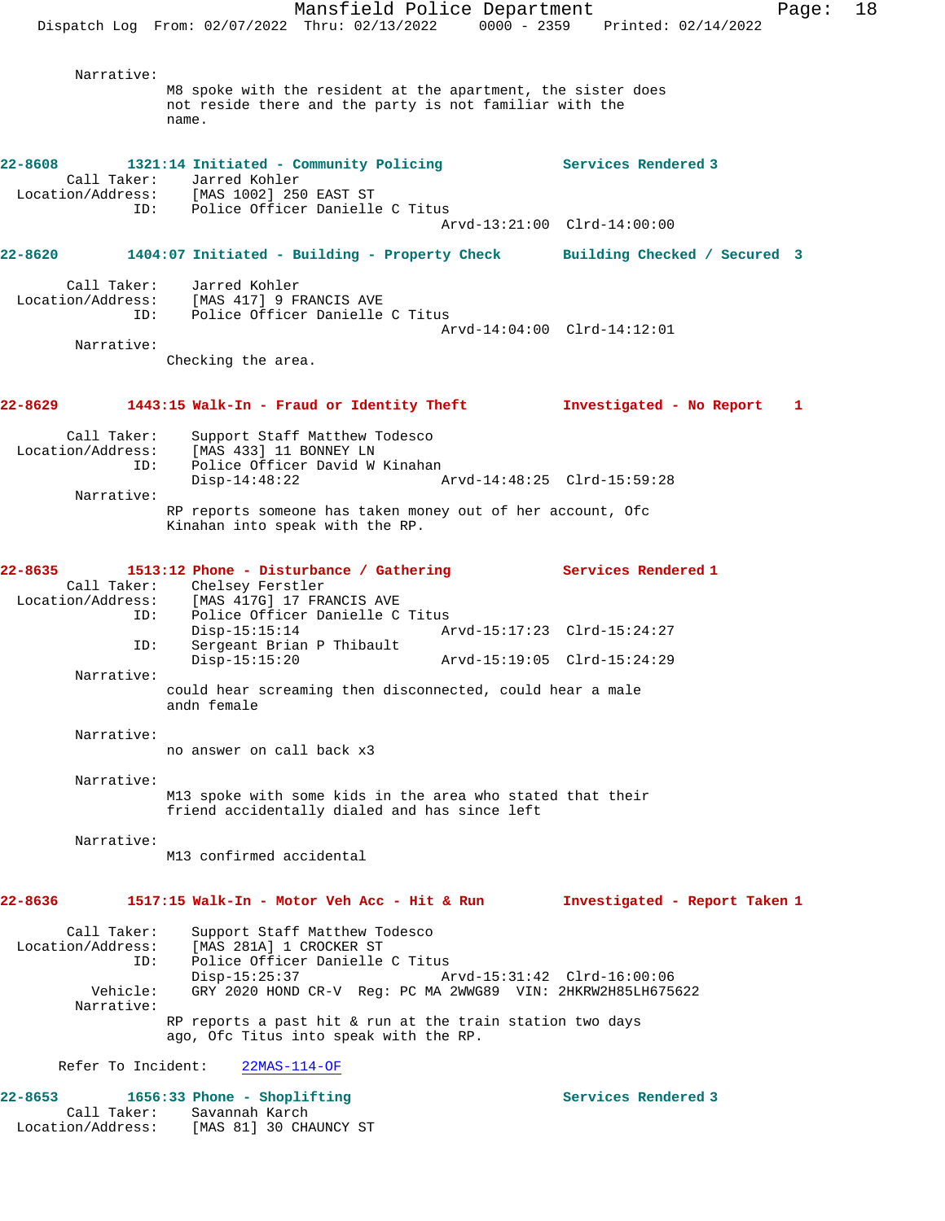Narrative:
M8 spoke with the resident at the apartment, the sister does not reside there and the party is not familiar with the name.

**22-8608** 1321:14 Initiated - Community Policing — Services Rendered 3
Call Taker: Jarred Kohler
Location/Address: [MAS 1002] 250 EAST ST
ID: Police Officer Danielle C Titus
Arvd-13:21:00 Clrd-14:00:00

**22-8620** 1404:07 Initiated - Building - Property Check — Building Checked / Secured 3
Call Taker: Jarred Kohler
Location/Address: [MAS 417] 9 FRANCIS AVE
ID: Police Officer Danielle C Titus
Arvd-14:04:00 Clrd-14:12:01
Narrative:
Checking the area.

**22-8629** 1443:15 Walk-In - Fraud or Identity Theft — Investigated - No Report 1
Call Taker: Support Staff Matthew Todesco
Location/Address: [MAS 433] 11 BONNEY LN
ID: Police Officer David W Kinahan
Disp-14:48:22 Arvd-14:48:25 Clrd-15:59:28
Narrative:
RP reports someone has taken money out of her account, Ofc Kinahan into speak with the RP.

**22-8635** 1513:12 Phone - Disturbance / Gathering — Services Rendered 1
Call Taker: Chelsey Ferstler
Location/Address: [MAS 417G] 17 FRANCIS AVE
ID: Police Officer Danielle C Titus
Disp-15:15:14 Arvd-15:17:23 Clrd-15:24:27
ID: Sergeant Brian P Thibault
Disp-15:15:20 Arvd-15:19:05 Clrd-15:24:29
Narrative:
could hear screaming then disconnected, could hear a male andn female
Narrative:
no answer on call back x3
Narrative:
M13 spoke with some kids in the area who stated that their friend accidentally dialed and has since left
Narrative:
M13 confirmed accidental

**22-8636** 1517:15 Walk-In - Motor Veh Acc - Hit & Run — Investigated - Report Taken 1
Call Taker: Support Staff Matthew Todesco
Location/Address: [MAS 281A] 1 CROCKER ST
ID: Police Officer Danielle C Titus
Disp-15:25:37 Arvd-15:31:42 Clrd-16:00:06
Vehicle: GRY 2020 HOND CR-V Reg: PC MA 2WWG89 VIN: 2HKRW2H85LH675622
Narrative:
RP reports a past hit & run at the train station two days ago, Ofc Titus into speak with the RP.

Refer To Incident: 22MAS-114-OF

**22-8653** 1656:33 Phone - Shoplifting — Services Rendered 3
Call Taker: Savannah Karch
Location/Address: [MAS 81] 30 CHAUNCY ST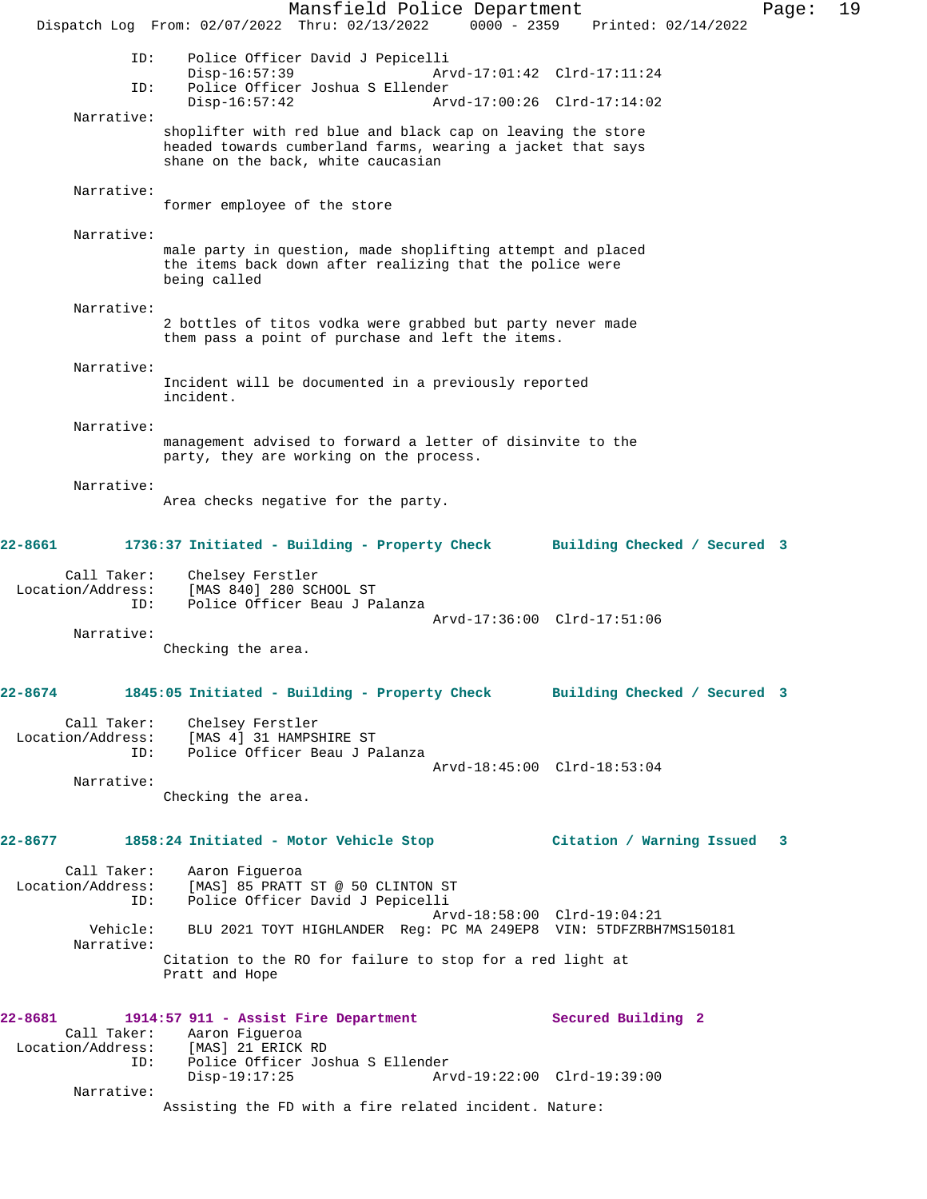ID: Police Officer David J Pepicelli
Disp-16:57:39 Arvd-17:01:42 Clrd-17:11:24
ID: Police Officer Joshua S Ellender
Disp-16:57:42 Arvd-17:00:26 Clrd-17:14:02

Narrative:
shoplifter with red blue and black cap on leaving the store headed towards cumberland farms, wearing a jacket that says shane on the back, white caucasian

Narrative:
former employee of the store

Narrative:
male party in question, made shoplifting attempt and placed the items back down after realizing that the police were being called

Narrative:
2 bottles of titos vodka were grabbed but party never made them pass a point of purchase and left the items.

Narrative:
Incident will be documented in a previously reported incident.

Narrative:
management advised to forward a letter of disinvite to the party, they are working on the process.

Narrative:
Area checks negative for the party.

**22-8661 1736:37 Initiated - Building - Property Check Building Checked / Secured 3**

Call Taker: Chelsey Ferstler
Location/Address: [MAS 840] 280 SCHOOL ST
ID: Police Officer Beau J Palanza
Arvd-17:36:00 Clrd-17:51:06

Narrative:
Checking the area.

**22-8674 1845:05 Initiated - Building - Property Check Building Checked / Secured 3**

Call Taker: Chelsey Ferstler
Location/Address: [MAS 4] 31 HAMPSHIRE ST
ID: Police Officer Beau J Palanza
Arvd-18:45:00 Clrd-18:53:04

Narrative:
Checking the area.

**22-8677 1858:24 Initiated - Motor Vehicle Stop Citation / Warning Issued 3**

Call Taker: Aaron Figueroa
Location/Address: [MAS] 85 PRATT ST @ 50 CLINTON ST
ID: Police Officer David J Pepicelli
Arvd-18:58:00 Clrd-19:04:21
Vehicle: BLU 2021 TOYT HIGHLANDER Reg: PC MA 249EP8 VIN: 5TDFZRBH7MS150181

Narrative:
Citation to the RO for failure to stop for a red light at Pratt and Hope

**22-8681 1914:57 911 - Assist Fire Department Secured Building 2**

Call Taker: Aaron Figueroa
Location/Address: [MAS] 21 ERICK RD
ID: Police Officer Joshua S Ellender
Disp-19:17:25 Arvd-19:22:00 Clrd-19:39:00

Narrative:
Assisting the FD with a fire related incident. Nature: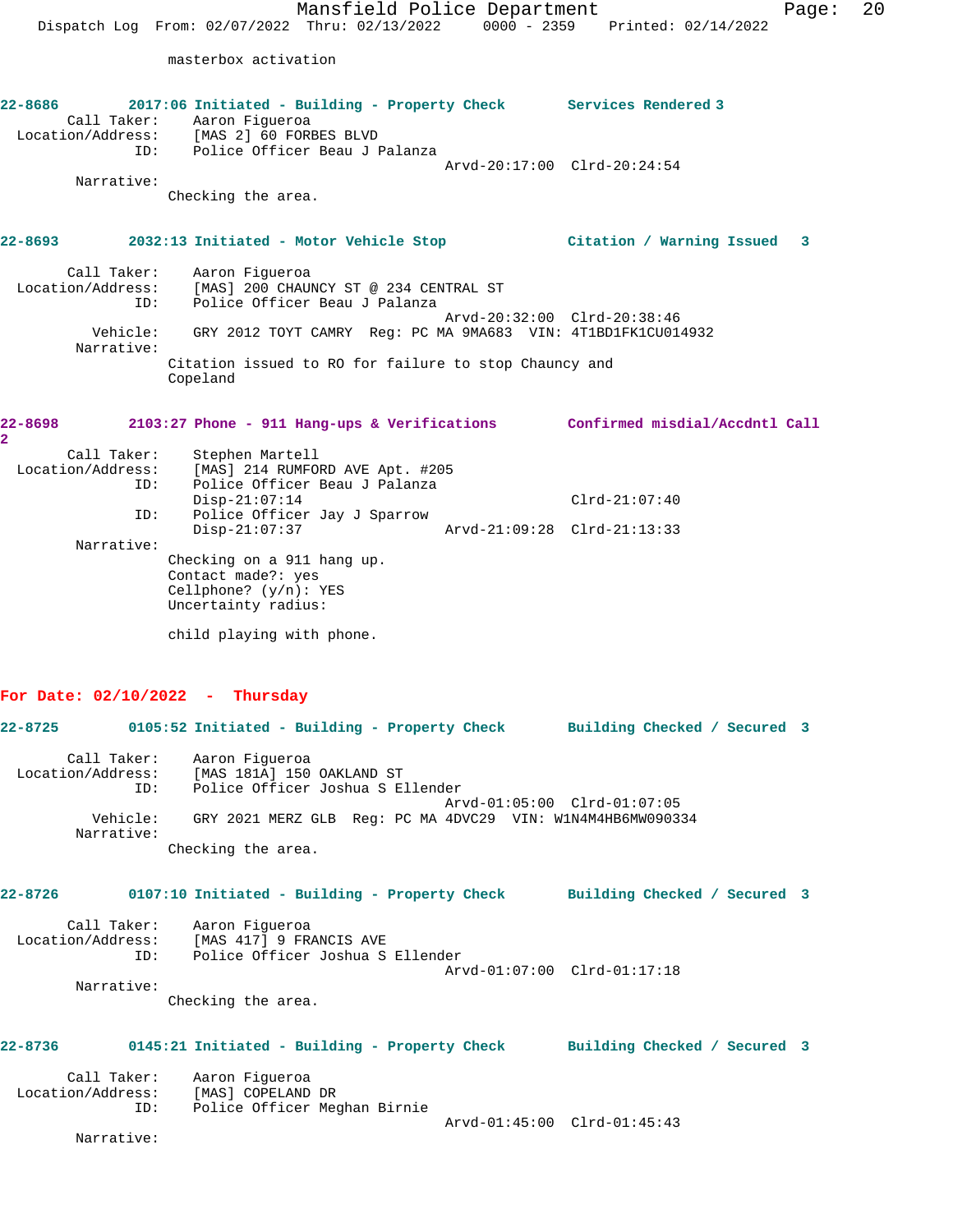masterbox activation

**22-8686 2017:06 Initiated - Building - Property Check Services Rendered 3**

Call Taker: Aaron Figueroa
Location/Address: [MAS 2] 60 FORBES BLVD
ID: Police Officer Beau J Palanza
Arvd-20:17:00 Clrd-20:24:54
Narrative:
Checking the area.

**22-8693 2032:13 Initiated - Motor Vehicle Stop Citation / Warning Issued 3**

Call Taker: Aaron Figueroa
Location/Address: [MAS] 200 CHAUNCY ST @ 234 CENTRAL ST
ID: Police Officer Beau J Palanza
Arvd-20:32:00 Clrd-20:38:46
Vehicle: GRY 2012 TOYT CAMRY Reg: PC MA 9MA683 VIN: 4T1BD1FK1CU014932
Narrative:
Citation issued to RO for failure to stop Chauncy and Copeland

**22-8698 2103:27 Phone - 911 Hang-ups & Verifications Confirmed misdial/Accdntl Call 2**

Call Taker: Stephen Martell
Location/Address: [MAS] 214 RUMFORD AVE Apt. #205
ID: Police Officer Beau J Palanza
Disp-21:07:14 Clrd-21:07:40
ID: Police Officer Jay J Sparrow
Disp-21:07:37 Arvd-21:09:28 Clrd-21:13:33
Narrative:
Checking on a 911 hang up.
Contact made?: yes
Cellphone? (y/n): YES
Uncertainty radius:

child playing with phone.

## For Date: 02/10/2022 - Thursday

**22-8725 0105:52 Initiated - Building - Property Check Building Checked / Secured 3**

Call Taker: Aaron Figueroa
Location/Address: [MAS 181A] 150 OAKLAND ST
ID: Police Officer Joshua S Ellender
Arvd-01:05:00 Clrd-01:07:05
Vehicle: GRY 2021 MERZ GLB Reg: PC MA 4DVC29 VIN: W1N4M4HB6MW090334
Narrative:
Checking the area.

**22-8726 0107:10 Initiated - Building - Property Check Building Checked / Secured 3**

Call Taker: Aaron Figueroa
Location/Address: [MAS 417] 9 FRANCIS AVE
ID: Police Officer Joshua S Ellender
Arvd-01:07:00 Clrd-01:17:18
Narrative:
Checking the area.

**22-8736 0145:21 Initiated - Building - Property Check Building Checked / Secured 3**

Call Taker: Aaron Figueroa
Location/Address: [MAS] COPELAND DR
ID: Police Officer Meghan Birnie
Arvd-01:45:00 Clrd-01:45:43
Narrative: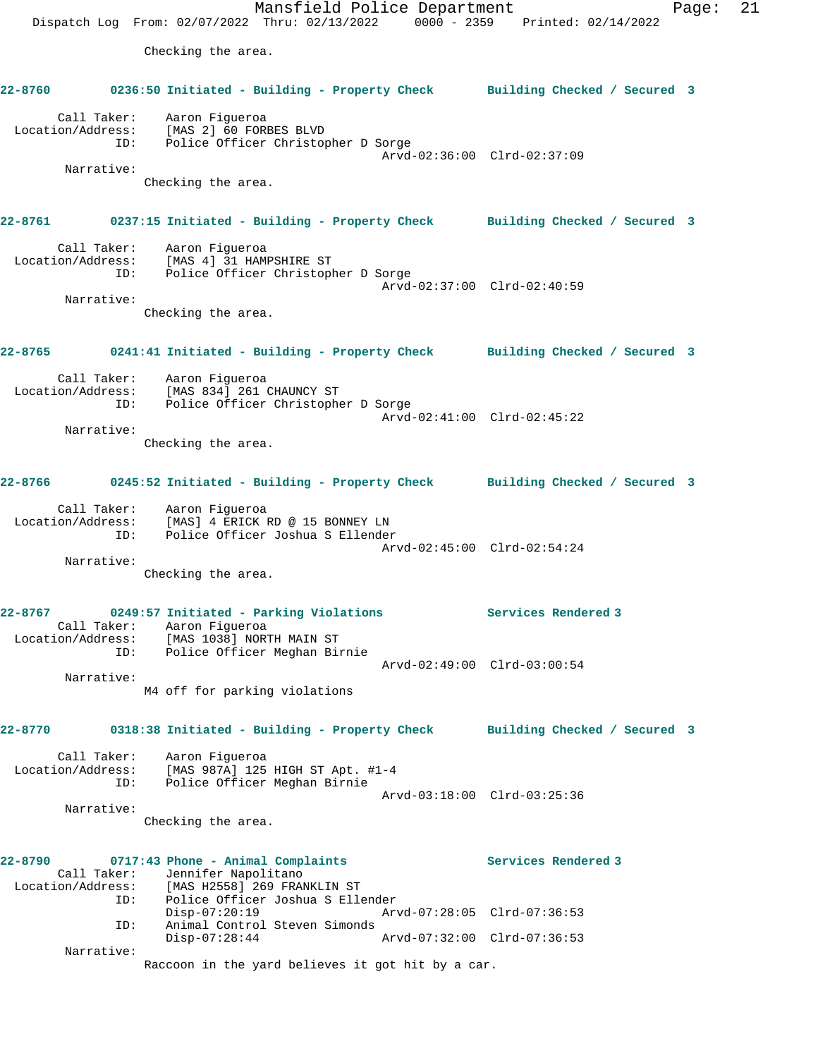Checking the area.

**22-8760 0236:50 Initiated - Building - Property Check Building Checked / Secured 3**

Call Taker: Aaron Figueroa
Location/Address: [MAS 2] 60 FORBES BLVD
ID: Police Officer Christopher D Sorge
Arvd-02:36:00 Clrd-02:37:09
Narrative:
Checking the area.

**22-8761 0237:15 Initiated - Building - Property Check Building Checked / Secured 3**

Call Taker: Aaron Figueroa
Location/Address: [MAS 4] 31 HAMPSHIRE ST
ID: Police Officer Christopher D Sorge
Arvd-02:37:00 Clrd-02:40:59
Narrative:
Checking the area.

**22-8765 0241:41 Initiated - Building - Property Check Building Checked / Secured 3**

Call Taker: Aaron Figueroa
Location/Address: [MAS 834] 261 CHAUNCY ST
ID: Police Officer Christopher D Sorge
Arvd-02:41:00 Clrd-02:45:22
Narrative:
Checking the area.

**22-8766 0245:52 Initiated - Building - Property Check Building Checked / Secured 3**

Call Taker: Aaron Figueroa
Location/Address: [MAS] 4 ERICK RD @ 15 BONNEY LN
ID: Police Officer Joshua S Ellender
Arvd-02:45:00 Clrd-02:54:24
Narrative:
Checking the area.

**22-8767 0249:57 Initiated - Parking Violations Services Rendered 3**

Call Taker: Aaron Figueroa
Location/Address: [MAS 1038] NORTH MAIN ST
ID: Police Officer Meghan Birnie
Arvd-02:49:00 Clrd-03:00:54
Narrative:
M4 off for parking violations

**22-8770 0318:38 Initiated - Building - Property Check Building Checked / Secured 3**

Call Taker: Aaron Figueroa
Location/Address: [MAS 987A] 125 HIGH ST Apt. #1-4
ID: Police Officer Meghan Birnie
Arvd-03:18:00 Clrd-03:25:36
Narrative:
Checking the area.

**22-8790 0717:43 Phone - Animal Complaints Services Rendered 3**

Call Taker: Jennifer Napolitano
Location/Address: [MAS H2558] 269 FRANKLIN ST
ID: Police Officer Joshua S Ellender
Disp-07:20:19 Arvd-07:28:05 Clrd-07:36:53
ID: Animal Control Steven Simonds
Disp-07:28:44 Arvd-07:32:00 Clrd-07:36:53
Narrative:
Raccoon in the yard believes it got hit by a car.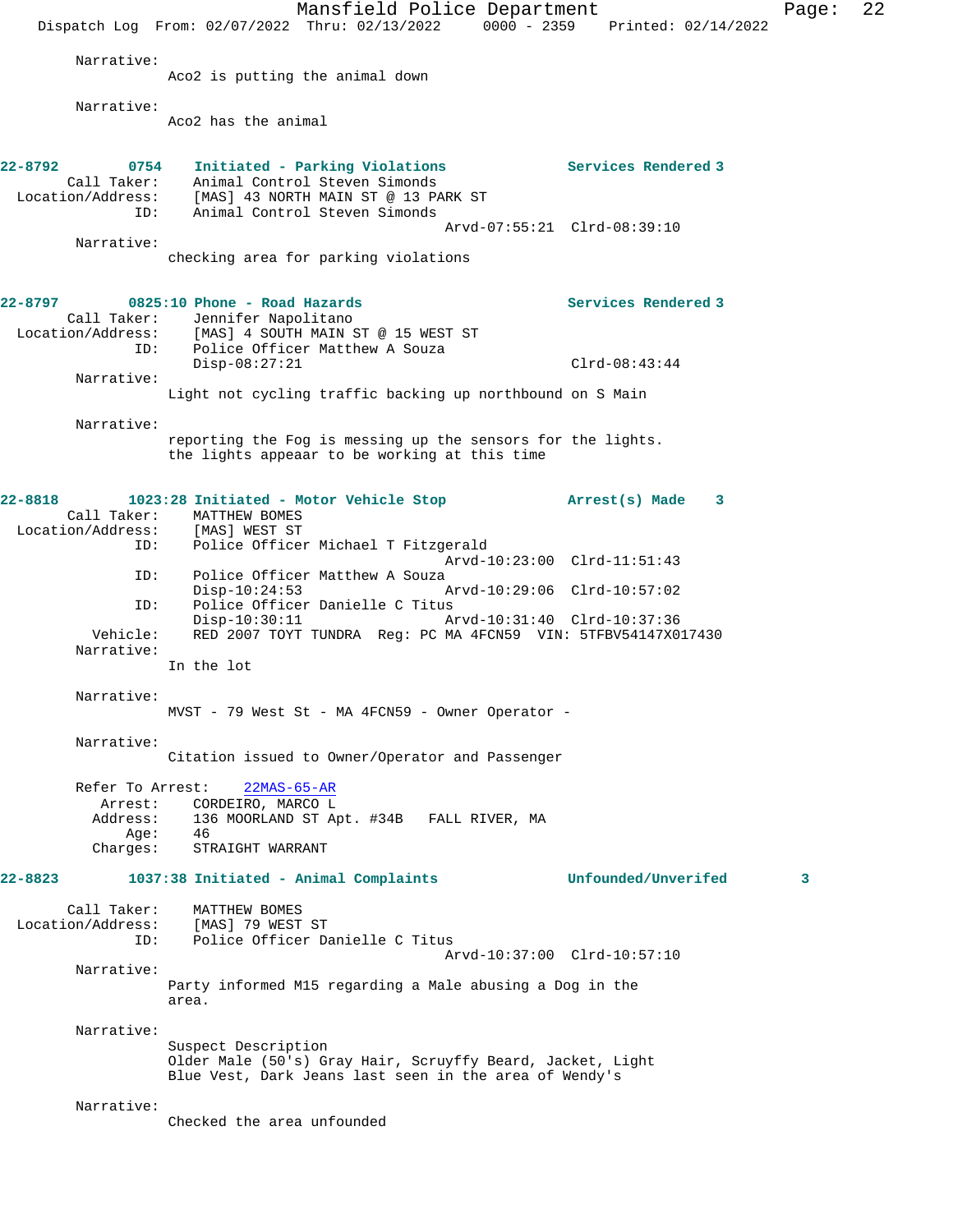Narrative:
Aco2 is putting the animal down

Narrative:
Aco2 has the animal

**22-8792 0754 Initiated - Parking Violations** **Services Rendered 3**
Call Taker: Animal Control Steven Simonds
Location/Address: [MAS] 43 NORTH MAIN ST @ 13 PARK ST
ID: Animal Control Steven Simonds
Arvd-07:55:21 Clrd-08:39:10
Narrative:
checking area for parking violations

**22-8797 0825:10 Phone - Road Hazards** **Services Rendered 3**
Call Taker: Jennifer Napolitano
Location/Address: [MAS] 4 SOUTH MAIN ST @ 15 WEST ST
ID: Police Officer Matthew A Souza
Disp-08:27:21 Clrd-08:43:44
Narrative:
Light not cycling traffic backing up northbound on S Main

Narrative:
reporting the Fog is messing up the sensors for the lights.
the lights appeaar to be working at this time

**22-8818 1023:28 Initiated - Motor Vehicle Stop** **Arrest(s) Made 3**
Call Taker: MATTHEW BOMES
Location/Address: [MAS] WEST ST
ID: Police Officer Michael T Fitzgerald
Arvd-10:23:00 Clrd-11:51:43
ID: Police Officer Matthew A Souza
Disp-10:24:53 Arvd-10:29:06 Clrd-10:57:02
ID: Police Officer Danielle C Titus
Disp-10:30:11 Arvd-10:31:40 Clrd-10:37:36
Vehicle: RED 2007 TOYT TUNDRA Reg: PC MA 4FCN59 VIN: 5TFBV54147X017430
Narrative:
In the lot

Narrative:
MVST - 79 West St - MA 4FCN59 - Owner Operator -

Narrative:
Citation issued to Owner/Operator and Passenger

Refer To Arrest: 22MAS-65-AR
Arrest: CORDEIRO, MARCO L
Address: 136 MOORLAND ST Apt. #34B FALL RIVER, MA
Age: 46
Charges: STRAIGHT WARRANT

**22-8823 1037:38 Initiated - Animal Complaints** **Unfounded/Unverifed 3**

Call Taker: MATTHEW BOMES
Location/Address: [MAS] 79 WEST ST
ID: Police Officer Danielle C Titus
Arvd-10:37:00 Clrd-10:57:10
Narrative:
Party informed M15 regarding a Male abusing a Dog in the area.

Narrative:
Suspect Description
Older Male (50's) Gray Hair, Scruyffy Beard, Jacket, Light Blue Vest, Dark Jeans last seen in the area of Wendy's

Narrative:
Checked the area unfounded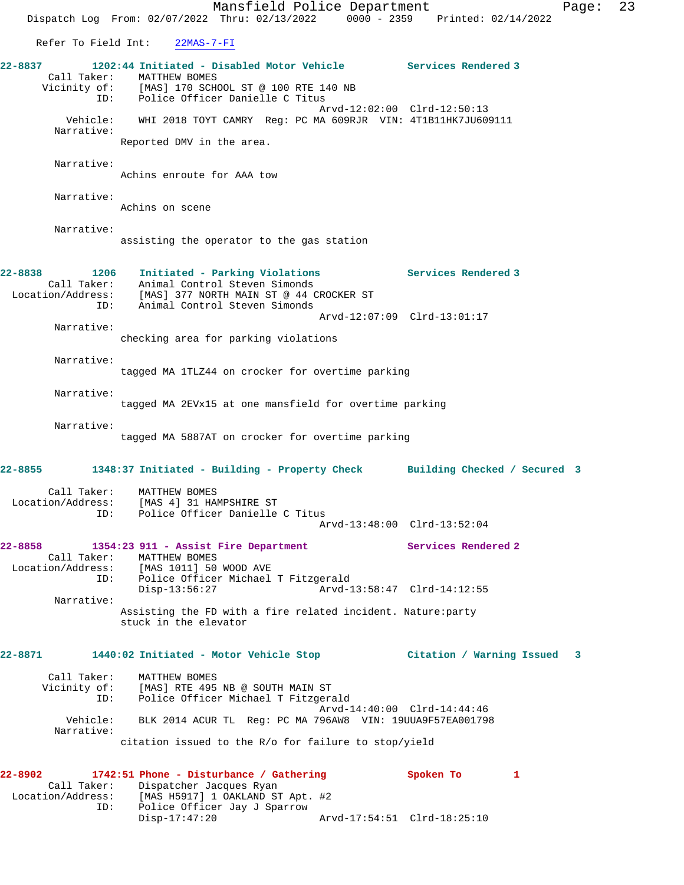Refer To Field Int: 22MAS-7-FI

**22-8837** 1202:44 Initiated - Disabled Motor Vehicle — Services Rendered 3

Call Taker: MATTHEW BOMES
Vicinity of: [MAS] 170 SCHOOL ST @ 100 RTE 140 NB
ID: Police Officer Danielle C Titus
Arvd-12:02:00 Clrd-12:50:13
Vehicle: WHI 2018 TOYT CAMRY Reg: PC MA 609RJR VIN: 4T1B11HK7JU609111

Narrative:
Reported DMV in the area.

Narrative:
Achins enroute for AAA tow

Narrative:
Achins on scene

Narrative:
assisting the operator to the gas station

**22-8838** 1206 Initiated - Parking Violations — Services Rendered 3

Call Taker: Animal Control Steven Simonds
Location/Address: [MAS] 377 NORTH MAIN ST @ 44 CROCKER ST
ID: Animal Control Steven Simonds
Arvd-12:07:09 Clrd-13:01:17

Narrative:
checking area for parking violations

Narrative:
tagged MA 1TLZ44 on crocker for overtime parking

Narrative:
tagged MA 2EVx15 at one mansfield for overtime parking

Narrative:
tagged MA 5887AT on crocker for overtime parking

**22-8855** 1348:37 Initiated - Building - Property Check — Building Checked / Secured 3

Call Taker: MATTHEW BOMES
Location/Address: [MAS 4] 31 HAMPSHIRE ST
ID: Police Officer Danielle C Titus
Arvd-13:48:00 Clrd-13:52:04

**22-8858** 1354:23 911 - Assist Fire Department — Services Rendered 2

Call Taker: MATTHEW BOMES
Location/Address: [MAS 1011] 50 WOOD AVE
ID: Police Officer Michael T Fitzgerald
Disp-13:56:27 Arvd-13:58:47 Clrd-14:12:55

Narrative:
Assisting the FD with a fire related incident. Nature:party stuck in the elevator

**22-8871** 1440:02 Initiated - Motor Vehicle Stop — Citation / Warning Issued 3

Call Taker: MATTHEW BOMES
Vicinity of: [MAS] RTE 495 NB @ SOUTH MAIN ST
ID: Police Officer Michael T Fitzgerald
Arvd-14:40:00 Clrd-14:44:46
Vehicle: BLK 2014 ACUR TL Reg: PC MA 796AW8 VIN: 19UUA9F57EA001798

Narrative:
citation issued to the R/o for failure to stop/yield

**22-8902** 1742:51 Phone - Disturbance / Gathering — Spoken To 1

Call Taker: Dispatcher Jacques Ryan
Location/Address: [MAS H5917] 1 OAKLAND ST Apt. #2
ID: Police Officer Jay J Sparrow
Disp-17:47:20 Arvd-17:54:51 Clrd-18:25:10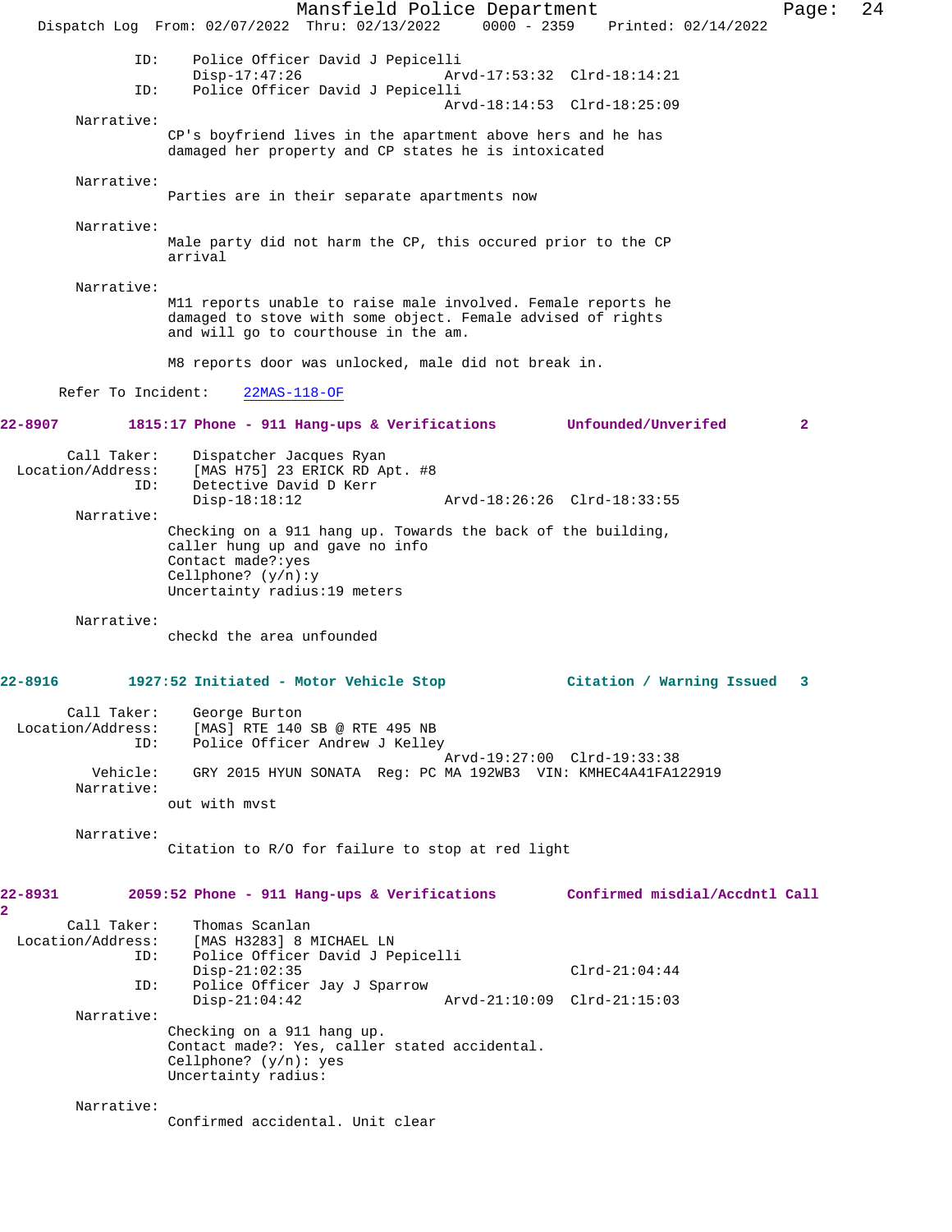```
            ID:     Police Officer David J Pepicelli
                    Disp-17:47:26                Arvd-17:53:32  Clrd-18:14:21
            ID:     Police Officer David J Pepicelli
                                                 Arvd-18:14:53  Clrd-18:25:09
      Narrative:
                 CP's boyfriend lives in the apartment above hers and he has
                 damaged her property and CP states he is intoxicated

      Narrative:
                 Parties are in their separate apartments now

      Narrative:
                 Male party did not harm the CP, this occured prior to the CP
                 arrival

      Narrative:
                 M11 reports unable to raise male involved. Female reports he
                 damaged to stove with some object. Female advised of rights
                 and will go to courthouse in the am.

                 M8 reports door was unlocked, male did not break in.

    Refer To Incident:   22MAS-118-OF
```

```
22-8907        1815:17 Phone - 911 Hang-ups & Verifications       Unfounded/Unverifed        2

      Call Taker:    Dispatcher Jacques Ryan
  Location/Address:  [MAS H75] 23 ERICK RD Apt. #8
              ID:    Detective David D Kerr
                     Disp-18:18:12                Arvd-18:26:26  Clrd-18:33:55
      Narrative:
                 Checking on a 911 hang up. Towards the back of the building,
                 caller hung up and gave no info
                 Contact made?:yes
                 Cellphone? (y/n):y
                 Uncertainty radius:19 meters

      Narrative:
                 checkd the area unfounded
```

```
22-8916        1927:52 Initiated - Motor Vehicle Stop            Citation / Warning Issued   3

      Call Taker:    George Burton
  Location/Address:  [MAS] RTE 140 SB @ RTE 495 NB
              ID:    Police Officer Andrew J Kelley
                                                  Arvd-19:27:00  Clrd-19:33:38
         Vehicle:    GRY 2015 HYUN SONATA  Reg: PC MA 192WB3  VIN: KMHEC4A41FA122919
      Narrative:
                 out with mvst

      Narrative:
                 Citation to R/O for failure to stop at red light
```

```
22-8931        2059:52 Phone - 911 Hang-ups & Verifications       Confirmed misdial/Accdntl Call
2
      Call Taker:    Thomas Scanlan
  Location/Address:  [MAS H3283] 8 MICHAEL LN
              ID:    Police Officer David J Pepicelli
                     Disp-21:02:35                               Clrd-21:04:44
              ID:    Police Officer Jay J Sparrow
                     Disp-21:04:42                Arvd-21:10:09  Clrd-21:15:03
      Narrative:
                 Checking on a 911 hang up.
                 Contact made?: Yes, caller stated accidental.
                 Cellphone? (y/n): yes
                 Uncertainty radius:

      Narrative:
                 Confirmed accidental. Unit clear
```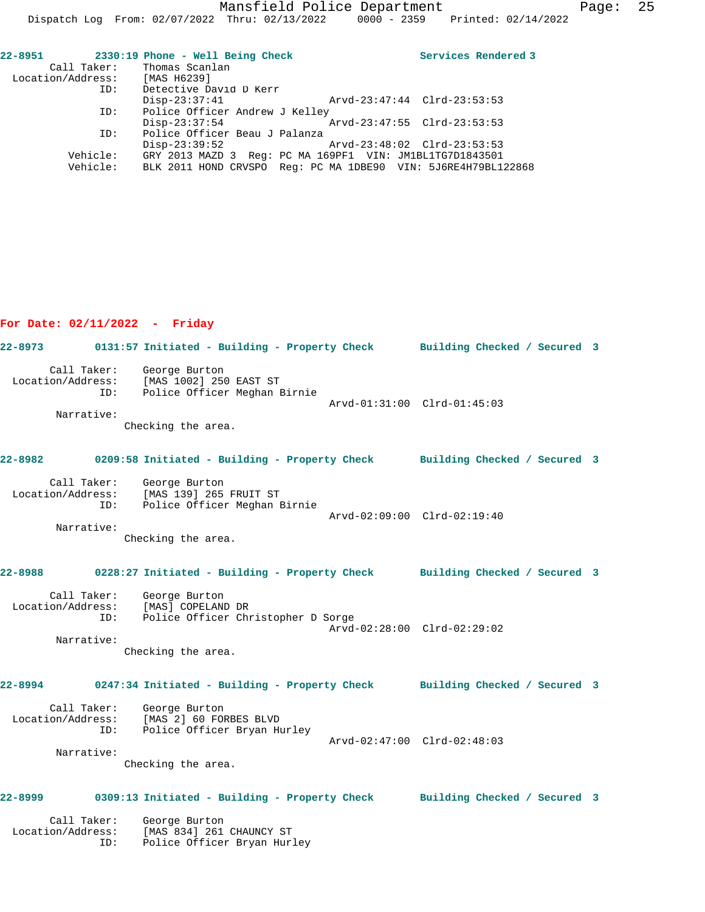22-8951 2330:19 Phone - Well Being Check Services Rendered 3

```
        Call Taker:     Thomas Scanlan
  Location/Address:     [MAS H6239]
                ID:     Detective David D Kerr
                        Disp-23:37:41                Arvd-23:47:44  Clrd-23:53:53
                ID:     Police Officer Andrew J Kelley
                        Disp-23:37:54                Arvd-23:47:55  Clrd-23:53:53
                ID:     Police Officer Beau J Palanza
                        Disp-23:39:52                Arvd-23:48:02  Clrd-23:53:53
           Vehicle:     GRY 2013 MAZD 3  Reg: PC MA 169PF1  VIN: JM1BL1TG7D1843501
           Vehicle:     BLK 2011 HOND CRVSPO  Reg: PC MA 1DBE90  VIN: 5J6RE4H79BL122868
```

## For Date: 02/11/2022 - Friday

22-8973 0131:57 Initiated - Building - Property Check Building Checked / Secured 3

```
        Call Taker:     George Burton
  Location/Address:     [MAS 1002] 250 EAST ST
                ID:     Police Officer Meghan Birnie
                                                     Arvd-01:31:00  Clrd-01:45:03
         Narrative:
                    Checking the area.
```

22-8982 0209:58 Initiated - Building - Property Check Building Checked / Secured 3

```
        Call Taker:     George Burton
  Location/Address:     [MAS 139] 265 FRUIT ST
                ID:     Police Officer Meghan Birnie
                                                     Arvd-02:09:00  Clrd-02:19:40
         Narrative:
                    Checking the area.
```

22-8988 0228:27 Initiated - Building - Property Check Building Checked / Secured 3

```
        Call Taker:     George Burton
  Location/Address:     [MAS] COPELAND DR
                ID:     Police Officer Christopher D Sorge
                                                     Arvd-02:28:00  Clrd-02:29:02
         Narrative:
                    Checking the area.
```

22-8994 0247:34 Initiated - Building - Property Check Building Checked / Secured 3

```
        Call Taker:     George Burton
  Location/Address:     [MAS 2] 60 FORBES BLVD
                ID:     Police Officer Bryan Hurley
                                                     Arvd-02:47:00  Clrd-02:48:03
         Narrative:
                    Checking the area.
```

22-8999 0309:13 Initiated - Building - Property Check Building Checked / Secured 3

```
        Call Taker:     George Burton
  Location/Address:     [MAS 834] 261 CHAUNCY ST
                ID:     Police Officer Bryan Hurley
```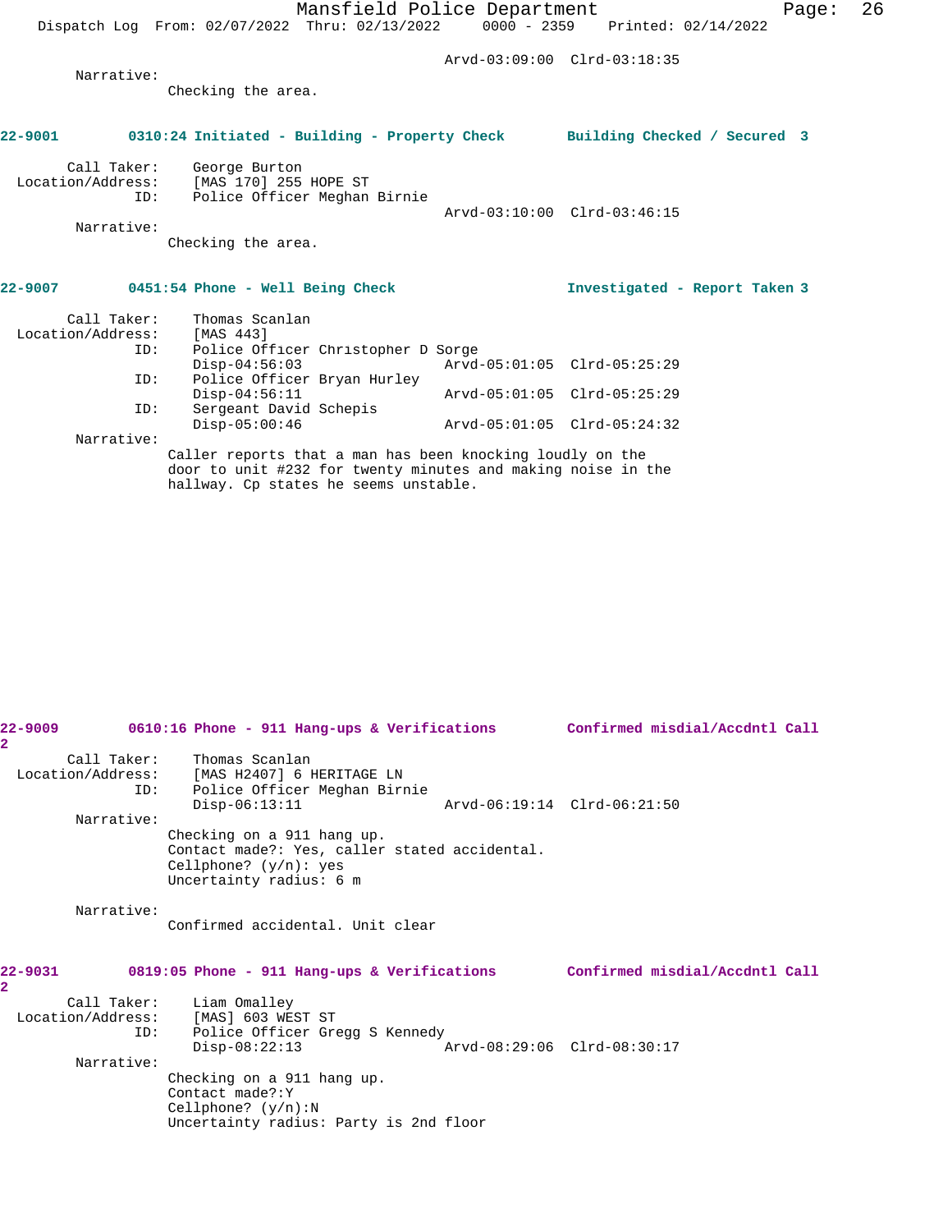Arvd-03:09:00 Clrd-03:18:35

Narrative:
Checking the area.

**22-9001 0310:24 Initiated - Building - Property Check Building Checked / Secured 3**

Call Taker: George Burton
Location/Address: [MAS 170] 255 HOPE ST
ID: Police Officer Meghan Birnie
Arvd-03:10:00 Clrd-03:46:15

Narrative:
Checking the area.

**22-9007 0451:54 Phone - Well Being Check Investigated - Report Taken 3**

Call Taker: Thomas Scanlan
Location/Address: [MAS 443]
ID: Police Officer Christopher D Sorge
Disp-04:56:03 Arvd-05:01:05 Clrd-05:25:29
ID: Police Officer Bryan Hurley
Disp-04:56:11 Arvd-05:01:05 Clrd-05:25:29
ID: Sergeant David Schepis
Disp-05:00:46 Arvd-05:01:05 Clrd-05:24:32

Narrative:
Caller reports that a man has been knocking loudly on the door to unit #232 for twenty minutes and making noise in the hallway. Cp states he seems unstable.

**22-9009 0610:16 Phone - 911 Hang-ups & Verifications Confirmed misdial/Accdntl Call 2**

Call Taker: Thomas Scanlan
Location/Address: [MAS H2407] 6 HERITAGE LN
ID: Police Officer Meghan Birnie
Disp-06:13:11 Arvd-06:19:14 Clrd-06:21:50

Narrative:
Checking on a 911 hang up.
Contact made?: Yes, caller stated accidental.
Cellphone? (y/n): yes
Uncertainty radius: 6 m

Narrative:
Confirmed accidental. Unit clear

**22-9031 0819:05 Phone - 911 Hang-ups & Verifications Confirmed misdial/Accdntl Call 2**

Call Taker: Liam Omalley
Location/Address: [MAS] 603 WEST ST
ID: Police Officer Gregg S Kennedy
Disp-08:22:13 Arvd-08:29:06 Clrd-08:30:17

Narrative:
Checking on a 911 hang up.
Contact made?:Y
Cellphone? (y/n):N
Uncertainty radius: Party is 2nd floor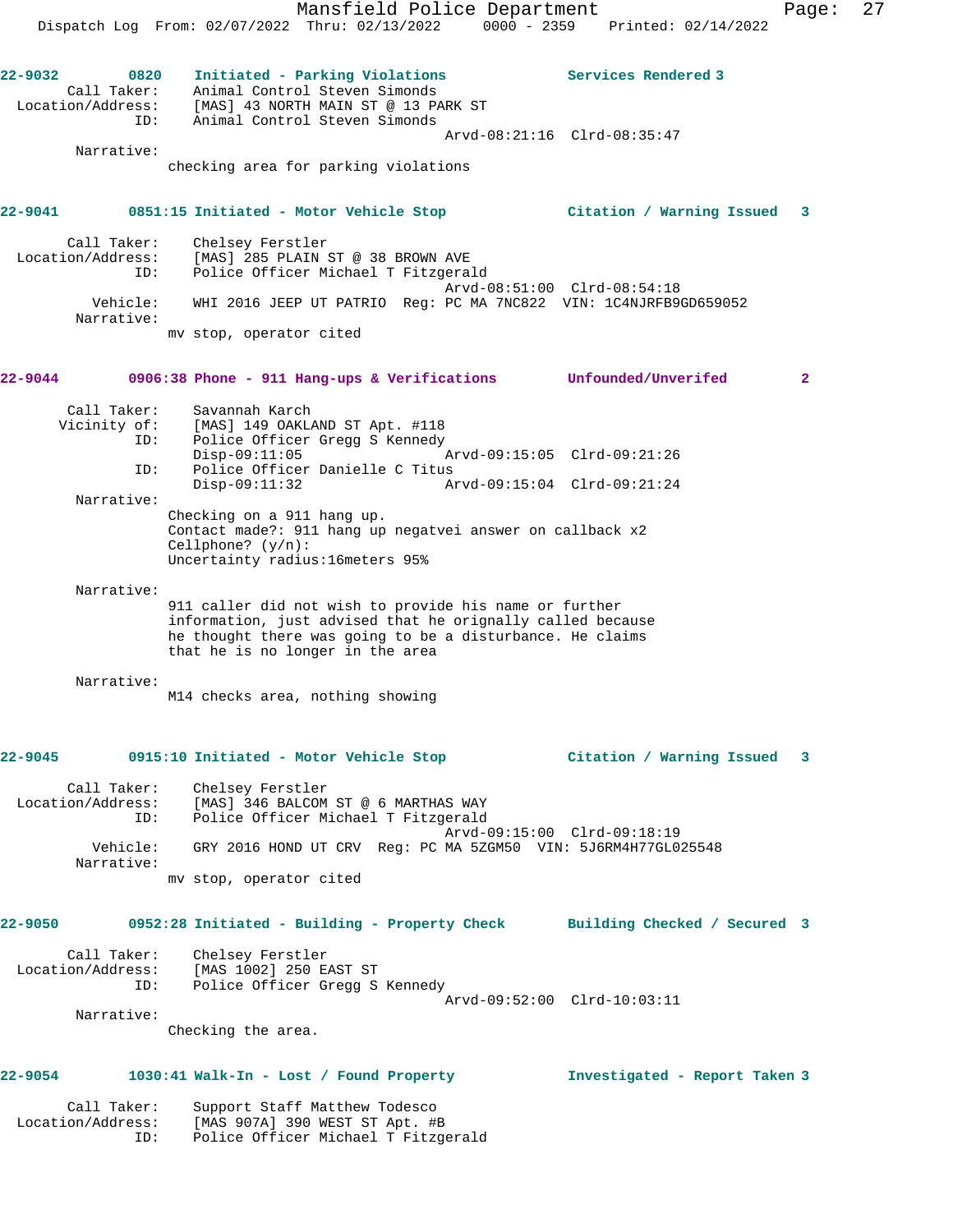**22-9032 0820 Initiated - Parking Violations — Services Rendered 3**

Call Taker: Animal Control Steven Simonds
Location/Address: [MAS] 43 NORTH MAIN ST @ 13 PARK ST
ID: Animal Control Steven Simonds
Arvd-08:21:16 Clrd-08:35:47

Narrative:
checking area for parking violations

**22-9041 0851:15 Initiated - Motor Vehicle Stop — Citation / Warning Issued 3**

Call Taker: Chelsey Ferstler
Location/Address: [MAS] 285 PLAIN ST @ 38 BROWN AVE
ID: Police Officer Michael T Fitzgerald
Arvd-08:51:00 Clrd-08:54:18
Vehicle: WHI 2016 JEEP UT PATRIO Reg: PC MA 7NC822 VIN: 1C4NJRFB9GD659052

Narrative:
mv stop, operator cited

**22-9044 0906:38 Phone - 911 Hang-ups & Verifications — Unfounded/Unverifed 2**

Call Taker: Savannah Karch
Vicinity of: [MAS] 149 OAKLAND ST Apt. #118
ID: Police Officer Gregg S Kennedy
Disp-09:11:05 Arvd-09:15:05 Clrd-09:21:26
ID: Police Officer Danielle C Titus
Disp-09:11:32 Arvd-09:15:04 Clrd-09:21:24

Narrative:
Checking on a 911 hang up.
Contact made?: 911 hang up negatvei answer on callback x2
Cellphone? (y/n):
Uncertainty radius:16meters 95%

Narrative:
911 caller did not wish to provide his name or further information, just advised that he orignally called because he thought there was going to be a disturbance. He claims that he is no longer in the area

Narrative:
M14 checks area, nothing showing

**22-9045 0915:10 Initiated - Motor Vehicle Stop — Citation / Warning Issued 3**

Call Taker: Chelsey Ferstler
Location/Address: [MAS] 346 BALCOM ST @ 6 MARTHAS WAY
ID: Police Officer Michael T Fitzgerald
Arvd-09:15:00 Clrd-09:18:19
Vehicle: GRY 2016 HOND UT CRV Reg: PC MA 5ZGM50 VIN: 5J6RM4H77GL025548

Narrative:
mv stop, operator cited

**22-9050 0952:28 Initiated - Building - Property Check — Building Checked / Secured 3**

Call Taker: Chelsey Ferstler
Location/Address: [MAS 1002] 250 EAST ST
ID: Police Officer Gregg S Kennedy
Arvd-09:52:00 Clrd-10:03:11

Narrative:
Checking the area.

**22-9054 1030:41 Walk-In - Lost / Found Property — Investigated - Report Taken 3**

Call Taker: Support Staff Matthew Todesco
Location/Address: [MAS 907A] 390 WEST ST Apt. #B
ID: Police Officer Michael T Fitzgerald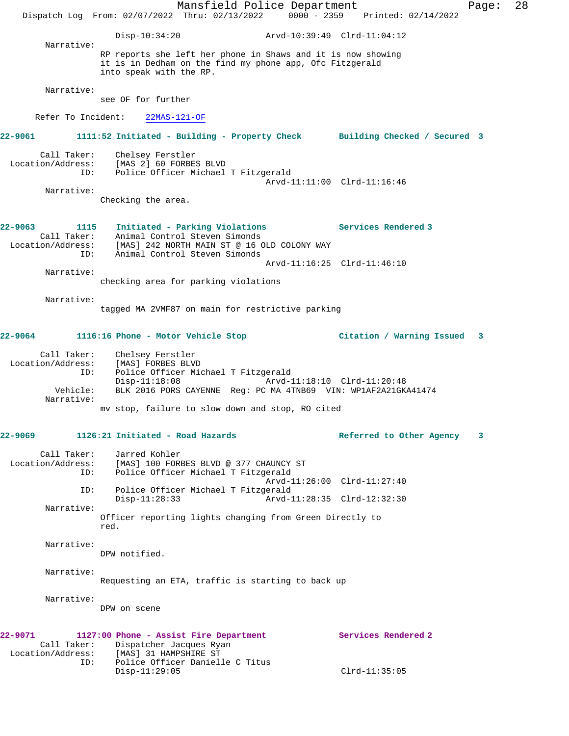Disp-10:34:20 Arvd-10:39:49 Clrd-11:04:12

Narrative:
RP reports she left her phone in Shaws and it is now showing it is in Dedham on the find my phone app, Ofc Fitzgerald into speak with the RP.

Narrative:
see OF for further

Refer To Incident: 22MAS-121-OF

**22-9061 1111:52 Initiated - Building - Property Check — Building Checked / Secured 3**

Call Taker: Chelsey Ferstler
Location/Address: [MAS 2] 60 FORBES BLVD
ID: Police Officer Michael T Fitzgerald
Arvd-11:11:00 Clrd-11:16:46

Narrative:
Checking the area.

**22-9063 1115 Initiated - Parking Violations — Services Rendered 3**

Call Taker: Animal Control Steven Simonds
Location/Address: [MAS] 242 NORTH MAIN ST @ 16 OLD COLONY WAY
ID: Animal Control Steven Simonds
Arvd-11:16:25 Clrd-11:46:10

Narrative:
checking area for parking violations

Narrative:
tagged MA 2VMF87 on main for restrictive parking

**22-9064 1116:16 Phone - Motor Vehicle Stop — Citation / Warning Issued 3**

Call Taker: Chelsey Ferstler
Location/Address: [MAS] FORBES BLVD
ID: Police Officer Michael T Fitzgerald
Disp-11:18:08 Arvd-11:18:10 Clrd-11:20:48
Vehicle: BLK 2016 PORS CAYENNE Reg: PC MA 4TNB69 VIN: WP1AF2A21GKA41474

Narrative:
mv stop, failure to slow down and stop, RO cited

**22-9069 1126:21 Initiated - Road Hazards — Referred to Other Agency 3**

Call Taker: Jarred Kohler
Location/Address: [MAS] 100 FORBES BLVD @ 377 CHAUNCY ST
ID: Police Officer Michael T Fitzgerald
Arvd-11:26:00 Clrd-11:27:40
ID: Police Officer Michael T Fitzgerald
Disp-11:28:33 Arvd-11:28:35 Clrd-12:32:30

Narrative:
Officer reporting lights changing from Green Directly to red.

Narrative:
DPW notified.

Narrative:
Requesting an ETA, traffic is starting to back up

Narrative:
DPW on scene

**22-9071 1127:00 Phone - Assist Fire Department — Services Rendered 2**

Call Taker: Dispatcher Jacques Ryan
Location/Address: [MAS] 31 HAMPSHIRE ST
ID: Police Officer Danielle C Titus
Disp-11:29:05 Clrd-11:35:05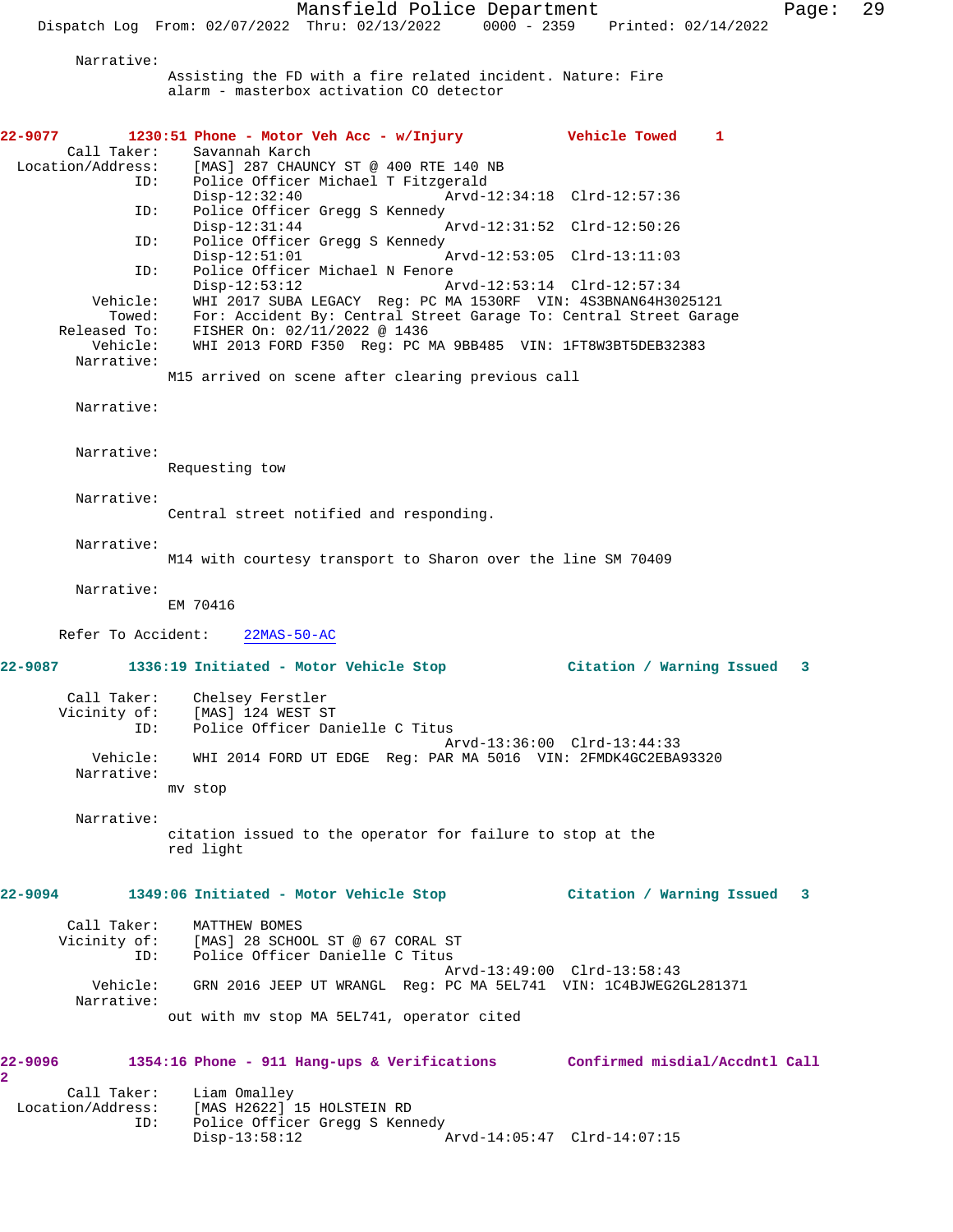Narrative:
Assisting the FD with a fire related incident. Nature: Fire alarm - masterbox activation CO detector

**22-9077 1230:51 Phone - Motor Veh Acc - w/Injury Vehicle Towed 1**

Call Taker: Savannah Karch
Location/Address: [MAS] 287 CHAUNCY ST @ 400 RTE 140 NB
ID: Police Officer Michael T Fitzgerald
Disp-12:32:40 Arvd-12:34:18 Clrd-12:57:36
ID: Police Officer Gregg S Kennedy
Disp-12:31:44 Arvd-12:31:52 Clrd-12:50:26
ID: Police Officer Gregg S Kennedy
Disp-12:51:01 Arvd-12:53:05 Clrd-13:11:03
ID: Police Officer Michael N Fenore
Disp-12:53:12 Arvd-12:53:14 Clrd-12:57:34
Vehicle: WHI 2017 SUBA LEGACY Reg: PC MA 1530RF VIN: 4S3BNAN64H3025121
Towed: For: Accident By: Central Street Garage To: Central Street Garage
Released To: FISHER On: 02/11/2022 @ 1436
Vehicle: WHI 2013 FORD F350 Reg: PC MA 9BB485 VIN: 1FT8W3BT5DEB32383
Narrative:
M15 arrived on scene after clearing previous call

Narrative:

Narrative:
Requesting tow

Narrative:
Central street notified and responding.

Narrative:
M14 with courtesy transport to Sharon over the line SM 70409

Narrative:
EM 70416

Refer To Accident: 22MAS-50-AC

**22-9087 1336:19 Initiated - Motor Vehicle Stop Citation / Warning Issued 3**

Call Taker: Chelsey Ferstler
Vicinity of: [MAS] 124 WEST ST
ID: Police Officer Danielle C Titus
Arvd-13:36:00 Clrd-13:44:33
Vehicle: WHI 2014 FORD UT EDGE Reg: PAR MA 5016 VIN: 2FMDK4GC2EBA93320
Narrative:
mv stop

Narrative:
citation issued to the operator for failure to stop at the red light

**22-9094 1349:06 Initiated - Motor Vehicle Stop Citation / Warning Issued 3**

Call Taker: MATTHEW BOMES
Vicinity of: [MAS] 28 SCHOOL ST @ 67 CORAL ST
ID: Police Officer Danielle C Titus
Arvd-13:49:00 Clrd-13:58:43
Vehicle: GRN 2016 JEEP UT WRANGL Reg: PC MA 5EL741 VIN: 1C4BJWEG2GL281371
Narrative:
out with mv stop MA 5EL741, operator cited

**22-9096 1354:16 Phone - 911 Hang-ups & Verifications Confirmed misdial/Accdntl Call 2**

Call Taker: Liam Omalley
Location/Address: [MAS H2622] 15 HOLSTEIN RD
ID: Police Officer Gregg S Kennedy
Disp-13:58:12 Arvd-14:05:47 Clrd-14:07:15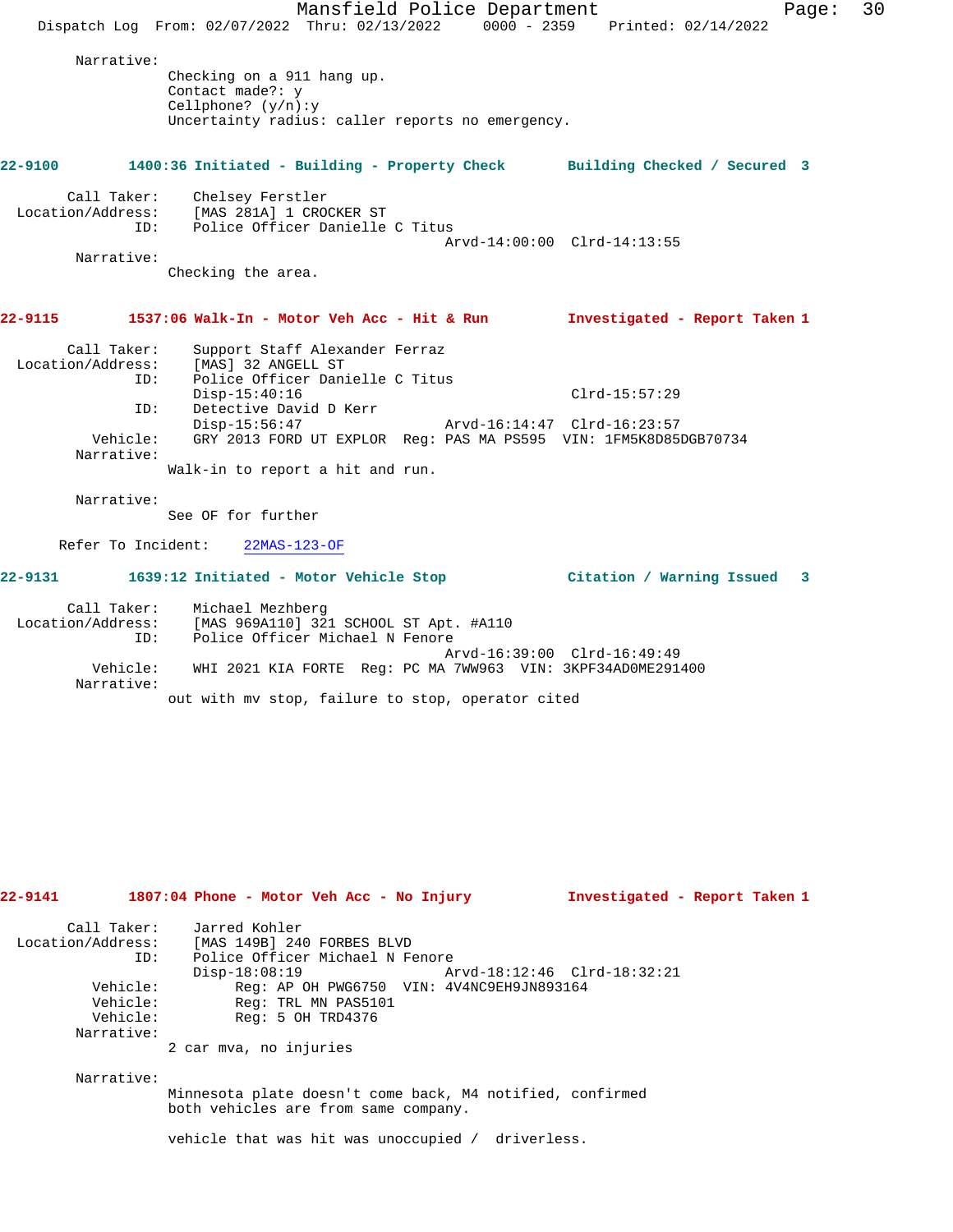Narrative:
Checking on a 911 hang up.
Contact made?: y
Cellphone? (y/n):y
Uncertainty radius: caller reports no emergency.

**22-9100 1400:36 Initiated - Building - Property Check — Building Checked / Secured 3**

Call Taker: Chelsey Ferstler
Location/Address: [MAS 281A] 1 CROCKER ST
ID: Police Officer Danielle C Titus
Arvd-14:00:00 Clrd-14:13:55
Narrative:
Checking the area.

**22-9115 1537:06 Walk-In - Motor Veh Acc - Hit & Run — Investigated - Report Taken 1**

Call Taker: Support Staff Alexander Ferraz
Location/Address: [MAS] 32 ANGELL ST
ID: Police Officer Danielle C Titus
Disp-15:40:16 Clrd-15:57:29
ID: Detective David D Kerr
Disp-15:56:47 Arvd-16:14:47 Clrd-16:23:57
Vehicle: GRY 2013 FORD UT EXPLOR Reg: PAS MA PS595 VIN: 1FM5K8D85DGB70734
Narrative:
Walk-in to report a hit and run.

Narrative:
See OF for further

Refer To Incident: 22MAS-123-OF

**22-9131 1639:12 Initiated - Motor Vehicle Stop — Citation / Warning Issued 3**

Call Taker: Michael Mezhberg
Location/Address: [MAS 969A110] 321 SCHOOL ST Apt. #A110
ID: Police Officer Michael N Fenore
Arvd-16:39:00 Clrd-16:49:49
Vehicle: WHI 2021 KIA FORTE Reg: PC MA 7WW963 VIN: 3KPF34AD0ME291400
Narrative:
out with mv stop, failure to stop, operator cited

**22-9141 1807:04 Phone - Motor Veh Acc - No Injury — Investigated - Report Taken 1**

Call Taker: Jarred Kohler
Location/Address: [MAS 149B] 240 FORBES BLVD
ID: Police Officer Michael N Fenore
Disp-18:08:19 Arvd-18:12:46 Clrd-18:32:21
Vehicle: Reg: AP OH PWG6750 VIN: 4V4NC9EH9JN893164
Vehicle: Reg: TRL MN PAS5101
Vehicle: Reg: 5 OH TRD4376
Narrative:
2 car mva, no injuries

Narrative:
Minnesota plate doesn't come back, M4 notified, confirmed
both vehicles are from same company.

vehicle that was hit was unoccupied / driverless.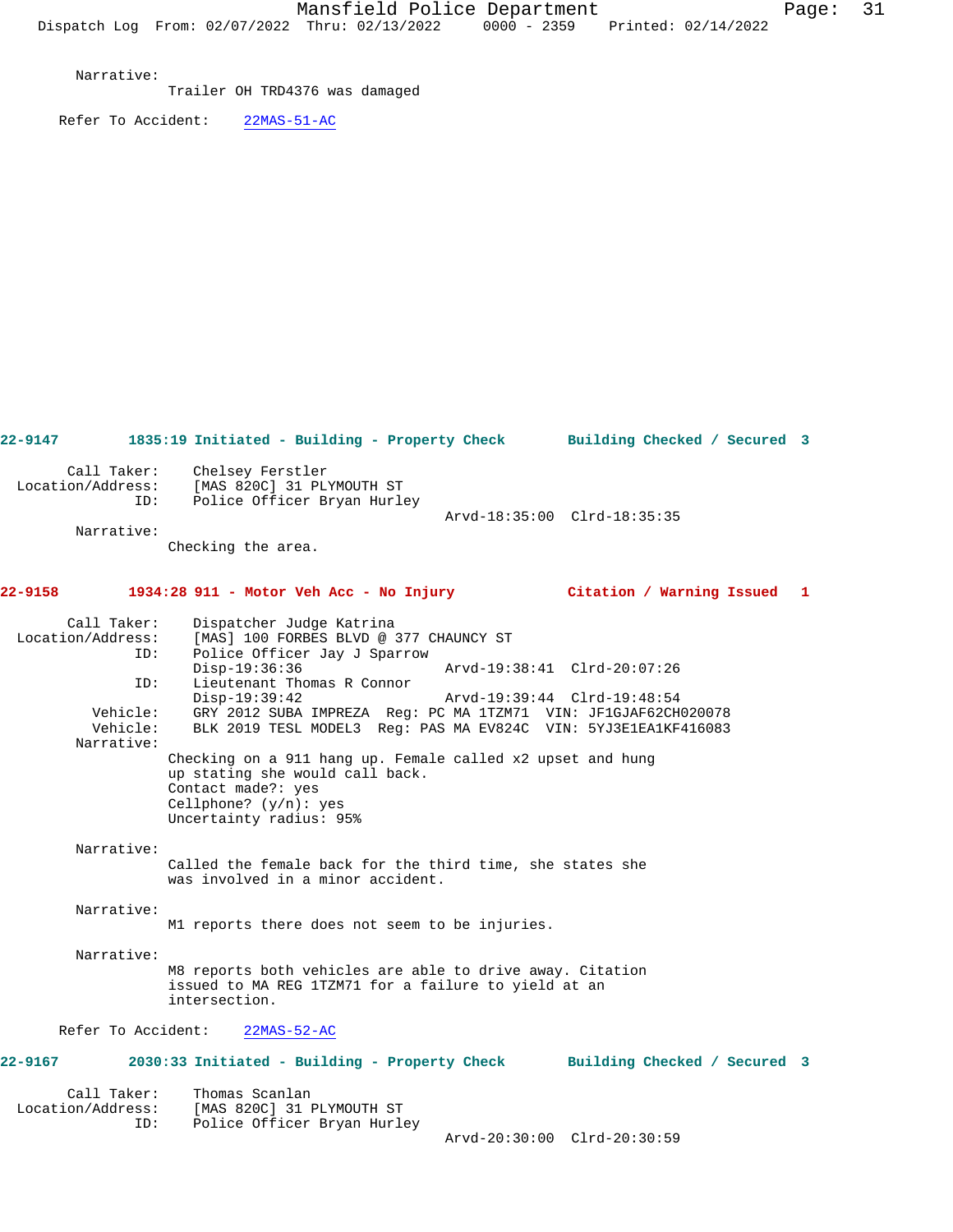Narrative:
Trailer OH TRD4376 was damaged

Refer To Accident: 22MAS-51-AC

**22-9147 1835:19 Initiated - Building - Property Check Building Checked / Secured 3**

Call Taker: Chelsey Ferstler
Location/Address: [MAS 820C] 31 PLYMOUTH ST
ID: Police Officer Bryan Hurley
Arvd-18:35:00 Clrd-18:35:35

Narrative:
Checking the area.

**22-9158 1934:28 911 - Motor Veh Acc - No Injury Citation / Warning Issued 1**

Call Taker: Dispatcher Judge Katrina
Location/Address: [MAS] 100 FORBES BLVD @ 377 CHAUNCY ST
ID: Police Officer Jay J Sparrow
Disp-19:36:36 Arvd-19:38:41 Clrd-20:07:26
ID: Lieutenant Thomas R Connor
Disp-19:39:42 Arvd-19:39:44 Clrd-19:48:54
Vehicle: GRY 2012 SUBA IMPREZA Reg: PC MA 1TZM71 VIN: JF1GJAF62CH020078
Vehicle: BLK 2019 TESL MODEL3 Reg: PAS MA EV824C VIN: 5YJ3E1EA1KF416083

Narrative:
Checking on a 911 hang up. Female called x2 upset and hung up stating she would call back.
Contact made?: yes
Cellphone? (y/n): yes
Uncertainty radius: 95%

Narrative:
Called the female back for the third time, she states she was involved in a minor accident.

Narrative:
M1 reports there does not seem to be injuries.

Narrative:
M8 reports both vehicles are able to drive away. Citation issued to MA REG 1TZM71 for a failure to yield at an intersection.

Refer To Accident: 22MAS-52-AC

**22-9167 2030:33 Initiated - Building - Property Check Building Checked / Secured 3**

Call Taker: Thomas Scanlan
Location/Address: [MAS 820C] 31 PLYMOUTH ST
ID: Police Officer Bryan Hurley
Arvd-20:30:00 Clrd-20:30:59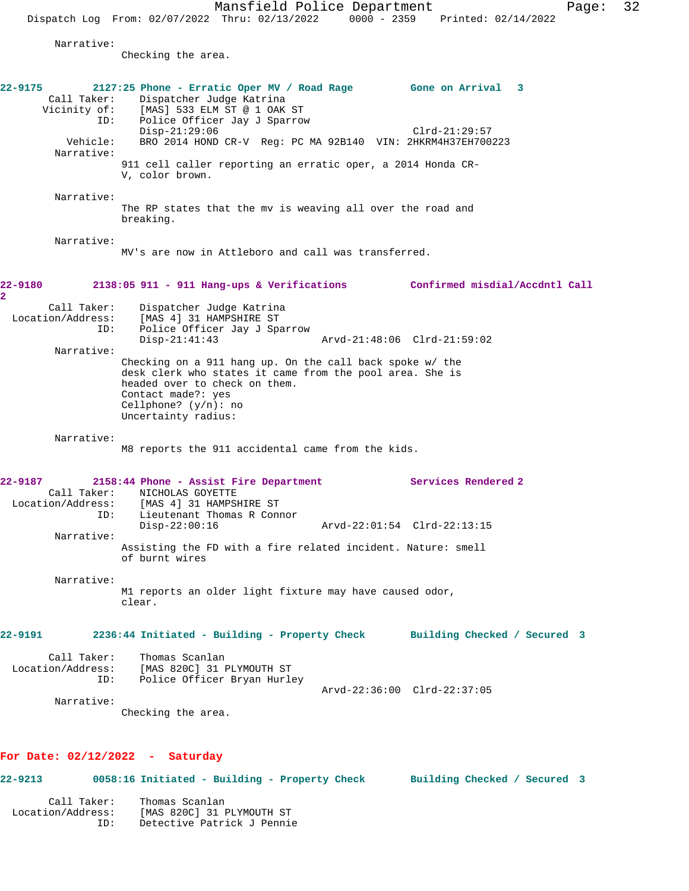Narrative:
Checking the area.

**22-9175 2127:25 Phone - Erratic Oper MV / Road Rage Gone on Arrival 3**

Call Taker: Dispatcher Judge Katrina
Vicinity of: [MAS] 533 ELM ST @ 1 OAK ST
ID: Police Officer Jay J Sparrow
Disp-21:29:06 Clrd-21:29:57
Vehicle: BRO 2014 HOND CR-V Reg: PC MA 92B140 VIN: 2HKRM4H37EH700223
Narrative:
911 cell caller reporting an erratic oper, a 2014 Honda CR-V, color brown.

Narrative:
The RP states that the mv is weaving all over the road and breaking.

Narrative:
MV's are now in Attleboro and call was transferred.

**22-9180 2138:05 911 - 911 Hang-ups & Verifications Confirmed misdial/Accdntl Call 2**

Call Taker: Dispatcher Judge Katrina
Location/Address: [MAS 4] 31 HAMPSHIRE ST
ID: Police Officer Jay J Sparrow
Disp-21:41:43 Arvd-21:48:06 Clrd-21:59:02
Narrative:
Checking on a 911 hang up. On the call back spoke w/ the desk clerk who states it came from the pool area. She is headed over to check on them.
Contact made?: yes
Cellphone? (y/n): no
Uncertainty radius:

Narrative:
M8 reports the 911 accidental came from the kids.

**22-9187 2158:44 Phone - Assist Fire Department Services Rendered 2**

Call Taker: NICHOLAS GOYETTE
Location/Address: [MAS 4] 31 HAMPSHIRE ST
ID: Lieutenant Thomas R Connor
Disp-22:00:16 Arvd-22:01:54 Clrd-22:13:15
Narrative:
Assisting the FD with a fire related incident. Nature: smell of burnt wires

Narrative:
M1 reports an older light fixture may have caused odor, clear.

**22-9191 2236:44 Initiated - Building - Property Check Building Checked / Secured 3**

Call Taker: Thomas Scanlan
Location/Address: [MAS 820C] 31 PLYMOUTH ST
ID: Police Officer Bryan Hurley
Arvd-22:36:00 Clrd-22:37:05
Narrative:
Checking the area.

## For Date: 02/12/2022 - Saturday

**22-9213 0058:16 Initiated - Building - Property Check Building Checked / Secured 3**

Call Taker: Thomas Scanlan
Location/Address: [MAS 820C] 31 PLYMOUTH ST
ID: Detective Patrick J Pennie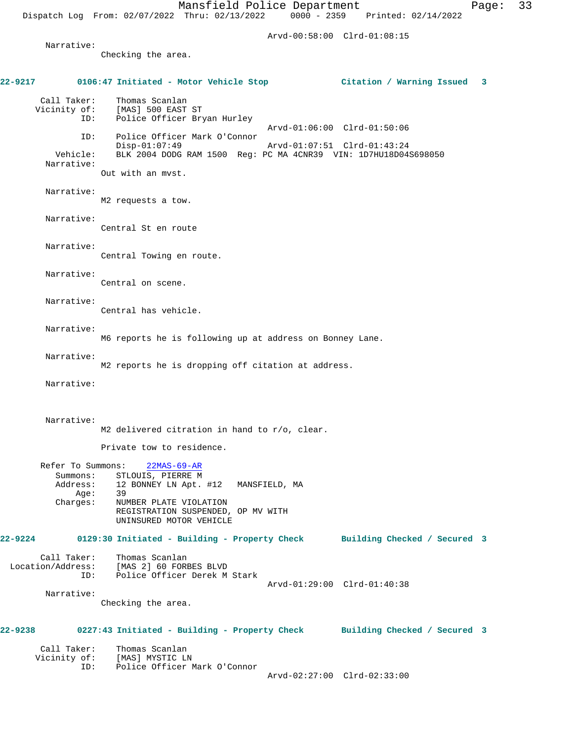Arvd-00:58:00 Clrd-01:08:15

Narrative:
Checking the area.

**22-9217 0106:47 Initiated - Motor Vehicle Stop Citation / Warning Issued 3**

Call Taker: Thomas Scanlan
Vicinity of: [MAS] 500 EAST ST
ID: Police Officer Bryan Hurley
Arvd-01:06:00 Clrd-01:50:06
ID: Police Officer Mark O'Connor
Disp-01:07:49 Arvd-01:07:51 Clrd-01:43:24
Vehicle: BLK 2004 DODG RAM 1500 Reg: PC MA 4CNR39 VIN: 1D7HU18D04S698050

Narrative:
Out with an mvst.

Narrative:
M2 requests a tow.

Narrative:
Central St en route

Narrative:
Central Towing en route.

Narrative:
Central on scene.

Narrative:
Central has vehicle.

Narrative:
M6 reports he is following up at address on Bonney Lane.

Narrative:
M2 reports he is dropping off citation at address.

Narrative:

Narrative:
M2 delivered citration in hand to r/o, clear.

Private tow to residence.

Refer To Summons: 22MAS-69-AR
Summons: STLOUIS, PIERRE M
Address: 12 BONNEY LN Apt. #12 MANSFIELD, MA
Age: 39
Charges: NUMBER PLATE VIOLATION
REGISTRATION SUSPENDED, OP MV WITH
UNINSURED MOTOR VEHICLE

**22-9224 0129:30 Initiated - Building - Property Check Building Checked / Secured 3**

Call Taker: Thomas Scanlan
Location/Address: [MAS 2] 60 FORBES BLVD
ID: Police Officer Derek M Stark
Arvd-01:29:00 Clrd-01:40:38

Narrative:
Checking the area.

**22-9238 0227:43 Initiated - Building - Property Check Building Checked / Secured 3**

Call Taker: Thomas Scanlan
Vicinity of: [MAS] MYSTIC LN
ID: Police Officer Mark O'Connor
Arvd-02:27:00 Clrd-02:33:00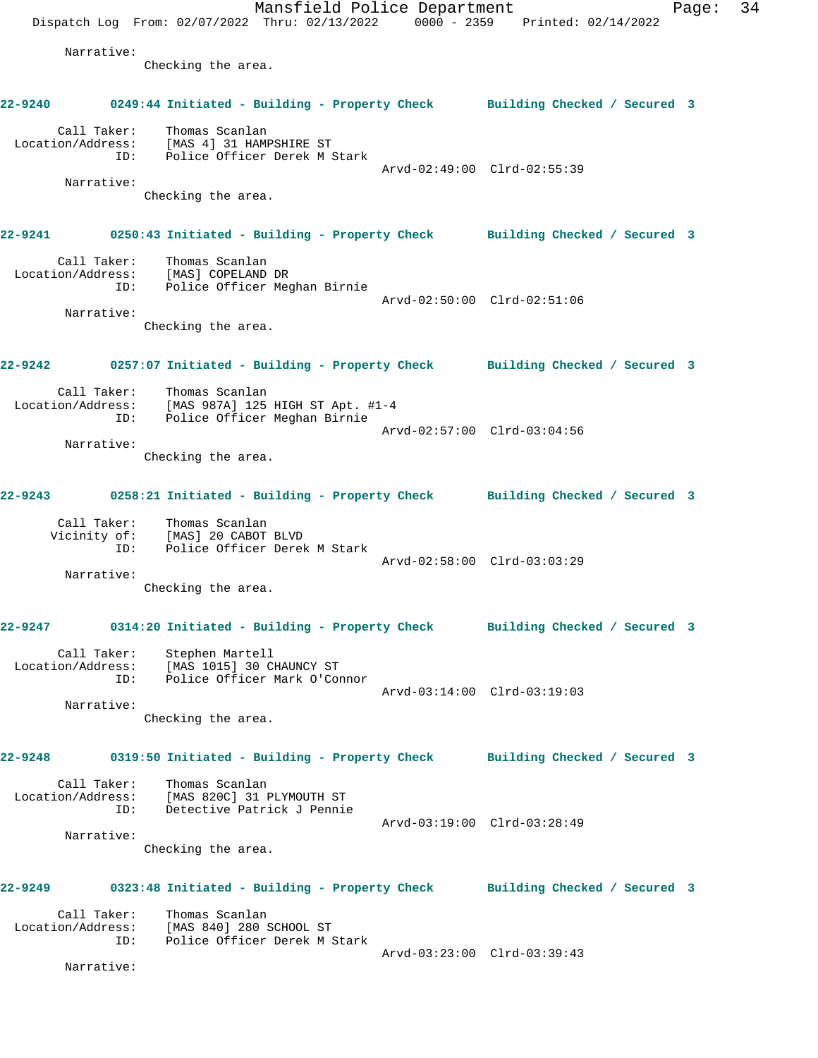Narrative:
Checking the area.

**22-9240** 0249:44 Initiated - Building - Property Check Building Checked / Secured 3

Call Taker: Thomas Scanlan
Location/Address: [MAS 4] 31 HAMPSHIRE ST
ID: Police Officer Derek M Stark
Arvd-02:49:00 Clrd-02:55:39
Narrative:
Checking the area.

**22-9241** 0250:43 Initiated - Building - Property Check Building Checked / Secured 3

Call Taker: Thomas Scanlan
Location/Address: [MAS] COPELAND DR
ID: Police Officer Meghan Birnie
Arvd-02:50:00 Clrd-02:51:06
Narrative:
Checking the area.

**22-9242** 0257:07 Initiated - Building - Property Check Building Checked / Secured 3

Call Taker: Thomas Scanlan
Location/Address: [MAS 987A] 125 HIGH ST Apt. #1-4
ID: Police Officer Meghan Birnie
Arvd-02:57:00 Clrd-03:04:56
Narrative:
Checking the area.

**22-9243** 0258:21 Initiated - Building - Property Check Building Checked / Secured 3

Call Taker: Thomas Scanlan
Vicinity of: [MAS] 20 CABOT BLVD
ID: Police Officer Derek M Stark
Arvd-02:58:00 Clrd-03:03:29
Narrative:
Checking the area.

**22-9247** 0314:20 Initiated - Building - Property Check Building Checked / Secured 3

Call Taker: Stephen Martell
Location/Address: [MAS 1015] 30 CHAUNCY ST
ID: Police Officer Mark O'Connor
Arvd-03:14:00 Clrd-03:19:03
Narrative:
Checking the area.

**22-9248** 0319:50 Initiated - Building - Property Check Building Checked / Secured 3

Call Taker: Thomas Scanlan
Location/Address: [MAS 820C] 31 PLYMOUTH ST
ID: Detective Patrick J Pennie
Arvd-03:19:00 Clrd-03:28:49
Narrative:
Checking the area.

**22-9249** 0323:48 Initiated - Building - Property Check Building Checked / Secured 3

Call Taker: Thomas Scanlan
Location/Address: [MAS 840] 280 SCHOOL ST
ID: Police Officer Derek M Stark
Arvd-03:23:00 Clrd-03:39:43
Narrative: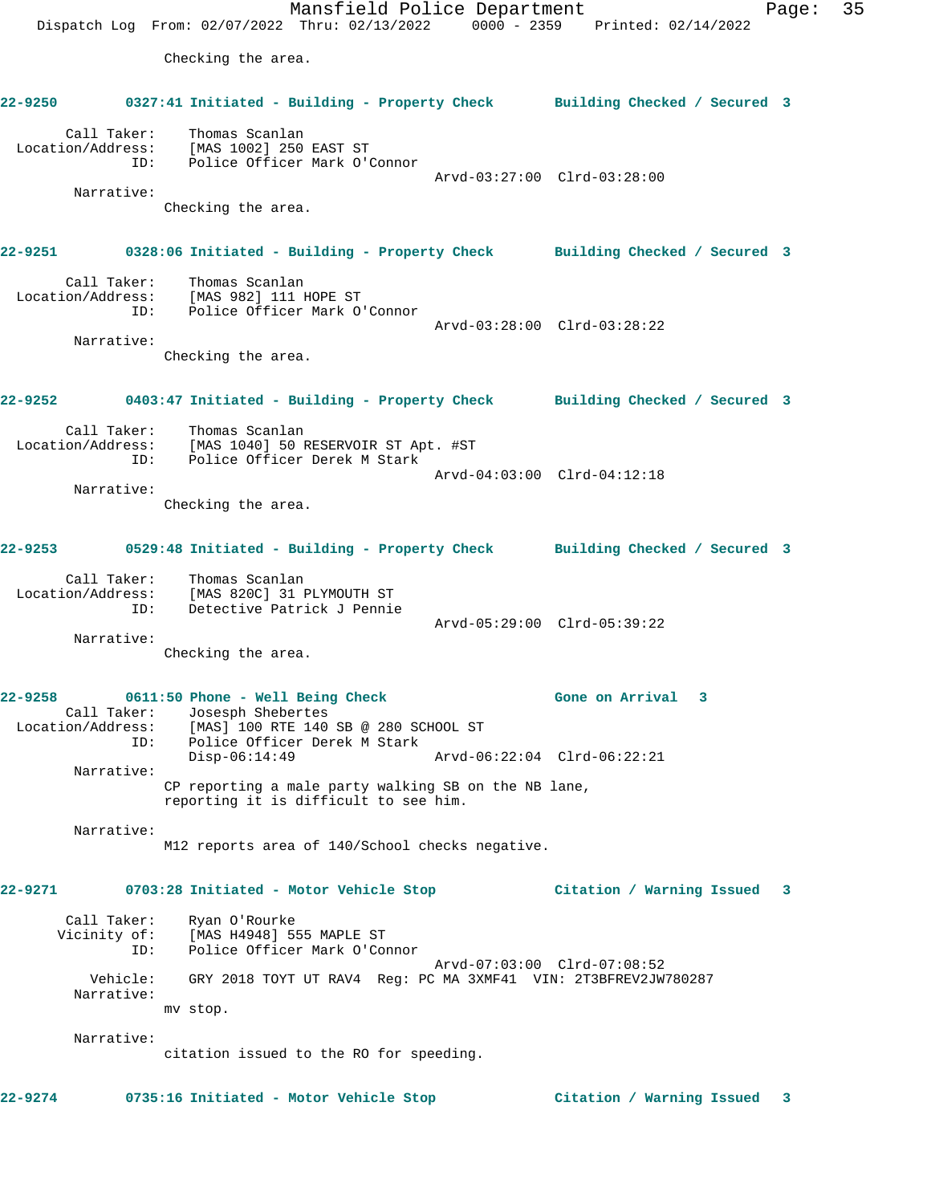Checking the area.

**22-9250 0327:41 Initiated - Building - Property Check Building Checked / Secured 3**

Call Taker: Thomas Scanlan
Location/Address: [MAS 1002] 250 EAST ST
ID: Police Officer Mark O'Connor
Arvd-03:27:00 Clrd-03:28:00

Narrative:
Checking the area.

**22-9251 0328:06 Initiated - Building - Property Check Building Checked / Secured 3**

Call Taker: Thomas Scanlan
Location/Address: [MAS 982] 111 HOPE ST
ID: Police Officer Mark O'Connor
Arvd-03:28:00 Clrd-03:28:22

Narrative:
Checking the area.

**22-9252 0403:47 Initiated - Building - Property Check Building Checked / Secured 3**

Call Taker: Thomas Scanlan
Location/Address: [MAS 1040] 50 RESERVOIR ST Apt. #ST
ID: Police Officer Derek M Stark
Arvd-04:03:00 Clrd-04:12:18

Narrative:
Checking the area.

**22-9253 0529:48 Initiated - Building - Property Check Building Checked / Secured 3**

Call Taker: Thomas Scanlan
Location/Address: [MAS 820C] 31 PLYMOUTH ST
ID: Detective Patrick J Pennie
Arvd-05:29:00 Clrd-05:39:22

Narrative:
Checking the area.

**22-9258 0611:50 Phone - Well Being Check Gone on Arrival 3**

Call Taker: Josesph Shebertes
Location/Address: [MAS] 100 RTE 140 SB @ 280 SCHOOL ST
ID: Police Officer Derek M Stark
Disp-06:14:49 Arvd-06:22:04 Clrd-06:22:21

Narrative:
CP reporting a male party walking SB on the NB lane, reporting it is difficult to see him.

Narrative:
M12 reports area of 140/School checks negative.

**22-9271 0703:28 Initiated - Motor Vehicle Stop Citation / Warning Issued 3**

Call Taker: Ryan O'Rourke
Vicinity of: [MAS H4948] 555 MAPLE ST
ID: Police Officer Mark O'Connor
Arvd-07:03:00 Clrd-07:08:52
Vehicle: GRY 2018 TOYT UT RAV4 Reg: PC MA 3XMF41 VIN: 2T3BFREV2JW780287

Narrative:
mv stop.

Narrative:
citation issued to the RO for speeding.

**22-9274 0735:16 Initiated - Motor Vehicle Stop Citation / Warning Issued 3**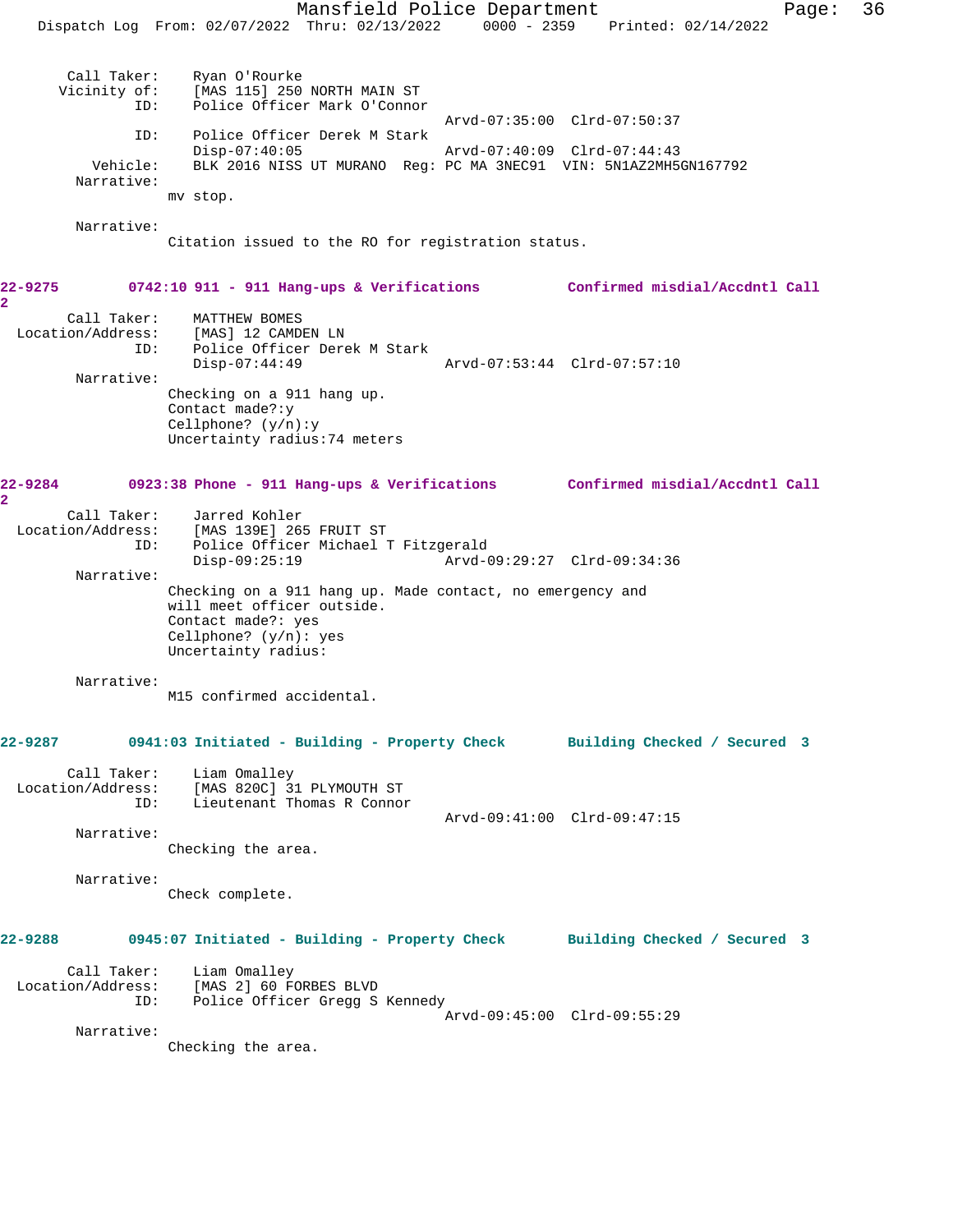```
      Call Taker:    Ryan O'Rourke
     Vicinity of:    [MAS 115] 250 NORTH MAIN ST
              ID:    Police Officer Mark O'Connor
                                                Arvd-07:35:00  Clrd-07:50:37
              ID:    Police Officer Derek M Stark
                     Disp-07:40:05              Arvd-07:40:09  Clrd-07:44:43
         Vehicle:    BLK 2016 NISS UT MURANO  Reg: PC MA 3NEC91  VIN: 5N1AZ2MH5GN167792
       Narrative:
                   mv stop.

       Narrative:
                   Citation issued to the RO for registration status.
```

**22-9275** **0742:10 911 - 911 Hang-ups & Verifications** **Confirmed misdial/Accdntl Call 2**

```
      Call Taker:    MATTHEW BOMES
Location/Address:    [MAS] 12 CAMDEN LN
              ID:    Police Officer Derek M Stark
                     Disp-07:44:49              Arvd-07:53:44  Clrd-07:57:10
       Narrative:
                   Checking on a 911 hang up.
                   Contact made?:y
                   Cellphone? (y/n):y
                   Uncertainty radius:74 meters
```

**22-9284** **0923:38 Phone - 911 Hang-ups & Verifications** **Confirmed misdial/Accdntl Call 2**

```
      Call Taker:    Jarred Kohler
Location/Address:    [MAS 139E] 265 FRUIT ST
              ID:    Police Officer Michael T Fitzgerald
                     Disp-09:25:19              Arvd-09:29:27  Clrd-09:34:36
       Narrative:
                   Checking on a 911 hang up. Made contact, no emergency and
                   will meet officer outside.
                   Contact made?: yes
                   Cellphone? (y/n): yes
                   Uncertainty radius:

       Narrative:
                   M15 confirmed accidental.
```

**22-9287** **0941:03 Initiated - Building - Property Check** **Building Checked / Secured 3**

```
      Call Taker:    Liam Omalley
Location/Address:    [MAS 820C] 31 PLYMOUTH ST
              ID:    Lieutenant Thomas R Connor
                                                Arvd-09:41:00  Clrd-09:47:15
       Narrative:
                   Checking the area.

       Narrative:
                   Check complete.
```

**22-9288** **0945:07 Initiated - Building - Property Check** **Building Checked / Secured 3**

```
      Call Taker:    Liam Omalley
Location/Address:    [MAS 2] 60 FORBES BLVD
              ID:    Police Officer Gregg S Kennedy
                                                Arvd-09:45:00  Clrd-09:55:29
       Narrative:
                   Checking the area.
```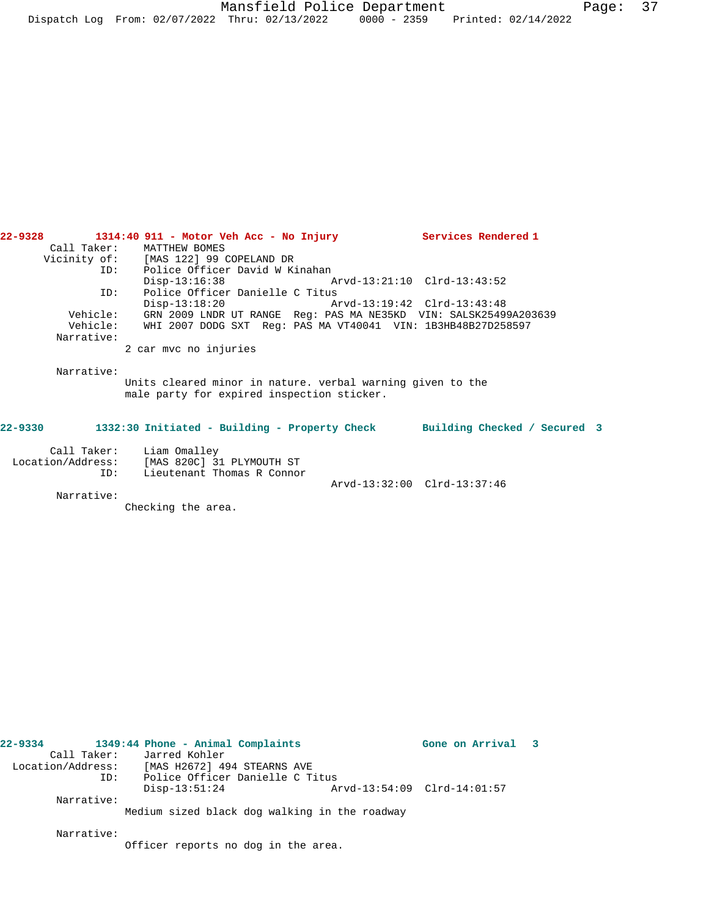**22-9328** **1314:40 911 - Motor Veh Acc - No Injury** **Services Rendered 1**

```
       Call Taker:    MATTHEW BOMES
      Vicinity of:    [MAS 122] 99 COPELAND DR
               ID:    Police Officer David W Kinahan
                      Disp-13:16:38              Arvd-13:21:10  Clrd-13:43:52
               ID:    Police Officer Danielle C Titus
                      Disp-13:18:20              Arvd-13:19:42  Clrd-13:43:48
          Vehicle:    GRN 2009 LNDR UT RANGE  Reg: PAS MA NE35KD  VIN: SALSK25499A203639
          Vehicle:    WHI 2007 DODG SXT  Reg: PAS MA VT40041  VIN: 1B3HB48B27D258597
        Narrative:
                     2 car mvc no injuries

        Narrative:
                     Units cleared minor in nature. verbal warning given to the
                     male party for expired inspection sticker.
```

**22-9330** **1332:30 Initiated - Building - Property Check** **Building Checked / Secured 3**

```
       Call Taker:    Liam Omalley
 Location/Address:    [MAS 820C] 31 PLYMOUTH ST
               ID:    Lieutenant Thomas R Connor
                                                 Arvd-13:32:00  Clrd-13:37:46
        Narrative:
                     Checking the area.
```

**22-9334** **1349:44 Phone - Animal Complaints** **Gone on Arrival 3**

```
       Call Taker:    Jarred Kohler
 Location/Address:    [MAS H2672] 494 STEARNS AVE
               ID:    Police Officer Danielle C Titus
                      Disp-13:51:24              Arvd-13:54:09  Clrd-14:01:57
        Narrative:
                     Medium sized black dog walking in the roadway

        Narrative:
                     Officer reports no dog in the area.
```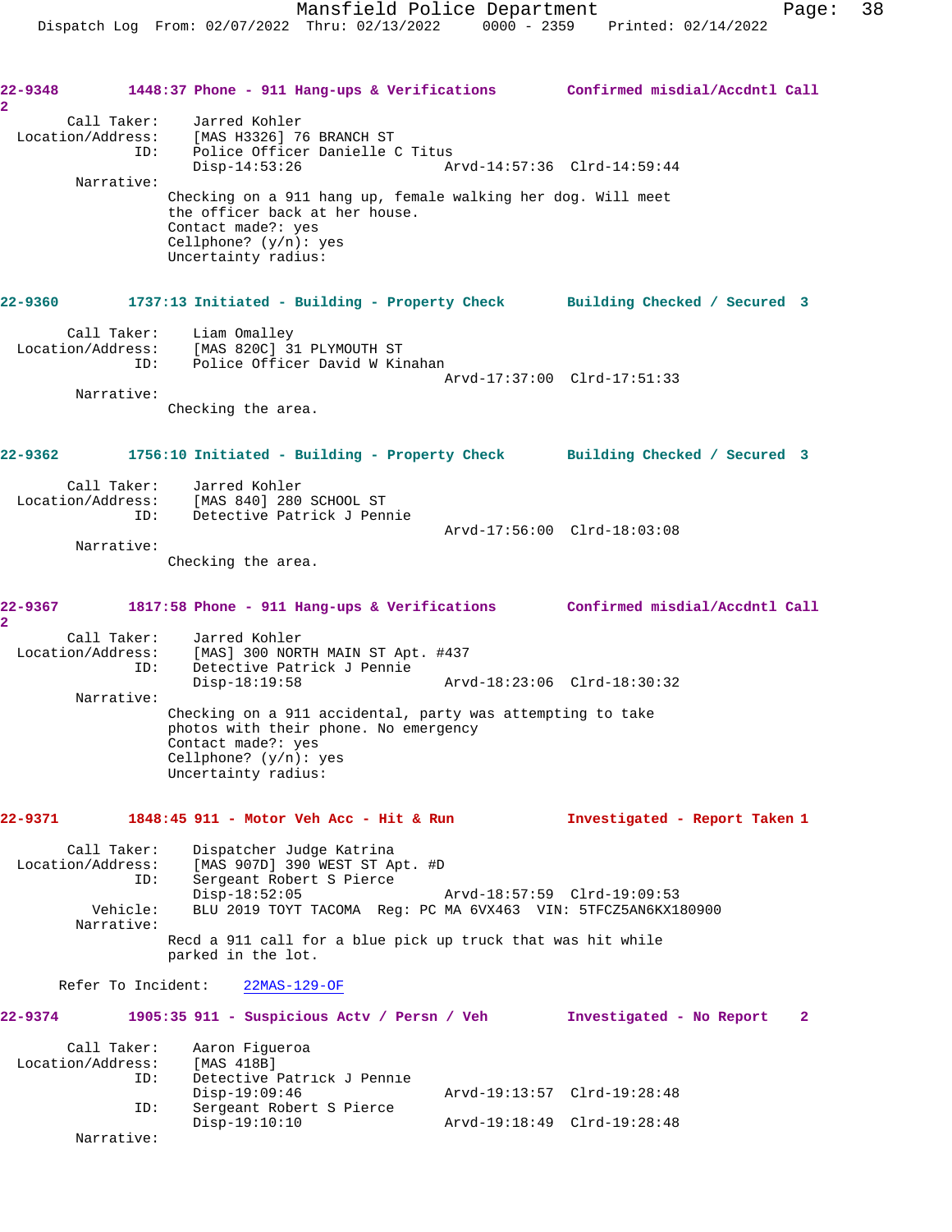**22-9348** 1448:37 Phone - 911 Hang-ups & Verifications — Confirmed misdial/Accdntl Call 2

Call Taker: Jarred Kohler
Location/Address: [MAS H3326] 76 BRANCH ST
ID: Police Officer Danielle C Titus
Disp-14:53:26 Arvd-14:57:36 Clrd-14:59:44

Narrative:
Checking on a 911 hang up, female walking her dog. Will meet the officer back at her house.
Contact made?: yes
Cellphone? (y/n): yes
Uncertainty radius:

**22-9360** 1737:13 Initiated - Building - Property Check — Building Checked / Secured 3

Call Taker: Liam Omalley
Location/Address: [MAS 820C] 31 PLYMOUTH ST
ID: Police Officer David W Kinahan
Arvd-17:37:00 Clrd-17:51:33

Narrative:
Checking the area.

**22-9362** 1756:10 Initiated - Building - Property Check — Building Checked / Secured 3

Call Taker: Jarred Kohler
Location/Address: [MAS 840] 280 SCHOOL ST
ID: Detective Patrick J Pennie
Arvd-17:56:00 Clrd-18:03:08

Narrative:
Checking the area.

**22-9367** 1817:58 Phone - 911 Hang-ups & Verifications — Confirmed misdial/Accdntl Call 2

Call Taker: Jarred Kohler
Location/Address: [MAS] 300 NORTH MAIN ST Apt. #437
ID: Detective Patrick J Pennie
Disp-18:19:58 Arvd-18:23:06 Clrd-18:30:32

Narrative:
Checking on a 911 accidental, party was attempting to take photos with their phone. No emergency
Contact made?: yes
Cellphone? (y/n): yes
Uncertainty radius:

**22-9371** 1848:45 911 - Motor Veh Acc - Hit & Run — Investigated - Report Taken 1

Call Taker: Dispatcher Judge Katrina
Location/Address: [MAS 907D] 390 WEST ST Apt. #D
ID: Sergeant Robert S Pierce
Disp-18:52:05 Arvd-18:57:59 Clrd-19:09:53
Vehicle: BLU 2019 TOYT TACOMA Reg: PC MA 6VX463 VIN: 5TFCZ5AN6KX180900

Narrative:
Recd a 911 call for a blue pick up truck that was hit while parked in the lot.

Refer To Incident: 22MAS-129-OF

**22-9374** 1905:35 911 - Suspicious Actv / Persn / Veh — Investigated - No Report 2

Call Taker: Aaron Figueroa
Location/Address: [MAS 418B]
ID: Detective Patrick J Pennie
Disp-19:09:46 Arvd-19:13:57 Clrd-19:28:48
ID: Sergeant Robert S Pierce
Disp-19:10:10 Arvd-19:18:49 Clrd-19:28:48

Narrative: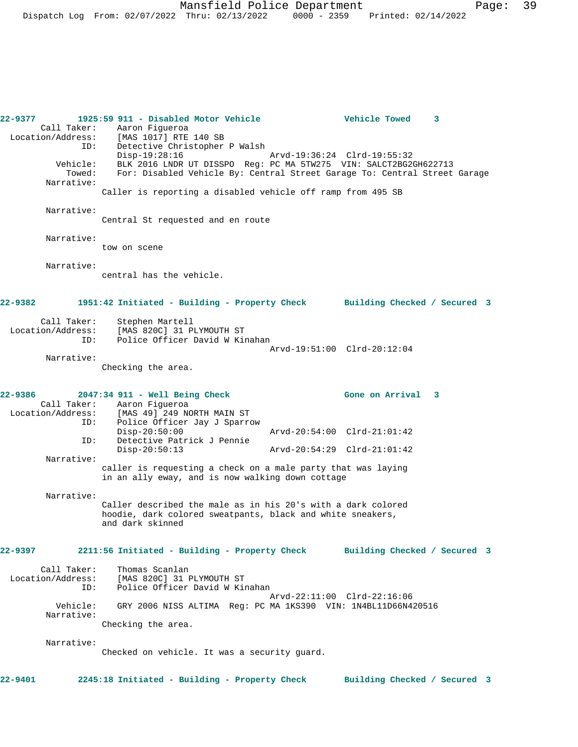**22-9377 1925:59 911 - Disabled Motor Vehicle — Vehicle Towed 3**

Call Taker: Aaron Figueroa
Location/Address: [MAS 1017] RTE 140 SB
ID: Detective Christopher P Walsh
Disp-19:28:16 Arvd-19:36:24 Clrd-19:55:32
Vehicle: BLK 2016 LNDR UT DISSPO Reg: PC MA 5TW275 VIN: SALCT2BG2GH622713
Towed: For: Disabled Vehicle By: Central Street Garage To: Central Street Garage

Narrative:
Caller is reporting a disabled vehicle off ramp from 495 SB

Narrative:
Central St requested and en route

Narrative:
tow on scene

Narrative:
central has the vehicle.

**22-9382 1951:42 Initiated - Building - Property Check — Building Checked / Secured 3**

Call Taker: Stephen Martell
Location/Address: [MAS 820C] 31 PLYMOUTH ST
ID: Police Officer David W Kinahan
Arvd-19:51:00 Clrd-20:12:04

Narrative:
Checking the area.

**22-9386 2047:34 911 - Well Being Check — Gone on Arrival 3**

Call Taker: Aaron Figueroa
Location/Address: [MAS 49] 249 NORTH MAIN ST
ID: Police Officer Jay J Sparrow
Disp-20:50:00 Arvd-20:54:00 Clrd-21:01:42
ID: Detective Patrick J Pennie
Disp-20:50:13 Arvd-20:54:29 Clrd-21:01:42

Narrative:
caller is requesting a check on a male party that was laying in an ally eway, and is now walking down cottage

Narrative:
Caller described the male as in his 20's with a dark colored hoodie, dark colored sweatpants, black and white sneakers, and dark skinned

**22-9397 2211:56 Initiated - Building - Property Check — Building Checked / Secured 3**

Call Taker: Thomas Scanlan
Location/Address: [MAS 820C] 31 PLYMOUTH ST
ID: Police Officer David W Kinahan
Arvd-22:11:00 Clrd-22:16:06
Vehicle: GRY 2006 NISS ALTIMA Reg: PC MA 1KS390 VIN: 1N4BL11D66N420516

Narrative:
Checking the area.

Narrative:
Checked on vehicle. It was a security guard.

**22-9401 2245:18 Initiated - Building - Property Check — Building Checked / Secured 3**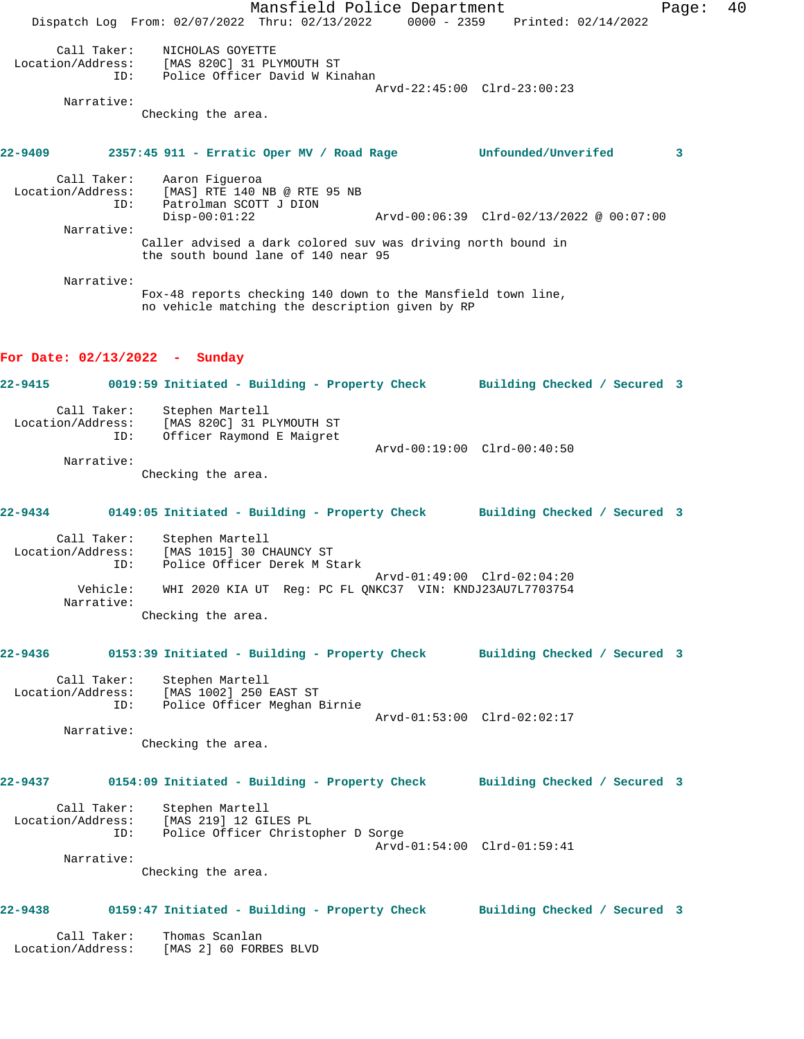Call Taker: NICHOLAS GOYETTE
Location/Address: [MAS 820C] 31 PLYMOUTH ST
ID: Police Officer David W Kinahan
Arvd-22:45:00 Clrd-23:00:23
Narrative:
Checking the area.

**22-9409 2357:45 911 - Erratic Oper MV / Road Rage Unfounded/Unverifed 3**

Call Taker: Aaron Figueroa
Location/Address: [MAS] RTE 140 NB @ RTE 95 NB
ID: Patrolman SCOTT J DION
Disp-00:01:22 Arvd-00:06:39 Clrd-02/13/2022 @ 00:07:00
Narrative:
Caller advised a dark colored suv was driving north bound in the south bound lane of 140 near 95

Narrative:
Fox-48 reports checking 140 down to the Mansfield town line, no vehicle matching the description given by RP

## For Date: 02/13/2022 - Sunday

**22-9415 0019:59 Initiated - Building - Property Check Building Checked / Secured 3**

Call Taker: Stephen Martell
Location/Address: [MAS 820C] 31 PLYMOUTH ST
ID: Officer Raymond E Maigret
Arvd-00:19:00 Clrd-00:40:50
Narrative:
Checking the area.

**22-9434 0149:05 Initiated - Building - Property Check Building Checked / Secured 3**

Call Taker: Stephen Martell
Location/Address: [MAS 1015] 30 CHAUNCY ST
ID: Police Officer Derek M Stark
Arvd-01:49:00 Clrd-02:04:20
Vehicle: WHI 2020 KIA UT Reg: PC FL QNKC37 VIN: KNDJ23AU7L7703754
Narrative:
Checking the area.

**22-9436 0153:39 Initiated - Building - Property Check Building Checked / Secured 3**

Call Taker: Stephen Martell
Location/Address: [MAS 1002] 250 EAST ST
ID: Police Officer Meghan Birnie
Arvd-01:53:00 Clrd-02:02:17
Narrative:
Checking the area.

**22-9437 0154:09 Initiated - Building - Property Check Building Checked / Secured 3**

Call Taker: Stephen Martell
Location/Address: [MAS 219] 12 GILES PL
ID: Police Officer Christopher D Sorge
Arvd-01:54:00 Clrd-01:59:41
Narrative:
Checking the area.

**22-9438 0159:47 Initiated - Building - Property Check Building Checked / Secured 3**

Call Taker: Thomas Scanlan
Location/Address: [MAS 2] 60 FORBES BLVD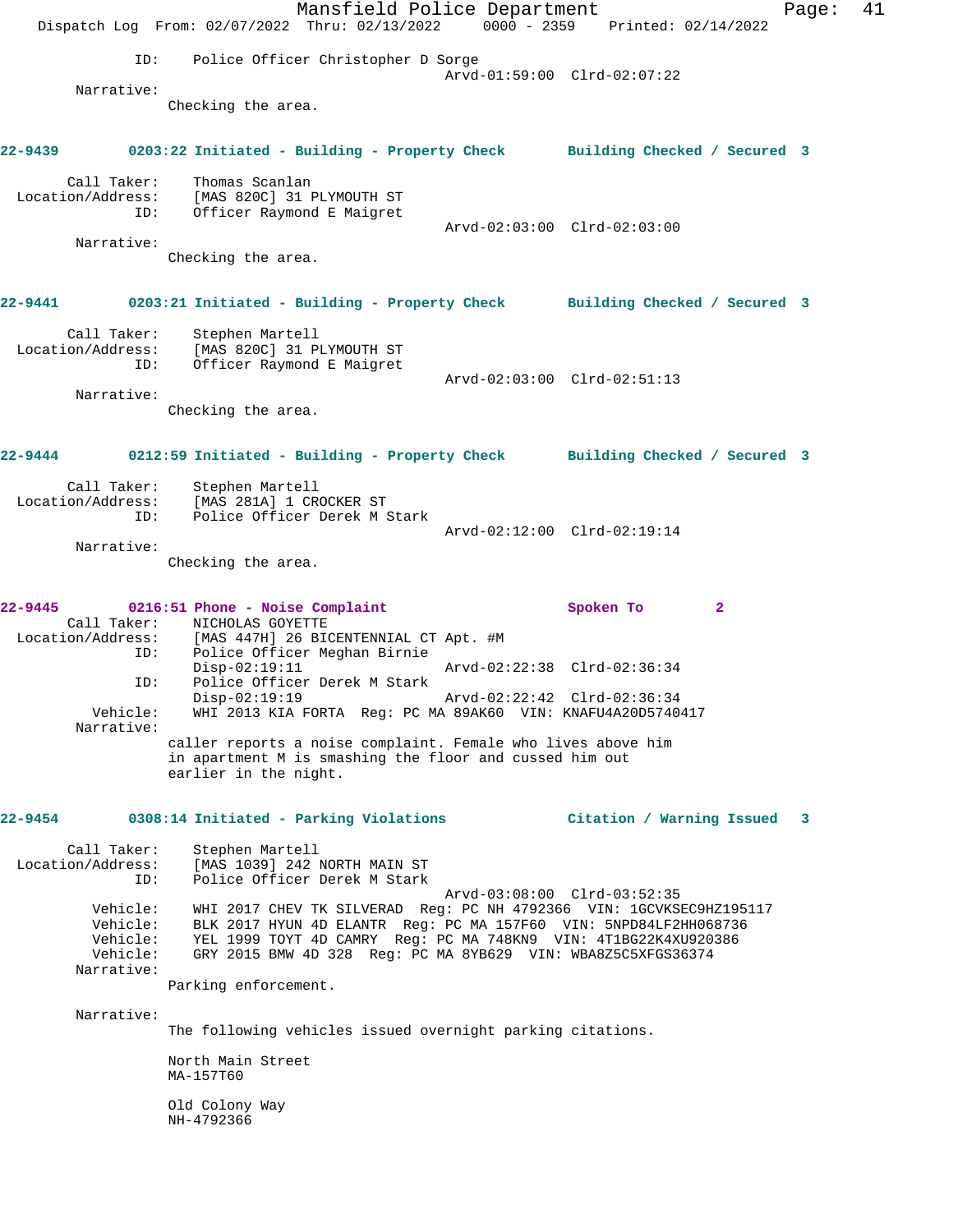ID: Police Officer Christopher D Sorge
Arvd-01:59:00 Clrd-02:07:22

Narrative:
Checking the area.

**22-9439 0203:22 Initiated - Building - Property Check Building Checked / Secured 3**

Call Taker: Thomas Scanlan
Location/Address: [MAS 820C] 31 PLYMOUTH ST
ID: Officer Raymond E Maigret
Arvd-02:03:00 Clrd-02:03:00

Narrative:
Checking the area.

**22-9441 0203:21 Initiated - Building - Property Check Building Checked / Secured 3**

Call Taker: Stephen Martell
Location/Address: [MAS 820C] 31 PLYMOUTH ST
ID: Officer Raymond E Maigret
Arvd-02:03:00 Clrd-02:51:13

Narrative:
Checking the area.

**22-9444 0212:59 Initiated - Building - Property Check Building Checked / Secured 3**

Call Taker: Stephen Martell
Location/Address: [MAS 281A] 1 CROCKER ST
ID: Police Officer Derek M Stark
Arvd-02:12:00 Clrd-02:19:14

Narrative:
Checking the area.

**22-9445 0216:51 Phone - Noise Complaint Spoken To 2**

Call Taker: NICHOLAS GOYETTE
Location/Address: [MAS 447H] 26 BICENTENNIAL CT Apt. #M
ID: Police Officer Meghan Birnie
Disp-02:19:11 Arvd-02:22:38 Clrd-02:36:34
ID: Police Officer Derek M Stark
Disp-02:19:19 Arvd-02:22:42 Clrd-02:36:34
Vehicle: WHI 2013 KIA FORTA Reg: PC MA 89AK60 VIN: KNAFU4A20D5740417

Narrative:
caller reports a noise complaint. Female who lives above him in apartment M is smashing the floor and cussed him out earlier in the night.

**22-9454 0308:14 Initiated - Parking Violations Citation / Warning Issued 3**

Call Taker: Stephen Martell
Location/Address: [MAS 1039] 242 NORTH MAIN ST
ID: Police Officer Derek M Stark
Arvd-03:08:00 Clrd-03:52:35
Vehicle: WHI 2017 CHEV TK SILVERAD Reg: PC NH 4792366 VIN: 1GCVKSEC9HZ195117
Vehicle: BLK 2017 HYUN 4D ELANTR Reg: PC MA 157F60 VIN: 5NPD84LF2HH068736
Vehicle: YEL 1999 TOYT 4D CAMRY Reg: PC MA 748KN9 VIN: 4T1BG22K4XU920386
Vehicle: GRY 2015 BMW 4D 328 Reg: PC MA 8YB629 VIN: WBA8Z5C5XFGS36374

Narrative:
Parking enforcement.

Narrative:
The following vehicles issued overnight parking citations.

North Main Street
MA-157T60

Old Colony Way
NH-4792366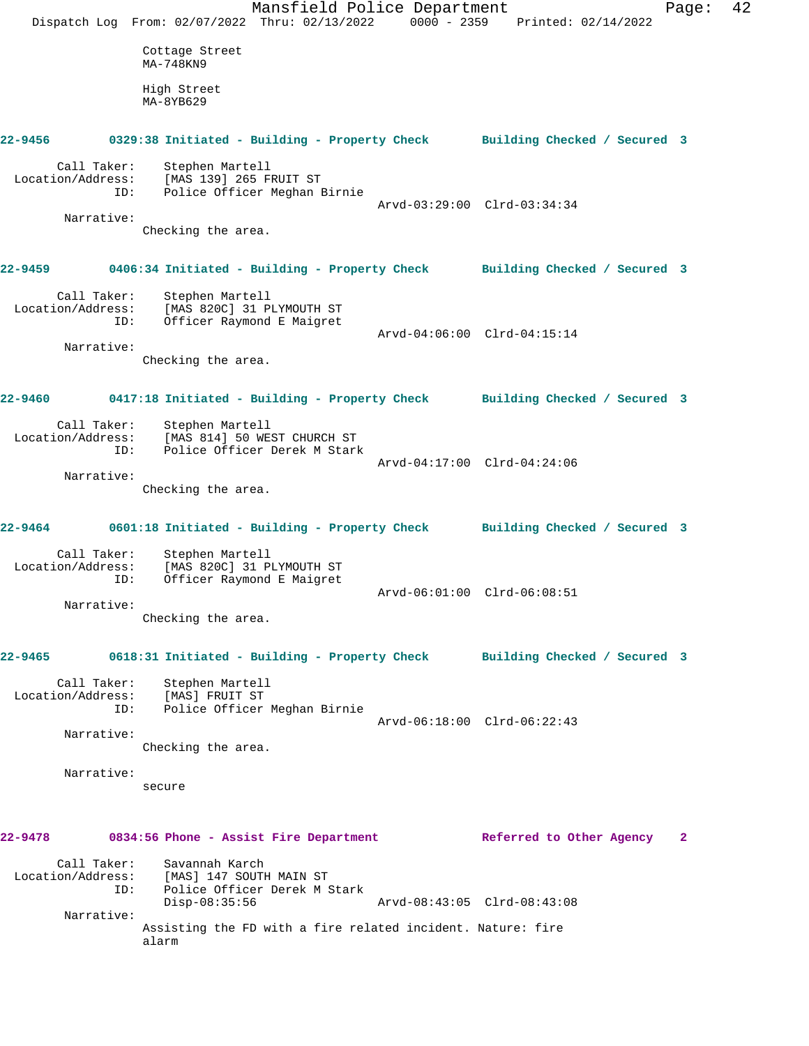Cottage Street
MA-748KN9

High Street
MA-8YB629

**22-9456** **0329:38 Initiated - Building - Property Check** **Building Checked / Secured 3**

Call Taker: Stephen Martell
Location/Address: [MAS 139] 265 FRUIT ST
ID: Police Officer Meghan Birnie
Arvd-03:29:00 Clrd-03:34:34

Narrative:
Checking the area.

**22-9459** **0406:34 Initiated - Building - Property Check** **Building Checked / Secured 3**

Call Taker: Stephen Martell
Location/Address: [MAS 820C] 31 PLYMOUTH ST
ID: Officer Raymond E Maigret
Arvd-04:06:00 Clrd-04:15:14

Narrative:
Checking the area.

**22-9460** **0417:18 Initiated - Building - Property Check** **Building Checked / Secured 3**

Call Taker: Stephen Martell
Location/Address: [MAS 814] 50 WEST CHURCH ST
ID: Police Officer Derek M Stark
Arvd-04:17:00 Clrd-04:24:06

Narrative:
Checking the area.

**22-9464** **0601:18 Initiated - Building - Property Check** **Building Checked / Secured 3**

Call Taker: Stephen Martell
Location/Address: [MAS 820C] 31 PLYMOUTH ST
ID: Officer Raymond E Maigret
Arvd-06:01:00 Clrd-06:08:51

Narrative:
Checking the area.

**22-9465** **0618:31 Initiated - Building - Property Check** **Building Checked / Secured 3**

Call Taker: Stephen Martell
Location/Address: [MAS] FRUIT ST
ID: Police Officer Meghan Birnie
Arvd-06:18:00 Clrd-06:22:43

Narrative:
Checking the area.

Narrative:
secure

**22-9478** **0834:56 Phone - Assist Fire Department** **Referred to Other Agency 2**

Call Taker: Savannah Karch
Location/Address: [MAS] 147 SOUTH MAIN ST
ID: Police Officer Derek M Stark
Disp-08:35:56 Arvd-08:43:05 Clrd-08:43:08

Narrative:
Assisting the FD with a fire related incident. Nature: fire alarm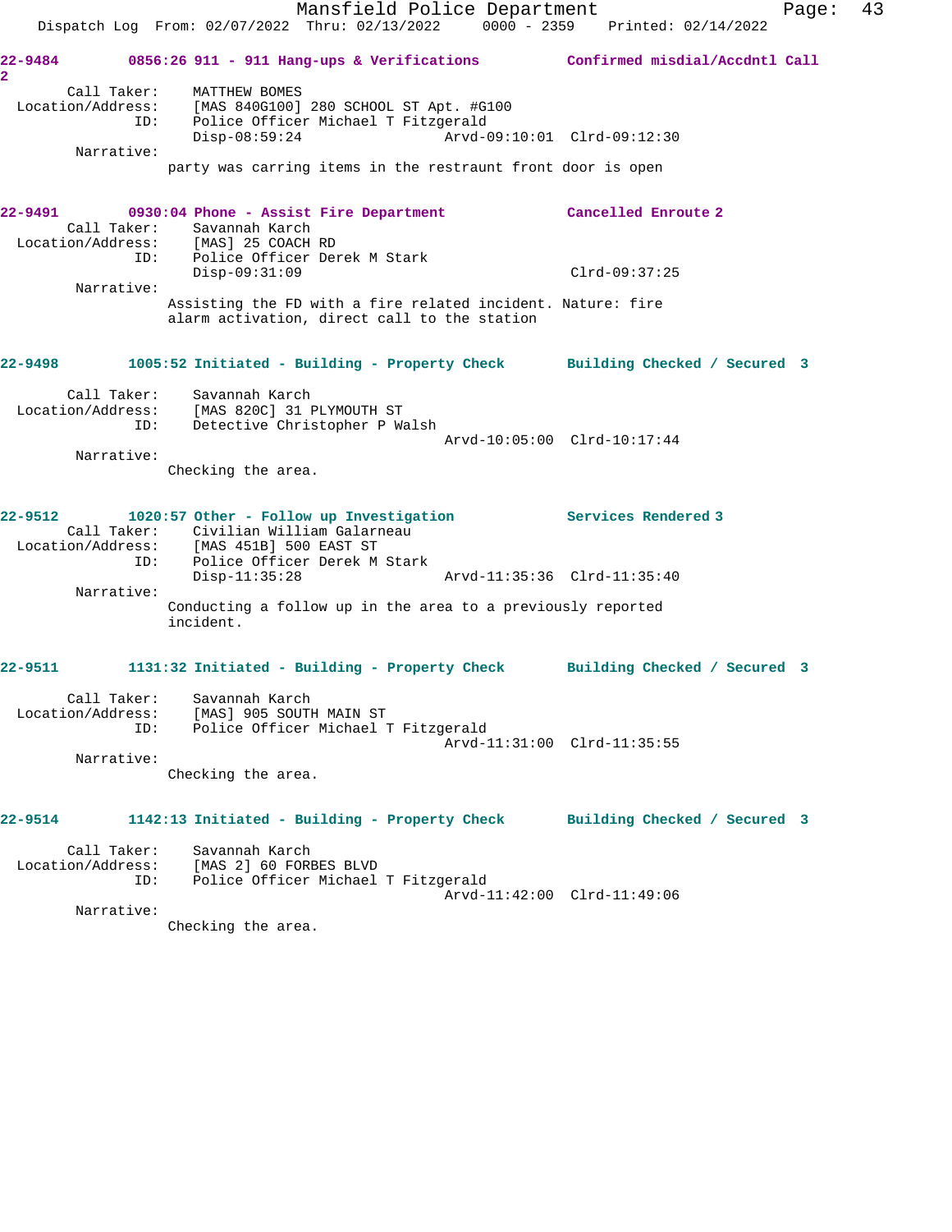**22-9484** 0856:26 911 - 911 Hang-ups & Verifications — Confirmed misdial/Accdntl Call 2

Call Taker: MATTHEW BOMES
Location/Address: [MAS 840G100] 280 SCHOOL ST Apt. #G100
ID: Police Officer Michael T Fitzgerald
Disp-08:59:24 Arvd-09:10:01 Clrd-09:12:30
Narrative:
party was carring items in the restraunt front door is open

**22-9491** 0930:04 Phone - Assist Fire Department — Cancelled Enroute 2

Call Taker: Savannah Karch
Location/Address: [MAS] 25 COACH RD
ID: Police Officer Derek M Stark
Disp-09:31:09 Clrd-09:37:25
Narrative:
Assisting the FD with a fire related incident. Nature: fire alarm activation, direct call to the station

**22-9498** 1005:52 Initiated - Building - Property Check — Building Checked / Secured 3

Call Taker: Savannah Karch
Location/Address: [MAS 820C] 31 PLYMOUTH ST
ID: Detective Christopher P Walsh
Arvd-10:05:00 Clrd-10:17:44
Narrative:
Checking the area.

**22-9512** 1020:57 Other - Follow up Investigation — Services Rendered 3

Call Taker: Civilian William Galarneau
Location/Address: [MAS 451B] 500 EAST ST
ID: Police Officer Derek M Stark
Disp-11:35:28 Arvd-11:35:36 Clrd-11:35:40
Narrative:
Conducting a follow up in the area to a previously reported incident.

**22-9511** 1131:32 Initiated - Building - Property Check — Building Checked / Secured 3

Call Taker: Savannah Karch
Location/Address: [MAS] 905 SOUTH MAIN ST
ID: Police Officer Michael T Fitzgerald
Arvd-11:31:00 Clrd-11:35:55
Narrative:
Checking the area.

**22-9514** 1142:13 Initiated - Building - Property Check — Building Checked / Secured 3

Call Taker: Savannah Karch
Location/Address: [MAS 2] 60 FORBES BLVD
ID: Police Officer Michael T Fitzgerald
Arvd-11:42:00 Clrd-11:49:06
Narrative:
Checking the area.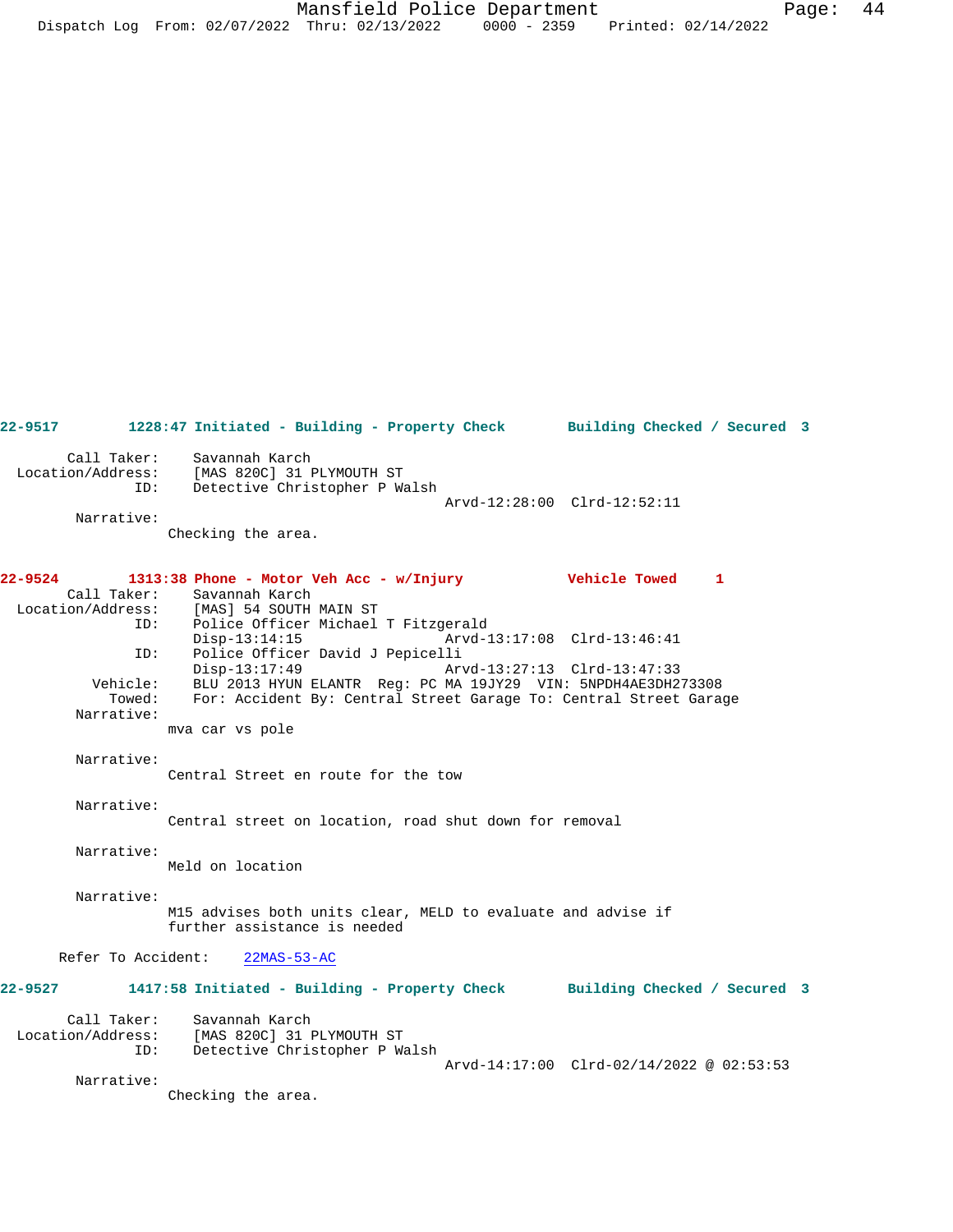**22-9517** **1228:47 Initiated - Building - Property Check** **Building Checked / Secured 3**

Call Taker: Savannah Karch
Location/Address: [MAS 820C] 31 PLYMOUTH ST
ID: Detective Christopher P Walsh
Arvd-12:28:00 Clrd-12:52:11

Narrative:
Checking the area.

**22-9524** **1313:38 Phone - Motor Veh Acc - w/Injury** **Vehicle Towed 1**

Call Taker: Savannah Karch
Location/Address: [MAS] 54 SOUTH MAIN ST
ID: Police Officer Michael T Fitzgerald
Disp-13:14:15 Arvd-13:17:08 Clrd-13:46:41
ID: Police Officer David J Pepicelli
Disp-13:17:49 Arvd-13:27:13 Clrd-13:47:33
Vehicle: BLU 2013 HYUN ELANTR Reg: PC MA 19JY29 VIN: 5NPDH4AE3DH273308
Towed: For: Accident By: Central Street Garage To: Central Street Garage

Narrative:
mva car vs pole

Narrative:
Central Street en route for the tow

Narrative:
Central street on location, road shut down for removal

Narrative:
Meld on location

Narrative:
M15 advises both units clear, MELD to evaluate and advise if further assistance is needed

Refer To Accident: 22MAS-53-AC

**22-9527** **1417:58 Initiated - Building - Property Check** **Building Checked / Secured 3**

Call Taker: Savannah Karch
Location/Address: [MAS 820C] 31 PLYMOUTH ST
ID: Detective Christopher P Walsh
Arvd-14:17:00 Clrd-02/14/2022 @ 02:53:53

Narrative:
Checking the area.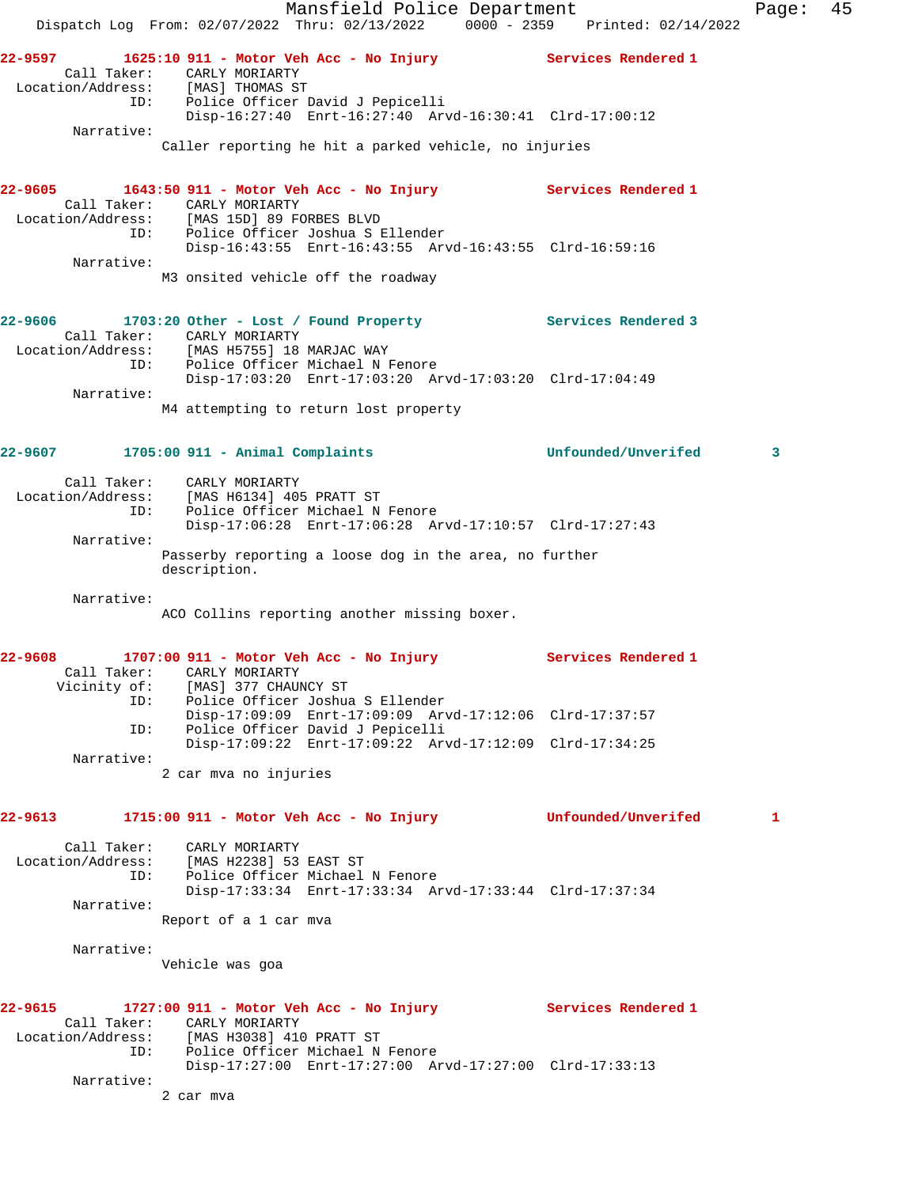**22-9597 1625:10 911 - Motor Veh Acc - No Injury** — Services Rendered 1

Call Taker: CARLY MORIARTY
Location/Address: [MAS] THOMAS ST
ID: Police Officer David J Pepicelli
Disp-16:27:40 Enrt-16:27:40 Arvd-16:30:41 Clrd-17:00:12

Narrative:
Caller reporting he hit a parked vehicle, no injuries

**22-9605 1643:50 911 - Motor Veh Acc - No Injury** — Services Rendered 1

Call Taker: CARLY MORIARTY
Location/Address: [MAS 15D] 89 FORBES BLVD
ID: Police Officer Joshua S Ellender
Disp-16:43:55 Enrt-16:43:55 Arvd-16:43:55 Clrd-16:59:16

Narrative:
M3 onsited vehicle off the roadway

**22-9606 1703:20 Other - Lost / Found Property** — Services Rendered 3

Call Taker: CARLY MORIARTY
Location/Address: [MAS H5755] 18 MARJAC WAY
ID: Police Officer Michael N Fenore
Disp-17:03:20 Enrt-17:03:20 Arvd-17:03:20 Clrd-17:04:49

Narrative:
M4 attempting to return lost property

**22-9607 1705:00 911 - Animal Complaints** — Unfounded/Unverifed 3

Call Taker: CARLY MORIARTY
Location/Address: [MAS H6134] 405 PRATT ST
ID: Police Officer Michael N Fenore
Disp-17:06:28 Enrt-17:06:28 Arvd-17:10:57 Clrd-17:27:43

Narrative:
Passerby reporting a loose dog in the area, no further description.

Narrative:
ACO Collins reporting another missing boxer.

**22-9608 1707:00 911 - Motor Veh Acc - No Injury** — Services Rendered 1

Call Taker: CARLY MORIARTY
Vicinity of: [MAS] 377 CHAUNCY ST
ID: Police Officer Joshua S Ellender
Disp-17:09:09 Enrt-17:09:09 Arvd-17:12:06 Clrd-17:37:57
ID: Police Officer David J Pepicelli
Disp-17:09:22 Enrt-17:09:22 Arvd-17:12:09 Clrd-17:34:25

Narrative:
2 car mva no injuries

**22-9613 1715:00 911 - Motor Veh Acc - No Injury** — Unfounded/Unverifed 1

Call Taker: CARLY MORIARTY
Location/Address: [MAS H2238] 53 EAST ST
ID: Police Officer Michael N Fenore
Disp-17:33:34 Enrt-17:33:34 Arvd-17:33:44 Clrd-17:37:34

Narrative:
Report of a 1 car mva

Narrative:
Vehicle was goa

**22-9615 1727:00 911 - Motor Veh Acc - No Injury** — Services Rendered 1

Call Taker: CARLY MORIARTY
Location/Address: [MAS H3038] 410 PRATT ST
ID: Police Officer Michael N Fenore
Disp-17:27:00 Enrt-17:27:00 Arvd-17:27:00 Clrd-17:33:13

Narrative:
2 car mva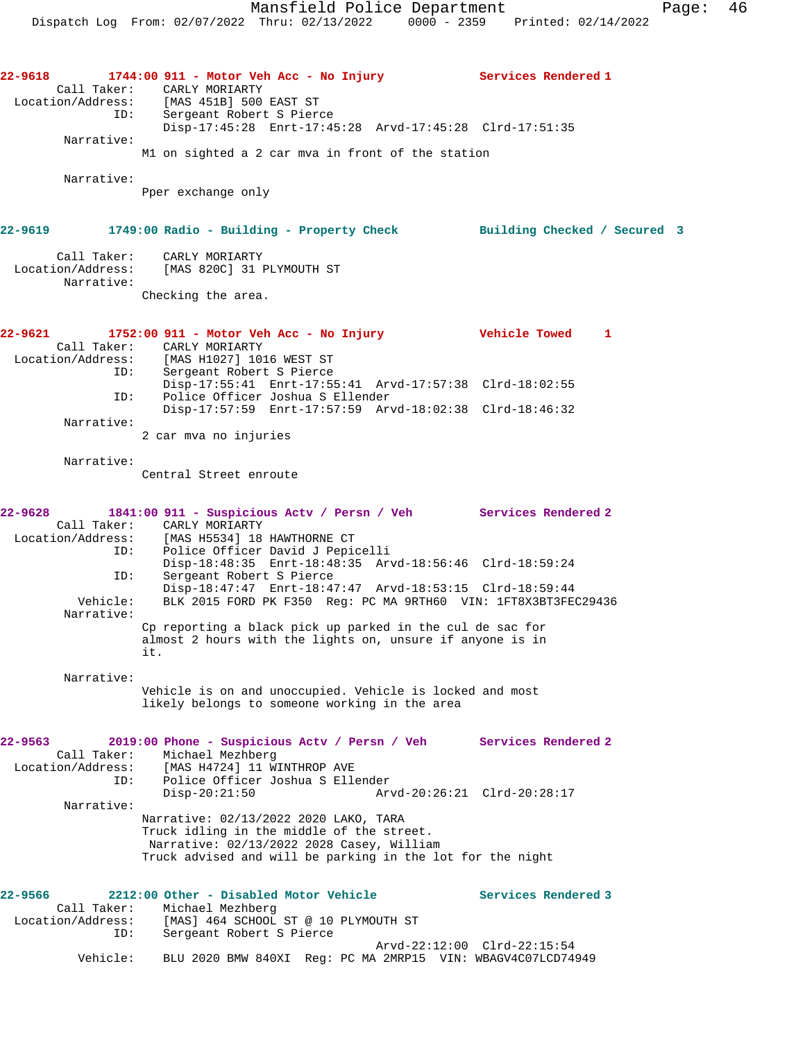**22-9618** **1744:00 911 - Motor Veh Acc - No Injury** **Services Rendered 1**

Call Taker: CARLY MORIARTY
Location/Address: [MAS 451B] 500 EAST ST
ID: Sergeant Robert S Pierce
Disp-17:45:28 Enrt-17:45:28 Arvd-17:45:28 Clrd-17:51:35

Narrative:
M1 on sighted a 2 car mva in front of the station

Narrative:
Pper exchange only

**22-9619** **1749:00 Radio - Building - Property Check** **Building Checked / Secured 3**

Call Taker: CARLY MORIARTY
Location/Address: [MAS 820C] 31 PLYMOUTH ST

Narrative:
Checking the area.

**22-9621** **1752:00 911 - Motor Veh Acc - No Injury** **Vehicle Towed 1**

Call Taker: CARLY MORIARTY
Location/Address: [MAS H1027] 1016 WEST ST
ID: Sergeant Robert S Pierce
Disp-17:55:41 Enrt-17:55:41 Arvd-17:57:38 Clrd-18:02:55
ID: Police Officer Joshua S Ellender
Disp-17:57:59 Enrt-17:57:59 Arvd-18:02:38 Clrd-18:46:32

Narrative:
2 car mva no injuries

Narrative:
Central Street enroute

**22-9628** **1841:00 911 - Suspicious Actv / Persn / Veh** **Services Rendered 2**

Call Taker: CARLY MORIARTY
Location/Address: [MAS H5534] 18 HAWTHORNE CT
ID: Police Officer David J Pepicelli
Disp-18:48:35 Enrt-18:48:35 Arvd-18:56:46 Clrd-18:59:24
ID: Sergeant Robert S Pierce
Disp-18:47:47 Enrt-18:47:47 Arvd-18:53:15 Clrd-18:59:44
Vehicle: BLK 2015 FORD PK F350 Reg: PC MA 9RTH60 VIN: 1FT8X3BT3FEC29436

Narrative:
Cp reporting a black pick up parked in the cul de sac for almost 2 hours with the lights on, unsure if anyone is in it.

Narrative:
Vehicle is on and unoccupied. Vehicle is locked and most likely belongs to someone working in the area

**22-9563** **2019:00 Phone - Suspicious Actv / Persn / Veh** **Services Rendered 2**

Call Taker: Michael Mezhberg
Location/Address: [MAS H4724] 11 WINTHROP AVE
ID: Police Officer Joshua S Ellender
Disp-20:21:50 Arvd-20:26:21 Clrd-20:28:17

Narrative:
Narrative: 02/13/2022 2020 LAKO, TARA
Truck idling in the middle of the street.
Narrative: 02/13/2022 2028 Casey, William
Truck advised and will be parking in the lot for the night

**22-9566** **2212:00 Other - Disabled Motor Vehicle** **Services Rendered 3**

Call Taker: Michael Mezhberg
Location/Address: [MAS] 464 SCHOOL ST @ 10 PLYMOUTH ST
ID: Sergeant Robert S Pierce
Arvd-22:12:00 Clrd-22:15:54
Vehicle: BLU 2020 BMW 840XI Reg: PC MA 2MRP15 VIN: WBAGV4C07LCD74949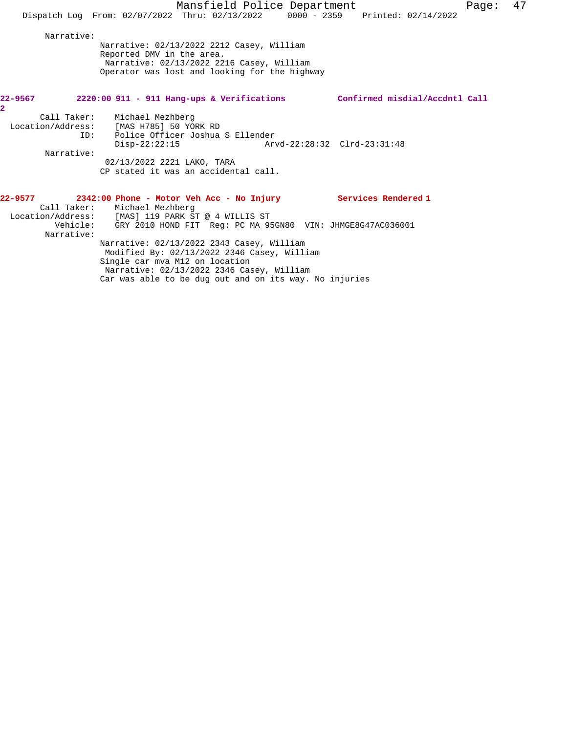Narrative:
Narrative: 02/13/2022 2212 Casey, William
Reported DMV in the area.
Narrative: 02/13/2022 2216 Casey, William
Operator was lost and looking for the highway

**22-9567 2220:00 911 - 911 Hang-ups & Verifications Confirmed misdial/Accdntl Call 2**

Call Taker: Michael Mezhberg
Location/Address: [MAS H785] 50 YORK RD
ID: Police Officer Joshua S Ellender
Disp-22:22:15 Arvd-22:28:32 Clrd-23:31:48
Narrative:
02/13/2022 2221 LAKO, TARA
CP stated it was an accidental call.

**22-9577 2342:00 Phone - Motor Veh Acc - No Injury Services Rendered 1**

Call Taker: Michael Mezhberg
Location/Address: [MAS] 119 PARK ST @ 4 WILLIS ST
Vehicle: GRY 2010 HOND FIT Reg: PC MA 95GN80 VIN: JHMGE8G47AC036001
Narrative:
Narrative: 02/13/2022 2343 Casey, William
Modified By: 02/13/2022 2346 Casey, William
Single car mva M12 on location
Narrative: 02/13/2022 2346 Casey, William
Car was able to be dug out and on its way. No injuries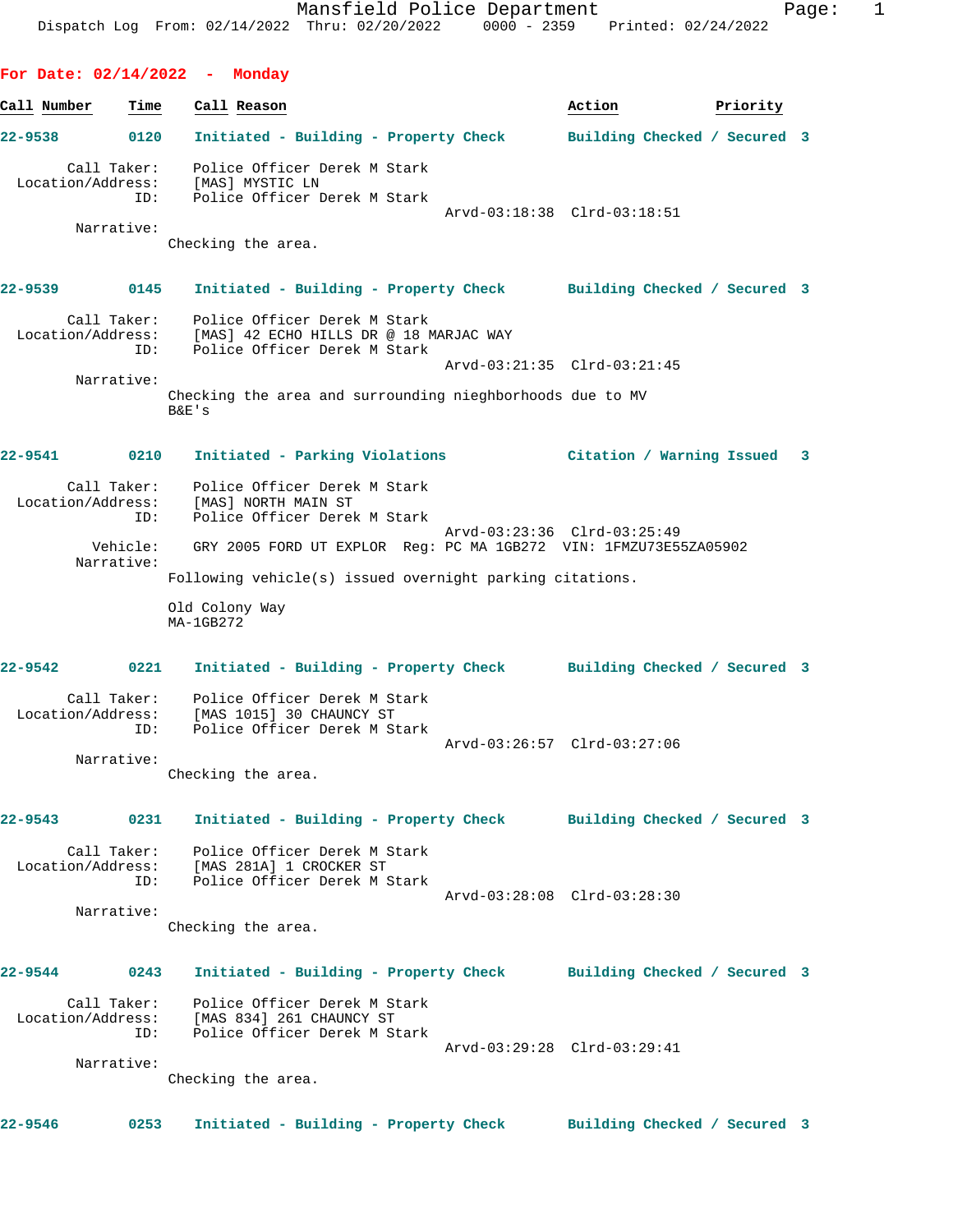Mansfield Police Department
Dispatch Log From: 02/14/2022 Thru: 02/20/2022 0000 - 2359 Printed: 02/24/2022

## For Date: 02/14/2022 - Monday

| Call Number | Time | Call Reason | Action | Priority |
|---|---|---|---|---|

**22-9538** 0120 Initiated - Building - Property Check — Building Checked / Secured 3

Call Taker: Police Officer Derek M Stark
Location/Address: [MAS] MYSTIC LN
ID: Police Officer Derek M Stark
Arvd-03:18:38 Clrd-03:18:51
Narrative:
Checking the area.

**22-9539** 0145 Initiated - Building - Property Check — Building Checked / Secured 3

Call Taker: Police Officer Derek M Stark
Location/Address: [MAS] 42 ECHO HILLS DR @ 18 MARJAC WAY
ID: Police Officer Derek M Stark
Arvd-03:21:35 Clrd-03:21:45
Narrative:
Checking the area and surrounding nieghborhoods due to MV B&E's

**22-9541** 0210 Initiated - Parking Violations — Citation / Warning Issued 3

Call Taker: Police Officer Derek M Stark
Location/Address: [MAS] NORTH MAIN ST
ID: Police Officer Derek M Stark
Arvd-03:23:36 Clrd-03:25:49
Vehicle: GRY 2005 FORD UT EXPLOR Reg: PC MA 1GB272 VIN: 1FMZU73E55ZA05902
Narrative:
Following vehicle(s) issued overnight parking citations.

Old Colony Way
MA-1GB272

**22-9542** 0221 Initiated - Building - Property Check — Building Checked / Secured 3

Call Taker: Police Officer Derek M Stark
Location/Address: [MAS 1015] 30 CHAUNCY ST
ID: Police Officer Derek M Stark
Arvd-03:26:57 Clrd-03:27:06
Narrative:
Checking the area.

**22-9543** 0231 Initiated - Building - Property Check — Building Checked / Secured 3

Call Taker: Police Officer Derek M Stark
Location/Address: [MAS 281A] 1 CROCKER ST
ID: Police Officer Derek M Stark
Arvd-03:28:08 Clrd-03:28:30
Narrative:
Checking the area.

**22-9544** 0243 Initiated - Building - Property Check — Building Checked / Secured 3

Call Taker: Police Officer Derek M Stark
Location/Address: [MAS 834] 261 CHAUNCY ST
ID: Police Officer Derek M Stark
Arvd-03:29:28 Clrd-03:29:41
Narrative:
Checking the area.

**22-9546** 0253 Initiated - Building - Property Check — Building Checked / Secured 3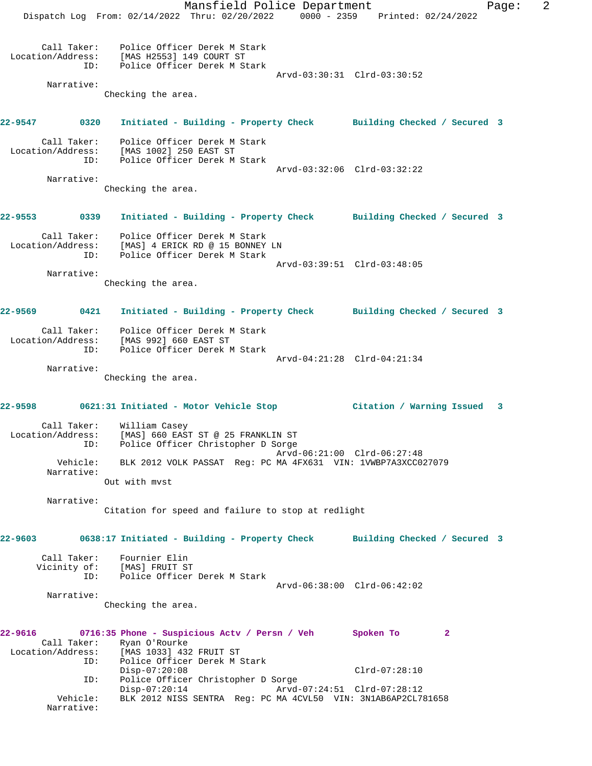Call Taker: Police Officer Derek M Stark
Location/Address: [MAS H2553] 149 COURT ST
ID: Police Officer Derek M Stark
Arvd-03:30:31 Clrd-03:30:52

Narrative:
Checking the area.

**22-9547 0320 Initiated - Building - Property Check Building Checked / Secured 3**

Call Taker: Police Officer Derek M Stark
Location/Address: [MAS 1002] 250 EAST ST
ID: Police Officer Derek M Stark
Arvd-03:32:06 Clrd-03:32:22

Narrative:
Checking the area.

**22-9553 0339 Initiated - Building - Property Check Building Checked / Secured 3**

Call Taker: Police Officer Derek M Stark
Location/Address: [MAS] 4 ERICK RD @ 15 BONNEY LN
ID: Police Officer Derek M Stark
Arvd-03:39:51 Clrd-03:48:05

Narrative:
Checking the area.

**22-9569 0421 Initiated - Building - Property Check Building Checked / Secured 3**

Call Taker: Police Officer Derek M Stark
Location/Address: [MAS 992] 660 EAST ST
ID: Police Officer Derek M Stark
Arvd-04:21:28 Clrd-04:21:34

Narrative:
Checking the area.

**22-9598 0621:31 Initiated - Motor Vehicle Stop Citation / Warning Issued 3**

Call Taker: William Casey
Location/Address: [MAS] 660 EAST ST @ 25 FRANKLIN ST
ID: Police Officer Christopher D Sorge
Arvd-06:21:00 Clrd-06:27:48
Vehicle: BLK 2012 VOLK PASSAT Reg: PC MA 4FX631 VIN: 1VWBP7A3XCC027079

Narrative:
Out with mvst

Narrative:
Citation for speed and failure to stop at redlight

**22-9603 0638:17 Initiated - Building - Property Check Building Checked / Secured 3**

Call Taker: Fournier Elin
Vicinity of: [MAS] FRUIT ST
ID: Police Officer Derek M Stark
Arvd-06:38:00 Clrd-06:42:02

Narrative:
Checking the area.

**22-9616 0716:35 Phone - Suspicious Actv / Persn / Veh Spoken To 2**

Call Taker: Ryan O'Rourke
Location/Address: [MAS 1033] 432 FRUIT ST
ID: Police Officer Derek M Stark
Disp-07:20:08 Clrd-07:28:10
ID: Police Officer Christopher D Sorge
Disp-07:20:14 Arvd-07:24:51 Clrd-07:28:12
Vehicle: BLK 2012 NISS SENTRA Reg: PC MA 4CVL50 VIN: 3N1AB6AP2CL781658

Narrative: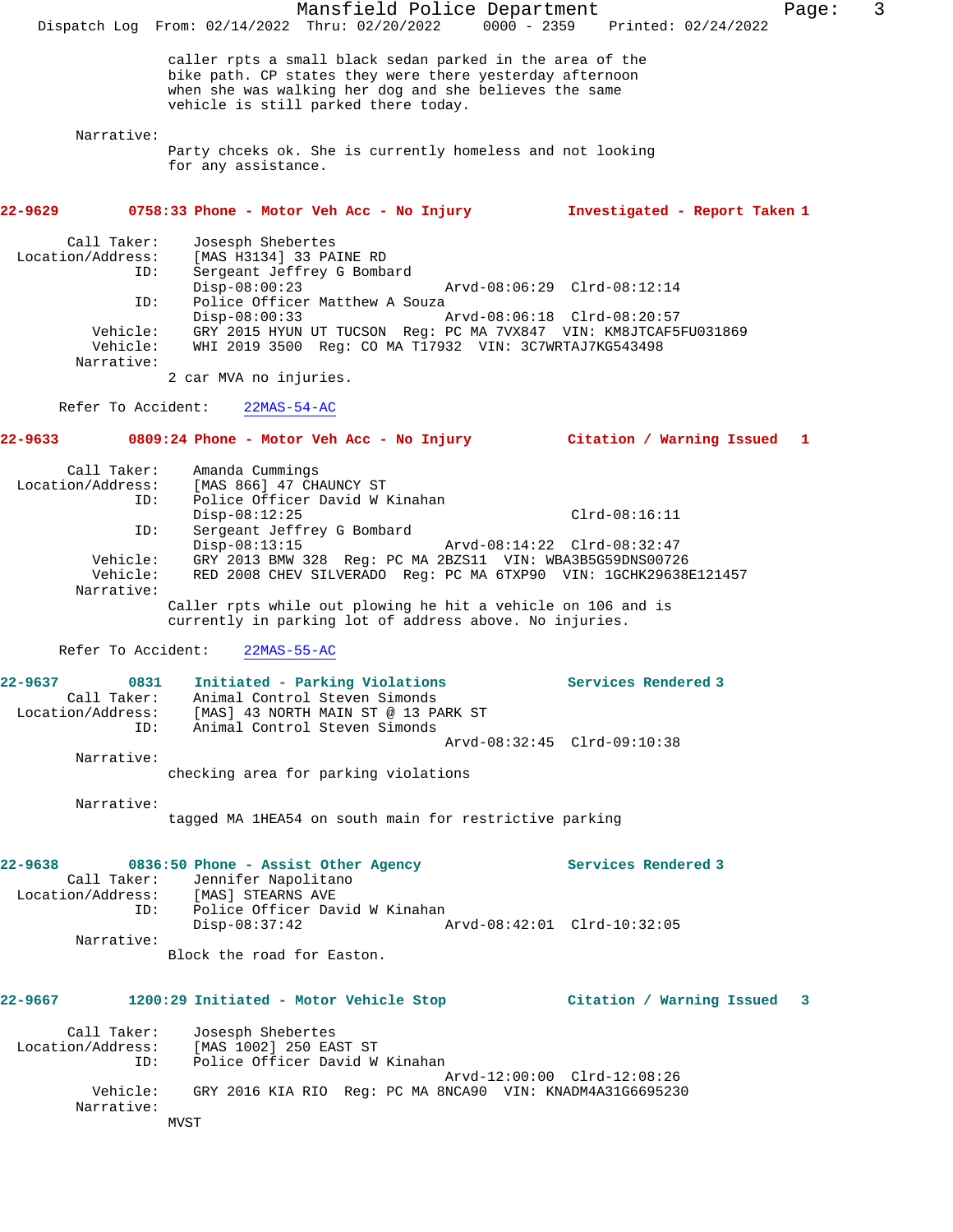caller rpts a small black sedan parked in the area of the bike path. CP states they were there yesterday afternoon when she was walking her dog and she believes the same vehicle is still parked there today.

Narrative:
Party chceks ok. She is currently homeless and not looking for any assistance.

**22-9629 0758:33 Phone - Motor Veh Acc - No Injury — Investigated - Report Taken 1**

Call Taker: Josesph Shebertes
Location/Address: [MAS H3134] 33 PAINE RD
ID: Sergeant Jeffrey G Bombard
Disp-08:00:23 Arvd-08:06:29 Clrd-08:12:14
ID: Police Officer Matthew A Souza
Disp-08:00:33 Arvd-08:06:18 Clrd-08:20:57
Vehicle: GRY 2015 HYUN UT TUCSON Reg: PC MA 7VX847 VIN: KM8JTCAF5FU031869
Vehicle: WHI 2019 3500 Reg: CO MA T17932 VIN: 3C7WRTAJ7KG543498
Narrative:
2 car MVA no injuries.

Refer To Accident: 22MAS-54-AC

**22-9633 0809:24 Phone - Motor Veh Acc - No Injury — Citation / Warning Issued 1**

Call Taker: Amanda Cummings
Location/Address: [MAS 866] 47 CHAUNCY ST
ID: Police Officer David W Kinahan
Disp-08:12:25 Clrd-08:16:11
ID: Sergeant Jeffrey G Bombard
Disp-08:13:15 Arvd-08:14:22 Clrd-08:32:47
Vehicle: GRY 2013 BMW 328 Reg: PC MA 2BZS11 VIN: WBA3B5G59DNS00726
Vehicle: RED 2008 CHEV SILVERADO Reg: PC MA 6TXP90 VIN: 1GCHK29638E121457
Narrative:
Caller rpts while out plowing he hit a vehicle on 106 and is currently in parking lot of address above. No injuries.

Refer To Accident: 22MAS-55-AC

**22-9637 0831 Initiated - Parking Violations — Services Rendered 3**

Call Taker: Animal Control Steven Simonds
Location/Address: [MAS] 43 NORTH MAIN ST @ 13 PARK ST
ID: Animal Control Steven Simonds
Arvd-08:32:45 Clrd-09:10:38
Narrative:
checking area for parking violations

Narrative:
tagged MA 1HEA54 on south main for restrictive parking

**22-9638 0836:50 Phone - Assist Other Agency — Services Rendered 3**

Call Taker: Jennifer Napolitano
Location/Address: [MAS] STEARNS AVE
ID: Police Officer David W Kinahan
Disp-08:37:42 Arvd-08:42:01 Clrd-10:32:05
Narrative:
Block the road for Easton.

**22-9667 1200:29 Initiated - Motor Vehicle Stop — Citation / Warning Issued 3**

Call Taker: Josesph Shebertes
Location/Address: [MAS 1002] 250 EAST ST
ID: Police Officer David W Kinahan
Arvd-12:00:00 Clrd-12:08:26
Vehicle: GRY 2016 KIA RIO Reg: PC MA 8NCA90 VIN: KNADM4A31G6695230
Narrative:
MVST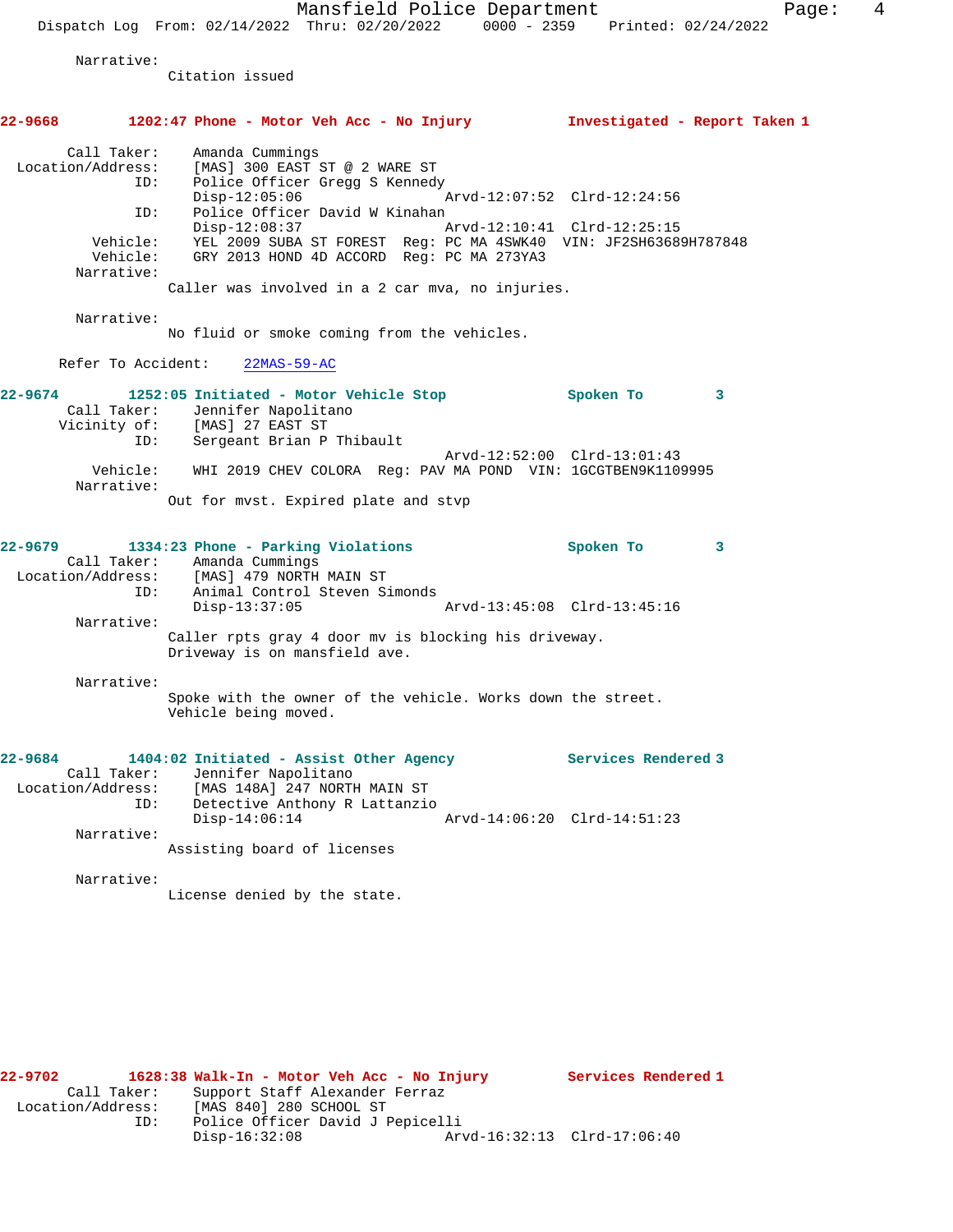Narrative:
Citation issued

**22-9668 1202:47 Phone - Motor Veh Acc - No Injury — Investigated - Report Taken 1**

Call Taker: Amanda Cummings
Location/Address: [MAS] 300 EAST ST @ 2 WARE ST
ID: Police Officer Gregg S Kennedy
Disp-12:05:06 Arvd-12:07:52 Clrd-12:24:56
ID: Police Officer David W Kinahan
Disp-12:08:37 Arvd-12:10:41 Clrd-12:25:15
Vehicle: YEL 2009 SUBA ST FOREST Reg: PC MA 4SWK40 VIN: JF2SH63689H787848
Vehicle: GRY 2013 HOND 4D ACCORD Reg: PC MA 273YA3
Narrative:
Caller was involved in a 2 car mva, no injuries.

Narrative:
No fluid or smoke coming from the vehicles.

Refer To Accident: 22MAS-59-AC

**22-9674 1252:05 Initiated - Motor Vehicle Stop — Spoken To 3**

Call Taker: Jennifer Napolitano
Vicinity of: [MAS] 27 EAST ST
ID: Sergeant Brian P Thibault
Arvd-12:52:00 Clrd-13:01:43
Vehicle: WHI 2019 CHEV COLORA Reg: PAV MA POND VIN: 1GCGTBEN9K1109995
Narrative:
Out for mvst. Expired plate and stvp

**22-9679 1334:23 Phone - Parking Violations — Spoken To 3**

Call Taker: Amanda Cummings
Location/Address: [MAS] 479 NORTH MAIN ST
ID: Animal Control Steven Simonds
Disp-13:37:05 Arvd-13:45:08 Clrd-13:45:16
Narrative:
Caller rpts gray 4 door mv is blocking his driveway.
Driveway is on mansfield ave.

Narrative:
Spoke with the owner of the vehicle. Works down the street.
Vehicle being moved.

**22-9684 1404:02 Initiated - Assist Other Agency — Services Rendered 3**

Call Taker: Jennifer Napolitano
Location/Address: [MAS 148A] 247 NORTH MAIN ST
ID: Detective Anthony R Lattanzio
Disp-14:06:14 Arvd-14:06:20 Clrd-14:51:23
Narrative:
Assisting board of licenses

Narrative:
License denied by the state.

**22-9702 1628:38 Walk-In - Motor Veh Acc - No Injury — Services Rendered 1**

Call Taker: Support Staff Alexander Ferraz
Location/Address: [MAS 840] 280 SCHOOL ST
ID: Police Officer David J Pepicelli
Disp-16:32:08 Arvd-16:32:13 Clrd-17:06:40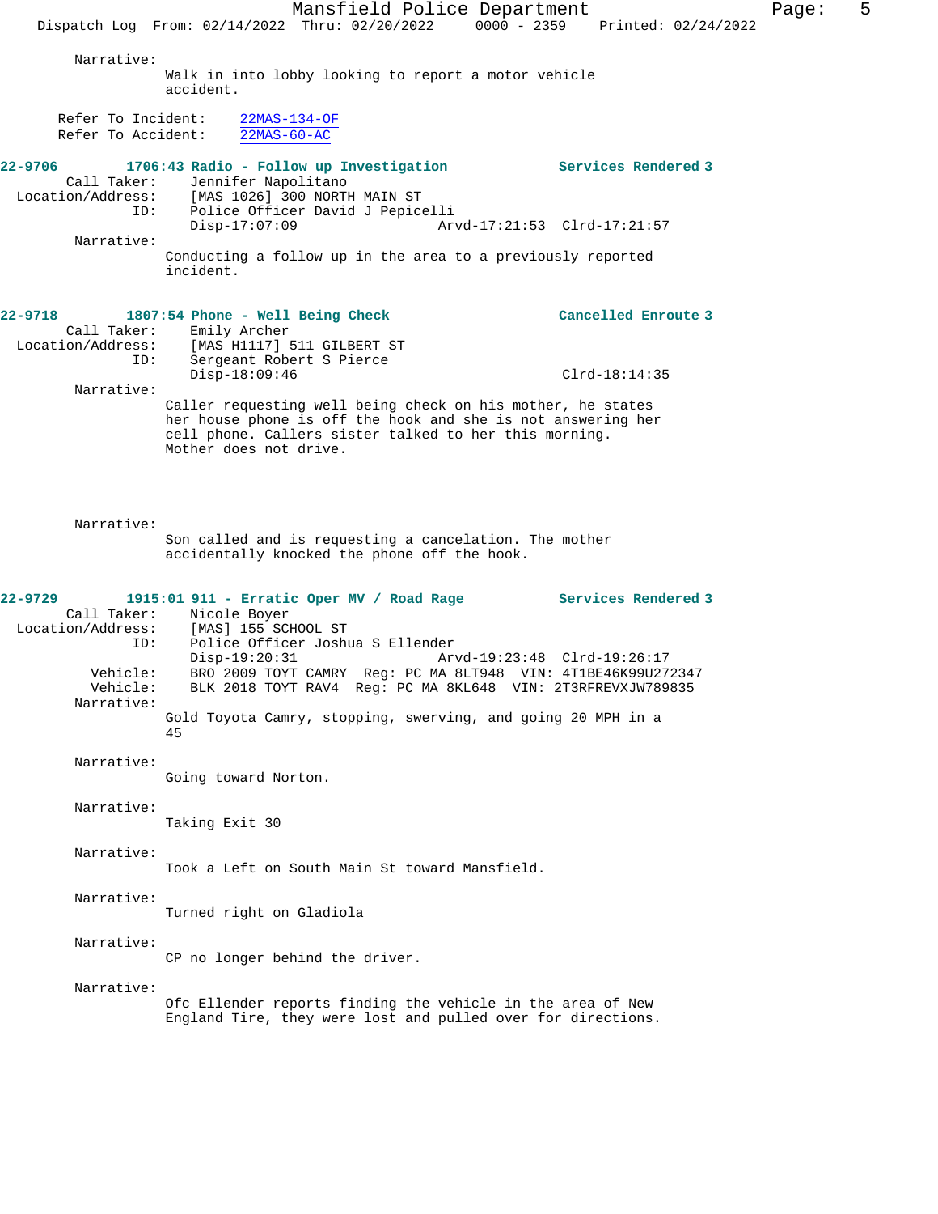Narrative:
Walk in into lobby looking to report a motor vehicle accident.

Refer To Incident: 22MAS-134-OF
Refer To Accident: 22MAS-60-AC

**22-9706 1706:43 Radio - Follow up Investigation** — **Services Rendered 3**

Call Taker: Jennifer Napolitano
Location/Address: [MAS 1026] 300 NORTH MAIN ST
ID: Police Officer David J Pepicelli
Disp-17:07:09 Arvd-17:21:53 Clrd-17:21:57

Narrative:
Conducting a follow up in the area to a previously reported incident.

**22-9718 1807:54 Phone - Well Being Check** — **Cancelled Enroute 3**

Call Taker: Emily Archer
Location/Address: [MAS H1117] 511 GILBERT ST
ID: Sergeant Robert S Pierce
Disp-18:09:46 Clrd-18:14:35

Narrative:
Caller requesting well being check on his mother, he states her house phone is off the hook and she is not answering her cell phone. Callers sister talked to her this morning. Mother does not drive.

Narrative:
Son called and is requesting a cancelation. The mother accidentally knocked the phone off the hook.

**22-9729 1915:01 911 - Erratic Oper MV / Road Rage** — **Services Rendered 3**

Call Taker: Nicole Boyer
Location/Address: [MAS] 155 SCHOOL ST
ID: Police Officer Joshua S Ellender
Disp-19:20:31 Arvd-19:23:48 Clrd-19:26:17
Vehicle: BRO 2009 TOYT CAMRY Reg: PC MA 8LT948 VIN: 4T1BE46K99U272347
Vehicle: BLK 2018 TOYT RAV4 Reg: PC MA 8KL648 VIN: 2T3RFREVXJW789835

Narrative:
Gold Toyota Camry, stopping, swerving, and going 20 MPH in a 45

Narrative:
Going toward Norton.

Narrative:
Taking Exit 30

Narrative:
Took a Left on South Main St toward Mansfield.

Narrative:
Turned right on Gladiola

Narrative:
CP no longer behind the driver.

Narrative:
Ofc Ellender reports finding the vehicle in the area of New England Tire, they were lost and pulled over for directions.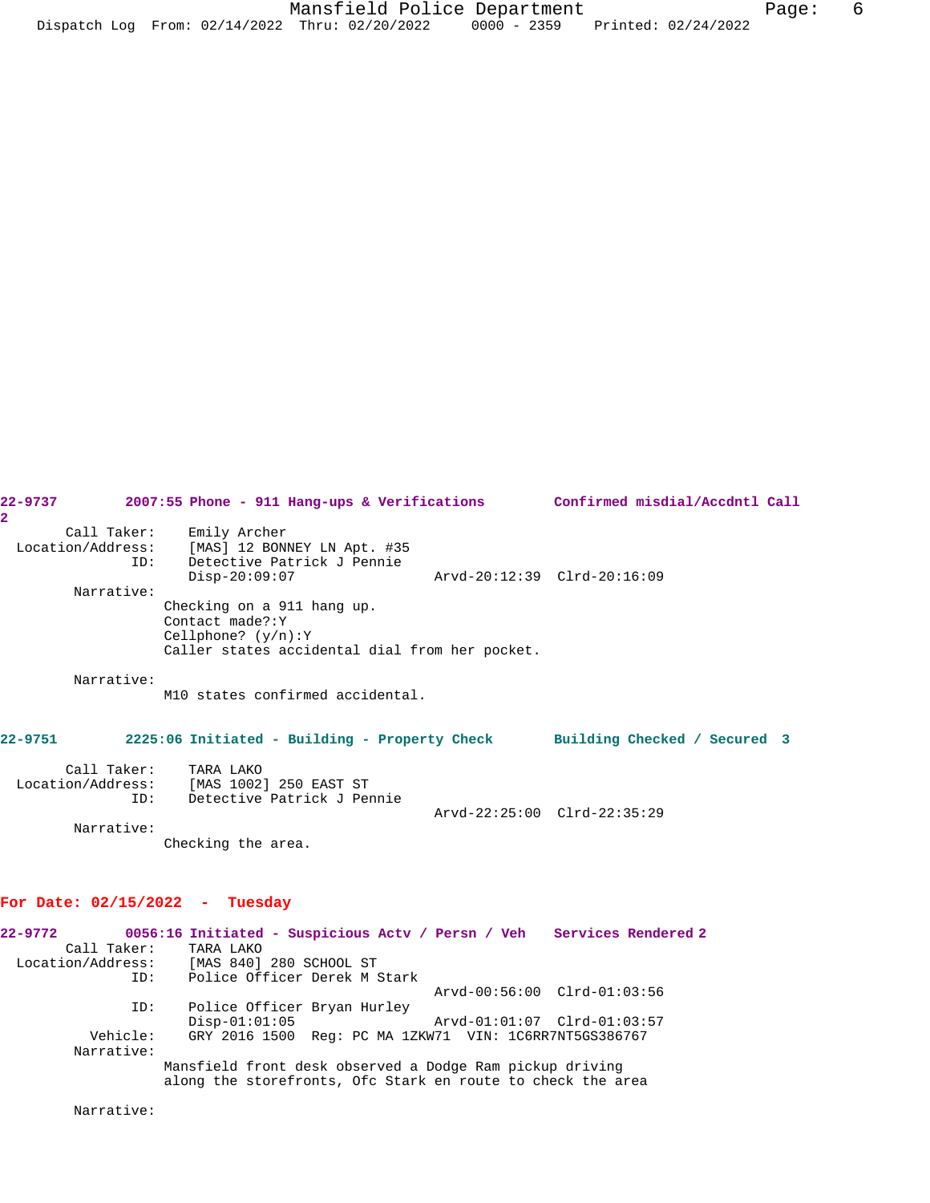**22-9737 2007:55 Phone - 911 Hang-ups & Verifications Confirmed misdial/Accdntl Call 2**

Call Taker: Emily Archer
Location/Address: [MAS] 12 BONNEY LN Apt. #35
ID: Detective Patrick J Pennie
Disp-20:09:07 Arvd-20:12:39 Clrd-20:16:09

Narrative:
Checking on a 911 hang up.
Contact made?:Y
Cellphone? (y/n):Y
Caller states accidental dial from her pocket.

Narrative:
M10 states confirmed accidental.

**22-9751 2225:06 Initiated - Building - Property Check Building Checked / Secured 3**

Call Taker: TARA LAKO
Location/Address: [MAS 1002] 250 EAST ST
ID: Detective Patrick J Pennie
Arvd-22:25:00 Clrd-22:35:29

Narrative:
Checking the area.

## For Date: 02/15/2022 - Tuesday

**22-9772 0056:16 Initiated - Suspicious Actv / Persn / Veh Services Rendered 2**

Call Taker: TARA LAKO
Location/Address: [MAS 840] 280 SCHOOL ST
ID: Police Officer Derek M Stark
Arvd-00:56:00 Clrd-01:03:56
ID: Police Officer Bryan Hurley
Disp-01:01:05 Arvd-01:01:07 Clrd-01:03:57
Vehicle: GRY 2016 1500 Reg: PC MA 1ZKW71 VIN: 1C6RR7NT5GS386767

Narrative:
Mansfield front desk observed a Dodge Ram pickup driving along the storefronts, Ofc Stark en route to check the area

Narrative: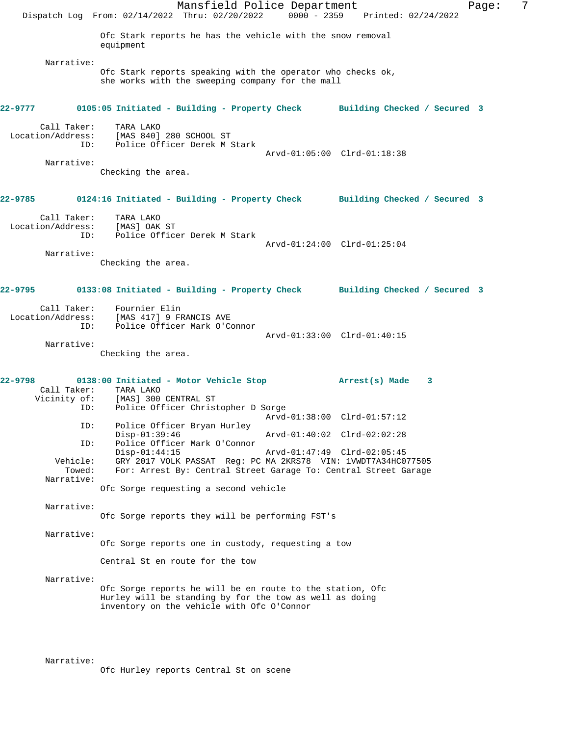Ofc Stark reports he has the vehicle with the snow removal equipment

Narrative:
Ofc Stark reports speaking with the operator who checks ok, she works with the sweeping company for the mall

**22-9777 0105:05 Initiated - Building - Property Check Building Checked / Secured 3**

Call Taker: TARA LAKO
Location/Address: [MAS 840] 280 SCHOOL ST
ID: Police Officer Derek M Stark
Arvd-01:05:00 Clrd-01:18:38

Narrative:
Checking the area.

**22-9785 0124:16 Initiated - Building - Property Check Building Checked / Secured 3**

Call Taker: TARA LAKO
Location/Address: [MAS] OAK ST
ID: Police Officer Derek M Stark
Arvd-01:24:00 Clrd-01:25:04

Narrative:
Checking the area.

**22-9795 0133:08 Initiated - Building - Property Check Building Checked / Secured 3**

Call Taker: Fournier Elin
Location/Address: [MAS 417] 9 FRANCIS AVE
ID: Police Officer Mark O'Connor
Arvd-01:33:00 Clrd-01:40:15

Narrative:
Checking the area.

**22-9798 0138:00 Initiated - Motor Vehicle Stop Arrest(s) Made 3**

Call Taker: TARA LAKO
Vicinity of: [MAS] 300 CENTRAL ST
ID: Police Officer Christopher D Sorge
Arvd-01:38:00 Clrd-01:57:12
ID: Police Officer Bryan Hurley
Disp-01:39:46 Arvd-01:40:02 Clrd-02:02:28
ID: Police Officer Mark O'Connor
Disp-01:44:15 Arvd-01:47:49 Clrd-02:05:45
Vehicle: GRY 2017 VOLK PASSAT Reg: PC MA 2KRS78 VIN: 1VWDT7A34HC077505
Towed: For: Arrest By: Central Street Garage To: Central Street Garage

Narrative:
Ofc Sorge requesting a second vehicle

Narrative:
Ofc Sorge reports they will be performing FST's

Narrative:
Ofc Sorge reports one in custody, requesting a tow

Central St en route for the tow

Narrative:
Ofc Sorge reports he will be en route to the station, Ofc Hurley will be standing by for the tow as well as doing inventory on the vehicle with Ofc O'Connor

Narrative:
Ofc Hurley reports Central St on scene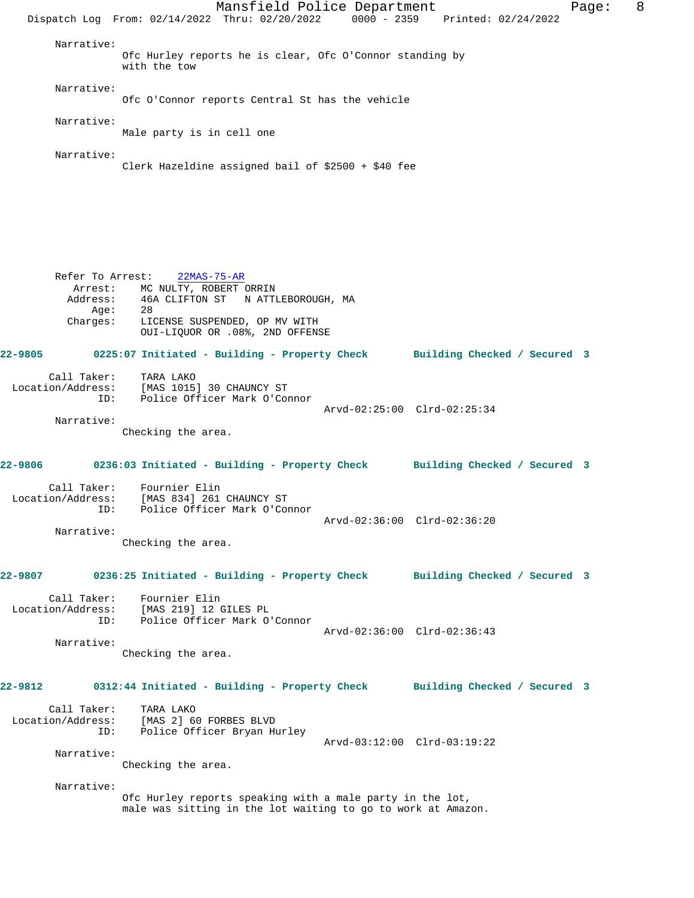Narrative:
Ofc Hurley reports he is clear, Ofc O'Connor standing by with the tow

Narrative:
Ofc O'Connor reports Central St has the vehicle

Narrative:
Male party is in cell one

Narrative:
Clerk Hazeldine assigned bail of $2500 + $40 fee

Refer To Arrest: 22MAS-75-AR
Arrest: MC NULTY, ROBERT ORRIN
Address: 46A CLIFTON ST N ATTLEBOROUGH, MA
Age: 28
Charges: LICENSE SUSPENDED, OP MV WITH OUI-LIQUOR OR .08%, 2ND OFFENSE

**22-9805 0225:07 Initiated - Building - Property Check Building Checked / Secured 3**

Call Taker: TARA LAKO
Location/Address: [MAS 1015] 30 CHAUNCY ST
ID: Police Officer Mark O'Connor
Arvd-02:25:00 Clrd-02:25:34

Narrative:
Checking the area.

**22-9806 0236:03 Initiated - Building - Property Check Building Checked / Secured 3**

Call Taker: Fournier Elin
Location/Address: [MAS 834] 261 CHAUNCY ST
ID: Police Officer Mark O'Connor
Arvd-02:36:00 Clrd-02:36:20

Narrative:
Checking the area.

**22-9807 0236:25 Initiated - Building - Property Check Building Checked / Secured 3**

Call Taker: Fournier Elin
Location/Address: [MAS 219] 12 GILES PL
ID: Police Officer Mark O'Connor
Arvd-02:36:00 Clrd-02:36:43

Narrative:
Checking the area.

**22-9812 0312:44 Initiated - Building - Property Check Building Checked / Secured 3**

Call Taker: TARA LAKO
Location/Address: [MAS 2] 60 FORBES BLVD
ID: Police Officer Bryan Hurley
Arvd-03:12:00 Clrd-03:19:22

Narrative:
Checking the area.

Narrative:
Ofc Hurley reports speaking with a male party in the lot, male was sitting in the lot waiting to go to work at Amazon.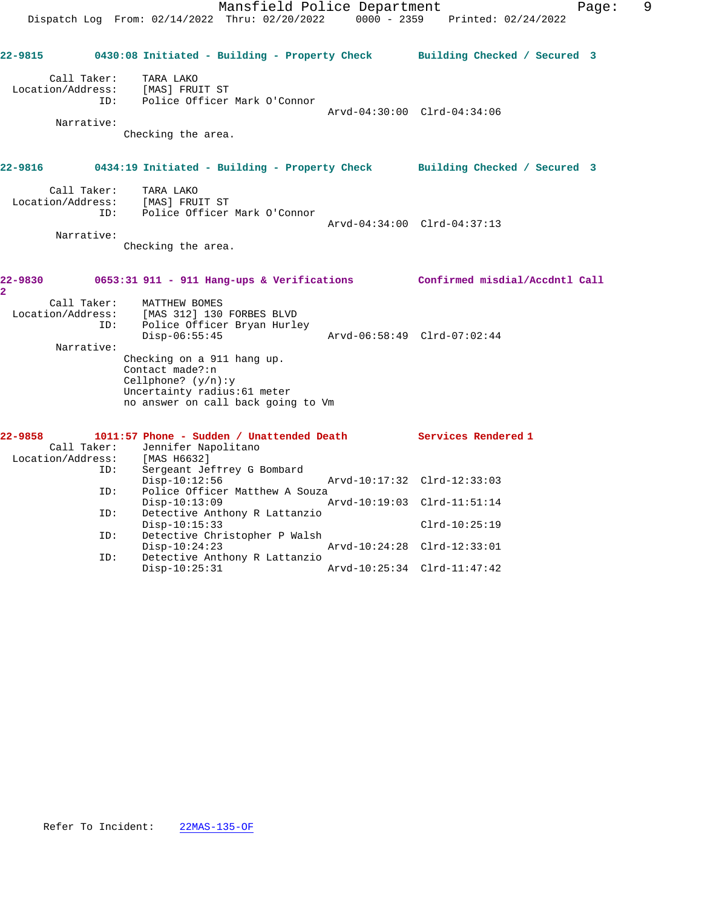**22-9815 0430:08 Initiated - Building - Property Check — Building Checked / Secured 3**

Call Taker: TARA LAKO
Location/Address: [MAS] FRUIT ST
ID: Police Officer Mark O'Connor
Arvd-04:30:00 Clrd-04:34:06

Narrative:
Checking the area.

**22-9816 0434:19 Initiated - Building - Property Check — Building Checked / Secured 3**

Call Taker: TARA LAKO
Location/Address: [MAS] FRUIT ST
ID: Police Officer Mark O'Connor
Arvd-04:34:00 Clrd-04:37:13

Narrative:
Checking the area.

**22-9830 0653:31 911 - 911 Hang-ups & Verifications — Confirmed misdial/Accdntl Call 2**

Call Taker: MATTHEW BOMES
Location/Address: [MAS 312] 130 FORBES BLVD
ID: Police Officer Bryan Hurley
Disp-06:55:45 Arvd-06:58:49 Clrd-07:02:44

Narrative:
Checking on a 911 hang up.
Contact made?:n
Cellphone? (y/n):y
Uncertainty radius:61 meter
no answer on call back going to Vm

**22-9858 1011:57 Phone - Sudden / Unattended Death — Services Rendered 1**

Call Taker: Jennifer Napolitano
Location/Address: [MAS H6632]
ID: Sergeant Jeffrey G Bombard
Disp-10:12:56 Arvd-10:17:32 Clrd-12:33:03
ID: Police Officer Matthew A Souza
Disp-10:13:09 Arvd-10:19:03 Clrd-11:51:14
ID: Detective Anthony R Lattanzio
Disp-10:15:33 Clrd-10:25:19
ID: Detective Christopher P Walsh
Disp-10:24:23 Arvd-10:24:28 Clrd-12:33:01
ID: Detective Anthony R Lattanzio
Disp-10:25:31 Arvd-10:25:34 Clrd-11:47:42

Refer To Incident: 22MAS-135-OF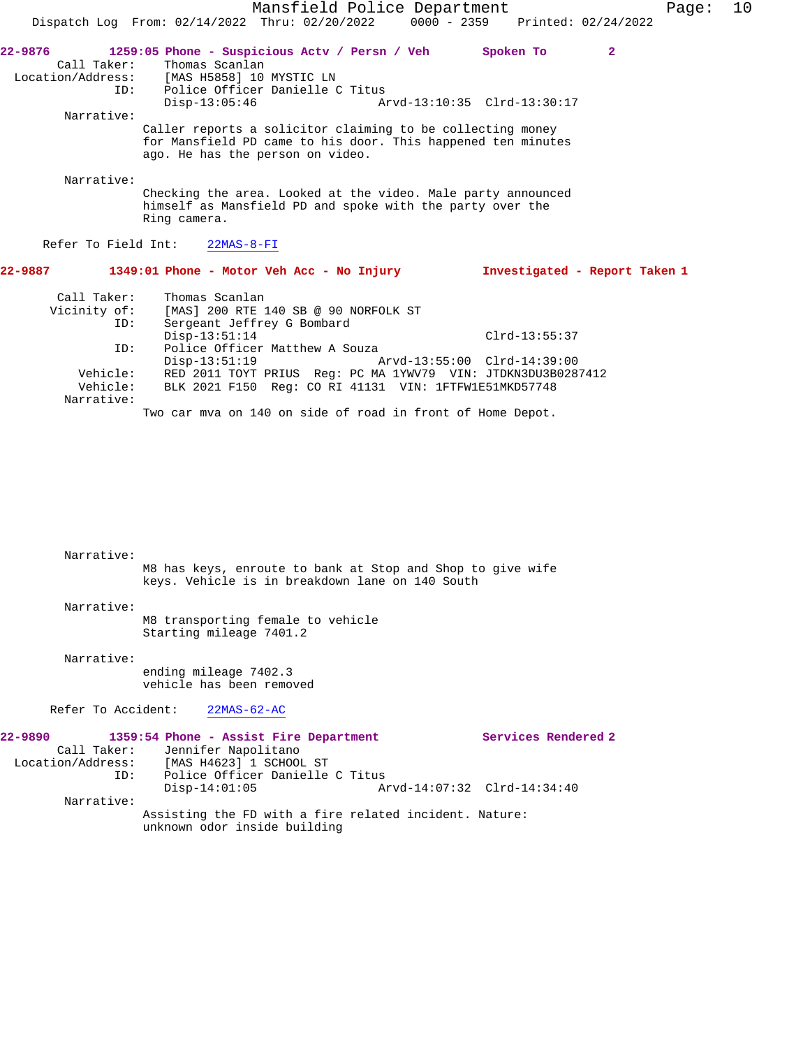Mansfield Police Department
Dispatch Log From: 02/14/2022 Thru: 02/20/2022 0000 - 2359 Printed: 02/24/2022

**22-9876** 1259:05 Phone - Suspicious Actv / Persn / Veh **Spoken To 2**

Call Taker: Thomas Scanlan
Location/Address: [MAS H5858] 10 MYSTIC LN
ID: Police Officer Danielle C Titus
Disp-13:05:46 Arvd-13:10:35 Clrd-13:30:17

Narrative:
Caller reports a solicitor claiming to be collecting money for Mansfield PD came to his door. This happened ten minutes ago. He has the person on video.

Narrative:
Checking the area. Looked at the video. Male party announced himself as Mansfield PD and spoke with the party over the Ring camera.

Refer To Field Int: 22MAS-8-FI

**22-9887** 1349:01 Phone - Motor Veh Acc - No Injury **Investigated - Report Taken 1**

Call Taker: Thomas Scanlan
Vicinity of: [MAS] 200 RTE 140 SB @ 90 NORFOLK ST
ID: Sergeant Jeffrey G Bombard
Disp-13:51:14 Clrd-13:55:37
ID: Police Officer Matthew A Souza
Disp-13:51:19 Arvd-13:55:00 Clrd-14:39:00
Vehicle: RED 2011 TOYT PRIUS Reg: PC MA 1YWV79 VIN: JTDKN3DU3B0287412
Vehicle: BLK 2021 F150 Reg: CO RI 41131 VIN: 1FTFW1E51MKD57748

Narrative:
Two car mva on 140 on side of road in front of Home Depot.

Narrative:
M8 has keys, enroute to bank at Stop and Shop to give wife keys. Vehicle is in breakdown lane on 140 South

Narrative:
M8 transporting female to vehicle
Starting mileage 7401.2

Narrative:
ending mileage 7402.3
vehicle has been removed

Refer To Accident: 22MAS-62-AC

**22-9890** 1359:54 Phone - Assist Fire Department **Services Rendered 2**

Call Taker: Jennifer Napolitano
Location/Address: [MAS H4623] 1 SCHOOL ST
ID: Police Officer Danielle C Titus
Disp-14:01:05 Arvd-14:07:32 Clrd-14:34:40

Narrative:
Assisting the FD with a fire related incident. Nature: unknown odor inside building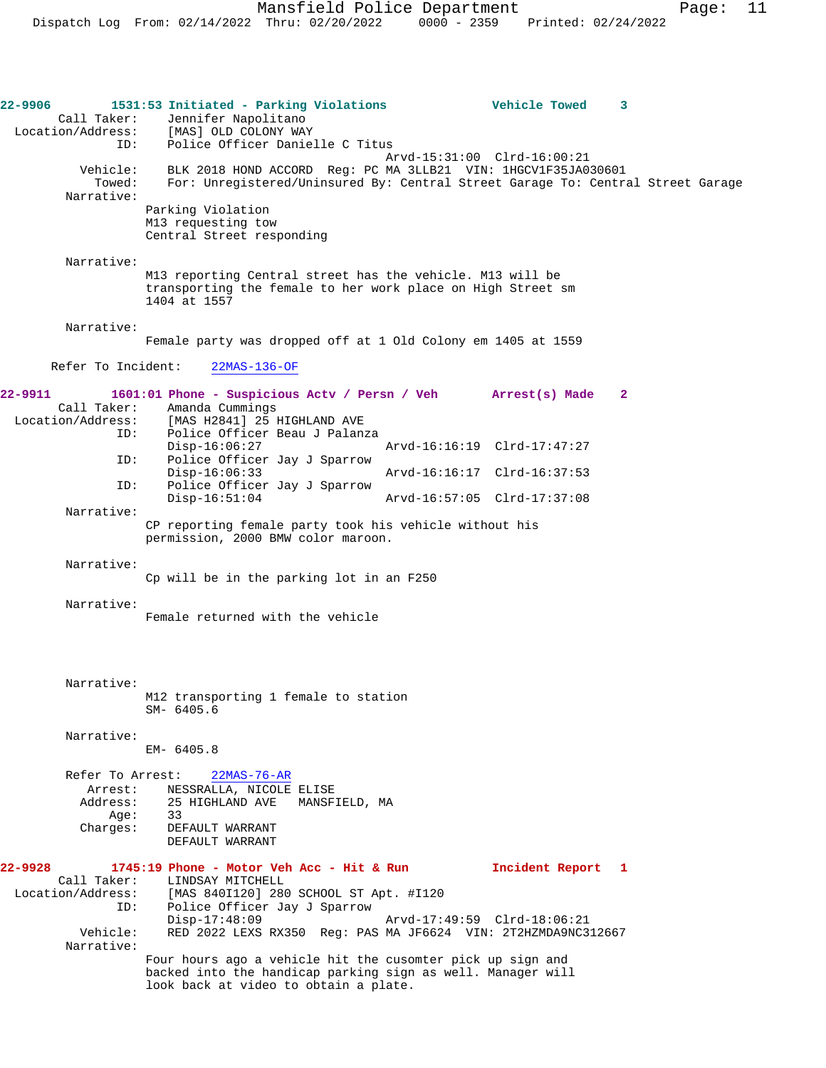**22-9906** 1531:53 Initiated - Parking Violations Vehicle Towed 3

Call Taker: Jennifer Napolitano
Location/Address: [MAS] OLD COLONY WAY
ID: Police Officer Danielle C Titus
Arvd-15:31:00 Clrd-16:00:21
Vehicle: BLK 2018 HOND ACCORD Reg: PC MA 3LLB21 VIN: 1HGCV1F35JA030601
Towed: For: Unregistered/Uninsured By: Central Street Garage To: Central Street Garage

Narrative:
Parking Violation
M13 requesting tow
Central Street responding

Narrative:
M13 reporting Central street has the vehicle. M13 will be transporting the female to her work place on High Street sm 1404 at 1557

Narrative:
Female party was dropped off at 1 Old Colony em 1405 at 1559

Refer To Incident: 22MAS-136-OF

**22-9911** 1601:01 Phone - Suspicious Actv / Persn / Veh Arrest(s) Made 2

Call Taker: Amanda Cummings
Location/Address: [MAS H2841] 25 HIGHLAND AVE
ID: Police Officer Beau J Palanza
Disp-16:06:27 Arvd-16:16:19 Clrd-17:47:27
ID: Police Officer Jay J Sparrow
Disp-16:06:33 Arvd-16:16:17 Clrd-16:37:53
ID: Police Officer Jay J Sparrow
Disp-16:51:04 Arvd-16:57:05 Clrd-17:37:08

Narrative:
CP reporting female party took his vehicle without his permission, 2000 BMW color maroon.

Narrative:
Cp will be in the parking lot in an F250

Narrative:
Female returned with the vehicle

Narrative:
M12 transporting 1 female to station
SM- 6405.6

Narrative:
EM- 6405.8

Refer To Arrest: 22MAS-76-AR
Arrest: NESSRALLA, NICOLE ELISE
Address: 25 HIGHLAND AVE MANSFIELD, MA
Age: 33
Charges: DEFAULT WARRANT
DEFAULT WARRANT

**22-9928** 1745:19 Phone - Motor Veh Acc - Hit & Run Incident Report 1

Call Taker: LINDSAY MITCHELL
Location/Address: [MAS 840I120] 280 SCHOOL ST Apt. #I120
ID: Police Officer Jay J Sparrow
Disp-17:48:09 Arvd-17:49:59 Clrd-18:06:21
Vehicle: RED 2022 LEXS RX350 Reg: PAS MA JF6624 VIN: 2T2HZMDA9NC312667

Narrative:
Four hours ago a vehicle hit the cusomter pick up sign and backed into the handicap parking sign as well. Manager will look back at video to obtain a plate.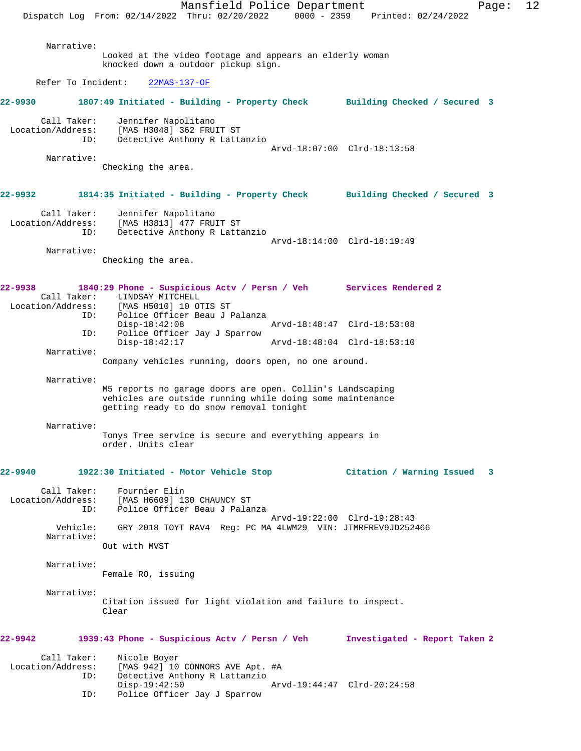Narrative:
Looked at the video footage and appears an elderly woman knocked down a outdoor pickup sign.

Refer To Incident: 22MAS-137-OF

**22-9930 1807:49 Initiated - Building - Property Check Building Checked / Secured 3**

Call Taker: Jennifer Napolitano
Location/Address: [MAS H3048] 362 FRUIT ST
ID: Detective Anthony R Lattanzio
Arvd-18:07:00 Clrd-18:13:58

Narrative:
Checking the area.

**22-9932 1814:35 Initiated - Building - Property Check Building Checked / Secured 3**

Call Taker: Jennifer Napolitano
Location/Address: [MAS H3813] 477 FRUIT ST
ID: Detective Anthony R Lattanzio
Arvd-18:14:00 Clrd-18:19:49

Narrative:
Checking the area.

**22-9938 1840:29 Phone - Suspicious Actv / Persn / Veh Services Rendered 2**

Call Taker: LINDSAY MITCHELL
Location/Address: [MAS H5010] 10 OTIS ST
ID: Police Officer Beau J Palanza
Disp-18:42:08 Arvd-18:48:47 Clrd-18:53:08
ID: Police Officer Jay J Sparrow
Disp-18:42:17 Arvd-18:48:04 Clrd-18:53:10

Narrative:
Company vehicles running, doors open, no one around.

Narrative:
M5 reports no garage doors are open. Collin's Landscaping vehicles are outside running while doing some maintenance getting ready to do snow removal tonight

Narrative:
Tonys Tree service is secure and everything appears in order. Units clear

**22-9940 1922:30 Initiated - Motor Vehicle Stop Citation / Warning Issued 3**

Call Taker: Fournier Elin
Location/Address: [MAS H6609] 130 CHAUNCY ST
ID: Police Officer Beau J Palanza
Arvd-19:22:00 Clrd-19:28:43
Vehicle: GRY 2018 TOYT RAV4 Reg: PC MA 4LWM29 VIN: JTMRFREV9JD252466

Narrative:
Out with MVST

Narrative:
Female RO, issuing

Narrative:
Citation issued for light violation and failure to inspect. Clear

**22-9942 1939:43 Phone - Suspicious Actv / Persn / Veh Investigated - Report Taken 2**

Call Taker: Nicole Boyer
Location/Address: [MAS 942] 10 CONNORS AVE Apt. #A
ID: Detective Anthony R Lattanzio
Disp-19:42:50 Arvd-19:44:47 Clrd-20:24:58
ID: Police Officer Jay J Sparrow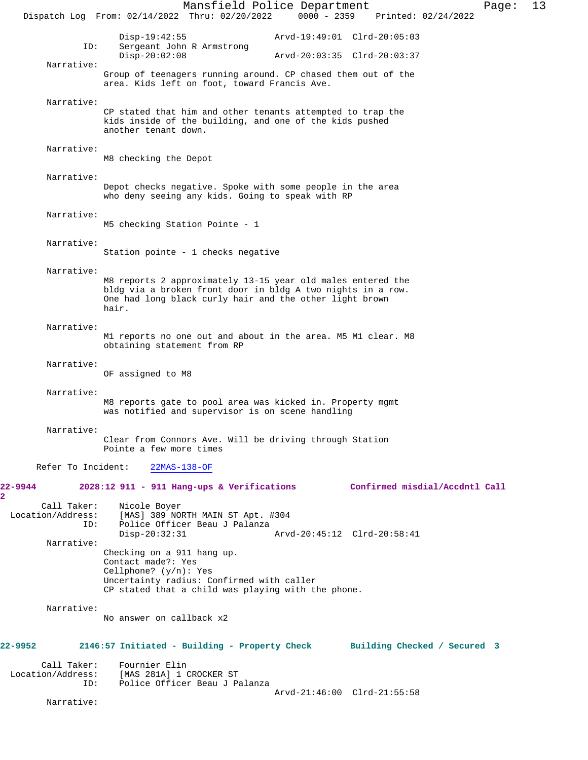Disp-19:42:55 Arvd-19:49:01 Clrd-20:05:03
ID: Sergeant John R Armstrong
Disp-20:02:08 Arvd-20:03:35 Clrd-20:03:37

Narrative:
Group of teenagers running around. CP chased them out of the area. Kids left on foot, toward Francis Ave.

Narrative:
CP stated that him and other tenants attempted to trap the kids inside of the building, and one of the kids pushed another tenant down.

Narrative:
M8 checking the Depot

Narrative:
Depot checks negative. Spoke with some people in the area who deny seeing any kids. Going to speak with RP

Narrative:
M5 checking Station Pointe - 1

Narrative:
Station pointe - 1 checks negative

Narrative:
M8 reports 2 approximately 13-15 year old males entered the bldg via a broken front door in bldg A two nights in a row. One had long black curly hair and the other light brown hair.

Narrative:
M1 reports no one out and about in the area. M5 M1 clear. M8 obtaining statement from RP

Narrative:
OF assigned to M8

Narrative:
M8 reports gate to pool area was kicked in. Property mgmt was notified and supervisor is on scene handling

Narrative:
Clear from Connors Ave. Will be driving through Station Pointe a few more times

Refer To Incident: 22MAS-138-OF

**22-9944 2028:12 911 - 911 Hang-ups & Verifications Confirmed misdial/Accdntl Call 2**

Call Taker: Nicole Boyer
Location/Address: [MAS] 389 NORTH MAIN ST Apt. #304
ID: Police Officer Beau J Palanza
Disp-20:32:31 Arvd-20:45:12 Clrd-20:58:41

Narrative:
Checking on a 911 hang up.
Contact made?: Yes
Cellphone? (y/n): Yes
Uncertainty radius: Confirmed with caller
CP stated that a child was playing with the phone.

Narrative:
No answer on callback x2

**22-9952 2146:57 Initiated - Building - Property Check Building Checked / Secured 3**

Call Taker: Fournier Elin
Location/Address: [MAS 281A] 1 CROCKER ST
ID: Police Officer Beau J Palanza
Arvd-21:46:00 Clrd-21:55:58

Narrative: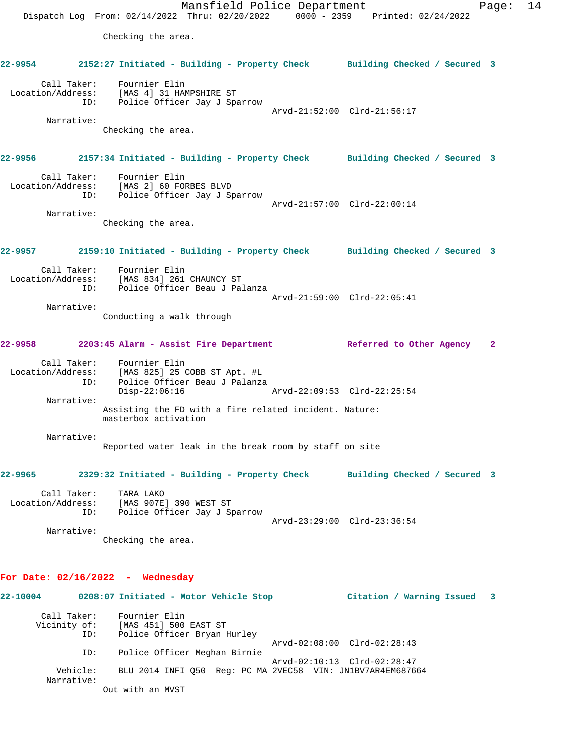Checking the area.

**22-9954** 2152:27 Initiated - Building - Property Check — Building Checked / Secured 3

Call Taker: Fournier Elin
Location/Address: [MAS 4] 31 HAMPSHIRE ST
ID: Police Officer Jay J Sparrow
Arvd-21:52:00 Clrd-21:56:17
Narrative:
Checking the area.

**22-9956** 2157:34 Initiated - Building - Property Check — Building Checked / Secured 3

Call Taker: Fournier Elin
Location/Address: [MAS 2] 60 FORBES BLVD
ID: Police Officer Jay J Sparrow
Arvd-21:57:00 Clrd-22:00:14
Narrative:
Checking the area.

**22-9957** 2159:10 Initiated - Building - Property Check — Building Checked / Secured 3

Call Taker: Fournier Elin
Location/Address: [MAS 834] 261 CHAUNCY ST
ID: Police Officer Beau J Palanza
Arvd-21:59:00 Clrd-22:05:41
Narrative:
Conducting a walk through

**22-9958** 2203:45 Alarm - Assist Fire Department — Referred to Other Agency 2

Call Taker: Fournier Elin
Location/Address: [MAS 825] 25 COBB ST Apt. #L
ID: Police Officer Beau J Palanza
Disp-22:06:16 Arvd-22:09:53 Clrd-22:25:54
Narrative:
Assisting the FD with a fire related incident. Nature: masterbox activation

Narrative:
Reported water leak in the break room by staff on site

**22-9965** 2329:32 Initiated - Building - Property Check — Building Checked / Secured 3

Call Taker: TARA LAKO
Location/Address: [MAS 907E] 390 WEST ST
ID: Police Officer Jay J Sparrow
Arvd-23:29:00 Clrd-23:36:54
Narrative:
Checking the area.

## For Date: 02/16/2022 - Wednesday

**22-10004** 0208:07 Initiated - Motor Vehicle Stop — Citation / Warning Issued 3

Call Taker: Fournier Elin
Vicinity of: [MAS 451] 500 EAST ST
ID: Police Officer Bryan Hurley
Arvd-02:08:00 Clrd-02:28:43
ID: Police Officer Meghan Birnie
Arvd-02:10:13 Clrd-02:28:47
Vehicle: BLU 2014 INFI Q50 Reg: PC MA 2VEC58 VIN: JN1BV7AR4EM687664
Narrative:
Out with an MVST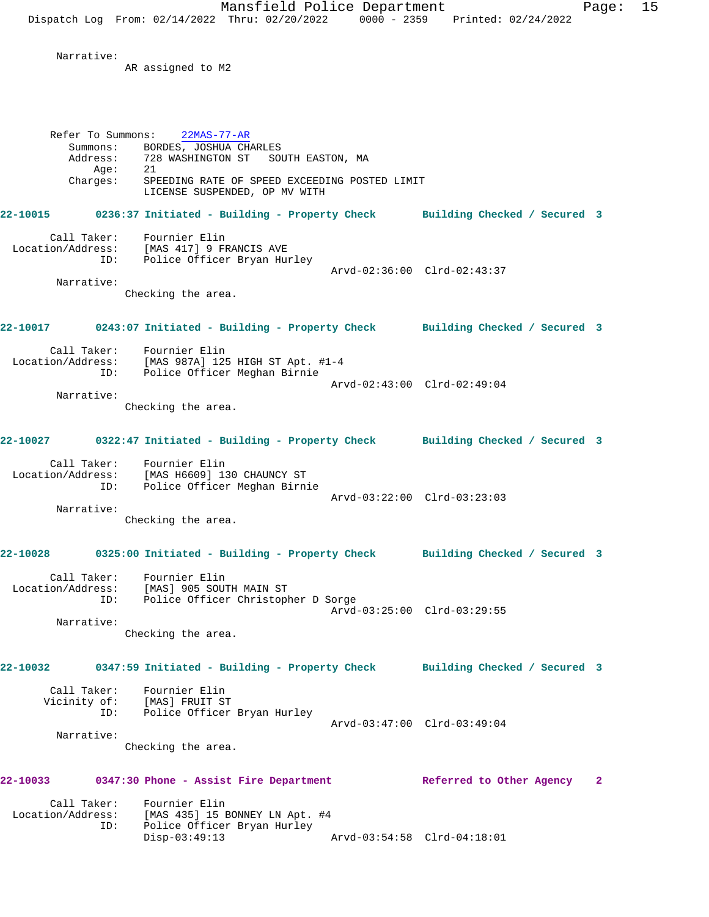Narrative:
AR assigned to M2

Refer To Summons: 22MAS-77-AR
Summons: BORDES, JOSHUA CHARLES
Address: 728 WASHINGTON ST SOUTH EASTON, MA
Age: 21
Charges: SPEEDING RATE OF SPEED EXCEEDING POSTED LIMIT
LICENSE SUSPENDED, OP MV WITH

**22-10015 0236:37 Initiated - Building - Property Check Building Checked / Secured 3**

Call Taker: Fournier Elin
Location/Address: [MAS 417] 9 FRANCIS AVE
ID: Police Officer Bryan Hurley
Arvd-02:36:00 Clrd-02:43:37

Narrative:
Checking the area.

**22-10017 0243:07 Initiated - Building - Property Check Building Checked / Secured 3**

Call Taker: Fournier Elin
Location/Address: [MAS 987A] 125 HIGH ST Apt. #1-4
ID: Police Officer Meghan Birnie
Arvd-02:43:00 Clrd-02:49:04

Narrative:
Checking the area.

**22-10027 0322:47 Initiated - Building - Property Check Building Checked / Secured 3**

Call Taker: Fournier Elin
Location/Address: [MAS H6609] 130 CHAUNCY ST
ID: Police Officer Meghan Birnie
Arvd-03:22:00 Clrd-03:23:03

Narrative:
Checking the area.

**22-10028 0325:00 Initiated - Building - Property Check Building Checked / Secured 3**

Call Taker: Fournier Elin
Location/Address: [MAS] 905 SOUTH MAIN ST
ID: Police Officer Christopher D Sorge
Arvd-03:25:00 Clrd-03:29:55

Narrative:
Checking the area.

**22-10032 0347:59 Initiated - Building - Property Check Building Checked / Secured 3**

Call Taker: Fournier Elin
Vicinity of: [MAS] FRUIT ST
ID: Police Officer Bryan Hurley
Arvd-03:47:00 Clrd-03:49:04

Narrative:
Checking the area.

**22-10033 0347:30 Phone - Assist Fire Department Referred to Other Agency 2**

Call Taker: Fournier Elin
Location/Address: [MAS 435] 15 BONNEY LN Apt. #4
ID: Police Officer Bryan Hurley
Disp-03:49:13 Arvd-03:54:58 Clrd-04:18:01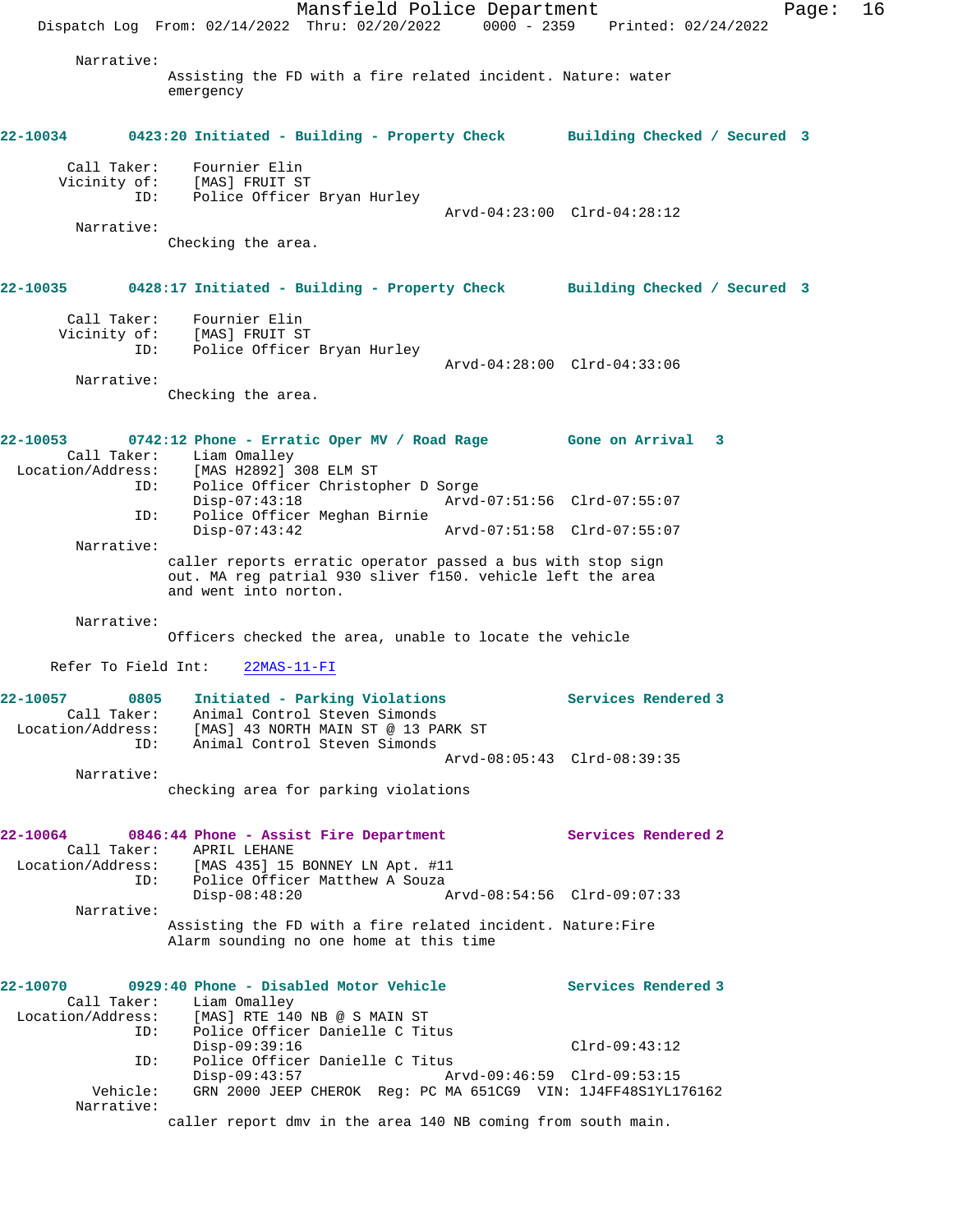Narrative:
Assisting the FD with a fire related incident. Nature: water emergency

**22-10034 0423:20 Initiated - Building - Property Check — Building Checked / Secured 3**

Call Taker: Fournier Elin
Vicinity of: [MAS] FRUIT ST
ID: Police Officer Bryan Hurley
Arvd-04:23:00 Clrd-04:28:12

Narrative:
Checking the area.

**22-10035 0428:17 Initiated - Building - Property Check — Building Checked / Secured 3**

Call Taker: Fournier Elin
Vicinity of: [MAS] FRUIT ST
ID: Police Officer Bryan Hurley
Arvd-04:28:00 Clrd-04:33:06

Narrative:
Checking the area.

**22-10053 0742:12 Phone - Erratic Oper MV / Road Rage — Gone on Arrival 3**

Call Taker: Liam Omalley
Location/Address: [MAS H2892] 308 ELM ST
ID: Police Officer Christopher D Sorge
Disp-07:43:18 Arvd-07:51:56 Clrd-07:55:07
ID: Police Officer Meghan Birnie
Disp-07:43:42 Arvd-07:51:58 Clrd-07:55:07

Narrative:
caller reports erratic operator passed a bus with stop sign out. MA reg patrial 930 sliver f150. vehicle left the area and went into norton.

Narrative:
Officers checked the area, unable to locate the vehicle

Refer To Field Int: 22MAS-11-FI

**22-10057 0805 Initiated - Parking Violations — Services Rendered 3**

Call Taker: Animal Control Steven Simonds
Location/Address: [MAS] 43 NORTH MAIN ST @ 13 PARK ST
ID: Animal Control Steven Simonds
Arvd-08:05:43 Clrd-08:39:35

Narrative:
checking area for parking violations

**22-10064 0846:44 Phone - Assist Fire Department — Services Rendered 2**

Call Taker: APRIL LEHANE
Location/Address: [MAS 435] 15 BONNEY LN Apt. #11
ID: Police Officer Matthew A Souza
Disp-08:48:20 Arvd-08:54:56 Clrd-09:07:33

Narrative:
Assisting the FD with a fire related incident. Nature:Fire Alarm sounding no one home at this time

**22-10070 0929:40 Phone - Disabled Motor Vehicle — Services Rendered 3**

Call Taker: Liam Omalley
Location/Address: [MAS] RTE 140 NB @ S MAIN ST
ID: Police Officer Danielle C Titus
Disp-09:39:16 Clrd-09:43:12
ID: Police Officer Danielle C Titus
Disp-09:43:57 Arvd-09:46:59 Clrd-09:53:15
Vehicle: GRN 2000 JEEP CHEROK Reg: PC MA 651CG9 VIN: 1J4FF48S1YL176162

Narrative:
caller report dmv in the area 140 NB coming from south main.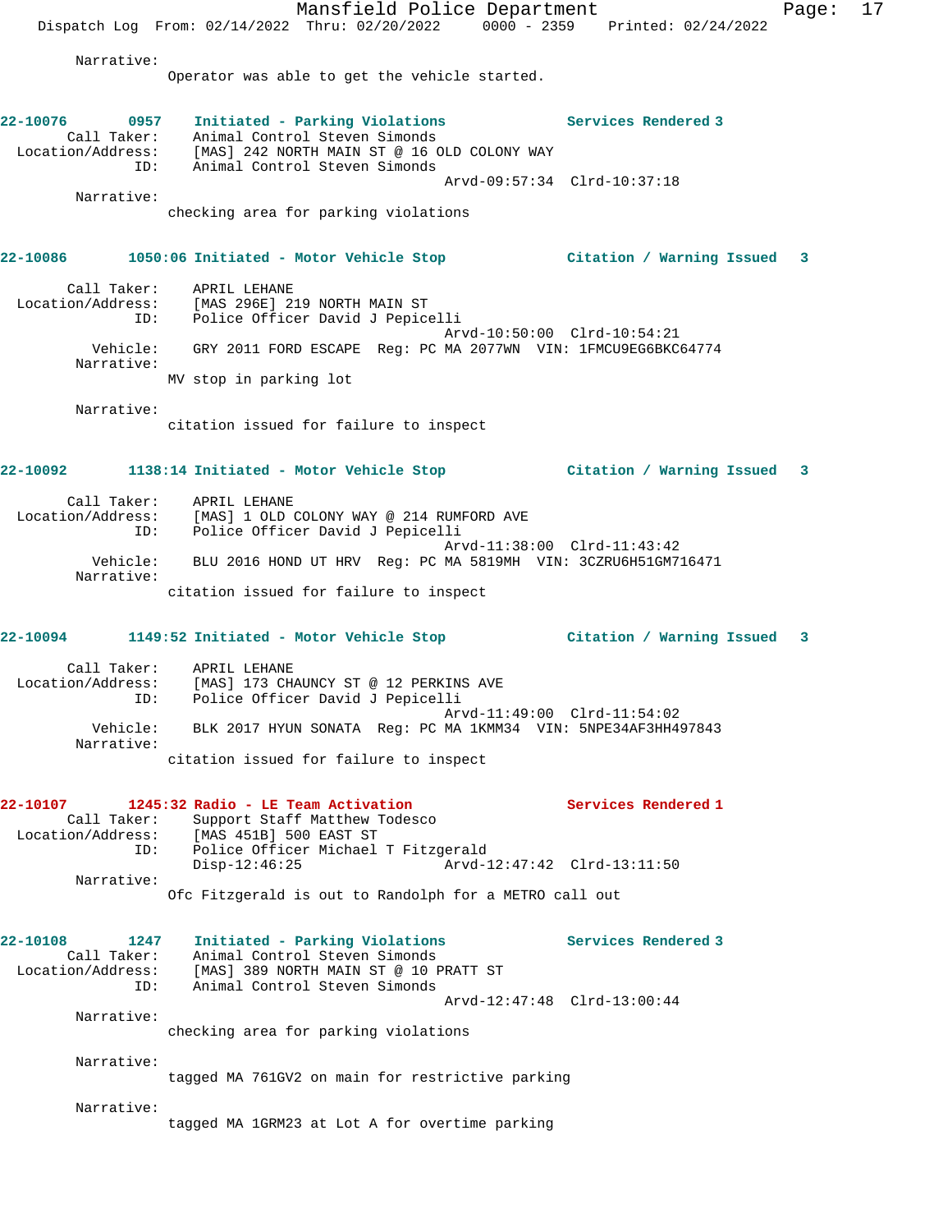Narrative:
Operator was able to get the vehicle started.

**22-10076 0957 Initiated - Parking Violations — Services Rendered 3**

Call Taker: Animal Control Steven Simonds
Location/Address: [MAS] 242 NORTH MAIN ST @ 16 OLD COLONY WAY
ID: Animal Control Steven Simonds
Arvd-09:57:34 Clrd-10:37:18

Narrative:
checking area for parking violations

**22-10086 1050:06 Initiated - Motor Vehicle Stop — Citation / Warning Issued 3**

Call Taker: APRIL LEHANE
Location/Address: [MAS 296E] 219 NORTH MAIN ST
ID: Police Officer David J Pepicelli
Arvd-10:50:00 Clrd-10:54:21
Vehicle: GRY 2011 FORD ESCAPE Reg: PC MA 2077WN VIN: 1FMCU9EG6BKC64774

Narrative:
MV stop in parking lot

Narrative:
citation issued for failure to inspect

**22-10092 1138:14 Initiated - Motor Vehicle Stop — Citation / Warning Issued 3**

Call Taker: APRIL LEHANE
Location/Address: [MAS] 1 OLD COLONY WAY @ 214 RUMFORD AVE
ID: Police Officer David J Pepicelli
Arvd-11:38:00 Clrd-11:43:42
Vehicle: BLU 2016 HOND UT HRV Reg: PC MA 5819MH VIN: 3CZRU6H51GM716471

Narrative:
citation issued for failure to inspect

**22-10094 1149:52 Initiated - Motor Vehicle Stop — Citation / Warning Issued 3**

Call Taker: APRIL LEHANE
Location/Address: [MAS] 173 CHAUNCY ST @ 12 PERKINS AVE
ID: Police Officer David J Pepicelli
Arvd-11:49:00 Clrd-11:54:02
Vehicle: BLK 2017 HYUN SONATA Reg: PC MA 1KMM34 VIN: 5NPE34AF3HH497843

Narrative:
citation issued for failure to inspect

**22-10107 1245:32 Radio - LE Team Activation — Services Rendered 1**

Call Taker: Support Staff Matthew Todesco
Location/Address: [MAS 451B] 500 EAST ST
ID: Police Officer Michael T Fitzgerald
Disp-12:46:25 Arvd-12:47:42 Clrd-13:11:50

Narrative:
Ofc Fitzgerald is out to Randolph for a METRO call out

**22-10108 1247 Initiated - Parking Violations — Services Rendered 3**

Call Taker: Animal Control Steven Simonds
Location/Address: [MAS] 389 NORTH MAIN ST @ 10 PRATT ST
ID: Animal Control Steven Simonds
Arvd-12:47:48 Clrd-13:00:44

Narrative:
checking area for parking violations

Narrative:
tagged MA 761GV2 on main for restrictive parking

Narrative:
tagged MA 1GRM23 at Lot A for overtime parking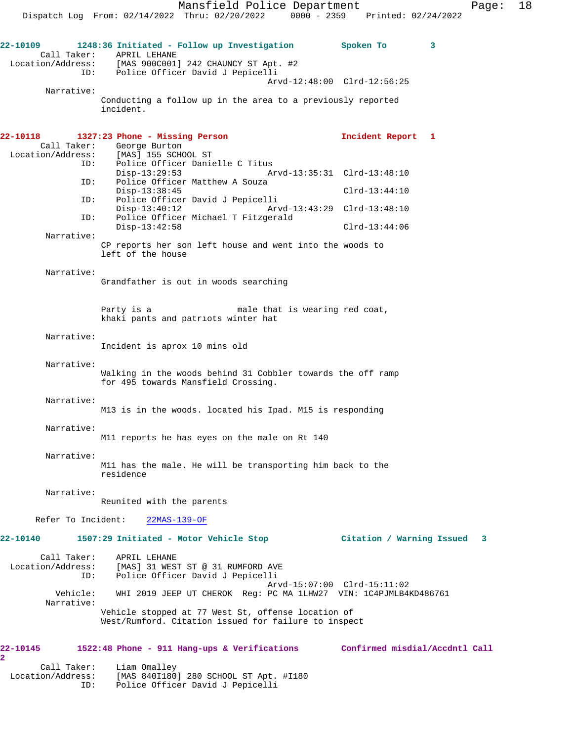**22-10109** 1248:36 Initiated - Follow up Investigation Spoken To 3

Call Taker: APRIL LEHANE
Location/Address: [MAS 900C001] 242 CHAUNCY ST Apt. #2
ID: Police Officer David J Pepicelli
Arvd-12:48:00 Clrd-12:56:25

Narrative:
Conducting a follow up in the area to a previously reported incident.

**22-10118** 1327:23 Phone - Missing Person Incident Report 1

Call Taker: George Burton
Location/Address: [MAS] 155 SCHOOL ST
ID: Police Officer Danielle C Titus
Disp-13:29:53 Arvd-13:35:31 Clrd-13:48:10
ID: Police Officer Matthew A Souza
Disp-13:38:45 Clrd-13:44:10
ID: Police Officer David J Pepicelli
Disp-13:40:12 Arvd-13:43:29 Clrd-13:48:10
ID: Police Officer Michael T Fitzgerald
Disp-13:42:58 Clrd-13:44:06

Narrative:
CP reports her son left house and went into the woods to left of the house

Narrative:
Grandfather is out in woods searching

Party is a male that is wearing red coat, khaki pants and patriots winter hat

Narrative:
Incident is aprox 10 mins old

Narrative:
Walking in the woods behind 31 Cobbler towards the off ramp for 495 towards Mansfield Crossing.

Narrative:
M13 is in the woods. located his Ipad. M15 is responding

Narrative:
M11 reports he has eyes on the male on Rt 140

Narrative:
M11 has the male. He will be transporting him back to the residence

Narrative:
Reunited with the parents

Refer To Incident: 22MAS-139-OF

**22-10140** 1507:29 Initiated - Motor Vehicle Stop Citation / Warning Issued 3

Call Taker: APRIL LEHANE
Location/Address: [MAS] 31 WEST ST @ 31 RUMFORD AVE
ID: Police Officer David J Pepicelli
Arvd-15:07:00 Clrd-15:11:02
Vehicle: WHI 2019 JEEP UT CHEROK Reg: PC MA 1LHW27 VIN: 1C4PJMLB4KD486761

Narrative:
Vehicle stopped at 77 West St, offense location of West/Rumford. Citation issued for failure to inspect

**22-10145** 1522:48 Phone - 911 Hang-ups & Verifications Confirmed misdial/Accdntl Call 2

Call Taker: Liam Omalley
Location/Address: [MAS 840I180] 280 SCHOOL ST Apt. #I180
ID: Police Officer David J Pepicelli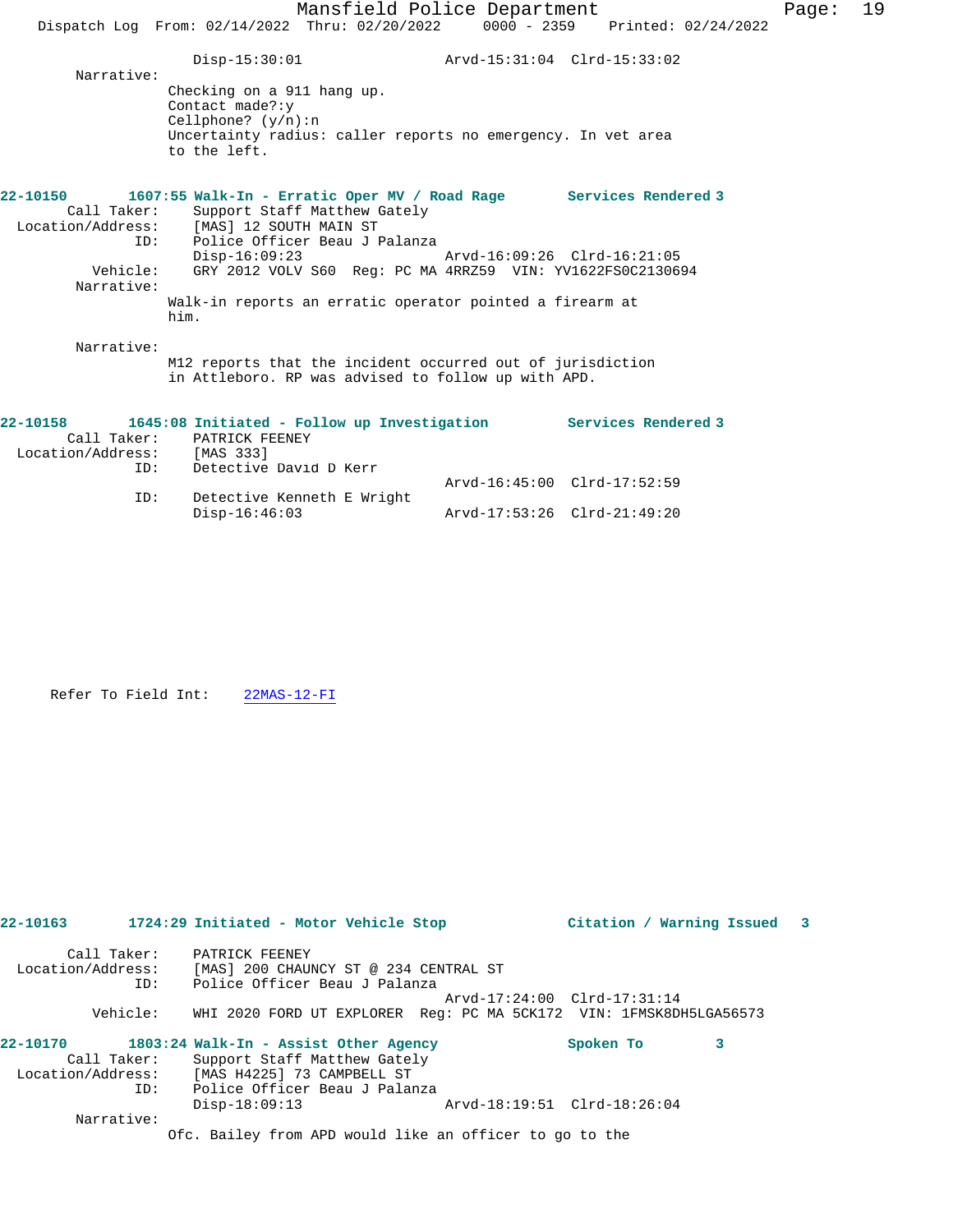Disp-15:30:01 Arvd-15:31:04 Clrd-15:33:02

Narrative:

Checking on a 911 hang up.
Contact made?:y
Cellphone? (y/n):n
Uncertainty radius: caller reports no emergency. In vet area to the left.

**22-10150 1607:55 Walk-In - Erratic Oper MV / Road Rage Services Rendered 3**

Call Taker: Support Staff Matthew Gately
Location/Address: [MAS] 12 SOUTH MAIN ST
ID: Police Officer Beau J Palanza
Disp-16:09:23 Arvd-16:09:26 Clrd-16:21:05
Vehicle: GRY 2012 VOLV S60 Reg: PC MA 4RRZ59 VIN: YV1622FS0C2130694

Narrative:

Walk-in reports an erratic operator pointed a firearm at him.

Narrative:

M12 reports that the incident occurred out of jurisdiction in Attleboro. RP was advised to follow up with APD.

**22-10158 1645:08 Initiated - Follow up Investigation Services Rendered 3**

Call Taker: PATRICK FEENEY
Location/Address: [MAS 333]
ID: Detective David D Kerr
Arvd-16:45:00 Clrd-17:52:59
ID: Detective Kenneth E Wright
Disp-16:46:03 Arvd-17:53:26 Clrd-21:49:20

Refer To Field Int: 22MAS-12-FI

**22-10163 1724:29 Initiated - Motor Vehicle Stop Citation / Warning Issued 3**

Call Taker: PATRICK FEENEY
Location/Address: [MAS] 200 CHAUNCY ST @ 234 CENTRAL ST
ID: Police Officer Beau J Palanza
Arvd-17:24:00 Clrd-17:31:14
Vehicle: WHI 2020 FORD UT EXPLORER Reg: PC MA 5CK172 VIN: 1FMSK8DH5LGA56573

**22-10170 1803:24 Walk-In - Assist Other Agency Spoken To 3**

Call Taker: Support Staff Matthew Gately
Location/Address: [MAS H4225] 73 CAMPBELL ST
ID: Police Officer Beau J Palanza
Disp-18:09:13 Arvd-18:19:51 Clrd-18:26:04

Narrative:

Ofc. Bailey from APD would like an officer to go to the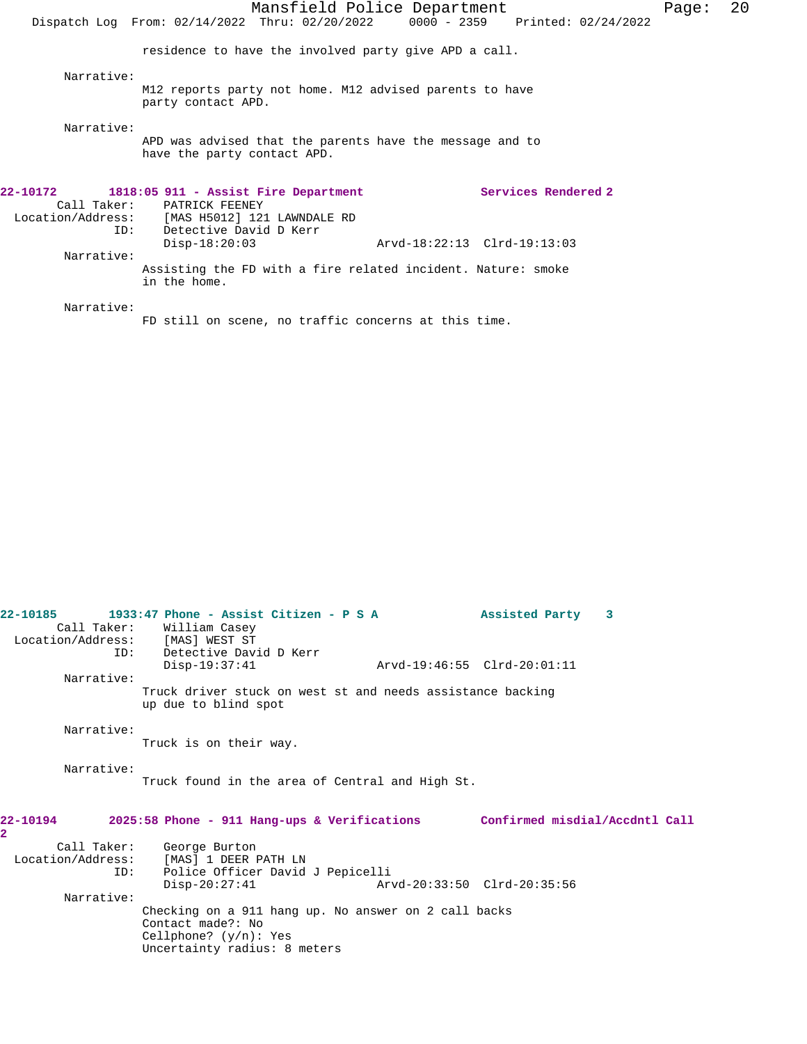residence to have the involved party give APD a call.

Narrative:
M12 reports party not home. M12 advised parents to have party contact APD.

Narrative:
APD was advised that the parents have the message and to have the party contact APD.

**22-10172 1818:05 911 - Assist Fire Department — Services Rendered 2**

Call Taker: PATRICK FEENEY
Location/Address: [MAS H5012] 121 LAWNDALE RD
ID: Detective David D Kerr
Disp-18:20:03 Arvd-18:22:13 Clrd-19:13:03

Narrative:
Assisting the FD with a fire related incident. Nature: smoke in the home.

Narrative:
FD still on scene, no traffic concerns at this time.

**22-10185 1933:47 Phone - Assist Citizen - P S A — Assisted Party 3**

Call Taker: William Casey
Location/Address: [MAS] WEST ST
ID: Detective David D Kerr
Disp-19:37:41 Arvd-19:46:55 Clrd-20:01:11

Narrative:
Truck driver stuck on west st and needs assistance backing up due to blind spot

Narrative:
Truck is on their way.

Narrative:
Truck found in the area of Central and High St.

**22-10194 2025:58 Phone - 911 Hang-ups & Verifications — Confirmed misdial/Accdntl Call 2**

Call Taker: George Burton
Location/Address: [MAS] 1 DEER PATH LN
ID: Police Officer David J Pepicelli
Disp-20:27:41 Arvd-20:33:50 Clrd-20:35:56

Narrative:
Checking on a 911 hang up. No answer on 2 call backs
Contact made?: No
Cellphone? (y/n): Yes
Uncertainty radius: 8 meters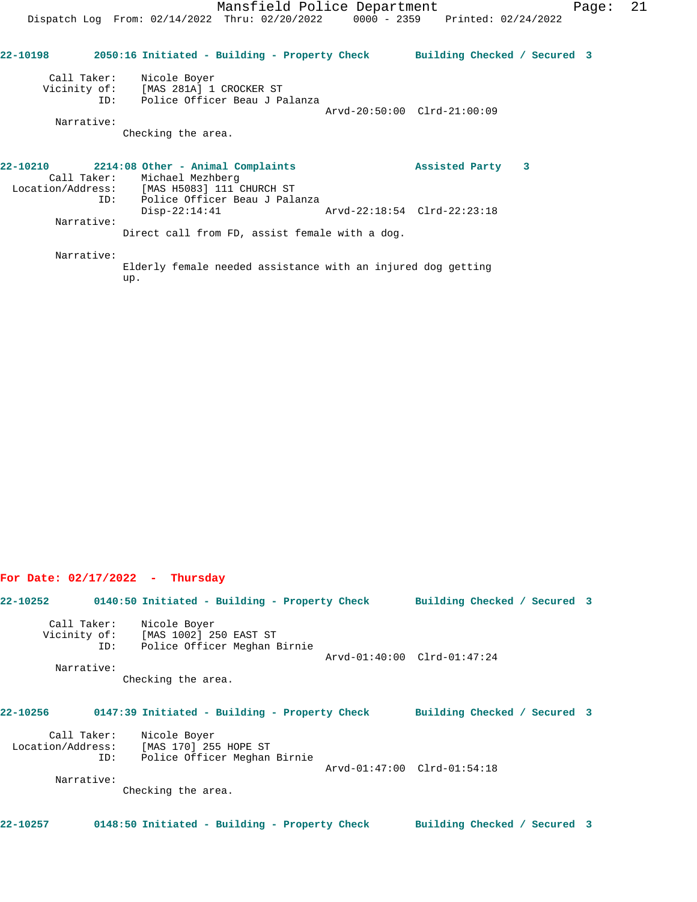**22-10198 2050:16 Initiated - Building - Property Check Building Checked / Secured 3**

Call Taker: Nicole Boyer
Vicinity of: [MAS 281A] 1 CROCKER ST
ID: Police Officer Beau J Palanza
Arvd-20:50:00 Clrd-21:00:09

Narrative:
Checking the area.

**22-10210 2214:08 Other - Animal Complaints Assisted Party 3**

Call Taker: Michael Mezhberg
Location/Address: [MAS H5083] 111 CHURCH ST
ID: Police Officer Beau J Palanza
Disp-22:14:41 Arvd-22:18:54 Clrd-22:23:18

Narrative:
Direct call from FD, assist female with a dog.

Narrative:
Elderly female needed assistance with an injured dog getting up.

## For Date: 02/17/2022 - Thursday

**22-10252 0140:50 Initiated - Building - Property Check Building Checked / Secured 3**

Call Taker: Nicole Boyer
Vicinity of: [MAS 1002] 250 EAST ST
ID: Police Officer Meghan Birnie
Arvd-01:40:00 Clrd-01:47:24

Narrative:
Checking the area.

**22-10256 0147:39 Initiated - Building - Property Check Building Checked / Secured 3**

Call Taker: Nicole Boyer
Location/Address: [MAS 170] 255 HOPE ST
ID: Police Officer Meghan Birnie
Arvd-01:47:00 Clrd-01:54:18

Narrative:
Checking the area.

**22-10257 0148:50 Initiated - Building - Property Check Building Checked / Secured 3**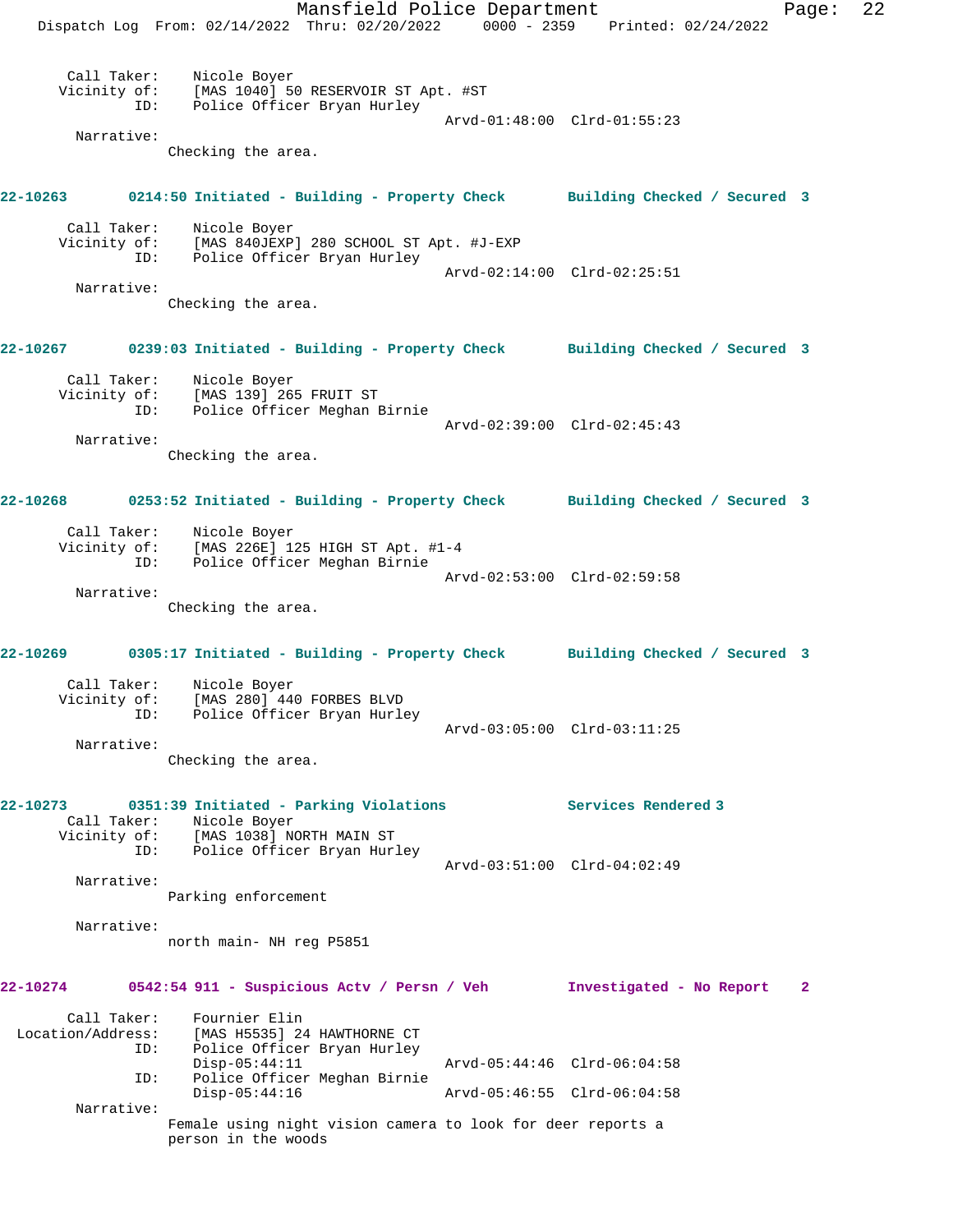Call Taker: Nicole Boyer
Vicinity of: [MAS 1040] 50 RESERVOIR ST Apt. #ST
ID: Police Officer Bryan Hurley
Arvd-01:48:00 Clrd-01:55:23

Narrative:
Checking the area.

**22-10263 0214:50 Initiated - Building - Property Check Building Checked / Secured 3**

Call Taker: Nicole Boyer
Vicinity of: [MAS 840JEXP] 280 SCHOOL ST Apt. #J-EXP
ID: Police Officer Bryan Hurley
Arvd-02:14:00 Clrd-02:25:51

Narrative:
Checking the area.

**22-10267 0239:03 Initiated - Building - Property Check Building Checked / Secured 3**

Call Taker: Nicole Boyer
Vicinity of: [MAS 139] 265 FRUIT ST
ID: Police Officer Meghan Birnie
Arvd-02:39:00 Clrd-02:45:43

Narrative:
Checking the area.

**22-10268 0253:52 Initiated - Building - Property Check Building Checked / Secured 3**

Call Taker: Nicole Boyer
Vicinity of: [MAS 226E] 125 HIGH ST Apt. #1-4
ID: Police Officer Meghan Birnie
Arvd-02:53:00 Clrd-02:59:58

Narrative:
Checking the area.

**22-10269 0305:17 Initiated - Building - Property Check Building Checked / Secured 3**

Call Taker: Nicole Boyer
Vicinity of: [MAS 280] 440 FORBES BLVD
ID: Police Officer Bryan Hurley
Arvd-03:05:00 Clrd-03:11:25

Narrative:
Checking the area.

**22-10273 0351:39 Initiated - Parking Violations Services Rendered 3**

Call Taker: Nicole Boyer
Vicinity of: [MAS 1038] NORTH MAIN ST
ID: Police Officer Bryan Hurley
Arvd-03:51:00 Clrd-04:02:49

Narrative:
Parking enforcement

Narrative:
north main- NH reg P5851

**22-10274 0542:54 911 - Suspicious Actv / Persn / Veh Investigated - No Report 2**

Call Taker: Fournier Elin
Location/Address: [MAS H5535] 24 HAWTHORNE CT
ID: Police Officer Bryan Hurley
Disp-05:44:11 Arvd-05:44:46 Clrd-06:04:58
ID: Police Officer Meghan Birnie
Disp-05:44:16 Arvd-05:46:55 Clrd-06:04:58

Narrative:
Female using night vision camera to look for deer reports a person in the woods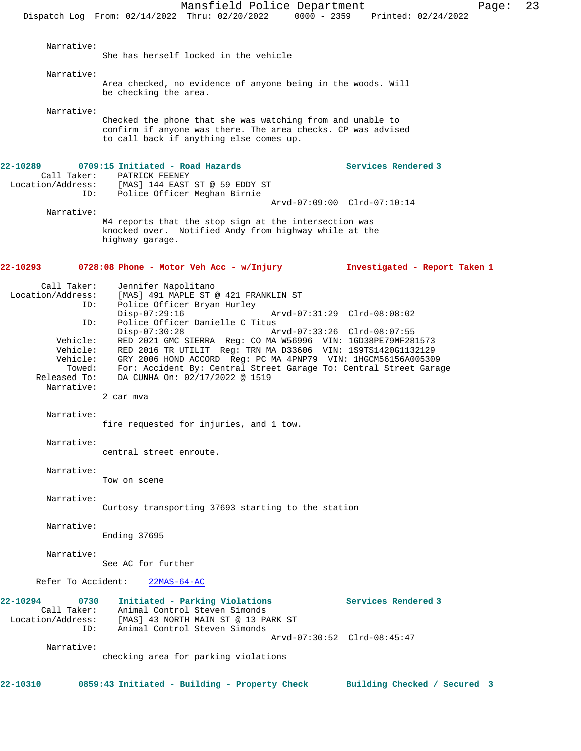Narrative:
She has herself locked in the vehicle

Narrative:
Area checked, no evidence of anyone being in the woods. Will be checking the area.

Narrative:
Checked the phone that she was watching from and unable to confirm if anyone was there. The area checks. CP was advised to call back if anything else comes up.

**22-10289 0709:15 Initiated - Road Hazards — Services Rendered 3**

Call Taker: PATRICK FEENEY
Location/Address: [MAS] 144 EAST ST @ 59 EDDY ST
ID: Police Officer Meghan Birnie
Arvd-07:09:00 Clrd-07:10:14

Narrative:
M4 reports that the stop sign at the intersection was knocked over. Notified Andy from highway while at the highway garage.

**22-10293 0728:08 Phone - Motor Veh Acc - w/Injury — Investigated - Report Taken 1**

Call Taker: Jennifer Napolitano
Location/Address: [MAS] 491 MAPLE ST @ 421 FRANKLIN ST
ID: Police Officer Bryan Hurley
Disp-07:29:16 Arvd-07:31:29 Clrd-08:08:02
ID: Police Officer Danielle C Titus
Disp-07:30:28 Arvd-07:33:26 Clrd-08:07:55
Vehicle: RED 2021 GMC SIERRA Reg: CO MA W56996 VIN: 1GD38PE79MF281573
Vehicle: RED 2016 TR UTILIT Reg: TRN MA D33606 VIN: 1S9TS1420G1132129
Vehicle: GRY 2006 HOND ACCORD Reg: PC MA 4PNP79 VIN: 1HGCM56156A005309
Towed: For: Accident By: Central Street Garage To: Central Street Garage
Released To: DA CUNHA On: 02/17/2022 @ 1519

Narrative:
2 car mva

Narrative:
fire requested for injuries, and 1 tow.

Narrative:
central street enroute.

Narrative:
Tow on scene

Narrative:
Curtosy transporting 37693 starting to the station

Narrative:
Ending 37695

Narrative:
See AC for further

Refer To Accident: 22MAS-64-AC

**22-10294 0730 Initiated - Parking Violations — Services Rendered 3**

Call Taker: Animal Control Steven Simonds
Location/Address: [MAS] 43 NORTH MAIN ST @ 13 PARK ST
ID: Animal Control Steven Simonds
Arvd-07:30:52 Clrd-08:45:47

Narrative:
checking area for parking violations

**22-10310 0859:43 Initiated - Building - Property Check — Building Checked / Secured 3**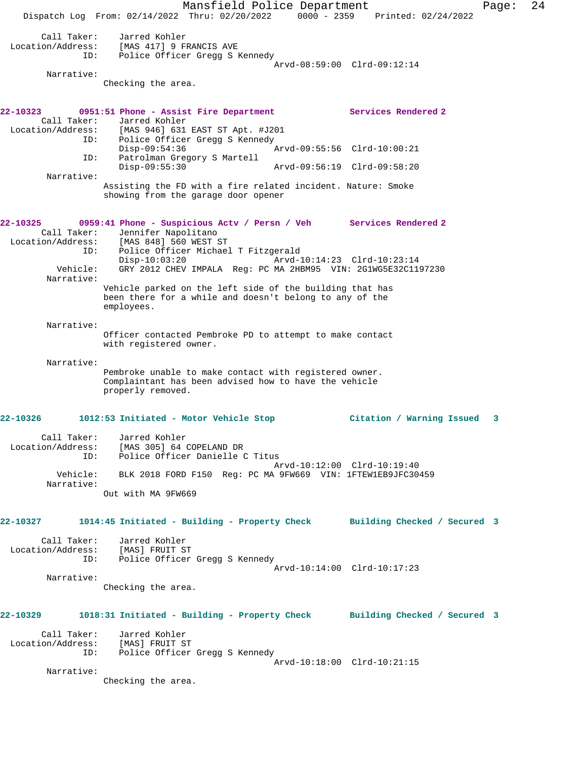Call Taker: Jarred Kohler
Location/Address: [MAS 417] 9 FRANCIS AVE
ID: Police Officer Gregg S Kennedy
Arvd-08:59:00 Clrd-09:12:14
Narrative:
Checking the area.

**22-10323 0951:51 Phone - Assist Fire Department Services Rendered 2**
Call Taker: Jarred Kohler
Location/Address: [MAS 946] 631 EAST ST Apt. #J201
ID: Police Officer Gregg S Kennedy
Disp-09:54:36 Arvd-09:55:56 Clrd-10:00:21
ID: Patrolman Gregory S Martell
Disp-09:55:30 Arvd-09:56:19 Clrd-09:58:20
Narrative:
Assisting the FD with a fire related incident. Nature: Smoke showing from the garage door opener

**22-10325 0959:41 Phone - Suspicious Actv / Persn / Veh Services Rendered 2**
Call Taker: Jennifer Napolitano
Location/Address: [MAS 848] 560 WEST ST
ID: Police Officer Michael T Fitzgerald
Disp-10:03:20 Arvd-10:14:23 Clrd-10:23:14
Vehicle: GRY 2012 CHEV IMPALA Reg: PC MA 2HBM95 VIN: 2G1WG5E32C1197230
Narrative:
Vehicle parked on the left side of the building that has been there for a while and doesn't belong to any of the employees.

Narrative:
Officer contacted Pembroke PD to attempt to make contact with registered owner.

Narrative:
Pembroke unable to make contact with registered owner. Complaintant has been advised how to have the vehicle properly removed.

**22-10326 1012:53 Initiated - Motor Vehicle Stop Citation / Warning Issued 3**
Call Taker: Jarred Kohler
Location/Address: [MAS 305] 64 COPELAND DR
ID: Police Officer Danielle C Titus
Arvd-10:12:00 Clrd-10:19:40
Vehicle: BLK 2018 FORD F150 Reg: PC MA 9FW669 VIN: 1FTEW1EB9JFC30459
Narrative:
Out with MA 9FW669

**22-10327 1014:45 Initiated - Building - Property Check Building Checked / Secured 3**
Call Taker: Jarred Kohler
Location/Address: [MAS] FRUIT ST
ID: Police Officer Gregg S Kennedy
Arvd-10:14:00 Clrd-10:17:23
Narrative:
Checking the area.

**22-10329 1018:31 Initiated - Building - Property Check Building Checked / Secured 3**
Call Taker: Jarred Kohler
Location/Address: [MAS] FRUIT ST
ID: Police Officer Gregg S Kennedy
Arvd-10:18:00 Clrd-10:21:15
Narrative:
Checking the area.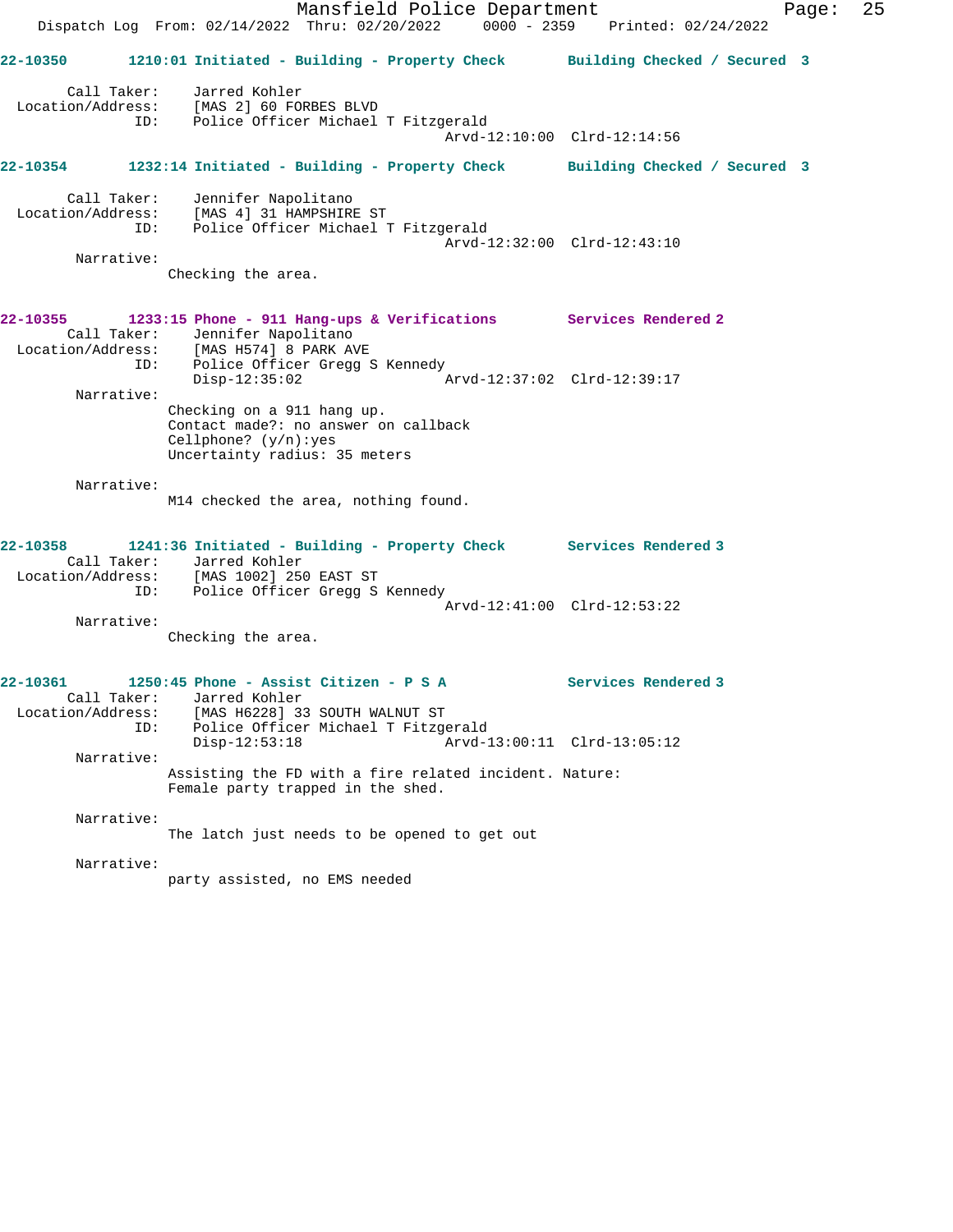**22-10350** **1210:01 Initiated - Building - Property Check** **Building Checked / Secured 3**

Call Taker: Jarred Kohler
Location/Address: [MAS 2] 60 FORBES BLVD
ID: Police Officer Michael T Fitzgerald
Arvd-12:10:00 Clrd-12:14:56

**22-10354** **1232:14 Initiated - Building - Property Check** **Building Checked / Secured 3**

Call Taker: Jennifer Napolitano
Location/Address: [MAS 4] 31 HAMPSHIRE ST
ID: Police Officer Michael T Fitzgerald
Arvd-12:32:00 Clrd-12:43:10

Narrative:
Checking the area.

**22-10355** **1233:15 Phone - 911 Hang-ups & Verifications** **Services Rendered 2**

Call Taker: Jennifer Napolitano
Location/Address: [MAS H574] 8 PARK AVE
ID: Police Officer Gregg S Kennedy
Disp-12:35:02 Arvd-12:37:02 Clrd-12:39:17

Narrative:
Checking on a 911 hang up.
Contact made?: no answer on callback
Cellphone? (y/n):yes
Uncertainty radius: 35 meters

Narrative:
M14 checked the area, nothing found.

**22-10358** **1241:36 Initiated - Building - Property Check** **Services Rendered 3**

Call Taker: Jarred Kohler
Location/Address: [MAS 1002] 250 EAST ST
ID: Police Officer Gregg S Kennedy
Arvd-12:41:00 Clrd-12:53:22

Narrative:
Checking the area.

**22-10361** **1250:45 Phone - Assist Citizen - P S A** **Services Rendered 3**

Call Taker: Jarred Kohler
Location/Address: [MAS H6228] 33 SOUTH WALNUT ST
ID: Police Officer Michael T Fitzgerald
Disp-12:53:18 Arvd-13:00:11 Clrd-13:05:12

Narrative:
Assisting the FD with a fire related incident. Nature:
Female party trapped in the shed.

Narrative:
The latch just needs to be opened to get out

Narrative:
party assisted, no EMS needed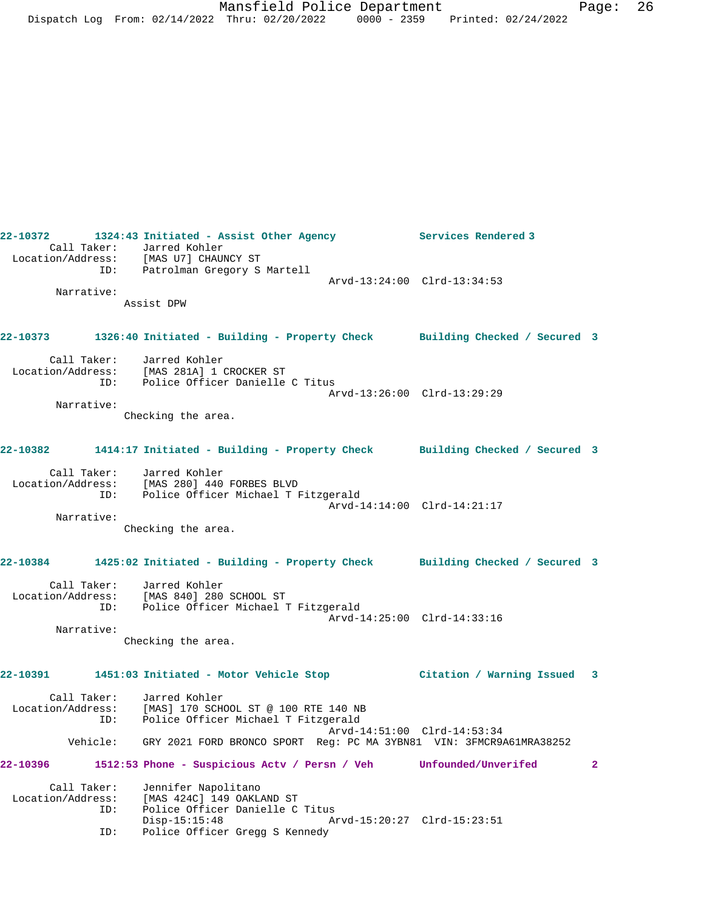**22-10372** 1324:43 Initiated - Assist Other Agency — Services Rendered 3

Call Taker: Jarred Kohler
Location/Address: [MAS U7] CHAUNCY ST
ID: Patrolman Gregory S Martell
Arvd-13:24:00 Clrd-13:34:53

Narrative:
Assist DPW

**22-10373** 1326:40 Initiated - Building - Property Check — Building Checked / Secured 3

Call Taker: Jarred Kohler
Location/Address: [MAS 281A] 1 CROCKER ST
ID: Police Officer Danielle C Titus
Arvd-13:26:00 Clrd-13:29:29

Narrative:
Checking the area.

**22-10382** 1414:17 Initiated - Building - Property Check — Building Checked / Secured 3

Call Taker: Jarred Kohler
Location/Address: [MAS 280] 440 FORBES BLVD
ID: Police Officer Michael T Fitzgerald
Arvd-14:14:00 Clrd-14:21:17

Narrative:
Checking the area.

**22-10384** 1425:02 Initiated - Building - Property Check — Building Checked / Secured 3

Call Taker: Jarred Kohler
Location/Address: [MAS 840] 280 SCHOOL ST
ID: Police Officer Michael T Fitzgerald
Arvd-14:25:00 Clrd-14:33:16

Narrative:
Checking the area.

**22-10391** 1451:03 Initiated - Motor Vehicle Stop — Citation / Warning Issued 3

Call Taker: Jarred Kohler
Location/Address: [MAS] 170 SCHOOL ST @ 100 RTE 140 NB
ID: Police Officer Michael T Fitzgerald
Arvd-14:51:00 Clrd-14:53:34
Vehicle: GRY 2021 FORD BRONCO SPORT Reg: PC MA 3YBN81 VIN: 3FMCR9A61MRA38252

**22-10396** 1512:53 Phone - Suspicious Actv / Persn / Veh — Unfounded/Unverifed 2

Call Taker: Jennifer Napolitano
Location/Address: [MAS 424C] 149 OAKLAND ST
ID: Police Officer Danielle C Titus
Disp-15:15:48 Arvd-15:20:27 Clrd-15:23:51
ID: Police Officer Gregg S Kennedy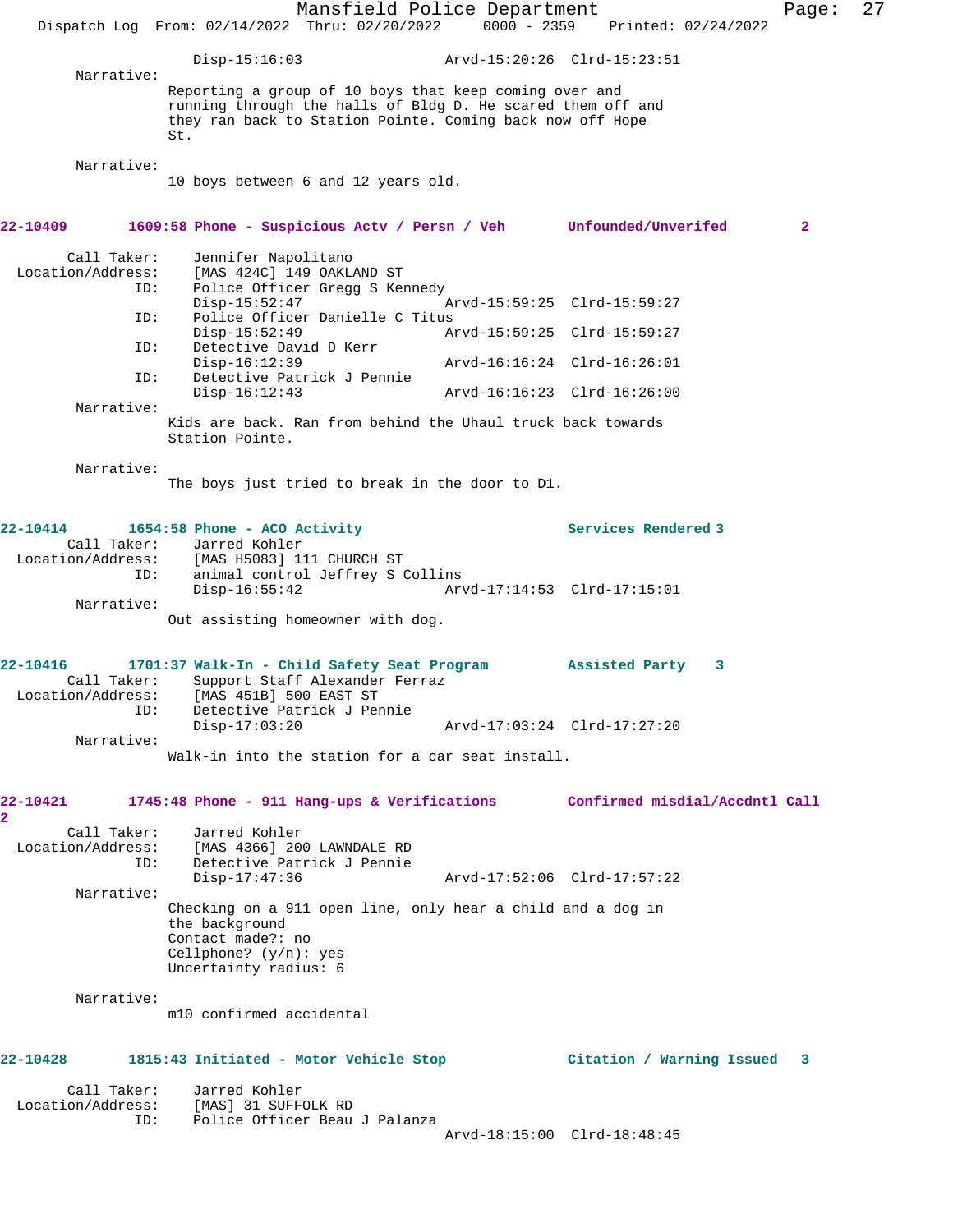Disp-15:16:03 Arvd-15:20:26 Clrd-15:23:51

Narrative:

Reporting a group of 10 boys that keep coming over and running through the halls of Bldg D. He scared them off and they ran back to Station Pointe. Coming back now off Hope St.

Narrative:

10 boys between 6 and 12 years old.

**22-10409 1609:58 Phone - Suspicious Actv / Persn / Veh Unfounded/Unverifed 2**

Call Taker: Jennifer Napolitano
Location/Address: [MAS 424C] 149 OAKLAND ST
ID: Police Officer Gregg S Kennedy
Disp-15:52:47 Arvd-15:59:25 Clrd-15:59:27
ID: Police Officer Danielle C Titus
Disp-15:52:49 Arvd-15:59:25 Clrd-15:59:27
ID: Detective David D Kerr
Disp-16:12:39 Arvd-16:16:24 Clrd-16:26:01
ID: Detective Patrick J Pennie
Disp-16:12:43 Arvd-16:16:23 Clrd-16:26:00

Narrative:

Kids are back. Ran from behind the Uhaul truck back towards Station Pointe.

Narrative:

The boys just tried to break in the door to D1.

**22-10414 1654:58 Phone - ACO Activity Services Rendered 3**

Call Taker: Jarred Kohler
Location/Address: [MAS H5083] 111 CHURCH ST
ID: animal control Jeffrey S Collins
Disp-16:55:42 Arvd-17:14:53 Clrd-17:15:01

Narrative:

Out assisting homeowner with dog.

**22-10416 1701:37 Walk-In - Child Safety Seat Program Assisted Party 3**

Call Taker: Support Staff Alexander Ferraz
Location/Address: [MAS 451B] 500 EAST ST
ID: Detective Patrick J Pennie
Disp-17:03:20 Arvd-17:03:24 Clrd-17:27:20

Narrative:

Walk-in into the station for a car seat install.

**22-10421 1745:48 Phone - 911 Hang-ups & Verifications Confirmed misdial/Accdntl Call 2**

Call Taker: Jarred Kohler
Location/Address: [MAS 4366] 200 LAWNDALE RD
ID: Detective Patrick J Pennie
Disp-17:47:36 Arvd-17:52:06 Clrd-17:57:22

Narrative:

Checking on a 911 open line, only hear a child and a dog in the background
Contact made?: no
Cellphone? (y/n): yes
Uncertainty radius: 6

Narrative:

m10 confirmed accidental

**22-10428 1815:43 Initiated - Motor Vehicle Stop Citation / Warning Issued 3**

Call Taker: Jarred Kohler
Location/Address: [MAS] 31 SUFFOLK RD
ID: Police Officer Beau J Palanza
Arvd-18:15:00 Clrd-18:48:45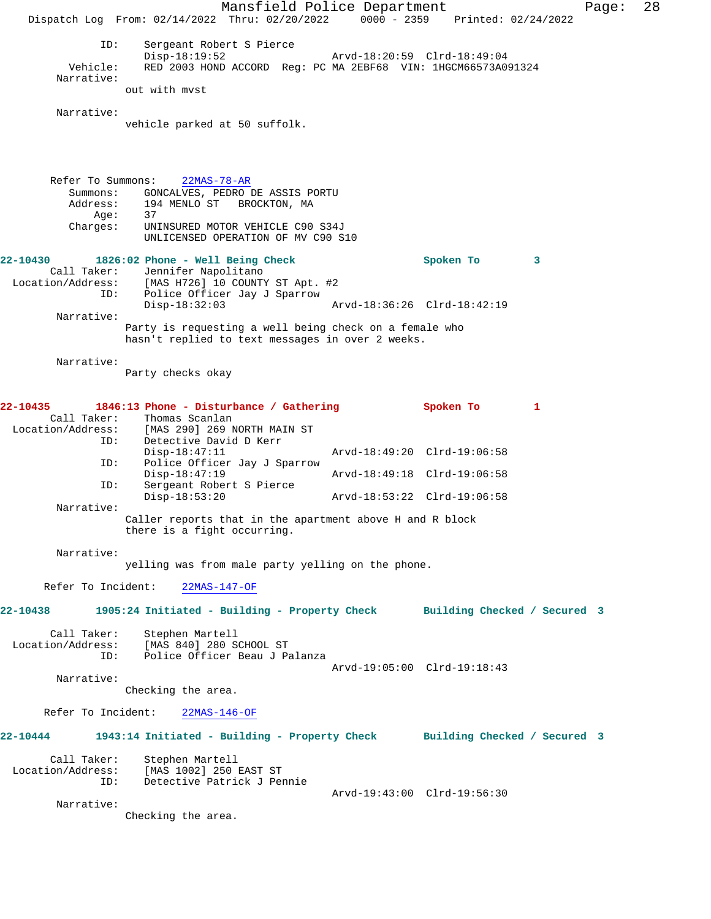ID: Sergeant Robert S Pierce
Disp-18:19:52 Arvd-18:20:59 Clrd-18:49:04
Vehicle: RED 2003 HOND ACCORD Reg: PC MA 2EBF68 VIN: 1HGCM66573A091324

Narrative:
out with mvst

Narrative:
vehicle parked at 50 suffolk.

Refer To Summons: 22MAS-78-AR
Summons: GONCALVES, PEDRO DE ASSIS PORTU
Address: 194 MENLO ST BROCKTON, MA
Age: 37
Charges: UNINSURED MOTOR VEHICLE C90 S34J
UNLICENSED OPERATION OF MV C90 S10

**22-10430 1826:02 Phone - Well Being Check Spoken To 3**

Call Taker: Jennifer Napolitano
Location/Address: [MAS H726] 10 COUNTY ST Apt. #2
ID: Police Officer Jay J Sparrow
Disp-18:32:03 Arvd-18:36:26 Clrd-18:42:19

Narrative:
Party is requesting a well being check on a female who hasn't replied to text messages in over 2 weeks.

Narrative:
Party checks okay

**22-10435 1846:13 Phone - Disturbance / Gathering Spoken To 1**

Call Taker: Thomas Scanlan
Location/Address: [MAS 290] 269 NORTH MAIN ST
ID: Detective David D Kerr
Disp-18:47:11 Arvd-18:49:20 Clrd-19:06:58
ID: Police Officer Jay J Sparrow
Disp-18:47:19 Arvd-18:49:18 Clrd-19:06:58
ID: Sergeant Robert S Pierce
Disp-18:53:20 Arvd-18:53:22 Clrd-19:06:58

Narrative:
Caller reports that in the apartment above H and R block there is a fight occurring.

Narrative:
yelling was from male party yelling on the phone.

Refer To Incident: 22MAS-147-OF

**22-10438 1905:24 Initiated - Building - Property Check Building Checked / Secured 3**

Call Taker: Stephen Martell
Location/Address: [MAS 840] 280 SCHOOL ST
ID: Police Officer Beau J Palanza
Arvd-19:05:00 Clrd-19:18:43

Narrative:
Checking the area.

Refer To Incident: 22MAS-146-OF

**22-10444 1943:14 Initiated - Building - Property Check Building Checked / Secured 3**

Call Taker: Stephen Martell
Location/Address: [MAS 1002] 250 EAST ST
ID: Detective Patrick J Pennie
Arvd-19:43:00 Clrd-19:56:30

Narrative:
Checking the area.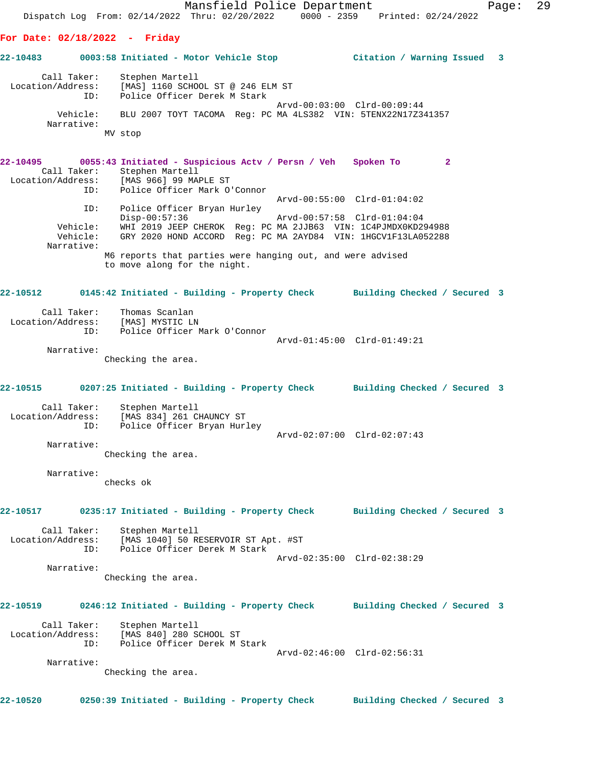**For Date: 02/18/2022 - Friday**

**22-10483 0003:58 Initiated - Motor Vehicle Stop Citation / Warning Issued 3**

Call Taker: Stephen Martell
Location/Address: [MAS] 1160 SCHOOL ST @ 246 ELM ST
ID: Police Officer Derek M Stark
Arvd-00:03:00 Clrd-00:09:44
Vehicle: BLU 2007 TOYT TACOMA Reg: PC MA 4LS382 VIN: 5TENX22N17Z341357
Narrative:
MV stop

**22-10495 0055:43 Initiated - Suspicious Actv / Persn / Veh Spoken To 2**

Call Taker: Stephen Martell
Location/Address: [MAS 966] 99 MAPLE ST
ID: Police Officer Mark O'Connor
Arvd-00:55:00 Clrd-01:04:02
ID: Police Officer Bryan Hurley
Disp-00:57:36 Arvd-00:57:58 Clrd-01:04:04
Vehicle: WHI 2019 JEEP CHEROK Reg: PC MA 2JJB63 VIN: 1C4PJMDX0KD294988
Vehicle: GRY 2020 HOND ACCORD Reg: PC MA 2AYD84 VIN: 1HGCV1F13LA052288
Narrative:
M6 reports that parties were hanging out, and were advised to move along for the night.

**22-10512 0145:42 Initiated - Building - Property Check Building Checked / Secured 3**

Call Taker: Thomas Scanlan
Location/Address: [MAS] MYSTIC LN
ID: Police Officer Mark O'Connor
Arvd-01:45:00 Clrd-01:49:21
Narrative:
Checking the area.

**22-10515 0207:25 Initiated - Building - Property Check Building Checked / Secured 3**

Call Taker: Stephen Martell
Location/Address: [MAS 834] 261 CHAUNCY ST
ID: Police Officer Bryan Hurley
Arvd-02:07:00 Clrd-02:07:43
Narrative:
Checking the area.

Narrative:
checks ok

**22-10517 0235:17 Initiated - Building - Property Check Building Checked / Secured 3**

Call Taker: Stephen Martell
Location/Address: [MAS 1040] 50 RESERVOIR ST Apt. #ST
ID: Police Officer Derek M Stark
Arvd-02:35:00 Clrd-02:38:29
Narrative:
Checking the area.

**22-10519 0246:12 Initiated - Building - Property Check Building Checked / Secured 3**

Call Taker: Stephen Martell
Location/Address: [MAS 840] 280 SCHOOL ST
ID: Police Officer Derek M Stark
Arvd-02:46:00 Clrd-02:56:31
Narrative:
Checking the area.

**22-10520 0250:39 Initiated - Building - Property Check Building Checked / Secured 3**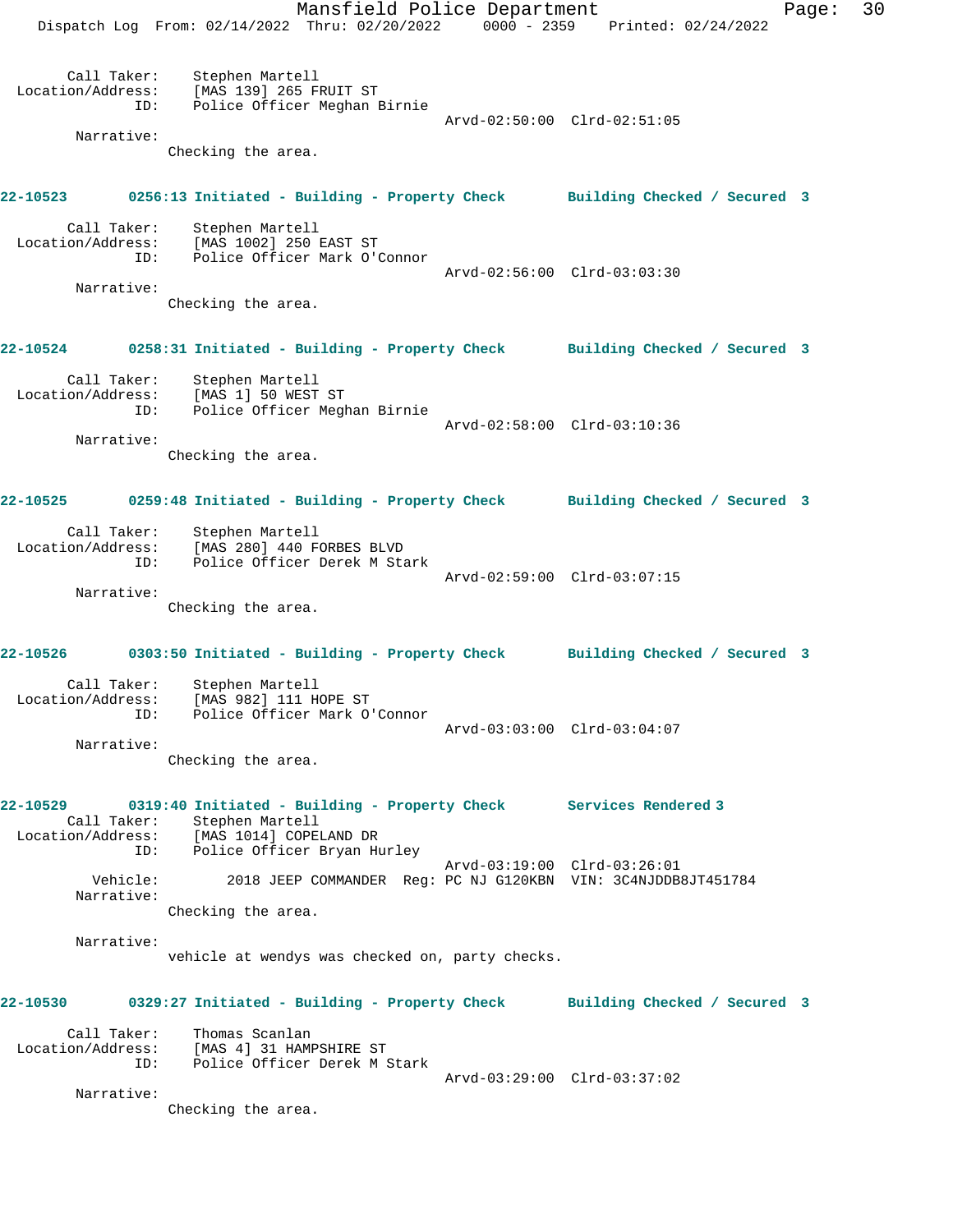Call Taker: Stephen Martell
Location/Address: [MAS 139] 265 FRUIT ST
ID: Police Officer Meghan Birnie
Arvd-02:50:00 Clrd-02:51:05
Narrative:
Checking the area.

**22-10523 0256:13 Initiated - Building - Property Check Building Checked / Secured 3**

Call Taker: Stephen Martell
Location/Address: [MAS 1002] 250 EAST ST
ID: Police Officer Mark O'Connor
Arvd-02:56:00 Clrd-03:03:30
Narrative:
Checking the area.

**22-10524 0258:31 Initiated - Building - Property Check Building Checked / Secured 3**

Call Taker: Stephen Martell
Location/Address: [MAS 1] 50 WEST ST
ID: Police Officer Meghan Birnie
Arvd-02:58:00 Clrd-03:10:36
Narrative:
Checking the area.

**22-10525 0259:48 Initiated - Building - Property Check Building Checked / Secured 3**

Call Taker: Stephen Martell
Location/Address: [MAS 280] 440 FORBES BLVD
ID: Police Officer Derek M Stark
Arvd-02:59:00 Clrd-03:07:15
Narrative:
Checking the area.

**22-10526 0303:50 Initiated - Building - Property Check Building Checked / Secured 3**

Call Taker: Stephen Martell
Location/Address: [MAS 982] 111 HOPE ST
ID: Police Officer Mark O'Connor
Arvd-03:03:00 Clrd-03:04:07
Narrative:
Checking the area.

**22-10529 0319:40 Initiated - Building - Property Check Services Rendered 3**

Call Taker: Stephen Martell
Location/Address: [MAS 1014] COPELAND DR
ID: Police Officer Bryan Hurley
Arvd-03:19:00 Clrd-03:26:01
Vehicle: 2018 JEEP COMMANDER Reg: PC NJ G120KBN VIN: 3C4NJDDB8JT451784
Narrative:
Checking the area.

Narrative:
vehicle at wendys was checked on, party checks.

**22-10530 0329:27 Initiated - Building - Property Check Building Checked / Secured 3**

Call Taker: Thomas Scanlan
Location/Address: [MAS 4] 31 HAMPSHIRE ST
ID: Police Officer Derek M Stark
Arvd-03:29:00 Clrd-03:37:02
Narrative:
Checking the area.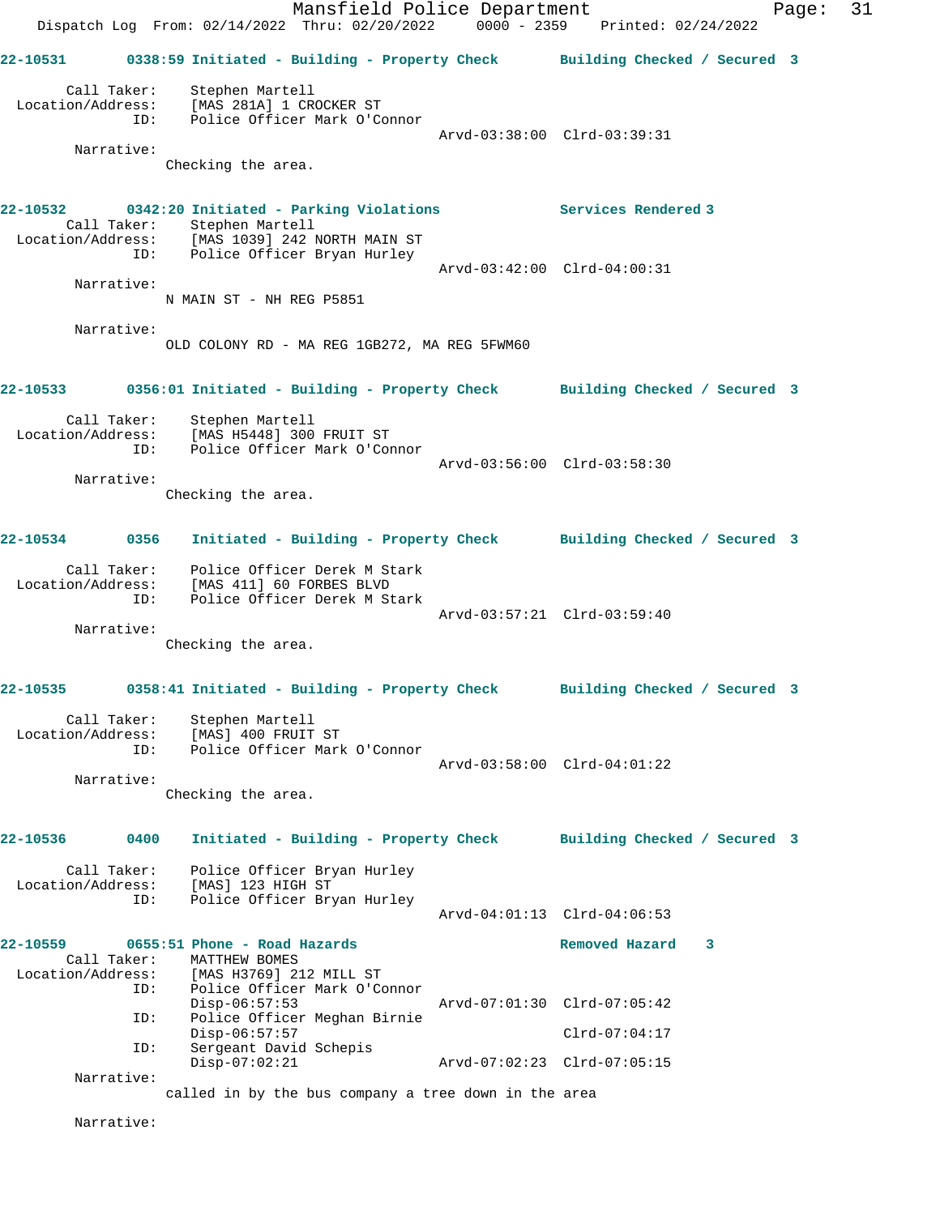**22-10531** 0338:59 Initiated - Building - Property Check — Building Checked / Secured 3

Call Taker: Stephen Martell
Location/Address: [MAS 281A] 1 CROCKER ST
ID: Police Officer Mark O'Connor
Arvd-03:38:00 Clrd-03:39:31

Narrative:
Checking the area.

**22-10532** 0342:20 Initiated - Parking Violations — Services Rendered 3

Call Taker: Stephen Martell
Location/Address: [MAS 1039] 242 NORTH MAIN ST
ID: Police Officer Bryan Hurley
Arvd-03:42:00 Clrd-04:00:31

Narrative:
N MAIN ST - NH REG P5851

Narrative:
OLD COLONY RD - MA REG 1GB272, MA REG 5FWM60

**22-10533** 0356:01 Initiated - Building - Property Check — Building Checked / Secured 3

Call Taker: Stephen Martell
Location/Address: [MAS H5448] 300 FRUIT ST
ID: Police Officer Mark O'Connor
Arvd-03:56:00 Clrd-03:58:30

Narrative:
Checking the area.

**22-10534** 0356 Initiated - Building - Property Check — Building Checked / Secured 3

Call Taker: Police Officer Derek M Stark
Location/Address: [MAS 411] 60 FORBES BLVD
ID: Police Officer Derek M Stark
Arvd-03:57:21 Clrd-03:59:40

Narrative:
Checking the area.

**22-10535** 0358:41 Initiated - Building - Property Check — Building Checked / Secured 3

Call Taker: Stephen Martell
Location/Address: [MAS] 400 FRUIT ST
ID: Police Officer Mark O'Connor
Arvd-03:58:00 Clrd-04:01:22

Narrative:
Checking the area.

**22-10536** 0400 Initiated - Building - Property Check — Building Checked / Secured 3

Call Taker: Police Officer Bryan Hurley
Location/Address: [MAS] 123 HIGH ST
ID: Police Officer Bryan Hurley
Arvd-04:01:13 Clrd-04:06:53

**22-10559** 0655:51 Phone - Road Hazards — Removed Hazard 3

Call Taker: MATTHEW BOMES
Location/Address: [MAS H3769] 212 MILL ST
ID: Police Officer Mark O'Connor
Disp-06:57:53 Arvd-07:01:30 Clrd-07:05:42
ID: Police Officer Meghan Birnie
Disp-06:57:57 Clrd-07:04:17
ID: Sergeant David Schepis
Disp-07:02:21 Arvd-07:02:23 Clrd-07:05:15

Narrative:
called in by the bus company a tree down in the area

Narrative: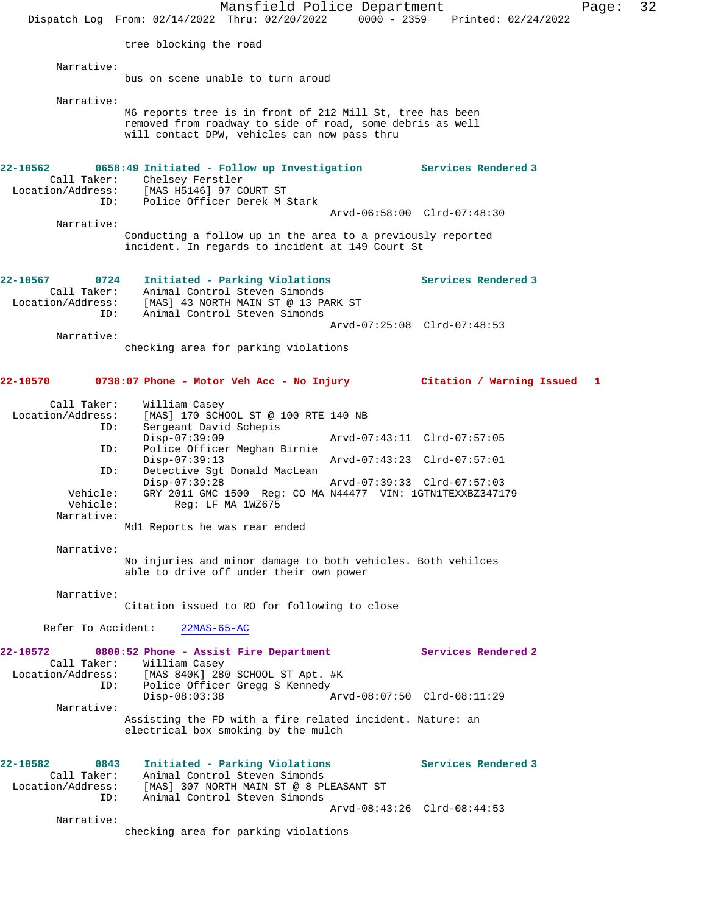tree blocking the road

Narrative:
bus on scene unable to turn aroud

Narrative:
M6 reports tree is in front of 212 Mill St, tree has been removed from roadway to side of road, some debris as well will contact DPW, vehicles can now pass thru

**22-10562 0658:49 Initiated - Follow up Investigation — Services Rendered 3**

Call Taker: Chelsey Ferstler
Location/Address: [MAS H5146] 97 COURT ST
ID: Police Officer Derek M Stark
Arvd-06:58:00 Clrd-07:48:30

Narrative:
Conducting a follow up in the area to a previously reported incident. In regards to incident at 149 Court St

**22-10567 0724 Initiated - Parking Violations — Services Rendered 3**

Call Taker: Animal Control Steven Simonds
Location/Address: [MAS] 43 NORTH MAIN ST @ 13 PARK ST
ID: Animal Control Steven Simonds
Arvd-07:25:08 Clrd-07:48:53

Narrative:
checking area for parking violations

**22-10570 0738:07 Phone - Motor Veh Acc - No Injury — Citation / Warning Issued 1**

Call Taker: William Casey
Location/Address: [MAS] 170 SCHOOL ST @ 100 RTE 140 NB
ID: Sergeant David Schepis
Disp-07:39:09 Arvd-07:43:11 Clrd-07:57:05
ID: Police Officer Meghan Birnie
Disp-07:39:13 Arvd-07:43:23 Clrd-07:57:01
ID: Detective Sgt Donald MacLean
Disp-07:39:28 Arvd-07:39:33 Clrd-07:57:03
Vehicle: GRY 2011 GMC 1500 Reg: CO MA N44477 VIN: 1GTN1TEXXBZ347179
Vehicle: Reg: LF MA 1WZ675

Narrative:
Md1 Reports he was rear ended

Narrative:
No injuries and minor damage to both vehicles. Both vehilces able to drive off under their own power

Narrative:
Citation issued to RO for following to close

Refer To Accident: 22MAS-65-AC

**22-10572 0800:52 Phone - Assist Fire Department — Services Rendered 2**

Call Taker: William Casey
Location/Address: [MAS 840K] 280 SCHOOL ST Apt. #K
ID: Police Officer Gregg S Kennedy
Disp-08:03:38 Arvd-08:07:50 Clrd-08:11:29

Narrative:
Assisting the FD with a fire related incident. Nature: an electrical box smoking by the mulch

**22-10582 0843 Initiated - Parking Violations — Services Rendered 3**

Call Taker: Animal Control Steven Simonds
Location/Address: [MAS] 307 NORTH MAIN ST @ 8 PLEASANT ST
ID: Animal Control Steven Simonds
Arvd-08:43:26 Clrd-08:44:53

Narrative:
checking area for parking violations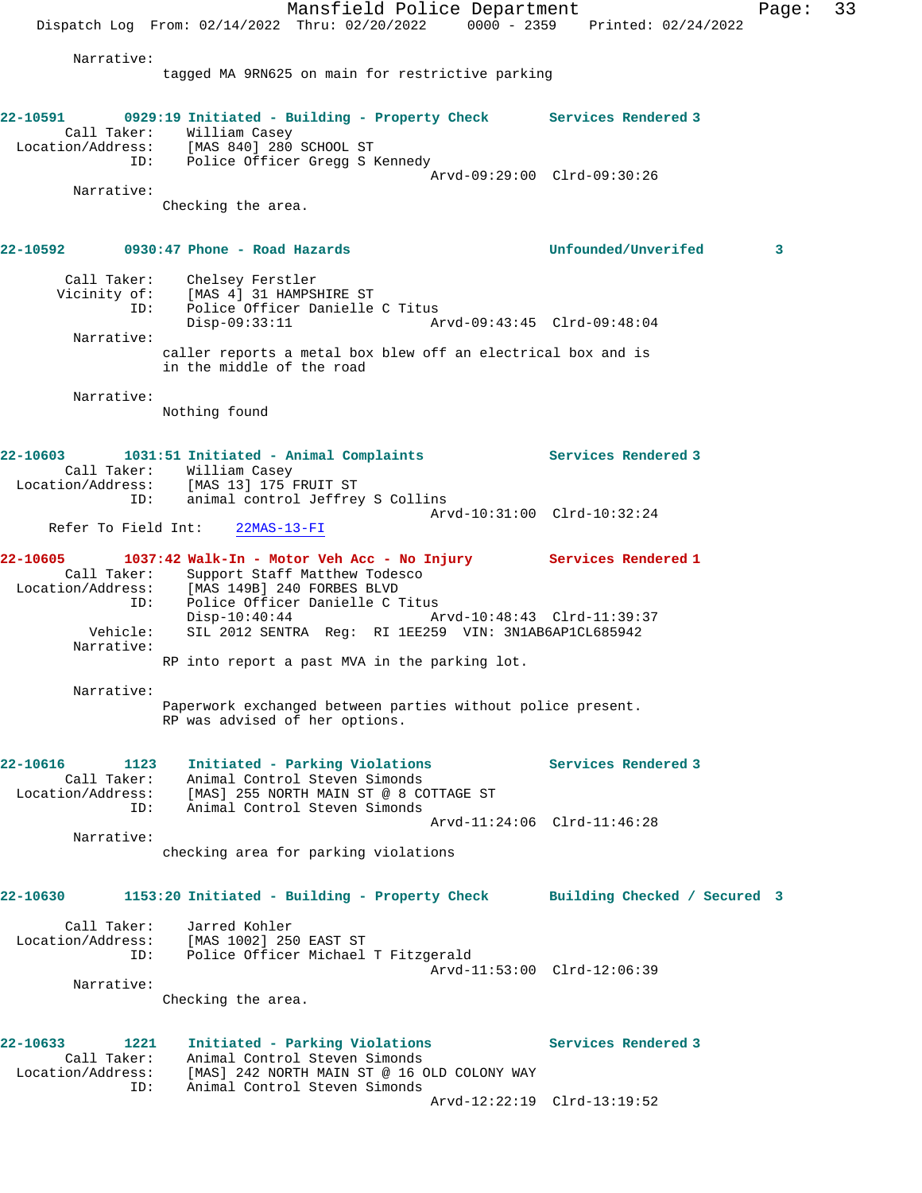Narrative:
tagged MA 9RN625 on main for restrictive parking

**22-10591** 0929:19 Initiated - Building - Property Check — Services Rendered 3
Call Taker: William Casey
Location/Address: [MAS 840] 280 SCHOOL ST
ID: Police Officer Gregg S Kennedy
Arvd-09:29:00 Clrd-09:30:26
Narrative:
Checking the area.

**22-10592** 0930:47 Phone - Road Hazards — Unfounded/Unverifed 3
Call Taker: Chelsey Ferstler
Vicinity of: [MAS 4] 31 HAMPSHIRE ST
ID: Police Officer Danielle C Titus
Disp-09:33:11 Arvd-09:43:45 Clrd-09:48:04
Narrative:
caller reports a metal box blew off an electrical box and is in the middle of the road

Narrative:
Nothing found

**22-10603** 1031:51 Initiated - Animal Complaints — Services Rendered 3
Call Taker: William Casey
Location/Address: [MAS 13] 175 FRUIT ST
ID: animal control Jeffrey S Collins
Arvd-10:31:00 Clrd-10:32:24
Refer To Field Int: 22MAS-13-FI

**22-10605** 1037:42 Walk-In - Motor Veh Acc - No Injury — Services Rendered 1
Call Taker: Support Staff Matthew Todesco
Location/Address: [MAS 149B] 240 FORBES BLVD
ID: Police Officer Danielle C Titus
Disp-10:40:44 Arvd-10:48:43 Clrd-11:39:37
Vehicle: SIL 2012 SENTRA Reg: RI 1EE259 VIN: 3N1AB6AP1CL685942
Narrative:
RP into report a past MVA in the parking lot.

Narrative:
Paperwork exchanged between parties without police present.
RP was advised of her options.

**22-10616** 1123 Initiated - Parking Violations — Services Rendered 3
Call Taker: Animal Control Steven Simonds
Location/Address: [MAS] 255 NORTH MAIN ST @ 8 COTTAGE ST
ID: Animal Control Steven Simonds
Arvd-11:24:06 Clrd-11:46:28
Narrative:
checking area for parking violations

**22-10630** 1153:20 Initiated - Building - Property Check — Building Checked / Secured 3
Call Taker: Jarred Kohler
Location/Address: [MAS 1002] 250 EAST ST
ID: Police Officer Michael T Fitzgerald
Arvd-11:53:00 Clrd-12:06:39
Narrative:
Checking the area.

**22-10633** 1221 Initiated - Parking Violations — Services Rendered 3
Call Taker: Animal Control Steven Simonds
Location/Address: [MAS] 242 NORTH MAIN ST @ 16 OLD COLONY WAY
ID: Animal Control Steven Simonds
Arvd-12:22:19 Clrd-13:19:52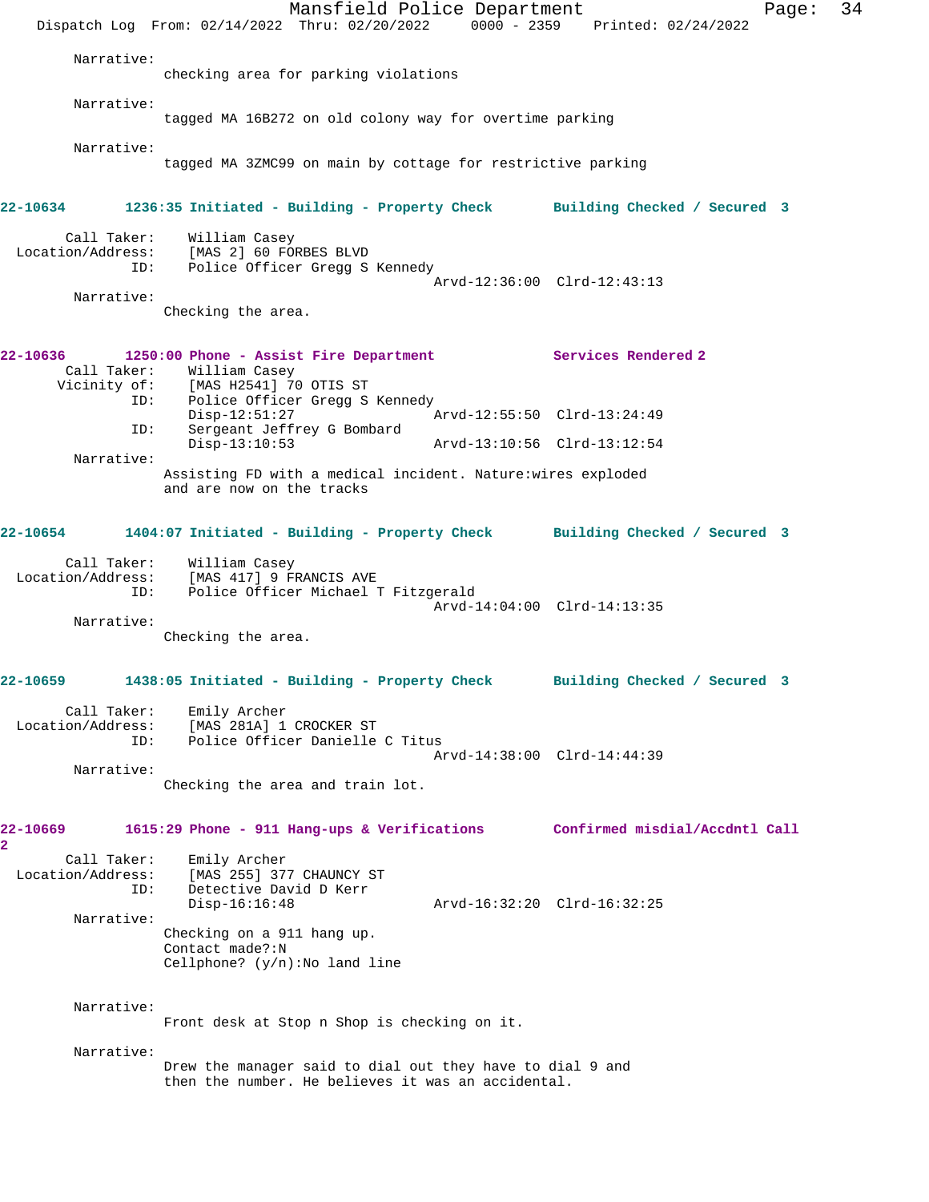Narrative:
checking area for parking violations

Narrative:
tagged MA 16B272 on old colony way for overtime parking

Narrative:
tagged MA 3ZMC99 on main by cottage for restrictive parking

**22-10634 1236:35 Initiated - Building - Property Check Building Checked / Secured 3**

Call Taker: William Casey
Location/Address: [MAS 2] 60 FORBES BLVD
ID: Police Officer Gregg S Kennedy
Arvd-12:36:00 Clrd-12:43:13

Narrative:
Checking the area.

**22-10636 1250:00 Phone - Assist Fire Department Services Rendered 2**

Call Taker: William Casey
Vicinity of: [MAS H2541] 70 OTIS ST
ID: Police Officer Gregg S Kennedy
Disp-12:51:27 Arvd-12:55:50 Clrd-13:24:49
ID: Sergeant Jeffrey G Bombard
Disp-13:10:53 Arvd-13:10:56 Clrd-13:12:54

Narrative:
Assisting FD with a medical incident. Nature:wires exploded and are now on the tracks

**22-10654 1404:07 Initiated - Building - Property Check Building Checked / Secured 3**

Call Taker: William Casey
Location/Address: [MAS 417] 9 FRANCIS AVE
ID: Police Officer Michael T Fitzgerald
Arvd-14:04:00 Clrd-14:13:35

Narrative:
Checking the area.

**22-10659 1438:05 Initiated - Building - Property Check Building Checked / Secured 3**

Call Taker: Emily Archer
Location/Address: [MAS 281A] 1 CROCKER ST
ID: Police Officer Danielle C Titus
Arvd-14:38:00 Clrd-14:44:39

Narrative:
Checking the area and train lot.

**22-10669 1615:29 Phone - 911 Hang-ups & Verifications Confirmed misdial/Accdntl Call 2**

Call Taker: Emily Archer
Location/Address: [MAS 255] 377 CHAUNCY ST
ID: Detective David D Kerr
Disp-16:16:48 Arvd-16:32:20 Clrd-16:32:25

Narrative:
Checking on a 911 hang up.
Contact made?:N
Cellphone? (y/n):No land line

Narrative:
Front desk at Stop n Shop is checking on it.

Narrative:
Drew the manager said to dial out they have to dial 9 and then the number. He believes it was an accidental.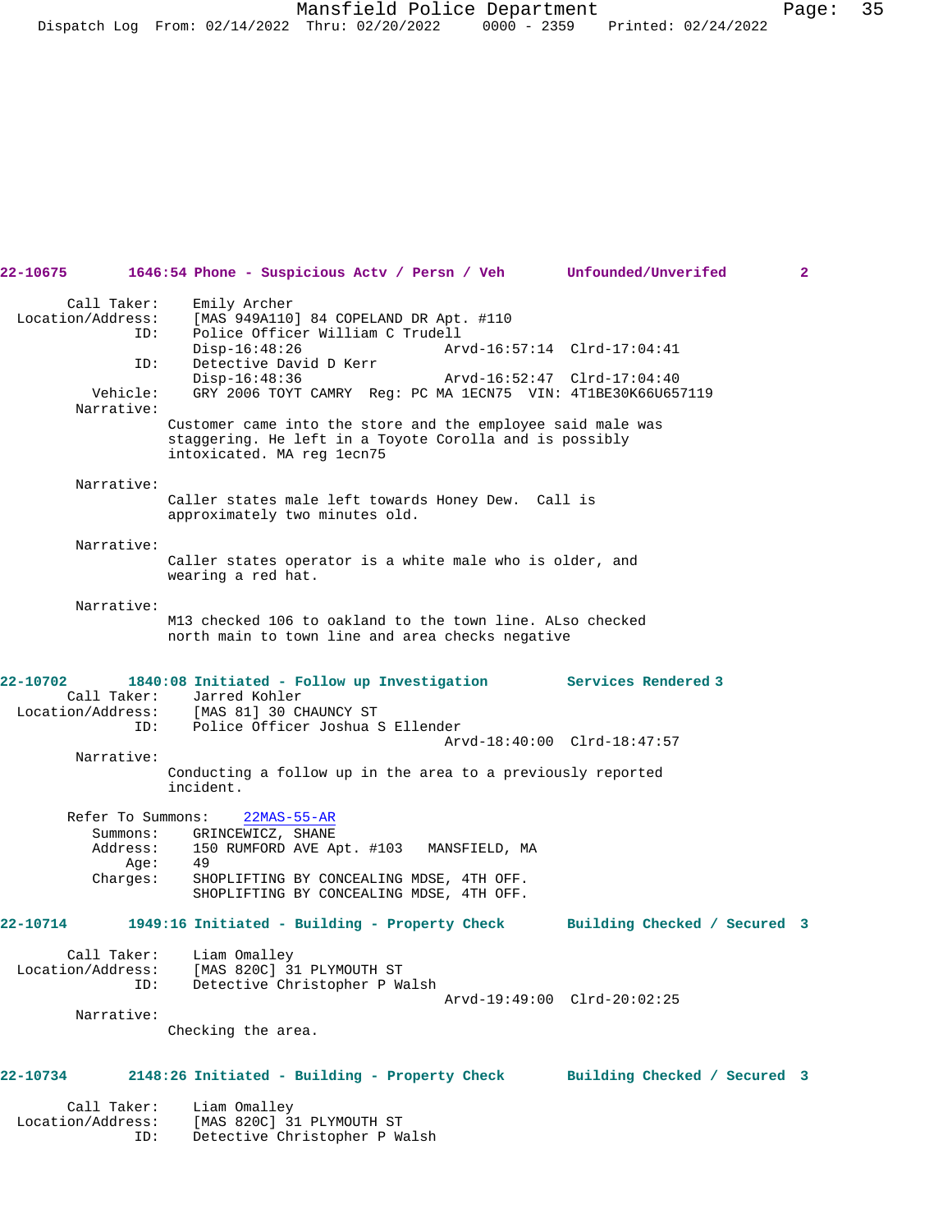**22-10675 1646:54 Phone - Suspicious Actv / Persn / Veh Unfounded/Unverifed 2**

```
       Call Taker:    Emily Archer
 Location/Address:    [MAS 949A110] 84 COPELAND DR Apt. #110
               ID:    Police Officer William C Trudell
                      Disp-16:48:26                 Arvd-16:57:14  Clrd-17:04:41
               ID:    Detective David D Kerr
                      Disp-16:48:36                 Arvd-16:52:47  Clrd-17:04:40
          Vehicle:    GRY 2006 TOYT CAMRY  Reg: PC MA 1ECN75  VIN: 4T1BE30K66U657119
        Narrative:
                    Customer came into the store and the employee said male was
                    staggering. He left in a Toyote Corolla and is possibly
                    intoxicated. MA reg 1ecn75

        Narrative:
                    Caller states male left towards Honey Dew.  Call is
                    approximately two minutes old.

        Narrative:
                    Caller states operator is a white male who is older, and
                    wearing a red hat.

        Narrative:
                    M13 checked 106 to oakland to the town line. ALso checked
                    north main to town line and area checks negative
```

**22-10702 1840:08 Initiated - Follow up Investigation Services Rendered 3**

```
       Call Taker:    Jarred Kohler
 Location/Address:    [MAS 81] 30 CHAUNCY ST
               ID:    Police Officer Joshua S Ellender
                                                    Arvd-18:40:00  Clrd-18:47:57
        Narrative:
                    Conducting a follow up in the area to a previously reported
                    incident.

       Refer To Summons:    22MAS-55-AR
          Summons:    GRINCEWICZ, SHANE
          Address:    150 RUMFORD AVE Apt. #103   MANSFIELD, MA
              Age:    49
          Charges:    SHOPLIFTING BY CONCEALING MDSE, 4TH OFF.
                      SHOPLIFTING BY CONCEALING MDSE, 4TH OFF.
```

**22-10714 1949:16 Initiated - Building - Property Check Building Checked / Secured 3**

```
       Call Taker:    Liam Omalley
 Location/Address:    [MAS 820C] 31 PLYMOUTH ST
               ID:    Detective Christopher P Walsh
                                                    Arvd-19:49:00  Clrd-20:02:25
        Narrative:
                    Checking the area.
```

**22-10734 2148:26 Initiated - Building - Property Check Building Checked / Secured 3**

```
       Call Taker:    Liam Omalley
 Location/Address:    [MAS 820C] 31 PLYMOUTH ST
               ID:    Detective Christopher P Walsh
```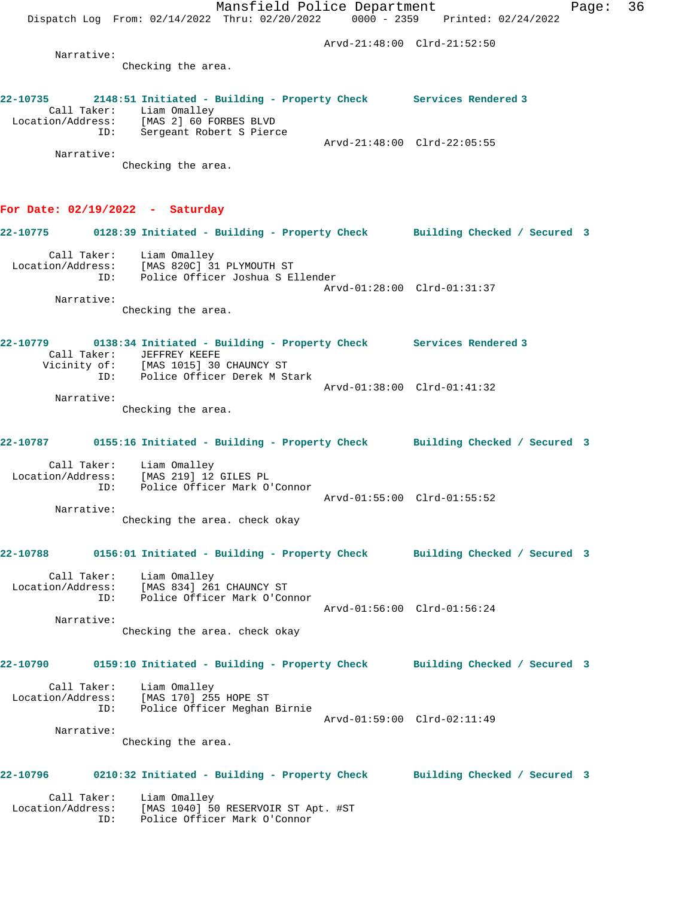Arvd-21:48:00 Clrd-21:52:50

Narrative:
Checking the area.

22-10735 2148:51 Initiated - Building - Property Check Services Rendered 3
Call Taker: Liam Omalley
Location/Address: [MAS 2] 60 FORBES BLVD
ID: Sergeant Robert S Pierce
Arvd-21:48:00 Clrd-22:05:55

Narrative:
Checking the area.

## For Date: 02/19/2022 - Saturday

22-10775 0128:39 Initiated - Building - Property Check Building Checked / Secured 3
Call Taker: Liam Omalley
Location/Address: [MAS 820C] 31 PLYMOUTH ST
ID: Police Officer Joshua S Ellender
Arvd-01:28:00 Clrd-01:31:37

Narrative:
Checking the area.

22-10779 0138:34 Initiated - Building - Property Check Services Rendered 3
Call Taker: JEFFREY KEEFE
Vicinity of: [MAS 1015] 30 CHAUNCY ST
ID: Police Officer Derek M Stark
Arvd-01:38:00 Clrd-01:41:32

Narrative:
Checking the area.

22-10787 0155:16 Initiated - Building - Property Check Building Checked / Secured 3
Call Taker: Liam Omalley
Location/Address: [MAS 219] 12 GILES PL
ID: Police Officer Mark O'Connor
Arvd-01:55:00 Clrd-01:55:52

Narrative:
Checking the area. check okay

22-10788 0156:01 Initiated - Building - Property Check Building Checked / Secured 3
Call Taker: Liam Omalley
Location/Address: [MAS 834] 261 CHAUNCY ST
ID: Police Officer Mark O'Connor
Arvd-01:56:00 Clrd-01:56:24

Narrative:
Checking the area. check okay

22-10790 0159:10 Initiated - Building - Property Check Building Checked / Secured 3
Call Taker: Liam Omalley
Location/Address: [MAS 170] 255 HOPE ST
ID: Police Officer Meghan Birnie
Arvd-01:59:00 Clrd-02:11:49

Narrative:
Checking the area.

22-10796 0210:32 Initiated - Building - Property Check Building Checked / Secured 3
Call Taker: Liam Omalley
Location/Address: [MAS 1040] 50 RESERVOIR ST Apt. #ST
ID: Police Officer Mark O'Connor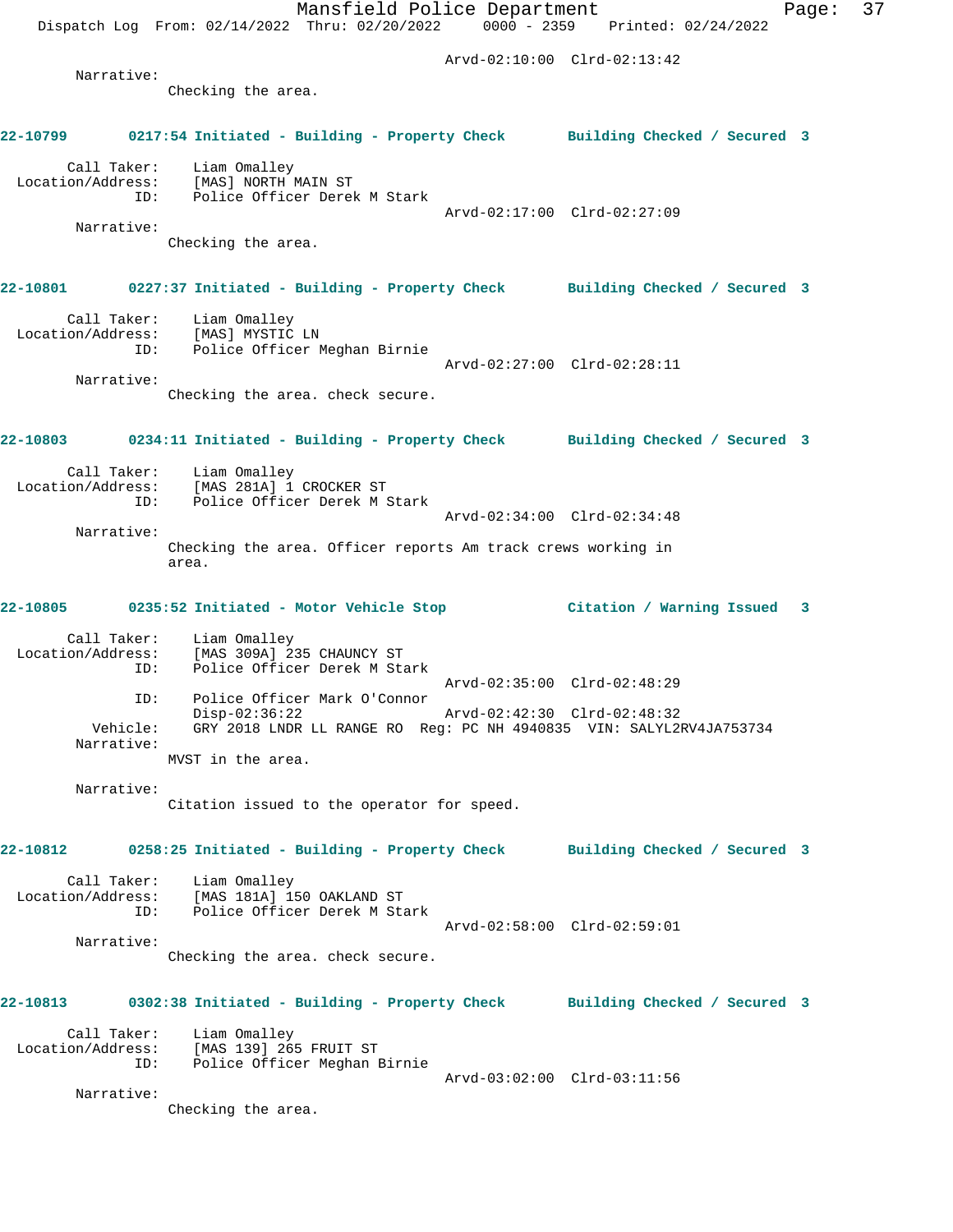Arvd-02:10:00 Clrd-02:13:42

Narrative:
Checking the area.

**22-10799 0217:54 Initiated - Building - Property Check Building Checked / Secured 3**

Call Taker: Liam Omalley
Location/Address: [MAS] NORTH MAIN ST
ID: Police Officer Derek M Stark
Arvd-02:17:00 Clrd-02:27:09

Narrative:
Checking the area.

**22-10801 0227:37 Initiated - Building - Property Check Building Checked / Secured 3**

Call Taker: Liam Omalley
Location/Address: [MAS] MYSTIC LN
ID: Police Officer Meghan Birnie
Arvd-02:27:00 Clrd-02:28:11

Narrative:
Checking the area. check secure.

**22-10803 0234:11 Initiated - Building - Property Check Building Checked / Secured 3**

Call Taker: Liam Omalley
Location/Address: [MAS 281A] 1 CROCKER ST
ID: Police Officer Derek M Stark
Arvd-02:34:00 Clrd-02:34:48

Narrative:
Checking the area. Officer reports Am track crews working in area.

**22-10805 0235:52 Initiated - Motor Vehicle Stop Citation / Warning Issued 3**

Call Taker: Liam Omalley
Location/Address: [MAS 309A] 235 CHAUNCY ST
ID: Police Officer Derek M Stark
Arvd-02:35:00 Clrd-02:48:29
ID: Police Officer Mark O'Connor
Disp-02:36:22 Arvd-02:42:30 Clrd-02:48:32
Vehicle: GRY 2018 LNDR LL RANGE RO Reg: PC NH 4940835 VIN: SALYL2RV4JA753734

Narrative:
MVST in the area.

Narrative:
Citation issued to the operator for speed.

**22-10812 0258:25 Initiated - Building - Property Check Building Checked / Secured 3**

Call Taker: Liam Omalley
Location/Address: [MAS 181A] 150 OAKLAND ST
ID: Police Officer Derek M Stark
Arvd-02:58:00 Clrd-02:59:01

Narrative:
Checking the area. check secure.

**22-10813 0302:38 Initiated - Building - Property Check Building Checked / Secured 3**

Call Taker: Liam Omalley
Location/Address: [MAS 139] 265 FRUIT ST
ID: Police Officer Meghan Birnie
Arvd-03:02:00 Clrd-03:11:56

Narrative:
Checking the area.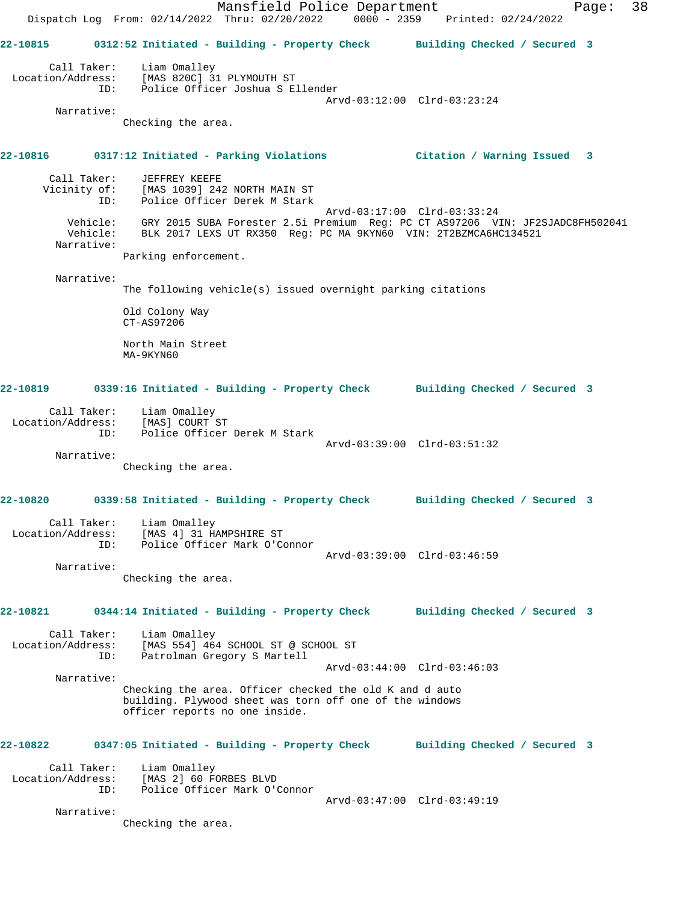22-10815 0312:52 Initiated - Building - Property Check Building Checked / Secured 3

Call Taker: Liam Omalley
Location/Address: [MAS 820C] 31 PLYMOUTH ST
ID: Police Officer Joshua S Ellender
Arvd-03:12:00 Clrd-03:23:24

Narrative:
Checking the area.

22-10816 0317:12 Initiated - Parking Violations Citation / Warning Issued 3

Call Taker: JEFFREY KEEFE
Vicinity of: [MAS 1039] 242 NORTH MAIN ST
ID: Police Officer Derek M Stark
Arvd-03:17:00 Clrd-03:33:24
Vehicle: GRY 2015 SUBA Forester 2.5i Premium Reg: PC CT AS97206 VIN: JF2SJADC8FH502041
Vehicle: BLK 2017 LEXS UT RX350 Reg: PC MA 9KYN60 VIN: 2T2BZMCA6HC134521

Narrative:
Parking enforcement.

Narrative:
The following vehicle(s) issued overnight parking citations

Old Colony Way
CT-AS97206

North Main Street
MA-9KYN60

22-10819 0339:16 Initiated - Building - Property Check Building Checked / Secured 3

Call Taker: Liam Omalley
Location/Address: [MAS] COURT ST
ID: Police Officer Derek M Stark
Arvd-03:39:00 Clrd-03:51:32

Narrative:
Checking the area.

22-10820 0339:58 Initiated - Building - Property Check Building Checked / Secured 3

Call Taker: Liam Omalley
Location/Address: [MAS 4] 31 HAMPSHIRE ST
ID: Police Officer Mark O'Connor
Arvd-03:39:00 Clrd-03:46:59

Narrative:
Checking the area.

22-10821 0344:14 Initiated - Building - Property Check Building Checked / Secured 3

Call Taker: Liam Omalley
Location/Address: [MAS 554] 464 SCHOOL ST @ SCHOOL ST
ID: Patrolman Gregory S Martell
Arvd-03:44:00 Clrd-03:46:03

Narrative:
Checking the area. Officer checked the old K and d auto building. Plywood sheet was torn off one of the windows officer reports no one inside.

22-10822 0347:05 Initiated - Building - Property Check Building Checked / Secured 3

Call Taker: Liam Omalley
Location/Address: [MAS 2] 60 FORBES BLVD
ID: Police Officer Mark O'Connor
Arvd-03:47:00 Clrd-03:49:19

Narrative:
Checking the area.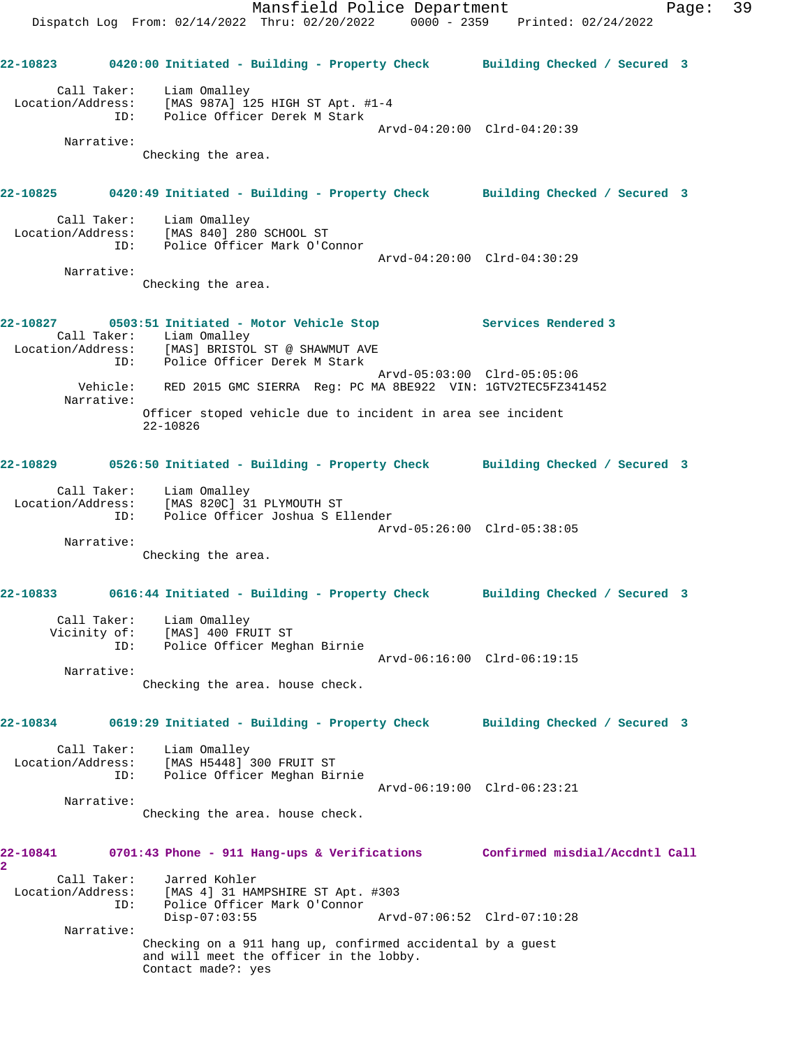**22-10823** 0420:00 Initiated - Building - Property Check **Building Checked / Secured 3**

Call Taker: Liam Omalley
Location/Address: [MAS 987A] 125 HIGH ST Apt. #1-4
ID: Police Officer Derek M Stark
Arvd-04:20:00 Clrd-04:20:39
Narrative:
Checking the area.

**22-10825** 0420:49 Initiated - Building - Property Check **Building Checked / Secured 3**

Call Taker: Liam Omalley
Location/Address: [MAS 840] 280 SCHOOL ST
ID: Police Officer Mark O'Connor
Arvd-04:20:00 Clrd-04:30:29
Narrative:
Checking the area.

**22-10827** 0503:51 Initiated - Motor Vehicle Stop **Services Rendered 3**

Call Taker: Liam Omalley
Location/Address: [MAS] BRISTOL ST @ SHAWMUT AVE
ID: Police Officer Derek M Stark
Arvd-05:03:00 Clrd-05:05:06
Vehicle: RED 2015 GMC SIERRA Reg: PC MA 8BE922 VIN: 1GTV2TEC5FZ341452
Narrative:
Officer stoped vehicle due to incident in area see incident 22-10826

**22-10829** 0526:50 Initiated - Building - Property Check **Building Checked / Secured 3**

Call Taker: Liam Omalley
Location/Address: [MAS 820C] 31 PLYMOUTH ST
ID: Police Officer Joshua S Ellender
Arvd-05:26:00 Clrd-05:38:05
Narrative:
Checking the area.

**22-10833** 0616:44 Initiated - Building - Property Check **Building Checked / Secured 3**

Call Taker: Liam Omalley
Vicinity of: [MAS] 400 FRUIT ST
ID: Police Officer Meghan Birnie
Arvd-06:16:00 Clrd-06:19:15
Narrative:
Checking the area. house check.

**22-10834** 0619:29 Initiated - Building - Property Check **Building Checked / Secured 3**

Call Taker: Liam Omalley
Location/Address: [MAS H5448] 300 FRUIT ST
ID: Police Officer Meghan Birnie
Arvd-06:19:00 Clrd-06:23:21
Narrative:
Checking the area. house check.

**22-10841** 0701:43 Phone - 911 Hang-ups & Verifications **Confirmed misdial/Accdntl Call 2**

Call Taker: Jarred Kohler
Location/Address: [MAS 4] 31 HAMPSHIRE ST Apt. #303
ID: Police Officer Mark O'Connor
Disp-07:03:55 Arvd-07:06:52 Clrd-07:10:28
Narrative:
Checking on a 911 hang up, confirmed accidental by a guest and will meet the officer in the lobby.
Contact made?: yes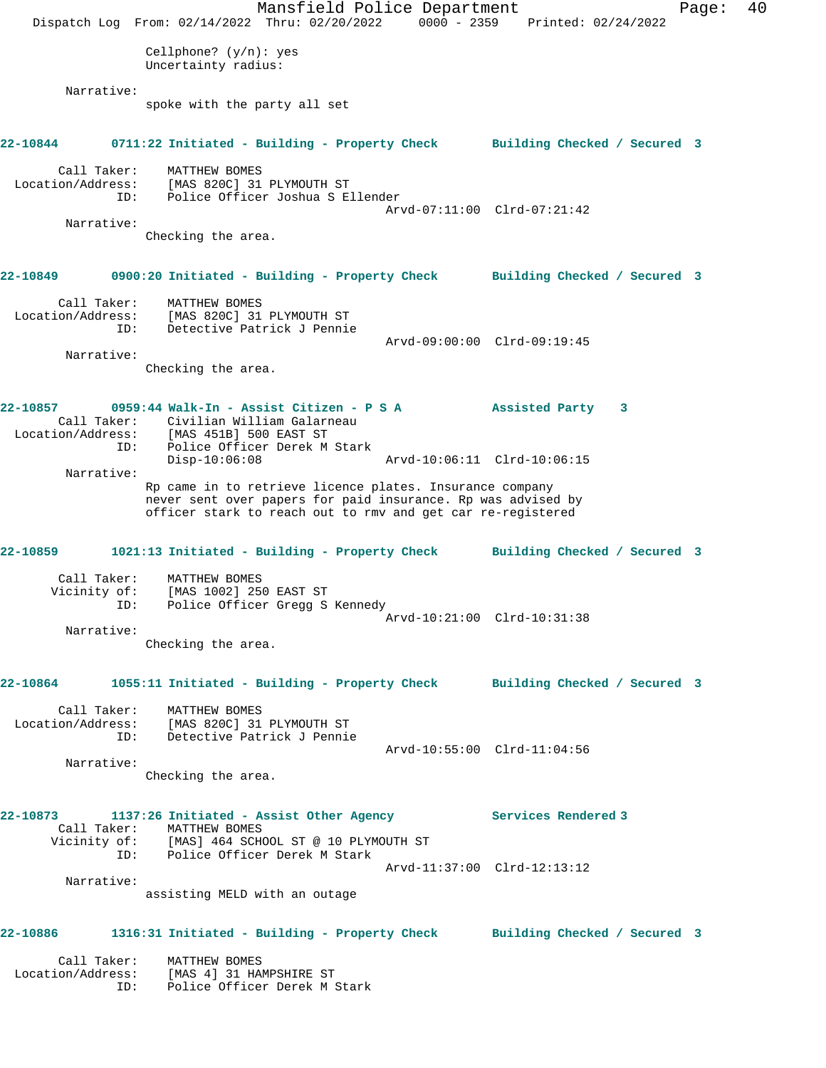Cellphone? (y/n): yes
Uncertainty radius:

Narrative:
spoke with the party all set

**22-10844 0711:22 Initiated - Building - Property Check Building Checked / Secured 3**

Call Taker: MATTHEW BOMES
Location/Address: [MAS 820C] 31 PLYMOUTH ST
ID: Police Officer Joshua S Ellender
Arvd-07:11:00 Clrd-07:21:42

Narrative:
Checking the area.

**22-10849 0900:20 Initiated - Building - Property Check Building Checked / Secured 3**

Call Taker: MATTHEW BOMES
Location/Address: [MAS 820C] 31 PLYMOUTH ST
ID: Detective Patrick J Pennie
Arvd-09:00:00 Clrd-09:19:45

Narrative:
Checking the area.

**22-10857 0959:44 Walk-In - Assist Citizen - P S A Assisted Party 3**

Call Taker: Civilian William Galarneau
Location/Address: [MAS 451B] 500 EAST ST
ID: Police Officer Derek M Stark
Disp-10:06:08 Arvd-10:06:11 Clrd-10:06:15

Narrative:
Rp came in to retrieve licence plates. Insurance company never sent over papers for paid insurance. Rp was advised by officer stark to reach out to rmv and get car re-registered

**22-10859 1021:13 Initiated - Building - Property Check Building Checked / Secured 3**

Call Taker: MATTHEW BOMES
Vicinity of: [MAS 1002] 250 EAST ST
ID: Police Officer Gregg S Kennedy
Arvd-10:21:00 Clrd-10:31:38

Narrative:
Checking the area.

**22-10864 1055:11 Initiated - Building - Property Check Building Checked / Secured 3**

Call Taker: MATTHEW BOMES
Location/Address: [MAS 820C] 31 PLYMOUTH ST
ID: Detective Patrick J Pennie
Arvd-10:55:00 Clrd-11:04:56

Narrative:
Checking the area.

**22-10873 1137:26 Initiated - Assist Other Agency Services Rendered 3**

Call Taker: MATTHEW BOMES
Vicinity of: [MAS] 464 SCHOOL ST @ 10 PLYMOUTH ST
ID: Police Officer Derek M Stark
Arvd-11:37:00 Clrd-12:13:12

Narrative:
assisting MELD with an outage

**22-10886 1316:31 Initiated - Building - Property Check Building Checked / Secured 3**

Call Taker: MATTHEW BOMES
Location/Address: [MAS 4] 31 HAMPSHIRE ST
ID: Police Officer Derek M Stark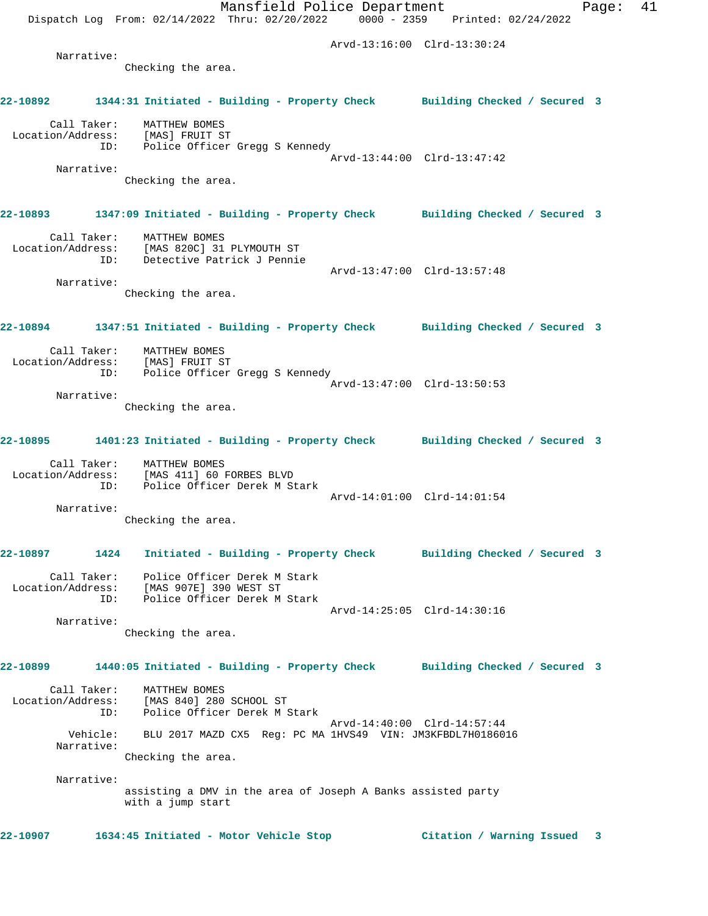Arvd-13:16:00 Clrd-13:30:24

Narrative:
Checking the area.

**22-10892 1344:31 Initiated - Building - Property Check Building Checked / Secured 3**

Call Taker: MATTHEW BOMES
Location/Address: [MAS] FRUIT ST
ID: Police Officer Gregg S Kennedy
Arvd-13:44:00 Clrd-13:47:42

Narrative:
Checking the area.

**22-10893 1347:09 Initiated - Building - Property Check Building Checked / Secured 3**

Call Taker: MATTHEW BOMES
Location/Address: [MAS 820C] 31 PLYMOUTH ST
ID: Detective Patrick J Pennie
Arvd-13:47:00 Clrd-13:57:48

Narrative:
Checking the area.

**22-10894 1347:51 Initiated - Building - Property Check Building Checked / Secured 3**

Call Taker: MATTHEW BOMES
Location/Address: [MAS] FRUIT ST
ID: Police Officer Gregg S Kennedy
Arvd-13:47:00 Clrd-13:50:53

Narrative:
Checking the area.

**22-10895 1401:23 Initiated - Building - Property Check Building Checked / Secured 3**

Call Taker: MATTHEW BOMES
Location/Address: [MAS 411] 60 FORBES BLVD
ID: Police Officer Derek M Stark
Arvd-14:01:00 Clrd-14:01:54

Narrative:
Checking the area.

**22-10897 1424 Initiated - Building - Property Check Building Checked / Secured 3**

Call Taker: Police Officer Derek M Stark
Location/Address: [MAS 907E] 390 WEST ST
ID: Police Officer Derek M Stark
Arvd-14:25:05 Clrd-14:30:16

Narrative:
Checking the area.

**22-10899 1440:05 Initiated - Building - Property Check Building Checked / Secured 3**

Call Taker: MATTHEW BOMES
Location/Address: [MAS 840] 280 SCHOOL ST
ID: Police Officer Derek M Stark
Arvd-14:40:00 Clrd-14:57:44
Vehicle: BLU 2017 MAZD CX5 Reg: PC MA 1HVS49 VIN: JM3KFBDL7H0186016

Narrative:
Checking the area.

Narrative:
assisting a DMV in the area of Joseph A Banks assisted party with a jump start

**22-10907 1634:45 Initiated - Motor Vehicle Stop Citation / Warning Issued 3**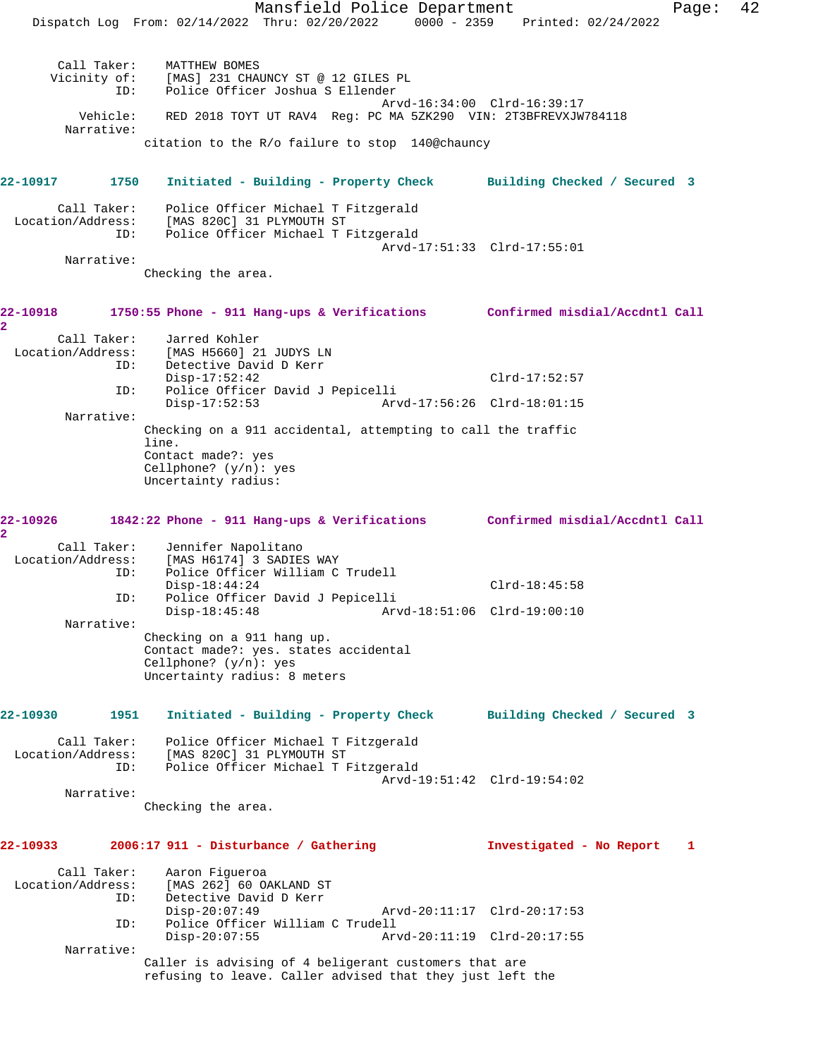```
      Call Taker:    MATTHEW BOMES
      Vicinity of:   [MAS] 231 CHAUNCY ST @ 12 GILES PL
               ID:   Police Officer Joshua S Ellender
                                              Arvd-16:34:00  Clrd-16:39:17
          Vehicle:   RED 2018 TOYT UT RAV4  Reg: PC MA 5ZK290  VIN: 2T3BFREVXJW784118
        Narrative:
                  citation to the R/o failure to stop  140@chauncy
```

**22-10917** 1750 **Initiated - Building - Property Check** **Building Checked / Secured 3**

```
       Call Taker:    Police Officer Michael T Fitzgerald
 Location/Address:    [MAS 820C] 31 PLYMOUTH ST
               ID:    Police Officer Michael T Fitzgerald
                                              Arvd-17:51:33  Clrd-17:55:01
        Narrative:
                  Checking the area.
```

**22-10918** 1750:55 **Phone - 911 Hang-ups & Verifications** **Confirmed misdial/Accdntl Call 2**

```
       Call Taker:    Jarred Kohler
 Location/Address:    [MAS H5660] 21 JUDYS LN
               ID:    Detective David D Kerr
                      Disp-17:52:42                      Clrd-17:52:57
               ID:    Police Officer David J Pepicelli
                      Disp-17:52:53           Arvd-17:56:26  Clrd-18:01:15
        Narrative:
                  Checking on a 911 accidental, attempting to call the traffic
                  line.
                  Contact made?: yes
                  Cellphone? (y/n): yes
                  Uncertainty radius:
```

**22-10926** 1842:22 **Phone - 911 Hang-ups & Verifications** **Confirmed misdial/Accdntl Call 2**

```
       Call Taker:    Jennifer Napolitano
 Location/Address:    [MAS H6174] 3 SADIES WAY
               ID:    Police Officer William C Trudell
                      Disp-18:44:24                      Clrd-18:45:58
               ID:    Police Officer David J Pepicelli
                      Disp-18:45:48           Arvd-18:51:06  Clrd-19:00:10
        Narrative:
                  Checking on a 911 hang up.
                  Contact made?: yes. states accidental
                  Cellphone? (y/n): yes
                  Uncertainty radius: 8 meters
```

**22-10930** 1951 **Initiated - Building - Property Check** **Building Checked / Secured 3**

```
       Call Taker:    Police Officer Michael T Fitzgerald
 Location/Address:    [MAS 820C] 31 PLYMOUTH ST
               ID:    Police Officer Michael T Fitzgerald
                                              Arvd-19:51:42  Clrd-19:54:02
        Narrative:
                  Checking the area.
```

**22-10933** 2006:17 **911 - Disturbance / Gathering** **Investigated - No Report 1**

```
       Call Taker:    Aaron Figueroa
 Location/Address:    [MAS 262] 60 OAKLAND ST
               ID:    Detective David D Kerr
                      Disp-20:07:49           Arvd-20:11:17  Clrd-20:17:53
               ID:    Police Officer William C Trudell
                      Disp-20:07:55           Arvd-20:11:19  Clrd-20:17:55
        Narrative:
                  Caller is advising of 4 beligerant customers that are
                  refusing to leave. Caller advised that they just left the
```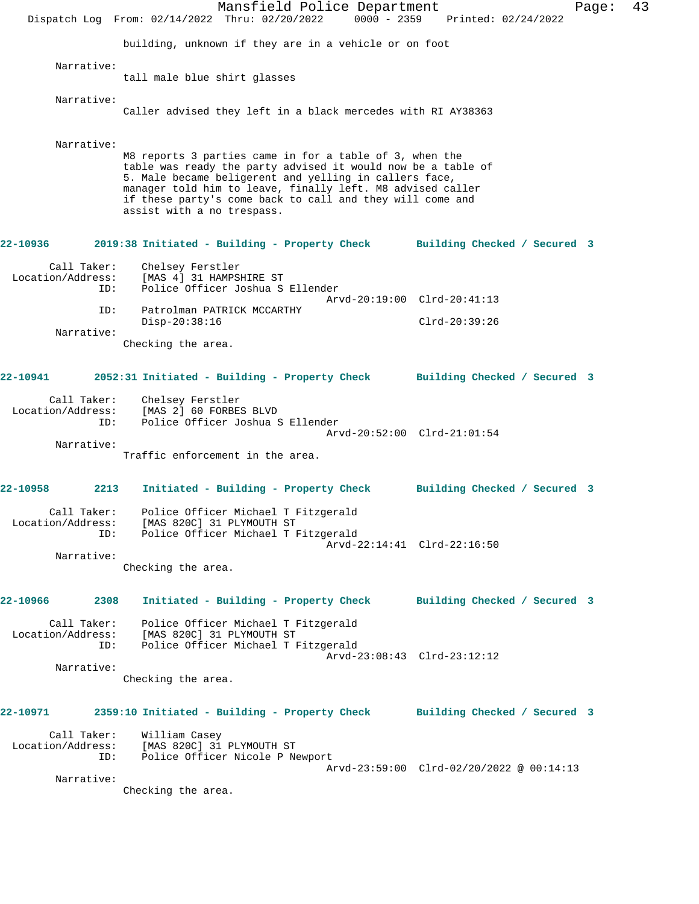building, unknown if they are in a vehicle or on foot

Narrative:
tall male blue shirt glasses

Narrative:
Caller advised they left in a black mercedes with RI AY38363

Narrative:
M8 reports 3 parties came in for a table of 3, when the table was ready the party advised it would now be a table of 5. Male became beligerent and yelling in callers face, manager told him to leave, finally left. M8 advised caller if these party's come back to call and they will come and assist with a no trespass.

**22-10936 2019:38 Initiated - Building - Property Check Building Checked / Secured 3**

Call Taker: Chelsey Ferstler
Location/Address: [MAS 4] 31 HAMPSHIRE ST
ID: Police Officer Joshua S Ellender
Arvd-20:19:00 Clrd-20:41:13
ID: Patrolman PATRICK MCCARTHY
Disp-20:38:16 Clrd-20:39:26
Narrative:
Checking the area.

**22-10941 2052:31 Initiated - Building - Property Check Building Checked / Secured 3**

Call Taker: Chelsey Ferstler
Location/Address: [MAS 2] 60 FORBES BLVD
ID: Police Officer Joshua S Ellender
Arvd-20:52:00 Clrd-21:01:54
Narrative:
Traffic enforcement in the area.

**22-10958 2213 Initiated - Building - Property Check Building Checked / Secured 3**

Call Taker: Police Officer Michael T Fitzgerald
Location/Address: [MAS 820C] 31 PLYMOUTH ST
ID: Police Officer Michael T Fitzgerald
Arvd-22:14:41 Clrd-22:16:50
Narrative:
Checking the area.

**22-10966 2308 Initiated - Building - Property Check Building Checked / Secured 3**

Call Taker: Police Officer Michael T Fitzgerald
Location/Address: [MAS 820C] 31 PLYMOUTH ST
ID: Police Officer Michael T Fitzgerald
Arvd-23:08:43 Clrd-23:12:12
Narrative:
Checking the area.

**22-10971 2359:10 Initiated - Building - Property Check Building Checked / Secured 3**

Call Taker: William Casey
Location/Address: [MAS 820C] 31 PLYMOUTH ST
ID: Police Officer Nicole P Newport
Arvd-23:59:00 Clrd-02/20/2022 @ 00:14:13
Narrative:
Checking the area.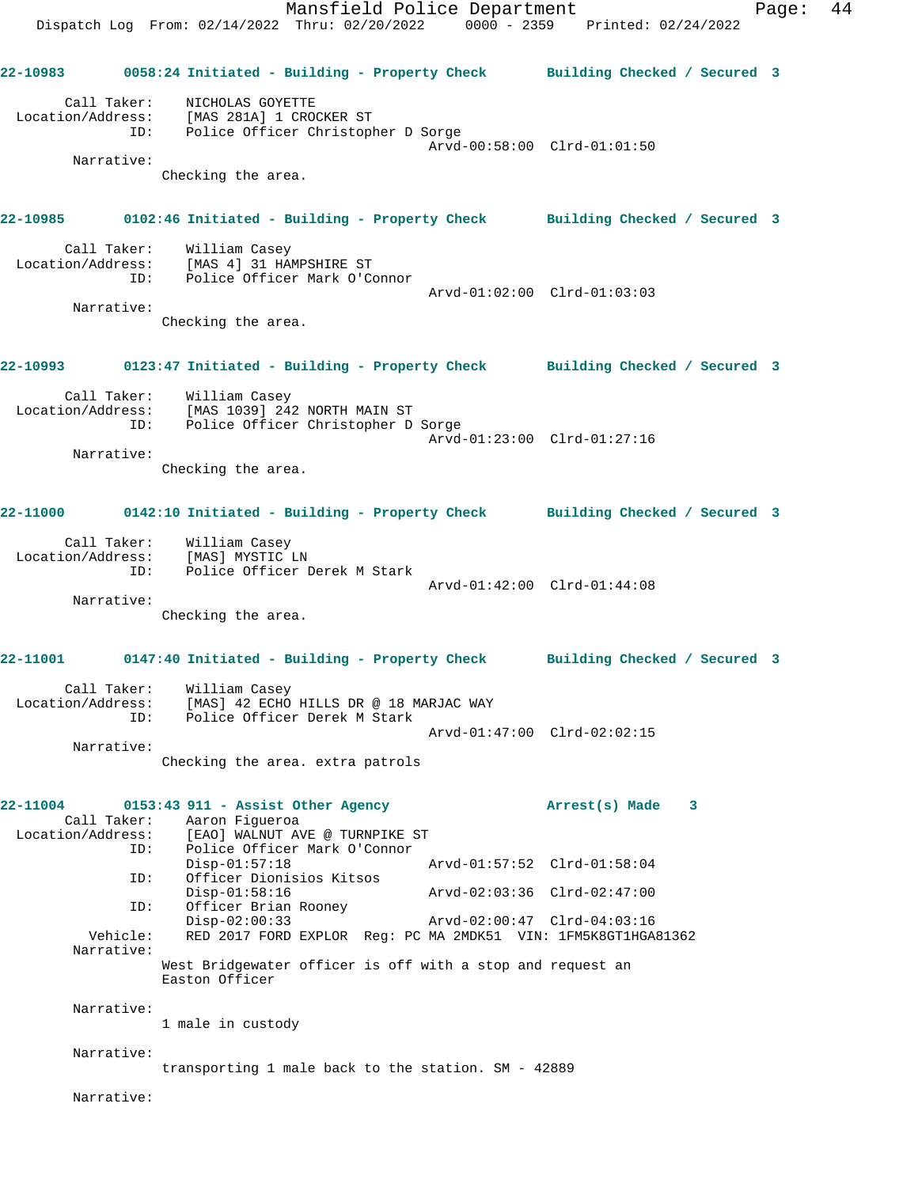22-10983 0058:24 Initiated - Building - Property Check Building Checked / Secured 3

Call Taker: NICHOLAS GOYETTE
Location/Address: [MAS 281A] 1 CROCKER ST
ID: Police Officer Christopher D Sorge
Arvd-00:58:00 Clrd-01:01:50

Narrative:
Checking the area.

22-10985 0102:46 Initiated - Building - Property Check Building Checked / Secured 3

Call Taker: William Casey
Location/Address: [MAS 4] 31 HAMPSHIRE ST
ID: Police Officer Mark O'Connor
Arvd-01:02:00 Clrd-01:03:03

Narrative:
Checking the area.

22-10993 0123:47 Initiated - Building - Property Check Building Checked / Secured 3

Call Taker: William Casey
Location/Address: [MAS 1039] 242 NORTH MAIN ST
ID: Police Officer Christopher D Sorge
Arvd-01:23:00 Clrd-01:27:16

Narrative:
Checking the area.

22-11000 0142:10 Initiated - Building - Property Check Building Checked / Secured 3

Call Taker: William Casey
Location/Address: [MAS] MYSTIC LN
ID: Police Officer Derek M Stark
Arvd-01:42:00 Clrd-01:44:08

Narrative:
Checking the area.

22-11001 0147:40 Initiated - Building - Property Check Building Checked / Secured 3

Call Taker: William Casey
Location/Address: [MAS] 42 ECHO HILLS DR @ 18 MARJAC WAY
ID: Police Officer Derek M Stark
Arvd-01:47:00 Clrd-02:02:15

Narrative:
Checking the area. extra patrols

22-11004 0153:43 911 - Assist Other Agency Arrest(s) Made 3

Call Taker: Aaron Figueroa
Location/Address: [EAO] WALNUT AVE @ TURNPIKE ST
ID: Police Officer Mark O'Connor
Disp-01:57:18 Arvd-01:57:52 Clrd-01:58:04
ID: Officer Dionisios Kitsos
Disp-01:58:16 Arvd-02:03:36 Clrd-02:47:00
ID: Officer Brian Rooney
Disp-02:00:33 Arvd-02:00:47 Clrd-04:03:16
Vehicle: RED 2017 FORD EXPLOR Reg: PC MA 2MDK51 VIN: 1FM5K8GT1HGA81362

Narrative:
West Bridgewater officer is off with a stop and request an Easton Officer

Narrative:
1 male in custody

Narrative:
transporting 1 male back to the station. SM - 42889

Narrative: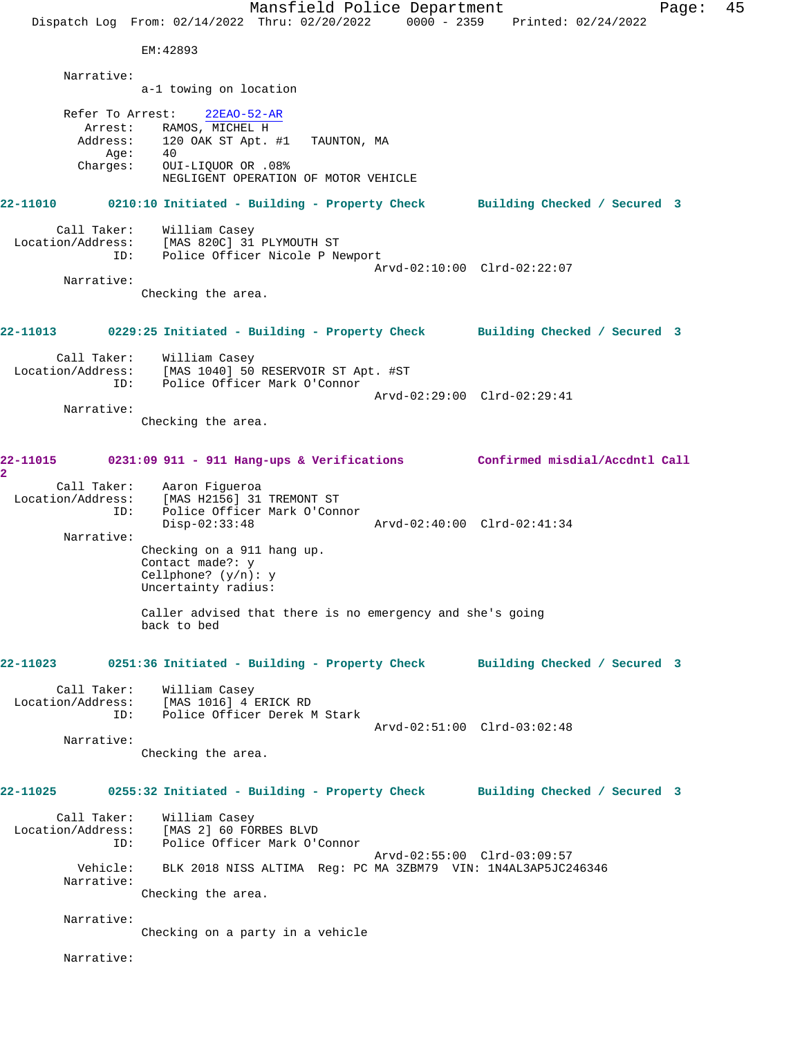EM:42893

Narrative:
a-1 towing on location

Refer To Arrest: 22EAO-52-AR
Arrest: RAMOS, MICHEL H
Address: 120 OAK ST Apt. #1 TAUNTON, MA
Age: 40
Charges: OUI-LIQUOR OR .08%
NEGLIGENT OPERATION OF MOTOR VEHICLE

**22-11010 0210:10 Initiated - Building - Property Check Building Checked / Secured 3**

Call Taker: William Casey
Location/Address: [MAS 820C] 31 PLYMOUTH ST
ID: Police Officer Nicole P Newport
Arvd-02:10:00 Clrd-02:22:07

Narrative:
Checking the area.

**22-11013 0229:25 Initiated - Building - Property Check Building Checked / Secured 3**

Call Taker: William Casey
Location/Address: [MAS 1040] 50 RESERVOIR ST Apt. #ST
ID: Police Officer Mark O'Connor
Arvd-02:29:00 Clrd-02:29:41

Narrative:
Checking the area.

**22-11015 0231:09 911 - 911 Hang-ups & Verifications Confirmed misdial/Accdntl Call 2**

Call Taker: Aaron Figueroa
Location/Address: [MAS H2156] 31 TREMONT ST
ID: Police Officer Mark O'Connor
Disp-02:33:48 Arvd-02:40:00 Clrd-02:41:34

Narrative:
Checking on a 911 hang up.
Contact made?: y
Cellphone? (y/n): y
Uncertainty radius:

Caller advised that there is no emergency and she's going back to bed

**22-11023 0251:36 Initiated - Building - Property Check Building Checked / Secured 3**

Call Taker: William Casey
Location/Address: [MAS 1016] 4 ERICK RD
ID: Police Officer Derek M Stark
Arvd-02:51:00 Clrd-03:02:48

Narrative:
Checking the area.

**22-11025 0255:32 Initiated - Building - Property Check Building Checked / Secured 3**

Call Taker: William Casey
Location/Address: [MAS 2] 60 FORBES BLVD
ID: Police Officer Mark O'Connor
Arvd-02:55:00 Clrd-03:09:57
Vehicle: BLK 2018 NISS ALTIMA Reg: PC MA 3ZBM79 VIN: 1N4AL3AP5JC246346

Narrative:
Checking the area.

Narrative:
Checking on a party in a vehicle

Narrative: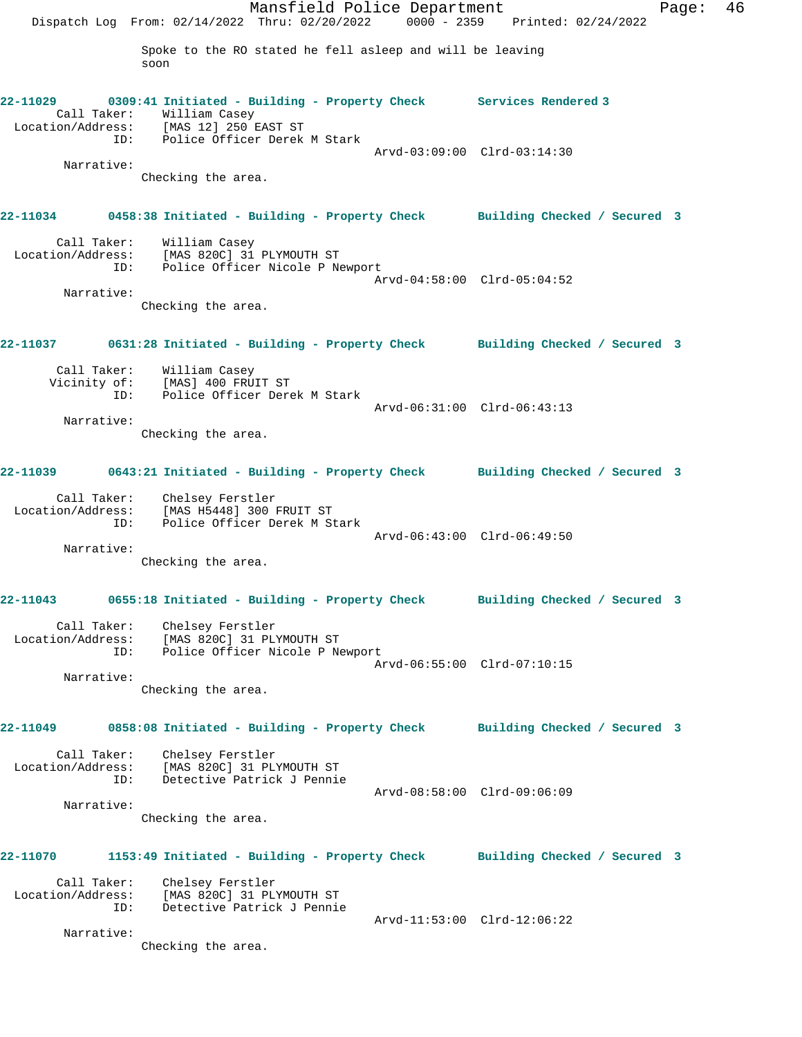Spoke to the RO stated he fell asleep and will be leaving soon

**22-11029 0309:41 Initiated - Building - Property Check Services Rendered 3**

Call Taker: William Casey
Location/Address: [MAS 12] 250 EAST ST
ID: Police Officer Derek M Stark
Arvd-03:09:00 Clrd-03:14:30

Narrative:
Checking the area.

**22-11034 0458:38 Initiated - Building - Property Check Building Checked / Secured 3**

Call Taker: William Casey
Location/Address: [MAS 820C] 31 PLYMOUTH ST
ID: Police Officer Nicole P Newport
Arvd-04:58:00 Clrd-05:04:52

Narrative:
Checking the area.

**22-11037 0631:28 Initiated - Building - Property Check Building Checked / Secured 3**

Call Taker: William Casey
Vicinity of: [MAS] 400 FRUIT ST
ID: Police Officer Derek M Stark
Arvd-06:31:00 Clrd-06:43:13

Narrative:
Checking the area.

**22-11039 0643:21 Initiated - Building - Property Check Building Checked / Secured 3**

Call Taker: Chelsey Ferstler
Location/Address: [MAS H5448] 300 FRUIT ST
ID: Police Officer Derek M Stark
Arvd-06:43:00 Clrd-06:49:50

Narrative:
Checking the area.

**22-11043 0655:18 Initiated - Building - Property Check Building Checked / Secured 3**

Call Taker: Chelsey Ferstler
Location/Address: [MAS 820C] 31 PLYMOUTH ST
ID: Police Officer Nicole P Newport
Arvd-06:55:00 Clrd-07:10:15

Narrative:
Checking the area.

**22-11049 0858:08 Initiated - Building - Property Check Building Checked / Secured 3**

Call Taker: Chelsey Ferstler
Location/Address: [MAS 820C] 31 PLYMOUTH ST
ID: Detective Patrick J Pennie
Arvd-08:58:00 Clrd-09:06:09

Narrative:
Checking the area.

**22-11070 1153:49 Initiated - Building - Property Check Building Checked / Secured 3**

Call Taker: Chelsey Ferstler
Location/Address: [MAS 820C] 31 PLYMOUTH ST
ID: Detective Patrick J Pennie
Arvd-11:53:00 Clrd-12:06:22

Narrative:
Checking the area.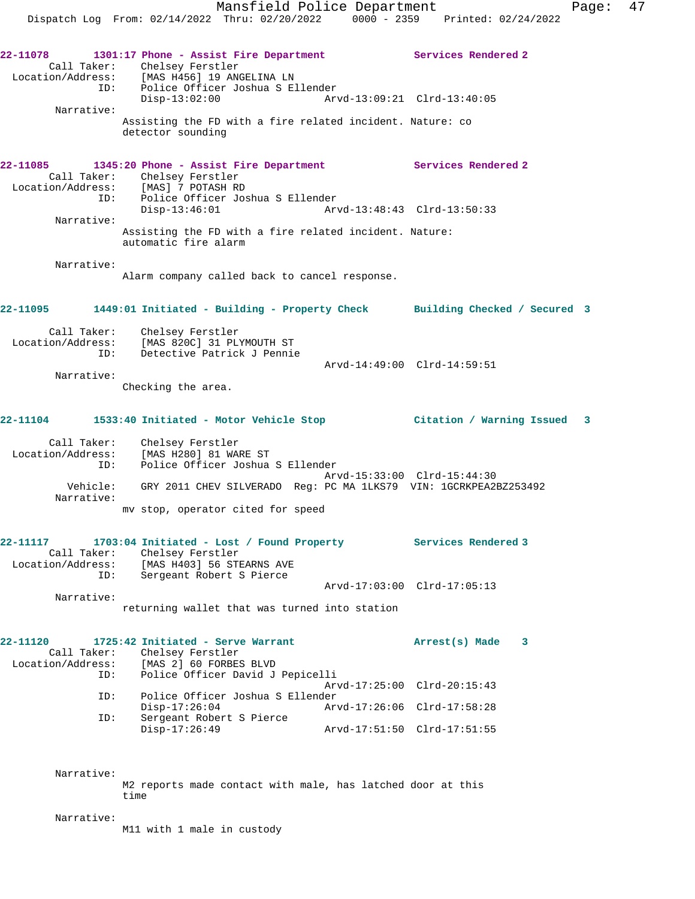**22-11078 1301:17 Phone - Assist Fire Department — Services Rendered 2**

Call Taker: Chelsey Ferstler
Location/Address: [MAS H456] 19 ANGELINA LN
ID: Police Officer Joshua S Ellender
Disp-13:02:00 Arvd-13:09:21 Clrd-13:40:05

Narrative:
Assisting the FD with a fire related incident. Nature: co detector sounding

**22-11085 1345:20 Phone - Assist Fire Department — Services Rendered 2**

Call Taker: Chelsey Ferstler
Location/Address: [MAS] 7 POTASH RD
ID: Police Officer Joshua S Ellender
Disp-13:46:01 Arvd-13:48:43 Clrd-13:50:33

Narrative:
Assisting the FD with a fire related incident. Nature: automatic fire alarm

Narrative:
Alarm company called back to cancel response.

**22-11095 1449:01 Initiated - Building - Property Check — Building Checked / Secured 3**

Call Taker: Chelsey Ferstler
Location/Address: [MAS 820C] 31 PLYMOUTH ST
ID: Detective Patrick J Pennie
Arvd-14:49:00 Clrd-14:59:51

Narrative:
Checking the area.

**22-11104 1533:40 Initiated - Motor Vehicle Stop — Citation / Warning Issued 3**

Call Taker: Chelsey Ferstler
Location/Address: [MAS H280] 81 WARE ST
ID: Police Officer Joshua S Ellender
Arvd-15:33:00 Clrd-15:44:30
Vehicle: GRY 2011 CHEV SILVERADO Reg: PC MA 1LKS79 VIN: 1GCRKPEA2BZ253492

Narrative:
mv stop, operator cited for speed

**22-11117 1703:04 Initiated - Lost / Found Property — Services Rendered 3**

Call Taker: Chelsey Ferstler
Location/Address: [MAS H403] 56 STEARNS AVE
ID: Sergeant Robert S Pierce
Arvd-17:03:00 Clrd-17:05:13

Narrative:
returning wallet that was turned into station

**22-11120 1725:42 Initiated - Serve Warrant — Arrest(s) Made 3**

Call Taker: Chelsey Ferstler
Location/Address: [MAS 2] 60 FORBES BLVD
ID: Police Officer David J Pepicelli
Arvd-17:25:00 Clrd-20:15:43
ID: Police Officer Joshua S Ellender
Disp-17:26:04 Arvd-17:26:06 Clrd-17:58:28
ID: Sergeant Robert S Pierce
Disp-17:26:49 Arvd-17:51:50 Clrd-17:51:55

Narrative:
M2 reports made contact with male, has latched door at this time

Narrative:
M11 with 1 male in custody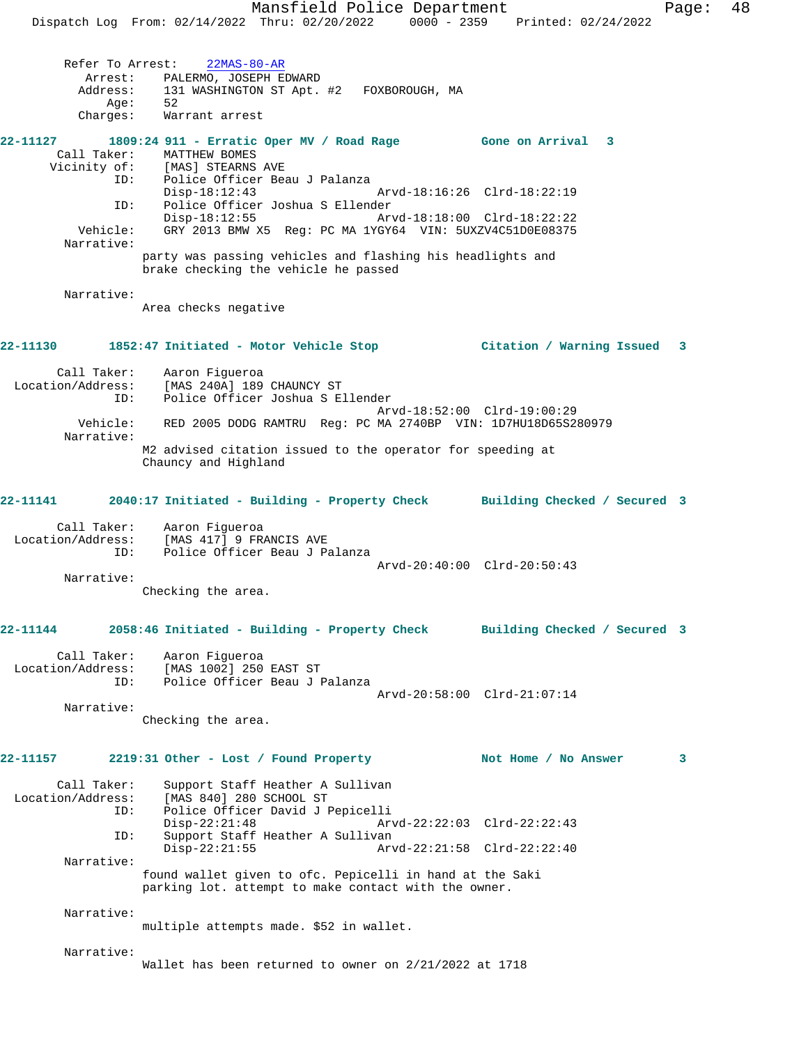Refer To Arrest: 22MAS-80-AR
Arrest: PALERMO, JOSEPH EDWARD
Address: 131 WASHINGTON ST Apt. #2 FOXBOROUGH, MA
Age: 52
Charges: Warrant arrest

**22-11127 1809:24 911 - Erratic Oper MV / Road Rage — Gone on Arrival 3**

Call Taker: MATTHEW BOMES
Vicinity of: [MAS] STEARNS AVE
ID: Police Officer Beau J Palanza
Disp-18:12:43 Arvd-18:16:26 Clrd-18:22:19
ID: Police Officer Joshua S Ellender
Disp-18:12:55 Arvd-18:18:00 Clrd-18:22:22
Vehicle: GRY 2013 BMW X5 Reg: PC MA 1YGY64 VIN: 5UXZV4C51D0E08375
Narrative:
party was passing vehicles and flashing his headlights and brake checking the vehicle he passed

Narrative:
Area checks negative

**22-11130 1852:47 Initiated - Motor Vehicle Stop — Citation / Warning Issued 3**

Call Taker: Aaron Figueroa
Location/Address: [MAS 240A] 189 CHAUNCY ST
ID: Police Officer Joshua S Ellender
Arvd-18:52:00 Clrd-19:00:29
Vehicle: RED 2005 DODG RAMTRU Reg: PC MA 2740BP VIN: 1D7HU18D65S280979
Narrative:
M2 advised citation issued to the operator for speeding at Chauncy and Highland

**22-11141 2040:17 Initiated - Building - Property Check — Building Checked / Secured 3**

Call Taker: Aaron Figueroa
Location/Address: [MAS 417] 9 FRANCIS AVE
ID: Police Officer Beau J Palanza
Arvd-20:40:00 Clrd-20:50:43
Narrative:
Checking the area.

**22-11144 2058:46 Initiated - Building - Property Check — Building Checked / Secured 3**

Call Taker: Aaron Figueroa
Location/Address: [MAS 1002] 250 EAST ST
ID: Police Officer Beau J Palanza
Arvd-20:58:00 Clrd-21:07:14
Narrative:
Checking the area.

**22-11157 2219:31 Other - Lost / Found Property — Not Home / No Answer 3**

Call Taker: Support Staff Heather A Sullivan
Location/Address: [MAS 840] 280 SCHOOL ST
ID: Police Officer David J Pepicelli
Disp-22:21:48 Arvd-22:22:03 Clrd-22:22:43
ID: Support Staff Heather A Sullivan
Disp-22:21:55 Arvd-22:21:58 Clrd-22:22:40
Narrative:
found wallet given to ofc. Pepicelli in hand at the Saki parking lot. attempt to make contact with the owner.

Narrative:
multiple attempts made. $52 in wallet.

Narrative:
Wallet has been returned to owner on 2/21/2022 at 1718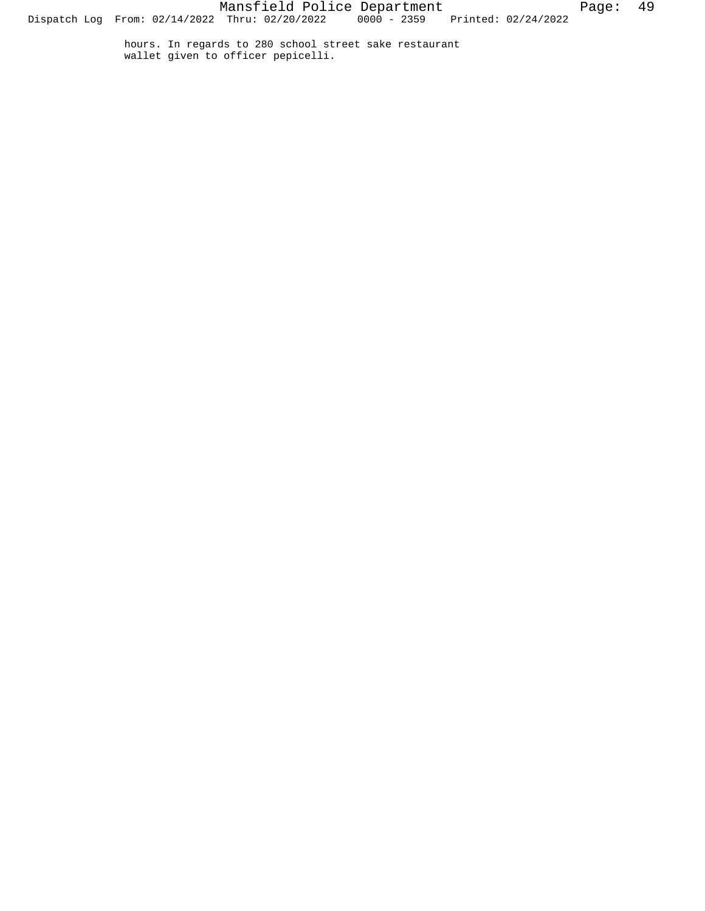hours. In regards to 280 school street sake restaurant
wallet given to officer pepicelli.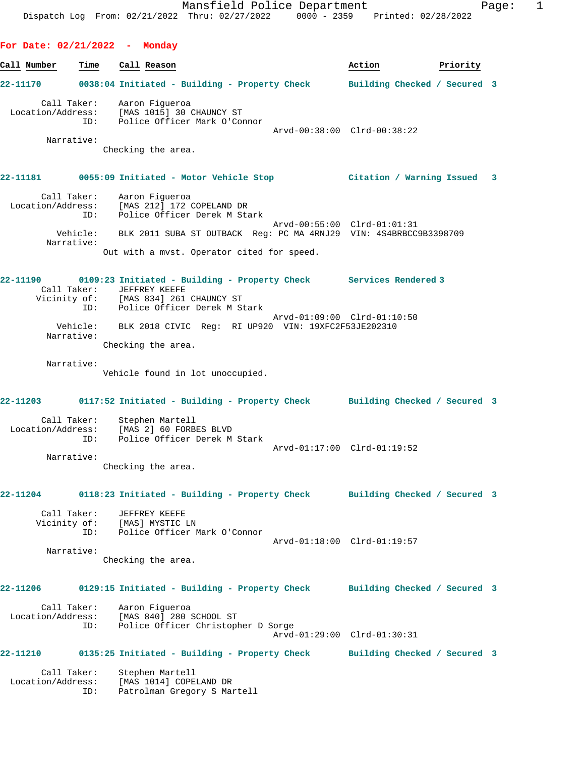**For Date: 02/21/2022 - Monday**

| Call Number | Time | Call Reason | Action | Priority |
|---|---|---|---|---|

**22-11170** 0038:04 Initiated - Building - Property Check — Building Checked / Secured 3

Call Taker: Aaron Figueroa
Location/Address: [MAS 1015] 30 CHAUNCY ST
ID: Police Officer Mark O'Connor
Arvd-00:38:00 Clrd-00:38:22

Narrative:
Checking the area.

**22-11181** 0055:09 Initiated - Motor Vehicle Stop — Citation / Warning Issued 3

Call Taker: Aaron Figueroa
Location/Address: [MAS 212] 172 COPELAND DR
ID: Police Officer Derek M Stark
Arvd-00:55:00 Clrd-01:01:31
Vehicle: BLK 2011 SUBA ST OUTBACK Reg: PC MA 4RNJ29 VIN: 4S4BRBCC9B3398709

Narrative:
Out with a mvst. Operator cited for speed.

**22-11190** 0109:23 Initiated - Building - Property Check — Services Rendered 3

Call Taker: JEFFREY KEEFE
Vicinity of: [MAS 834] 261 CHAUNCY ST
ID: Police Officer Derek M Stark
Arvd-01:09:00 Clrd-01:10:50
Vehicle: BLK 2018 CIVIC Reg: RI UP920 VIN: 19XFC2F53JE202310

Narrative:
Checking the area.

Narrative:
Vehicle found in lot unoccupied.

**22-11203** 0117:52 Initiated - Building - Property Check — Building Checked / Secured 3

Call Taker: Stephen Martell
Location/Address: [MAS 2] 60 FORBES BLVD
ID: Police Officer Derek M Stark
Arvd-01:17:00 Clrd-01:19:52

Narrative:
Checking the area.

**22-11204** 0118:23 Initiated - Building - Property Check — Building Checked / Secured 3

Call Taker: JEFFREY KEEFE
Vicinity of: [MAS] MYSTIC LN
ID: Police Officer Mark O'Connor
Arvd-01:18:00 Clrd-01:19:57

Narrative:
Checking the area.

**22-11206** 0129:15 Initiated - Building - Property Check — Building Checked / Secured 3

Call Taker: Aaron Figueroa
Location/Address: [MAS 840] 280 SCHOOL ST
ID: Police Officer Christopher D Sorge
Arvd-01:29:00 Clrd-01:30:31

**22-11210** 0135:25 Initiated - Building - Property Check — Building Checked / Secured 3

Call Taker: Stephen Martell
Location/Address: [MAS 1014] COPELAND DR
ID: Patrolman Gregory S Martell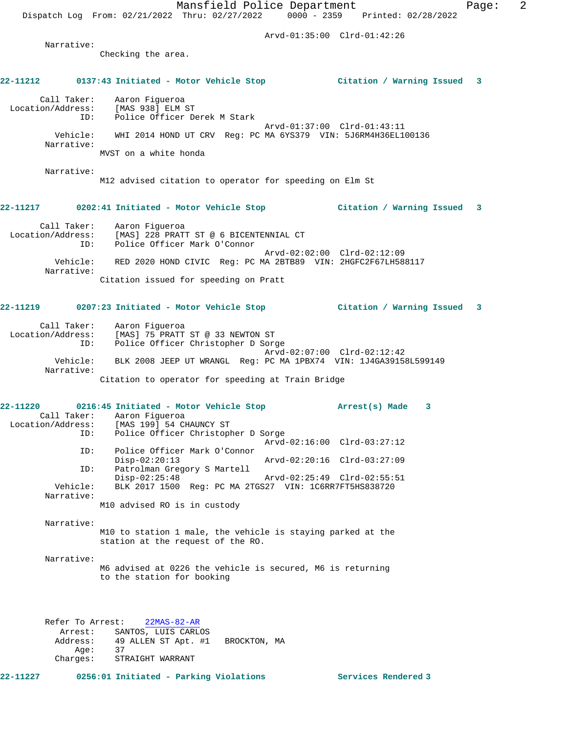Arvd-01:35:00 Clrd-01:42:26

Narrative:
Checking the area.

**22-11212 0137:43 Initiated - Motor Vehicle Stop Citation / Warning Issued 3**

Call Taker: Aaron Figueroa
Location/Address: [MAS 938] ELM ST
ID: Police Officer Derek M Stark
Arvd-01:37:00 Clrd-01:43:11
Vehicle: WHI 2014 HOND UT CRV Reg: PC MA 6YS379 VIN: 5J6RM4H36EL100136
Narrative:
MVST on a white honda

Narrative:
M12 advised citation to operator for speeding on Elm St

**22-11217 0202:41 Initiated - Motor Vehicle Stop Citation / Warning Issued 3**

Call Taker: Aaron Figueroa
Location/Address: [MAS] 228 PRATT ST @ 6 BICENTENNIAL CT
ID: Police Officer Mark O'Connor
Arvd-02:02:00 Clrd-02:12:09
Vehicle: RED 2020 HOND CIVIC Reg: PC MA 2BTB89 VIN: 2HGFC2F67LH588117
Narrative:
Citation issued for speeding on Pratt

**22-11219 0207:23 Initiated - Motor Vehicle Stop Citation / Warning Issued 3**

Call Taker: Aaron Figueroa
Location/Address: [MAS] 75 PRATT ST @ 33 NEWTON ST
ID: Police Officer Christopher D Sorge
Arvd-02:07:00 Clrd-02:12:42
Vehicle: BLK 2008 JEEP UT WRANGL Reg: PC MA 1PBX74 VIN: 1J4GA39158L599149
Narrative:
Citation to operator for speeding at Train Bridge

**22-11220 0216:45 Initiated - Motor Vehicle Stop Arrest(s) Made 3**

Call Taker: Aaron Figueroa
Location/Address: [MAS 199] 54 CHAUNCY ST
ID: Police Officer Christopher D Sorge
Arvd-02:16:00 Clrd-03:27:12
ID: Police Officer Mark O'Connor
Disp-02:20:13 Arvd-02:20:16 Clrd-03:27:09
ID: Patrolman Gregory S Martell
Disp-02:25:48 Arvd-02:25:49 Clrd-02:55:51
Vehicle: BLK 2017 1500 Reg: PC MA 2TGS27 VIN: 1C6RR7FT5HS838720
Narrative:
M10 advised RO is in custody

Narrative:
M10 to station 1 male, the vehicle is staying parked at the station at the request of the RO.

Narrative:
M6 advised at 0226 the vehicle is secured, M6 is returning to the station for booking

Refer To Arrest: 22MAS-82-AR
Arrest: SANTOS, LUIS CARLOS
Address: 49 ALLEN ST Apt. #1 BROCKTON, MA
Age: 37
Charges: STRAIGHT WARRANT

**22-11227 0256:01 Initiated - Parking Violations Services Rendered 3**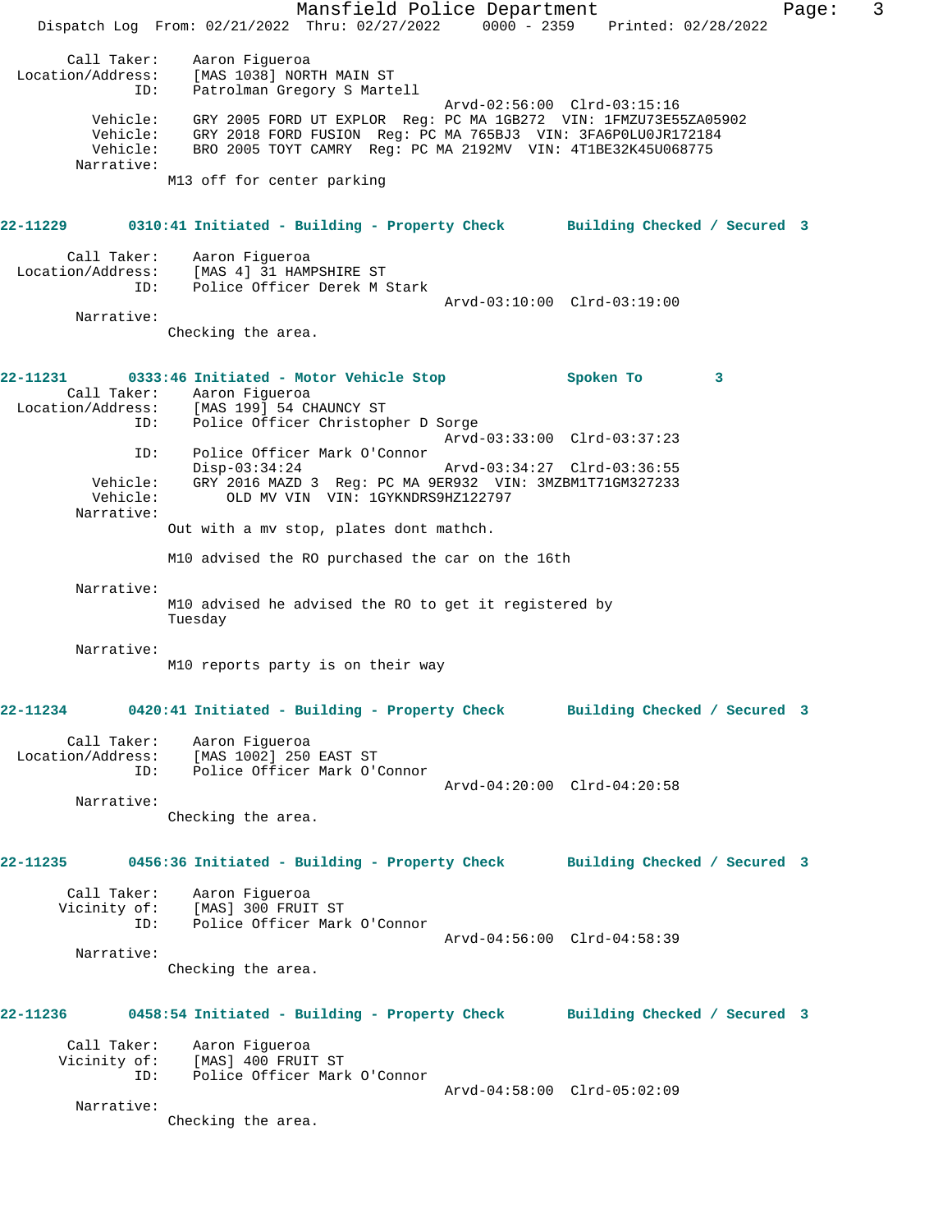```
Call Taker:    Aaron Figueroa
Location/Address:    [MAS 1038] NORTH MAIN ST
ID:    Patrolman Gregory S Martell
                                        Arvd-02:56:00  Clrd-03:15:16
Vehicle:    GRY 2005 FORD UT EXPLOR  Reg: PC MA 1GB272  VIN: 1FMZU73E55ZA05902
Vehicle:    GRY 2018 FORD FUSION  Reg: PC MA 765BJ3  VIN: 3FA6P0LU0JR172184
Vehicle:    BRO 2005 TOYT CAMRY  Reg: PC MA 2192MV  VIN: 4T1BE32K45U068775
Narrative:
    M13 off for center parking
```

**22-11229    0310:41 Initiated - Building - Property Check    Building Checked / Secured 3**

```
Call Taker:    Aaron Figueroa
Location/Address:    [MAS 4] 31 HAMPSHIRE ST
ID:    Police Officer Derek M Stark
                                        Arvd-03:10:00  Clrd-03:19:00
Narrative:
    Checking the area.
```

**22-11231    0333:46 Initiated - Motor Vehicle Stop    Spoken To    3**

```
Call Taker:    Aaron Figueroa
Location/Address:    [MAS 199] 54 CHAUNCY ST
ID:    Police Officer Christopher D Sorge
                                        Arvd-03:33:00  Clrd-03:37:23
ID:    Police Officer Mark O'Connor
       Disp-03:34:24                    Arvd-03:34:27  Clrd-03:36:55
Vehicle:    GRY 2016 MAZD 3  Reg: PC MA 9ER932  VIN: 3MZBM1T71GM327233
Vehicle:         OLD MV VIN  VIN: 1GYKNDRS9HZ122797
Narrative:
    Out with a mv stop, plates dont mathch.

    M10 advised the RO purchased the car on the 16th

Narrative:
    M10 advised he advised the RO to get it registered by
    Tuesday

Narrative:
    M10 reports party is on their way
```

**22-11234    0420:41 Initiated - Building - Property Check    Building Checked / Secured 3**

```
Call Taker:    Aaron Figueroa
Location/Address:    [MAS 1002] 250 EAST ST
ID:    Police Officer Mark O'Connor
                                        Arvd-04:20:00  Clrd-04:20:58
Narrative:
    Checking the area.
```

**22-11235    0456:36 Initiated - Building - Property Check    Building Checked / Secured 3**

```
Call Taker:    Aaron Figueroa
Vicinity of:    [MAS] 300 FRUIT ST
ID:    Police Officer Mark O'Connor
                                        Arvd-04:56:00  Clrd-04:58:39
Narrative:
    Checking the area.
```

**22-11236    0458:54 Initiated - Building - Property Check    Building Checked / Secured 3**

```
Call Taker:    Aaron Figueroa
Vicinity of:    [MAS] 400 FRUIT ST
ID:    Police Officer Mark O'Connor
                                        Arvd-04:58:00  Clrd-05:02:09
Narrative:
    Checking the area.
```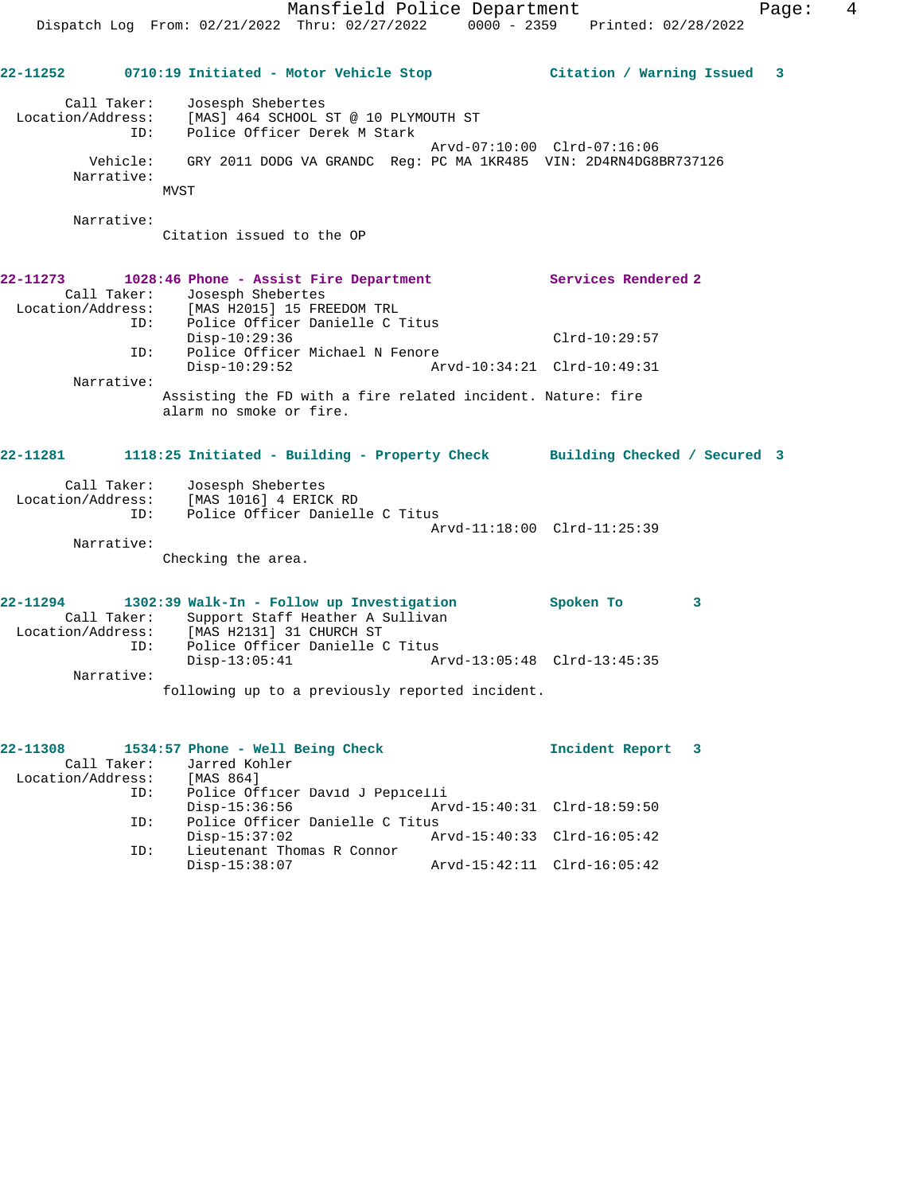**22-11252** 0710:19 Initiated - Motor Vehicle Stop — Citation / Warning Issued 3

Call Taker: Josesph Shebertes
Location/Address: [MAS] 464 SCHOOL ST @ 10 PLYMOUTH ST
ID: Police Officer Derek M Stark
Arvd-07:10:00 Clrd-07:16:06
Vehicle: GRY 2011 DODG VA GRANDC Reg: PC MA 1KR485 VIN: 2D4RN4DG8BR737126
Narrative:
MVST

Narrative:
Citation issued to the OP

**22-11273** 1028:46 Phone - Assist Fire Department — Services Rendered 2

Call Taker: Josesph Shebertes
Location/Address: [MAS H2015] 15 FREEDOM TRL
ID: Police Officer Danielle C Titus
Disp-10:29:36 Clrd-10:29:57
ID: Police Officer Michael N Fenore
Disp-10:29:52 Arvd-10:34:21 Clrd-10:49:31
Narrative:
Assisting the FD with a fire related incident. Nature: fire alarm no smoke or fire.

**22-11281** 1118:25 Initiated - Building - Property Check — Building Checked / Secured 3

Call Taker: Josesph Shebertes
Location/Address: [MAS 1016] 4 ERICK RD
ID: Police Officer Danielle C Titus
Arvd-11:18:00 Clrd-11:25:39
Narrative:
Checking the area.

**22-11294** 1302:39 Walk-In - Follow up Investigation — Spoken To 3

Call Taker: Support Staff Heather A Sullivan
Location/Address: [MAS H2131] 31 CHURCH ST
ID: Police Officer Danielle C Titus
Disp-13:05:41 Arvd-13:05:48 Clrd-13:45:35
Narrative:
following up to a previously reported incident.

**22-11308** 1534:57 Phone - Well Being Check — Incident Report 3

Call Taker: Jarred Kohler
Location/Address: [MAS 864]
ID: Police Officer David J Pepicelli
Disp-15:36:56 Arvd-15:40:31 Clrd-18:59:50
ID: Police Officer Danielle C Titus
Disp-15:37:02 Arvd-15:40:33 Clrd-16:05:42
ID: Lieutenant Thomas R Connor
Disp-15:38:07 Arvd-15:42:11 Clrd-16:05:42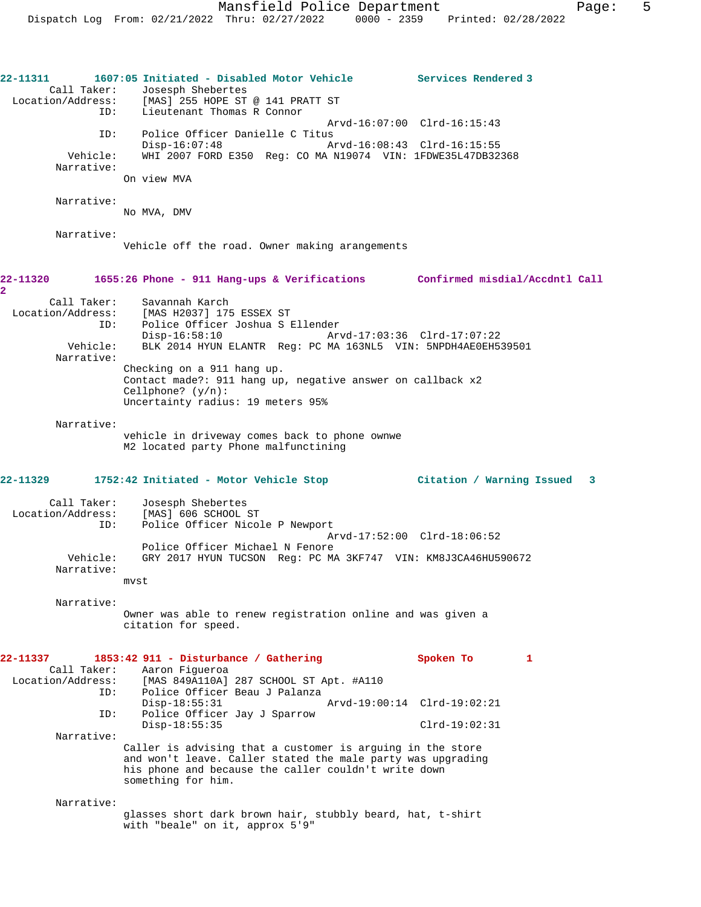**22-11311 1607:05 Initiated - Disabled Motor Vehicle — Services Rendered 3**

Call Taker: Josesph Shebertes
Location/Address: [MAS] 255 HOPE ST @ 141 PRATT ST
ID: Lieutenant Thomas R Connor
Arvd-16:07:00 Clrd-16:15:43
ID: Police Officer Danielle C Titus
Disp-16:07:48 Arvd-16:08:43 Clrd-16:15:55
Vehicle: WHI 2007 FORD E350 Reg: CO MA N19074 VIN: 1FDWE35L47DB32368
Narrative:
On view MVA

Narrative:
No MVA, DMV

Narrative:
Vehicle off the road. Owner making arangements

**22-11320 1655:26 Phone - 911 Hang-ups & Verifications — Confirmed misdial/Accdntl Call 2**

Call Taker: Savannah Karch
Location/Address: [MAS H2037] 175 ESSEX ST
ID: Police Officer Joshua S Ellender
Disp-16:58:10 Arvd-17:03:36 Clrd-17:07:22
Vehicle: BLK 2014 HYUN ELANTR Reg: PC MA 163NL5 VIN: 5NPDH4AE0EH539501
Narrative:
Checking on a 911 hang up.
Contact made?: 911 hang up, negative answer on callback x2
Cellphone? (y/n):
Uncertainty radius: 19 meters 95%

Narrative:
vehicle in driveway comes back to phone ownwe
M2 located party Phone malfunctining

**22-11329 1752:42 Initiated - Motor Vehicle Stop — Citation / Warning Issued 3**

Call Taker: Josesph Shebertes
Location/Address: [MAS] 606 SCHOOL ST
ID: Police Officer Nicole P Newport
Arvd-17:52:00 Clrd-18:06:52
Police Officer Michael N Fenore
Vehicle: GRY 2017 HYUN TUCSON Reg: PC MA 3KF747 VIN: KM8J3CA46HU590672
Narrative:
mvst

Narrative:
Owner was able to renew registration online and was given a citation for speed.

**22-11337 1853:42 911 - Disturbance / Gathering — Spoken To 1**

Call Taker: Aaron Figueroa
Location/Address: [MAS 849A110A] 287 SCHOOL ST Apt. #A110
ID: Police Officer Beau J Palanza
Disp-18:55:31 Arvd-19:00:14 Clrd-19:02:21
ID: Police Officer Jay J Sparrow
Disp-18:55:35 Clrd-19:02:31
Narrative:
Caller is advising that a customer is arguing in the store and won't leave. Caller stated the male party was upgrading his phone and because the caller couldn't write down something for him.

Narrative:
glasses short dark brown hair, stubbly beard, hat, t-shirt with "beale" on it, approx 5'9"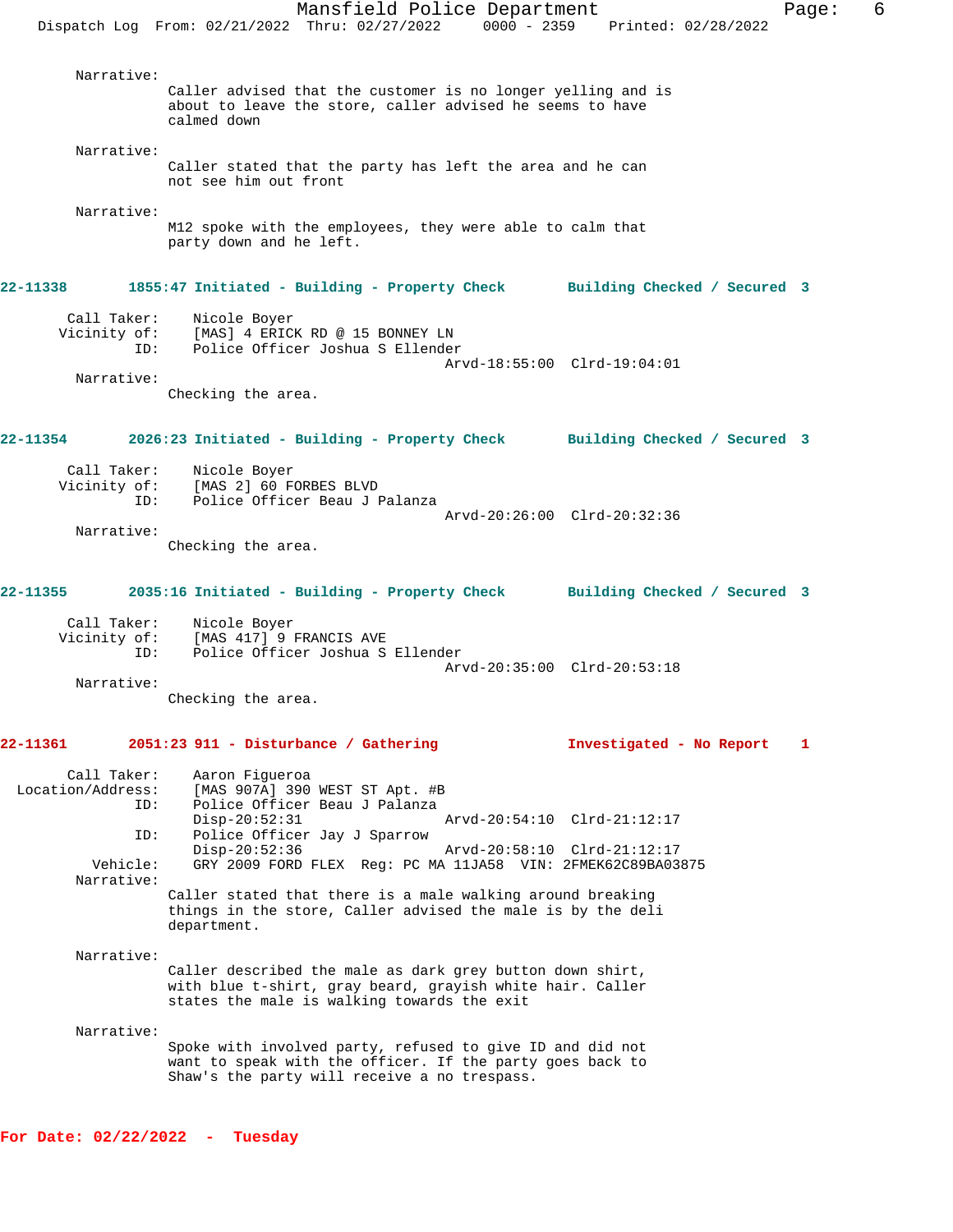Narrative:
Caller advised that the customer is no longer yelling and is about to leave the store, caller advised he seems to have calmed down

Narrative:
Caller stated that the party has left the area and he can not see him out front

Narrative:
M12 spoke with the employees, they were able to calm that party down and he left.

**22-11338 1855:47 Initiated - Building - Property Check Building Checked / Secured 3**

Call Taker: Nicole Boyer
Vicinity of: [MAS] 4 ERICK RD @ 15 BONNEY LN
ID: Police Officer Joshua S Ellender
Arvd-18:55:00 Clrd-19:04:01
Narrative:
Checking the area.

**22-11354 2026:23 Initiated - Building - Property Check Building Checked / Secured 3**

Call Taker: Nicole Boyer
Vicinity of: [MAS 2] 60 FORBES BLVD
ID: Police Officer Beau J Palanza
Arvd-20:26:00 Clrd-20:32:36
Narrative:
Checking the area.

**22-11355 2035:16 Initiated - Building - Property Check Building Checked / Secured 3**

Call Taker: Nicole Boyer
Vicinity of: [MAS 417] 9 FRANCIS AVE
ID: Police Officer Joshua S Ellender
Arvd-20:35:00 Clrd-20:53:18
Narrative:
Checking the area.

**22-11361 2051:23 911 - Disturbance / Gathering Investigated - No Report 1**

Call Taker: Aaron Figueroa
Location/Address: [MAS 907A] 390 WEST ST Apt. #B
ID: Police Officer Beau J Palanza
Disp-20:52:31 Arvd-20:54:10 Clrd-21:12:17
ID: Police Officer Jay J Sparrow
Disp-20:52:36 Arvd-20:58:10 Clrd-21:12:17
Vehicle: GRY 2009 FORD FLEX Reg: PC MA 11JA58 VIN: 2FMEK62C89BA03875
Narrative:
Caller stated that there is a male walking around breaking things in the store, Caller advised the male is by the deli department.

Narrative:
Caller described the male as dark grey button down shirt, with blue t-shirt, gray beard, grayish white hair. Caller states the male is walking towards the exit

Narrative:
Spoke with involved party, refused to give ID and did not want to speak with the officer. If the party goes back to Shaw's the party will receive a no trespass.

**For Date: 02/22/2022 - Tuesday**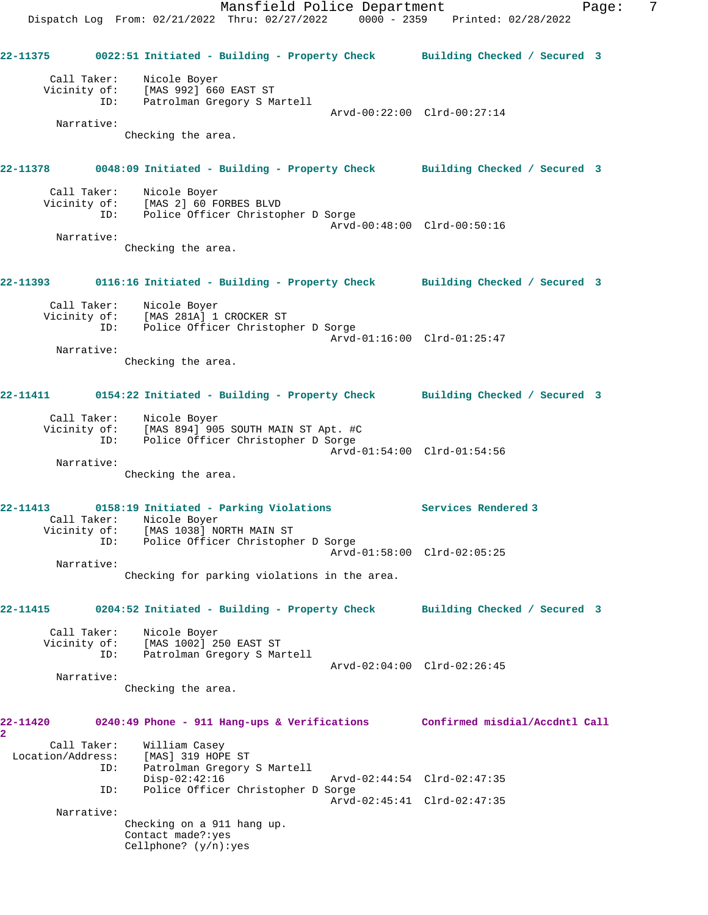22-11375 0022:51 Initiated - Building - Property Check Building Checked / Secured 3

Call Taker: Nicole Boyer
Vicinity of: [MAS 992] 660 EAST ST
ID: Patrolman Gregory S Martell
Arvd-00:22:00 Clrd-00:27:14

Narrative:
Checking the area.

22-11378 0048:09 Initiated - Building - Property Check Building Checked / Secured 3

Call Taker: Nicole Boyer
Vicinity of: [MAS 2] 60 FORBES BLVD
ID: Police Officer Christopher D Sorge
Arvd-00:48:00 Clrd-00:50:16

Narrative:
Checking the area.

22-11393 0116:16 Initiated - Building - Property Check Building Checked / Secured 3

Call Taker: Nicole Boyer
Vicinity of: [MAS 281A] 1 CROCKER ST
ID: Police Officer Christopher D Sorge
Arvd-01:16:00 Clrd-01:25:47

Narrative:
Checking the area.

22-11411 0154:22 Initiated - Building - Property Check Building Checked / Secured 3

Call Taker: Nicole Boyer
Vicinity of: [MAS 894] 905 SOUTH MAIN ST Apt. #C
ID: Police Officer Christopher D Sorge
Arvd-01:54:00 Clrd-01:54:56

Narrative:
Checking the area.

22-11413 0158:19 Initiated - Parking Violations Services Rendered 3

Call Taker: Nicole Boyer
Vicinity of: [MAS 1038] NORTH MAIN ST
ID: Police Officer Christopher D Sorge
Arvd-01:58:00 Clrd-02:05:25

Narrative:
Checking for parking violations in the area.

22-11415 0204:52 Initiated - Building - Property Check Building Checked / Secured 3

Call Taker: Nicole Boyer
Vicinity of: [MAS 1002] 250 EAST ST
ID: Patrolman Gregory S Martell
Arvd-02:04:00 Clrd-02:26:45

Narrative:
Checking the area.

22-11420 0240:49 Phone - 911 Hang-ups & Verifications Confirmed misdial/Accdntl Call 2

Call Taker: William Casey
Location/Address: [MAS] 319 HOPE ST
ID: Patrolman Gregory S Martell
Disp-02:42:16 Arvd-02:44:54 Clrd-02:47:35
ID: Police Officer Christopher D Sorge
Arvd-02:45:41 Clrd-02:47:35

Narrative:
Checking on a 911 hang up.
Contact made?:yes
Cellphone? (y/n):yes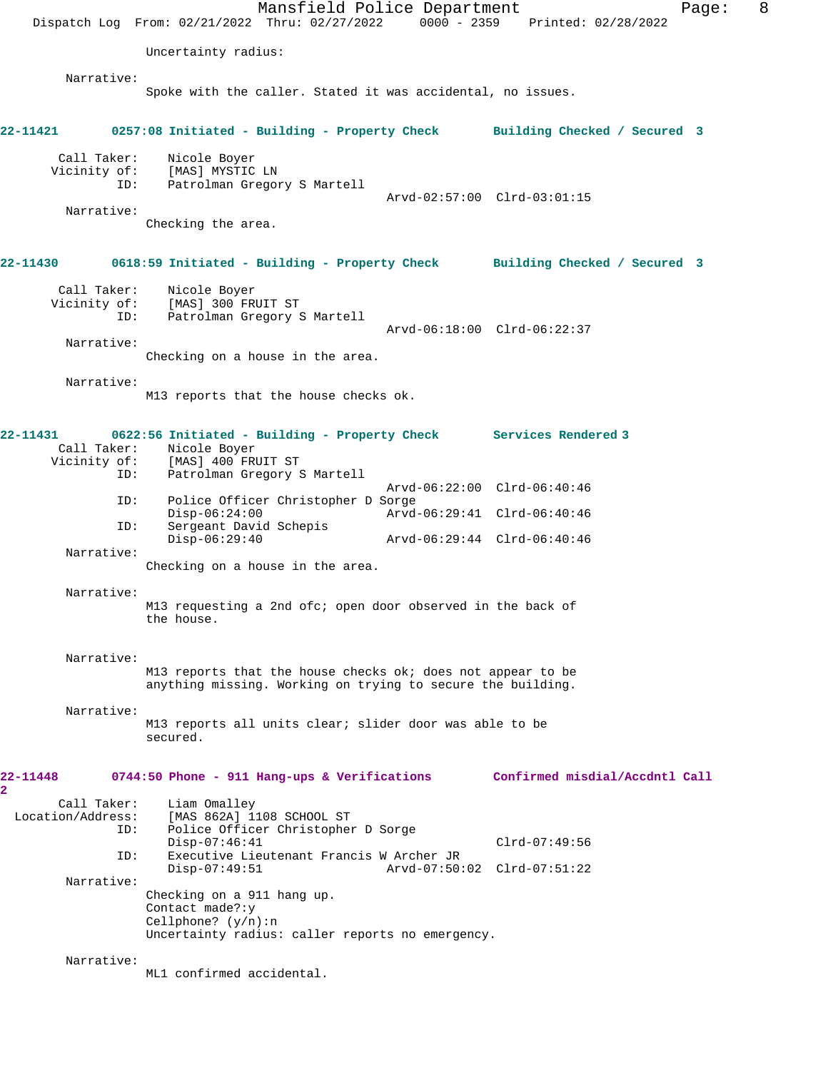Uncertainty radius:

Narrative:
Spoke with the caller. Stated it was accidental, no issues.

**22-11421 0257:08 Initiated - Building - Property Check Building Checked / Secured 3**

Call Taker: Nicole Boyer
Vicinity of: [MAS] MYSTIC LN
ID: Patrolman Gregory S Martell
Arvd-02:57:00 Clrd-03:01:15

Narrative:
Checking the area.

**22-11430 0618:59 Initiated - Building - Property Check Building Checked / Secured 3**

Call Taker: Nicole Boyer
Vicinity of: [MAS] 300 FRUIT ST
ID: Patrolman Gregory S Martell
Arvd-06:18:00 Clrd-06:22:37

Narrative:
Checking on a house in the area.

Narrative:
M13 reports that the house checks ok.

**22-11431 0622:56 Initiated - Building - Property Check Services Rendered 3**

Call Taker: Nicole Boyer
Vicinity of: [MAS] 400 FRUIT ST
ID: Patrolman Gregory S Martell
Arvd-06:22:00 Clrd-06:40:46
ID: Police Officer Christopher D Sorge
Disp-06:24:00 Arvd-06:29:41 Clrd-06:40:46
ID: Sergeant David Schepis
Disp-06:29:40 Arvd-06:29:44 Clrd-06:40:46

Narrative:
Checking on a house in the area.

Narrative:
M13 requesting a 2nd ofc; open door observed in the back of the house.

Narrative:
M13 reports that the house checks ok; does not appear to be anything missing. Working on trying to secure the building.

Narrative:
M13 reports all units clear; slider door was able to be secured.

**22-11448 0744:50 Phone - 911 Hang-ups & Verifications Confirmed misdial/Accdntl Call 2**

Call Taker: Liam Omalley
Location/Address: [MAS 862A] 1108 SCHOOL ST
ID: Police Officer Christopher D Sorge
Disp-07:46:41 Clrd-07:49:56
ID: Executive Lieutenant Francis W Archer JR
Disp-07:49:51 Arvd-07:50:02 Clrd-07:51:22

Narrative:
Checking on a 911 hang up.
Contact made?:y
Cellphone? (y/n):n
Uncertainty radius: caller reports no emergency.

Narrative:
ML1 confirmed accidental.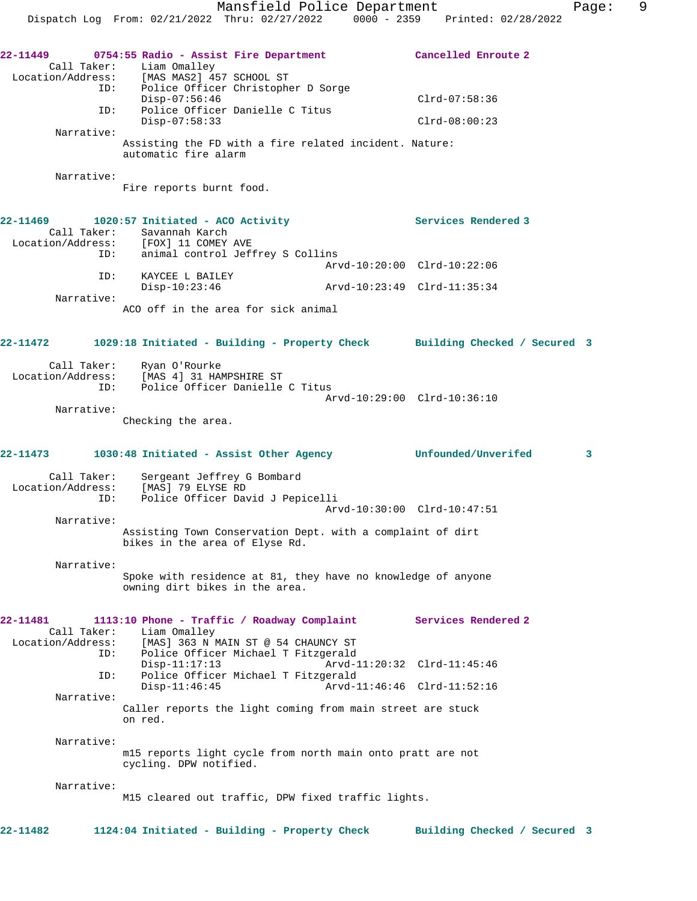**22-11449** **0754:55 Radio - Assist Fire Department** **Cancelled Enroute 2**

Call Taker: Liam Omalley
Location/Address: [MAS MAS2] 457 SCHOOL ST
ID: Police Officer Christopher D Sorge
Disp-07:56:46 Clrd-07:58:36
ID: Police Officer Danielle C Titus
Disp-07:58:33 Clrd-08:00:23

Narrative:
Assisting the FD with a fire related incident. Nature: automatic fire alarm

Narrative:
Fire reports burnt food.

**22-11469** **1020:57 Initiated - ACO Activity** **Services Rendered 3**

Call Taker: Savannah Karch
Location/Address: [FOX] 11 COMEY AVE
ID: animal control Jeffrey S Collins
Arvd-10:20:00 Clrd-10:22:06
ID: KAYCEE L BAILEY
Disp-10:23:46 Arvd-10:23:49 Clrd-11:35:34

Narrative:
ACO off in the area for sick animal

**22-11472** **1029:18 Initiated - Building - Property Check** **Building Checked / Secured 3**

Call Taker: Ryan O'Rourke
Location/Address: [MAS 4] 31 HAMPSHIRE ST
ID: Police Officer Danielle C Titus
Arvd-10:29:00 Clrd-10:36:10

Narrative:
Checking the area.

**22-11473** **1030:48 Initiated - Assist Other Agency** **Unfounded/Unverifed 3**

Call Taker: Sergeant Jeffrey G Bombard
Location/Address: [MAS] 79 ELYSE RD
ID: Police Officer David J Pepicelli
Arvd-10:30:00 Clrd-10:47:51

Narrative:
Assisting Town Conservation Dept. with a complaint of dirt bikes in the area of Elyse Rd.

Narrative:
Spoke with residence at 81, they have no knowledge of anyone owning dirt bikes in the area.

**22-11481** **1113:10 Phone - Traffic / Roadway Complaint** **Services Rendered 2**

Call Taker: Liam Omalley
Location/Address: [MAS] 363 N MAIN ST @ 54 CHAUNCY ST
ID: Police Officer Michael T Fitzgerald
Disp-11:17:13 Arvd-11:20:32 Clrd-11:45:46
ID: Police Officer Michael T Fitzgerald
Disp-11:46:45 Arvd-11:46:46 Clrd-11:52:16

Narrative:
Caller reports the light coming from main street are stuck on red.

Narrative:
m15 reports light cycle from north main onto pratt are not cycling. DPW notified.

Narrative:
M15 cleared out traffic, DPW fixed traffic lights.

**22-11482** **1124:04 Initiated - Building - Property Check** **Building Checked / Secured 3**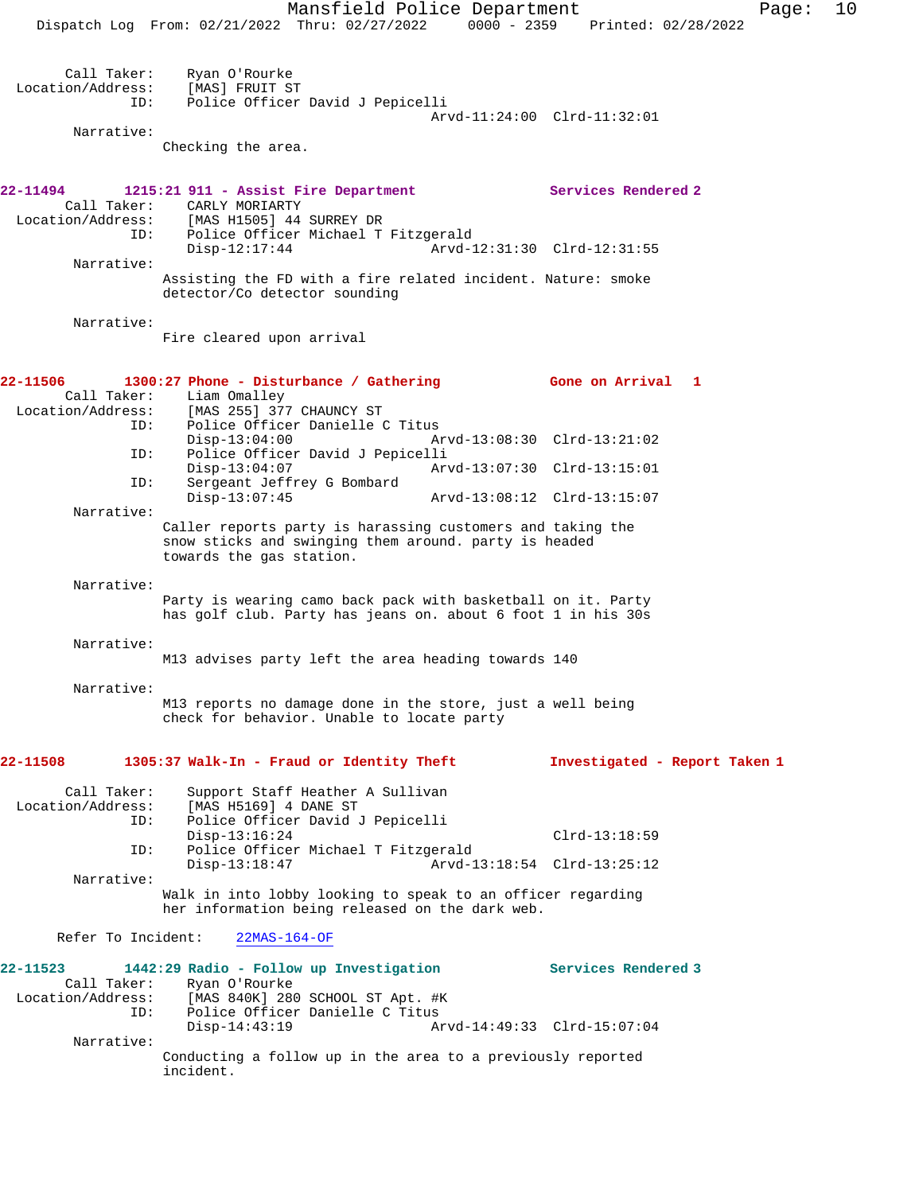Call Taker: Ryan O'Rourke
Location/Address: [MAS] FRUIT ST
ID: Police Officer David J Pepicelli
Arvd-11:24:00 Clrd-11:32:01
Narrative:
Checking the area.

**22-11494** **1215:21 911 - Assist Fire Department** **Services Rendered 2**
Call Taker: CARLY MORIARTY
Location/Address: [MAS H1505] 44 SURREY DR
ID: Police Officer Michael T Fitzgerald
Disp-12:17:44 Arvd-12:31:30 Clrd-12:31:55
Narrative:
Assisting the FD with a fire related incident. Nature: smoke detector/Co detector sounding

Narrative:
Fire cleared upon arrival

**22-11506** **1300:27 Phone - Disturbance / Gathering** **Gone on Arrival 1**
Call Taker: Liam Omalley
Location/Address: [MAS 255] 377 CHAUNCY ST
ID: Police Officer Danielle C Titus
Disp-13:04:00 Arvd-13:08:30 Clrd-13:21:02
ID: Police Officer David J Pepicelli
Disp-13:04:07 Arvd-13:07:30 Clrd-13:15:01
ID: Sergeant Jeffrey G Bombard
Disp-13:07:45 Arvd-13:08:12 Clrd-13:15:07
Narrative:
Caller reports party is harassing customers and taking the snow sticks and swinging them around. party is headed towards the gas station.

Narrative:
Party is wearing camo back pack with basketball on it. Party has golf club. Party has jeans on. about 6 foot 1 in his 30s

Narrative:
M13 advises party left the area heading towards 140

Narrative:
M13 reports no damage done in the store, just a well being check for behavior. Unable to locate party

**22-11508** **1305:37 Walk-In - Fraud or Identity Theft** **Investigated - Report Taken 1**
Call Taker: Support Staff Heather A Sullivan
Location/Address: [MAS H5169] 4 DANE ST
ID: Police Officer David J Pepicelli
Disp-13:16:24 Clrd-13:18:59
ID: Police Officer Michael T Fitzgerald
Disp-13:18:47 Arvd-13:18:54 Clrd-13:25:12
Narrative:
Walk in into lobby looking to speak to an officer regarding her information being released on the dark web.

Refer To Incident: 22MAS-164-OF

**22-11523** **1442:29 Radio - Follow up Investigation** **Services Rendered 3**
Call Taker: Ryan O'Rourke
Location/Address: [MAS 840K] 280 SCHOOL ST Apt. #K
ID: Police Officer Danielle C Titus
Disp-14:43:19 Arvd-14:49:33 Clrd-15:07:04
Narrative:
Conducting a follow up in the area to a previously reported incident.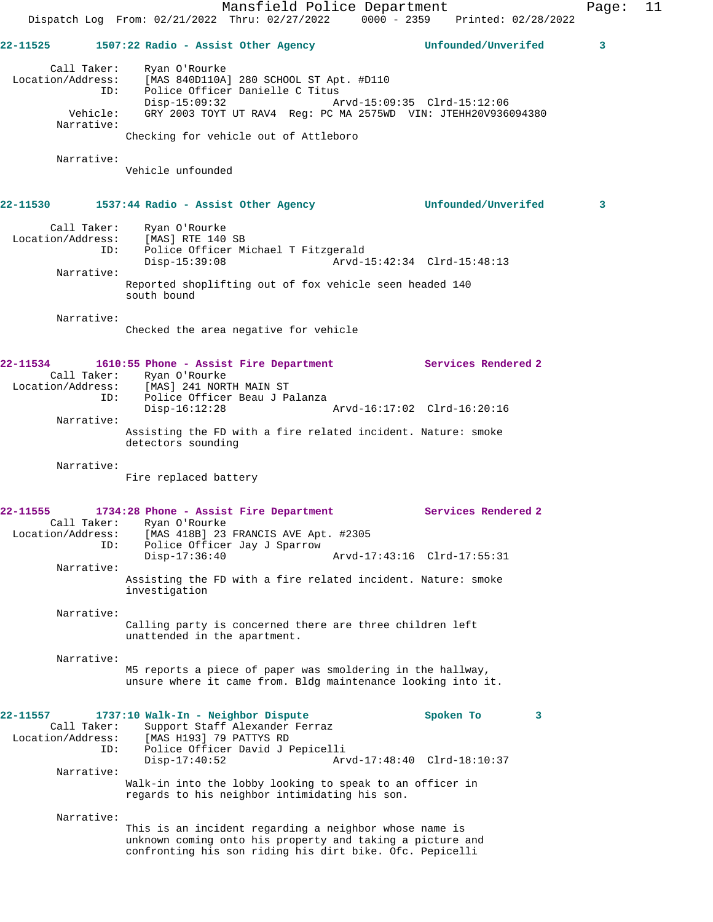**22-11525** 1507:22 Radio - Assist Other Agency — Unfounded/Unverifed 3

Call Taker: Ryan O'Rourke
Location/Address: [MAS 840D110A] 280 SCHOOL ST Apt. #D110
ID: Police Officer Danielle C Titus
Disp-15:09:32 Arvd-15:09:35 Clrd-15:12:06
Vehicle: GRY 2003 TOYT UT RAV4 Reg: PC MA 2575WD VIN: JTEHH20V936094380
Narrative:
Checking for vehicle out of Attleboro

Narrative:
Vehicle unfounded

**22-11530** 1537:44 Radio - Assist Other Agency — Unfounded/Unverifed 3

Call Taker: Ryan O'Rourke
Location/Address: [MAS] RTE 140 SB
ID: Police Officer Michael T Fitzgerald
Disp-15:39:08 Arvd-15:42:34 Clrd-15:48:13
Narrative:
Reported shoplifting out of fox vehicle seen headed 140 south bound

Narrative:
Checked the area negative for vehicle

**22-11534** 1610:55 Phone - Assist Fire Department — Services Rendered 2

Call Taker: Ryan O'Rourke
Location/Address: [MAS] 241 NORTH MAIN ST
ID: Police Officer Beau J Palanza
Disp-16:12:28 Arvd-16:17:02 Clrd-16:20:16
Narrative:
Assisting the FD with a fire related incident. Nature: smoke detectors sounding

Narrative:
Fire replaced battery

**22-11555** 1734:28 Phone - Assist Fire Department — Services Rendered 2

Call Taker: Ryan O'Rourke
Location/Address: [MAS 418B] 23 FRANCIS AVE Apt. #2305
ID: Police Officer Jay J Sparrow
Disp-17:36:40 Arvd-17:43:16 Clrd-17:55:31
Narrative:
Assisting the FD with a fire related incident. Nature: smoke investigation

Narrative:
Calling party is concerned there are three children left unattended in the apartment.

Narrative:
M5 reports a piece of paper was smoldering in the hallway, unsure where it came from. Bldg maintenance looking into it.

**22-11557** 1737:10 Walk-In - Neighbor Dispute — Spoken To 3

Call Taker: Support Staff Alexander Ferraz
Location/Address: [MAS H193] 79 PATTYS RD
ID: Police Officer David J Pepicelli
Disp-17:40:52 Arvd-17:48:40 Clrd-18:10:37
Narrative:
Walk-in into the lobby looking to speak to an officer in regards to his neighbor intimidating his son.

Narrative:
This is an incident regarding a neighbor whose name is unknown coming onto his property and taking a picture and confronting his son riding his dirt bike. Ofc. Pepicelli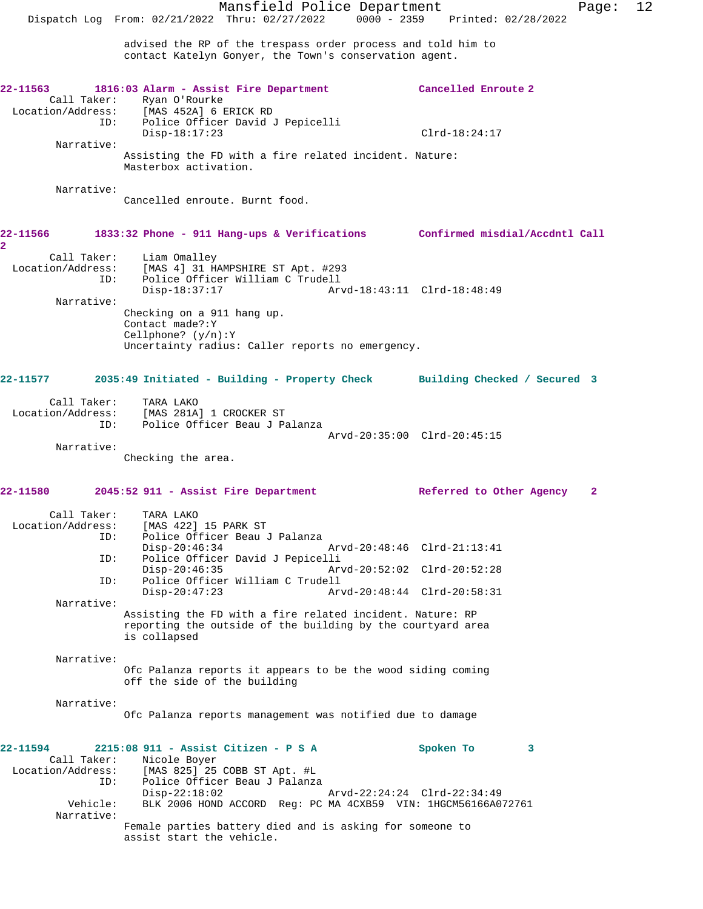advised the RP of the trespass order process and told him to contact Katelyn Gonyer, the Town's conservation agent.

**22-11563 1816:03 Alarm - Assist Fire Department — Cancelled Enroute 2**

Call Taker: Ryan O'Rourke
Location/Address: [MAS 452A] 6 ERICK RD
ID: Police Officer David J Pepicelli
Disp-18:17:23 Clrd-18:24:17

Narrative:
Assisting the FD with a fire related incident. Nature: Masterbox activation.

Narrative:
Cancelled enroute. Burnt food.

**22-11566 1833:32 Phone - 911 Hang-ups & Verifications — Confirmed misdial/Accdntl Call 2**

Call Taker: Liam Omalley
Location/Address: [MAS 4] 31 HAMPSHIRE ST Apt. #293
ID: Police Officer William C Trudell
Disp-18:37:17 Arvd-18:43:11 Clrd-18:48:49

Narrative:
Checking on a 911 hang up.
Contact made?:Y
Cellphone? (y/n):Y
Uncertainty radius: Caller reports no emergency.

**22-11577 2035:49 Initiated - Building - Property Check — Building Checked / Secured 3**

Call Taker: TARA LAKO
Location/Address: [MAS 281A] 1 CROCKER ST
ID: Police Officer Beau J Palanza
Arvd-20:35:00 Clrd-20:45:15

Narrative:
Checking the area.

**22-11580 2045:52 911 - Assist Fire Department — Referred to Other Agency 2**

Call Taker: TARA LAKO
Location/Address: [MAS 422] 15 PARK ST
ID: Police Officer Beau J Palanza
Disp-20:46:34 Arvd-20:48:46 Clrd-21:13:41
ID: Police Officer David J Pepicelli
Disp-20:46:35 Arvd-20:52:02 Clrd-20:52:28
ID: Police Officer William C Trudell
Disp-20:47:23 Arvd-20:48:44 Clrd-20:58:31

Narrative:
Assisting the FD with a fire related incident. Nature: RP reporting the outside of the building by the courtyard area is collapsed

Narrative:
Ofc Palanza reports it appears to be the wood siding coming off the side of the building

Narrative:
Ofc Palanza reports management was notified due to damage

**22-11594 2215:08 911 - Assist Citizen - P S A — Spoken To 3**

Call Taker: Nicole Boyer
Location/Address: [MAS 825] 25 COBB ST Apt. #L
ID: Police Officer Beau J Palanza
Disp-22:18:02 Arvd-22:24:24 Clrd-22:34:49
Vehicle: BLK 2006 HOND ACCORD Reg: PC MA 4CXB59 VIN: 1HGCM56166A072761

Narrative:
Female parties battery died and is asking for someone to assist start the vehicle.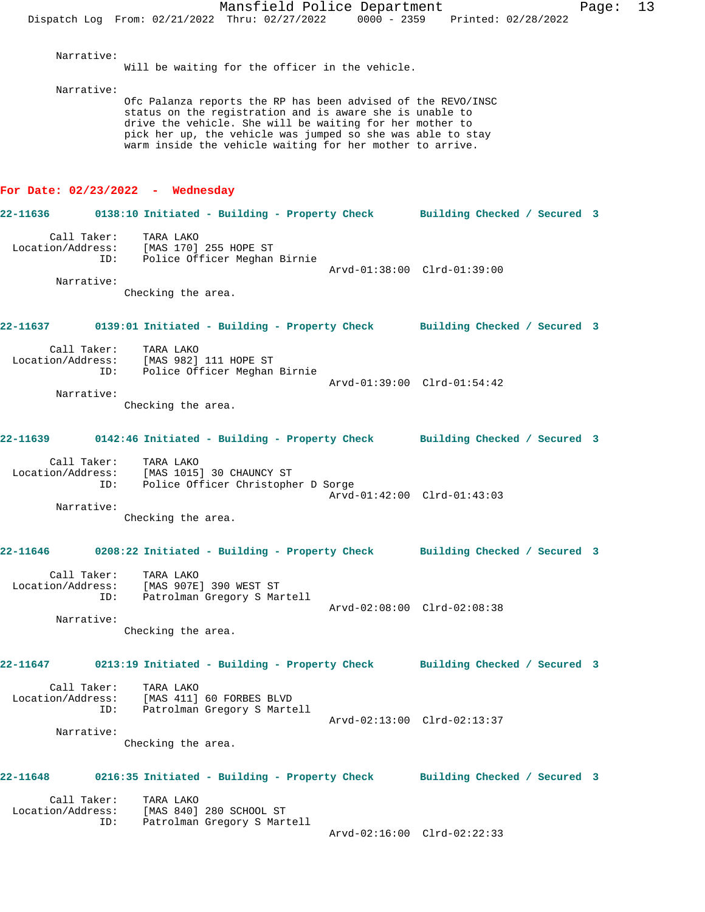Narrative:

Will be waiting for the officer in the vehicle.

Narrative:

Ofc Palanza reports the RP has been advised of the REVO/INSC status on the registration and is aware she is unable to drive the vehicle. She will be waiting for her mother to pick her up, the vehicle was jumped so she was able to stay warm inside the vehicle waiting for her mother to arrive.

## For Date: 02/23/2022 - Wednesday

**22-11636** 0138:10 Initiated - Building - Property Check **Building Checked / Secured 3**

Call Taker: TARA LAKO
Location/Address: [MAS 170] 255 HOPE ST
ID: Police Officer Meghan Birnie
Arvd-01:38:00 Clrd-01:39:00

Narrative:

Checking the area.

**22-11637** 0139:01 Initiated - Building - Property Check **Building Checked / Secured 3**

Call Taker: TARA LAKO
Location/Address: [MAS 982] 111 HOPE ST
ID: Police Officer Meghan Birnie
Arvd-01:39:00 Clrd-01:54:42

Narrative:

Checking the area.

**22-11639** 0142:46 Initiated - Building - Property Check **Building Checked / Secured 3**

Call Taker: TARA LAKO
Location/Address: [MAS 1015] 30 CHAUNCY ST
ID: Police Officer Christopher D Sorge
Arvd-01:42:00 Clrd-01:43:03

Narrative:

Checking the area.

**22-11646** 0208:22 Initiated - Building - Property Check **Building Checked / Secured 3**

Call Taker: TARA LAKO
Location/Address: [MAS 907E] 390 WEST ST
ID: Patrolman Gregory S Martell
Arvd-02:08:00 Clrd-02:08:38

Narrative:

Checking the area.

**22-11647** 0213:19 Initiated - Building - Property Check **Building Checked / Secured 3**

Call Taker: TARA LAKO
Location/Address: [MAS 411] 60 FORBES BLVD
ID: Patrolman Gregory S Martell
Arvd-02:13:00 Clrd-02:13:37

Narrative:

Checking the area.

**22-11648** 0216:35 Initiated - Building - Property Check **Building Checked / Secured 3**

Call Taker: TARA LAKO
Location/Address: [MAS 840] 280 SCHOOL ST
ID: Patrolman Gregory S Martell
Arvd-02:16:00 Clrd-02:22:33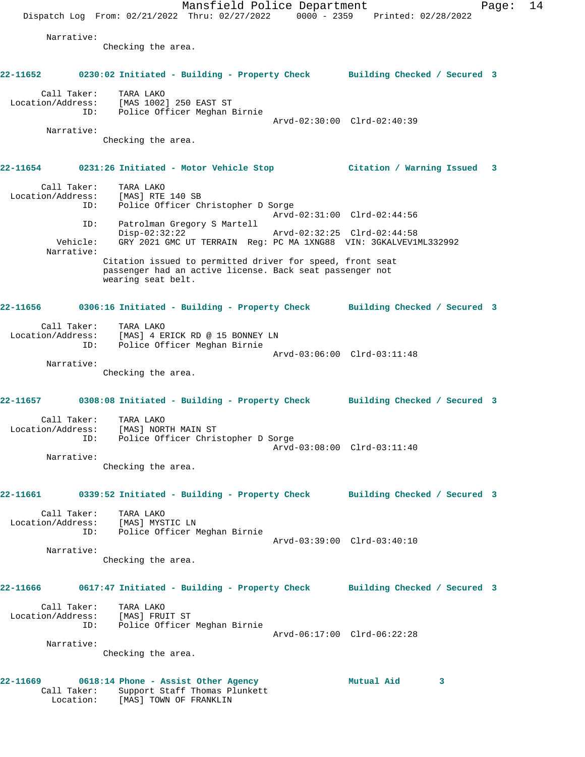Narrative:
Checking the area.

**22-11652 0230:02 Initiated - Building - Property Check Building Checked / Secured 3**

Call Taker: TARA LAKO
Location/Address: [MAS 1002] 250 EAST ST
ID: Police Officer Meghan Birnie
Arvd-02:30:00 Clrd-02:40:39
Narrative:
Checking the area.

**22-11654 0231:26 Initiated - Motor Vehicle Stop Citation / Warning Issued 3**

Call Taker: TARA LAKO
Location/Address: [MAS] RTE 140 SB
ID: Police Officer Christopher D Sorge
Arvd-02:31:00 Clrd-02:44:56
ID: Patrolman Gregory S Martell
Disp-02:32:22 Arvd-02:32:25 Clrd-02:44:58
Vehicle: GRY 2021 GMC UT TERRAIN Reg: PC MA 1XNG88 VIN: 3GKALVEV1ML332992
Narrative:
Citation issued to permitted driver for speed, front seat passenger had an active license. Back seat passenger not wearing seat belt.

**22-11656 0306:16 Initiated - Building - Property Check Building Checked / Secured 3**

Call Taker: TARA LAKO
Location/Address: [MAS] 4 ERICK RD @ 15 BONNEY LN
ID: Police Officer Meghan Birnie
Arvd-03:06:00 Clrd-03:11:48
Narrative:
Checking the area.

**22-11657 0308:08 Initiated - Building - Property Check Building Checked / Secured 3**

Call Taker: TARA LAKO
Location/Address: [MAS] NORTH MAIN ST
ID: Police Officer Christopher D Sorge
Arvd-03:08:00 Clrd-03:11:40
Narrative:
Checking the area.

**22-11661 0339:52 Initiated - Building - Property Check Building Checked / Secured 3**

Call Taker: TARA LAKO
Location/Address: [MAS] MYSTIC LN
ID: Police Officer Meghan Birnie
Arvd-03:39:00 Clrd-03:40:10
Narrative:
Checking the area.

**22-11666 0617:47 Initiated - Building - Property Check Building Checked / Secured 3**

Call Taker: TARA LAKO
Location/Address: [MAS] FRUIT ST
ID: Police Officer Meghan Birnie
Arvd-06:17:00 Clrd-06:22:28
Narrative:
Checking the area.

**22-11669 0618:14 Phone - Assist Other Agency Mutual Aid 3**
Call Taker: Support Staff Thomas Plunkett
Location: [MAS] TOWN OF FRANKLIN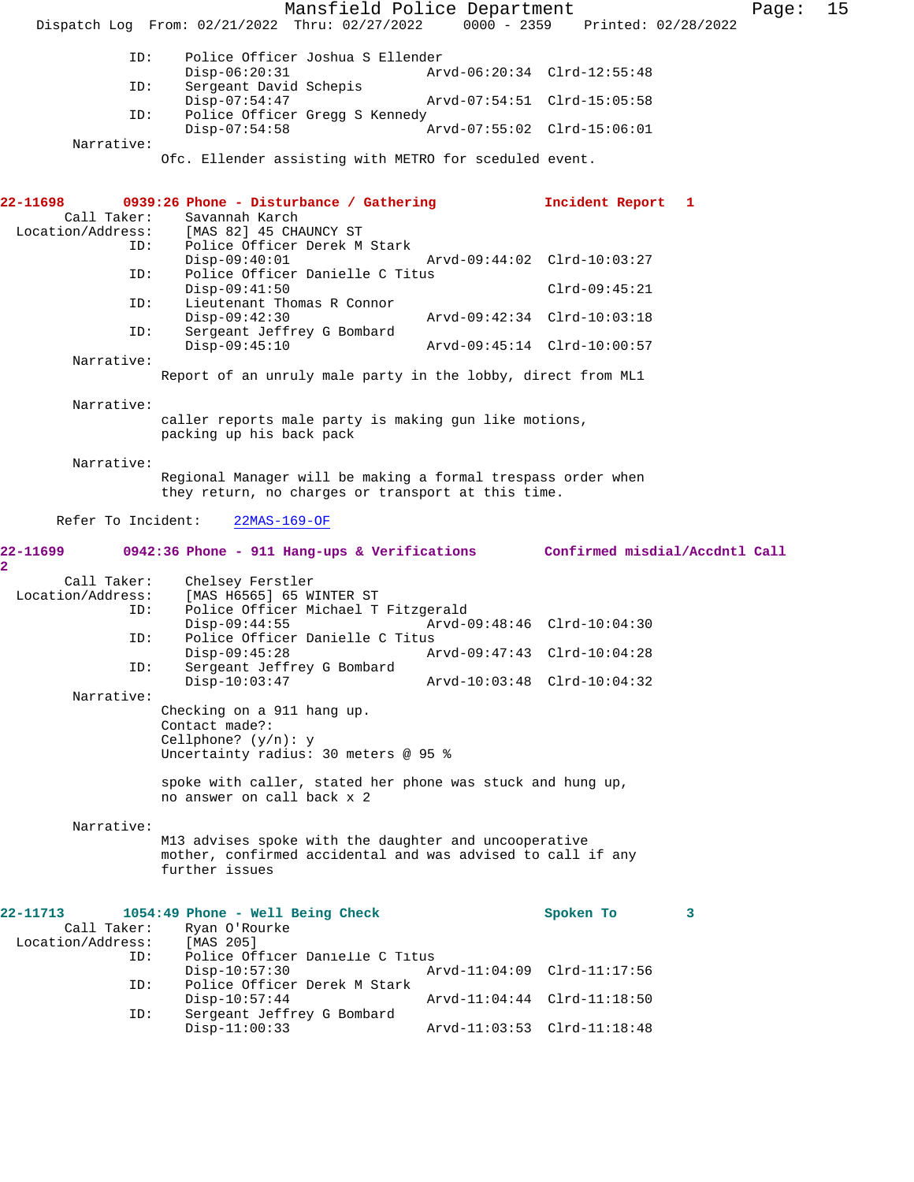ID: Police Officer Joshua S Ellender
Disp-06:20:31 Arvd-06:20:34 Clrd-12:55:48
ID: Sergeant David Schepis
Disp-07:54:47 Arvd-07:54:51 Clrd-15:05:58
ID: Police Officer Gregg S Kennedy
Disp-07:54:58 Arvd-07:55:02 Clrd-15:06:01
Narrative:
Ofc. Ellender assisting with METRO for sceduled event.

**22-11698 0939:26 Phone - Disturbance / Gathering Incident Report 1**

Call Taker: Savannah Karch
Location/Address: [MAS 82] 45 CHAUNCY ST
ID: Police Officer Derek M Stark
Disp-09:40:01 Arvd-09:44:02 Clrd-10:03:27
ID: Police Officer Danielle C Titus
Disp-09:41:50 Clrd-09:45:21
ID: Lieutenant Thomas R Connor
Disp-09:42:30 Arvd-09:42:34 Clrd-10:03:18
ID: Sergeant Jeffrey G Bombard
Disp-09:45:10 Arvd-09:45:14 Clrd-10:00:57
Narrative:
Report of an unruly male party in the lobby, direct from ML1

Narrative:
caller reports male party is making gun like motions, packing up his back pack

Narrative:
Regional Manager will be making a formal trespass order when they return, no charges or transport at this time.

Refer To Incident: 22MAS-169-OF

**22-11699 0942:36 Phone - 911 Hang-ups & Verifications Confirmed misdial/Accdntl Call 2**

Call Taker: Chelsey Ferstler
Location/Address: [MAS H6565] 65 WINTER ST
ID: Police Officer Michael T Fitzgerald
Disp-09:44:55 Arvd-09:48:46 Clrd-10:04:30
ID: Police Officer Danielle C Titus
Disp-09:45:28 Arvd-09:47:43 Clrd-10:04:28
ID: Sergeant Jeffrey G Bombard
Disp-10:03:47 Arvd-10:03:48 Clrd-10:04:32
Narrative:
Checking on a 911 hang up.
Contact made?:
Cellphone? (y/n): y
Uncertainty radius: 30 meters @ 95 %

spoke with caller, stated her phone was stuck and hung up, no answer on call back x 2

Narrative:
M13 advises spoke with the daughter and uncooperative mother, confirmed accidental and was advised to call if any further issues

**22-11713 1054:49 Phone - Well Being Check Spoken To 3**

Call Taker: Ryan O'Rourke
Location/Address: [MAS 205]
ID: Police Officer Danielle C Titus
Disp-10:57:30 Arvd-11:04:09 Clrd-11:17:56
ID: Police Officer Derek M Stark
Disp-10:57:44 Arvd-11:04:44 Clrd-11:18:50
ID: Sergeant Jeffrey G Bombard
Disp-11:00:33 Arvd-11:03:53 Clrd-11:18:48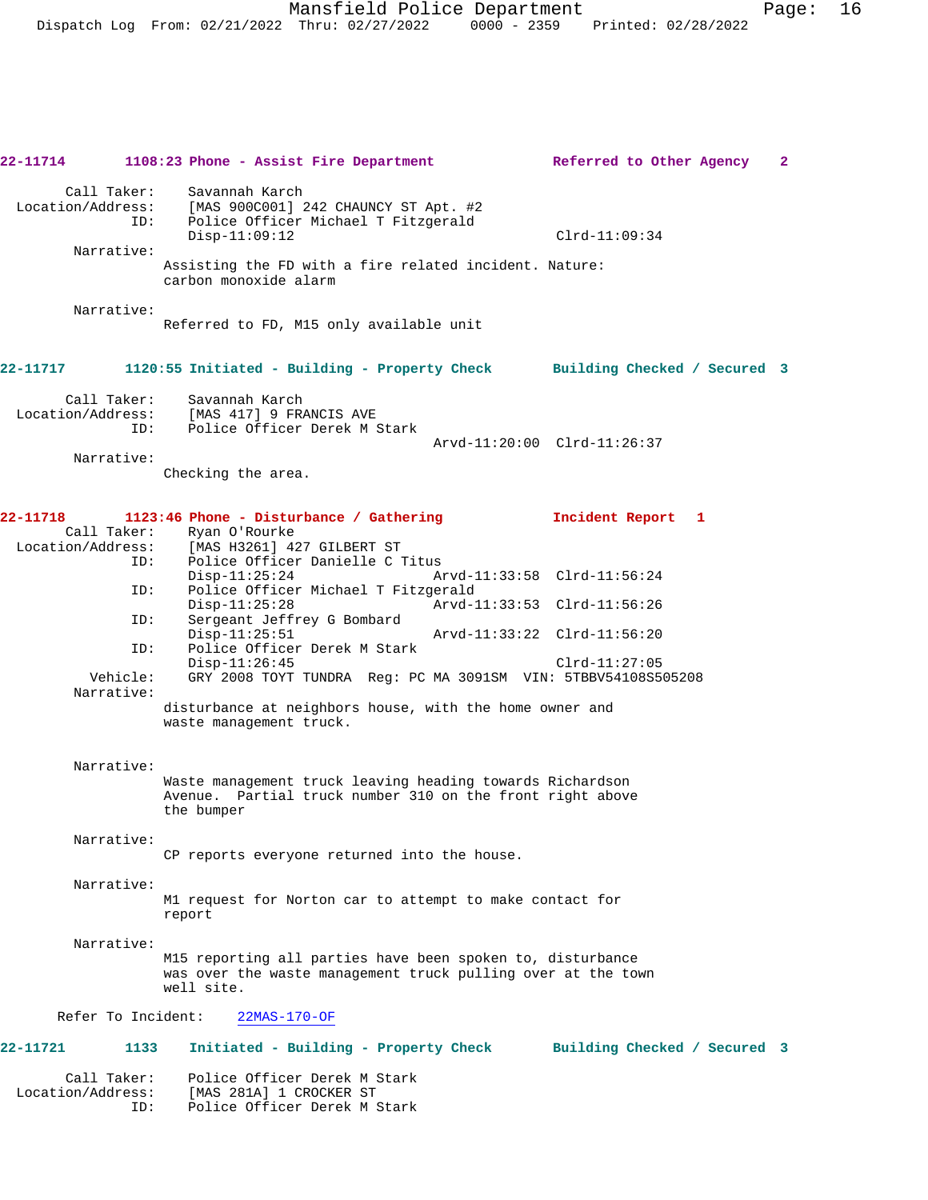**22-11714 1108:23 Phone - Assist Fire Department — Referred to Other Agency 2**

Call Taker: Savannah Karch
Location/Address: [MAS 900C001] 242 CHAUNCY ST Apt. #2
ID: Police Officer Michael T Fitzgerald
Disp-11:09:12 Clrd-11:09:34

Narrative:
Assisting the FD with a fire related incident. Nature: carbon monoxide alarm

Narrative:
Referred to FD, M15 only available unit

**22-11717 1120:55 Initiated - Building - Property Check — Building Checked / Secured 3**

Call Taker: Savannah Karch
Location/Address: [MAS 417] 9 FRANCIS AVE
ID: Police Officer Derek M Stark
Arvd-11:20:00 Clrd-11:26:37

Narrative:
Checking the area.

**22-11718 1123:46 Phone - Disturbance / Gathering — Incident Report 1**

Call Taker: Ryan O'Rourke
Location/Address: [MAS H3261] 427 GILBERT ST
ID: Police Officer Danielle C Titus
Disp-11:25:24 Arvd-11:33:58 Clrd-11:56:24
ID: Police Officer Michael T Fitzgerald
Disp-11:25:28 Arvd-11:33:53 Clrd-11:56:26
ID: Sergeant Jeffrey G Bombard
Disp-11:25:51 Arvd-11:33:22 Clrd-11:56:20
ID: Police Officer Derek M Stark
Disp-11:26:45 Clrd-11:27:05
Vehicle: GRY 2008 TOYT TUNDRA Reg: PC MA 3091SM VIN: 5TBBV54108S505208

Narrative:
disturbance at neighbors house, with the home owner and waste management truck.

Narrative:
Waste management truck leaving heading towards Richardson Avenue. Partial truck number 310 on the front right above the bumper

Narrative:
CP reports everyone returned into the house.

Narrative:
M1 request for Norton car to attempt to make contact for report

Narrative:
M15 reporting all parties have been spoken to, disturbance was over the waste management truck pulling over at the town well site.

Refer To Incident: 22MAS-170-OF

**22-11721 1133 Initiated - Building - Property Check — Building Checked / Secured 3**

Call Taker: Police Officer Derek M Stark
Location/Address: [MAS 281A] 1 CROCKER ST
ID: Police Officer Derek M Stark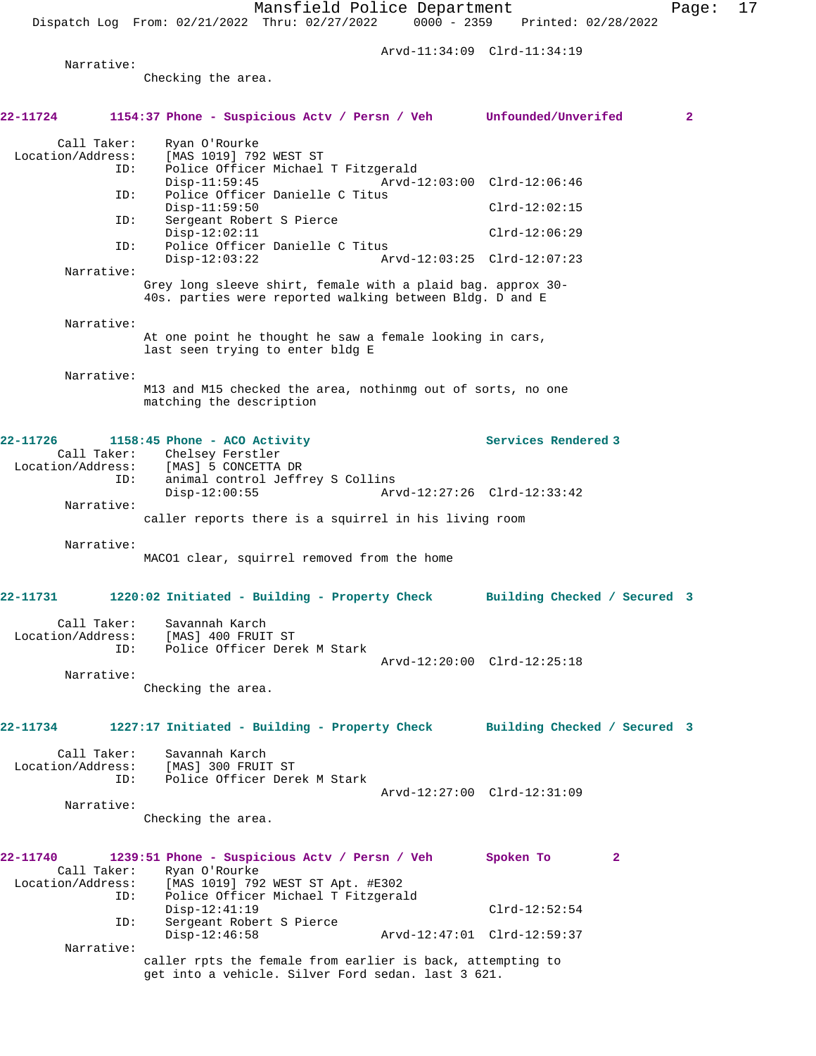Arvd-11:34:09 Clrd-11:34:19

Narrative:
Checking the area.

**22-11724 1154:37 Phone - Suspicious Actv / Persn / Veh Unfounded/Unverifed 2**

Call Taker: Ryan O'Rourke
Location/Address: [MAS 1019] 792 WEST ST
ID: Police Officer Michael T Fitzgerald
Disp-11:59:45 Arvd-12:03:00 Clrd-12:06:46
ID: Police Officer Danielle C Titus
Disp-11:59:50 Clrd-12:02:15
ID: Sergeant Robert S Pierce
Disp-12:02:11 Clrd-12:06:29
ID: Police Officer Danielle C Titus
Disp-12:03:22 Arvd-12:03:25 Clrd-12:07:23

Narrative:
Grey long sleeve shirt, female with a plaid bag. approx 30-40s. parties were reported walking between Bldg. D and E

Narrative:
At one point he thought he saw a female looking in cars, last seen trying to enter bldg E

Narrative:
M13 and M15 checked the area, nothinmg out of sorts, no one matching the description

**22-11726 1158:45 Phone - ACO Activity Services Rendered 3**

Call Taker: Chelsey Ferstler
Location/Address: [MAS] 5 CONCETTA DR
ID: animal control Jeffrey S Collins
Disp-12:00:55 Arvd-12:27:26 Clrd-12:33:42

Narrative:
caller reports there is a squirrel in his living room

Narrative:
MACO1 clear, squirrel removed from the home

**22-11731 1220:02 Initiated - Building - Property Check Building Checked / Secured 3**

Call Taker: Savannah Karch
Location/Address: [MAS] 400 FRUIT ST
ID: Police Officer Derek M Stark
Arvd-12:20:00 Clrd-12:25:18

Narrative:
Checking the area.

**22-11734 1227:17 Initiated - Building - Property Check Building Checked / Secured 3**

Call Taker: Savannah Karch
Location/Address: [MAS] 300 FRUIT ST
ID: Police Officer Derek M Stark
Arvd-12:27:00 Clrd-12:31:09

Narrative:
Checking the area.

**22-11740 1239:51 Phone - Suspicious Actv / Persn / Veh Spoken To 2**

Call Taker: Ryan O'Rourke
Location/Address: [MAS 1019] 792 WEST ST Apt. #E302
ID: Police Officer Michael T Fitzgerald
Disp-12:41:19 Clrd-12:52:54
ID: Sergeant Robert S Pierce
Disp-12:46:58 Arvd-12:47:01 Clrd-12:59:37

Narrative:
caller rpts the female from earlier is back, attempting to get into a vehicle. Silver Ford sedan. last 3 621.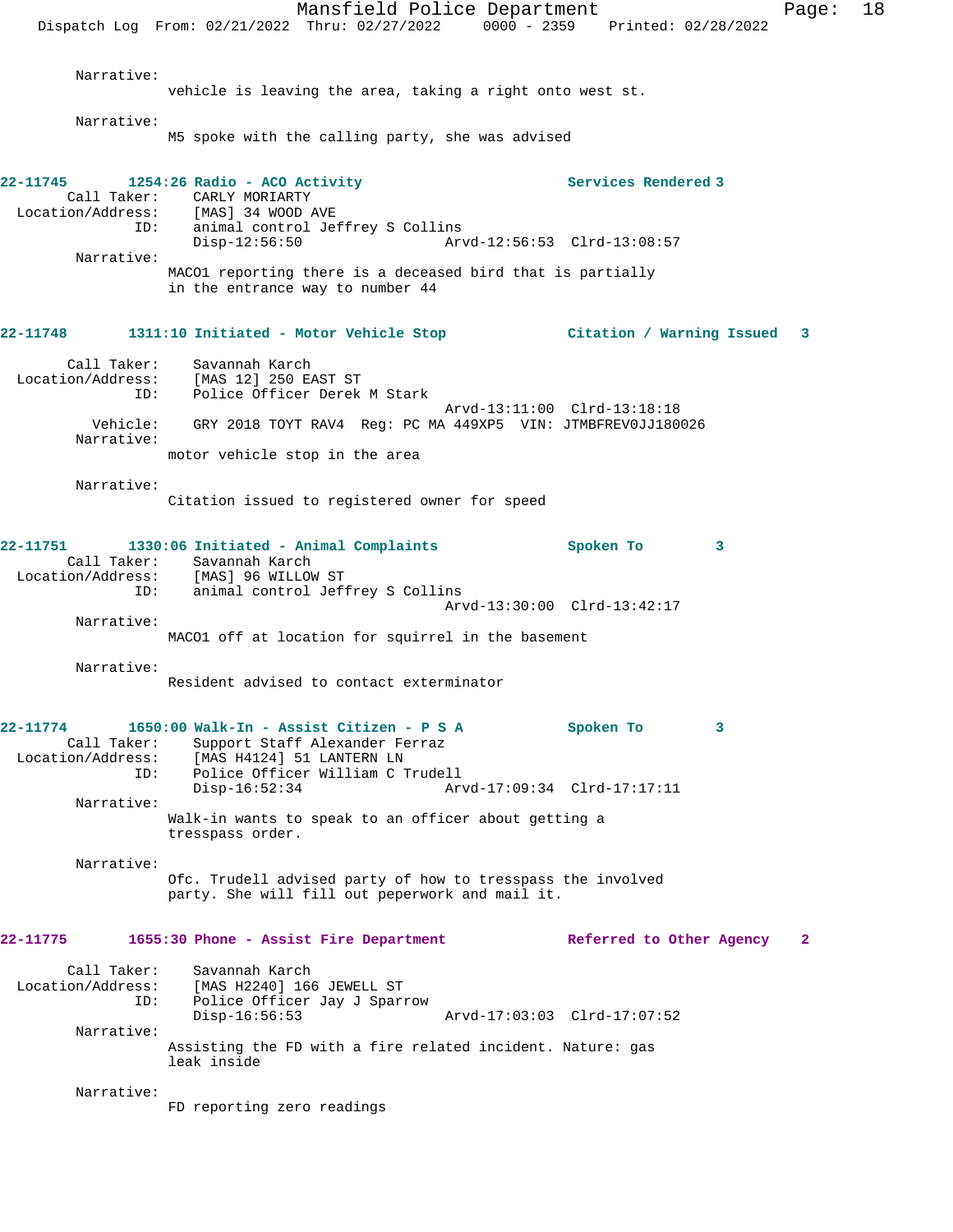Narrative:
vehicle is leaving the area, taking a right onto west st.

Narrative:
M5 spoke with the calling party, she was advised

**22-11745 1254:26 Radio - ACO Activity** — **Services Rendered 3**

Call Taker: CARLY MORIARTY
Location/Address: [MAS] 34 WOOD AVE
ID: animal control Jeffrey S Collins
Disp-12:56:50 Arvd-12:56:53 Clrd-13:08:57

Narrative:
MACO1 reporting there is a deceased bird that is partially in the entrance way to number 44

**22-11748 1311:10 Initiated - Motor Vehicle Stop** — **Citation / Warning Issued 3**

Call Taker: Savannah Karch
Location/Address: [MAS 12] 250 EAST ST
ID: Police Officer Derek M Stark
Arvd-13:11:00 Clrd-13:18:18
Vehicle: GRY 2018 TOYT RAV4 Reg: PC MA 449XP5 VIN: JTMBFREV0JJ180026

Narrative:
motor vehicle stop in the area

Narrative:
Citation issued to registered owner for speed

**22-11751 1330:06 Initiated - Animal Complaints** — **Spoken To 3**

Call Taker: Savannah Karch
Location/Address: [MAS] 96 WILLOW ST
ID: animal control Jeffrey S Collins
Arvd-13:30:00 Clrd-13:42:17

Narrative:
MACO1 off at location for squirrel in the basement

Narrative:
Resident advised to contact exterminator

**22-11774 1650:00 Walk-In - Assist Citizen - P S A** — **Spoken To 3**

Call Taker: Support Staff Alexander Ferraz
Location/Address: [MAS H4124] 51 LANTERN LN
ID: Police Officer William C Trudell
Disp-16:52:34 Arvd-17:09:34 Clrd-17:17:11

Narrative:
Walk-in wants to speak to an officer about getting a tresspass order.

Narrative:
Ofc. Trudell advised party of how to tresspass the involved party. She will fill out peperwork and mail it.

**22-11775 1655:30 Phone - Assist Fire Department** — **Referred to Other Agency 2**

Call Taker: Savannah Karch
Location/Address: [MAS H2240] 166 JEWELL ST
ID: Police Officer Jay J Sparrow
Disp-16:56:53 Arvd-17:03:03 Clrd-17:07:52

Narrative:
Assisting the FD with a fire related incident. Nature: gas leak inside

Narrative:
FD reporting zero readings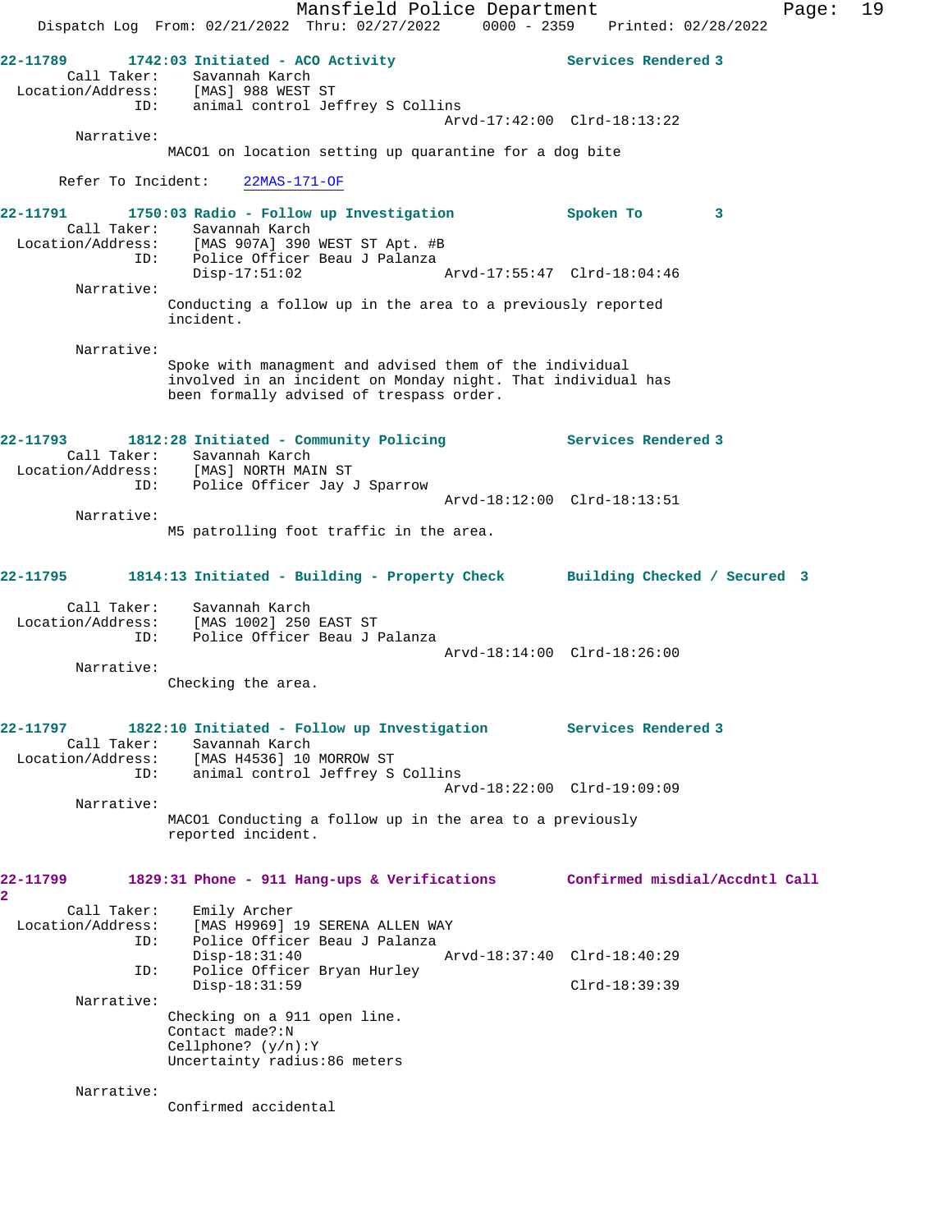22-11789 1742:03 Initiated - ACO Activity Services Rendered 3
Call Taker: Savannah Karch
Location/Address: [MAS] 988 WEST ST
ID: animal control Jeffrey S Collins
Arvd-17:42:00 Clrd-18:13:22
Narrative:
MACO1 on location setting up quarantine for a dog bite

Refer To Incident: 22MAS-171-OF

22-11791 1750:03 Radio - Follow up Investigation Spoken To 3
Call Taker: Savannah Karch
Location/Address: [MAS 907A] 390 WEST ST Apt. #B
ID: Police Officer Beau J Palanza
Disp-17:51:02 Arvd-17:55:47 Clrd-18:04:46
Narrative:
Conducting a follow up in the area to a previously reported incident.

Narrative:
Spoke with managment and advised them of the individual involved in an incident on Monday night. That individual has been formally advised of trespass order.

22-11793 1812:28 Initiated - Community Policing Services Rendered 3
Call Taker: Savannah Karch
Location/Address: [MAS] NORTH MAIN ST
ID: Police Officer Jay J Sparrow
Arvd-18:12:00 Clrd-18:13:51
Narrative:
M5 patrolling foot traffic in the area.

22-11795 1814:13 Initiated - Building - Property Check Building Checked / Secured 3
Call Taker: Savannah Karch
Location/Address: [MAS 1002] 250 EAST ST
ID: Police Officer Beau J Palanza
Arvd-18:14:00 Clrd-18:26:00
Narrative:
Checking the area.

22-11797 1822:10 Initiated - Follow up Investigation Services Rendered 3
Call Taker: Savannah Karch
Location/Address: [MAS H4536] 10 MORROW ST
ID: animal control Jeffrey S Collins
Arvd-18:22:00 Clrd-19:09:09
Narrative:
MACO1 Conducting a follow up in the area to a previously reported incident.

22-11799 1829:31 Phone - 911 Hang-ups & Verifications Confirmed misdial/Accdntl Call 2
Call Taker: Emily Archer
Location/Address: [MAS H9969] 19 SERENA ALLEN WAY
ID: Police Officer Beau J Palanza
Disp-18:31:40 Arvd-18:37:40 Clrd-18:40:29
ID: Police Officer Bryan Hurley
Disp-18:31:59 Clrd-18:39:39
Narrative:
Checking on a 911 open line.
Contact made?:N
Cellphone? (y/n):Y
Uncertainty radius:86 meters

Narrative:
Confirmed accidental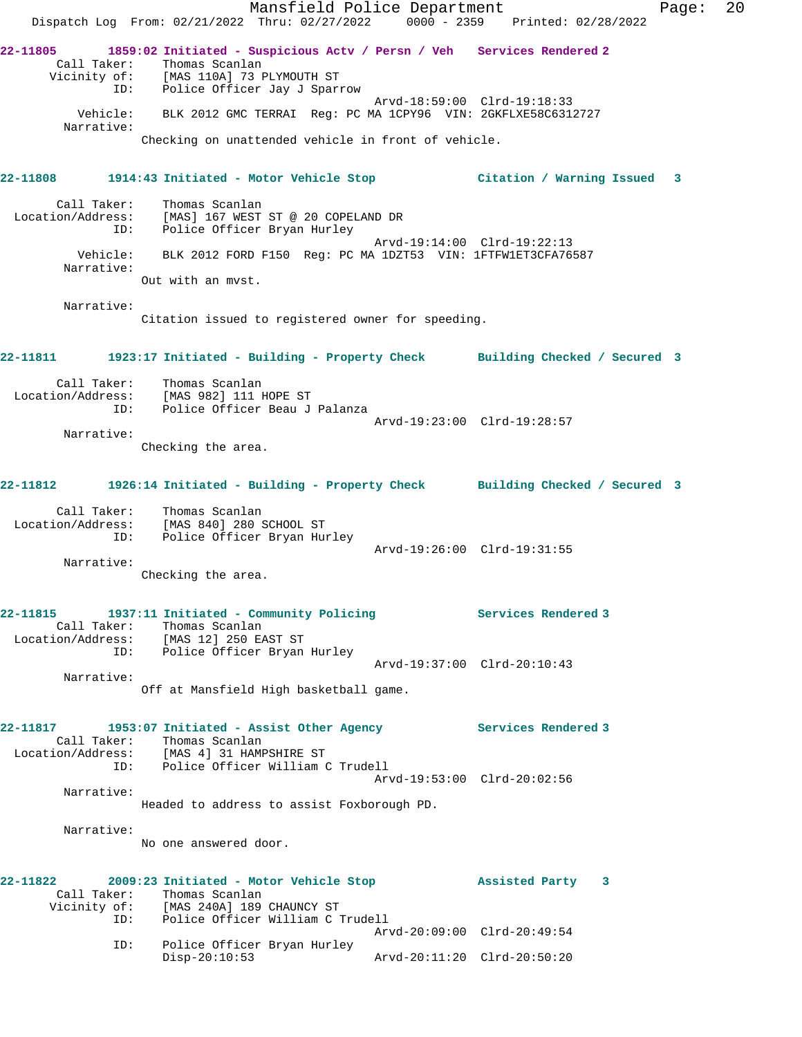**22-11805** **1859:02 Initiated - Suspicious Actv / Persn / Veh** **Services Rendered 2**

Call Taker: Thomas Scanlan
Vicinity of: [MAS 110A] 73 PLYMOUTH ST
ID: Police Officer Jay J Sparrow
Arvd-18:59:00 Clrd-19:18:33
Vehicle: BLK 2012 GMC TERRAI Reg: PC MA 1CPY96 VIN: 2GKFLXE58C6312727
Narrative:
Checking on unattended vehicle in front of vehicle.

**22-11808** **1914:43 Initiated - Motor Vehicle Stop** **Citation / Warning Issued 3**

Call Taker: Thomas Scanlan
Location/Address: [MAS] 167 WEST ST @ 20 COPELAND DR
ID: Police Officer Bryan Hurley
Arvd-19:14:00 Clrd-19:22:13
Vehicle: BLK 2012 FORD F150 Reg: PC MA 1DZT53 VIN: 1FTFW1ET3CFA76587
Narrative:
Out with an mvst.

Narrative:
Citation issued to registered owner for speeding.

**22-11811** **1923:17 Initiated - Building - Property Check** **Building Checked / Secured 3**

Call Taker: Thomas Scanlan
Location/Address: [MAS 982] 111 HOPE ST
ID: Police Officer Beau J Palanza
Arvd-19:23:00 Clrd-19:28:57
Narrative:
Checking the area.

**22-11812** **1926:14 Initiated - Building - Property Check** **Building Checked / Secured 3**

Call Taker: Thomas Scanlan
Location/Address: [MAS 840] 280 SCHOOL ST
ID: Police Officer Bryan Hurley
Arvd-19:26:00 Clrd-19:31:55
Narrative:
Checking the area.

**22-11815** **1937:11 Initiated - Community Policing** **Services Rendered 3**

Call Taker: Thomas Scanlan
Location/Address: [MAS 12] 250 EAST ST
ID: Police Officer Bryan Hurley
Arvd-19:37:00 Clrd-20:10:43
Narrative:
Off at Mansfield High basketball game.

**22-11817** **1953:07 Initiated - Assist Other Agency** **Services Rendered 3**

Call Taker: Thomas Scanlan
Location/Address: [MAS 4] 31 HAMPSHIRE ST
ID: Police Officer William C Trudell
Arvd-19:53:00 Clrd-20:02:56
Narrative:
Headed to address to assist Foxborough PD.

Narrative:
No one answered door.

**22-11822** **2009:23 Initiated - Motor Vehicle Stop** **Assisted Party 3**

Call Taker: Thomas Scanlan
Vicinity of: [MAS 240A] 189 CHAUNCY ST
ID: Police Officer William C Trudell
Arvd-20:09:00 Clrd-20:49:54
ID: Police Officer Bryan Hurley
Disp-20:10:53 Arvd-20:11:20 Clrd-20:50:20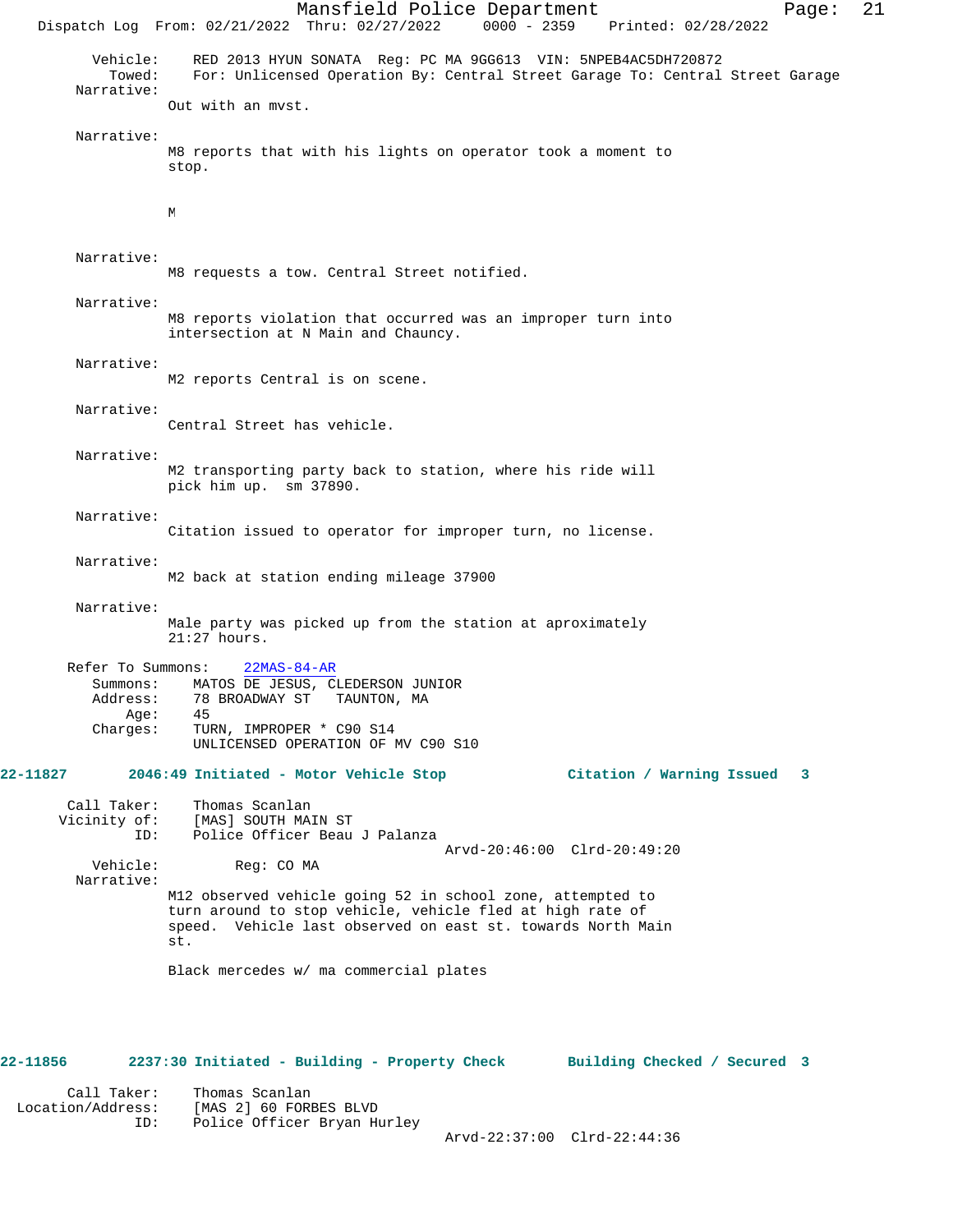Vehicle: RED 2013 HYUN SONATA Reg: PC MA 9GG613 VIN: 5NPEB4AC5DH720872
Towed: For: Unlicensed Operation By: Central Street Garage To: Central Street Garage
Narrative:
Out with an mvst.

Narrative:
M8 reports that with his lights on operator took a moment to stop.

M

Narrative:
M8 requests a tow. Central Street notified.

Narrative:
M8 reports violation that occurred was an improper turn into intersection at N Main and Chauncy.

Narrative:
M2 reports Central is on scene.

Narrative:
Central Street has vehicle.

Narrative:
M2 transporting party back to station, where his ride will pick him up. sm 37890.

Narrative:
Citation issued to operator for improper turn, no license.

Narrative:
M2 back at station ending mileage 37900

Narrative:
Male party was picked up from the station at aproximately 21:27 hours.

Refer To Summons: 22MAS-84-AR
Summons: MATOS DE JESUS, CLEDERSON JUNIOR
Address: 78 BROADWAY ST TAUNTON, MA
Age: 45
Charges: TURN, IMPROPER * C90 S14
UNLICENSED OPERATION OF MV C90 S10

**22-11827 2046:49 Initiated - Motor Vehicle Stop Citation / Warning Issued 3**

Call Taker: Thomas Scanlan
Vicinity of: [MAS] SOUTH MAIN ST
ID: Police Officer Beau J Palanza
Arvd-20:46:00 Clrd-20:49:20
Vehicle: Reg: CO MA
Narrative:
M12 observed vehicle going 52 in school zone, attempted to turn around to stop vehicle, vehicle fled at high rate of speed. Vehicle last observed on east st. towards North Main st.

Black mercedes w/ ma commercial plates

**22-11856 2237:30 Initiated - Building - Property Check Building Checked / Secured 3**

Call Taker: Thomas Scanlan
Location/Address: [MAS 2] 60 FORBES BLVD
ID: Police Officer Bryan Hurley
Arvd-22:37:00 Clrd-22:44:36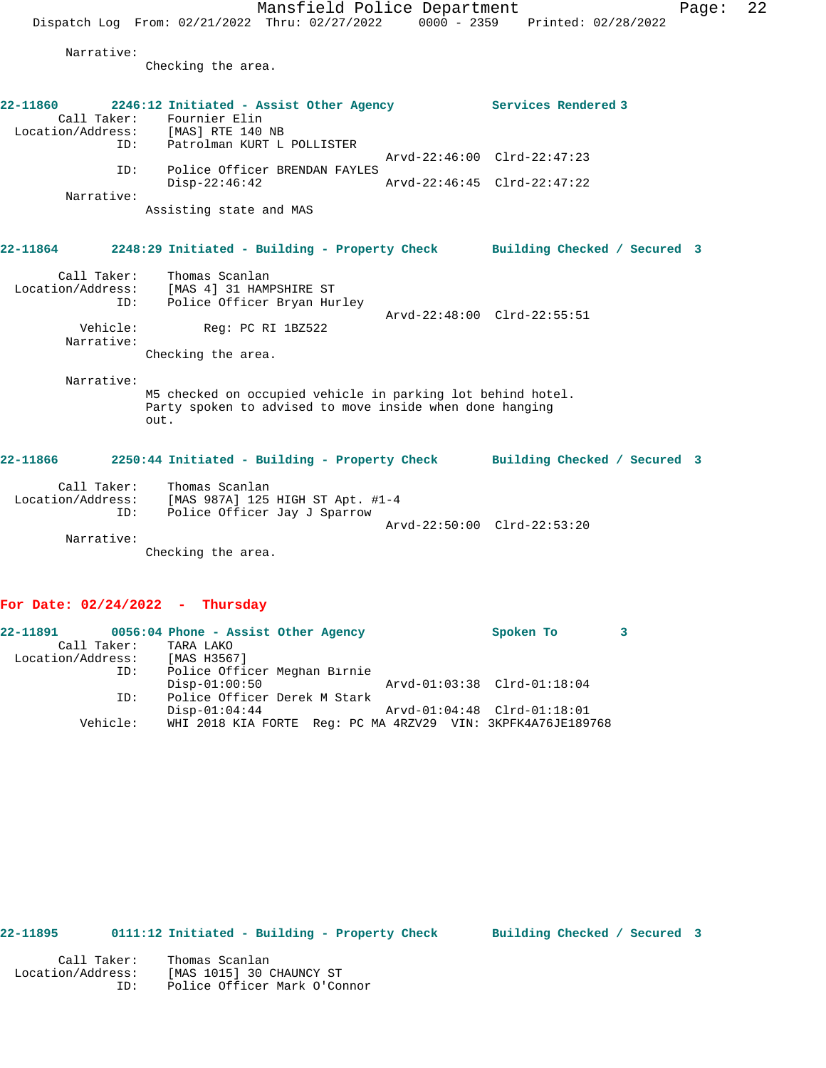Narrative:
Checking the area.

**22-11860 2246:12 Initiated - Assist Other Agency — Services Rendered 3**

Call Taker: Fournier Elin
Location/Address: [MAS] RTE 140 NB
ID: Patrolman KURT L POLLISTER
Arvd-22:46:00 Clrd-22:47:23
ID: Police Officer BRENDAN FAYLES
Disp-22:46:42 Arvd-22:46:45 Clrd-22:47:22
Narrative:
Assisting state and MAS

**22-11864 2248:29 Initiated - Building - Property Check — Building Checked / Secured 3**

Call Taker: Thomas Scanlan
Location/Address: [MAS 4] 31 HAMPSHIRE ST
ID: Police Officer Bryan Hurley
Arvd-22:48:00 Clrd-22:55:51
Vehicle: Reg: PC RI 1BZ522
Narrative:
Checking the area.

Narrative:
M5 checked on occupied vehicle in parking lot behind hotel. Party spoken to advised to move inside when done hanging out.

**22-11866 2250:44 Initiated - Building - Property Check — Building Checked / Secured 3**

Call Taker: Thomas Scanlan
Location/Address: [MAS 987A] 125 HIGH ST Apt. #1-4
ID: Police Officer Jay J Sparrow
Arvd-22:50:00 Clrd-22:53:20
Narrative:
Checking the area.

## For Date: 02/24/2022 - Thursday

**22-11891 0056:04 Phone - Assist Other Agency — Spoken To 3**

Call Taker: TARA LAKO
Location/Address: [MAS H3567]
ID: Police Officer Meghan Birnie
Disp-01:00:50 Arvd-01:03:38 Clrd-01:18:04
ID: Police Officer Derek M Stark
Disp-01:04:44 Arvd-01:04:48 Clrd-01:18:01
Vehicle: WHI 2018 KIA FORTE Reg: PC MA 4RZV29 VIN: 3KPFK4A76JE189768

**22-11895 0111:12 Initiated - Building - Property Check — Building Checked / Secured 3**

Call Taker: Thomas Scanlan
Location/Address: [MAS 1015] 30 CHAUNCY ST
ID: Police Officer Mark O'Connor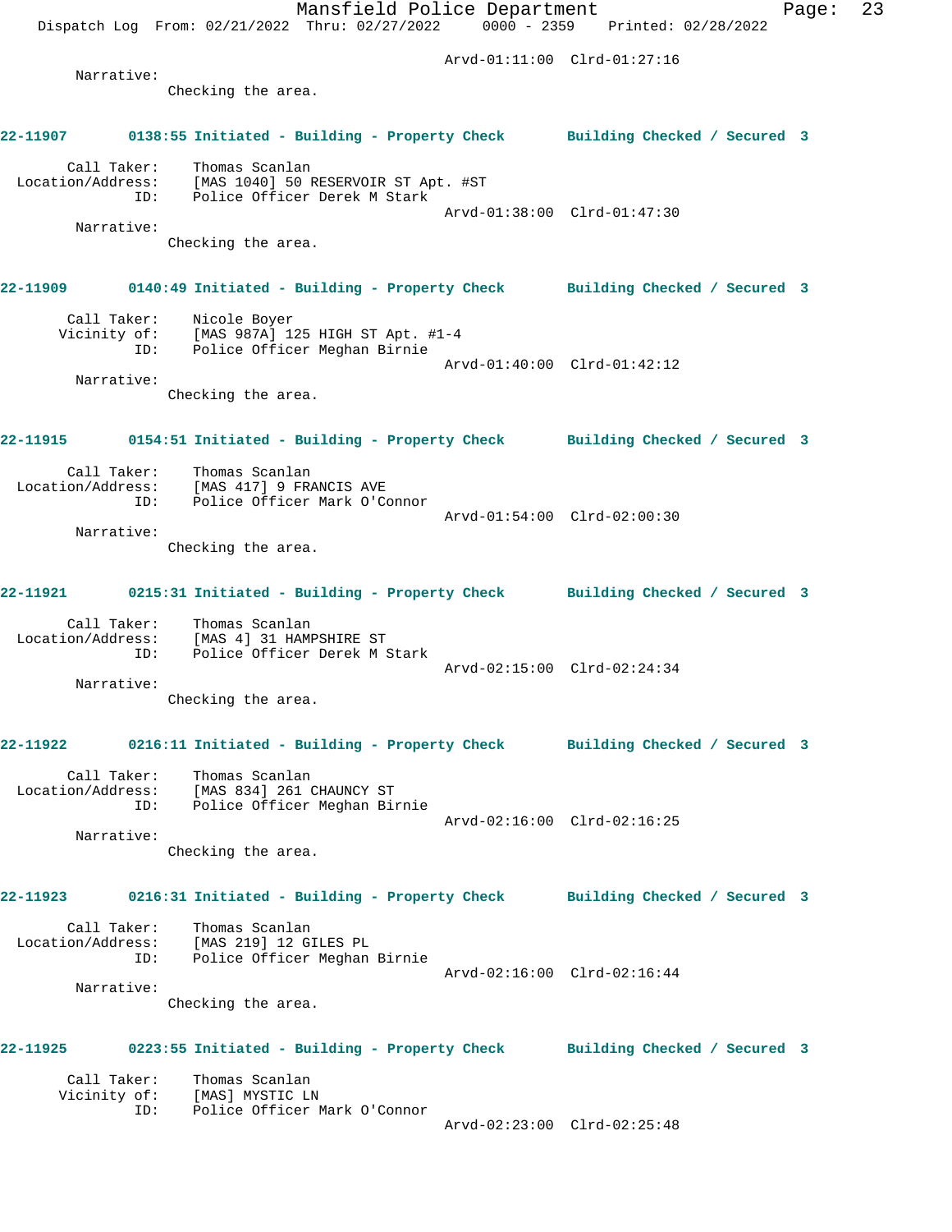Arvd-01:11:00 Clrd-01:27:16

Narrative:
Checking the area.

**22-11907 0138:55 Initiated - Building - Property Check Building Checked / Secured 3**

Call Taker: Thomas Scanlan
Location/Address: [MAS 1040] 50 RESERVOIR ST Apt. #ST
ID: Police Officer Derek M Stark
Arvd-01:38:00 Clrd-01:47:30

Narrative:
Checking the area.

**22-11909 0140:49 Initiated - Building - Property Check Building Checked / Secured 3**

Call Taker: Nicole Boyer
Vicinity of: [MAS 987A] 125 HIGH ST Apt. #1-4
ID: Police Officer Meghan Birnie
Arvd-01:40:00 Clrd-01:42:12

Narrative:
Checking the area.

**22-11915 0154:51 Initiated - Building - Property Check Building Checked / Secured 3**

Call Taker: Thomas Scanlan
Location/Address: [MAS 417] 9 FRANCIS AVE
ID: Police Officer Mark O'Connor
Arvd-01:54:00 Clrd-02:00:30

Narrative:
Checking the area.

**22-11921 0215:31 Initiated - Building - Property Check Building Checked / Secured 3**

Call Taker: Thomas Scanlan
Location/Address: [MAS 4] 31 HAMPSHIRE ST
ID: Police Officer Derek M Stark
Arvd-02:15:00 Clrd-02:24:34

Narrative:
Checking the area.

**22-11922 0216:11 Initiated - Building - Property Check Building Checked / Secured 3**

Call Taker: Thomas Scanlan
Location/Address: [MAS 834] 261 CHAUNCY ST
ID: Police Officer Meghan Birnie
Arvd-02:16:00 Clrd-02:16:25

Narrative:
Checking the area.

**22-11923 0216:31 Initiated - Building - Property Check Building Checked / Secured 3**

Call Taker: Thomas Scanlan
Location/Address: [MAS 219] 12 GILES PL
ID: Police Officer Meghan Birnie
Arvd-02:16:00 Clrd-02:16:44

Narrative:
Checking the area.

**22-11925 0223:55 Initiated - Building - Property Check Building Checked / Secured 3**

Call Taker: Thomas Scanlan
Vicinity of: [MAS] MYSTIC LN
ID: Police Officer Mark O'Connor
Arvd-02:23:00 Clrd-02:25:48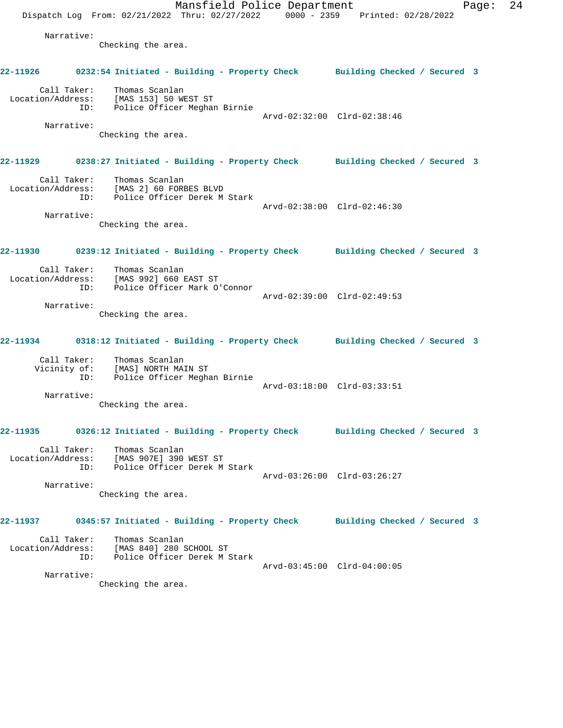Narrative:
Checking the area.

**22-11926 0232:54 Initiated - Building - Property Check Building Checked / Secured 3**

Call Taker: Thomas Scanlan
Location/Address: [MAS 153] 50 WEST ST
ID: Police Officer Meghan Birnie
Arvd-02:32:00 Clrd-02:38:46

Narrative:
Checking the area.

**22-11929 0238:27 Initiated - Building - Property Check Building Checked / Secured 3**

Call Taker: Thomas Scanlan
Location/Address: [MAS 2] 60 FORBES BLVD
ID: Police Officer Derek M Stark
Arvd-02:38:00 Clrd-02:46:30

Narrative:
Checking the area.

**22-11930 0239:12 Initiated - Building - Property Check Building Checked / Secured 3**

Call Taker: Thomas Scanlan
Location/Address: [MAS 992] 660 EAST ST
ID: Police Officer Mark O'Connor
Arvd-02:39:00 Clrd-02:49:53

Narrative:
Checking the area.

**22-11934 0318:12 Initiated - Building - Property Check Building Checked / Secured 3**

Call Taker: Thomas Scanlan
Vicinity of: [MAS] NORTH MAIN ST
ID: Police Officer Meghan Birnie
Arvd-03:18:00 Clrd-03:33:51

Narrative:
Checking the area.

**22-11935 0326:12 Initiated - Building - Property Check Building Checked / Secured 3**

Call Taker: Thomas Scanlan
Location/Address: [MAS 907E] 390 WEST ST
ID: Police Officer Derek M Stark
Arvd-03:26:00 Clrd-03:26:27

Narrative:
Checking the area.

**22-11937 0345:57 Initiated - Building - Property Check Building Checked / Secured 3**

Call Taker: Thomas Scanlan
Location/Address: [MAS 840] 280 SCHOOL ST
ID: Police Officer Derek M Stark
Arvd-03:45:00 Clrd-04:00:05

Narrative:
Checking the area.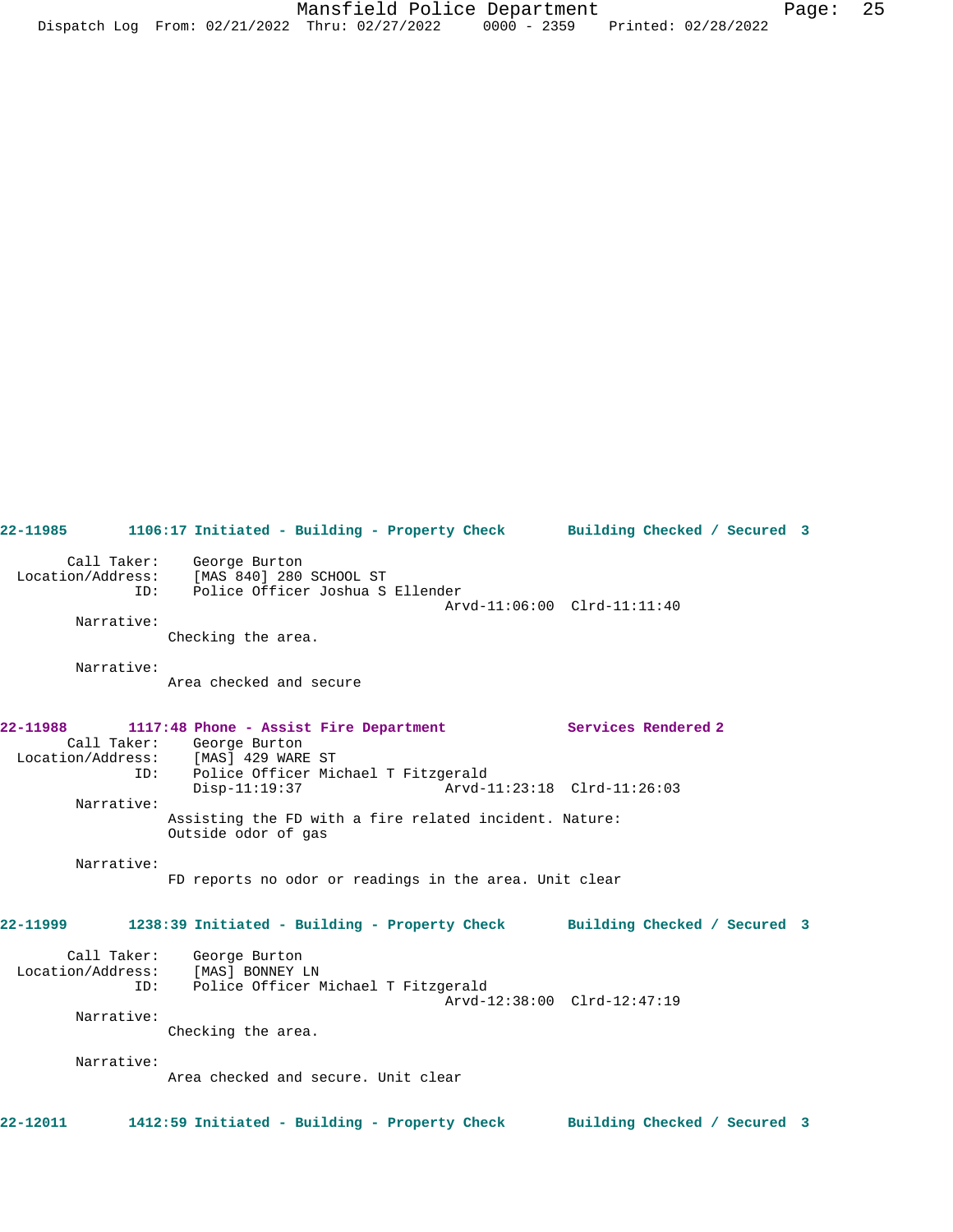**22-11985 1106:17 Initiated - Building - Property Check Building Checked / Secured 3**

Call Taker: George Burton
Location/Address: [MAS 840] 280 SCHOOL ST
ID: Police Officer Joshua S Ellender
Arvd-11:06:00 Clrd-11:11:40

Narrative:
Checking the area.

Narrative:
Area checked and secure

**22-11988 1117:48 Phone - Assist Fire Department Services Rendered 2**

Call Taker: George Burton
Location/Address: [MAS] 429 WARE ST
ID: Police Officer Michael T Fitzgerald
Disp-11:19:37 Arvd-11:23:18 Clrd-11:26:03

Narrative:
Assisting the FD with a fire related incident. Nature: Outside odor of gas

Narrative:
FD reports no odor or readings in the area. Unit clear

**22-11999 1238:39 Initiated - Building - Property Check Building Checked / Secured 3**

Call Taker: George Burton
Location/Address: [MAS] BONNEY LN
ID: Police Officer Michael T Fitzgerald
Arvd-12:38:00 Clrd-12:47:19

Narrative:
Checking the area.

Narrative:
Area checked and secure. Unit clear

**22-12011 1412:59 Initiated - Building - Property Check Building Checked / Secured 3**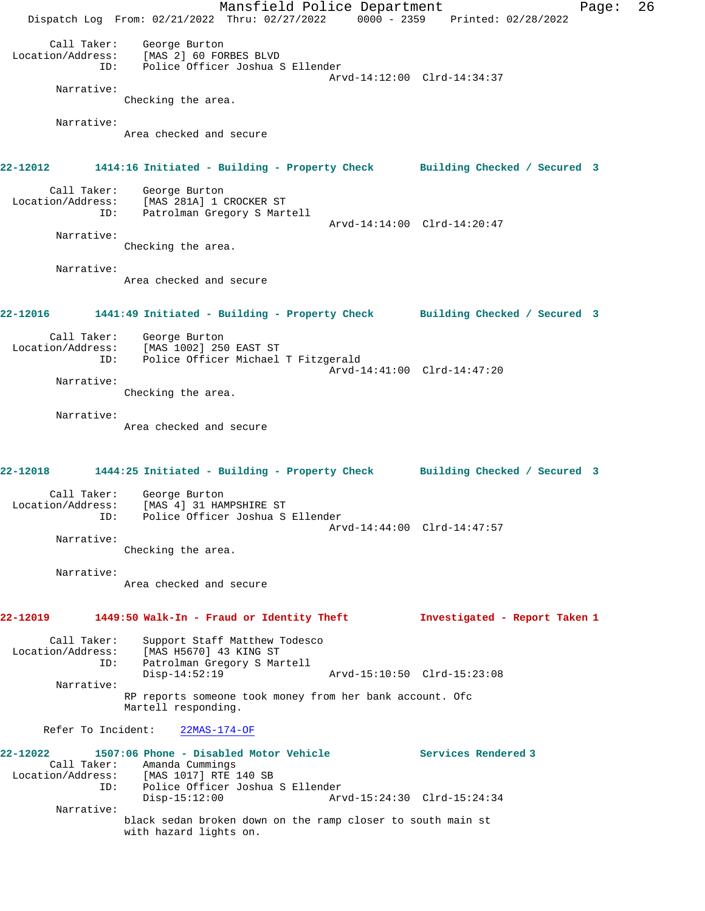Call Taker: George Burton
Location/Address: [MAS 2] 60 FORBES BLVD
ID: Police Officer Joshua S Ellender
Arvd-14:12:00 Clrd-14:34:37

Narrative:
Checking the area.

Narrative:
Area checked and secure

**22-12012 1414:16 Initiated - Building - Property Check Building Checked / Secured 3**

Call Taker: George Burton
Location/Address: [MAS 281A] 1 CROCKER ST
ID: Patrolman Gregory S Martell
Arvd-14:14:00 Clrd-14:20:47

Narrative:
Checking the area.

Narrative:
Area checked and secure

**22-12016 1441:49 Initiated - Building - Property Check Building Checked / Secured 3**

Call Taker: George Burton
Location/Address: [MAS 1002] 250 EAST ST
ID: Police Officer Michael T Fitzgerald
Arvd-14:41:00 Clrd-14:47:20

Narrative:
Checking the area.

Narrative:
Area checked and secure

**22-12018 1444:25 Initiated - Building - Property Check Building Checked / Secured 3**

Call Taker: George Burton
Location/Address: [MAS 4] 31 HAMPSHIRE ST
ID: Police Officer Joshua S Ellender
Arvd-14:44:00 Clrd-14:47:57

Narrative:
Checking the area.

Narrative:
Area checked and secure

**22-12019 1449:50 Walk-In - Fraud or Identity Theft Investigated - Report Taken 1**

Call Taker: Support Staff Matthew Todesco
Location/Address: [MAS H5670] 43 KING ST
ID: Patrolman Gregory S Martell
Disp-14:52:19 Arvd-15:10:50 Clrd-15:23:08

Narrative:
RP reports someone took money from her bank account. Ofc Martell responding.

Refer To Incident: 22MAS-174-OF

**22-12022 1507:06 Phone - Disabled Motor Vehicle Services Rendered 3**

Call Taker: Amanda Cummings
Location/Address: [MAS 1017] RTE 140 SB
ID: Police Officer Joshua S Ellender
Disp-15:12:00 Arvd-15:24:30 Clrd-15:24:34

Narrative:
black sedan broken down on the ramp closer to south main st with hazard lights on.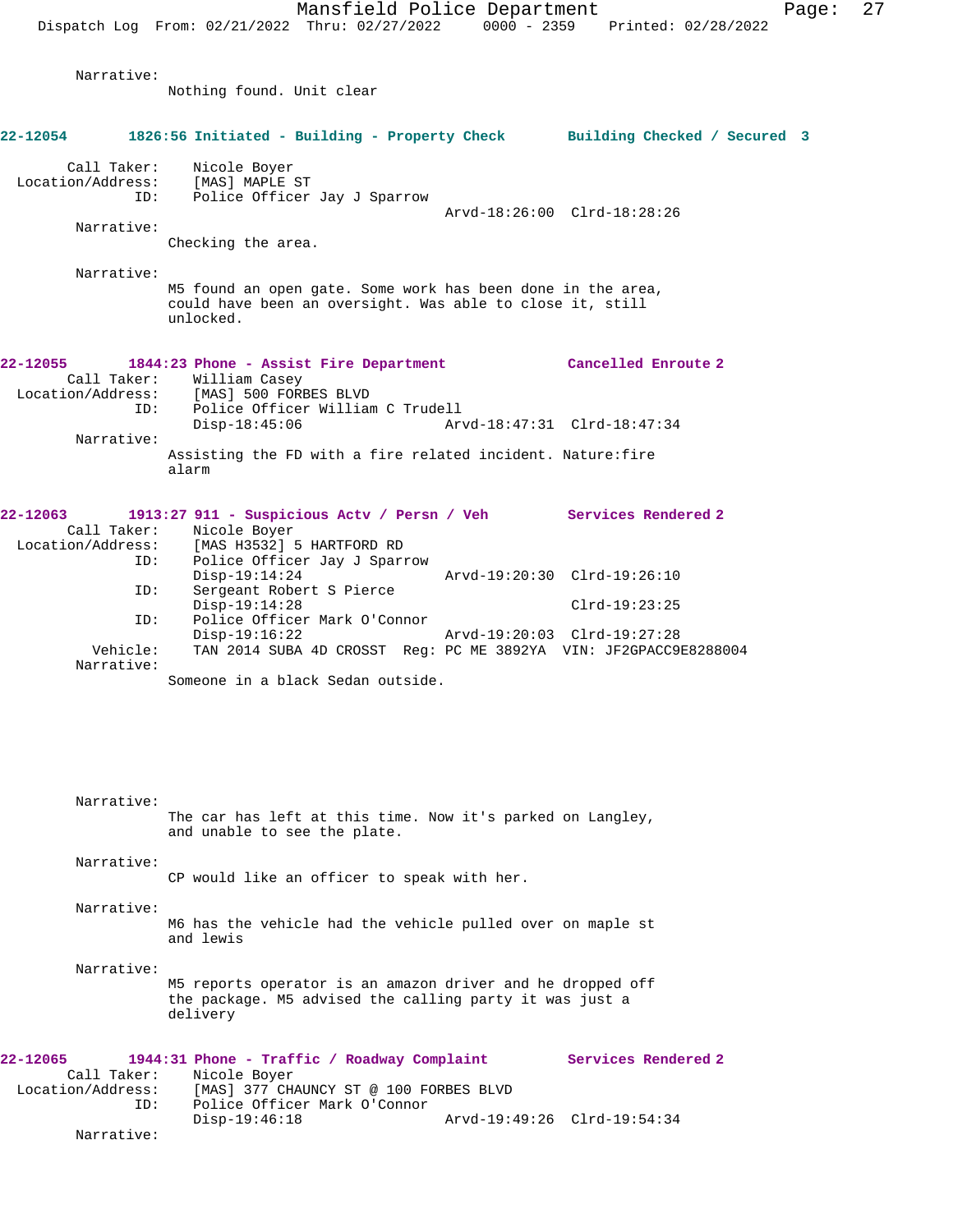Narrative:
Nothing found. Unit clear

**22-12054 1826:56 Initiated - Building - Property Check Building Checked / Secured 3**

Call Taker: Nicole Boyer
Location/Address: [MAS] MAPLE ST
ID: Police Officer Jay J Sparrow
Arvd-18:26:00 Clrd-18:28:26

Narrative:
Checking the area.

Narrative:
M5 found an open gate. Some work has been done in the area, could have been an oversight. Was able to close it, still unlocked.

**22-12055 1844:23 Phone - Assist Fire Department Cancelled Enroute 2**

Call Taker: William Casey
Location/Address: [MAS] 500 FORBES BLVD
ID: Police Officer William C Trudell
Disp-18:45:06 Arvd-18:47:31 Clrd-18:47:34

Narrative:
Assisting the FD with a fire related incident. Nature:fire alarm

**22-12063 1913:27 911 - Suspicious Actv / Persn / Veh Services Rendered 2**

Call Taker: Nicole Boyer
Location/Address: [MAS H3532] 5 HARTFORD RD
ID: Police Officer Jay J Sparrow
Disp-19:14:24 Arvd-19:20:30 Clrd-19:26:10
ID: Sergeant Robert S Pierce
Disp-19:14:28 Clrd-19:23:25
ID: Police Officer Mark O'Connor
Disp-19:16:22 Arvd-19:20:03 Clrd-19:27:28
Vehicle: TAN 2014 SUBA 4D CROSST Reg: PC ME 3892YA VIN: JF2GPACC9E8288004

Narrative:
Someone in a black Sedan outside.

Narrative:
The car has left at this time. Now it's parked on Langley, and unable to see the plate.

Narrative:
CP would like an officer to speak with her.

Narrative:
M6 has the vehicle had the vehicle pulled over on maple st and lewis

Narrative:
M5 reports operator is an amazon driver and he dropped off the package. M5 advised the calling party it was just a delivery

**22-12065 1944:31 Phone - Traffic / Roadway Complaint Services Rendered 2**

Call Taker: Nicole Boyer
Location/Address: [MAS] 377 CHAUNCY ST @ 100 FORBES BLVD
ID: Police Officer Mark O'Connor
Disp-19:46:18 Arvd-19:49:26 Clrd-19:54:34

Narrative: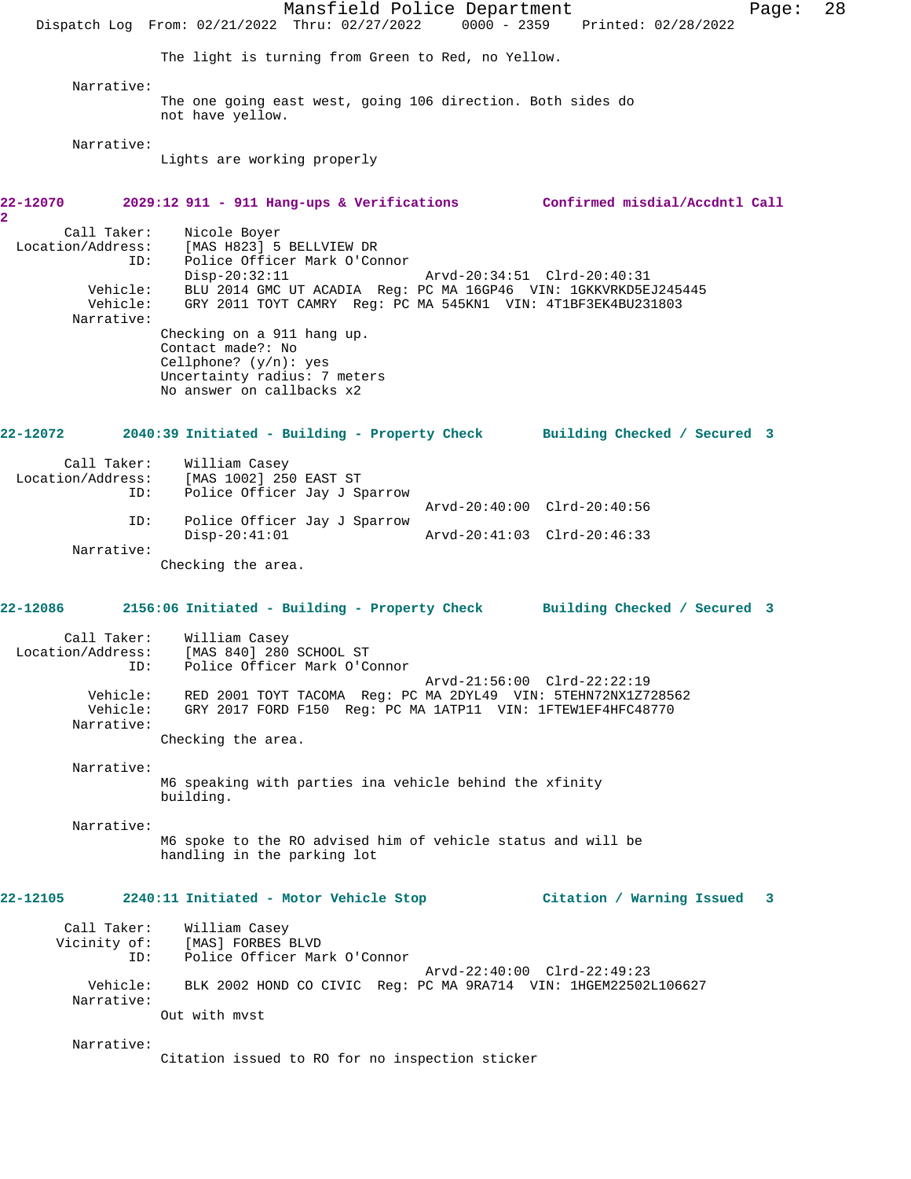The light is turning from Green to Red, no Yellow.

Narrative:
The one going east west, going 106 direction. Both sides do not have yellow.

Narrative:
Lights are working properly

**22-12070 2029:12 911 - 911 Hang-ups & Verifications Confirmed misdial/Accdntl Call 2**

Call Taker: Nicole Boyer
Location/Address: [MAS H823] 5 BELLVIEW DR
ID: Police Officer Mark O'Connor
Disp-20:32:11 Arvd-20:34:51 Clrd-20:40:31
Vehicle: BLU 2014 GMC UT ACADIA Reg: PC MA 16GP46 VIN: 1GKKVRKD5EJ245445
Vehicle: GRY 2011 TOYT CAMRY Reg: PC MA 545KN1 VIN: 4T1BF3EK4BU231803
Narrative:
Checking on a 911 hang up.
Contact made?: No
Cellphone? (y/n): yes
Uncertainty radius: 7 meters
No answer on callbacks x2

**22-12072 2040:39 Initiated - Building - Property Check Building Checked / Secured 3**

Call Taker: William Casey
Location/Address: [MAS 1002] 250 EAST ST
ID: Police Officer Jay J Sparrow
Arvd-20:40:00 Clrd-20:40:56
ID: Police Officer Jay J Sparrow
Disp-20:41:01 Arvd-20:41:03 Clrd-20:46:33
Narrative:
Checking the area.

**22-12086 2156:06 Initiated - Building - Property Check Building Checked / Secured 3**

Call Taker: William Casey
Location/Address: [MAS 840] 280 SCHOOL ST
ID: Police Officer Mark O'Connor
Arvd-21:56:00 Clrd-22:22:19
Vehicle: RED 2001 TOYT TACOMA Reg: PC MA 2DYL49 VIN: 5TEHN72NX1Z728562
Vehicle: GRY 2017 FORD F150 Reg: PC MA 1ATP11 VIN: 1FTEW1EF4HFC48770
Narrative:
Checking the area.

Narrative:
M6 speaking with parties ina vehicle behind the xfinity building.

Narrative:
M6 spoke to the RO advised him of vehicle status and will be handling in the parking lot

**22-12105 2240:11 Initiated - Motor Vehicle Stop Citation / Warning Issued 3**

Call Taker: William Casey
Vicinity of: [MAS] FORBES BLVD
ID: Police Officer Mark O'Connor
Arvd-22:40:00 Clrd-22:49:23
Vehicle: BLK 2002 HOND CO CIVIC Reg: PC MA 9RA714 VIN: 1HGEM22502L106627
Narrative:
Out with mvst

Narrative:
Citation issued to RO for no inspection sticker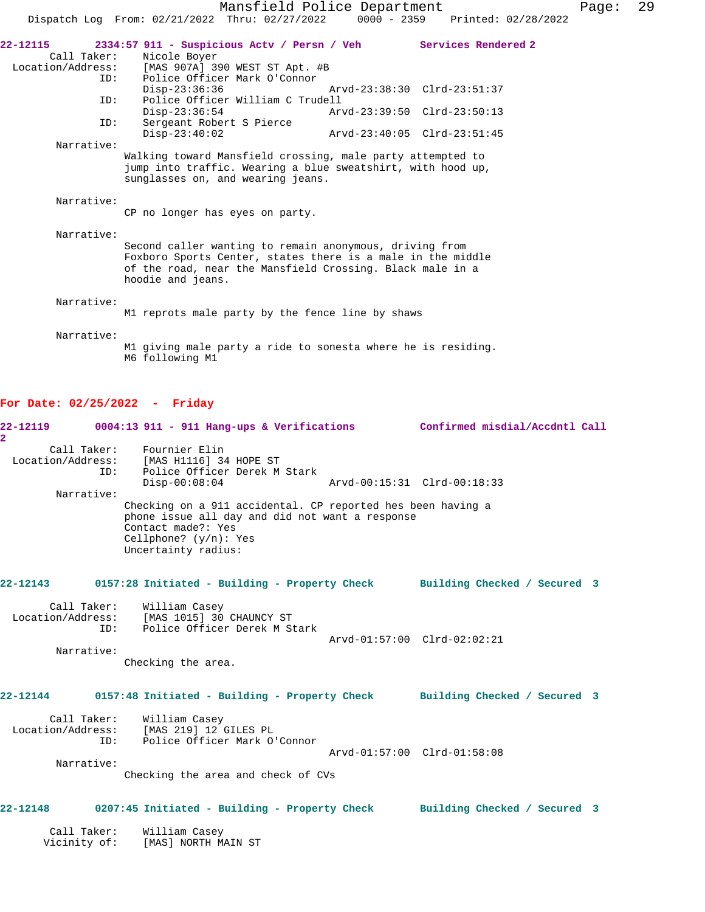**22-12115 2334:57 911 - Suspicious Actv / Persn / Veh Services Rendered 2**

Call Taker: Nicole Boyer
Location/Address: [MAS 907A] 390 WEST ST Apt. #B
ID: Police Officer Mark O'Connor
Disp-23:36:36 Arvd-23:38:30 Clrd-23:51:37
ID: Police Officer William C Trudell
Disp-23:36:54 Arvd-23:39:50 Clrd-23:50:13
ID: Sergeant Robert S Pierce
Disp-23:40:02 Arvd-23:40:05 Clrd-23:51:45

Narrative:
Walking toward Mansfield crossing, male party attempted to jump into traffic. Wearing a blue sweatshirt, with hood up, sunglasses on, and wearing jeans.

Narrative:
CP no longer has eyes on party.

Narrative:
Second caller wanting to remain anonymous, driving from Foxboro Sports Center, states there is a male in the middle of the road, near the Mansfield Crossing. Black male in a hoodie and jeans.

Narrative:
M1 reprots male party by the fence line by shaws

Narrative:
M1 giving male party a ride to sonesta where he is residing. M6 following M1

## For Date: 02/25/2022 - Friday

**22-12119 0004:13 911 - 911 Hang-ups & Verifications Confirmed misdial/Accdntl Call 2**

Call Taker: Fournier Elin
Location/Address: [MAS H1116] 34 HOPE ST
ID: Police Officer Derek M Stark
Disp-00:08:04 Arvd-00:15:31 Clrd-00:18:33

Narrative:
Checking on a 911 accidental. CP reported hes been having a phone issue all day and did not want a response
Contact made?: Yes
Cellphone? (y/n): Yes
Uncertainty radius:

**22-12143 0157:28 Initiated - Building - Property Check Building Checked / Secured 3**

Call Taker: William Casey
Location/Address: [MAS 1015] 30 CHAUNCY ST
ID: Police Officer Derek M Stark
Arvd-01:57:00 Clrd-02:02:21

Narrative:
Checking the area.

**22-12144 0157:48 Initiated - Building - Property Check Building Checked / Secured 3**

Call Taker: William Casey
Location/Address: [MAS 219] 12 GILES PL
ID: Police Officer Mark O'Connor
Arvd-01:57:00 Clrd-01:58:08

Narrative:
Checking the area and check of CVs

**22-12148 0207:45 Initiated - Building - Property Check Building Checked / Secured 3**

Call Taker: William Casey
Vicinity of: [MAS] NORTH MAIN ST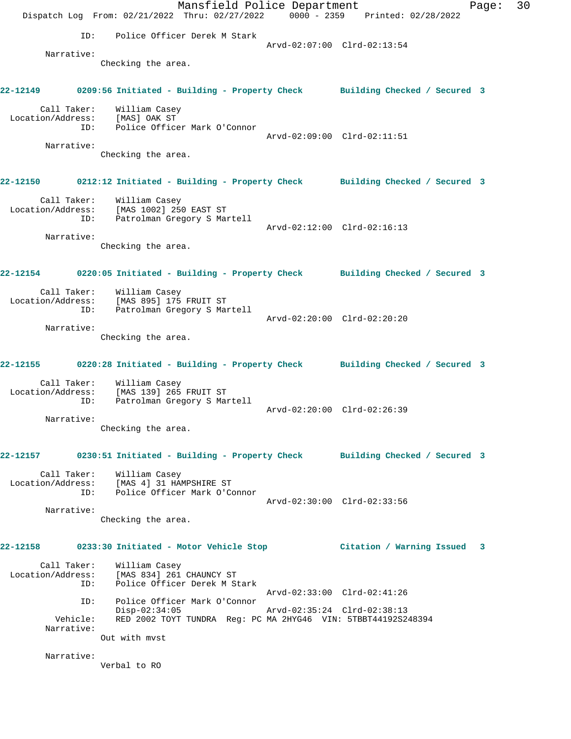ID: Police Officer Derek M Stark
Arvd-02:07:00 Clrd-02:13:54

Narrative:
Checking the area.

**22-12149 0209:56 Initiated - Building - Property Check Building Checked / Secured 3**

Call Taker: William Casey
Location/Address: [MAS] OAK ST
ID: Police Officer Mark O'Connor
Arvd-02:09:00 Clrd-02:11:51

Narrative:
Checking the area.

**22-12150 0212:12 Initiated - Building - Property Check Building Checked / Secured 3**

Call Taker: William Casey
Location/Address: [MAS 1002] 250 EAST ST
ID: Patrolman Gregory S Martell
Arvd-02:12:00 Clrd-02:16:13

Narrative:
Checking the area.

**22-12154 0220:05 Initiated - Building - Property Check Building Checked / Secured 3**

Call Taker: William Casey
Location/Address: [MAS 895] 175 FRUIT ST
ID: Patrolman Gregory S Martell
Arvd-02:20:00 Clrd-02:20:20

Narrative:
Checking the area.

**22-12155 0220:28 Initiated - Building - Property Check Building Checked / Secured 3**

Call Taker: William Casey
Location/Address: [MAS 139] 265 FRUIT ST
ID: Patrolman Gregory S Martell
Arvd-02:20:00 Clrd-02:26:39

Narrative:
Checking the area.

**22-12157 0230:51 Initiated - Building - Property Check Building Checked / Secured 3**

Call Taker: William Casey
Location/Address: [MAS 4] 31 HAMPSHIRE ST
ID: Police Officer Mark O'Connor
Arvd-02:30:00 Clrd-02:33:56

Narrative:
Checking the area.

**22-12158 0233:30 Initiated - Motor Vehicle Stop Citation / Warning Issued 3**

Call Taker: William Casey
Location/Address: [MAS 834] 261 CHAUNCY ST
ID: Police Officer Derek M Stark
Arvd-02:33:00 Clrd-02:41:26
ID: Police Officer Mark O'Connor
Disp-02:34:05 Arvd-02:35:24 Clrd-02:38:13
Vehicle: RED 2002 TOYT TUNDRA Reg: PC MA 2HYG46 VIN: 5TBBT44192S248394

Narrative:
Out with mvst

Narrative:
Verbal to RO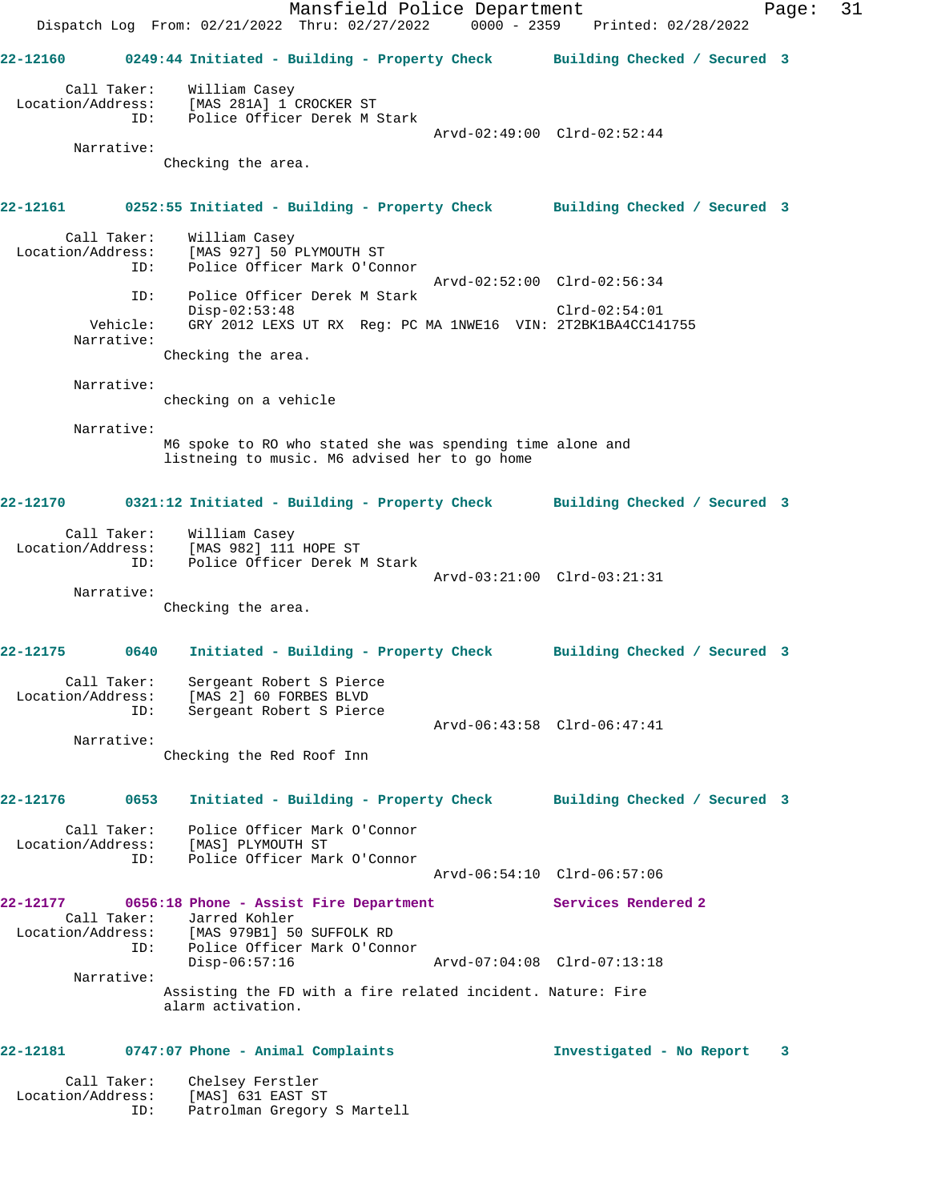**22-12160** 0249:44 Initiated - Building - Property Check — Building Checked / Secured 3

Call Taker: William Casey
Location/Address: [MAS 281A] 1 CROCKER ST
ID: Police Officer Derek M Stark
Arvd-02:49:00 Clrd-02:52:44

Narrative:
Checking the area.

**22-12161** 0252:55 Initiated - Building - Property Check — Building Checked / Secured 3

Call Taker: William Casey
Location/Address: [MAS 927] 50 PLYMOUTH ST
ID: Police Officer Mark O'Connor
Arvd-02:52:00 Clrd-02:56:34
ID: Police Officer Derek M Stark
Disp-02:53:48 Clrd-02:54:01
Vehicle: GRY 2012 LEXS UT RX Reg: PC MA 1NWE16 VIN: 2T2BK1BA4CC141755

Narrative:
Checking the area.

Narrative:
checking on a vehicle

Narrative:
M6 spoke to RO who stated she was spending time alone and listneing to music. M6 advised her to go home

**22-12170** 0321:12 Initiated - Building - Property Check — Building Checked / Secured 3

Call Taker: William Casey
Location/Address: [MAS 982] 111 HOPE ST
ID: Police Officer Derek M Stark
Arvd-03:21:00 Clrd-03:21:31

Narrative:
Checking the area.

**22-12175** 0640 Initiated - Building - Property Check — Building Checked / Secured 3

Call Taker: Sergeant Robert S Pierce
Location/Address: [MAS 2] 60 FORBES BLVD
ID: Sergeant Robert S Pierce
Arvd-06:43:58 Clrd-06:47:41

Narrative:
Checking the Red Roof Inn

**22-12176** 0653 Initiated - Building - Property Check — Building Checked / Secured 3

Call Taker: Police Officer Mark O'Connor
Location/Address: [MAS] PLYMOUTH ST
ID: Police Officer Mark O'Connor
Arvd-06:54:10 Clrd-06:57:06

**22-12177** 0656:18 Phone - Assist Fire Department — Services Rendered 2

Call Taker: Jarred Kohler
Location/Address: [MAS 979B1] 50 SUFFOLK RD
ID: Police Officer Mark O'Connor
Disp-06:57:16 Arvd-07:04:08 Clrd-07:13:18

Narrative:
Assisting the FD with a fire related incident. Nature: Fire alarm activation.

**22-12181** 0747:07 Phone - Animal Complaints — Investigated - No Report 3

Call Taker: Chelsey Ferstler
Location/Address: [MAS] 631 EAST ST
ID: Patrolman Gregory S Martell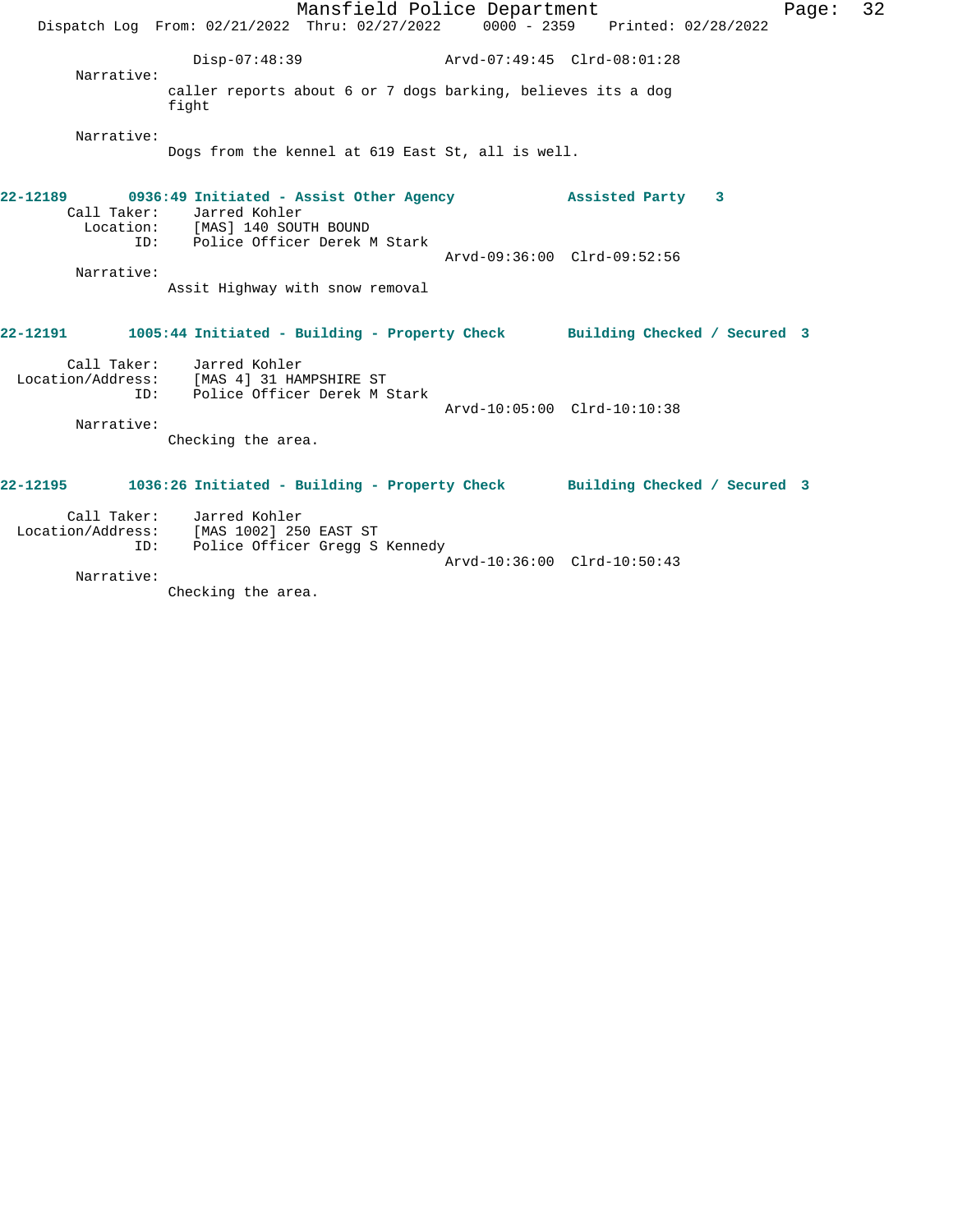Disp-07:48:39 Arvd-07:49:45 Clrd-08:01:28

Narrative:
caller reports about 6 or 7 dogs barking, believes its a dog fight

Narrative:
Dogs from the kennel at 619 East St, all is well.

**22-12189 0936:49 Initiated - Assist Other Agency Assisted Party 3**

Call Taker: Jarred Kohler
Location: [MAS] 140 SOUTH BOUND
ID: Police Officer Derek M Stark
Arvd-09:36:00 Clrd-09:52:56

Narrative:
Assit Highway with snow removal

**22-12191 1005:44 Initiated - Building - Property Check Building Checked / Secured 3**

Call Taker: Jarred Kohler
Location/Address: [MAS 4] 31 HAMPSHIRE ST
ID: Police Officer Derek M Stark
Arvd-10:05:00 Clrd-10:10:38

Narrative:
Checking the area.

**22-12195 1036:26 Initiated - Building - Property Check Building Checked / Secured 3**

Call Taker: Jarred Kohler
Location/Address: [MAS 1002] 250 EAST ST
ID: Police Officer Gregg S Kennedy
Arvd-10:36:00 Clrd-10:50:43

Narrative:
Checking the area.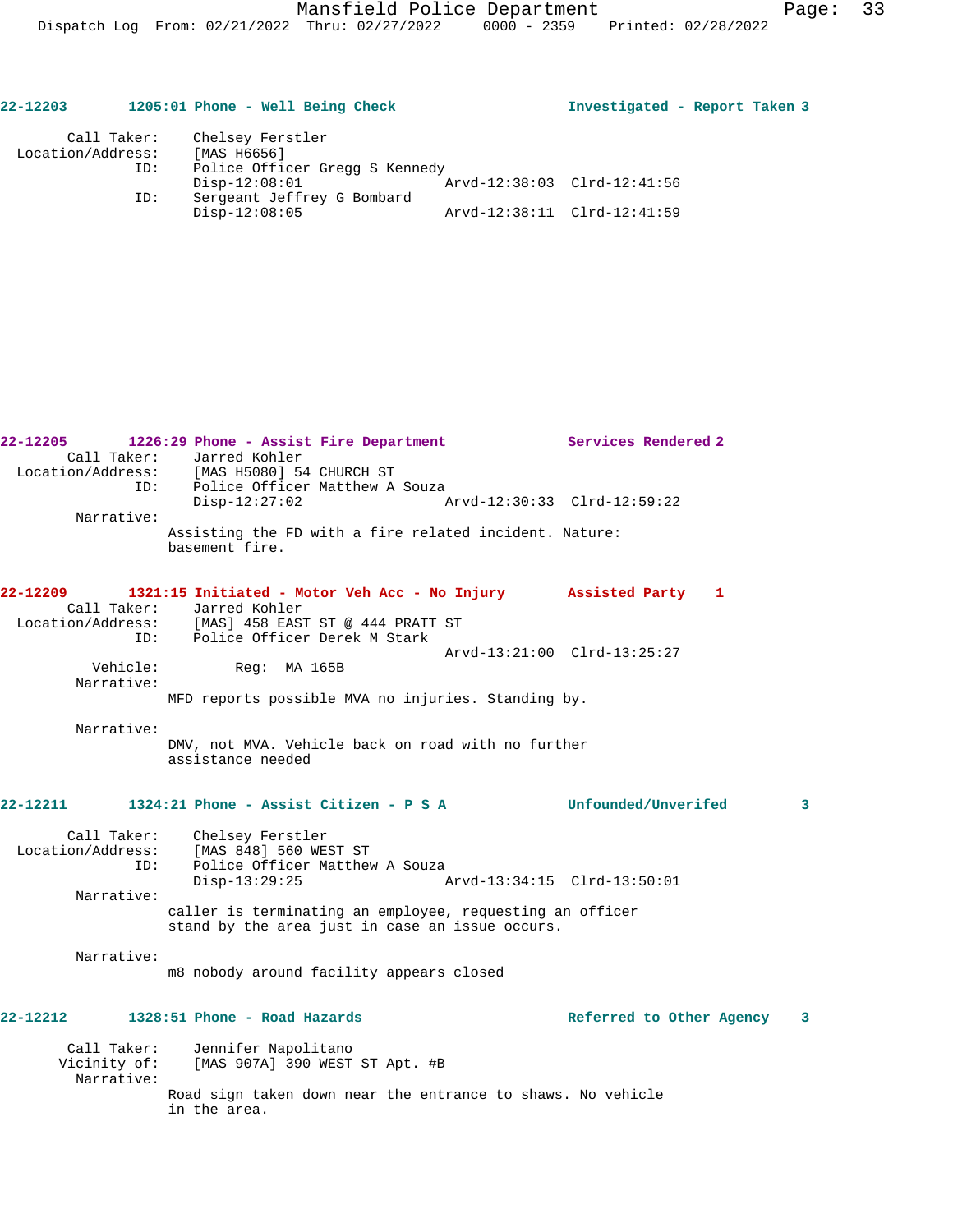**22-12203** **1205:01 Phone - Well Being Check** **Investigated - Report Taken 3**

```
       Call Taker:    Chelsey Ferstler
 Location/Address:    [MAS H6656]
               ID:    Police Officer Gregg S Kennedy
                      Disp-12:08:01                 Arvd-12:38:03  Clrd-12:41:56
               ID:    Sergeant Jeffrey G Bombard
                      Disp-12:08:05                 Arvd-12:38:11  Clrd-12:41:59
```

**22-12205** **1226:29 Phone - Assist Fire Department** **Services Rendered 2**

```
       Call Taker:    Jarred Kohler
 Location/Address:    [MAS H5080] 54 CHURCH ST
               ID:    Police Officer Matthew A Souza
                      Disp-12:27:02                 Arvd-12:30:33  Clrd-12:59:22
        Narrative:
                    Assisting the FD with a fire related incident. Nature:
                    basement fire.
```

**22-12209** **1321:15 Initiated - Motor Veh Acc - No Injury** **Assisted Party 1**

```
       Call Taker:    Jarred Kohler
 Location/Address:    [MAS] 458 EAST ST @ 444 PRATT ST
               ID:    Police Officer Derek M Stark
                                                    Arvd-13:21:00  Clrd-13:25:27
          Vehicle:          Reg:  MA 165B
        Narrative:
                    MFD reports possible MVA no injuries. Standing by.

        Narrative:
                    DMV, not MVA. Vehicle back on road with no further
                    assistance needed
```

**22-12211** **1324:21 Phone - Assist Citizen - P S A** **Unfounded/Unverifed 3**

```
       Call Taker:    Chelsey Ferstler
 Location/Address:    [MAS 848] 560 WEST ST
               ID:    Police Officer Matthew A Souza
                      Disp-13:29:25                 Arvd-13:34:15  Clrd-13:50:01
        Narrative:
                    caller is terminating an employee, requesting an officer
                    stand by the area just in case an issue occurs.

        Narrative:
                    m8 nobody around facility appears closed
```

**22-12212** **1328:51 Phone - Road Hazards** **Referred to Other Agency 3**

```
       Call Taker:    Jennifer Napolitano
      Vicinity of:    [MAS 907A] 390 WEST ST Apt. #B
        Narrative:
                    Road sign taken down near the entrance to shaws. No vehicle
                    in the area.
```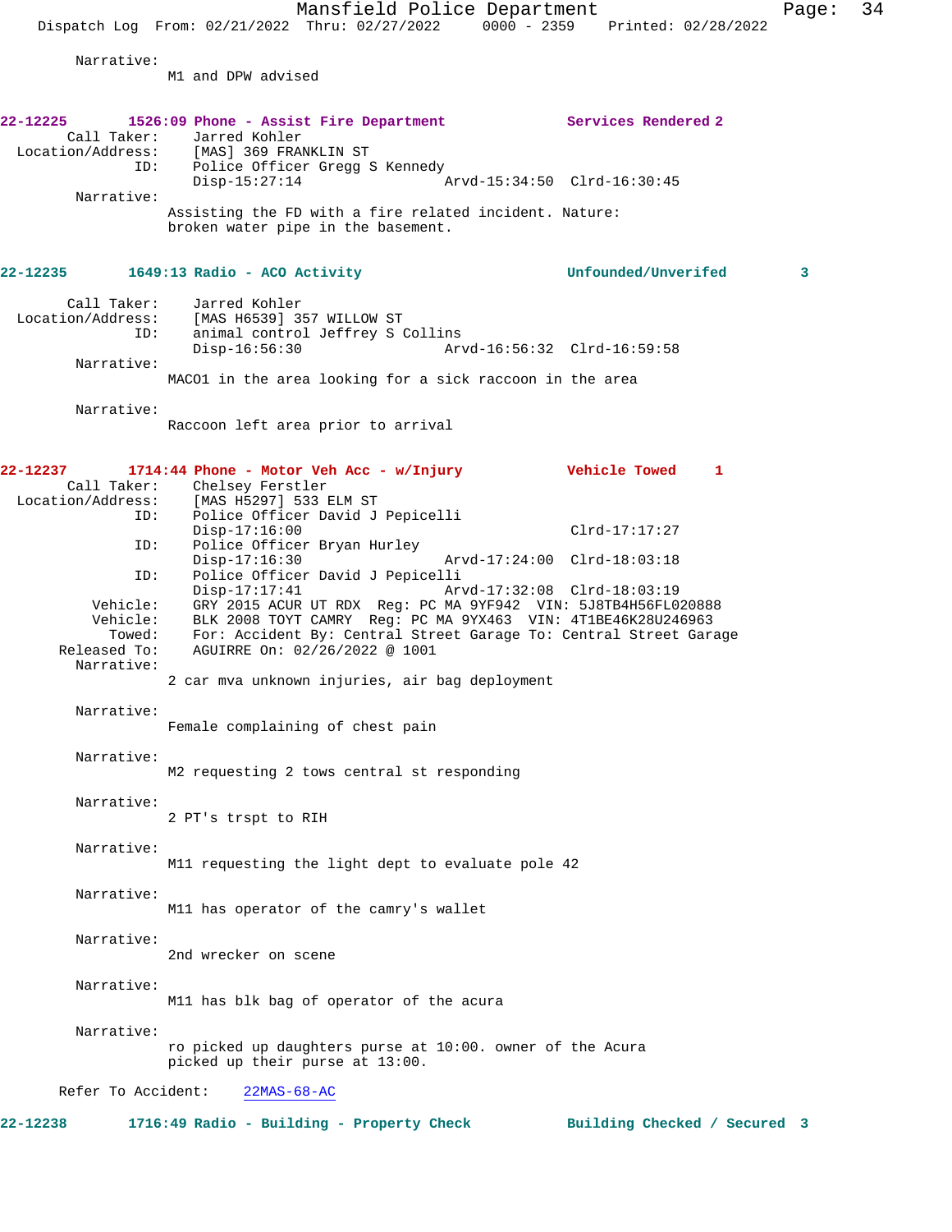Narrative:
M1 and DPW advised

**22-12225 1526:09 Phone - Assist Fire Department Services Rendered 2**

Call Taker: Jarred Kohler
Location/Address: [MAS] 369 FRANKLIN ST
ID: Police Officer Gregg S Kennedy
Disp-15:27:14 Arvd-15:34:50 Clrd-16:30:45

Narrative:
Assisting the FD with a fire related incident. Nature: broken water pipe in the basement.

**22-12235 1649:13 Radio - ACO Activity Unfounded/Unverifed 3**

Call Taker: Jarred Kohler
Location/Address: [MAS H6539] 357 WILLOW ST
ID: animal control Jeffrey S Collins
Disp-16:56:30 Arvd-16:56:32 Clrd-16:59:58

Narrative:
MACO1 in the area looking for a sick raccoon in the area

Narrative:
Raccoon left area prior to arrival

**22-12237 1714:44 Phone - Motor Veh Acc - w/Injury Vehicle Towed 1**

Call Taker: Chelsey Ferstler
Location/Address: [MAS H5297] 533 ELM ST
ID: Police Officer David J Pepicelli
Disp-17:16:00 Clrd-17:17:27
ID: Police Officer Bryan Hurley
Disp-17:16:30 Arvd-17:24:00 Clrd-18:03:18
ID: Police Officer David J Pepicelli
Disp-17:17:41 Arvd-17:32:08 Clrd-18:03:19
Vehicle: GRY 2015 ACUR UT RDX Reg: PC MA 9YF942 VIN: 5J8TB4H56FL020888
Vehicle: BLK 2008 TOYT CAMRY Reg: PC MA 9YX463 VIN: 4T1BE46K28U246963
Towed: For: Accident By: Central Street Garage To: Central Street Garage
Released To: AGUIRRE On: 02/26/2022 @ 1001

Narrative:
2 car mva unknown injuries, air bag deployment

Narrative:
Female complaining of chest pain

Narrative:
M2 requesting 2 tows central st responding

Narrative:
2 PT's trspt to RIH

Narrative:
M11 requesting the light dept to evaluate pole 42

Narrative:
M11 has operator of the camry's wallet

Narrative:
2nd wrecker on scene

Narrative:
M11 has blk bag of operator of the acura

Narrative:
ro picked up daughters purse at 10:00. owner of the Acura picked up their purse at 13:00.

Refer To Accident: 22MAS-68-AC

**22-12238 1716:49 Radio - Building - Property Check Building Checked / Secured 3**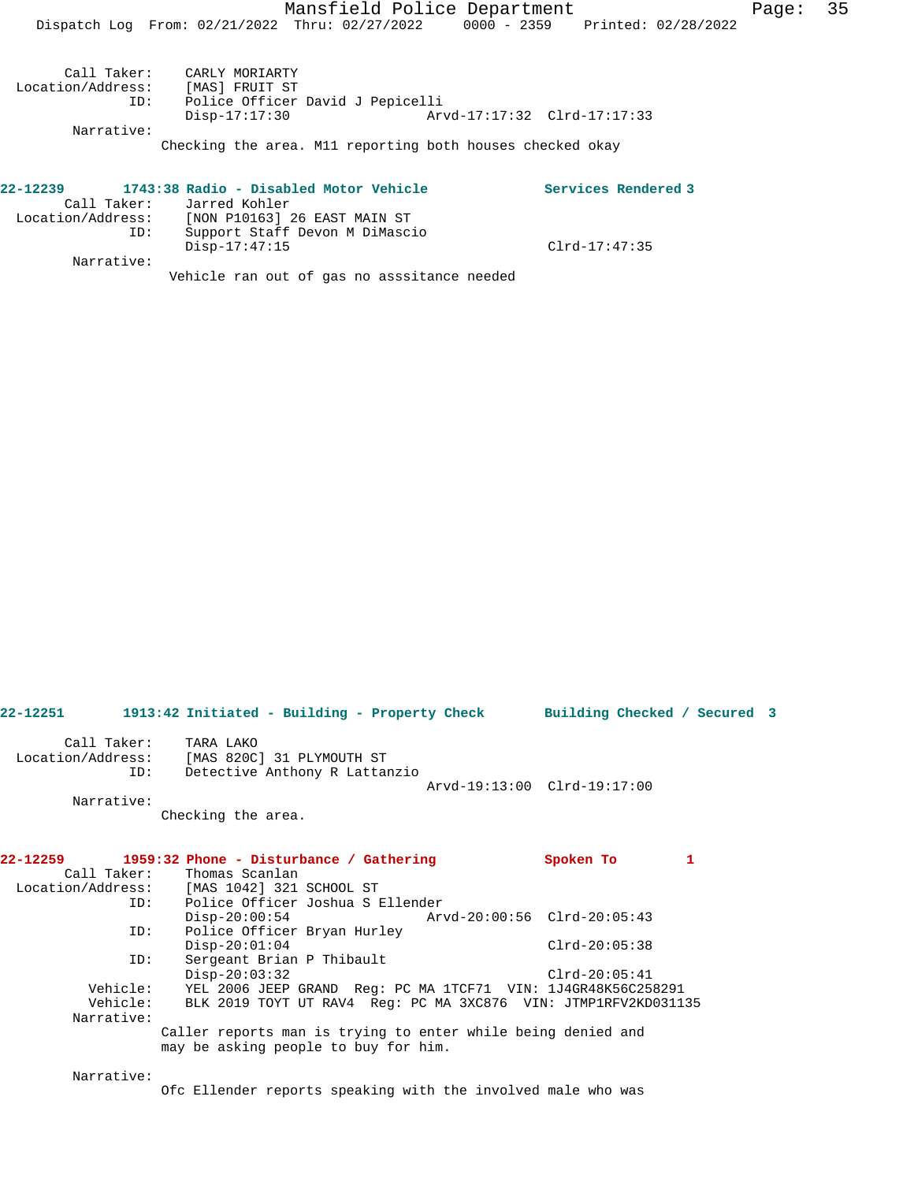Call Taker: CARLY MORIARTY
Location/Address: [MAS] FRUIT ST
ID: Police Officer David J Pepicelli
Disp-17:17:30 Arvd-17:17:32 Clrd-17:17:33
Narrative:
Checking the area. M11 reporting both houses checked okay

**22-12239 1743:38 Radio - Disabled Motor Vehicle Services Rendered 3**

Call Taker: Jarred Kohler
Location/Address: [NON P10163] 26 EAST MAIN ST
ID: Support Staff Devon M DiMascio
Disp-17:47:15 Clrd-17:47:35
Narrative:
Vehicle ran out of gas no asssitance needed

**22-12251 1913:42 Initiated - Building - Property Check Building Checked / Secured 3**

Call Taker: TARA LAKO
Location/Address: [MAS 820C] 31 PLYMOUTH ST
ID: Detective Anthony R Lattanzio
Arvd-19:13:00 Clrd-19:17:00
Narrative:
Checking the area.

**22-12259 1959:32 Phone - Disturbance / Gathering Spoken To 1**

Call Taker: Thomas Scanlan
Location/Address: [MAS 1042] 321 SCHOOL ST
ID: Police Officer Joshua S Ellender
Disp-20:00:54 Arvd-20:00:56 Clrd-20:05:43
ID: Police Officer Bryan Hurley
Disp-20:01:04 Clrd-20:05:38
ID: Sergeant Brian P Thibault
Disp-20:03:32 Clrd-20:05:41
Vehicle: YEL 2006 JEEP GRAND Reg: PC MA 1TCF71 VIN: 1J4GR48K56C258291
Vehicle: BLK 2019 TOYT UT RAV4 Reg: PC MA 3XC876 VIN: JTMP1RFV2KD031135
Narrative:
Caller reports man is trying to enter while being denied and may be asking people to buy for him.

Narrative:
Ofc Ellender reports speaking with the involved male who was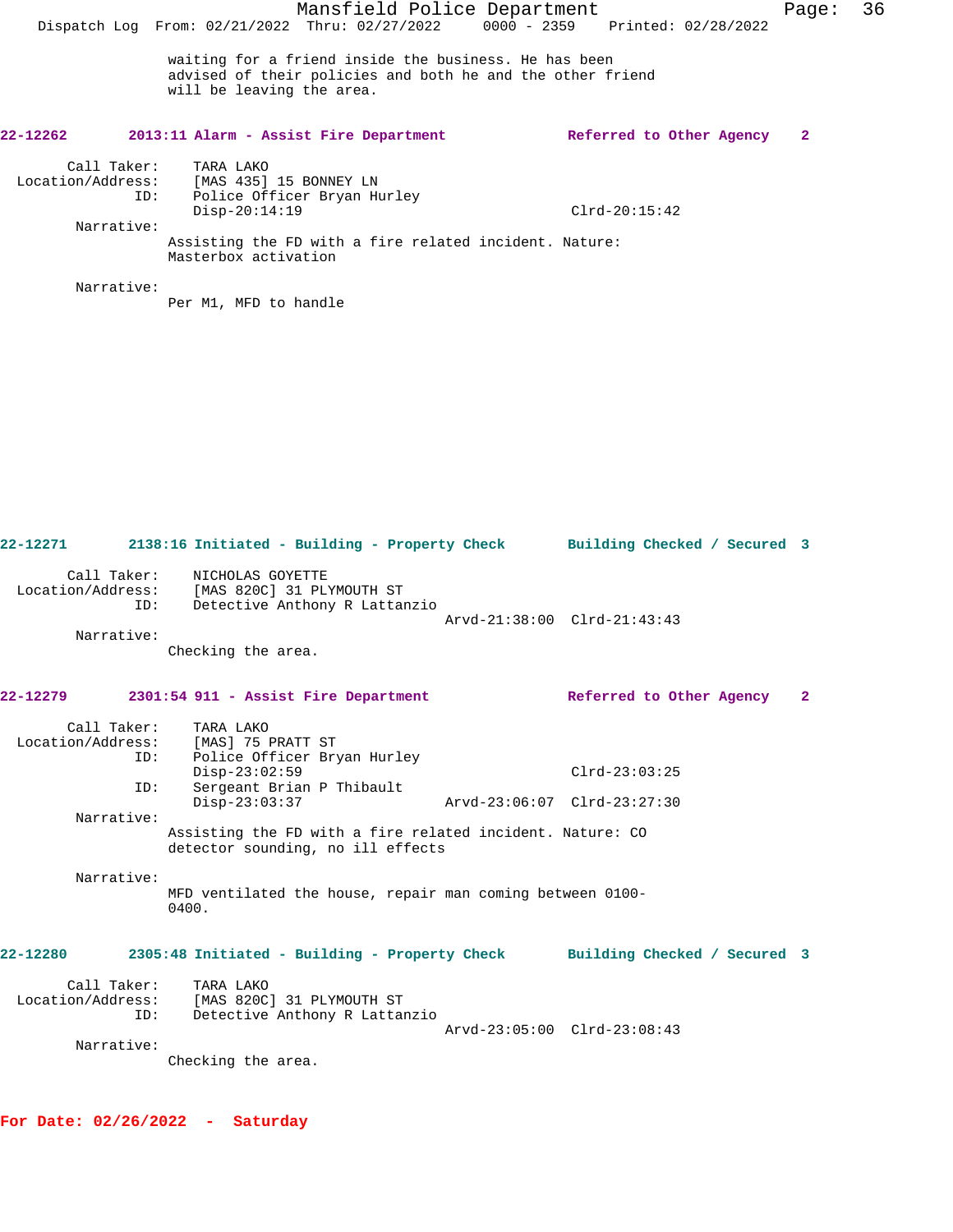waiting for a friend inside the business. He has been advised of their policies and both he and the other friend will be leaving the area.

**22-12262 2013:11 Alarm - Assist Fire Department — Referred to Other Agency 2**

Call Taker: TARA LAKO
Location/Address: [MAS 435] 15 BONNEY LN
ID: Police Officer Bryan Hurley
Disp-20:14:19 Clrd-20:15:42

Narrative:
Assisting the FD with a fire related incident. Nature: Masterbox activation

Narrative:
Per M1, MFD to handle

**22-12271 2138:16 Initiated - Building - Property Check — Building Checked / Secured 3**

Call Taker: NICHOLAS GOYETTE
Location/Address: [MAS 820C] 31 PLYMOUTH ST
ID: Detective Anthony R Lattanzio
Arvd-21:38:00 Clrd-21:43:43

Narrative:
Checking the area.

**22-12279 2301:54 911 - Assist Fire Department — Referred to Other Agency 2**

Call Taker: TARA LAKO
Location/Address: [MAS] 75 PRATT ST
ID: Police Officer Bryan Hurley
Disp-23:02:59 Clrd-23:03:25
ID: Sergeant Brian P Thibault
Disp-23:03:37 Arvd-23:06:07 Clrd-23:27:30

Narrative:
Assisting the FD with a fire related incident. Nature: CO detector sounding, no ill effects

Narrative:
MFD ventilated the house, repair man coming between 0100-0400.

**22-12280 2305:48 Initiated - Building - Property Check — Building Checked / Secured 3**

Call Taker: TARA LAKO
Location/Address: [MAS 820C] 31 PLYMOUTH ST
ID: Detective Anthony R Lattanzio
Arvd-23:05:00 Clrd-23:08:43

Narrative:
Checking the area.

## For Date: 02/26/2022 - Saturday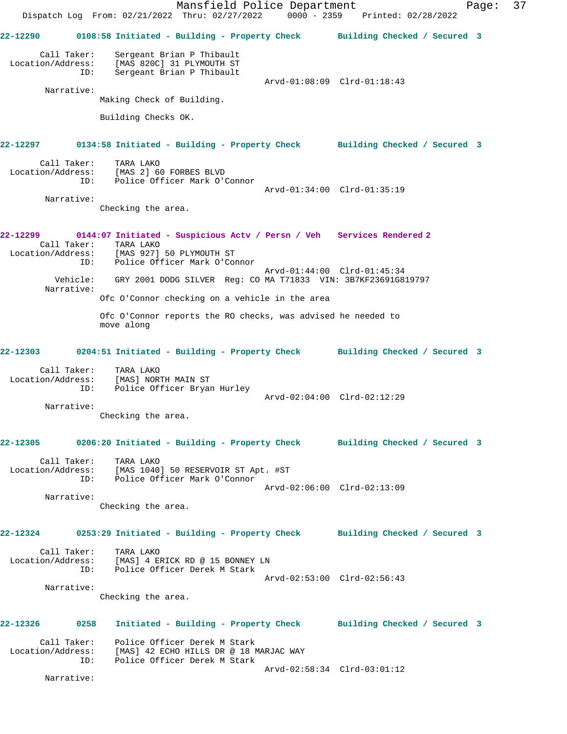22-12290 0108:58 Initiated - Building - Property Check Building Checked / Secured 3

Call Taker: Sergeant Brian P Thibault
Location/Address: [MAS 820C] 31 PLYMOUTH ST
ID: Sergeant Brian P Thibault
Arvd-01:08:09 Clrd-01:18:43
Narrative:
Making Check of Building.

Building Checks OK.

22-12297 0134:58 Initiated - Building - Property Check Building Checked / Secured 3

Call Taker: TARA LAKO
Location/Address: [MAS 2] 60 FORBES BLVD
ID: Police Officer Mark O'Connor
Arvd-01:34:00 Clrd-01:35:19
Narrative:
Checking the area.

22-12299 0144:07 Initiated - Suspicious Actv / Persn / Veh Services Rendered 2
Call Taker: TARA LAKO
Location/Address: [MAS 927] 50 PLYMOUTH ST
ID: Police Officer Mark O'Connor
Arvd-01:44:00 Clrd-01:45:34
Vehicle: GRY 2001 DODG SILVER Reg: CO MA T71833 VIN: 3B7KF23691G819797
Narrative:
Ofc O'Connor checking on a vehicle in the area

Ofc O'Connor reports the RO checks, was advised he needed to move along

22-12303 0204:51 Initiated - Building - Property Check Building Checked / Secured 3

Call Taker: TARA LAKO
Location/Address: [MAS] NORTH MAIN ST
ID: Police Officer Bryan Hurley
Arvd-02:04:00 Clrd-02:12:29
Narrative:
Checking the area.

22-12305 0206:20 Initiated - Building - Property Check Building Checked / Secured 3

Call Taker: TARA LAKO
Location/Address: [MAS 1040] 50 RESERVOIR ST Apt. #ST
ID: Police Officer Mark O'Connor
Arvd-02:06:00 Clrd-02:13:09
Narrative:
Checking the area.

22-12324 0253:29 Initiated - Building - Property Check Building Checked / Secured 3

Call Taker: TARA LAKO
Location/Address: [MAS] 4 ERICK RD @ 15 BONNEY LN
ID: Police Officer Derek M Stark
Arvd-02:53:00 Clrd-02:56:43
Narrative:
Checking the area.

22-12326 0258 Initiated - Building - Property Check Building Checked / Secured 3

Call Taker: Police Officer Derek M Stark
Location/Address: [MAS] 42 ECHO HILLS DR @ 18 MARJAC WAY
ID: Police Officer Derek M Stark
Arvd-02:58:34 Clrd-03:01:12
Narrative: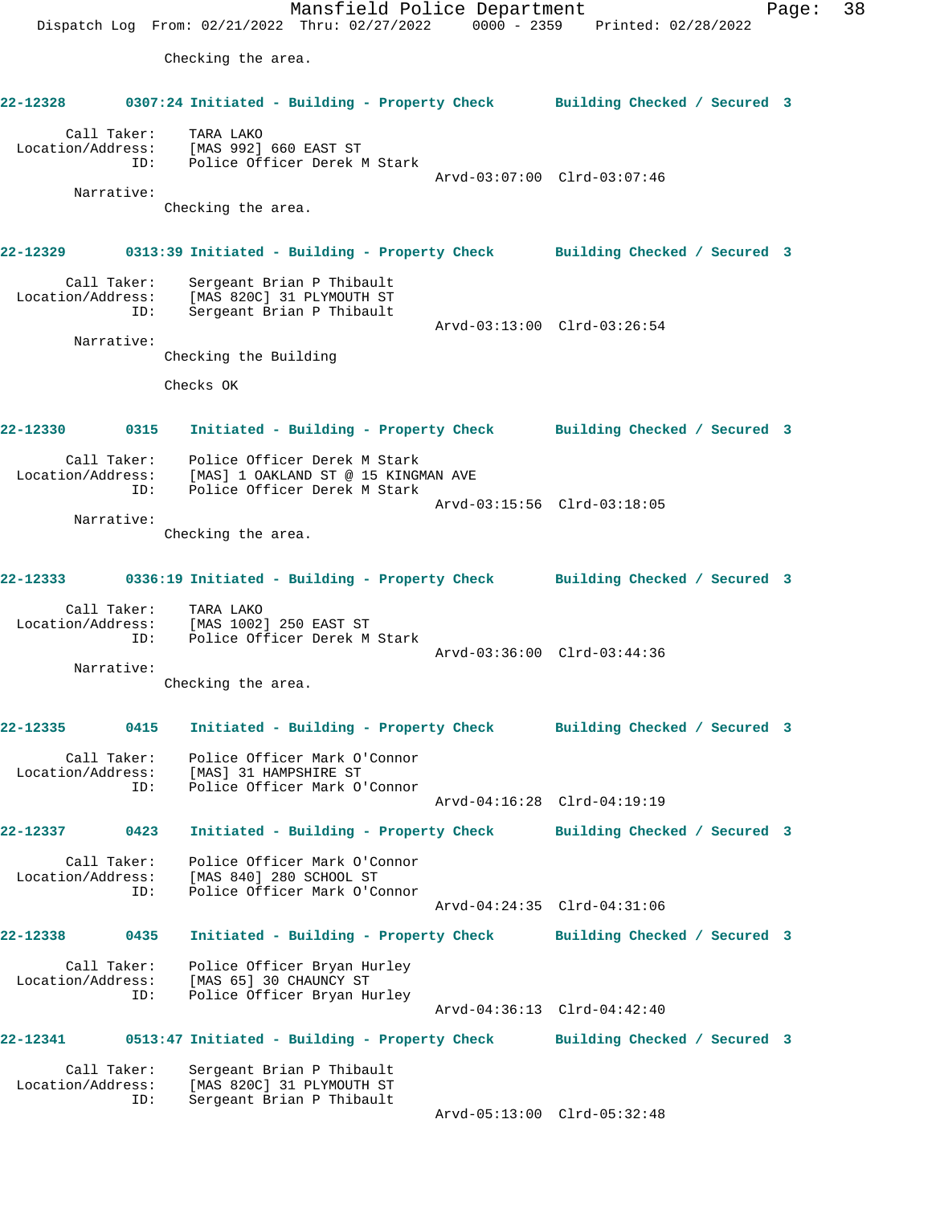Checking the area.

**22-12328** 0307:24 Initiated - Building - Property Check **Building Checked / Secured 3**

Call Taker: TARA LAKO
Location/Address: [MAS 992] 660 EAST ST
ID: Police Officer Derek M Stark
Arvd-03:07:00 Clrd-03:07:46

Narrative:
Checking the area.

**22-12329** 0313:39 Initiated - Building - Property Check **Building Checked / Secured 3**

Call Taker: Sergeant Brian P Thibault
Location/Address: [MAS 820C] 31 PLYMOUTH ST
ID: Sergeant Brian P Thibault
Arvd-03:13:00 Clrd-03:26:54

Narrative:
Checking the Building

Checks OK

**22-12330** 0315 Initiated - Building - Property Check **Building Checked / Secured 3**

Call Taker: Police Officer Derek M Stark
Location/Address: [MAS] 1 OAKLAND ST @ 15 KINGMAN AVE
ID: Police Officer Derek M Stark
Arvd-03:15:56 Clrd-03:18:05

Narrative:
Checking the area.

**22-12333** 0336:19 Initiated - Building - Property Check **Building Checked / Secured 3**

Call Taker: TARA LAKO
Location/Address: [MAS 1002] 250 EAST ST
ID: Police Officer Derek M Stark
Arvd-03:36:00 Clrd-03:44:36

Narrative:
Checking the area.

**22-12335** 0415 Initiated - Building - Property Check **Building Checked / Secured 3**

Call Taker: Police Officer Mark O'Connor
Location/Address: [MAS] 31 HAMPSHIRE ST
ID: Police Officer Mark O'Connor
Arvd-04:16:28 Clrd-04:19:19

**22-12337** 0423 Initiated - Building - Property Check **Building Checked / Secured 3**

Call Taker: Police Officer Mark O'Connor
Location/Address: [MAS 840] 280 SCHOOL ST
ID: Police Officer Mark O'Connor
Arvd-04:24:35 Clrd-04:31:06

**22-12338** 0435 Initiated - Building - Property Check **Building Checked / Secured 3**

Call Taker: Police Officer Bryan Hurley
Location/Address: [MAS 65] 30 CHAUNCY ST
ID: Police Officer Bryan Hurley
Arvd-04:36:13 Clrd-04:42:40

**22-12341** 0513:47 Initiated - Building - Property Check **Building Checked / Secured 3**

Call Taker: Sergeant Brian P Thibault
Location/Address: [MAS 820C] 31 PLYMOUTH ST
ID: Sergeant Brian P Thibault
Arvd-05:13:00 Clrd-05:32:48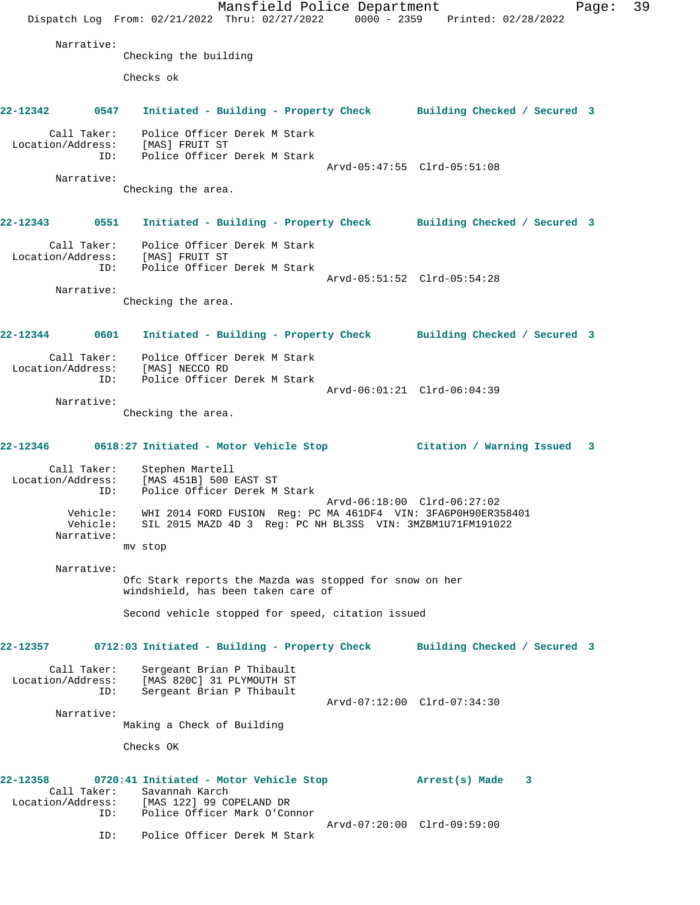Narrative:
Checking the building

Checks ok

**22-12342 0547 Initiated - Building - Property Check Building Checked / Secured 3**

Call Taker: Police Officer Derek M Stark
Location/Address: [MAS] FRUIT ST
ID: Police Officer Derek M Stark
Arvd-05:47:55 Clrd-05:51:08

Narrative:
Checking the area.

**22-12343 0551 Initiated - Building - Property Check Building Checked / Secured 3**

Call Taker: Police Officer Derek M Stark
Location/Address: [MAS] FRUIT ST
ID: Police Officer Derek M Stark
Arvd-05:51:52 Clrd-05:54:28

Narrative:
Checking the area.

**22-12344 0601 Initiated - Building - Property Check Building Checked / Secured 3**

Call Taker: Police Officer Derek M Stark
Location/Address: [MAS] NECCO RD
ID: Police Officer Derek M Stark
Arvd-06:01:21 Clrd-06:04:39

Narrative:
Checking the area.

**22-12346 0618:27 Initiated - Motor Vehicle Stop Citation / Warning Issued 3**

Call Taker: Stephen Martell
Location/Address: [MAS 451B] 500 EAST ST
ID: Police Officer Derek M Stark
Arvd-06:18:00 Clrd-06:27:02
Vehicle: WHI 2014 FORD FUSION Reg: PC MA 461DF4 VIN: 3FA6P0H90ER358401
Vehicle: SIL 2015 MAZD 4D 3 Reg: PC NH BL3SS VIN: 3MZBM1U71FM191022

Narrative:
mv stop

Narrative:
Ofc Stark reports the Mazda was stopped for snow on her windshield, has been taken care of

Second vehicle stopped for speed, citation issued

**22-12357 0712:03 Initiated - Building - Property Check Building Checked / Secured 3**

Call Taker: Sergeant Brian P Thibault
Location/Address: [MAS 820C] 31 PLYMOUTH ST
ID: Sergeant Brian P Thibault
Arvd-07:12:00 Clrd-07:34:30

Narrative:
Making a Check of Building

Checks OK

**22-12358 0720:41 Initiated - Motor Vehicle Stop Arrest(s) Made 3**

Call Taker: Savannah Karch
Location/Address: [MAS 122] 99 COPELAND DR
ID: Police Officer Mark O'Connor
Arvd-07:20:00 Clrd-09:59:00
ID: Police Officer Derek M Stark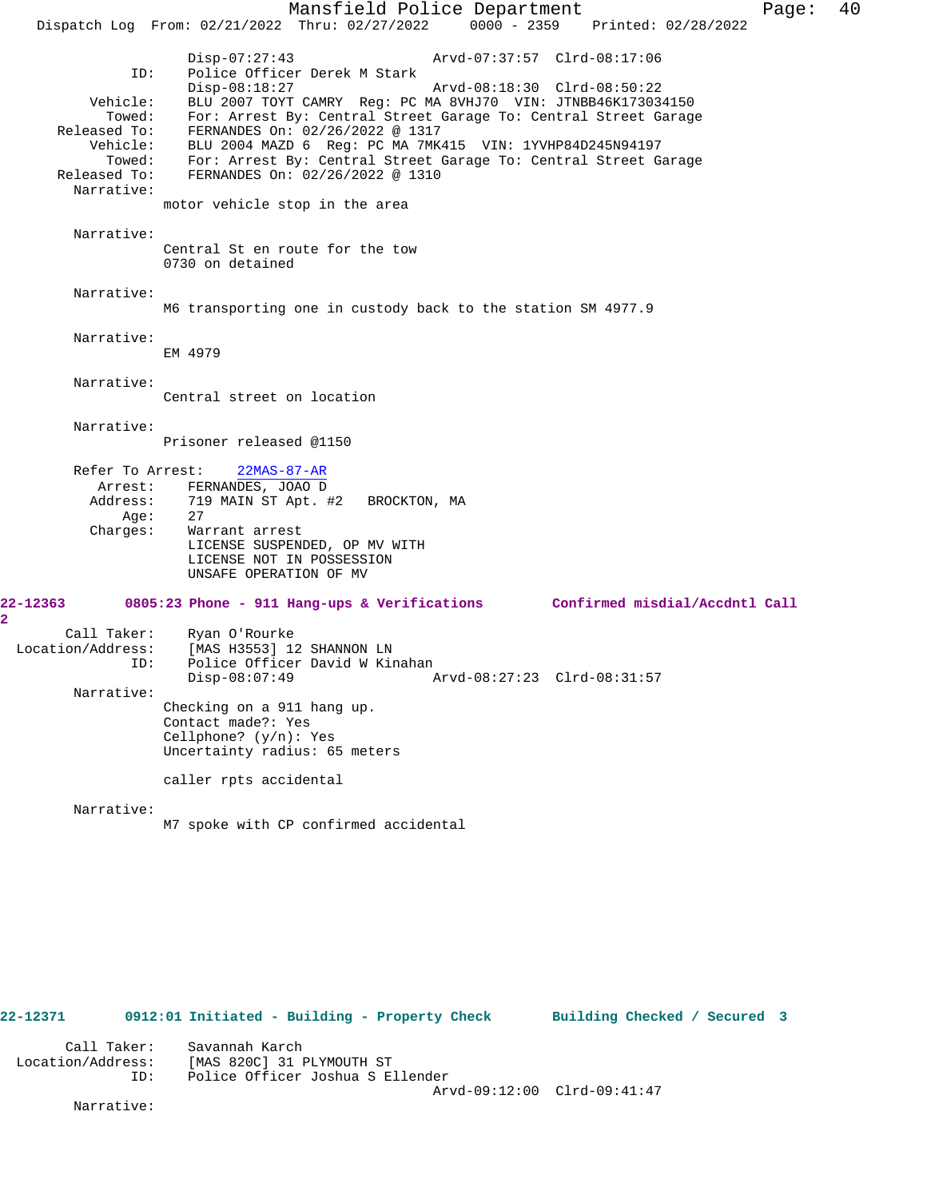Disp-07:27:43 Arvd-07:37:57 Clrd-08:17:06
ID: Police Officer Derek M Stark
Disp-08:18:27 Arvd-08:18:30 Clrd-08:50:22
Vehicle: BLU 2007 TOYT CAMRY Reg: PC MA 8VHJ70 VIN: JTNBB46K173034150
Towed: For: Arrest By: Central Street Garage To: Central Street Garage
Released To: FERNANDES On: 02/26/2022 @ 1317
Vehicle: BLU 2004 MAZD 6 Reg: PC MA 7MK415 VIN: 1YVHP84D245N94197
Towed: For: Arrest By: Central Street Garage To: Central Street Garage
Released To: FERNANDES On: 02/26/2022 @ 1310

Narrative:
motor vehicle stop in the area

Narrative:
Central St en route for the tow
0730 on detained

Narrative:
M6 transporting one in custody back to the station SM 4977.9

Narrative:
EM 4979

Narrative:
Central street on location

Narrative:
Prisoner released @1150

Refer To Arrest: 22MAS-87-AR
Arrest: FERNANDES, JOAO D
Address: 719 MAIN ST Apt. #2 BROCKTON, MA
Age: 27
Charges: Warrant arrest
LICENSE SUSPENDED, OP MV WITH
LICENSE NOT IN POSSESSION
UNSAFE OPERATION OF MV

**22-12363 0805:23 Phone - 911 Hang-ups & Verifications Confirmed misdial/Accdntl Call 2**

Call Taker: Ryan O'Rourke
Location/Address: [MAS H3553] 12 SHANNON LN
ID: Police Officer David W Kinahan
Disp-08:07:49 Arvd-08:27:23 Clrd-08:31:57

Narrative:
Checking on a 911 hang up.
Contact made?: Yes
Cellphone? (y/n): Yes
Uncertainty radius: 65 meters

caller rpts accidental

Narrative:
M7 spoke with CP confirmed accidental

**22-12371 0912:01 Initiated - Building - Property Check Building Checked / Secured 3**

Call Taker: Savannah Karch
Location/Address: [MAS 820C] 31 PLYMOUTH ST
ID: Police Officer Joshua S Ellender
Arvd-09:12:00 Clrd-09:41:47

Narrative: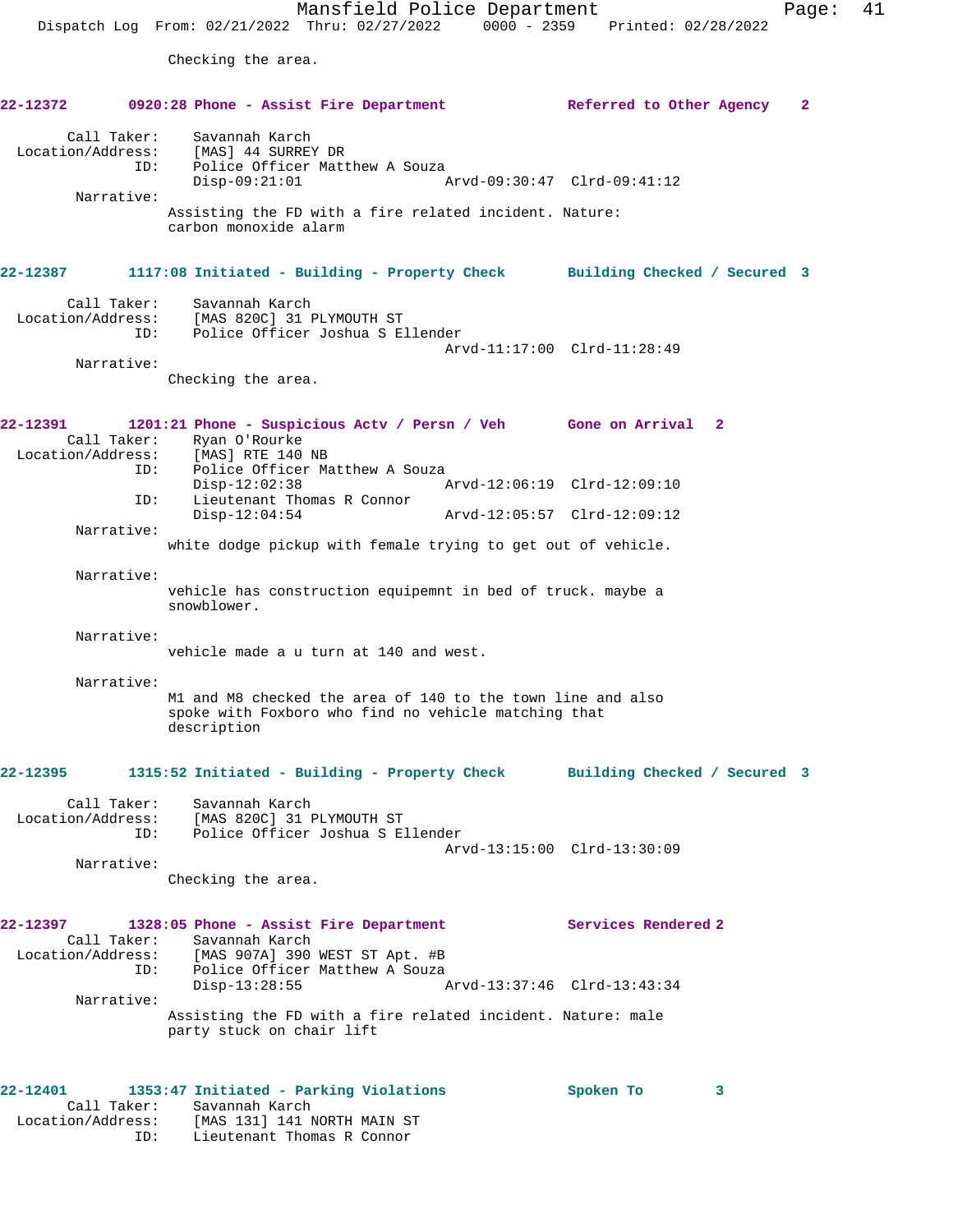Checking the area.

**22-12372 0920:28 Phone - Assist Fire Department — Referred to Other Agency 2**

Call Taker: Savannah Karch
Location/Address: [MAS] 44 SURREY DR
ID: Police Officer Matthew A Souza
Disp-09:21:01 Arvd-09:30:47 Clrd-09:41:12

Narrative:
Assisting the FD with a fire related incident. Nature: carbon monoxide alarm

**22-12387 1117:08 Initiated - Building - Property Check — Building Checked / Secured 3**

Call Taker: Savannah Karch
Location/Address: [MAS 820C] 31 PLYMOUTH ST
ID: Police Officer Joshua S Ellender
Arvd-11:17:00 Clrd-11:28:49

Narrative:
Checking the area.

**22-12391 1201:21 Phone - Suspicious Actv / Persn / Veh — Gone on Arrival 2**

Call Taker: Ryan O'Rourke
Location/Address: [MAS] RTE 140 NB
ID: Police Officer Matthew A Souza
Disp-12:02:38 Arvd-12:06:19 Clrd-12:09:10
ID: Lieutenant Thomas R Connor
Disp-12:04:54 Arvd-12:05:57 Clrd-12:09:12

Narrative:
white dodge pickup with female trying to get out of vehicle.

Narrative:
vehicle has construction equipemnt in bed of truck. maybe a snowblower.

Narrative:
vehicle made a u turn at 140 and west.

Narrative:
M1 and M8 checked the area of 140 to the town line and also spoke with Foxboro who find no vehicle matching that description

**22-12395 1315:52 Initiated - Building - Property Check — Building Checked / Secured 3**

Call Taker: Savannah Karch
Location/Address: [MAS 820C] 31 PLYMOUTH ST
ID: Police Officer Joshua S Ellender
Arvd-13:15:00 Clrd-13:30:09

Narrative:
Checking the area.

**22-12397 1328:05 Phone - Assist Fire Department — Services Rendered 2**

Call Taker: Savannah Karch
Location/Address: [MAS 907A] 390 WEST ST Apt. #B
ID: Police Officer Matthew A Souza
Disp-13:28:55 Arvd-13:37:46 Clrd-13:43:34

Narrative:
Assisting the FD with a fire related incident. Nature: male party stuck on chair lift

**22-12401 1353:47 Initiated - Parking Violations — Spoken To 3**

Call Taker: Savannah Karch
Location/Address: [MAS 131] 141 NORTH MAIN ST
ID: Lieutenant Thomas R Connor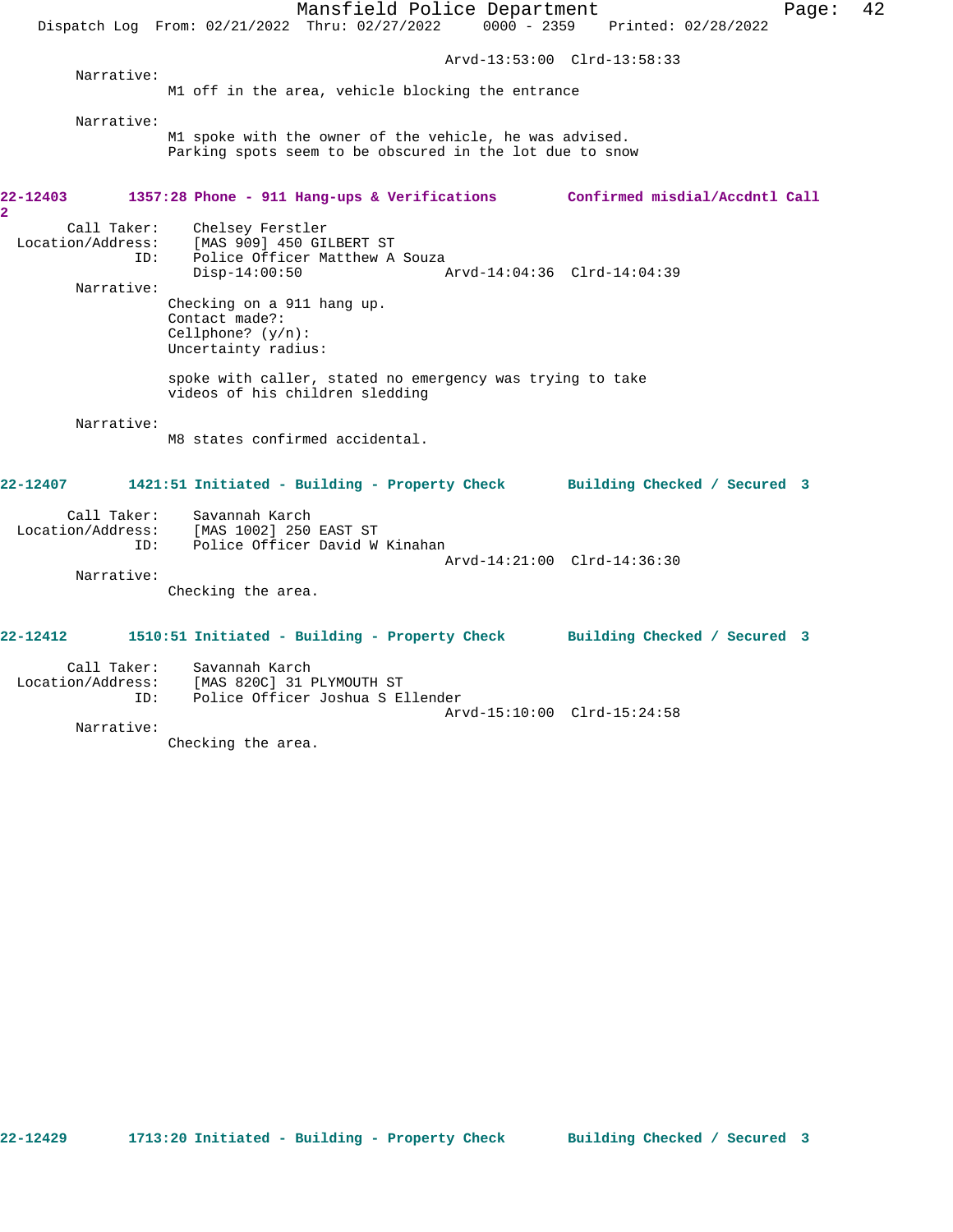Arvd-13:53:00 Clrd-13:58:33

Narrative:
M1 off in the area, vehicle blocking the entrance

Narrative:
M1 spoke with the owner of the vehicle, he was advised.
Parking spots seem to be obscured in the lot due to snow

**22-12403 1357:28 Phone - 911 Hang-ups & Verifications Confirmed misdial/Accdntl Call 2**

Call Taker: Chelsey Ferstler
Location/Address: [MAS 909] 450 GILBERT ST
ID: Police Officer Matthew A Souza
Disp-14:00:50 Arvd-14:04:36 Clrd-14:04:39

Narrative:
Checking on a 911 hang up.
Contact made?:
Cellphone? (y/n):
Uncertainty radius:

spoke with caller, stated no emergency was trying to take
videos of his children sledding

Narrative:
M8 states confirmed accidental.

**22-12407 1421:51 Initiated - Building - Property Check Building Checked / Secured 3**

Call Taker: Savannah Karch
Location/Address: [MAS 1002] 250 EAST ST
ID: Police Officer David W Kinahan
Arvd-14:21:00 Clrd-14:36:30

Narrative:
Checking the area.

**22-12412 1510:51 Initiated - Building - Property Check Building Checked / Secured 3**

Call Taker: Savannah Karch
Location/Address: [MAS 820C] 31 PLYMOUTH ST
ID: Police Officer Joshua S Ellender
Arvd-15:10:00 Clrd-15:24:58

Narrative:
Checking the area.

**22-12429 1713:20 Initiated - Building - Property Check Building Checked / Secured 3**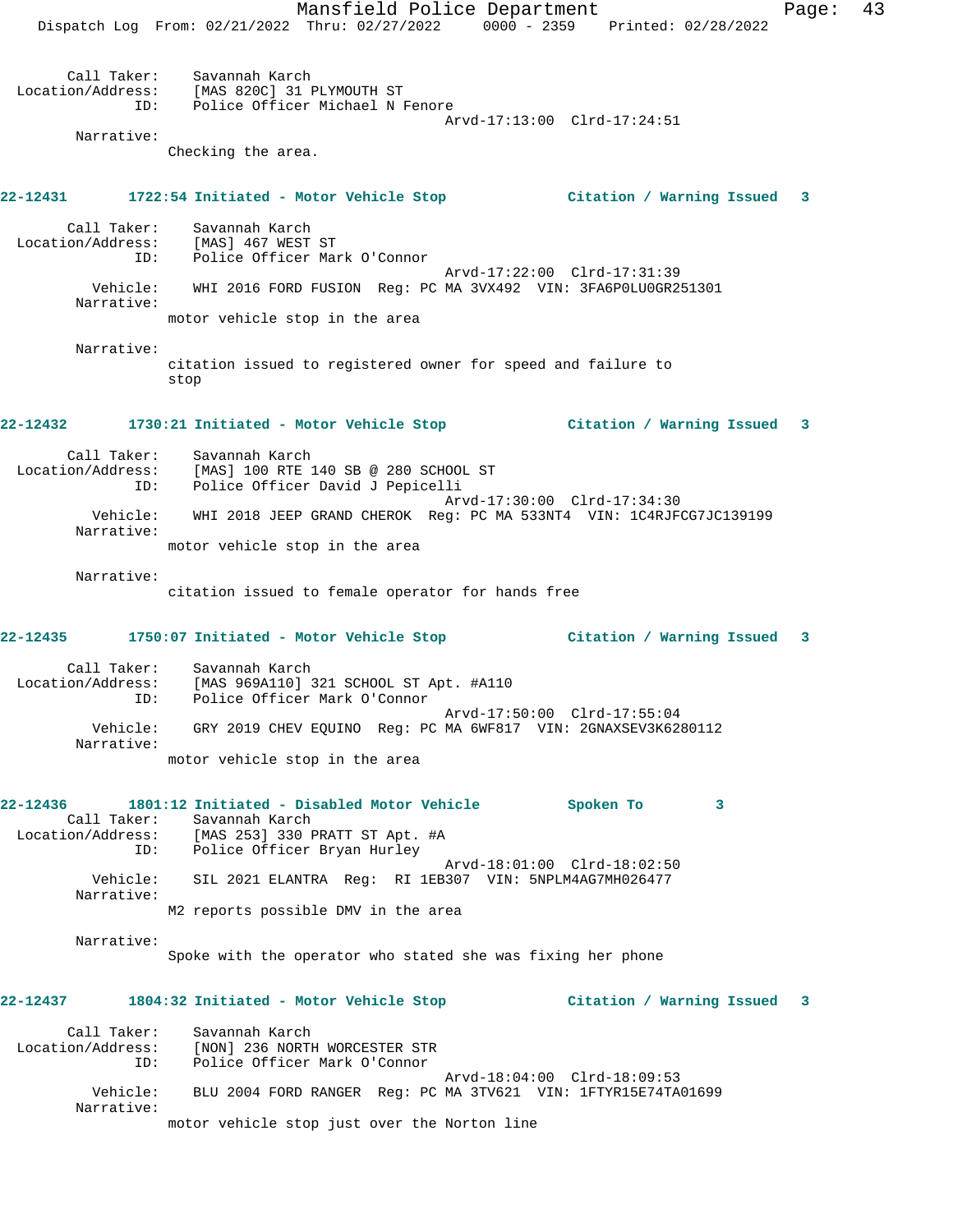Call Taker: Savannah Karch
Location/Address: [MAS 820C] 31 PLYMOUTH ST
ID: Police Officer Michael N Fenore
Arvd-17:13:00 Clrd-17:24:51
Narrative:
Checking the area.

**22-12431 1722:54 Initiated - Motor Vehicle Stop Citation / Warning Issued 3**

Call Taker: Savannah Karch
Location/Address: [MAS] 467 WEST ST
ID: Police Officer Mark O'Connor
Arvd-17:22:00 Clrd-17:31:39
Vehicle: WHI 2016 FORD FUSION Reg: PC MA 3VX492 VIN: 3FA6P0LU0GR251301
Narrative:
motor vehicle stop in the area

Narrative:
citation issued to registered owner for speed and failure to stop

**22-12432 1730:21 Initiated - Motor Vehicle Stop Citation / Warning Issued 3**

Call Taker: Savannah Karch
Location/Address: [MAS] 100 RTE 140 SB @ 280 SCHOOL ST
ID: Police Officer David J Pepicelli
Arvd-17:30:00 Clrd-17:34:30
Vehicle: WHI 2018 JEEP GRAND CHEROK Reg: PC MA 533NT4 VIN: 1C4RJFCG7JC139199
Narrative:
motor vehicle stop in the area

Narrative:
citation issued to female operator for hands free

**22-12435 1750:07 Initiated - Motor Vehicle Stop Citation / Warning Issued 3**

Call Taker: Savannah Karch
Location/Address: [MAS 969A110] 321 SCHOOL ST Apt. #A110
ID: Police Officer Mark O'Connor
Arvd-17:50:00 Clrd-17:55:04
Vehicle: GRY 2019 CHEV EQUINO Reg: PC MA 6WF817 VIN: 2GNAXSEV3K6280112
Narrative:
motor vehicle stop in the area

**22-12436 1801:12 Initiated - Disabled Motor Vehicle Spoken To 3**

Call Taker: Savannah Karch
Location/Address: [MAS 253] 330 PRATT ST Apt. #A
ID: Police Officer Bryan Hurley
Arvd-18:01:00 Clrd-18:02:50
Vehicle: SIL 2021 ELANTRA Reg: RI 1EB307 VIN: 5NPLM4AG7MH026477
Narrative:
M2 reports possible DMV in the area

Narrative:
Spoke with the operator who stated she was fixing her phone

**22-12437 1804:32 Initiated - Motor Vehicle Stop Citation / Warning Issued 3**

Call Taker: Savannah Karch
Location/Address: [NON] 236 NORTH WORCESTER STR
ID: Police Officer Mark O'Connor
Arvd-18:04:00 Clrd-18:09:53
Vehicle: BLU 2004 FORD RANGER Reg: PC MA 3TV621 VIN: 1FTYR15E74TA01699
Narrative:
motor vehicle stop just over the Norton line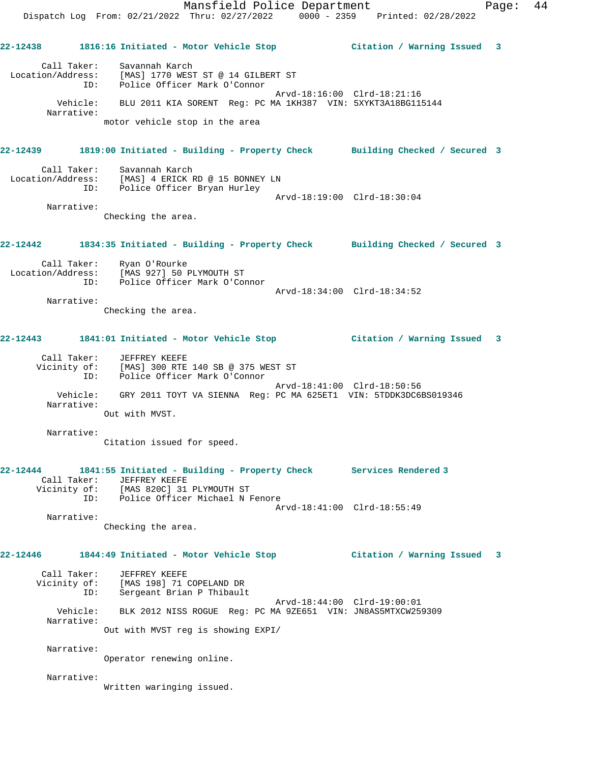22-12438 1816:16 Initiated - Motor Vehicle Stop Citation / Warning Issued 3

Call Taker: Savannah Karch
Location/Address: [MAS] 1770 WEST ST @ 14 GILBERT ST
ID: Police Officer Mark O'Connor
Arvd-18:16:00 Clrd-18:21:16
Vehicle: BLU 2011 KIA SORENT Reg: PC MA 1KH387 VIN: 5XYKT3A18BG115144
Narrative:
motor vehicle stop in the area

22-12439 1819:00 Initiated - Building - Property Check Building Checked / Secured 3

Call Taker: Savannah Karch
Location/Address: [MAS] 4 ERICK RD @ 15 BONNEY LN
ID: Police Officer Bryan Hurley
Arvd-18:19:00 Clrd-18:30:04
Narrative:
Checking the area.

22-12442 1834:35 Initiated - Building - Property Check Building Checked / Secured 3

Call Taker: Ryan O'Rourke
Location/Address: [MAS 927] 50 PLYMOUTH ST
ID: Police Officer Mark O'Connor
Arvd-18:34:00 Clrd-18:34:52
Narrative:
Checking the area.

22-12443 1841:01 Initiated - Motor Vehicle Stop Citation / Warning Issued 3

Call Taker: JEFFREY KEEFE
Vicinity of: [MAS] 300 RTE 140 SB @ 375 WEST ST
ID: Police Officer Mark O'Connor
Arvd-18:41:00 Clrd-18:50:56
Vehicle: GRY 2011 TOYT VA SIENNA Reg: PC MA 625ET1 VIN: 5TDDK3DC6BS019346
Narrative:
Out with MVST.

Narrative:
Citation issued for speed.

22-12444 1841:55 Initiated - Building - Property Check Services Rendered 3
Call Taker: JEFFREY KEEFE
Vicinity of: [MAS 820C] 31 PLYMOUTH ST
ID: Police Officer Michael N Fenore
Arvd-18:41:00 Clrd-18:55:49
Narrative:
Checking the area.

22-12446 1844:49 Initiated - Motor Vehicle Stop Citation / Warning Issued 3

Call Taker: JEFFREY KEEFE
Vicinity of: [MAS 198] 71 COPELAND DR
ID: Sergeant Brian P Thibault
Arvd-18:44:00 Clrd-19:00:01
Vehicle: BLK 2012 NISS ROGUE Reg: PC MA 9ZE651 VIN: JN8AS5MTXCW259309
Narrative:
Out with MVST reg is showing EXPI/

Narrative:
Operator renewing online.

Narrative:
Written waringing issued.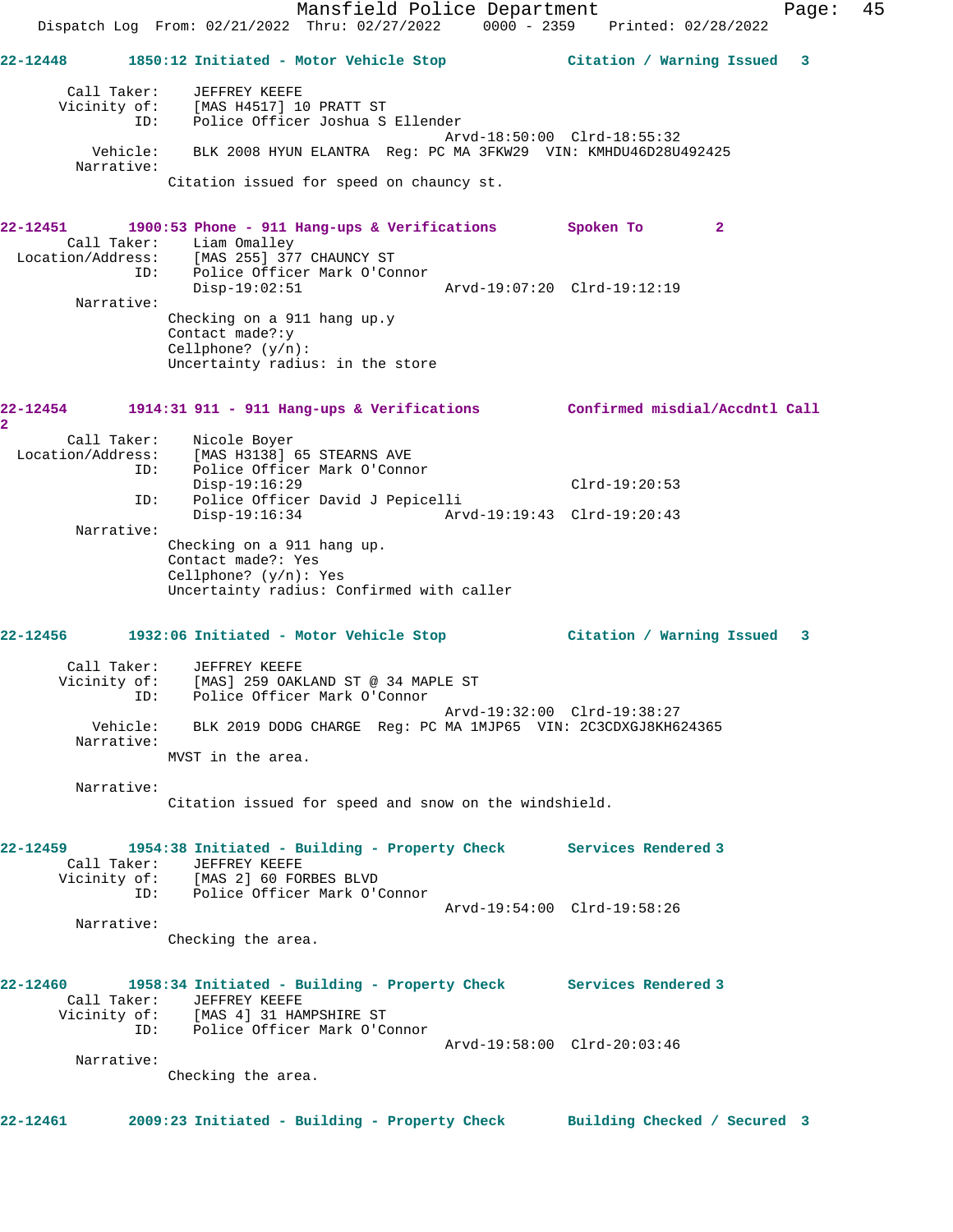**22-12448** 1850:12 Initiated - Motor Vehicle Stop — Citation / Warning Issued 3

Call Taker: JEFFREY KEEFE
Vicinity of: [MAS H4517] 10 PRATT ST
ID: Police Officer Joshua S Ellender
Arvd-18:50:00 Clrd-18:55:32
Vehicle: BLK 2008 HYUN ELANTRA Reg: PC MA 3FKW29 VIN: KMHDU46D28U492425
Narrative:
Citation issued for speed on chauncy st.

**22-12451** 1900:53 Phone - 911 Hang-ups & Verifications — Spoken To 2

Call Taker: Liam Omalley
Location/Address: [MAS 255] 377 CHAUNCY ST
ID: Police Officer Mark O'Connor
Disp-19:02:51 Arvd-19:07:20 Clrd-19:12:19
Narrative:
Checking on a 911 hang up.y
Contact made?:y
Cellphone? (y/n):
Uncertainty radius: in the store

**22-12454** 1914:31 911 - 911 Hang-ups & Verifications — Confirmed misdial/Accdntl Call 2

Call Taker: Nicole Boyer
Location/Address: [MAS H3138] 65 STEARNS AVE
ID: Police Officer Mark O'Connor
Disp-19:16:29 Clrd-19:20:53
ID: Police Officer David J Pepicelli
Disp-19:16:34 Arvd-19:19:43 Clrd-19:20:43
Narrative:
Checking on a 911 hang up.
Contact made?: Yes
Cellphone? (y/n): Yes
Uncertainty radius: Confirmed with caller

**22-12456** 1932:06 Initiated - Motor Vehicle Stop — Citation / Warning Issued 3

Call Taker: JEFFREY KEEFE
Vicinity of: [MAS] 259 OAKLAND ST @ 34 MAPLE ST
ID: Police Officer Mark O'Connor
Arvd-19:32:00 Clrd-19:38:27
Vehicle: BLK 2019 DODG CHARGE Reg: PC MA 1MJP65 VIN: 2C3CDXGJ8KH624365
Narrative:
MVST in the area.

Narrative:
Citation issued for speed and snow on the windshield.

**22-12459** 1954:38 Initiated - Building - Property Check — Services Rendered 3

Call Taker: JEFFREY KEEFE
Vicinity of: [MAS 2] 60 FORBES BLVD
ID: Police Officer Mark O'Connor
Arvd-19:54:00 Clrd-19:58:26
Narrative:
Checking the area.

**22-12460** 1958:34 Initiated - Building - Property Check — Services Rendered 3

Call Taker: JEFFREY KEEFE
Vicinity of: [MAS 4] 31 HAMPSHIRE ST
ID: Police Officer Mark O'Connor
Arvd-19:58:00 Clrd-20:03:46
Narrative:
Checking the area.

**22-12461** 2009:23 Initiated - Building - Property Check — Building Checked / Secured 3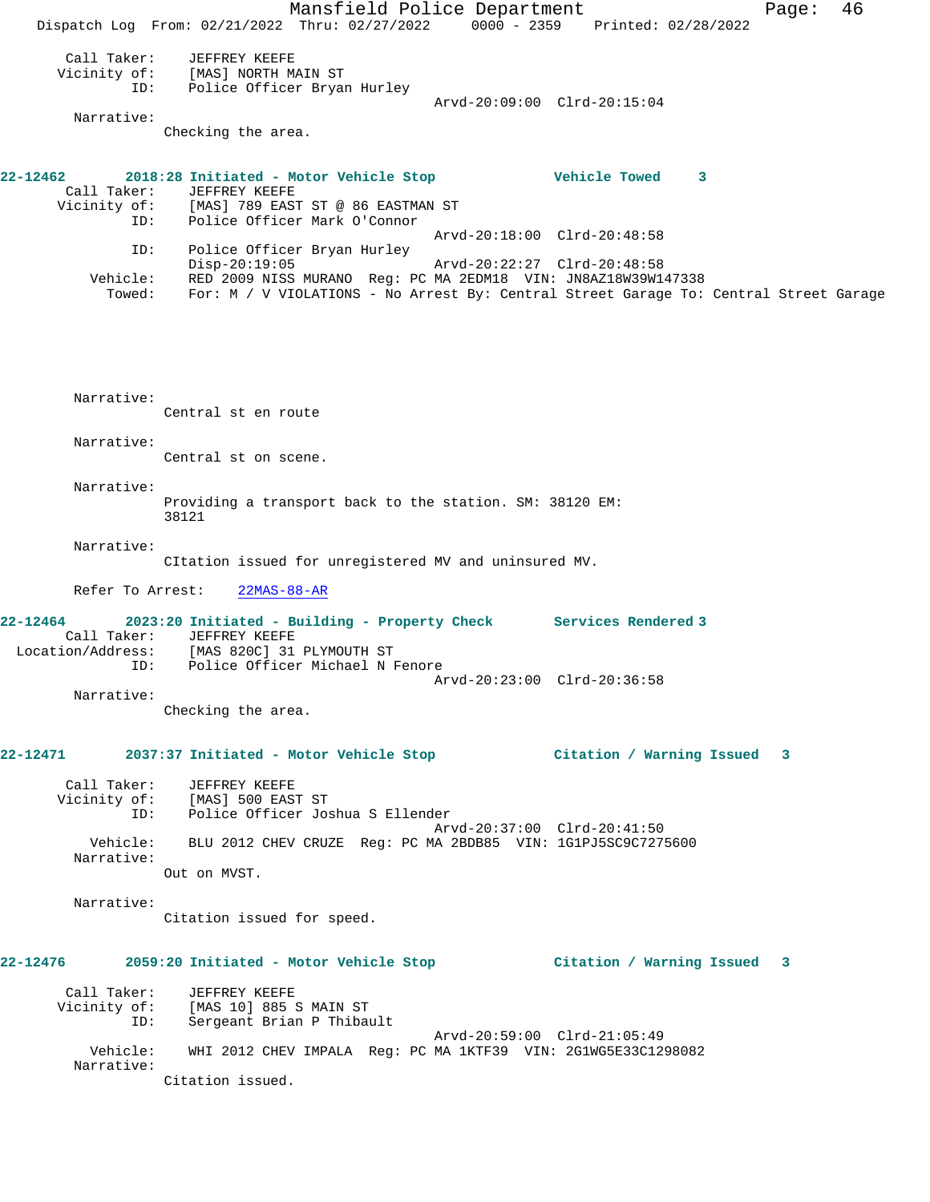```
        Call Taker:     JEFFREY KEEFE
       Vicinity of:     [MAS] NORTH MAIN ST
                ID:     Police Officer Bryan Hurley
                                                      Arvd-20:09:00  Clrd-20:15:04
        Narrative:
                 Checking the area.
```

**22-12462 2018:28 Initiated - Motor Vehicle Stop — Vehicle Towed 3**

```
        Call Taker:     JEFFREY KEEFE
       Vicinity of:     [MAS] 789 EAST ST @ 86 EASTMAN ST
                ID:     Police Officer Mark O'Connor
                                                      Arvd-20:18:00  Clrd-20:48:58
                ID:     Police Officer Bryan Hurley
                        Disp-20:19:05                 Arvd-20:22:27  Clrd-20:48:58
           Vehicle:     RED 2009 NISS MURANO  Reg: PC MA 2EDM18  VIN: JN8AZ18W39W147338
             Towed:     For: M / V VIOLATIONS - No Arrest By: Central Street Garage To: Central Street Garage

        Narrative:
                 Central st en route

        Narrative:
                 Central st on scene.

        Narrative:
                 Providing a transport back to the station. SM: 38120 EM:
                 38121

        Narrative:
                 CItation issued for unregistered MV and uninsured MV.

        Refer To Arrest:    22MAS-88-AR
```

**22-12464 2023:20 Initiated - Building - Property Check — Services Rendered 3**

```
        Call Taker:     JEFFREY KEEFE
  Location/Address:     [MAS 820C] 31 PLYMOUTH ST
                ID:     Police Officer Michael N Fenore
                                                      Arvd-20:23:00  Clrd-20:36:58
        Narrative:
                 Checking the area.
```

**22-12471 2037:37 Initiated - Motor Vehicle Stop — Citation / Warning Issued 3**

```
        Call Taker:     JEFFREY KEEFE
       Vicinity of:     [MAS] 500 EAST ST
                ID:     Police Officer Joshua S Ellender
                                                      Arvd-20:37:00  Clrd-20:41:50
           Vehicle:     BLU 2012 CHEV CRUZE  Reg: PC MA 2BDB85  VIN: 1G1PJ5SC9C7275600
        Narrative:
                 Out on MVST.

        Narrative:
                 Citation issued for speed.
```

**22-12476 2059:20 Initiated - Motor Vehicle Stop — Citation / Warning Issued 3**

```
        Call Taker:     JEFFREY KEEFE
       Vicinity of:     [MAS 10] 885 S MAIN ST
                ID:     Sergeant Brian P Thibault
                                                      Arvd-20:59:00  Clrd-21:05:49
           Vehicle:     WHI 2012 CHEV IMPALA  Reg: PC MA 1KTF39  VIN: 2G1WG5E33C1298082
        Narrative:
                 Citation issued.
```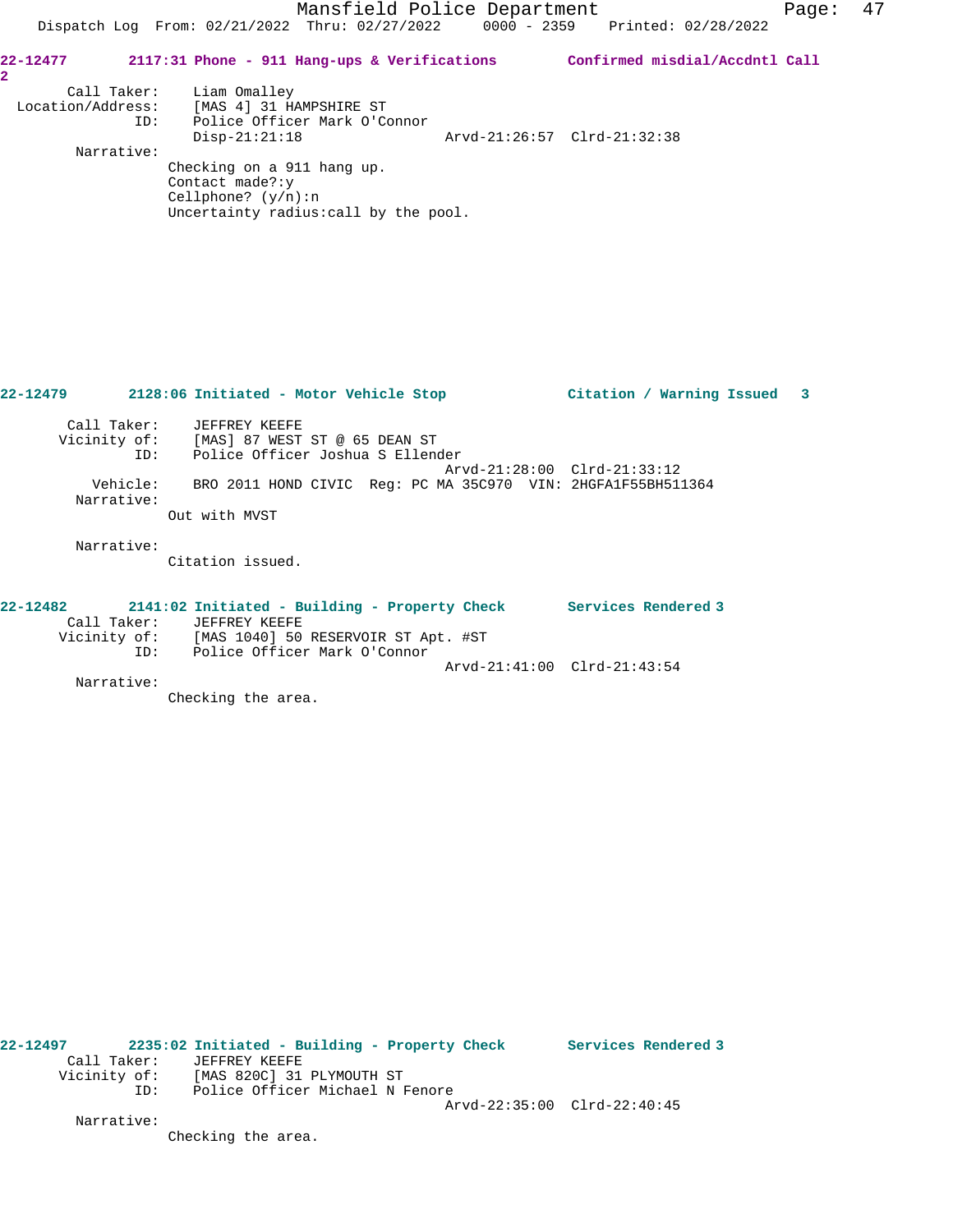**22-12477** 2117:31 Phone - 911 Hang-ups & Verifications — Confirmed misdial/Accdntl Call 2

Call Taker: Liam Omalley
Location/Address: [MAS 4] 31 HAMPSHIRE ST
ID: Police Officer Mark O'Connor
Disp-21:21:18 Arvd-21:26:57 Clrd-21:32:38

Narrative:
Checking on a 911 hang up.
Contact made?:y
Cellphone? (y/n):n
Uncertainty radius:call by the pool.

**22-12479** 2128:06 Initiated - Motor Vehicle Stop — Citation / Warning Issued 3

Call Taker: JEFFREY KEEFE
Vicinity of: [MAS] 87 WEST ST @ 65 DEAN ST
ID: Police Officer Joshua S Ellender
Arvd-21:28:00 Clrd-21:33:12
Vehicle: BRO 2011 HOND CIVIC Reg: PC MA 35C970 VIN: 2HGFA1F55BH511364

Narrative:
Out with MVST

Narrative:
Citation issued.

**22-12482** 2141:02 Initiated - Building - Property Check — Services Rendered 3

Call Taker: JEFFREY KEEFE
Vicinity of: [MAS 1040] 50 RESERVOIR ST Apt. #ST
ID: Police Officer Mark O'Connor
Arvd-21:41:00 Clrd-21:43:54

Narrative:
Checking the area.

**22-12497** 2235:02 Initiated - Building - Property Check — Services Rendered 3

Call Taker: JEFFREY KEEFE
Vicinity of: [MAS 820C] 31 PLYMOUTH ST
ID: Police Officer Michael N Fenore
Arvd-22:35:00 Clrd-22:40:45

Narrative:
Checking the area.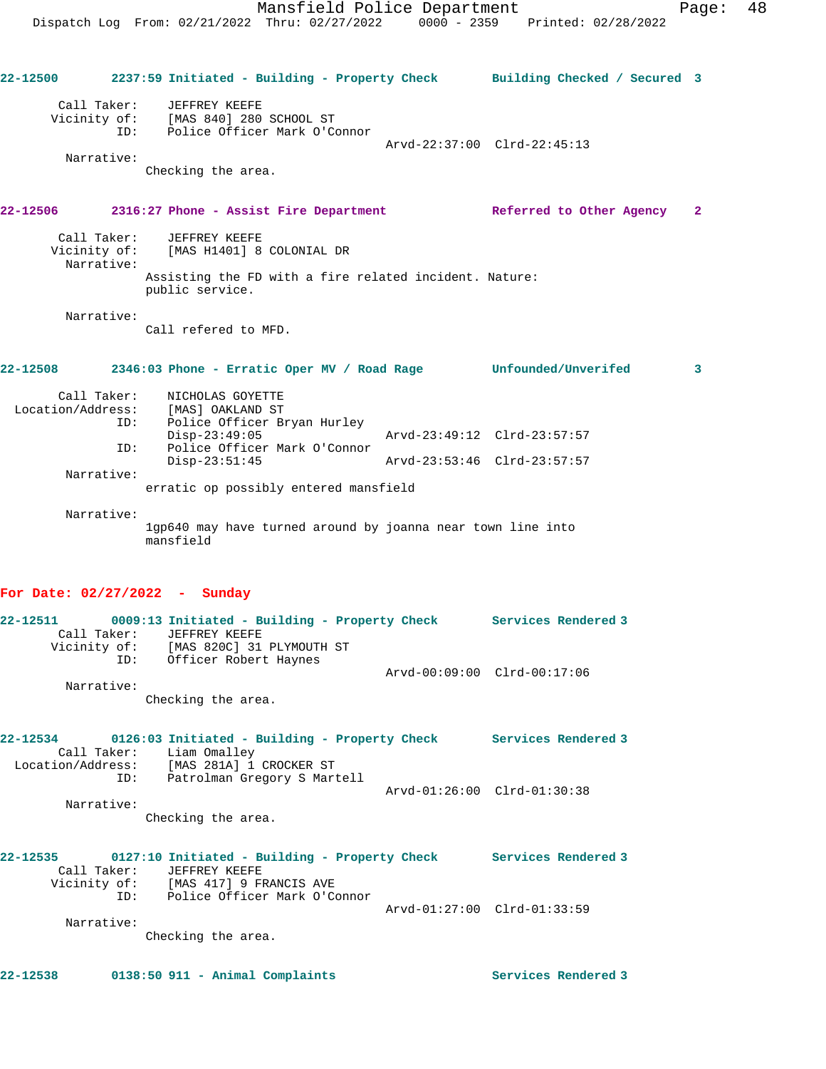22-12500 2237:59 Initiated - Building - Property Check Building Checked / Secured 3

Call Taker: JEFFREY KEEFE
Vicinity of: [MAS 840] 280 SCHOOL ST
ID: Police Officer Mark O'Connor
Arvd-22:37:00 Clrd-22:45:13
Narrative:
Checking the area.

22-12506 2316:27 Phone - Assist Fire Department Referred to Other Agency 2

Call Taker: JEFFREY KEEFE
Vicinity of: [MAS H1401] 8 COLONIAL DR
Narrative:
Assisting the FD with a fire related incident. Nature: public service.

Narrative:
Call refered to MFD.

22-12508 2346:03 Phone - Erratic Oper MV / Road Rage Unfounded/Unverifed 3

Call Taker: NICHOLAS GOYETTE
Location/Address: [MAS] OAKLAND ST
ID: Police Officer Bryan Hurley
Disp-23:49:05 Arvd-23:49:12 Clrd-23:57:57
ID: Police Officer Mark O'Connor
Disp-23:51:45 Arvd-23:53:46 Clrd-23:57:57
Narrative:
erratic op possibly entered mansfield

Narrative:
1gp640 may have turned around by joanna near town line into mansfield

**For Date: 02/27/2022 - Sunday**

22-12511 0009:13 Initiated - Building - Property Check Services Rendered 3
Call Taker: JEFFREY KEEFE
Vicinity of: [MAS 820C] 31 PLYMOUTH ST
ID: Officer Robert Haynes
Arvd-00:09:00 Clrd-00:17:06
Narrative:
Checking the area.

22-12534 0126:03 Initiated - Building - Property Check Services Rendered 3
Call Taker: Liam Omalley
Location/Address: [MAS 281A] 1 CROCKER ST
ID: Patrolman Gregory S Martell
Arvd-01:26:00 Clrd-01:30:38
Narrative:
Checking the area.

22-12535 0127:10 Initiated - Building - Property Check Services Rendered 3
Call Taker: JEFFREY KEEFE
Vicinity of: [MAS 417] 9 FRANCIS AVE
ID: Police Officer Mark O'Connor
Arvd-01:27:00 Clrd-01:33:59
Narrative:
Checking the area.

22-12538 0138:50 911 - Animal Complaints Services Rendered 3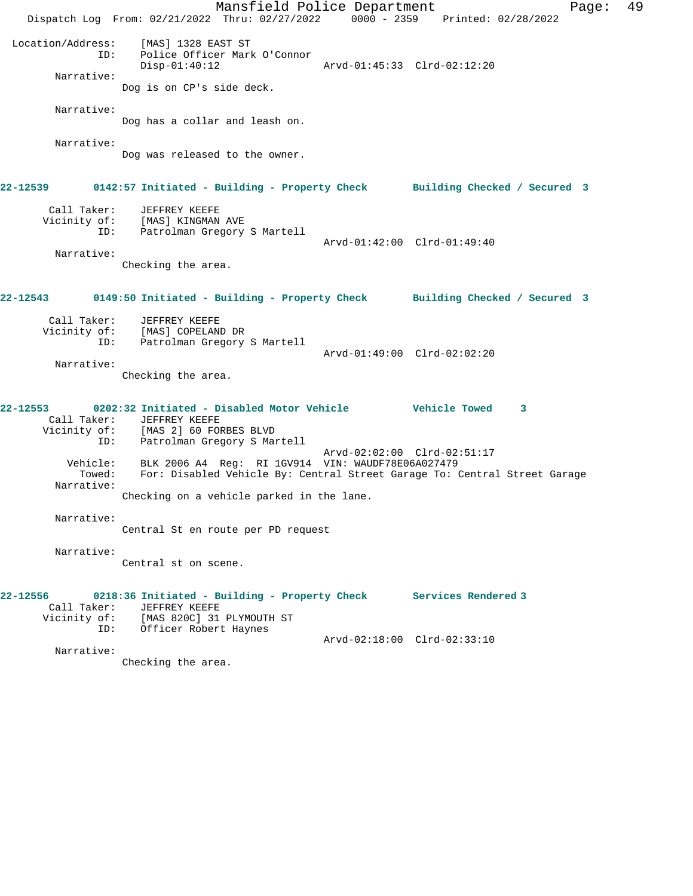Location/Address: [MAS] 1328 EAST ST
ID: Police Officer Mark O'Connor
Disp-01:40:12 Arvd-01:45:33 Clrd-02:12:20

Narrative:
Dog is on CP's side deck.

Narrative:
Dog has a collar and leash on.

Narrative:
Dog was released to the owner.

**22-12539 0142:57 Initiated - Building - Property Check Building Checked / Secured 3**

Call Taker: JEFFREY KEEFE
Vicinity of: [MAS] KINGMAN AVE
ID: Patrolman Gregory S Martell
Arvd-01:42:00 Clrd-01:49:40

Narrative:
Checking the area.

**22-12543 0149:50 Initiated - Building - Property Check Building Checked / Secured 3**

Call Taker: JEFFREY KEEFE
Vicinity of: [MAS] COPELAND DR
ID: Patrolman Gregory S Martell
Arvd-01:49:00 Clrd-02:02:20

Narrative:
Checking the area.

**22-12553 0202:32 Initiated - Disabled Motor Vehicle Vehicle Towed 3**

Call Taker: JEFFREY KEEFE
Vicinity of: [MAS 2] 60 FORBES BLVD
ID: Patrolman Gregory S Martell
Arvd-02:02:00 Clrd-02:51:17
Vehicle: BLK 2006 A4 Reg: RI 1GV914 VIN: WAUDF78E06A027479
Towed: For: Disabled Vehicle By: Central Street Garage To: Central Street Garage

Narrative:
Checking on a vehicle parked in the lane.

Narrative:
Central St en route per PD request

Narrative:
Central st on scene.

**22-12556 0218:36 Initiated - Building - Property Check Services Rendered 3**

Call Taker: JEFFREY KEEFE
Vicinity of: [MAS 820C] 31 PLYMOUTH ST
ID: Officer Robert Haynes
Arvd-02:18:00 Clrd-02:33:10

Narrative:
Checking the area.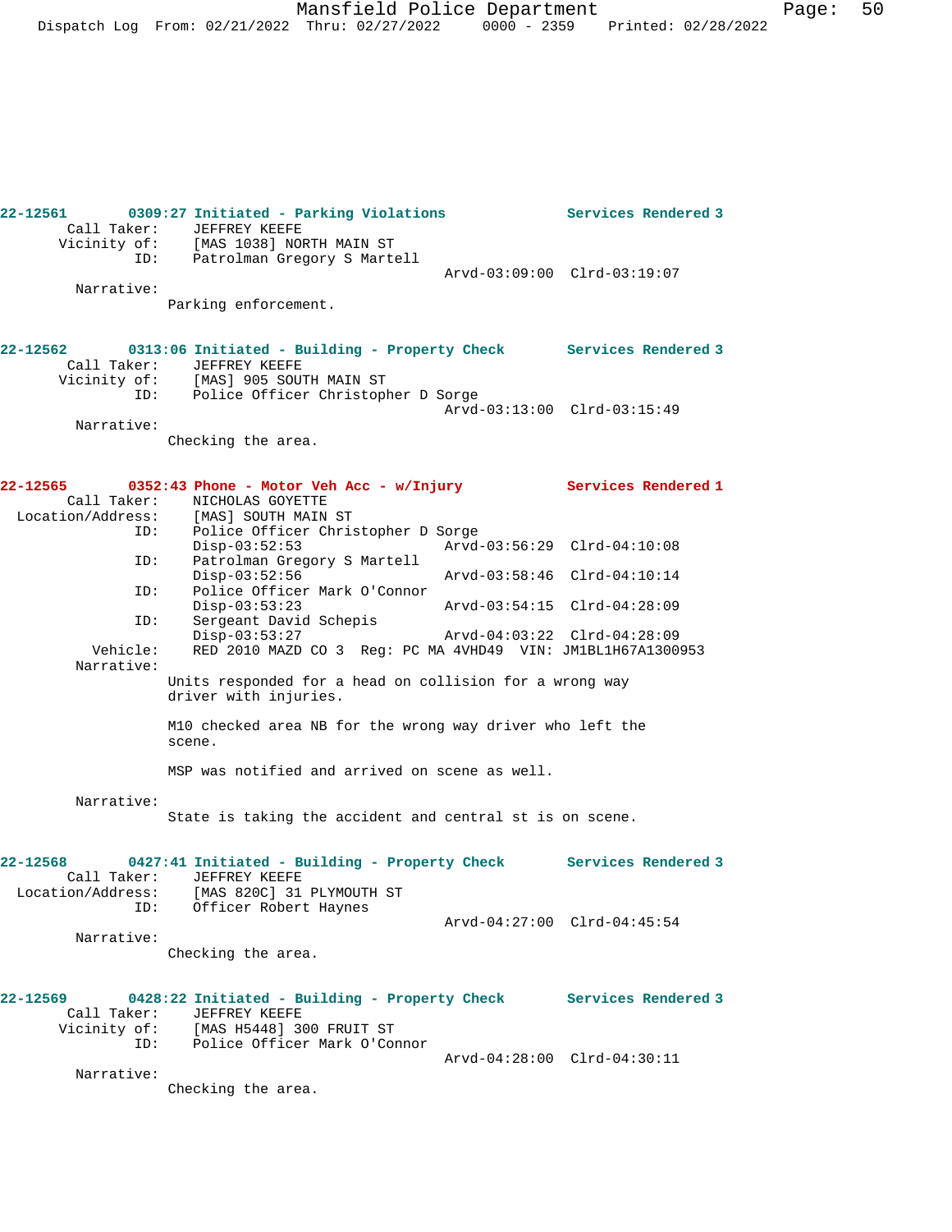**22-12561** 0309:27 Initiated - Parking Violations **Services Rendered 3**

Call Taker: JEFFREY KEEFE
Vicinity of: [MAS 1038] NORTH MAIN ST
ID: Patrolman Gregory S Martell
Arvd-03:09:00 Clrd-03:19:07

Narrative:
Parking enforcement.

**22-12562** 0313:06 Initiated - Building - Property Check **Services Rendered 3**

Call Taker: JEFFREY KEEFE
Vicinity of: [MAS] 905 SOUTH MAIN ST
ID: Police Officer Christopher D Sorge
Arvd-03:13:00 Clrd-03:15:49

Narrative:
Checking the area.

**22-12565** 0352:43 Phone - Motor Veh Acc - w/Injury **Services Rendered 1**

Call Taker: NICHOLAS GOYETTE
Location/Address: [MAS] SOUTH MAIN ST
ID: Police Officer Christopher D Sorge
Disp-03:52:53 Arvd-03:56:29 Clrd-04:10:08
ID: Patrolman Gregory S Martell
Disp-03:52:56 Arvd-03:58:46 Clrd-04:10:14
ID: Police Officer Mark O'Connor
Disp-03:53:23 Arvd-03:54:15 Clrd-04:28:09
ID: Sergeant David Schepis
Disp-03:53:27 Arvd-04:03:22 Clrd-04:28:09
Vehicle: RED 2010 MAZD CO 3 Reg: PC MA 4VHD49 VIN: JM1BL1H67A1300953

Narrative:
Units responded for a head on collision for a wrong way driver with injuries.

M10 checked area NB for the wrong way driver who left the scene.

MSP was notified and arrived on scene as well.

Narrative:
State is taking the accident and central st is on scene.

**22-12568** 0427:41 Initiated - Building - Property Check **Services Rendered 3**

Call Taker: JEFFREY KEEFE
Location/Address: [MAS 820C] 31 PLYMOUTH ST
ID: Officer Robert Haynes
Arvd-04:27:00 Clrd-04:45:54

Narrative:
Checking the area.

**22-12569** 0428:22 Initiated - Building - Property Check **Services Rendered 3**

Call Taker: JEFFREY KEEFE
Vicinity of: [MAS H5448] 300 FRUIT ST
ID: Police Officer Mark O'Connor
Arvd-04:28:00 Clrd-04:30:11

Narrative:
Checking the area.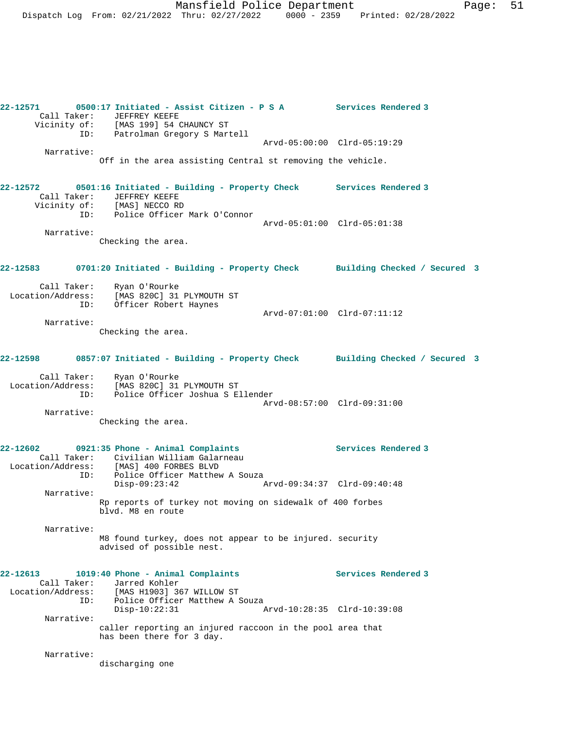**22-12571** 0500:17 Initiated - Assist Citizen - P S A — Services Rendered 3

Call Taker: JEFFREY KEEFE
Vicinity of: [MAS 199] 54 CHAUNCY ST
ID: Patrolman Gregory S Martell
Arvd-05:00:00 Clrd-05:19:29

Narrative:
Off in the area assisting Central st removing the vehicle.

**22-12572** 0501:16 Initiated - Building - Property Check — Services Rendered 3

Call Taker: JEFFREY KEEFE
Vicinity of: [MAS] NECCO RD
ID: Police Officer Mark O'Connor
Arvd-05:01:00 Clrd-05:01:38

Narrative:
Checking the area.

**22-12583** 0701:20 Initiated - Building - Property Check — Building Checked / Secured 3

Call Taker: Ryan O'Rourke
Location/Address: [MAS 820C] 31 PLYMOUTH ST
ID: Officer Robert Haynes
Arvd-07:01:00 Clrd-07:11:12

Narrative:
Checking the area.

**22-12598** 0857:07 Initiated - Building - Property Check — Building Checked / Secured 3

Call Taker: Ryan O'Rourke
Location/Address: [MAS 820C] 31 PLYMOUTH ST
ID: Police Officer Joshua S Ellender
Arvd-08:57:00 Clrd-09:31:00

Narrative:
Checking the area.

**22-12602** 0921:35 Phone - Animal Complaints — Services Rendered 3

Call Taker: Civilian William Galarneau
Location/Address: [MAS] 400 FORBES BLVD
ID: Police Officer Matthew A Souza
Disp-09:23:42 Arvd-09:34:37 Clrd-09:40:48

Narrative:
Rp reports of turkey not moving on sidewalk of 400 forbes blvd. M8 en route

Narrative:
M8 found turkey, does not appear to be injured. security advised of possible nest.

**22-12613** 1019:40 Phone - Animal Complaints — Services Rendered 3

Call Taker: Jarred Kohler
Location/Address: [MAS H1903] 367 WILLOW ST
ID: Police Officer Matthew A Souza
Disp-10:22:31 Arvd-10:28:35 Clrd-10:39:08

Narrative:
caller reporting an injured raccoon in the pool area that has been there for 3 day.

Narrative:
discharging one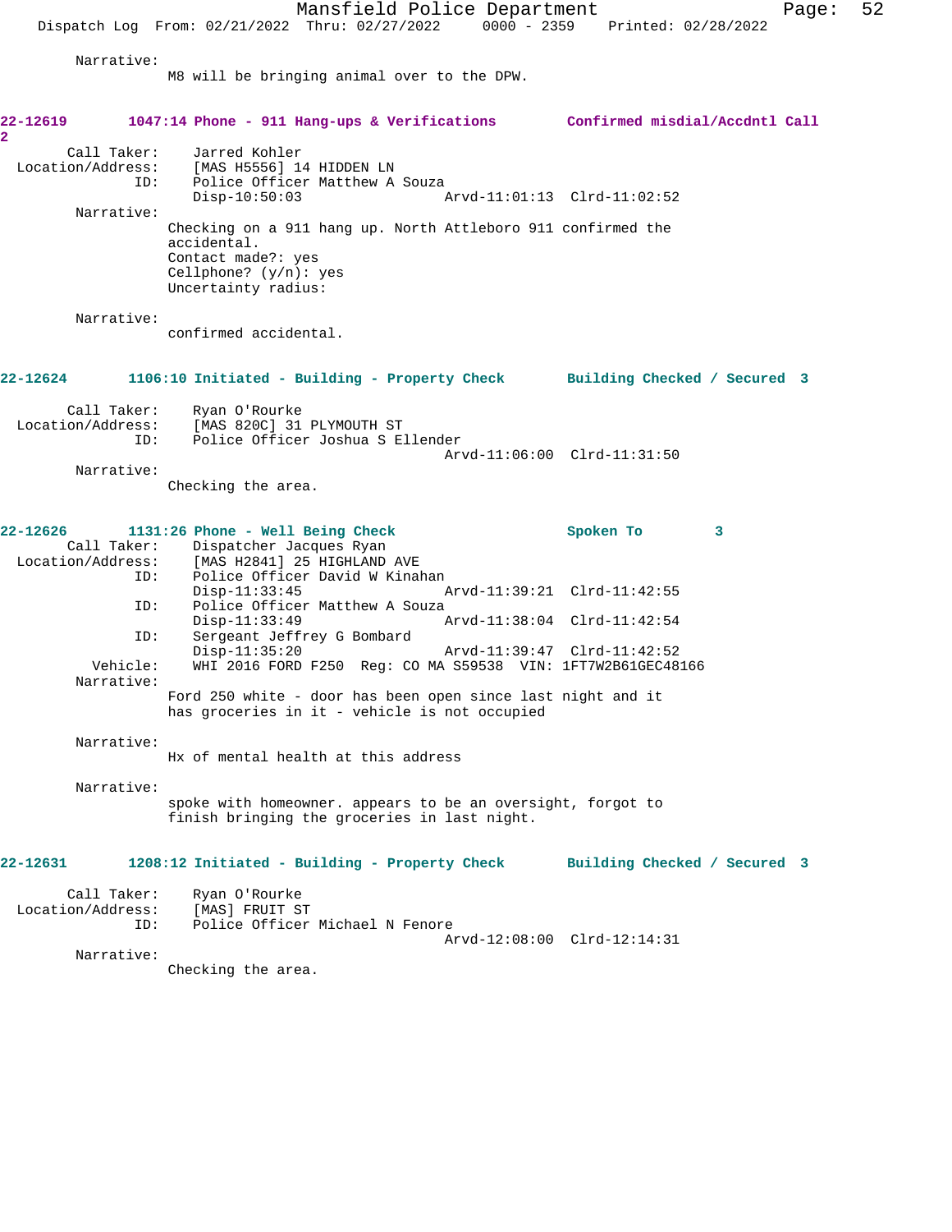Narrative:
M8 will be bringing animal over to the DPW.

**22-12619 1047:14 Phone - 911 Hang-ups & Verifications Confirmed misdial/Accdntl Call 2**

Call Taker: Jarred Kohler
Location/Address: [MAS H5556] 14 HIDDEN LN
ID: Police Officer Matthew A Souza
Disp-10:50:03 Arvd-11:01:13 Clrd-11:02:52

Narrative:
Checking on a 911 hang up. North Attleboro 911 confirmed the accidental.
Contact made?: yes
Cellphone? (y/n): yes
Uncertainty radius:

Narrative:
confirmed accidental.

**22-12624 1106:10 Initiated - Building - Property Check Building Checked / Secured 3**

Call Taker: Ryan O'Rourke
Location/Address: [MAS 820C] 31 PLYMOUTH ST
ID: Police Officer Joshua S Ellender
Arvd-11:06:00 Clrd-11:31:50

Narrative:
Checking the area.

**22-12626 1131:26 Phone - Well Being Check Spoken To 3**

Call Taker: Dispatcher Jacques Ryan
Location/Address: [MAS H2841] 25 HIGHLAND AVE
ID: Police Officer David W Kinahan
Disp-11:33:45 Arvd-11:39:21 Clrd-11:42:55
ID: Police Officer Matthew A Souza
Disp-11:33:49 Arvd-11:38:04 Clrd-11:42:54
ID: Sergeant Jeffrey G Bombard
Disp-11:35:20 Arvd-11:39:47 Clrd-11:42:52
Vehicle: WHI 2016 FORD F250 Reg: CO MA S59538 VIN: 1FT7W2B61GEC48166

Narrative:
Ford 250 white - door has been open since last night and it has groceries in it - vehicle is not occupied

Narrative:
Hx of mental health at this address

Narrative:
spoke with homeowner. appears to be an oversight, forgot to finish bringing the groceries in last night.

**22-12631 1208:12 Initiated - Building - Property Check Building Checked / Secured 3**

Call Taker: Ryan O'Rourke
Location/Address: [MAS] FRUIT ST
ID: Police Officer Michael N Fenore
Arvd-12:08:00 Clrd-12:14:31

Narrative:
Checking the area.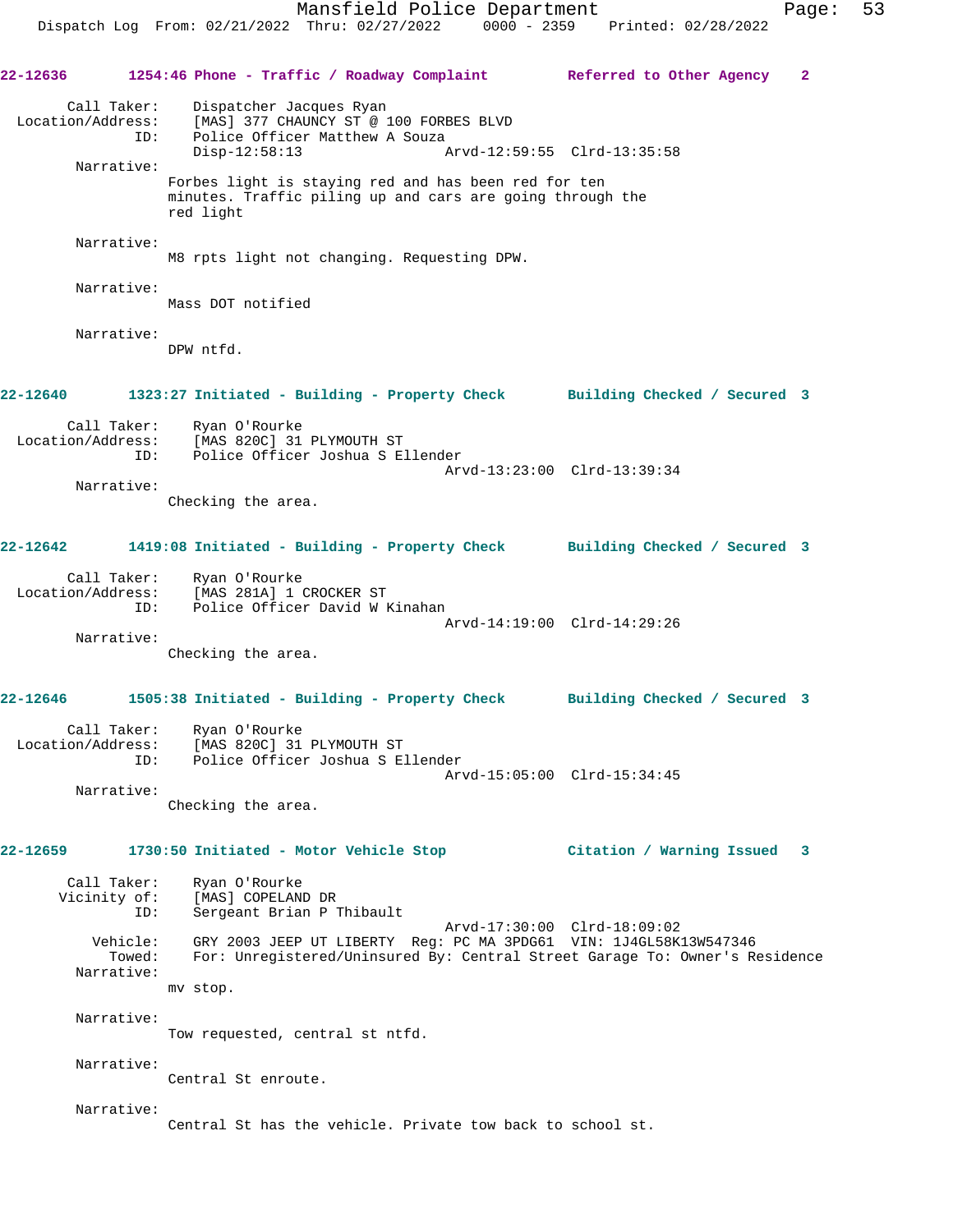**22-12636 1254:46 Phone - Traffic / Roadway Complaint — Referred to Other Agency 2**

Call Taker: Dispatcher Jacques Ryan
Location/Address: [MAS] 377 CHAUNCY ST @ 100 FORBES BLVD
ID: Police Officer Matthew A Souza
Disp-12:58:13 Arvd-12:59:55 Clrd-13:35:58

Narrative:
Forbes light is staying red and has been red for ten minutes. Traffic piling up and cars are going through the red light

Narrative:
M8 rpts light not changing. Requesting DPW.

Narrative:
Mass DOT notified

Narrative:
DPW ntfd.

**22-12640 1323:27 Initiated - Building - Property Check — Building Checked / Secured 3**

Call Taker: Ryan O'Rourke
Location/Address: [MAS 820C] 31 PLYMOUTH ST
ID: Police Officer Joshua S Ellender
Arvd-13:23:00 Clrd-13:39:34

Narrative:
Checking the area.

**22-12642 1419:08 Initiated - Building - Property Check — Building Checked / Secured 3**

Call Taker: Ryan O'Rourke
Location/Address: [MAS 281A] 1 CROCKER ST
ID: Police Officer David W Kinahan
Arvd-14:19:00 Clrd-14:29:26

Narrative:
Checking the area.

**22-12646 1505:38 Initiated - Building - Property Check — Building Checked / Secured 3**

Call Taker: Ryan O'Rourke
Location/Address: [MAS 820C] 31 PLYMOUTH ST
ID: Police Officer Joshua S Ellender
Arvd-15:05:00 Clrd-15:34:45

Narrative:
Checking the area.

**22-12659 1730:50 Initiated - Motor Vehicle Stop — Citation / Warning Issued 3**

Call Taker: Ryan O'Rourke
Vicinity of: [MAS] COPELAND DR
ID: Sergeant Brian P Thibault
Arvd-17:30:00 Clrd-18:09:02
Vehicle: GRY 2003 JEEP UT LIBERTY Reg: PC MA 3PDG61 VIN: 1J4GL58K13W547346
Towed: For: Unregistered/Uninsured By: Central Street Garage To: Owner's Residence

Narrative:
mv stop.

Narrative:
Tow requested, central st ntfd.

Narrative:
Central St enroute.

Narrative:
Central St has the vehicle. Private tow back to school st.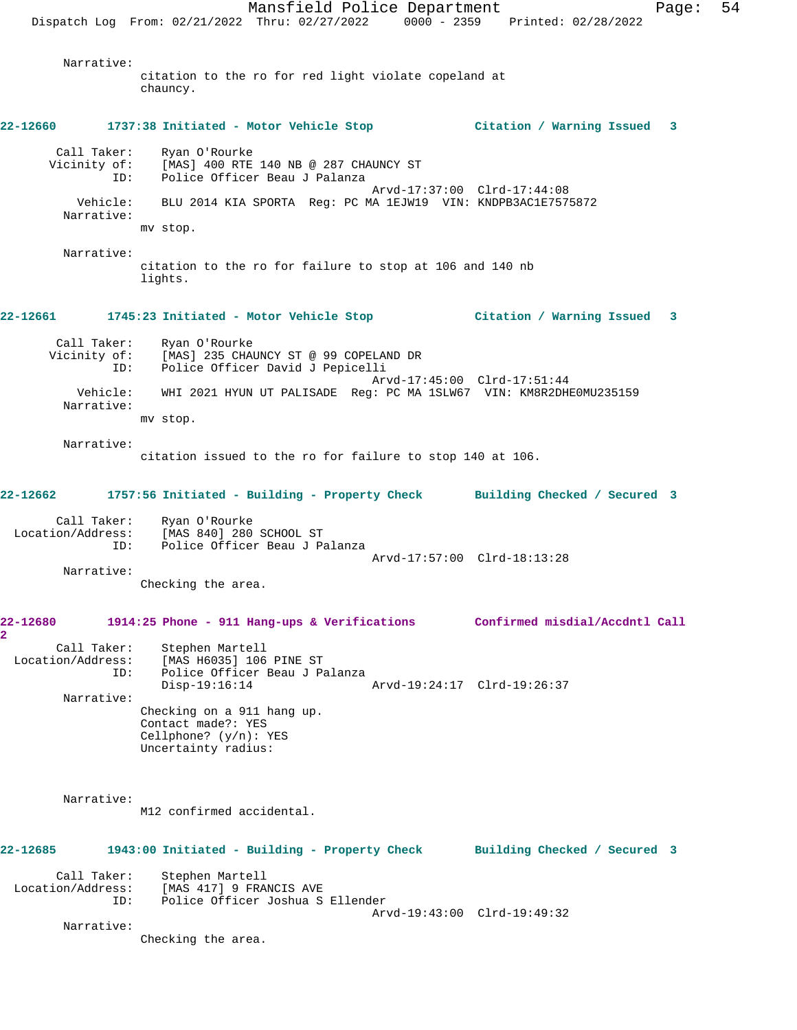Narrative:
citation to the ro for red light violate copeland at chauncy.

**22-12660 1737:38 Initiated - Motor Vehicle Stop Citation / Warning Issued 3**

Call Taker: Ryan O'Rourke
Vicinity of: [MAS] 400 RTE 140 NB @ 287 CHAUNCY ST
ID: Police Officer Beau J Palanza
Arvd-17:37:00 Clrd-17:44:08
Vehicle: BLU 2014 KIA SPORTA Reg: PC MA 1EJW19 VIN: KNDPB3AC1E7575872
Narrative:
mv stop.

Narrative:
citation to the ro for failure to stop at 106 and 140 nb lights.

**22-12661 1745:23 Initiated - Motor Vehicle Stop Citation / Warning Issued 3**

Call Taker: Ryan O'Rourke
Vicinity of: [MAS] 235 CHAUNCY ST @ 99 COPELAND DR
ID: Police Officer David J Pepicelli
Arvd-17:45:00 Clrd-17:51:44
Vehicle: WHI 2021 HYUN UT PALISADE Reg: PC MA 1SLW67 VIN: KM8R2DHE0MU235159
Narrative:
mv stop.

Narrative:
citation issued to the ro for failure to stop 140 at 106.

**22-12662 1757:56 Initiated - Building - Property Check Building Checked / Secured 3**

Call Taker: Ryan O'Rourke
Location/Address: [MAS 840] 280 SCHOOL ST
ID: Police Officer Beau J Palanza
Arvd-17:57:00 Clrd-18:13:28
Narrative:
Checking the area.

**22-12680 1914:25 Phone - 911 Hang-ups & Verifications Confirmed misdial/Accdntl Call 2**

Call Taker: Stephen Martell
Location/Address: [MAS H6035] 106 PINE ST
ID: Police Officer Beau J Palanza
Disp-19:16:14 Arvd-19:24:17 Clrd-19:26:37
Narrative:
Checking on a 911 hang up.
Contact made?: YES
Cellphone? (y/n): YES
Uncertainty radius:

Narrative:
M12 confirmed accidental.

**22-12685 1943:00 Initiated - Building - Property Check Building Checked / Secured 3**

Call Taker: Stephen Martell
Location/Address: [MAS 417] 9 FRANCIS AVE
ID: Police Officer Joshua S Ellender
Arvd-19:43:00 Clrd-19:49:32
Narrative:
Checking the area.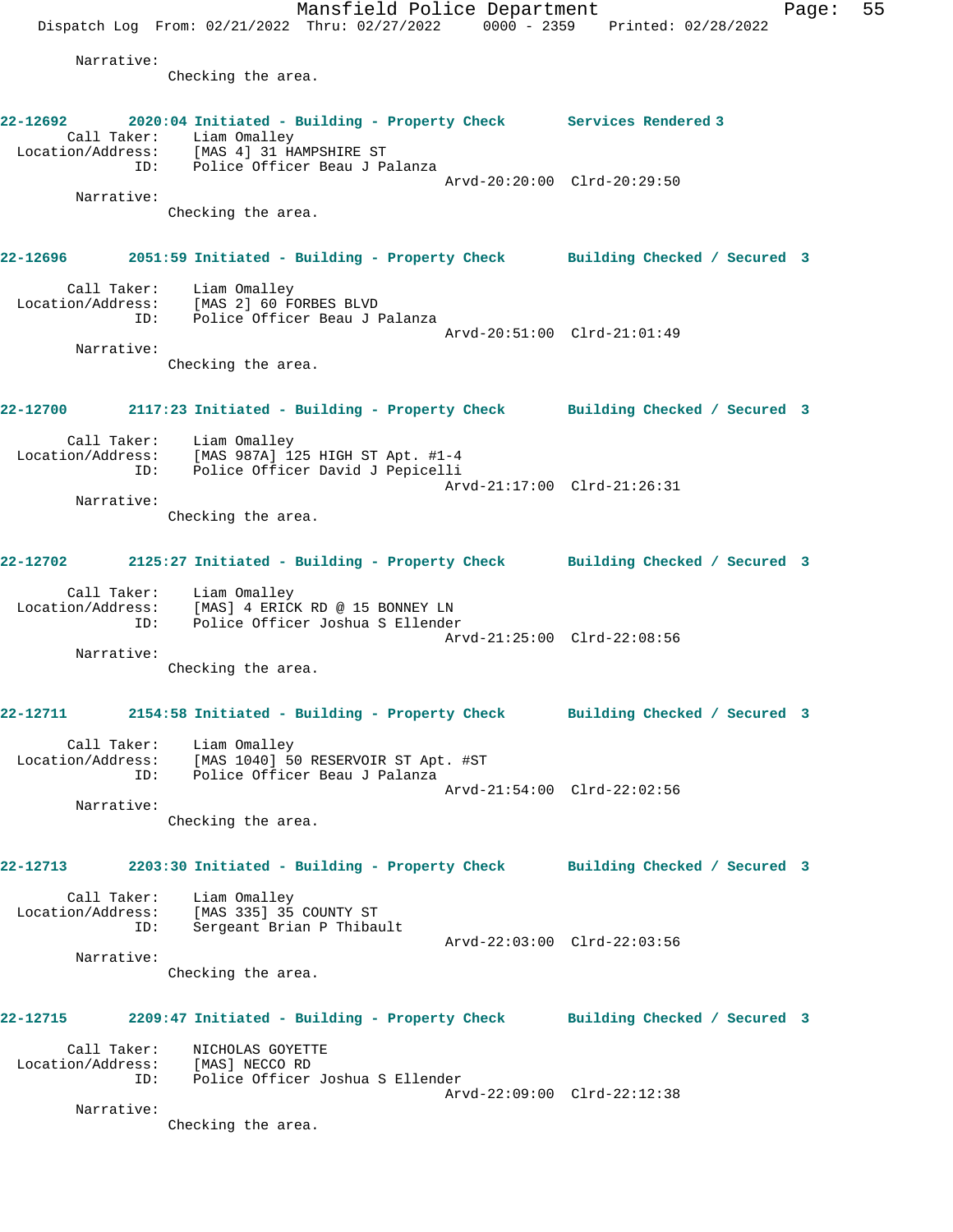Narrative:
Checking the area.

**22-12692 2020:04 Initiated - Building - Property Check Services Rendered 3**

Call Taker: Liam Omalley
Location/Address: [MAS 4] 31 HAMPSHIRE ST
ID: Police Officer Beau J Palanza
Arvd-20:20:00 Clrd-20:29:50

Narrative:
Checking the area.

**22-12696 2051:59 Initiated - Building - Property Check Building Checked / Secured 3**

Call Taker: Liam Omalley
Location/Address: [MAS 2] 60 FORBES BLVD
ID: Police Officer Beau J Palanza
Arvd-20:51:00 Clrd-21:01:49

Narrative:
Checking the area.

**22-12700 2117:23 Initiated - Building - Property Check Building Checked / Secured 3**

Call Taker: Liam Omalley
Location/Address: [MAS 987A] 125 HIGH ST Apt. #1-4
ID: Police Officer David J Pepicelli
Arvd-21:17:00 Clrd-21:26:31

Narrative:
Checking the area.

**22-12702 2125:27 Initiated - Building - Property Check Building Checked / Secured 3**

Call Taker: Liam Omalley
Location/Address: [MAS] 4 ERICK RD @ 15 BONNEY LN
ID: Police Officer Joshua S Ellender
Arvd-21:25:00 Clrd-22:08:56

Narrative:
Checking the area.

**22-12711 2154:58 Initiated - Building - Property Check Building Checked / Secured 3**

Call Taker: Liam Omalley
Location/Address: [MAS 1040] 50 RESERVOIR ST Apt. #ST
ID: Police Officer Beau J Palanza
Arvd-21:54:00 Clrd-22:02:56

Narrative:
Checking the area.

**22-12713 2203:30 Initiated - Building - Property Check Building Checked / Secured 3**

Call Taker: Liam Omalley
Location/Address: [MAS 335] 35 COUNTY ST
ID: Sergeant Brian P Thibault
Arvd-22:03:00 Clrd-22:03:56

Narrative:
Checking the area.

**22-12715 2209:47 Initiated - Building - Property Check Building Checked / Secured 3**

Call Taker: NICHOLAS GOYETTE
Location/Address: [MAS] NECCO RD
ID: Police Officer Joshua S Ellender
Arvd-22:09:00 Clrd-22:12:38

Narrative:
Checking the area.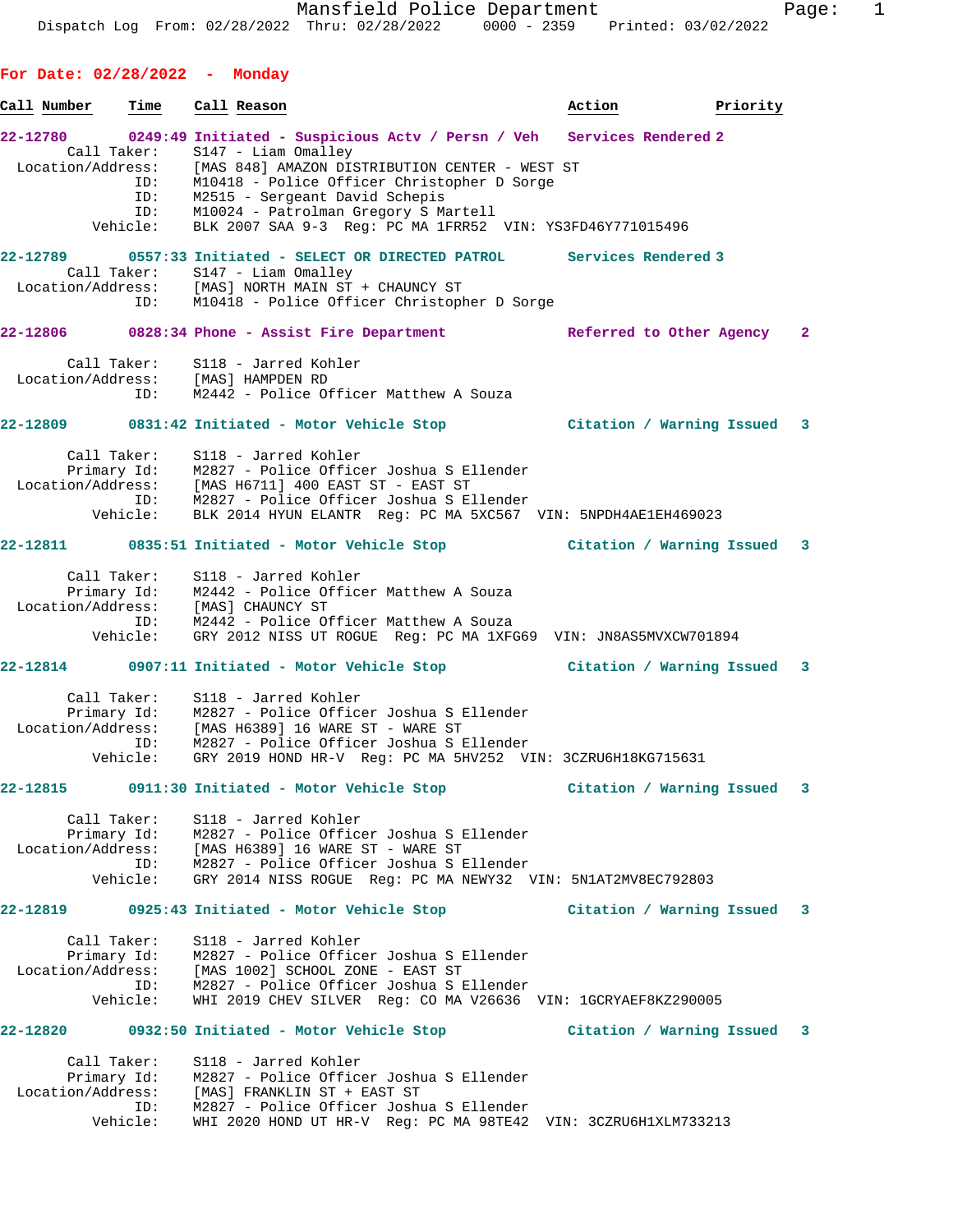Dispatch Log From: 02/28/2022 Thru: 02/28/2022 0000 - 2359 Printed: 03/02/2022

## For Date: 02/28/2022 - Monday

| Call Number | Time | Call Reason | Action | Priority |
|---|---|---|---|---|

**22-12780** 0249:49 Initiated - Suspicious Actv / Persn / Veh — Services Rendered 2

```
Call Taker:        S147 - Liam Omalley
Location/Address:  [MAS 848] AMAZON DISTRIBUTION CENTER - WEST ST
ID:                M10418 - Police Officer Christopher D Sorge
ID:                M2515 - Sergeant David Schepis
ID:                M10024 - Patrolman Gregory S Martell
Vehicle:           BLK 2007 SAA 9-3  Reg: PC MA 1FRR52  VIN: YS3FD46Y771015496
```

**22-12789** 0557:33 Initiated - SELECT OR DIRECTED PATROL — Services Rendered 3

```
Call Taker:        S147 - Liam Omalley
Location/Address:  [MAS] NORTH MAIN ST + CHAUNCY ST
ID:                M10418 - Police Officer Christopher D Sorge
```

**22-12806** 0828:34 Phone - Assist Fire Department — Referred to Other Agency 2

```
Call Taker:        S118 - Jarred Kohler
Location/Address:  [MAS] HAMPDEN RD
ID:                M2442 - Police Officer Matthew A Souza
```

**22-12809** 0831:42 Initiated - Motor Vehicle Stop — Citation / Warning Issued 3

```
Call Taker:        S118 - Jarred Kohler
Primary Id:        M2827 - Police Officer Joshua S Ellender
Location/Address:  [MAS H6711] 400 EAST ST - EAST ST
ID:                M2827 - Police Officer Joshua S Ellender
Vehicle:           BLK 2014 HYUN ELANTR  Reg: PC MA 5XC567  VIN: 5NPDH4AE1EH469023
```

**22-12811** 0835:51 Initiated - Motor Vehicle Stop — Citation / Warning Issued 3

```
Call Taker:        S118 - Jarred Kohler
Primary Id:        M2442 - Police Officer Matthew A Souza
Location/Address:  [MAS] CHAUNCY ST
ID:                M2442 - Police Officer Matthew A Souza
Vehicle:           GRY 2012 NISS UT ROGUE  Reg: PC MA 1XFG69  VIN: JN8AS5MVXCW701894
```

**22-12814** 0907:11 Initiated - Motor Vehicle Stop — Citation / Warning Issued 3

```
Call Taker:        S118 - Jarred Kohler
Primary Id:        M2827 - Police Officer Joshua S Ellender
Location/Address:  [MAS H6389] 16 WARE ST - WARE ST
ID:                M2827 - Police Officer Joshua S Ellender
Vehicle:           GRY 2019 HOND HR-V  Reg: PC MA 5HV252  VIN: 3CZRU6H18KG715631
```

**22-12815** 0911:30 Initiated - Motor Vehicle Stop — Citation / Warning Issued 3

```
Call Taker:        S118 - Jarred Kohler
Primary Id:        M2827 - Police Officer Joshua S Ellender
Location/Address:  [MAS H6389] 16 WARE ST - WARE ST
ID:                M2827 - Police Officer Joshua S Ellender
Vehicle:           GRY 2014 NISS ROGUE  Reg: PC MA NEWY32  VIN: 5N1AT2MV8EC792803
```

**22-12819** 0925:43 Initiated - Motor Vehicle Stop — Citation / Warning Issued 3

```
Call Taker:        S118 - Jarred Kohler
Primary Id:        M2827 - Police Officer Joshua S Ellender
Location/Address:  [MAS 1002] SCHOOL ZONE - EAST ST
ID:                M2827 - Police Officer Joshua S Ellender
Vehicle:           WHI 2019 CHEV SILVER  Reg: CO MA V26636  VIN: 1GCRYAEF8KZ290005
```

**22-12820** 0932:50 Initiated - Motor Vehicle Stop — Citation / Warning Issued 3

```
Call Taker:        S118 - Jarred Kohler
Primary Id:        M2827 - Police Officer Joshua S Ellender
Location/Address:  [MAS] FRANKLIN ST + EAST ST
ID:                M2827 - Police Officer Joshua S Ellender
Vehicle:           WHI 2020 HOND UT HR-V  Reg: PC MA 98TE42  VIN: 3CZRU6H1XLM733213
```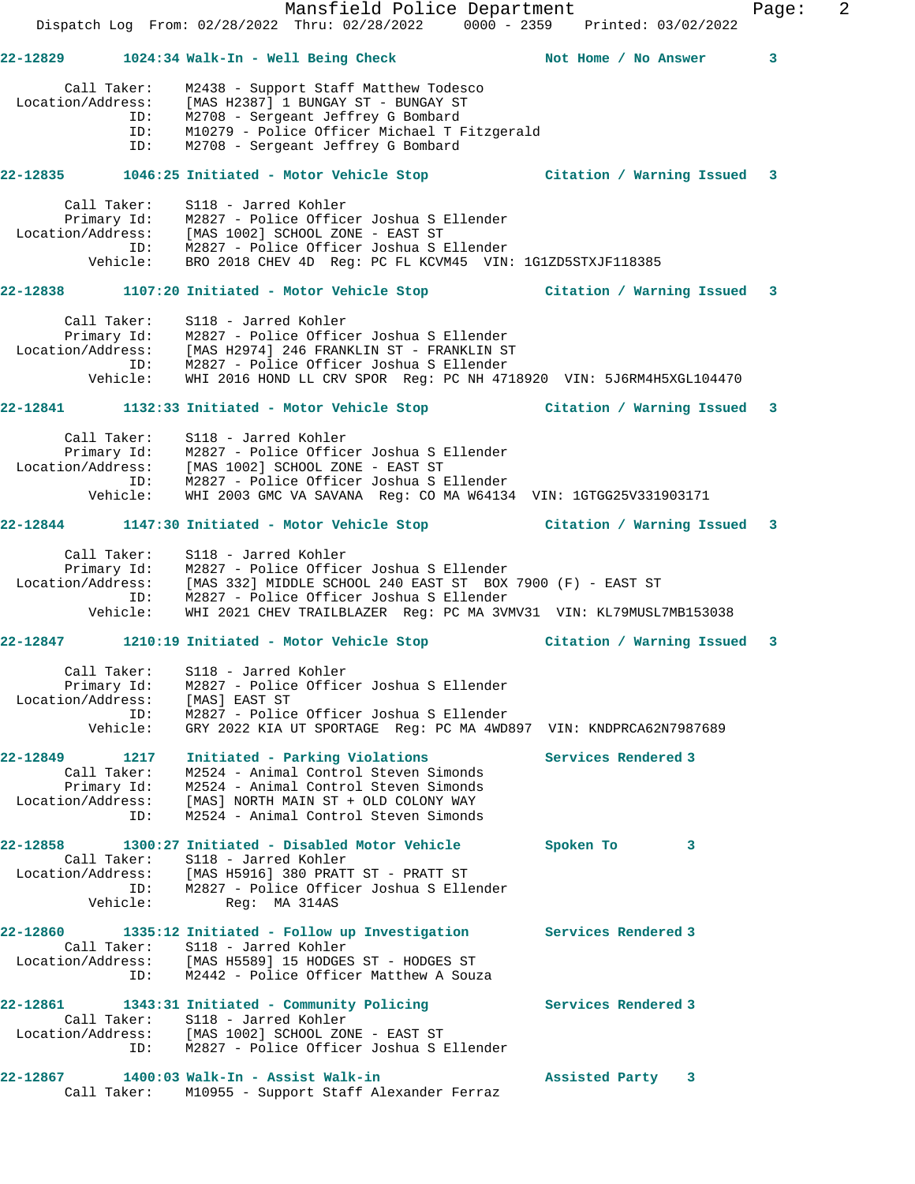**22-12829 1024:34 Walk-In - Well Being Check — Not Home / No Answer 3**

Call Taker: M2438 - Support Staff Matthew Todesco
Location/Address: [MAS H2387] 1 BUNGAY ST - BUNGAY ST
ID: M2708 - Sergeant Jeffrey G Bombard
ID: M10279 - Police Officer Michael T Fitzgerald
ID: M2708 - Sergeant Jeffrey G Bombard

**22-12835 1046:25 Initiated - Motor Vehicle Stop — Citation / Warning Issued 3**

Call Taker: S118 - Jarred Kohler
Primary Id: M2827 - Police Officer Joshua S Ellender
Location/Address: [MAS 1002] SCHOOL ZONE - EAST ST
ID: M2827 - Police Officer Joshua S Ellender
Vehicle: BRO 2018 CHEV 4D Reg: PC FL KCVM45 VIN: 1G1ZD5STXJF118385

**22-12838 1107:20 Initiated - Motor Vehicle Stop — Citation / Warning Issued 3**

Call Taker: S118 - Jarred Kohler
Primary Id: M2827 - Police Officer Joshua S Ellender
Location/Address: [MAS H2974] 246 FRANKLIN ST - FRANKLIN ST
ID: M2827 - Police Officer Joshua S Ellender
Vehicle: WHI 2016 HOND LL CRV SPOR Reg: PC NH 4718920 VIN: 5J6RM4H5XGL104470

**22-12841 1132:33 Initiated - Motor Vehicle Stop — Citation / Warning Issued 3**

Call Taker: S118 - Jarred Kohler
Primary Id: M2827 - Police Officer Joshua S Ellender
Location/Address: [MAS 1002] SCHOOL ZONE - EAST ST
ID: M2827 - Police Officer Joshua S Ellender
Vehicle: WHI 2003 GMC VA SAVANA Reg: CO MA W64134 VIN: 1GTGG25V331903171

**22-12844 1147:30 Initiated - Motor Vehicle Stop — Citation / Warning Issued 3**

Call Taker: S118 - Jarred Kohler
Primary Id: M2827 - Police Officer Joshua S Ellender
Location/Address: [MAS 332] MIDDLE SCHOOL 240 EAST ST BOX 7900 (F) - EAST ST
ID: M2827 - Police Officer Joshua S Ellender
Vehicle: WHI 2021 CHEV TRAILBLAZER Reg: PC MA 3VMV31 VIN: KL79MUSL7MB153038

**22-12847 1210:19 Initiated - Motor Vehicle Stop — Citation / Warning Issued 3**

Call Taker: S118 - Jarred Kohler
Primary Id: M2827 - Police Officer Joshua S Ellender
Location/Address: [MAS] EAST ST
ID: M2827 - Police Officer Joshua S Ellender
Vehicle: GRY 2022 KIA UT SPORTAGE Reg: PC MA 4WD897 VIN: KNDPRCA62N7987689

**22-12849 1217 Initiated - Parking Violations — Services Rendered 3**

Call Taker: M2524 - Animal Control Steven Simonds
Primary Id: M2524 - Animal Control Steven Simonds
Location/Address: [MAS] NORTH MAIN ST + OLD COLONY WAY
ID: M2524 - Animal Control Steven Simonds

**22-12858 1300:27 Initiated - Disabled Motor Vehicle — Spoken To 3**

Call Taker: S118 - Jarred Kohler
Location/Address: [MAS H5916] 380 PRATT ST - PRATT ST
ID: M2827 - Police Officer Joshua S Ellender
Vehicle: Reg: MA 314AS

**22-12860 1335:12 Initiated - Follow up Investigation — Services Rendered 3**

Call Taker: S118 - Jarred Kohler
Location/Address: [MAS H5589] 15 HODGES ST - HODGES ST
ID: M2442 - Police Officer Matthew A Souza

**22-12861 1343:31 Initiated - Community Policing — Services Rendered 3**

Call Taker: S118 - Jarred Kohler
Location/Address: [MAS 1002] SCHOOL ZONE - EAST ST
ID: M2827 - Police Officer Joshua S Ellender

**22-12867 1400:03 Walk-In - Assist Walk-in — Assisted Party 3**

Call Taker: M10955 - Support Staff Alexander Ferraz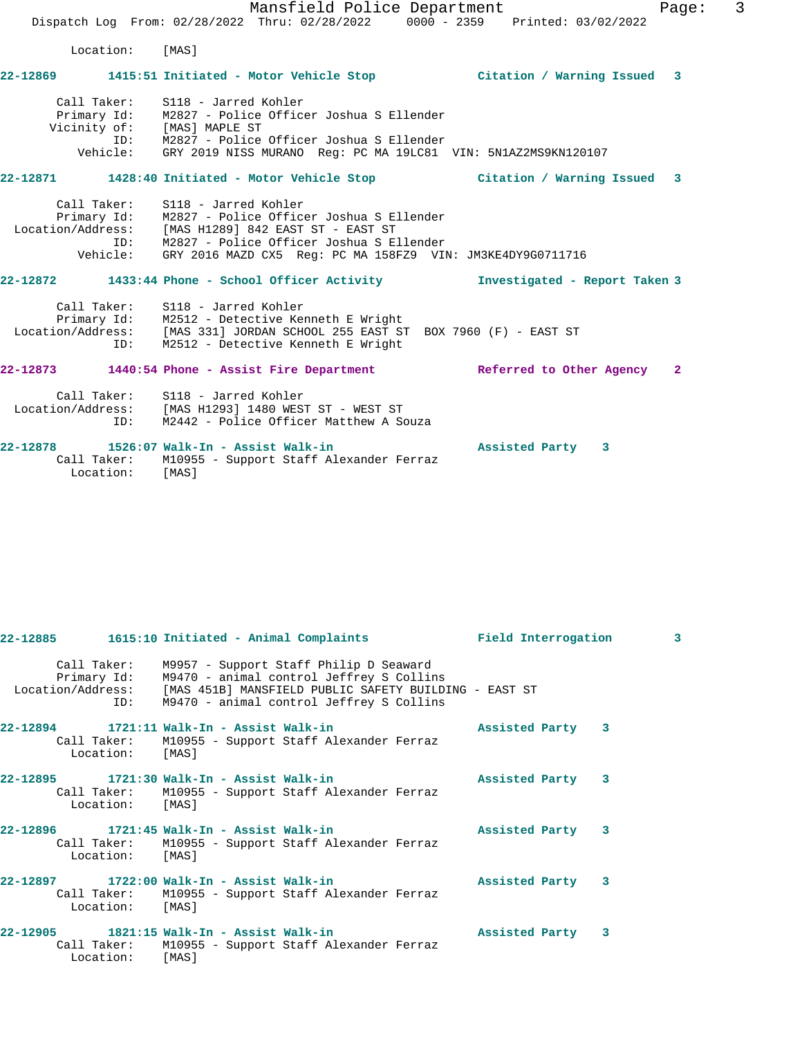Location: [MAS]

**22-12869 1415:51 Initiated - Motor Vehicle Stop** — **Citation / Warning Issued 3**

Call Taker: S118 - Jarred Kohler
Primary Id: M2827 - Police Officer Joshua S Ellender
Vicinity of: [MAS] MAPLE ST
ID: M2827 - Police Officer Joshua S Ellender
Vehicle: GRY 2019 NISS MURANO Reg: PC MA 19LC81 VIN: 5N1AZ2MS9KN120107

**22-12871 1428:40 Initiated - Motor Vehicle Stop** — **Citation / Warning Issued 3**

Call Taker: S118 - Jarred Kohler
Primary Id: M2827 - Police Officer Joshua S Ellender
Location/Address: [MAS H1289] 842 EAST ST - EAST ST
ID: M2827 - Police Officer Joshua S Ellender
Vehicle: GRY 2016 MAZD CX5 Reg: PC MA 158FZ9 VIN: JM3KE4DY9G0711716

**22-12872 1433:44 Phone - School Officer Activity** — **Investigated - Report Taken 3**

Call Taker: S118 - Jarred Kohler
Primary Id: M2512 - Detective Kenneth E Wright
Location/Address: [MAS 331] JORDAN SCHOOL 255 EAST ST BOX 7960 (F) - EAST ST
ID: M2512 - Detective Kenneth E Wright

**22-12873 1440:54 Phone - Assist Fire Department** — **Referred to Other Agency 2**

Call Taker: S118 - Jarred Kohler
Location/Address: [MAS H1293] 1480 WEST ST - WEST ST
ID: M2442 - Police Officer Matthew A Souza

**22-12878 1526:07 Walk-In - Assist Walk-in** — **Assisted Party 3**
Call Taker: M10955 - Support Staff Alexander Ferraz
Location: [MAS]

**22-12885 1615:10 Initiated - Animal Complaints** — **Field Interrogation 3**

Call Taker: M9957 - Support Staff Philip D Seaward
Primary Id: M9470 - animal control Jeffrey S Collins
Location/Address: [MAS 451B] MANSFIELD PUBLIC SAFETY BUILDING - EAST ST
ID: M9470 - animal control Jeffrey S Collins

**22-12894 1721:11 Walk-In - Assist Walk-in** — **Assisted Party 3**
Call Taker: M10955 - Support Staff Alexander Ferraz
Location: [MAS]

**22-12895 1721:30 Walk-In - Assist Walk-in** — **Assisted Party 3**
Call Taker: M10955 - Support Staff Alexander Ferraz
Location: [MAS]

**22-12896 1721:45 Walk-In - Assist Walk-in** — **Assisted Party 3**
Call Taker: M10955 - Support Staff Alexander Ferraz
Location: [MAS]

**22-12897 1722:00 Walk-In - Assist Walk-in** — **Assisted Party 3**
Call Taker: M10955 - Support Staff Alexander Ferraz
Location: [MAS]

**22-12905 1821:15 Walk-In - Assist Walk-in** — **Assisted Party 3**
Call Taker: M10955 - Support Staff Alexander Ferraz
Location: [MAS]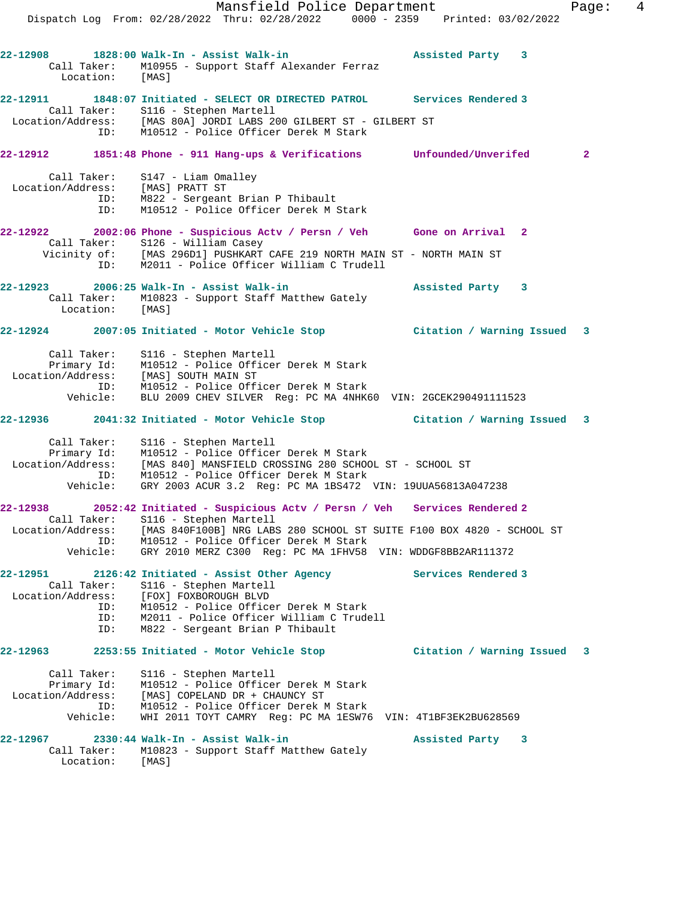22-12908 1828:00 Walk-In - Assist Walk-in Assisted Party 3
Call Taker: M10955 - Support Staff Alexander Ferraz
Location: [MAS]

22-12911 1848:07 Initiated - SELECT OR DIRECTED PATROL Services Rendered 3
Call Taker: S116 - Stephen Martell
Location/Address: [MAS 80A] JORDI LABS 200 GILBERT ST - GILBERT ST
ID: M10512 - Police Officer Derek M Stark

22-12912 1851:48 Phone - 911 Hang-ups & Verifications Unfounded/Unverifed 2
Call Taker: S147 - Liam Omalley
Location/Address: [MAS] PRATT ST
ID: M822 - Sergeant Brian P Thibault
ID: M10512 - Police Officer Derek M Stark

22-12922 2002:06 Phone - Suspicious Actv / Persn / Veh Gone on Arrival 2
Call Taker: S126 - William Casey
Vicinity of: [MAS 296D1] PUSHKART CAFE 219 NORTH MAIN ST - NORTH MAIN ST
ID: M2011 - Police Officer William C Trudell

22-12923 2006:25 Walk-In - Assist Walk-in Assisted Party 3
Call Taker: M10823 - Support Staff Matthew Gately
Location: [MAS]

22-12924 2007:05 Initiated - Motor Vehicle Stop Citation / Warning Issued 3
Call Taker: S116 - Stephen Martell
Primary Id: M10512 - Police Officer Derek M Stark
Location/Address: [MAS] SOUTH MAIN ST
ID: M10512 - Police Officer Derek M Stark
Vehicle: BLU 2009 CHEV SILVER Reg: PC MA 4NHK60 VIN: 2GCEK290491111523

22-12936 2041:32 Initiated - Motor Vehicle Stop Citation / Warning Issued 3
Call Taker: S116 - Stephen Martell
Primary Id: M10512 - Police Officer Derek M Stark
Location/Address: [MAS 840] MANSFIELD CROSSING 280 SCHOOL ST - SCHOOL ST
ID: M10512 - Police Officer Derek M Stark
Vehicle: GRY 2003 ACUR 3.2 Reg: PC MA 1BS472 VIN: 19UUA56813A047238

22-12938 2052:42 Initiated - Suspicious Actv / Persn / Veh Services Rendered 2
Call Taker: S116 - Stephen Martell
Location/Address: [MAS 840F100B] NRG LABS 280 SCHOOL ST SUITE F100 BOX 4820 - SCHOOL ST
ID: M10512 - Police Officer Derek M Stark
Vehicle: GRY 2010 MERZ C300 Reg: PC MA 1FHV58 VIN: WDDGF8BB2AR111372

22-12951 2126:42 Initiated - Assist Other Agency Services Rendered 3
Call Taker: S116 - Stephen Martell
Location/Address: [FOX] FOXBOROUGH BLVD
ID: M10512 - Police Officer Derek M Stark
ID: M2011 - Police Officer William C Trudell
ID: M822 - Sergeant Brian P Thibault

22-12963 2253:55 Initiated - Motor Vehicle Stop Citation / Warning Issued 3
Call Taker: S116 - Stephen Martell
Primary Id: M10512 - Police Officer Derek M Stark
Location/Address: [MAS] COPELAND DR + CHAUNCY ST
ID: M10512 - Police Officer Derek M Stark
Vehicle: WHI 2011 TOYT CAMRY Reg: PC MA 1ESW76 VIN: 4T1BF3EK2BU628569

22-12967 2330:44 Walk-In - Assist Walk-in Assisted Party 3
Call Taker: M10823 - Support Staff Matthew Gately
Location: [MAS]